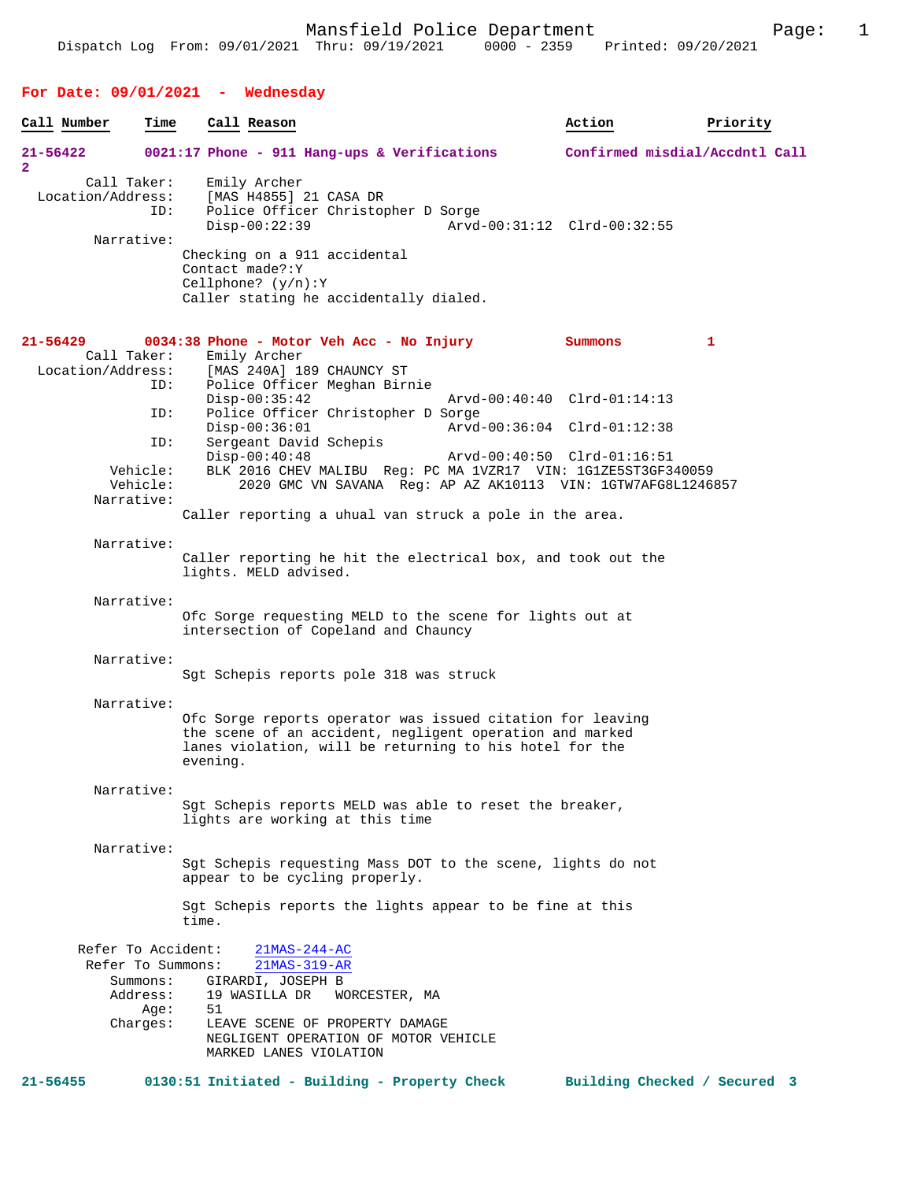**For Date: 09/01/2021 - Wednesday**

| Call Number | Time | Call Reason | Action | Priority |
|---|---|---|---|---|

**21-56422** 0021:17 Phone - 911 Hang-ups & Verifications — Confirmed misdial/Accdntl Call 2

Call Taker: Emily Archer
Location/Address: [MAS H4855] 21 CASA DR
ID: Police Officer Christopher D Sorge
Disp-00:22:39 Arvd-00:31:12 Clrd-00:32:55

Narrative:
Checking on a 911 accidental
Contact made?:Y
Cellphone? (y/n):Y
Caller stating he accidentally dialed.

**21-56429** 0034:38 Phone - Motor Veh Acc - No Injury — Summons 1

Call Taker: Emily Archer
Location/Address: [MAS 240A] 189 CHAUNCY ST
ID: Police Officer Meghan Birnie
Disp-00:35:42 Arvd-00:40:40 Clrd-01:14:13
ID: Police Officer Christopher D Sorge
Disp-00:36:01 Arvd-00:36:04 Clrd-01:12:38
ID: Sergeant David Schepis
Disp-00:40:48 Arvd-00:40:50 Clrd-01:16:51
Vehicle: BLK 2016 CHEV MALIBU Reg: PC MA 1VZR17 VIN: 1G1ZE5ST3GF340059
Vehicle: 2020 GMC VN SAVANA Reg: AP AZ AK10113 VIN: 1GTW7AFG8L1246857

Narrative:
Caller reporting a uhual van struck a pole in the area.

Narrative:
Caller reporting he hit the electrical box, and took out the lights. MELD advised.

Narrative:
Ofc Sorge requesting MELD to the scene for lights out at intersection of Copeland and Chauncy

Narrative:
Sgt Schepis reports pole 318 was struck

Narrative:
Ofc Sorge reports operator was issued citation for leaving the scene of an accident, negligent operation and marked lanes violation, will be returning to his hotel for the evening.

Narrative:
Sgt Schepis reports MELD was able to reset the breaker, lights are working at this time

Narrative:
Sgt Schepis requesting Mass DOT to the scene, lights do not appear to be cycling properly.

Sgt Schepis reports the lights appear to be fine at this time.

Refer To Accident: 21MAS-244-AC
Refer To Summons: 21MAS-319-AR
Summons: GIRARDI, JOSEPH B
Address: 19 WASILLA DR WORCESTER, MA
Age: 51
Charges: LEAVE SCENE OF PROPERTY DAMAGE
NEGLIGENT OPERATION OF MOTOR VEHICLE
MARKED LANES VIOLATION

**21-56455** 0130:51 Initiated - Building - Property Check — Building Checked / Secured 3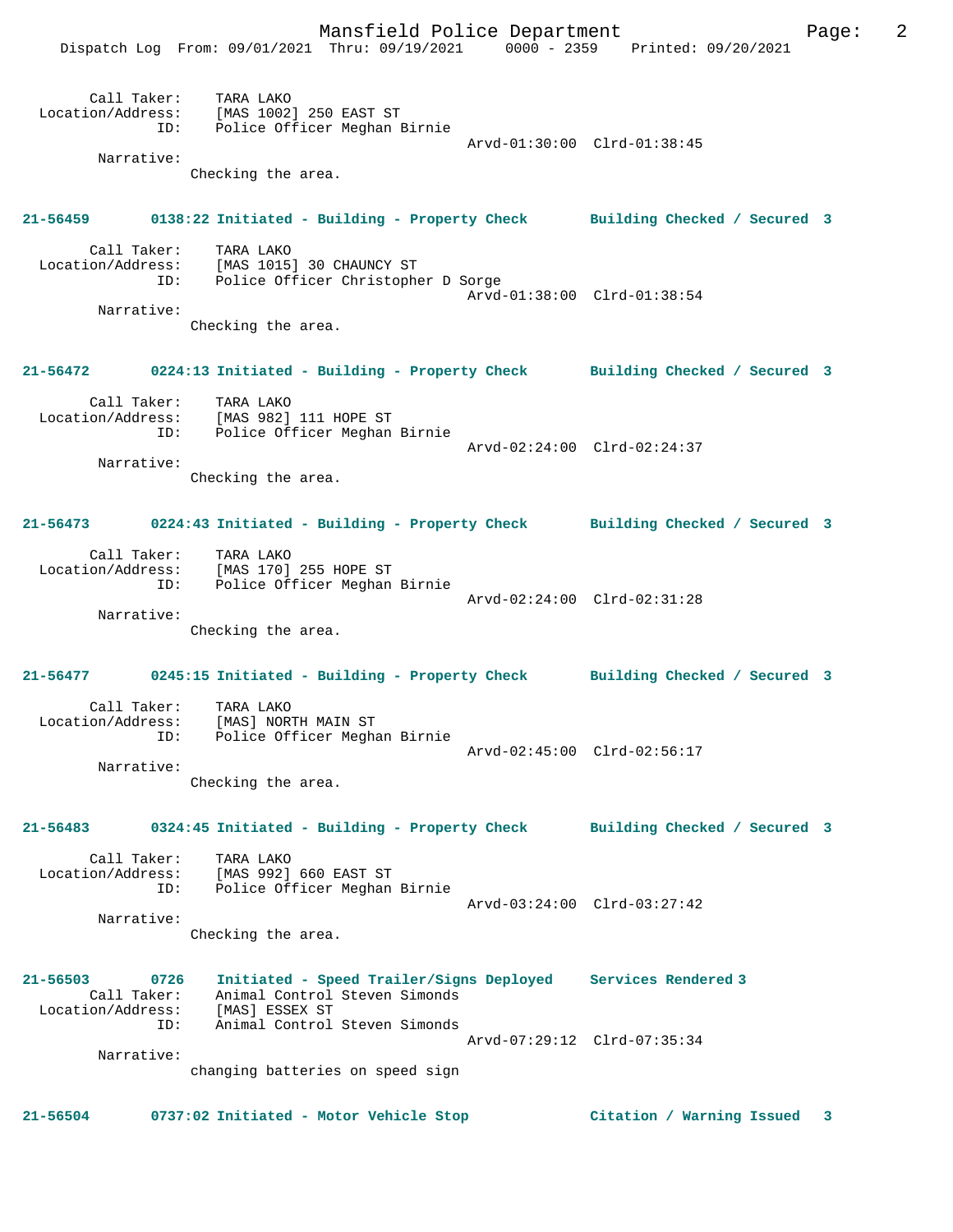Call Taker: TARA LAKO
Location/Address: [MAS 1002] 250 EAST ST
ID: Police Officer Meghan Birnie
Arvd-01:30:00 Clrd-01:38:45
Narrative:
Checking the area.

**21-56459 0138:22 Initiated - Building - Property Check Building Checked / Secured 3**

Call Taker: TARA LAKO
Location/Address: [MAS 1015] 30 CHAUNCY ST
ID: Police Officer Christopher D Sorge
Arvd-01:38:00 Clrd-01:38:54
Narrative:
Checking the area.

**21-56472 0224:13 Initiated - Building - Property Check Building Checked / Secured 3**

Call Taker: TARA LAKO
Location/Address: [MAS 982] 111 HOPE ST
ID: Police Officer Meghan Birnie
Arvd-02:24:00 Clrd-02:24:37
Narrative:
Checking the area.

**21-56473 0224:43 Initiated - Building - Property Check Building Checked / Secured 3**

Call Taker: TARA LAKO
Location/Address: [MAS 170] 255 HOPE ST
ID: Police Officer Meghan Birnie
Arvd-02:24:00 Clrd-02:31:28
Narrative:
Checking the area.

**21-56477 0245:15 Initiated - Building - Property Check Building Checked / Secured 3**

Call Taker: TARA LAKO
Location/Address: [MAS] NORTH MAIN ST
ID: Police Officer Meghan Birnie
Arvd-02:45:00 Clrd-02:56:17
Narrative:
Checking the area.

**21-56483 0324:45 Initiated - Building - Property Check Building Checked / Secured 3**

Call Taker: TARA LAKO
Location/Address: [MAS 992] 660 EAST ST
ID: Police Officer Meghan Birnie
Arvd-03:24:00 Clrd-03:27:42
Narrative:
Checking the area.

**21-56503 0726 Initiated - Speed Trailer/Signs Deployed Services Rendered 3**

Call Taker: Animal Control Steven Simonds
Location/Address: [MAS] ESSEX ST
ID: Animal Control Steven Simonds
Arvd-07:29:12 Clrd-07:35:34
Narrative:
changing batteries on speed sign

**21-56504 0737:02 Initiated - Motor Vehicle Stop Citation / Warning Issued 3**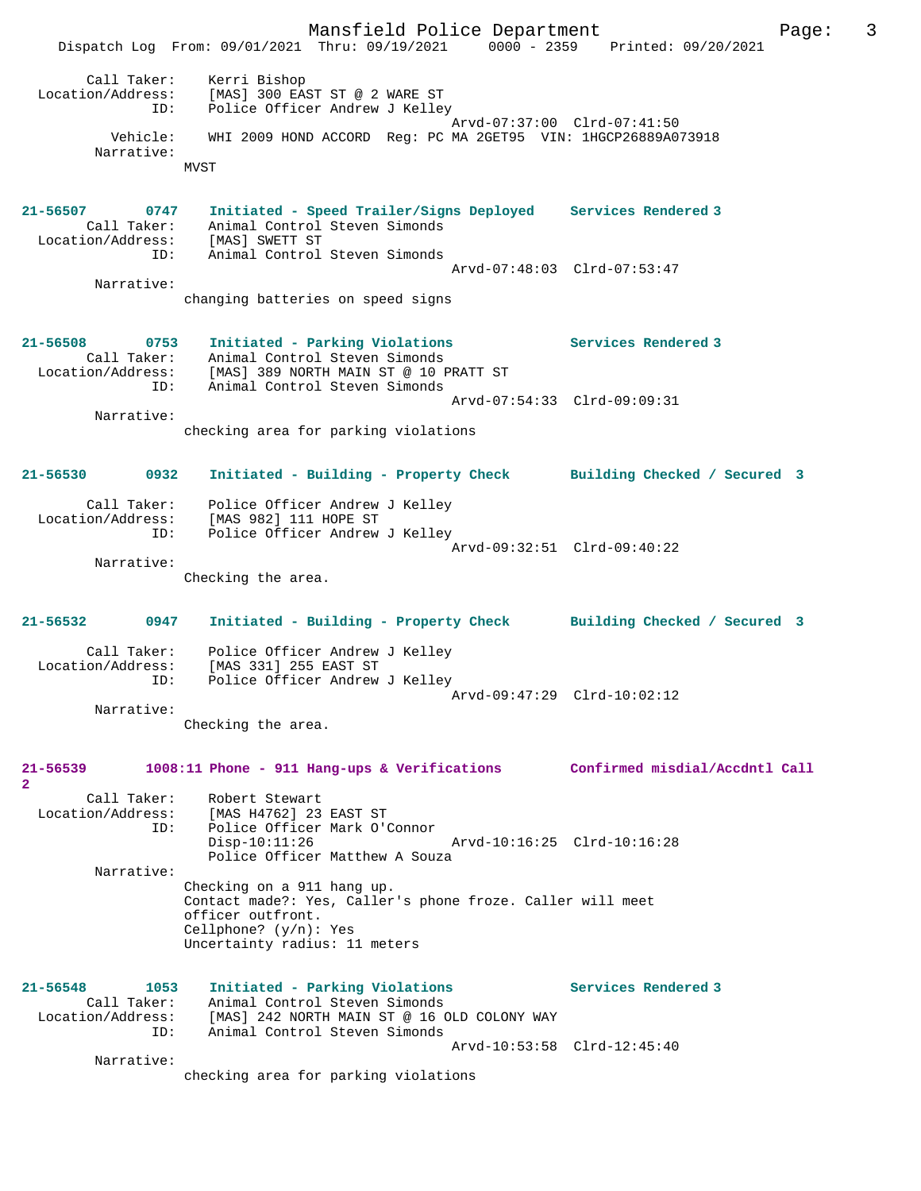```
        Call Taker:    Kerri Bishop
  Location/Address:    [MAS] 300 EAST ST @ 2 WARE ST
                ID:    Police Officer Andrew J Kelley
                                            Arvd-07:37:00  Clrd-07:41:50
           Vehicle:    WHI 2009 HOND ACCORD  Reg: PC MA 2GET95  VIN: 1HGCP26889A073918
         Narrative:
                    MVST


21-56507       0747    Initiated - Speed Trailer/Signs Deployed    Services Rendered 3
        Call Taker:    Animal Control Steven Simonds
  Location/Address:    [MAS] SWETT ST
                ID:    Animal Control Steven Simonds
                                            Arvd-07:48:03  Clrd-07:53:47
         Narrative:
                    changing batteries on speed signs


21-56508       0753    Initiated - Parking Violations              Services Rendered 3
        Call Taker:    Animal Control Steven Simonds
  Location/Address:    [MAS] 389 NORTH MAIN ST @ 10 PRATT ST
                ID:    Animal Control Steven Simonds
                                            Arvd-07:54:33  Clrd-09:09:31
         Narrative:
                    checking area for parking violations


21-56530       0932    Initiated - Building - Property Check       Building Checked / Secured  3

        Call Taker:    Police Officer Andrew J Kelley
  Location/Address:    [MAS 982] 111 HOPE ST
                ID:    Police Officer Andrew J Kelley
                                            Arvd-09:32:51  Clrd-09:40:22
         Narrative:
                    Checking the area.


21-56532       0947    Initiated - Building - Property Check       Building Checked / Secured  3

        Call Taker:    Police Officer Andrew J Kelley
  Location/Address:    [MAS 331] 255 EAST ST
                ID:    Police Officer Andrew J Kelley
                                            Arvd-09:47:29  Clrd-10:02:12
         Narrative:
                    Checking the area.


21-56539       1008:11 Phone - 911 Hang-ups & Verifications        Confirmed misdial/Accdntl Call
2
        Call Taker:    Robert Stewart
  Location/Address:    [MAS H4762] 23 EAST ST
                ID:    Police Officer Mark O'Connor
                       Disp-10:11:26                Arvd-10:16:25  Clrd-10:16:28
                       Police Officer Matthew A Souza
         Narrative:
                    Checking on a 911 hang up.
                    Contact made?: Yes, Caller's phone froze. Caller will meet
                    officer outfront.
                    Cellphone? (y/n): Yes
                    Uncertainty radius: 11 meters


21-56548       1053    Initiated - Parking Violations              Services Rendered 3
        Call Taker:    Animal Control Steven Simonds
  Location/Address:    [MAS] 242 NORTH MAIN ST @ 16 OLD COLONY WAY
                ID:    Animal Control Steven Simonds
                                            Arvd-10:53:58  Clrd-12:45:40
         Narrative:
                    checking area for parking violations
```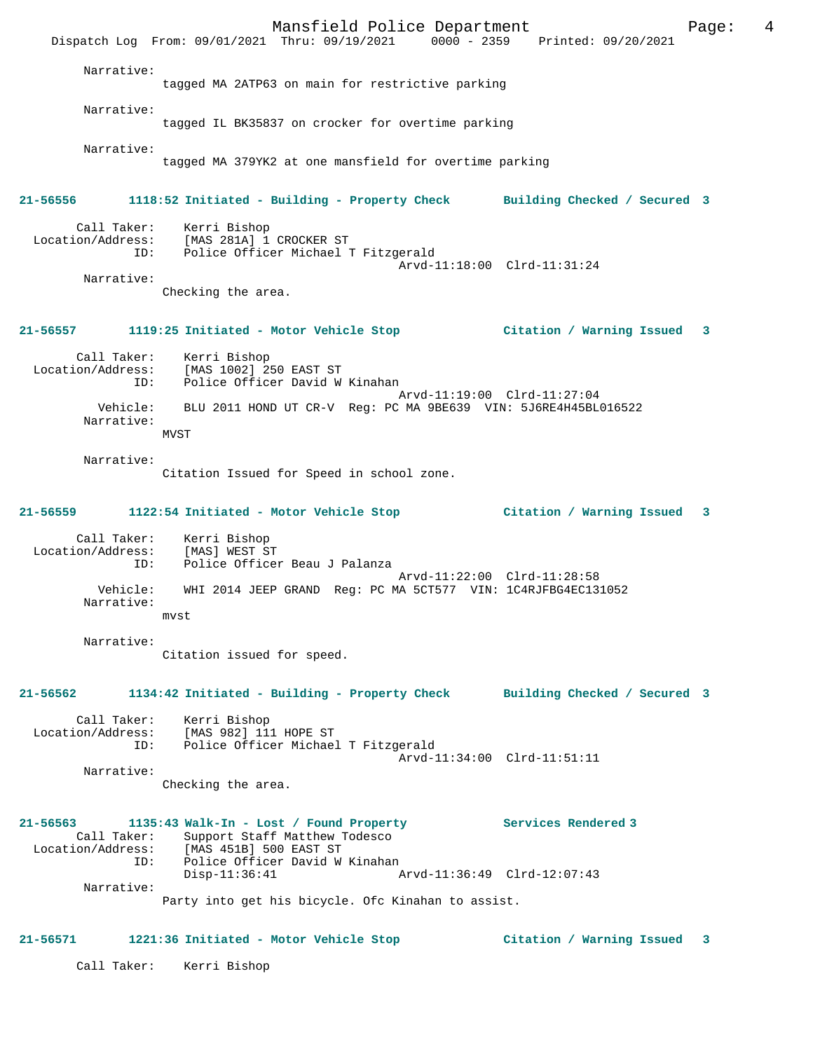Narrative:
tagged MA 2ATP63 on main for restrictive parking

Narrative:
tagged IL BK35837 on crocker for overtime parking

Narrative:
tagged MA 379YK2 at one mansfield for overtime parking

**21-56556 1118:52 Initiated - Building - Property Check Building Checked / Secured 3**

Call Taker: Kerri Bishop
Location/Address: [MAS 281A] 1 CROCKER ST
ID: Police Officer Michael T Fitzgerald
Arvd-11:18:00 Clrd-11:31:24
Narrative:
Checking the area.

**21-56557 1119:25 Initiated - Motor Vehicle Stop Citation / Warning Issued 3**

Call Taker: Kerri Bishop
Location/Address: [MAS 1002] 250 EAST ST
ID: Police Officer David W Kinahan
Arvd-11:19:00 Clrd-11:27:04
Vehicle: BLU 2011 HOND UT CR-V Reg: PC MA 9BE639 VIN: 5J6RE4H45BL016522
Narrative:
MVST

Narrative:
Citation Issued for Speed in school zone.

**21-56559 1122:54 Initiated - Motor Vehicle Stop Citation / Warning Issued 3**

Call Taker: Kerri Bishop
Location/Address: [MAS] WEST ST
ID: Police Officer Beau J Palanza
Arvd-11:22:00 Clrd-11:28:58
Vehicle: WHI 2014 JEEP GRAND Reg: PC MA 5CT577 VIN: 1C4RJFBG4EC131052
Narrative:
mvst

Narrative:
Citation issued for speed.

**21-56562 1134:42 Initiated - Building - Property Check Building Checked / Secured 3**

Call Taker: Kerri Bishop
Location/Address: [MAS 982] 111 HOPE ST
ID: Police Officer Michael T Fitzgerald
Arvd-11:34:00 Clrd-11:51:11
Narrative:
Checking the area.

**21-56563 1135:43 Walk-In - Lost / Found Property Services Rendered 3**

Call Taker: Support Staff Matthew Todesco
Location/Address: [MAS 451B] 500 EAST ST
ID: Police Officer David W Kinahan
Disp-11:36:41 Arvd-11:36:49 Clrd-12:07:43
Narrative:
Party into get his bicycle. Ofc Kinahan to assist.

**21-56571 1221:36 Initiated - Motor Vehicle Stop Citation / Warning Issued 3**

Call Taker: Kerri Bishop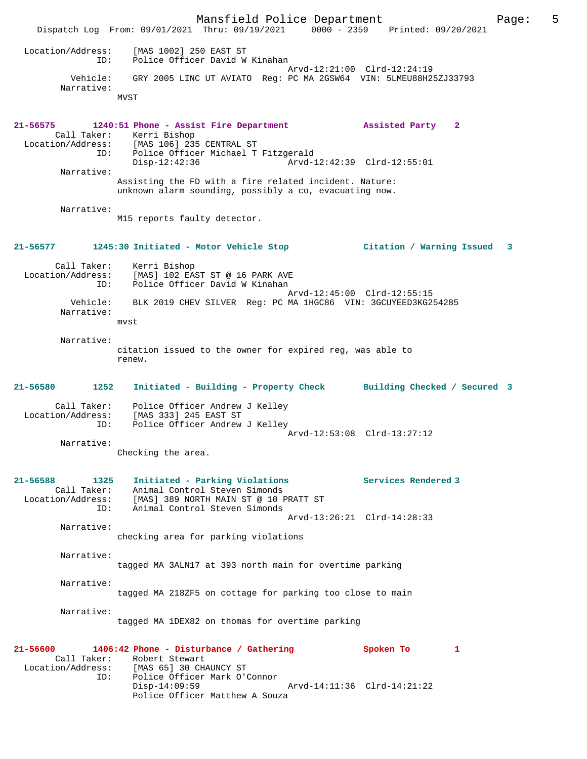Location/Address: [MAS 1002] 250 EAST ST
ID: Police Officer David W Kinahan
Arvd-12:21:00 Clrd-12:24:19
Vehicle: GRY 2005 LINC UT AVIATO Reg: PC MA 2GSW64 VIN: 5LMEU88H25ZJ33793
Narrative:
MVST

**21-56575 1240:51 Phone - Assist Fire Department Assisted Party 2**
Call Taker: Kerri Bishop
Location/Address: [MAS 106] 235 CENTRAL ST
ID: Police Officer Michael T Fitzgerald
Disp-12:42:36 Arvd-12:42:39 Clrd-12:55:01
Narrative:
Assisting the FD with a fire related incident. Nature: unknown alarm sounding, possibly a co, evacuating now.

Narrative:
M15 reports faulty detector.

**21-56577 1245:30 Initiated - Motor Vehicle Stop Citation / Warning Issued 3**
Call Taker: Kerri Bishop
Location/Address: [MAS] 102 EAST ST @ 16 PARK AVE
ID: Police Officer David W Kinahan
Arvd-12:45:00 Clrd-12:55:15
Vehicle: BLK 2019 CHEV SILVER Reg: PC MA 1HGC86 VIN: 3GCUYEED3KG254285
Narrative:
mvst

Narrative:
citation issued to the owner for expired reg, was able to renew.

**21-56580 1252 Initiated - Building - Property Check Building Checked / Secured 3**
Call Taker: Police Officer Andrew J Kelley
Location/Address: [MAS 333] 245 EAST ST
ID: Police Officer Andrew J Kelley
Arvd-12:53:08 Clrd-13:27:12
Narrative:
Checking the area.

**21-56588 1325 Initiated - Parking Violations Services Rendered 3**
Call Taker: Animal Control Steven Simonds
Location/Address: [MAS] 389 NORTH MAIN ST @ 10 PRATT ST
ID: Animal Control Steven Simonds
Arvd-13:26:21 Clrd-14:28:33
Narrative:
checking area for parking violations

Narrative:
tagged MA 3ALN17 at 393 north main for overtime parking

Narrative:
tagged MA 218ZF5 on cottage for parking too close to main

Narrative:
tagged MA 1DEX82 on thomas for overtime parking

**21-56600 1406:42 Phone - Disturbance / Gathering Spoken To 1**
Call Taker: Robert Stewart
Location/Address: [MAS 65] 30 CHAUNCY ST
ID: Police Officer Mark O'Connor
Disp-14:09:59 Arvd-14:11:36 Clrd-14:21:22
Police Officer Matthew A Souza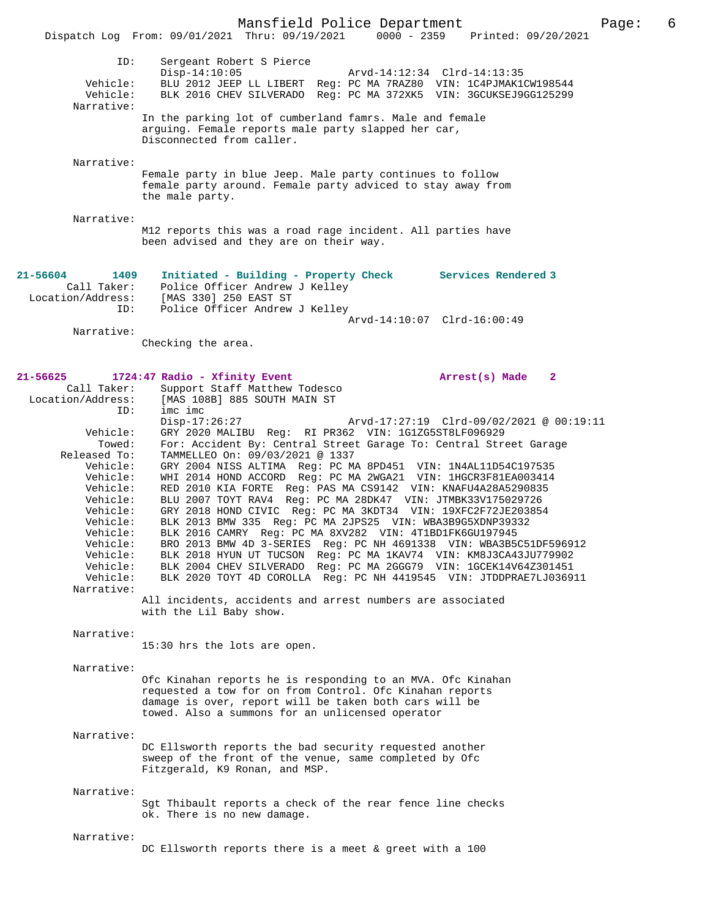ID: Sergeant Robert S Pierce
Disp-14:10:05 Arvd-14:12:34 Clrd-14:13:35
Vehicle: BLU 2012 JEEP LL LIBERT Reg: PC MA 7RAZ80 VIN: 1C4PJMAK1CW198544
Vehicle: BLK 2016 CHEV SILVERADO Reg: PC MA 372XK5 VIN: 3GCUKSEJ9GG125299
Narrative:
In the parking lot of cumberland famrs. Male and female arguing. Female reports male party slapped her car, Disconnected from caller.

Narrative:
Female party in blue Jeep. Male party continues to follow female party around. Female party adviced to stay away from the male party.

Narrative:
M12 reports this was a road rage incident. All parties have been advised and they are on their way.

**21-56604 1409 Initiated - Building - Property Check Services Rendered 3**
Call Taker: Police Officer Andrew J Kelley
Location/Address: [MAS 330] 250 EAST ST
ID: Police Officer Andrew J Kelley
Arvd-14:10:07 Clrd-16:00:49
Narrative:
Checking the area.

**21-56625 1724:47 Radio - Xfinity Event Arrest(s) Made 2**
Call Taker: Support Staff Matthew Todesco
Location/Address: [MAS 108B] 885 SOUTH MAIN ST
ID: imc imc
Disp-17:26:27 Arvd-17:27:19 Clrd-09/02/2021 @ 00:19:11
Vehicle: GRY 2020 MALIBU Reg: RI PR362 VIN: 1G1ZG5ST8LF096929
Towed: For: Accident By: Central Street Garage To: Central Street Garage
Released To: TAMMELLEO On: 09/03/2021 @ 1337
Vehicle: GRY 2004 NISS ALTIMA Reg: PC MA 8PD451 VIN: 1N4AL11D54C197535
Vehicle: WHI 2014 HOND ACCORD Reg: PC MA 2WGA21 VIN: 1HGCR3F81EA003414
Vehicle: RED 2010 KIA FORTE Reg: PAS MA CS9142 VIN: KNAFU4A28A5290835
Vehicle: BLU 2007 TOYT RAV4 Reg: PC MA 28DK47 VIN: JTMBK33V175029726
Vehicle: GRY 2018 HOND CIVIC Reg: PC MA 3KDT34 VIN: 19XFC2F72JE203854
Vehicle: BLK 2013 BMW 335 Reg: PC MA 2JPS25 VIN: WBA3B9G5XDNP39332
Vehicle: BLK 2016 CAMRY Reg: PC MA 8XV282 VIN: 4T1BD1FK6GU197945
Vehicle: BRO 2013 BMW 4D 3-SERIES Reg: PC NH 4691338 VIN: WBA3B5C51DF596912
Vehicle: BLK 2018 HYUN UT TUCSON Reg: PC MA 1KAV74 VIN: KM8J3CA43JU779902
Vehicle: BLK 2004 CHEV SILVERADO Reg: PC MA 2GGG79 VIN: 1GCEK14V64Z301451
Vehicle: BLK 2020 TOYT 4D COROLLA Reg: PC NH 4419545 VIN: JTDDPRAE7LJ036911
Narrative:
All incidents, accidents and arrest numbers are associated with the Lil Baby show.

Narrative:
15:30 hrs the lots are open.

Narrative:
Ofc Kinahan reports he is responding to an MVA. Ofc Kinahan requested a tow for on from Control. Ofc Kinahan reports damage is over, report will be taken both cars will be towed. Also a summons for an unlicensed operator

Narrative:
DC Ellsworth reports the bad security requested another sweep of the front of the venue, same completed by Ofc Fitzgerald, K9 Ronan, and MSP.

Narrative:
Sgt Thibault reports a check of the rear fence line checks ok. There is no new damage.

Narrative:
DC Ellsworth reports there is a meet & greet with a 100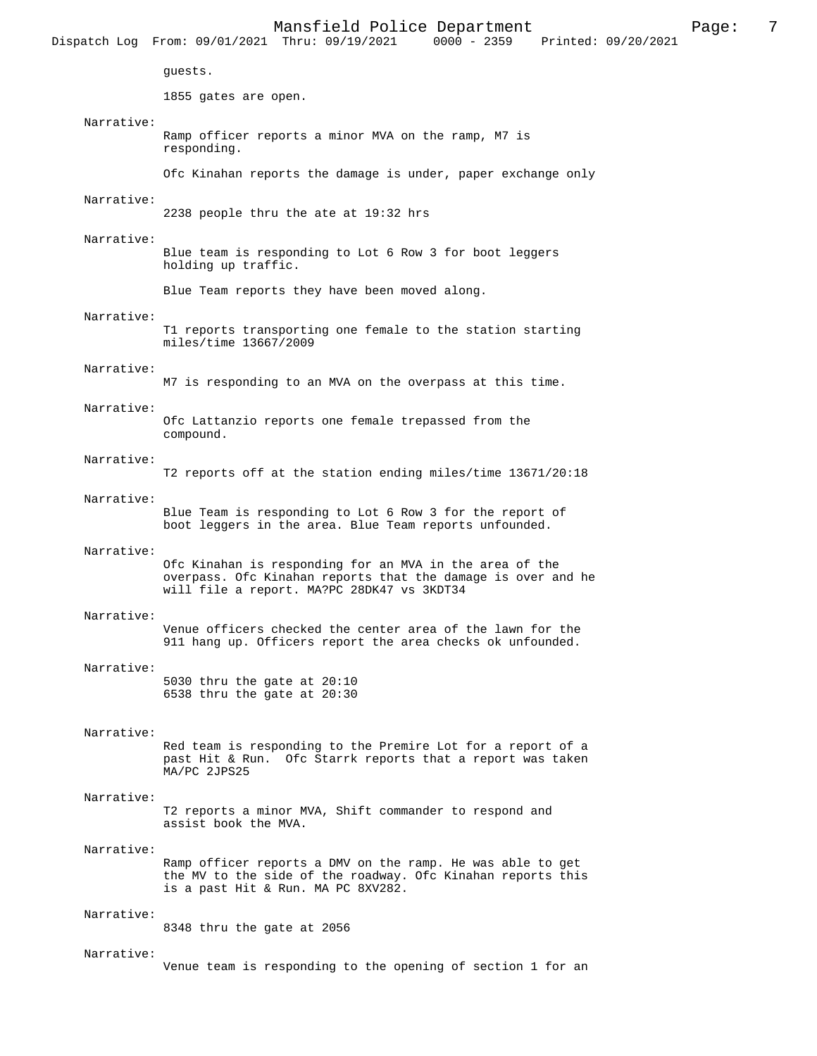guests.

1855 gates are open.

Narrative:
Ramp officer reports a minor MVA on the ramp, M7 is responding.

Ofc Kinahan reports the damage is under, paper exchange only

Narrative:
2238 people thru the ate at 19:32 hrs

Narrative:
Blue team is responding to Lot 6 Row 3 for boot leggers holding up traffic.

Blue Team reports they have been moved along.

Narrative:
T1 reports transporting one female to the station starting miles/time 13667/2009

Narrative:
M7 is responding to an MVA on the overpass at this time.

Narrative:
Ofc Lattanzio reports one female trepassed from the compound.

Narrative:
T2 reports off at the station ending miles/time 13671/20:18

Narrative:
Blue Team is responding to Lot 6 Row 3 for the report of boot leggers in the area. Blue Team reports unfounded.

Narrative:
Ofc Kinahan is responding for an MVA in the area of the overpass. Ofc Kinahan reports that the damage is over and he will file a report. MA?PC 28DK47 vs 3KDT34

Narrative:
Venue officers checked the center area of the lawn for the 911 hang up. Officers report the area checks ok unfounded.

Narrative:
5030 thru the gate at 20:10
6538 thru the gate at 20:30

Narrative:
Red team is responding to the Premire Lot for a report of a past Hit & Run. Ofc Starrk reports that a report was taken MA/PC 2JPS25

Narrative:
T2 reports a minor MVA, Shift commander to respond and assist book the MVA.

Narrative:
Ramp officer reports a DMV on the ramp. He was able to get the MV to the side of the roadway. Ofc Kinahan reports this is a past Hit & Run. MA PC 8XV282.

Narrative:
8348 thru the gate at 2056

Narrative:
Venue team is responding to the opening of section 1 for an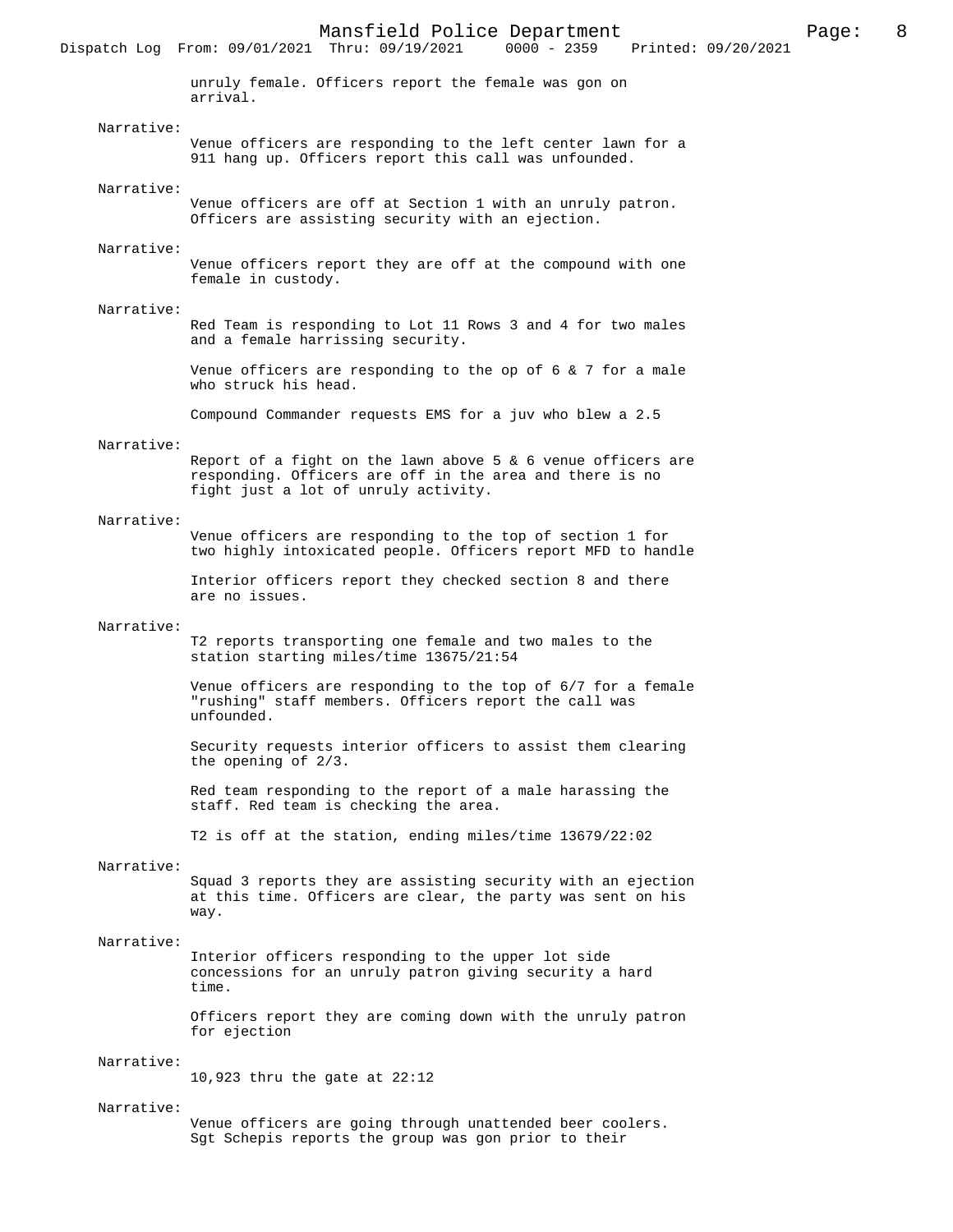unruly female. Officers report the female was gon on arrival.

Narrative:
Venue officers are responding to the left center lawn for a 911 hang up. Officers report this call was unfounded.

Narrative:
Venue officers are off at Section 1 with an unruly patron. Officers are assisting security with an ejection.

Narrative:
Venue officers report they are off at the compound with one female in custody.

Narrative:
Red Team is responding to Lot 11 Rows 3 and 4 for two males and a female harrissing security.

Venue officers are responding to the op of 6 & 7 for a male who struck his head.

Compound Commander requests EMS for a juv who blew a 2.5

Narrative:
Report of a fight on the lawn above 5 & 6 venue officers are responding. Officers are off in the area and there is no fight just a lot of unruly activity.

Narrative:
Venue officers are responding to the top of section 1 for two highly intoxicated people. Officers report MFD to handle

Interior officers report they checked section 8 and there are no issues.

Narrative:
T2 reports transporting one female and two males to the station starting miles/time 13675/21:54

Venue officers are responding to the top of 6/7 for a female "rushing" staff members. Officers report the call was unfounded.

Security requests interior officers to assist them clearing the opening of 2/3.

Red team responding to the report of a male harassing the staff. Red team is checking the area.

T2 is off at the station, ending miles/time 13679/22:02

Narrative:
Squad 3 reports they are assisting security with an ejection at this time. Officers are clear, the party was sent on his way.

Narrative:
Interior officers responding to the upper lot side concessions for an unruly patron giving security a hard time.

Officers report they are coming down with the unruly patron for ejection

Narrative:
10,923 thru the gate at 22:12

Narrative:
Venue officers are going through unattended beer coolers. Sgt Schepis reports the group was gon prior to their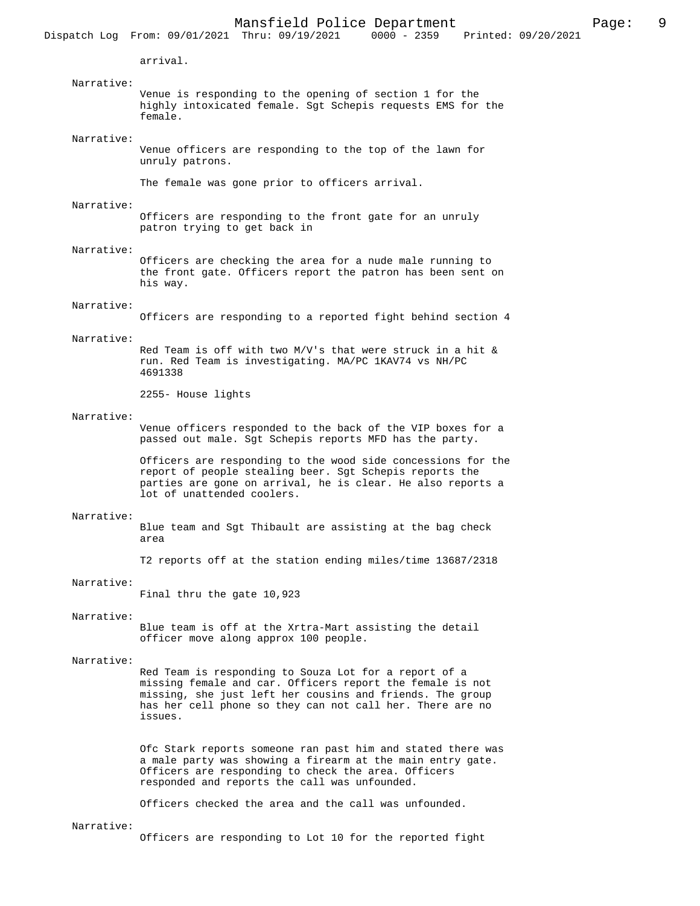arrival.

Narrative:
Venue is responding to the opening of section 1 for the highly intoxicated female. Sgt Schepis requests EMS for the female.

Narrative:
Venue officers are responding to the top of the lawn for unruly patrons.

The female was gone prior to officers arrival.

Narrative:
Officers are responding to the front gate for an unruly patron trying to get back in

Narrative:
Officers are checking the area for a nude male running to the front gate. Officers report the patron has been sent on his way.

Narrative:
Officers are responding to a reported fight behind section 4

Narrative:
Red Team is off with two M/V's that were struck in a hit & run. Red Team is investigating. MA/PC 1KAV74 vs NH/PC 4691338

2255- House lights

Narrative:
Venue officers responded to the back of the VIP boxes for a passed out male. Sgt Schepis reports MFD has the party.

Officers are responding to the wood side concessions for the report of people stealing beer. Sgt Schepis reports the parties are gone on arrival, he is clear. He also reports a lot of unattended coolers.

Narrative:
Blue team and Sgt Thibault are assisting at the bag check area

T2 reports off at the station ending miles/time 13687/2318

Narrative:
Final thru the gate 10,923

Narrative:
Blue team is off at the Xrtra-Mart assisting the detail officer move along approx 100 people.

Narrative:
Red Team is responding to Souza Lot for a report of a missing female and car. Officers report the female is not missing, she just left her cousins and friends. The group has her cell phone so they can not call her. There are no issues.

Ofc Stark reports someone ran past him and stated there was a male party was showing a firearm at the main entry gate. Officers are responding to check the area. Officers responded and reports the call was unfounded.

Officers checked the area and the call was unfounded.

Narrative:
Officers are responding to Lot 10 for the reported fight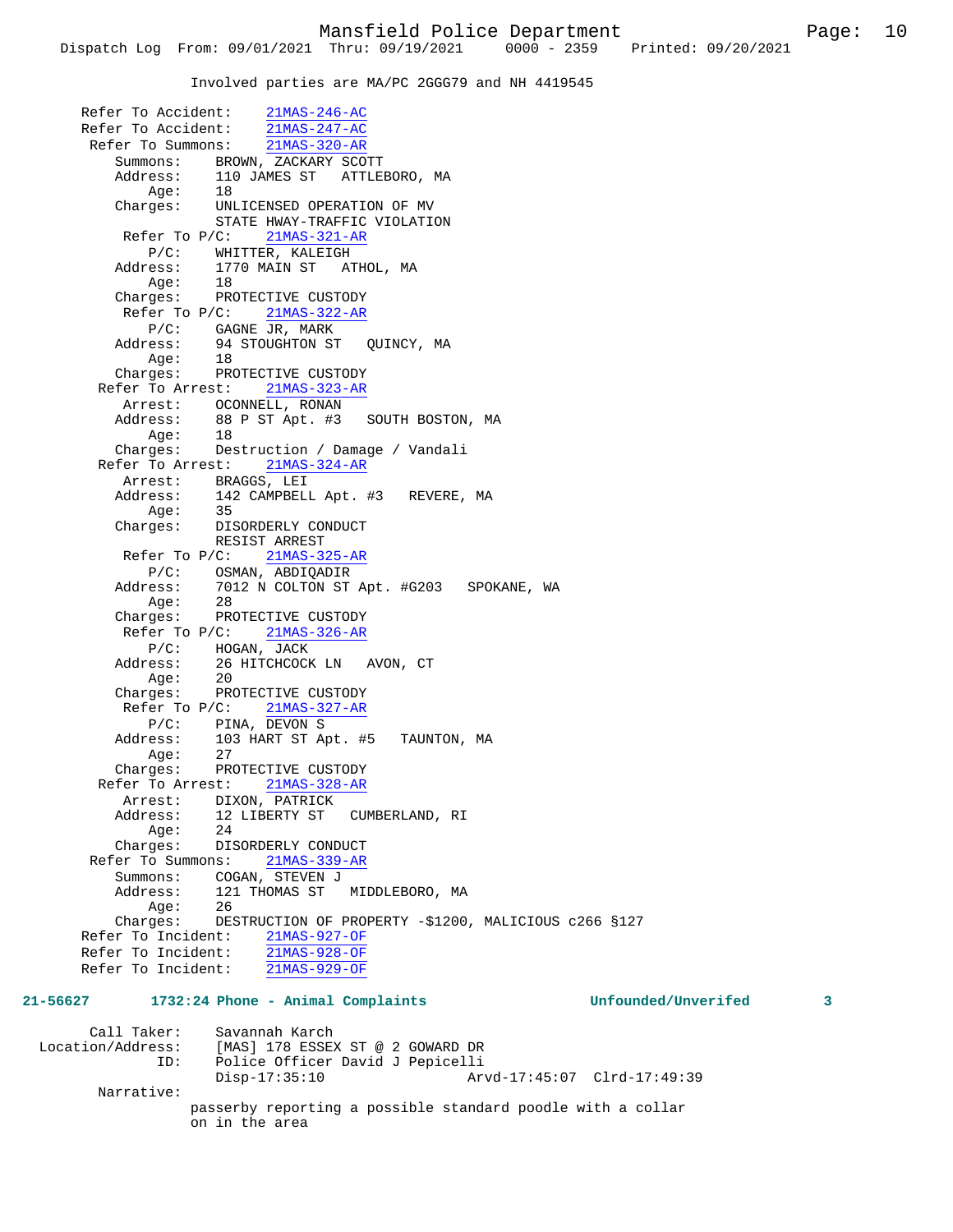Involved parties are MA/PC 2GGG79 and NH 4419545

```
      Refer To Accident:    21MAS-246-AC
      Refer To Accident:    21MAS-247-AC
       Refer To Summons:    21MAS-320-AR
         Summons:    BROWN, ZACKARY SCOTT
         Address:    110 JAMES ST   ATTLEBORO, MA
             Age:    18
         Charges:    UNLICENSED OPERATION OF MV
                     STATE HWAY-TRAFFIC VIOLATION
          Refer To P/C:    21MAS-321-AR
             P/C:    WHITTER, KALEIGH
         Address:    1770 MAIN ST   ATHOL, MA
             Age:    18
         Charges:    PROTECTIVE CUSTODY
          Refer To P/C:    21MAS-322-AR
             P/C:    GAGNE JR, MARK
         Address:    94 STOUGHTON ST   QUINCY, MA
             Age:    18
         Charges:    PROTECTIVE CUSTODY
        Refer To Arrest:    21MAS-323-AR
          Arrest:    OCONNELL, RONAN
         Address:    88 P ST Apt. #3   SOUTH BOSTON, MA
             Age:    18
         Charges:    Destruction / Damage / Vandali
        Refer To Arrest:    21MAS-324-AR
          Arrest:    BRAGGS, LEI
         Address:    142 CAMPBELL Apt. #3   REVERE, MA
             Age:    35
         Charges:    DISORDERLY CONDUCT
                     RESIST ARREST
          Refer To P/C:    21MAS-325-AR
             P/C:    OSMAN, ABDIQADIR
         Address:    7012 N COLTON ST Apt. #G203   SPOKANE, WA
             Age:    28
         Charges:    PROTECTIVE CUSTODY
          Refer To P/C:    21MAS-326-AR
             P/C:    HOGAN, JACK
         Address:    26 HITCHCOCK LN   AVON, CT
             Age:    20
         Charges:    PROTECTIVE CUSTODY
          Refer To P/C:    21MAS-327-AR
             P/C:    PINA, DEVON S
         Address:    103 HART ST Apt. #5   TAUNTON, MA
             Age:    27
         Charges:    PROTECTIVE CUSTODY
        Refer To Arrest:    21MAS-328-AR
          Arrest:    DIXON, PATRICK
         Address:    12 LIBERTY ST   CUMBERLAND, RI
             Age:    24
         Charges:    DISORDERLY CONDUCT
       Refer To Summons:    21MAS-339-AR
         Summons:    COGAN, STEVEN J
         Address:    121 THOMAS ST   MIDDLEBORO, MA
             Age:    26
         Charges:    DESTRUCTION OF PROPERTY -$1200, MALICIOUS c266 §127
      Refer To Incident:    21MAS-927-OF
      Refer To Incident:    21MAS-928-OF
      Refer To Incident:    21MAS-929-OF
```

**21-56627        1732:24 Phone - Animal Complaints        Unfounded/Unverifed        3**

```
       Call Taker:    Savannah Karch
 Location/Address:    [MAS] 178 ESSEX ST @ 2 GOWARD DR
               ID:    Police Officer David J Pepicelli
                      Disp-17:35:10                 Arvd-17:45:07  Clrd-17:49:39
        Narrative:
                passerby reporting a possible standard poodle with a collar
                on in the area
```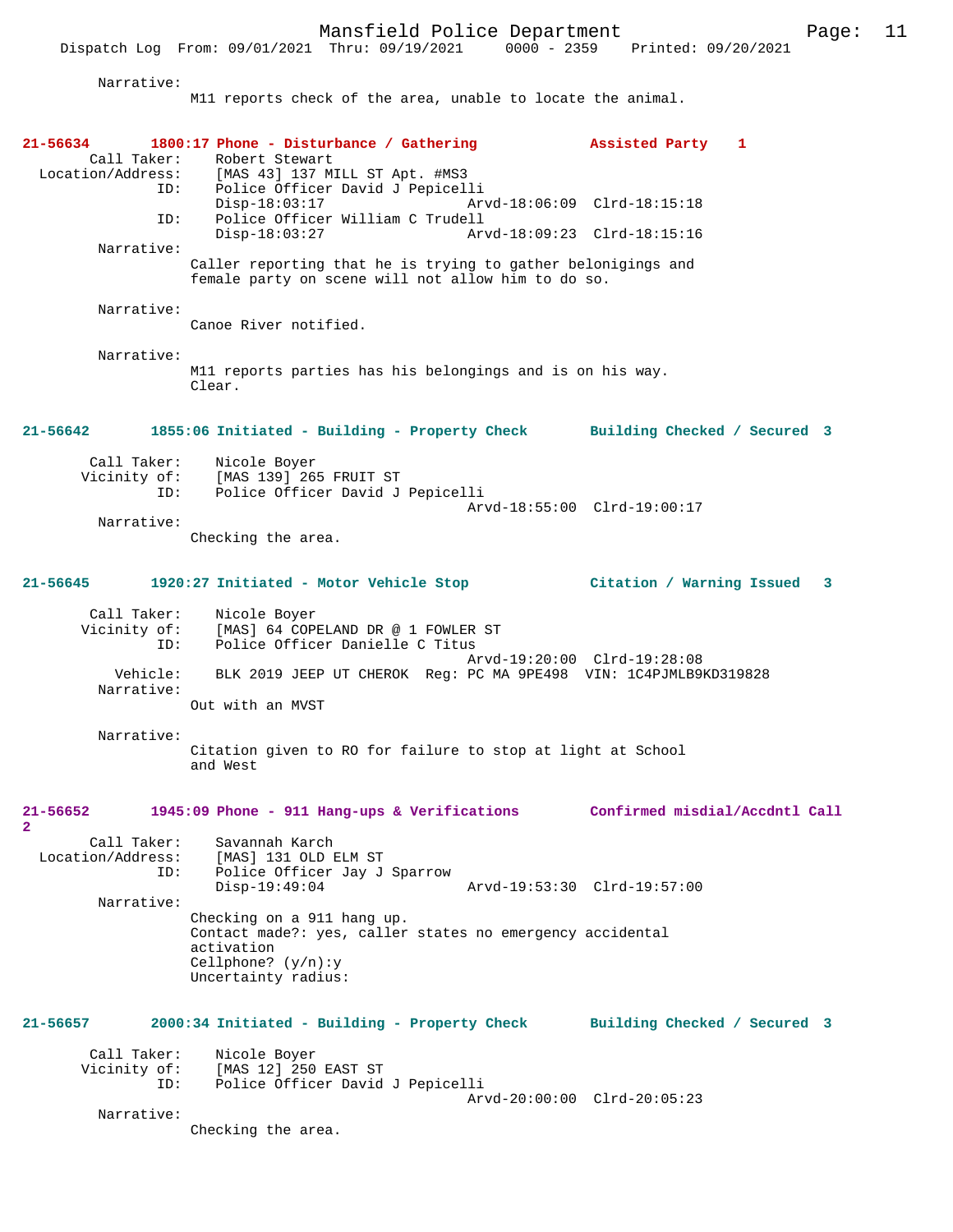Narrative:
M11 reports check of the area, unable to locate the animal.

**21-56634 1800:17 Phone - Disturbance / Gathering Assisted Party 1**

Call Taker: Robert Stewart
Location/Address: [MAS 43] 137 MILL ST Apt. #MS3
ID: Police Officer David J Pepicelli
Disp-18:03:17 Arvd-18:06:09 Clrd-18:15:18
ID: Police Officer William C Trudell
Disp-18:03:27 Arvd-18:09:23 Clrd-18:15:16
Narrative:
Caller reporting that he is trying to gather belonigings and female party on scene will not allow him to do so.

Narrative:
Canoe River notified.

Narrative:
M11 reports parties has his belongings and is on his way. Clear.

**21-56642 1855:06 Initiated - Building - Property Check Building Checked / Secured 3**

Call Taker: Nicole Boyer
Vicinity of: [MAS 139] 265 FRUIT ST
ID: Police Officer David J Pepicelli
Arvd-18:55:00 Clrd-19:00:17
Narrative:
Checking the area.

**21-56645 1920:27 Initiated - Motor Vehicle Stop Citation / Warning Issued 3**

Call Taker: Nicole Boyer
Vicinity of: [MAS] 64 COPELAND DR @ 1 FOWLER ST
ID: Police Officer Danielle C Titus
Arvd-19:20:00 Clrd-19:28:08
Vehicle: BLK 2019 JEEP UT CHEROK Reg: PC MA 9PE498 VIN: 1C4PJMLB9KD319828
Narrative:
Out with an MVST

Narrative:
Citation given to RO for failure to stop at light at School and West

**21-56652 1945:09 Phone - 911 Hang-ups & Verifications Confirmed misdial/Accdntl Call 2**

Call Taker: Savannah Karch
Location/Address: [MAS] 131 OLD ELM ST
ID: Police Officer Jay J Sparrow
Disp-19:49:04 Arvd-19:53:30 Clrd-19:57:00
Narrative:
Checking on a 911 hang up.
Contact made?: yes, caller states no emergency accidental activation
Cellphone? (y/n):y
Uncertainty radius:

**21-56657 2000:34 Initiated - Building - Property Check Building Checked / Secured 3**

Call Taker: Nicole Boyer
Vicinity of: [MAS 12] 250 EAST ST
ID: Police Officer David J Pepicelli
Arvd-20:00:00 Clrd-20:05:23
Narrative:
Checking the area.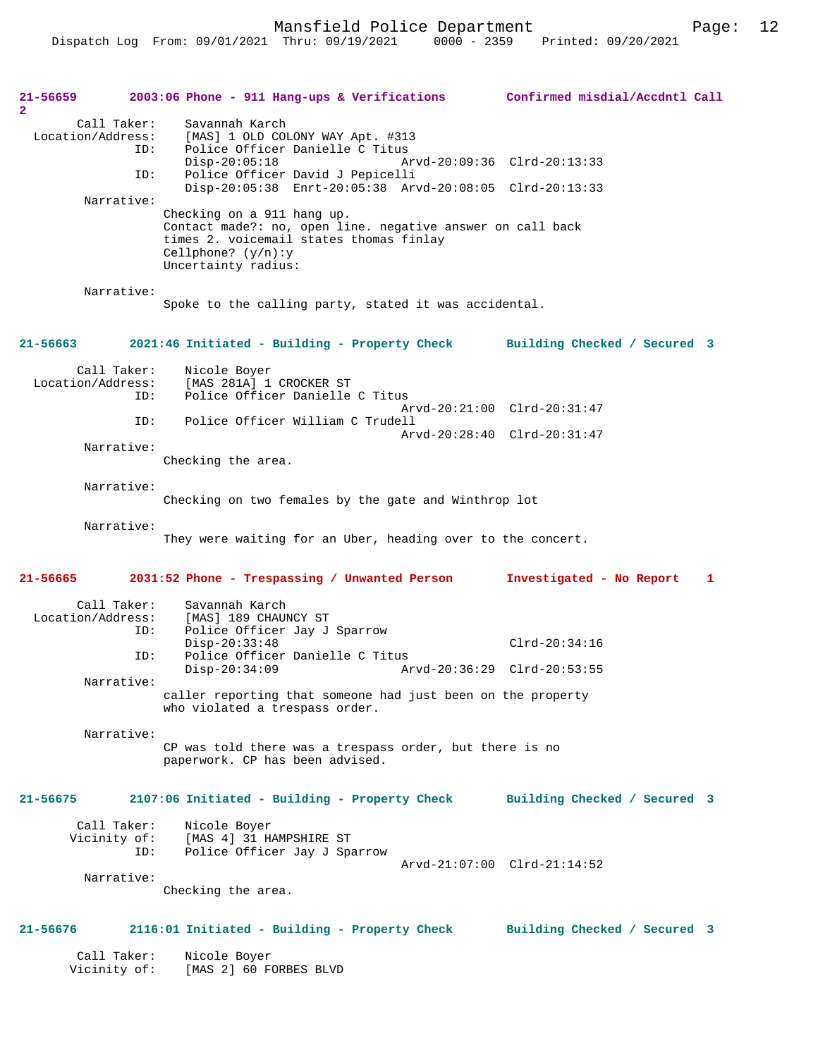**21-56659 2003:06 Phone - 911 Hang-ups & Verifications Confirmed misdial/Accdntl Call 2**

Call Taker: Savannah Karch
Location/Address: [MAS] 1 OLD COLONY WAY Apt. #313
ID: Police Officer Danielle C Titus
Disp-20:05:18 Arvd-20:09:36 Clrd-20:13:33
ID: Police Officer David J Pepicelli
Disp-20:05:38 Enrt-20:05:38 Arvd-20:08:05 Clrd-20:13:33

Narrative:
Checking on a 911 hang up.
Contact made?: no, open line. negative answer on call back times 2. voicemail states thomas finlay
Cellphone? (y/n):y
Uncertainty radius:

Narrative:
Spoke to the calling party, stated it was accidental.

**21-56663 2021:46 Initiated - Building - Property Check Building Checked / Secured 3**

Call Taker: Nicole Boyer
Location/Address: [MAS 281A] 1 CROCKER ST
ID: Police Officer Danielle C Titus
Arvd-20:21:00 Clrd-20:31:47
ID: Police Officer William C Trudell
Arvd-20:28:40 Clrd-20:31:47

Narrative:
Checking the area.

Narrative:
Checking on two females by the gate and Winthrop lot

Narrative:
They were waiting for an Uber, heading over to the concert.

**21-56665 2031:52 Phone - Trespassing / Unwanted Person Investigated - No Report 1**

Call Taker: Savannah Karch
Location/Address: [MAS] 189 CHAUNCY ST
ID: Police Officer Jay J Sparrow
Disp-20:33:48 Clrd-20:34:16
ID: Police Officer Danielle C Titus
Disp-20:34:09 Arvd-20:36:29 Clrd-20:53:55

Narrative:
caller reporting that someone had just been on the property who violated a trespass order.

Narrative:
CP was told there was a trespass order, but there is no paperwork. CP has been advised.

**21-56675 2107:06 Initiated - Building - Property Check Building Checked / Secured 3**

Call Taker: Nicole Boyer
Vicinity of: [MAS 4] 31 HAMPSHIRE ST
ID: Police Officer Jay J Sparrow
Arvd-21:07:00 Clrd-21:14:52

Narrative:
Checking the area.

**21-56676 2116:01 Initiated - Building - Property Check Building Checked / Secured 3**

Call Taker: Nicole Boyer
Vicinity of: [MAS 2] 60 FORBES BLVD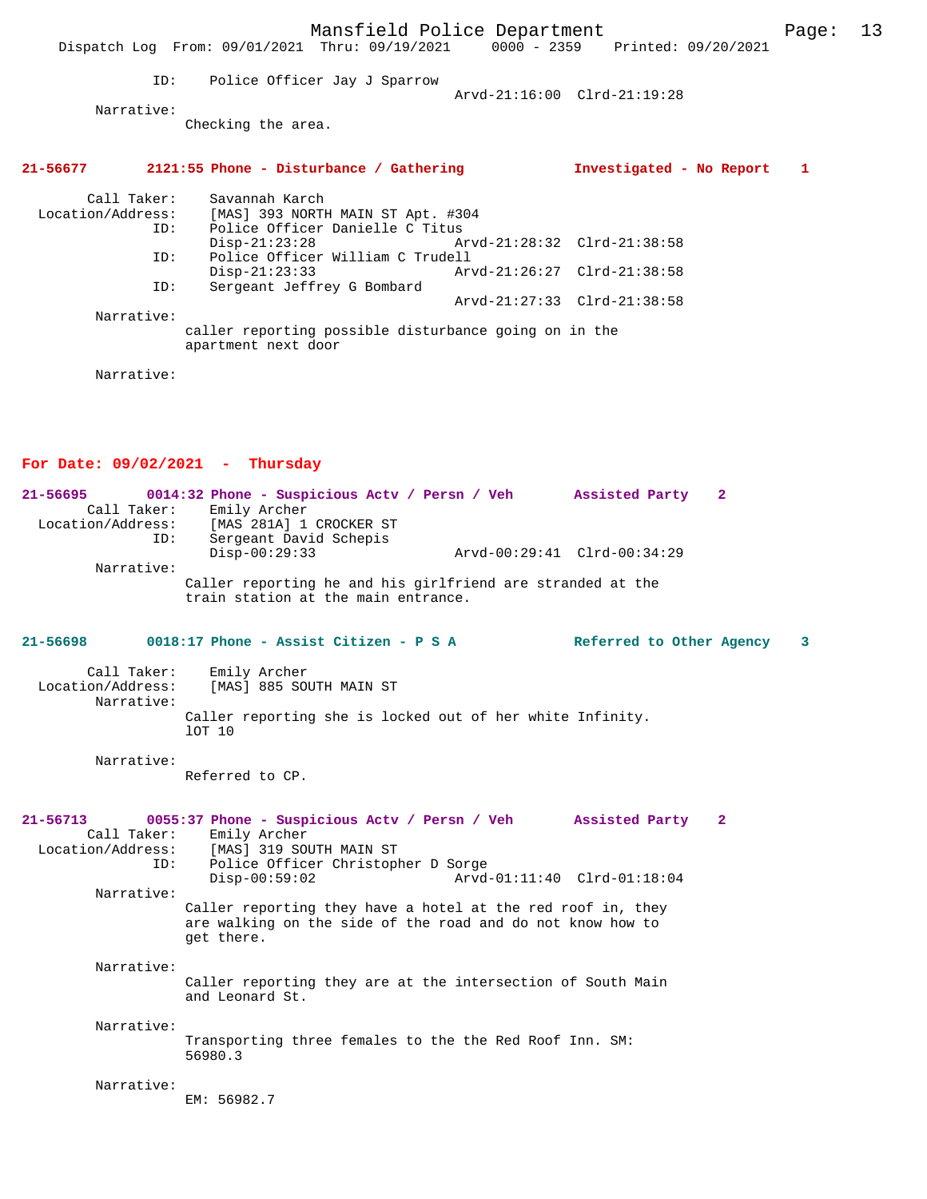ID: Police Officer Jay J Sparrow
Arvd-21:16:00 Clrd-21:19:28

Narrative:
Checking the area.

**21-56677 2121:55 Phone - Disturbance / Gathering Investigated - No Report 1**

Call Taker: Savannah Karch
Location/Address: [MAS] 393 NORTH MAIN ST Apt. #304
ID: Police Officer Danielle C Titus
Disp-21:23:28 Arvd-21:28:32 Clrd-21:38:58
ID: Police Officer William C Trudell
Disp-21:23:33 Arvd-21:26:27 Clrd-21:38:58
ID: Sergeant Jeffrey G Bombard
Arvd-21:27:33 Clrd-21:38:58

Narrative:
caller reporting possible disturbance going on in the apartment next door

Narrative:

## For Date: 09/02/2021 - Thursday

**21-56695 0014:32 Phone - Suspicious Actv / Persn / Veh Assisted Party 2**

Call Taker: Emily Archer
Location/Address: [MAS 281A] 1 CROCKER ST
ID: Sergeant David Schepis
Disp-00:29:33 Arvd-00:29:41 Clrd-00:34:29

Narrative:
Caller reporting he and his girlfriend are stranded at the train station at the main entrance.

**21-56698 0018:17 Phone - Assist Citizen - P S A Referred to Other Agency 3**

Call Taker: Emily Archer
Location/Address: [MAS] 885 SOUTH MAIN ST

Narrative:
Caller reporting she is locked out of her white Infinity. lOT 10

Narrative:
Referred to CP.

**21-56713 0055:37 Phone - Suspicious Actv / Persn / Veh Assisted Party 2**

Call Taker: Emily Archer
Location/Address: [MAS] 319 SOUTH MAIN ST
ID: Police Officer Christopher D Sorge
Disp-00:59:02 Arvd-01:11:40 Clrd-01:18:04

Narrative:
Caller reporting they have a hotel at the red roof in, they are walking on the side of the road and do not know how to get there.

Narrative:
Caller reporting they are at the intersection of South Main and Leonard St.

Narrative:
Transporting three females to the the Red Roof Inn. SM: 56980.3

Narrative:
EM: 56982.7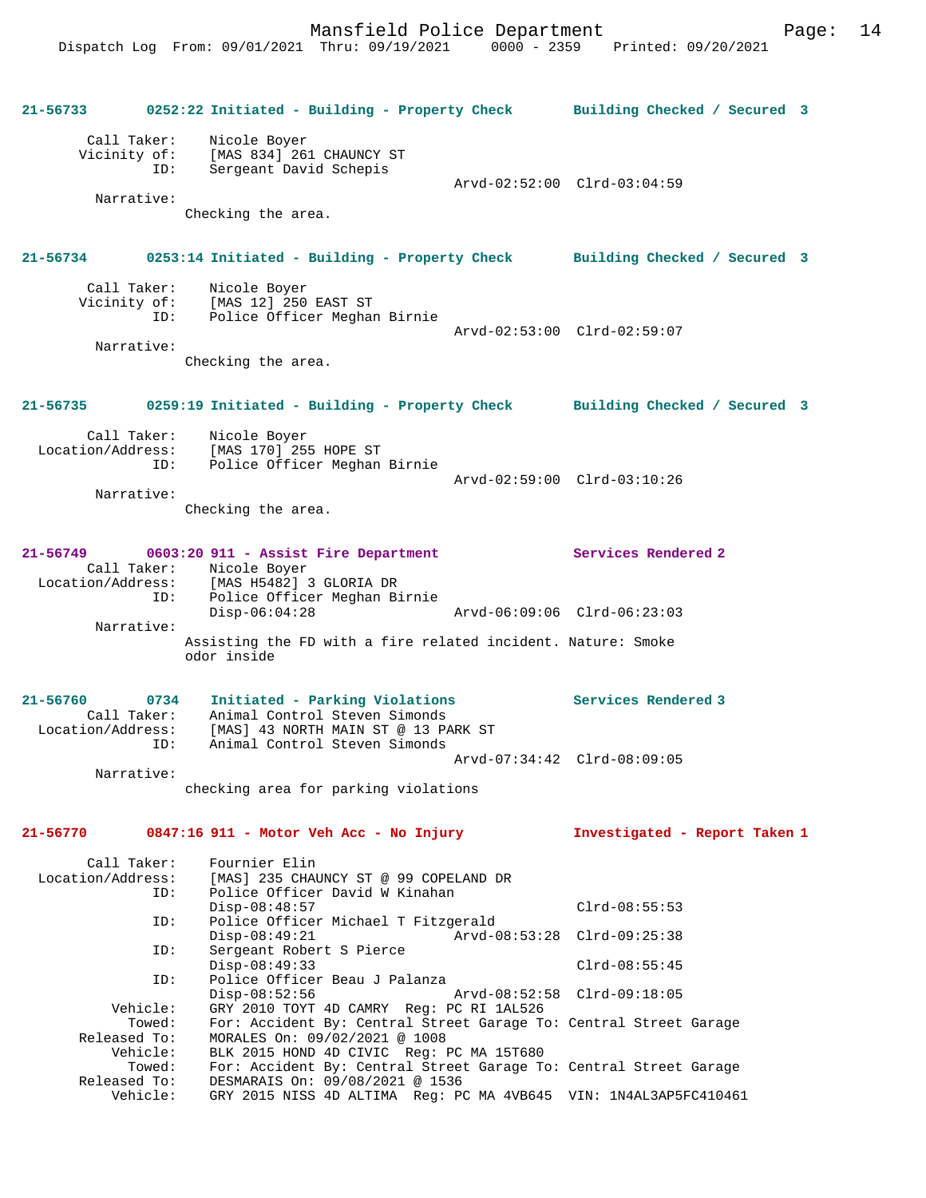**21-56733 0252:22 Initiated - Building - Property Check Building Checked / Secured 3**

```
        Call Taker:    Nicole Boyer
       Vicinity of:    [MAS 834] 261 CHAUNCY ST
                ID:    Sergeant David Schepis
                                              Arvd-02:52:00  Clrd-03:04:59
         Narrative:
                Checking the area.
```

**21-56734 0253:14 Initiated - Building - Property Check Building Checked / Secured 3**

```
        Call Taker:    Nicole Boyer
       Vicinity of:    [MAS 12] 250 EAST ST
                ID:    Police Officer Meghan Birnie
                                              Arvd-02:53:00  Clrd-02:59:07
         Narrative:
                Checking the area.
```

**21-56735 0259:19 Initiated - Building - Property Check Building Checked / Secured 3**

```
        Call Taker:    Nicole Boyer
  Location/Address:    [MAS 170] 255 HOPE ST
                ID:    Police Officer Meghan Birnie
                                              Arvd-02:59:00  Clrd-03:10:26
         Narrative:
                Checking the area.
```

**21-56749 0603:20 911 - Assist Fire Department Services Rendered 2**

```
        Call Taker:    Nicole Boyer
  Location/Address:    [MAS H5482] 3 GLORIA DR
                ID:    Police Officer Meghan Birnie
                       Disp-06:04:28          Arvd-06:09:06  Clrd-06:23:03
         Narrative:
                Assisting the FD with a fire related incident. Nature: Smoke
                odor inside
```

**21-56760 0734 Initiated - Parking Violations Services Rendered 3**

```
        Call Taker:    Animal Control Steven Simonds
  Location/Address:    [MAS] 43 NORTH MAIN ST @ 13 PARK ST
                ID:    Animal Control Steven Simonds
                                              Arvd-07:34:42  Clrd-08:09:05
         Narrative:
                checking area for parking violations
```

**21-56770 0847:16 911 - Motor Veh Acc - No Injury Investigated - Report Taken 1**

```
        Call Taker:    Fournier Elin
  Location/Address:    [MAS] 235 CHAUNCY ST @ 99 COPELAND DR
                ID:    Police Officer David W Kinahan
                       Disp-08:48:57                         Clrd-08:55:53
                ID:    Police Officer Michael T Fitzgerald
                       Disp-08:49:21          Arvd-08:53:28  Clrd-09:25:38
                ID:    Sergeant Robert S Pierce
                       Disp-08:49:33                         Clrd-08:55:45
                ID:    Police Officer Beau J Palanza
                       Disp-08:52:56          Arvd-08:52:58  Clrd-09:18:05
           Vehicle:    GRY 2010 TOYT 4D CAMRY  Reg: PC RI 1AL526
             Towed:    For: Accident By: Central Street Garage To: Central Street Garage
       Released To:    MORALES On: 09/02/2021 @ 1008
           Vehicle:    BLK 2015 HOND 4D CIVIC  Reg: PC MA 15T680
             Towed:    For: Accident By: Central Street Garage To: Central Street Garage
       Released To:    DESMARAIS On: 09/08/2021 @ 1536
           Vehicle:    GRY 2015 NISS 4D ALTIMA  Reg: PC MA 4VB645  VIN: 1N4AL3AP5FC410461
```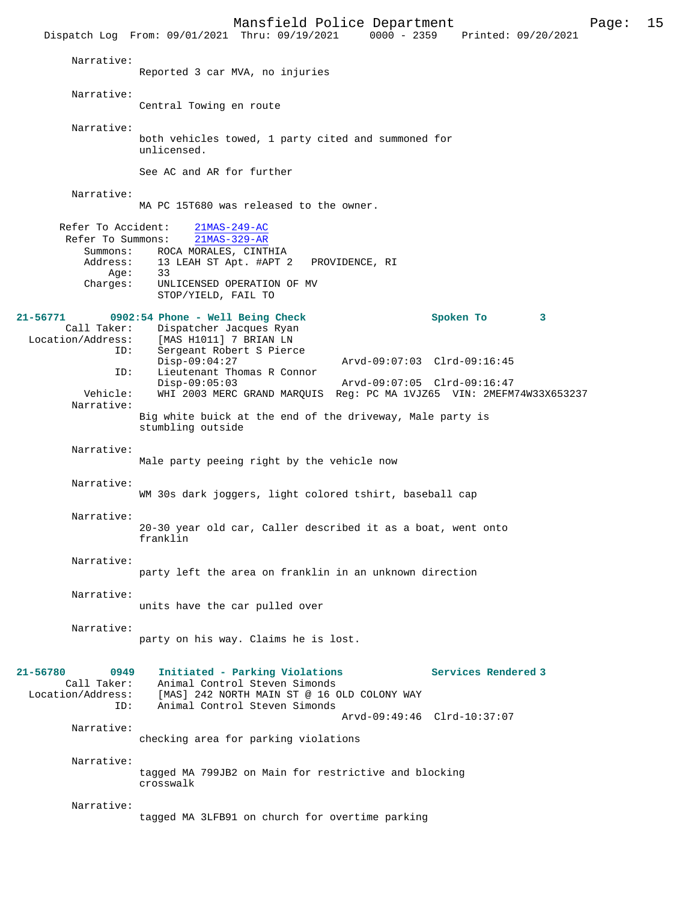Narrative:
Reported 3 car MVA, no injuries

Narrative:
Central Towing en route

Narrative:
both vehicles towed, 1 party cited and summoned for unlicensed.

See AC and AR for further

Narrative:
MA PC 15T680 was released to the owner.

Refer To Accident: 21MAS-249-AC
Refer To Summons: 21MAS-329-AR
Summons: ROCA MORALES, CINTHIA
Address: 13 LEAH ST Apt. #APT 2 PROVIDENCE, RI
Age: 33
Charges: UNLICENSED OPERATION OF MV
STOP/YIELD, FAIL TO

**21-56771 0902:54 Phone - Well Being Check Spoken To 3**
Call Taker: Dispatcher Jacques Ryan
Location/Address: [MAS H1011] 7 BRIAN LN
ID: Sergeant Robert S Pierce
Disp-09:04:27 Arvd-09:07:03 Clrd-09:16:45
ID: Lieutenant Thomas R Connor
Disp-09:05:03 Arvd-09:07:05 Clrd-09:16:47
Vehicle: WHI 2003 MERC GRAND MARQUIS Reg: PC MA 1VJZ65 VIN: 2MEFM74W33X653237
Narrative:
Big white buick at the end of the driveway, Male party is stumbling outside

Narrative:
Male party peeing right by the vehicle now

Narrative:
WM 30s dark joggers, light colored tshirt, baseball cap

Narrative:
20-30 year old car, Caller described it as a boat, went onto franklin

Narrative:
party left the area on franklin in an unknown direction

Narrative:
units have the car pulled over

Narrative:
party on his way. Claims he is lost.

**21-56780 0949 Initiated - Parking Violations Services Rendered 3**
Call Taker: Animal Control Steven Simonds
Location/Address: [MAS] 242 NORTH MAIN ST @ 16 OLD COLONY WAY
ID: Animal Control Steven Simonds
Arvd-09:49:46 Clrd-10:37:07
Narrative:
checking area for parking violations

Narrative:
tagged MA 799JB2 on Main for restrictive and blocking crosswalk

Narrative:
tagged MA 3LFB91 on church for overtime parking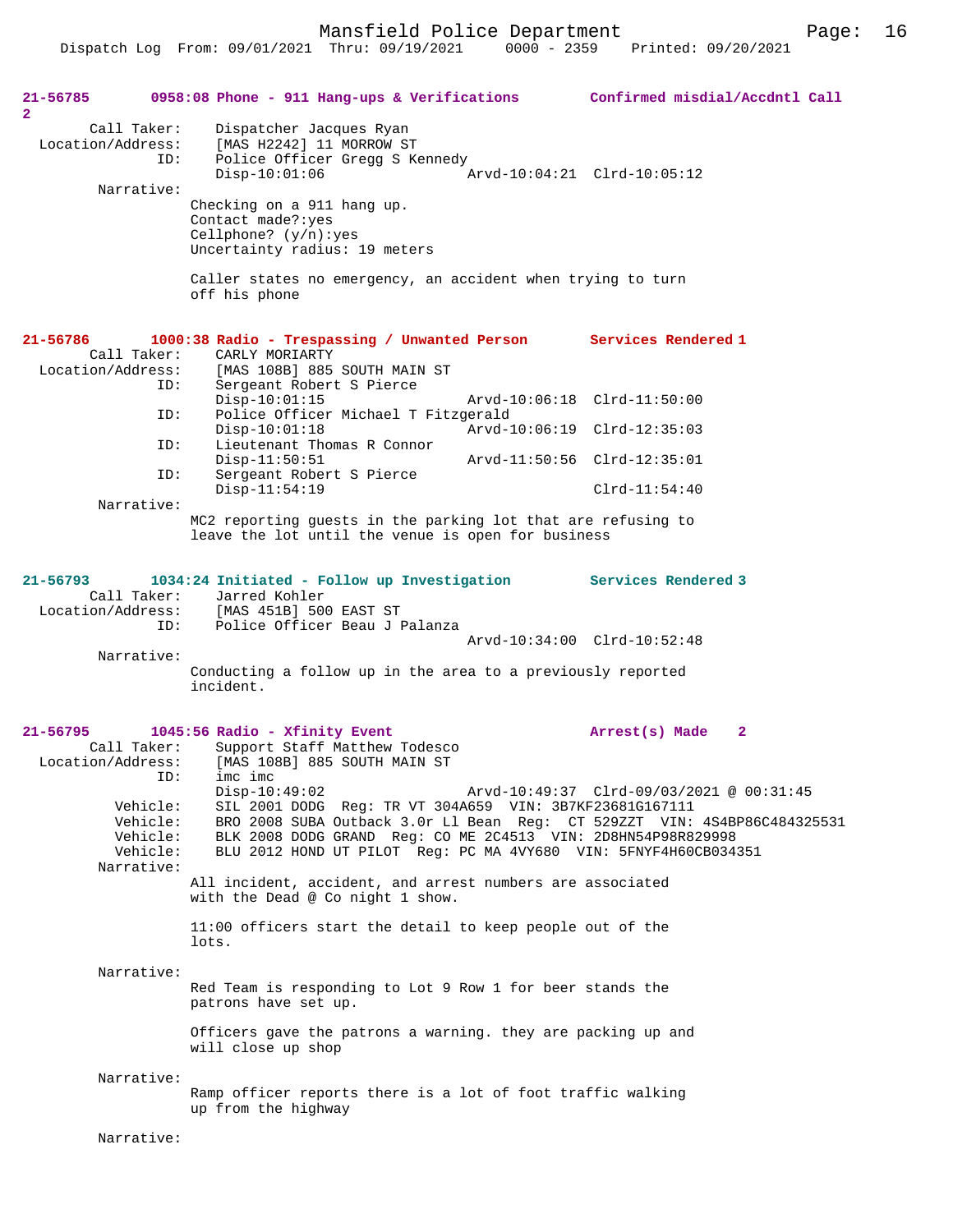**21-56785** 0958:08 Phone - 911 Hang-ups & Verifications Confirmed misdial/Accdntl Call 2

```
        Call Taker:     Dispatcher Jacques Ryan
  Location/Address:     [MAS H2242] 11 MORROW ST
                ID:     Police Officer Gregg S Kennedy
                        Disp-10:01:06                 Arvd-10:04:21  Clrd-10:05:12
         Narrative:
                      Checking on a 911 hang up.
                      Contact made?:yes
                      Cellphone? (y/n):yes
                      Uncertainty radius: 19 meters

                      Caller states no emergency, an accident when trying to turn
                      off his phone
```

**21-56786** 1000:38 Radio - Trespassing / Unwanted Person Services Rendered 1

```
        Call Taker:     CARLY MORIARTY
  Location/Address:     [MAS 108B] 885 SOUTH MAIN ST
                ID:     Sergeant Robert S Pierce
                        Disp-10:01:15                 Arvd-10:06:18  Clrd-11:50:00
                ID:     Police Officer Michael T Fitzgerald
                        Disp-10:01:18                 Arvd-10:06:19  Clrd-12:35:03
                ID:     Lieutenant Thomas R Connor
                        Disp-11:50:51                 Arvd-11:50:56  Clrd-12:35:01
                ID:     Sergeant Robert S Pierce
                        Disp-11:54:19                                Clrd-11:54:40
         Narrative:
                      MC2 reporting guests in the parking lot that are refusing to
                      leave the lot until the venue is open for business
```

**21-56793** 1034:24 Initiated - Follow up Investigation Services Rendered 3

```
        Call Taker:     Jarred Kohler
  Location/Address:     [MAS 451B] 500 EAST ST
                ID:     Police Officer Beau J Palanza
                                                      Arvd-10:34:00  Clrd-10:52:48
         Narrative:
                      Conducting a follow up in the area to a previously reported
                      incident.
```

**21-56795** 1045:56 Radio - Xfinity Event Arrest(s) Made 2

```
        Call Taker:     Support Staff Matthew Todesco
  Location/Address:     [MAS 108B] 885 SOUTH MAIN ST
                ID:     imc imc
                        Disp-10:49:02                 Arvd-10:49:37  Clrd-09/03/2021 @ 00:31:45
           Vehicle:     SIL 2001 DODG  Reg: TR VT 304A659  VIN: 3B7KF23681G167111
           Vehicle:     BRO 2008 SUBA Outback 3.0r Ll Bean  Reg:  CT 529ZZT  VIN: 4S4BP86C484325531
           Vehicle:     BLK 2008 DODG GRAND  Reg: CO ME 2C4513  VIN: 2D8HN54P98R829998
           Vehicle:     BLU 2012 HOND UT PILOT  Reg: PC MA 4VY680  VIN: 5FNYF4H60CB034351
         Narrative:
                      All incident, accident, and arrest numbers are associated
                      with the Dead @ Co night 1 show.

                      11:00 officers start the detail to keep people out of the
                      lots.

         Narrative:
                      Red Team is responding to Lot 9 Row 1 for beer stands the
                      patrons have set up.

                      Officers gave the patrons a warning. they are packing up and
                      will close up shop

         Narrative:
                      Ramp officer reports there is a lot of foot traffic walking
                      up from the highway

         Narrative:
```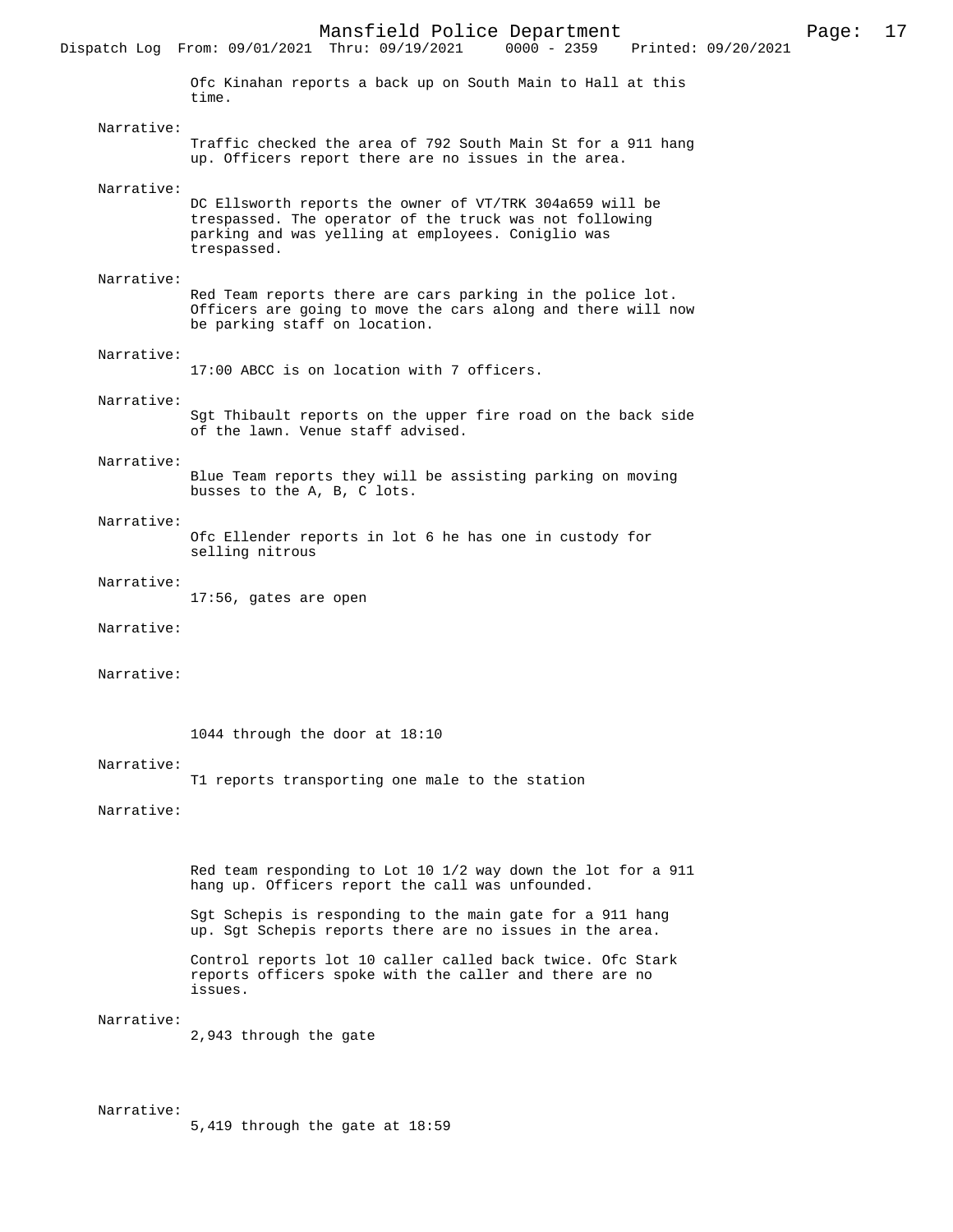Ofc Kinahan reports a back up on South Main to Hall at this time.

Narrative:
Traffic checked the area of 792 South Main St for a 911 hang up. Officers report there are no issues in the area.

Narrative:
DC Ellsworth reports the owner of VT/TRK 304a659 will be trespassed. The operator of the truck was not following parking and was yelling at employees. Coniglio was trespassed.

Narrative:
Red Team reports there are cars parking in the police lot. Officers are going to move the cars along and there will now be parking staff on location.

Narrative:
17:00 ABCC is on location with 7 officers.

Narrative:
Sgt Thibault reports on the upper fire road on the back side of the lawn. Venue staff advised.

Narrative:
Blue Team reports they will be assisting parking on moving busses to the A, B, C lots.

Narrative:
Ofc Ellender reports in lot 6 he has one in custody for selling nitrous

Narrative:
17:56, gates are open

Narrative:

Narrative:

1044 through the door at 18:10

Narrative:
T1 reports transporting one male to the station

Narrative:

Red team responding to Lot 10 1/2 way down the lot for a 911 hang up. Officers report the call was unfounded.

Sgt Schepis is responding to the main gate for a 911 hang up. Sgt Schepis reports there are no issues in the area.

Control reports lot 10 caller called back twice. Ofc Stark reports officers spoke with the caller and there are no issues.

Narrative:
2,943 through the gate

Narrative:
5,419 through the gate at 18:59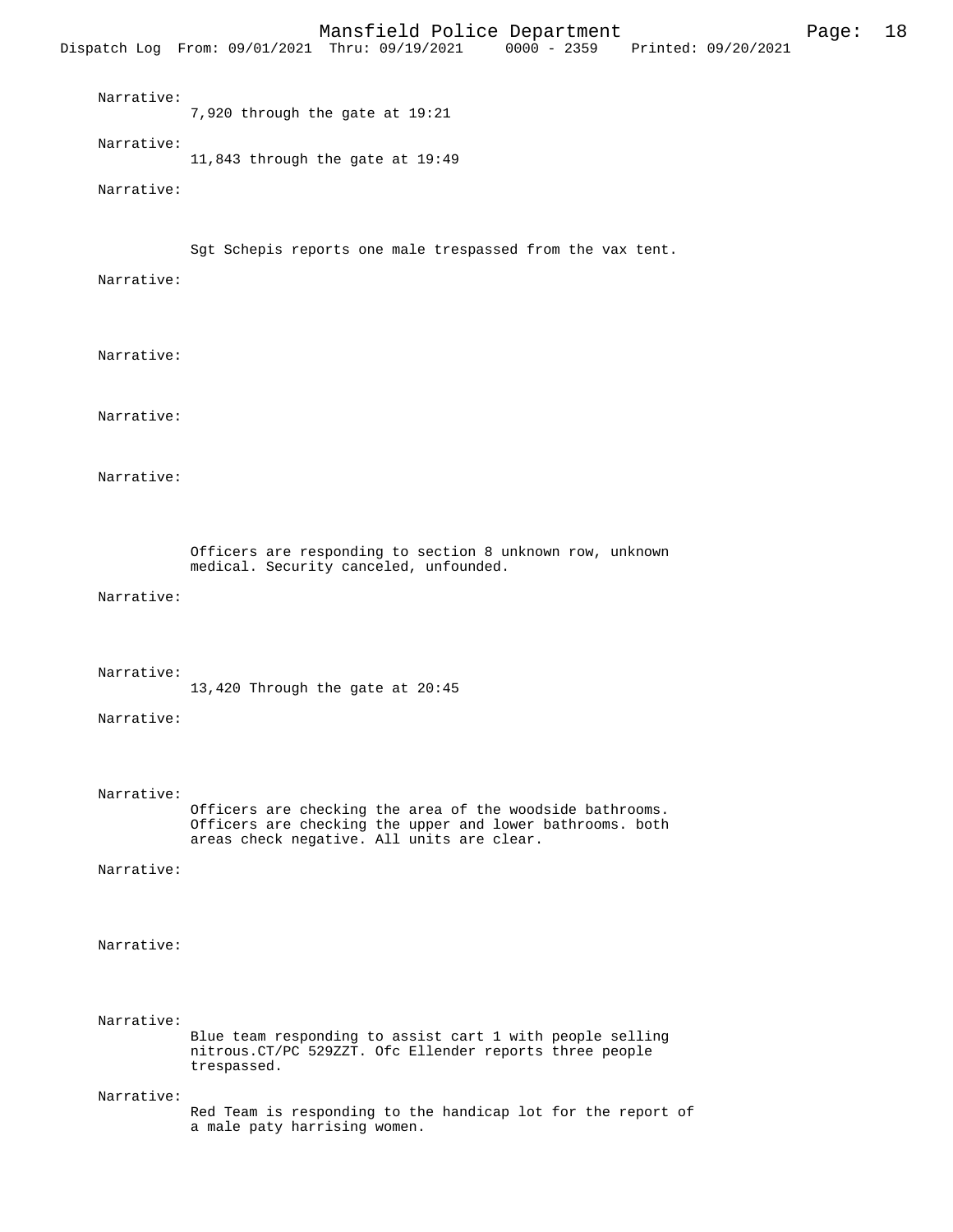Narrative:
7,920 through the gate at 19:21

Narrative:
11,843 through the gate at 19:49

Narrative:

Sgt Schepis reports one male trespassed from the vax tent.

Narrative:

Narrative:

Narrative:

Narrative:

Officers are responding to section 8 unknown row, unknown medical. Security canceled, unfounded.

Narrative:

Narrative:
13,420 Through the gate at 20:45

Narrative:

Narrative:
Officers are checking the area of the woodside bathrooms. Officers are checking the upper and lower bathrooms. both areas check negative. All units are clear.

Narrative:

Narrative:

Narrative:
Blue team responding to assist cart 1 with people selling nitrous.CT/PC 529ZZT. Ofc Ellender reports three people trespassed.

Narrative:
Red Team is responding to the handicap lot for the report of a male paty harrising women.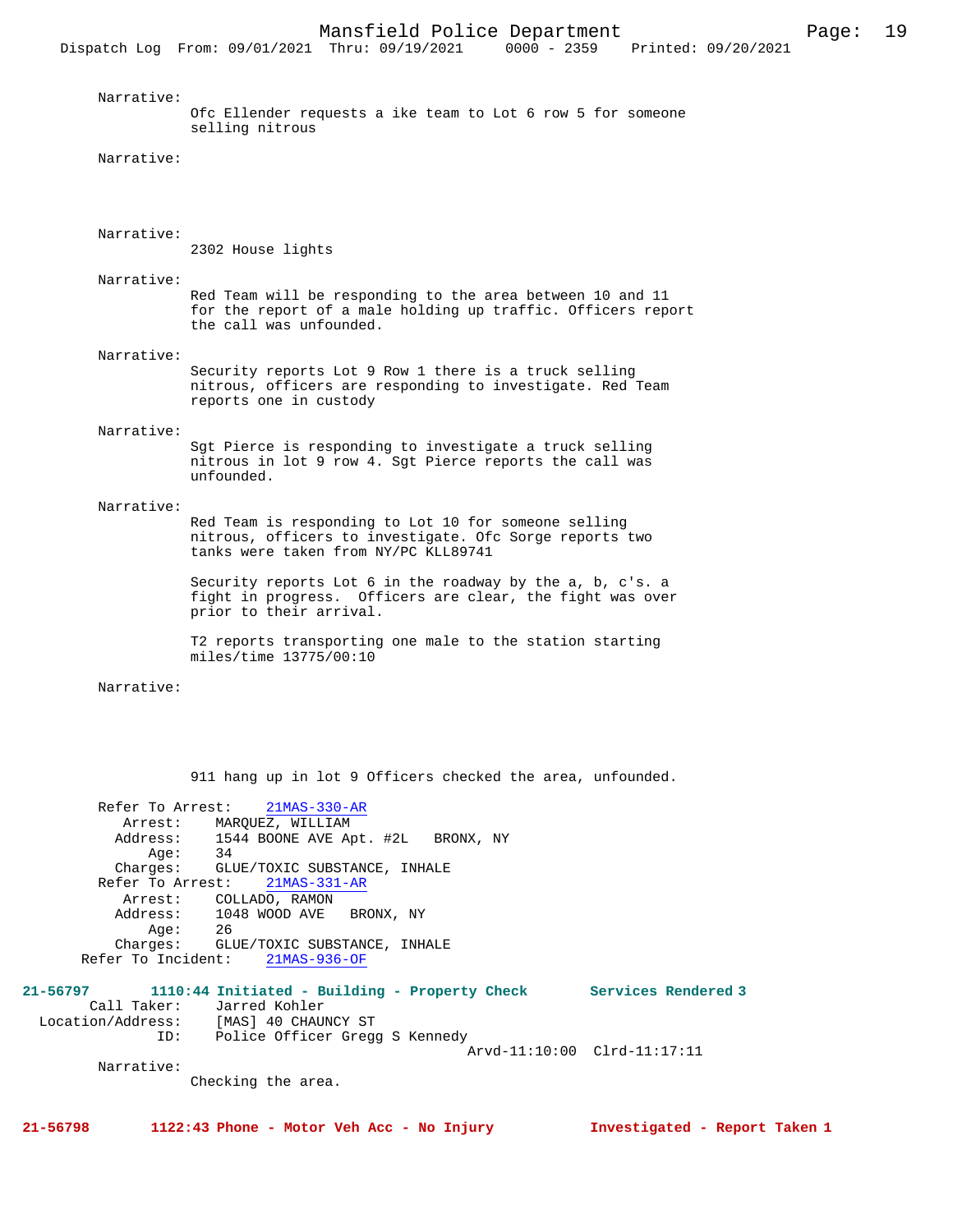Narrative:
Ofc Ellender requests a ike team to Lot 6 row 5 for someone selling nitrous

Narrative:

Narrative:
2302 House lights

Narrative:
Red Team will be responding to the area between 10 and 11 for the report of a male holding up traffic. Officers report the call was unfounded.

Narrative:
Security reports Lot 9 Row 1 there is a truck selling nitrous, officers are responding to investigate. Red Team reports one in custody

Narrative:
Sgt Pierce is responding to investigate a truck selling nitrous in lot 9 row 4. Sgt Pierce reports the call was unfounded.

Narrative:
Red Team is responding to Lot 10 for someone selling nitrous, officers to investigate. Ofc Sorge reports two tanks were taken from NY/PC KLL89741

Security reports Lot 6 in the roadway by the a, b, c's. a fight in progress. Officers are clear, the fight was over prior to their arrival.

T2 reports transporting one male to the station starting miles/time 13775/00:10

Narrative:

911 hang up in lot 9 Officers checked the area, unfounded.

Refer To Arrest: 21MAS-330-AR
Arrest: MARQUEZ, WILLIAM
Address: 1544 BOONE AVE Apt. #2L BRONX, NY
Age: 34
Charges: GLUE/TOXIC SUBSTANCE, INHALE
Refer To Arrest: 21MAS-331-AR
Arrest: COLLADO, RAMON
Address: 1048 WOOD AVE BRONX, NY
Age: 26
Charges: GLUE/TOXIC SUBSTANCE, INHALE
Refer To Incident: 21MAS-936-OF

**21-56797 1110:44 Initiated - Building - Property Check Services Rendered 3**
Call Taker: Jarred Kohler
Location/Address: [MAS] 40 CHAUNCY ST
ID: Police Officer Gregg S Kennedy
Arvd-11:10:00 Clrd-11:17:11
Narrative:
Checking the area.

**21-56798 1122:43 Phone - Motor Veh Acc - No Injury Investigated - Report Taken 1**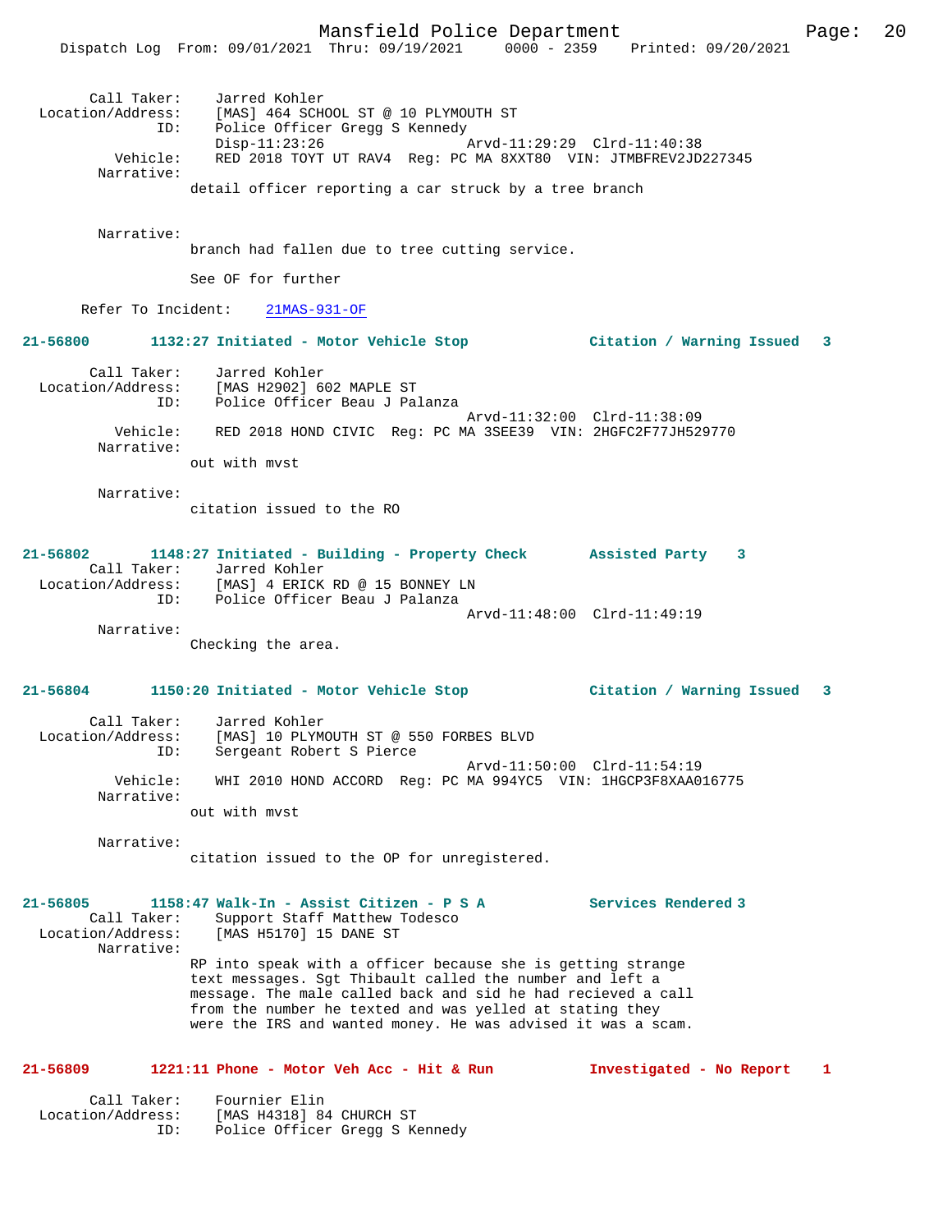Call Taker: Jarred Kohler
Location/Address: [MAS] 464 SCHOOL ST @ 10 PLYMOUTH ST
ID: Police Officer Gregg S Kennedy
Disp-11:23:26 Arvd-11:29:29 Clrd-11:40:38
Vehicle: RED 2018 TOYT UT RAV4 Reg: PC MA 8XXT80 VIN: JTMBFREV2JD227345
Narrative:
detail officer reporting a car struck by a tree branch

Narrative:
branch had fallen due to tree cutting service.

See OF for further

Refer To Incident: 21MAS-931-OF

**21-56800 1132:27 Initiated - Motor Vehicle Stop Citation / Warning Issued 3**

Call Taker: Jarred Kohler
Location/Address: [MAS H2902] 602 MAPLE ST
ID: Police Officer Beau J Palanza
Arvd-11:32:00 Clrd-11:38:09
Vehicle: RED 2018 HOND CIVIC Reg: PC MA 3SEE39 VIN: 2HGFC2F77JH529770
Narrative:
out with mvst

Narrative:
citation issued to the RO

**21-56802 1148:27 Initiated - Building - Property Check Assisted Party 3**

Call Taker: Jarred Kohler
Location/Address: [MAS] 4 ERICK RD @ 15 BONNEY LN
ID: Police Officer Beau J Palanza
Arvd-11:48:00 Clrd-11:49:19
Narrative:
Checking the area.

**21-56804 1150:20 Initiated - Motor Vehicle Stop Citation / Warning Issued 3**

Call Taker: Jarred Kohler
Location/Address: [MAS] 10 PLYMOUTH ST @ 550 FORBES BLVD
ID: Sergeant Robert S Pierce
Arvd-11:50:00 Clrd-11:54:19
Vehicle: WHI 2010 HOND ACCORD Reg: PC MA 994YC5 VIN: 1HGCP3F8XAA016775
Narrative:
out with mvst

Narrative:
citation issued to the OP for unregistered.

**21-56805 1158:47 Walk-In - Assist Citizen - P S A Services Rendered 3**

Call Taker: Support Staff Matthew Todesco
Location/Address: [MAS H5170] 15 DANE ST
Narrative:
RP into speak with a officer because she is getting strange text messages. Sgt Thibault called the number and left a message. The male called back and sid he had recieved a call from the number he texted and was yelled at stating they were the IRS and wanted money. He was advised it was a scam.

**21-56809 1221:11 Phone - Motor Veh Acc - Hit & Run Investigated - No Report 1**

Call Taker: Fournier Elin
Location/Address: [MAS H4318] 84 CHURCH ST
ID: Police Officer Gregg S Kennedy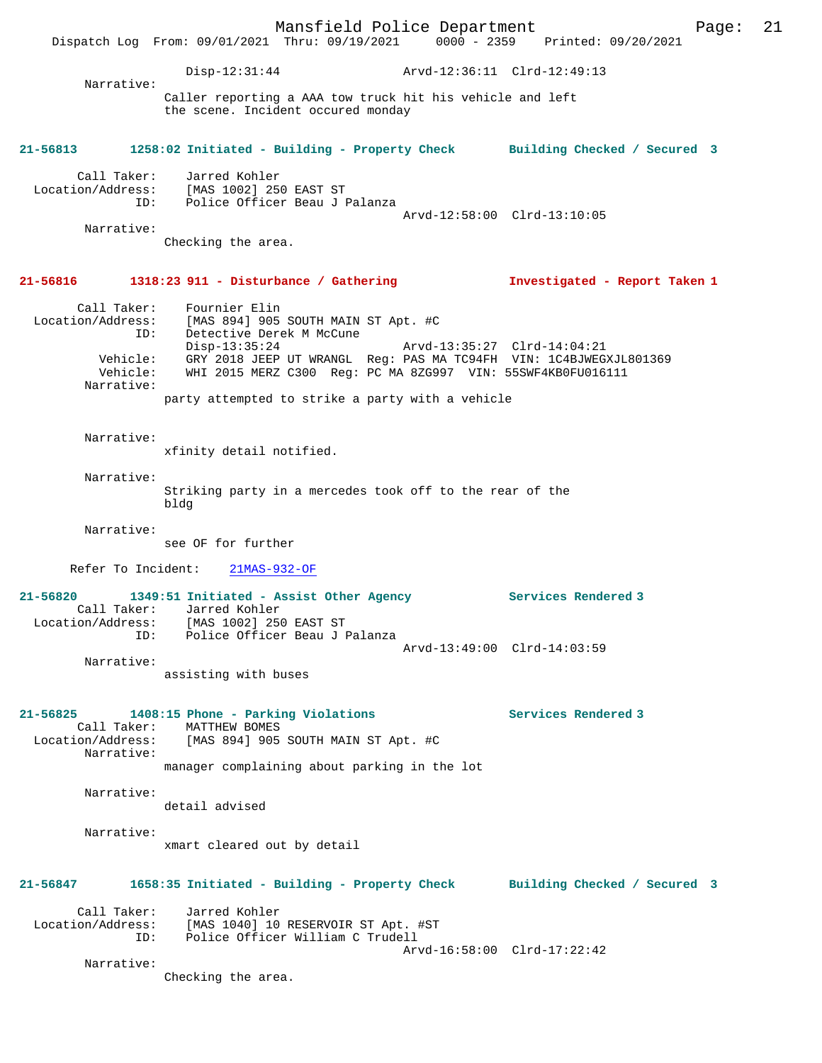Disp-12:31:44 Arvd-12:36:11 Clrd-12:49:13

Narrative:
Caller reporting a AAA tow truck hit his vehicle and left the scene. Incident occured monday

**21-56813 1258:02 Initiated - Building - Property Check Building Checked / Secured 3**

Call Taker: Jarred Kohler
Location/Address: [MAS 1002] 250 EAST ST
ID: Police Officer Beau J Palanza
Arvd-12:58:00 Clrd-13:10:05

Narrative:
Checking the area.

**21-56816 1318:23 911 - Disturbance / Gathering Investigated - Report Taken 1**

Call Taker: Fournier Elin
Location/Address: [MAS 894] 905 SOUTH MAIN ST Apt. #C
ID: Detective Derek M McCune
Disp-13:35:24 Arvd-13:35:27 Clrd-14:04:21
Vehicle: GRY 2018 JEEP UT WRANGL Reg: PAS MA TC94FH VIN: 1C4BJWEGXJL801369
Vehicle: WHI 2015 MERZ C300 Reg: PC MA 8ZG997 VIN: 55SWF4KB0FU016111

Narrative:
party attempted to strike a party with a vehicle

Narrative:
xfinity detail notified.

Narrative:
Striking party in a mercedes took off to the rear of the bldg

Narrative:
see OF for further

Refer To Incident: 21MAS-932-OF

**21-56820 1349:51 Initiated - Assist Other Agency Services Rendered 3**

Call Taker: Jarred Kohler
Location/Address: [MAS 1002] 250 EAST ST
ID: Police Officer Beau J Palanza
Arvd-13:49:00 Clrd-14:03:59

Narrative:
assisting with buses

**21-56825 1408:15 Phone - Parking Violations Services Rendered 3**

Call Taker: MATTHEW BOMES
Location/Address: [MAS 894] 905 SOUTH MAIN ST Apt. #C

Narrative:
manager complaining about parking in the lot

Narrative:
detail advised

Narrative:
xmart cleared out by detail

**21-56847 1658:35 Initiated - Building - Property Check Building Checked / Secured 3**

Call Taker: Jarred Kohler
Location/Address: [MAS 1040] 10 RESERVOIR ST Apt. #ST
ID: Police Officer William C Trudell
Arvd-16:58:00 Clrd-17:22:42

Narrative:
Checking the area.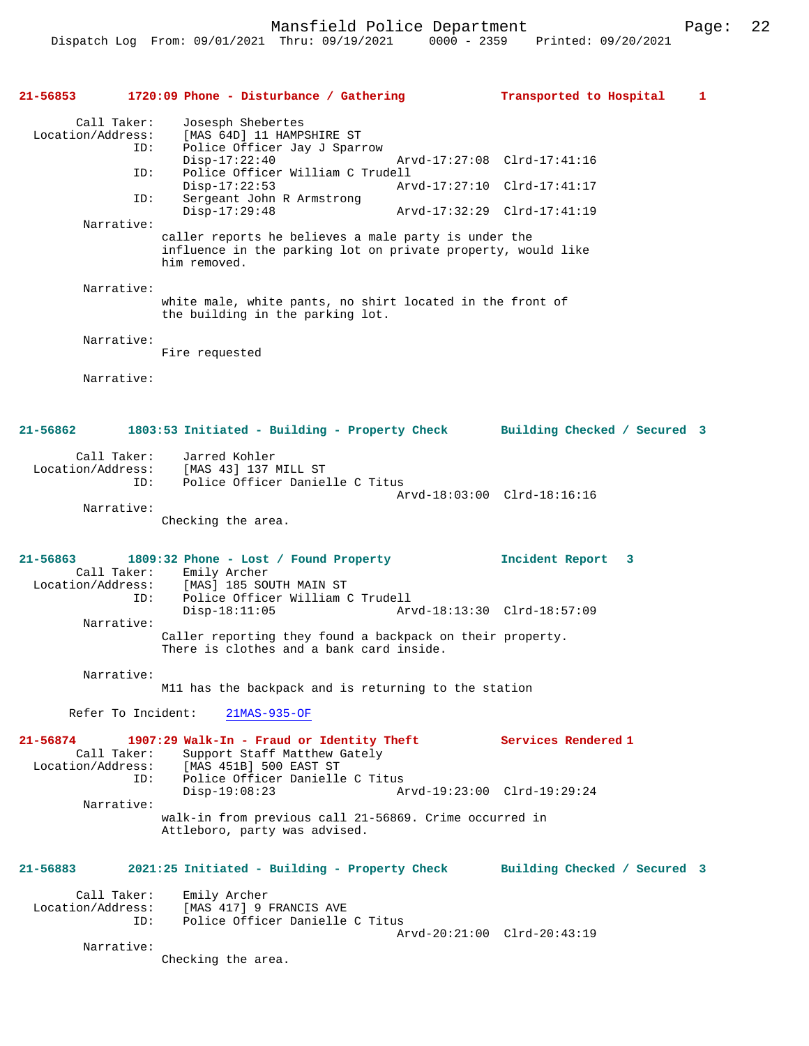**21-56853 1720:09 Phone - Disturbance / Gathering — Transported to Hospital 1**

Call Taker: Josesph Shebertes
Location/Address: [MAS 64D] 11 HAMPSHIRE ST
ID: Police Officer Jay J Sparrow
Disp-17:22:40 Arvd-17:27:08 Clrd-17:41:16
ID: Police Officer William C Trudell
Disp-17:22:53 Arvd-17:27:10 Clrd-17:41:17
ID: Sergeant John R Armstrong
Disp-17:29:48 Arvd-17:32:29 Clrd-17:41:19

Narrative:
caller reports he believes a male party is under the influence in the parking lot on private property, would like him removed.

Narrative:
white male, white pants, no shirt located in the front of the building in the parking lot.

Narrative:
Fire requested

Narrative:

**21-56862 1803:53 Initiated - Building - Property Check — Building Checked / Secured 3**

Call Taker: Jarred Kohler
Location/Address: [MAS 43] 137 MILL ST
ID: Police Officer Danielle C Titus
Arvd-18:03:00 Clrd-18:16:16

Narrative:
Checking the area.

**21-56863 1809:32 Phone - Lost / Found Property — Incident Report 3**

Call Taker: Emily Archer
Location/Address: [MAS] 185 SOUTH MAIN ST
ID: Police Officer William C Trudell
Disp-18:11:05 Arvd-18:13:30 Clrd-18:57:09

Narrative:
Caller reporting they found a backpack on their property. There is clothes and a bank card inside.

Narrative:
M11 has the backpack and is returning to the station

Refer To Incident: 21MAS-935-OF

**21-56874 1907:29 Walk-In - Fraud or Identity Theft — Services Rendered 1**

Call Taker: Support Staff Matthew Gately
Location/Address: [MAS 451B] 500 EAST ST
ID: Police Officer Danielle C Titus
Disp-19:08:23 Arvd-19:23:00 Clrd-19:29:24

Narrative:
walk-in from previous call 21-56869. Crime occurred in Attleboro, party was advised.

**21-56883 2021:25 Initiated - Building - Property Check — Building Checked / Secured 3**

Call Taker: Emily Archer
Location/Address: [MAS 417] 9 FRANCIS AVE
ID: Police Officer Danielle C Titus
Arvd-20:21:00 Clrd-20:43:19

Narrative:
Checking the area.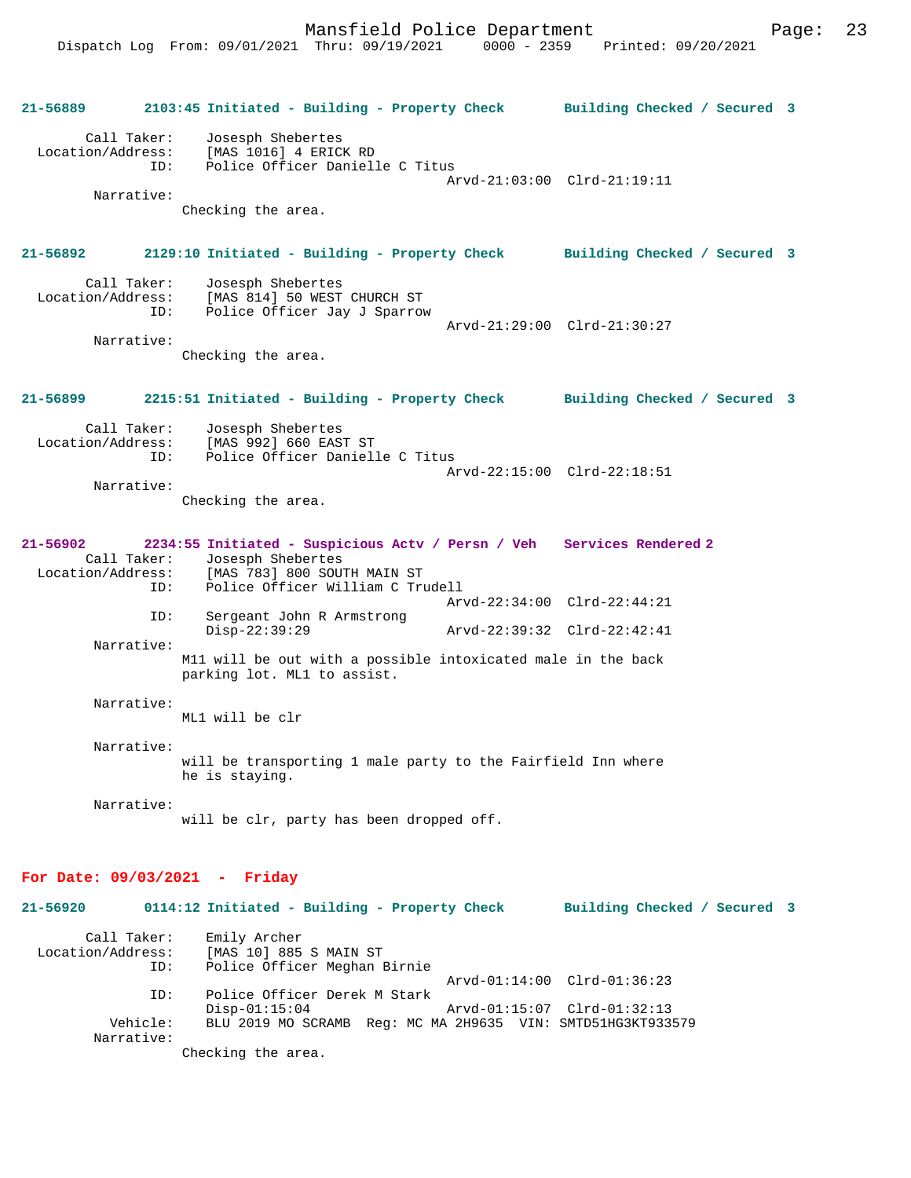**21-56889 2103:45 Initiated - Building - Property Check Building Checked / Secured 3**

Call Taker: Josesph Shebertes
Location/Address: [MAS 1016] 4 ERICK RD
ID: Police Officer Danielle C Titus
Arvd-21:03:00 Clrd-21:19:11
Narrative:
Checking the area.

**21-56892 2129:10 Initiated - Building - Property Check Building Checked / Secured 3**

Call Taker: Josesph Shebertes
Location/Address: [MAS 814] 50 WEST CHURCH ST
ID: Police Officer Jay J Sparrow
Arvd-21:29:00 Clrd-21:30:27
Narrative:
Checking the area.

**21-56899 2215:51 Initiated - Building - Property Check Building Checked / Secured 3**

Call Taker: Josesph Shebertes
Location/Address: [MAS 992] 660 EAST ST
ID: Police Officer Danielle C Titus
Arvd-22:15:00 Clrd-22:18:51
Narrative:
Checking the area.

**21-56902 2234:55 Initiated - Suspicious Actv / Persn / Veh Services Rendered 2**

Call Taker: Josesph Shebertes
Location/Address: [MAS 783] 800 SOUTH MAIN ST
ID: Police Officer William C Trudell
Arvd-22:34:00 Clrd-22:44:21
ID: Sergeant John R Armstrong
Disp-22:39:29 Arvd-22:39:32 Clrd-22:42:41
Narrative:
M11 will be out with a possible intoxicated male in the back parking lot. ML1 to assist.

Narrative:
ML1 will be clr

Narrative:
will be transporting 1 male party to the Fairfield Inn where he is staying.

Narrative:
will be clr, party has been dropped off.

## For Date: 09/03/2021 - Friday

**21-56920 0114:12 Initiated - Building - Property Check Building Checked / Secured 3**

Call Taker: Emily Archer
Location/Address: [MAS 10] 885 S MAIN ST
ID: Police Officer Meghan Birnie
Arvd-01:14:00 Clrd-01:36:23
ID: Police Officer Derek M Stark
Disp-01:15:04 Arvd-01:15:07 Clrd-01:32:13
Vehicle: BLU 2019 MO SCRAMB Reg: MC MA 2H9635 VIN: SMTD51HG3KT933579
Narrative:
Checking the area.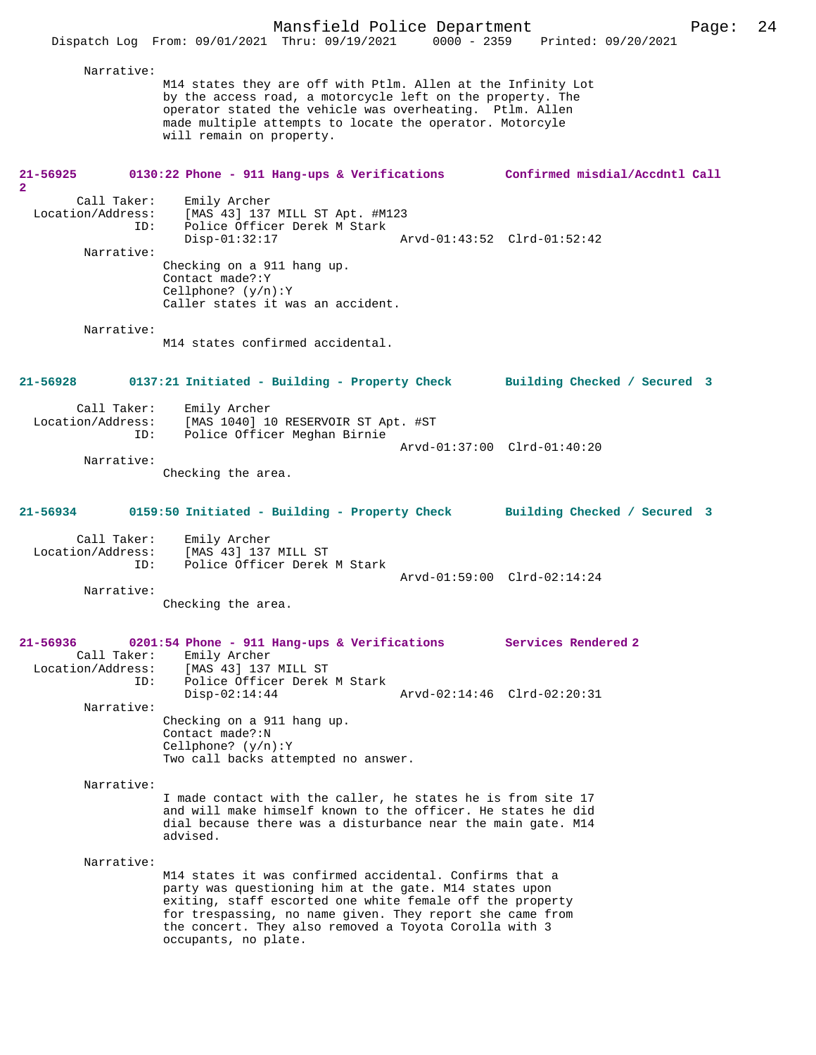Narrative:
M14 states they are off with Ptlm. Allen at the Infinity Lot by the access road, a motorcycle left on the property. The operator stated the vehicle was overheating. Ptlm. Allen made multiple attempts to locate the operator. Motorcyle will remain on property.

**21-56925 0130:22 Phone - 911 Hang-ups & Verifications Confirmed misdial/Accdntl Call 2**

Call Taker: Emily Archer
Location/Address: [MAS 43] 137 MILL ST Apt. #M123
ID: Police Officer Derek M Stark
Disp-01:32:17 Arvd-01:43:52 Clrd-01:52:42

Narrative:
Checking on a 911 hang up.
Contact made?:Y
Cellphone? (y/n):Y
Caller states it was an accident.

Narrative:
M14 states confirmed accidental.

**21-56928 0137:21 Initiated - Building - Property Check Building Checked / Secured 3**

Call Taker: Emily Archer
Location/Address: [MAS 1040] 10 RESERVOIR ST Apt. #ST
ID: Police Officer Meghan Birnie
Arvd-01:37:00 Clrd-01:40:20

Narrative:
Checking the area.

**21-56934 0159:50 Initiated - Building - Property Check Building Checked / Secured 3**

Call Taker: Emily Archer
Location/Address: [MAS 43] 137 MILL ST
ID: Police Officer Derek M Stark
Arvd-01:59:00 Clrd-02:14:24

Narrative:
Checking the area.

**21-56936 0201:54 Phone - 911 Hang-ups & Verifications Services Rendered 2**

Call Taker: Emily Archer
Location/Address: [MAS 43] 137 MILL ST
ID: Police Officer Derek M Stark
Disp-02:14:44 Arvd-02:14:46 Clrd-02:20:31

Narrative:
Checking on a 911 hang up.
Contact made?:N
Cellphone? (y/n):Y
Two call backs attempted no answer.

Narrative:
I made contact with the caller, he states he is from site 17 and will make himself known to the officer. He states he did dial because there was a disturbance near the main gate. M14 advised.

Narrative:
M14 states it was confirmed accidental. Confirms that a party was questioning him at the gate. M14 states upon exiting, staff escorted one white female off the property for trespassing, no name given. They report she came from the concert. They also removed a Toyota Corolla with 3 occupants, no plate.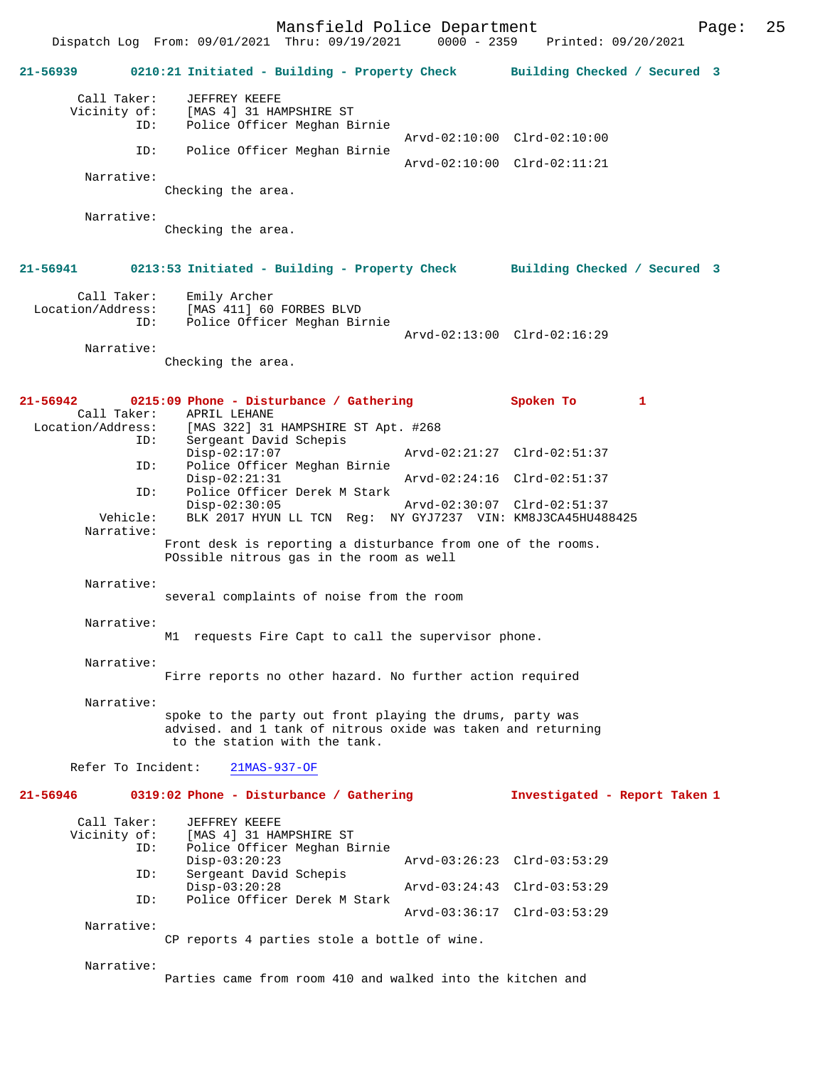**21-56939** 0210:21 Initiated - Building - Property Check Building Checked / Secured 3

```
        Call Taker:    JEFFREY KEEFE
       Vicinity of:    [MAS 4] 31 HAMPSHIRE ST
                ID:    Police Officer Meghan Birnie
                                               Arvd-02:10:00  Clrd-02:10:00
                ID:    Police Officer Meghan Birnie
                                               Arvd-02:10:00  Clrd-02:11:21
         Narrative:
                     Checking the area.

         Narrative:
                     Checking the area.
```

**21-56941** 0213:53 Initiated - Building - Property Check Building Checked / Secured 3

```
        Call Taker:    Emily Archer
  Location/Address:    [MAS 411] 60 FORBES BLVD
                ID:    Police Officer Meghan Birnie
                                               Arvd-02:13:00  Clrd-02:16:29
         Narrative:
                     Checking the area.
```

**21-56942** 0215:09 Phone - Disturbance / Gathering Spoken To 1

```
        Call Taker:    APRIL LEHANE
  Location/Address:    [MAS 322] 31 HAMPSHIRE ST Apt. #268
                ID:    Sergeant David Schepis
                       Disp-02:17:07           Arvd-02:21:27  Clrd-02:51:37
                ID:    Police Officer Meghan Birnie
                       Disp-02:21:31           Arvd-02:24:16  Clrd-02:51:37
                ID:    Police Officer Derek M Stark
                       Disp-02:30:05           Arvd-02:30:07  Clrd-02:51:37
           Vehicle:    BLK 2017 HYUN LL TCN  Reg:  NY GYJ7237  VIN: KM8J3CA45HU488425
         Narrative:
                     Front desk is reporting a disturbance from one of the rooms.
                     POssible nitrous gas in the room as well

         Narrative:
                     several complaints of noise from the room

         Narrative:
                     M1  requests Fire Capt to call the supervisor phone.

         Narrative:
                     Firre reports no other hazard. No further action required

         Narrative:
                     spoke to the party out front playing the drums, party was
                     advised. and 1 tank of nitrous oxide was taken and returning
                      to the station with the tank.

      Refer To Incident:    21MAS-937-OF
```

**21-56946** 0319:02 Phone - Disturbance / Gathering Investigated - Report Taken 1

```
        Call Taker:    JEFFREY KEEFE
       Vicinity of:    [MAS 4] 31 HAMPSHIRE ST
                ID:    Police Officer Meghan Birnie
                       Disp-03:20:23           Arvd-03:26:23  Clrd-03:53:29
                ID:    Sergeant David Schepis
                       Disp-03:20:28           Arvd-03:24:43  Clrd-03:53:29
                ID:    Police Officer Derek M Stark
                                               Arvd-03:36:17  Clrd-03:53:29
         Narrative:
                     CP reports 4 parties stole a bottle of wine.

         Narrative:
                     Parties came from room 410 and walked into the kitchen and
```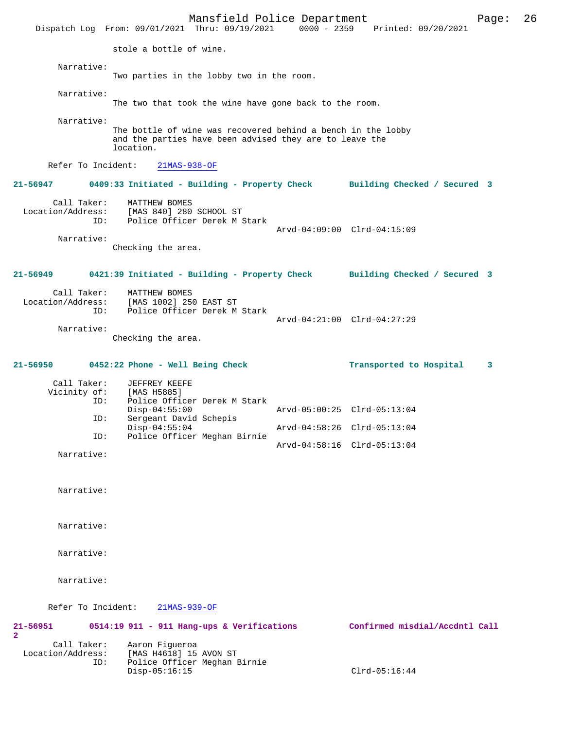stole a bottle of wine.

Narrative:
Two parties in the lobby two in the room.

Narrative:
The two that took the wine have gone back to the room.

Narrative:
The bottle of wine was recovered behind a bench in the lobby and the parties have been advised they are to leave the location.

Refer To Incident: 21MAS-938-OF

**21-56947 0409:33 Initiated - Building - Property Check Building Checked / Secured 3**

Call Taker: MATTHEW BOMES
Location/Address: [MAS 840] 280 SCHOOL ST
ID: Police Officer Derek M Stark
Arvd-04:09:00 Clrd-04:15:09

Narrative:
Checking the area.

**21-56949 0421:39 Initiated - Building - Property Check Building Checked / Secured 3**

Call Taker: MATTHEW BOMES
Location/Address: [MAS 1002] 250 EAST ST
ID: Police Officer Derek M Stark
Arvd-04:21:00 Clrd-04:27:29

Narrative:
Checking the area.

**21-56950 0452:22 Phone - Well Being Check Transported to Hospital 3**

Call Taker: JEFFREY KEEFE
Vicinity of: [MAS H5885]
ID: Police Officer Derek M Stark
Disp-04:55:00 Arvd-05:00:25 Clrd-05:13:04
ID: Sergeant David Schepis
Disp-04:55:04 Arvd-04:58:26 Clrd-05:13:04
ID: Police Officer Meghan Birnie
Arvd-04:58:16 Clrd-05:13:04

Narrative:

Narrative:

Narrative:

Narrative:

Narrative:

Refer To Incident: 21MAS-939-OF

**21-56951 0514:19 911 - 911 Hang-ups & Verifications Confirmed misdial/Accdntl Call 2**

Call Taker: Aaron Figueroa
Location/Address: [MAS H4618] 15 AVON ST
ID: Police Officer Meghan Birnie
Disp-05:16:15 Clrd-05:16:44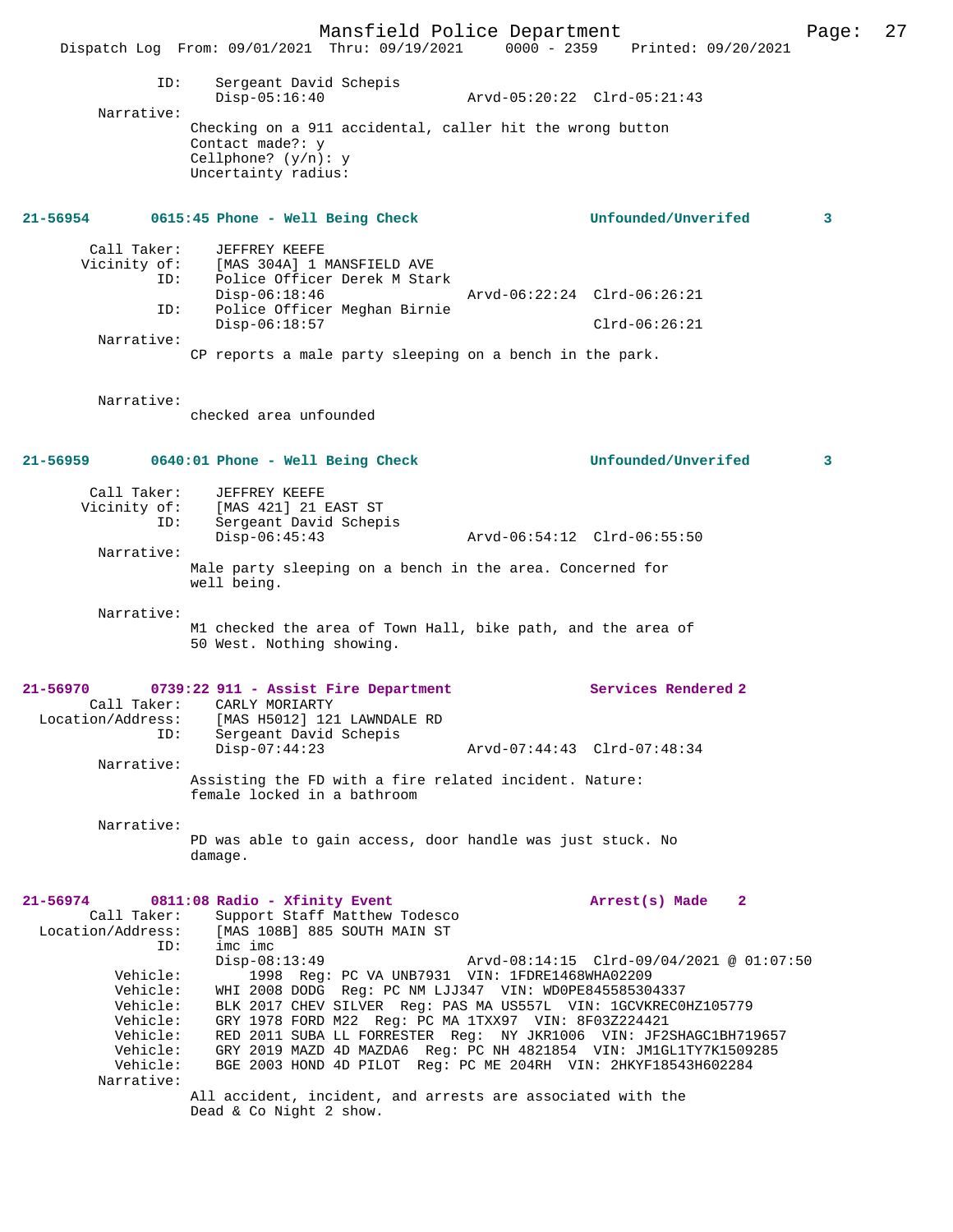```
            ID:      Sergeant David Schepis
                     Disp-05:16:40                  Arvd-05:20:22  Clrd-05:21:43
     Narrative:
                   Checking on a 911 accidental, caller hit the wrong button
                   Contact made?: y
                   Cellphone? (y/n): y
                   Uncertainty radius:
```

**21-56954 0615:45 Phone - Well Being Check Unfounded/Unverifed 3**

```
    Call Taker:      JEFFREY KEEFE
   Vicinity of:      [MAS 304A] 1 MANSFIELD AVE
            ID:      Police Officer Derek M Stark
                     Disp-06:18:46                  Arvd-06:22:24  Clrd-06:26:21
            ID:      Police Officer Meghan Birnie
                     Disp-06:18:57                                 Clrd-06:26:21
     Narrative:
                   CP reports a male party sleeping on a bench in the park.

     Narrative:
                   checked area unfounded
```

**21-56959 0640:01 Phone - Well Being Check Unfounded/Unverifed 3**

```
    Call Taker:      JEFFREY KEEFE
   Vicinity of:      [MAS 421] 21 EAST ST
            ID:      Sergeant David Schepis
                     Disp-06:45:43                  Arvd-06:54:12  Clrd-06:55:50
     Narrative:
                   Male party sleeping on a bench in the area. Concerned for
                   well being.

     Narrative:
                   M1 checked the area of Town Hall, bike path, and the area of
                   50 West. Nothing showing.
```

**21-56970 0739:22 911 - Assist Fire Department Services Rendered 2**

```
    Call Taker:      CARLY MORIARTY
Location/Address:    [MAS H5012] 121 LAWNDALE RD
            ID:      Sergeant David Schepis
                     Disp-07:44:23                  Arvd-07:44:43  Clrd-07:48:34
     Narrative:
                   Assisting the FD with a fire related incident. Nature:
                   female locked in a bathroom

     Narrative:
                   PD was able to gain access, door handle was just stuck. No
                   damage.
```

**21-56974 0811:08 Radio - Xfinity Event Arrest(s) Made 2**

```
    Call Taker:      Support Staff Matthew Todesco
Location/Address:    [MAS 108B] 885 SOUTH MAIN ST
            ID:      imc imc
                     Disp-08:13:49                  Arvd-08:14:15  Clrd-09/04/2021 @ 01:07:50
       Vehicle:          1998  Reg: PC VA UNB7931  VIN: 1FDRE1468WHA02209
       Vehicle:      WHI 2008 DODG  Reg: PC NM LJJ347  VIN: WD0PE845585304337
       Vehicle:      BLK 2017 CHEV SILVER  Reg: PAS MA US557L  VIN: 1GCVKREC0HZ105779
       Vehicle:      GRY 1978 FORD M22  Reg: PC MA 1TXX97  VIN: 8F03Z224421
       Vehicle:      RED 2011 SUBA LL FORRESTER  Reg:  NY JKR1006  VIN: JF2SHAGC1BH719657
       Vehicle:      GRY 2019 MAZD 4D MAZDA6  Reg: PC NH 4821854  VIN: JM1GL1TY7K1509285
       Vehicle:      BGE 2003 HOND 4D PILOT  Reg: PC ME 204RH  VIN: 2HKYF18543H602284
     Narrative:
                   All accident, incident, and arrests are associated with the
                   Dead & Co Night 2 show.
```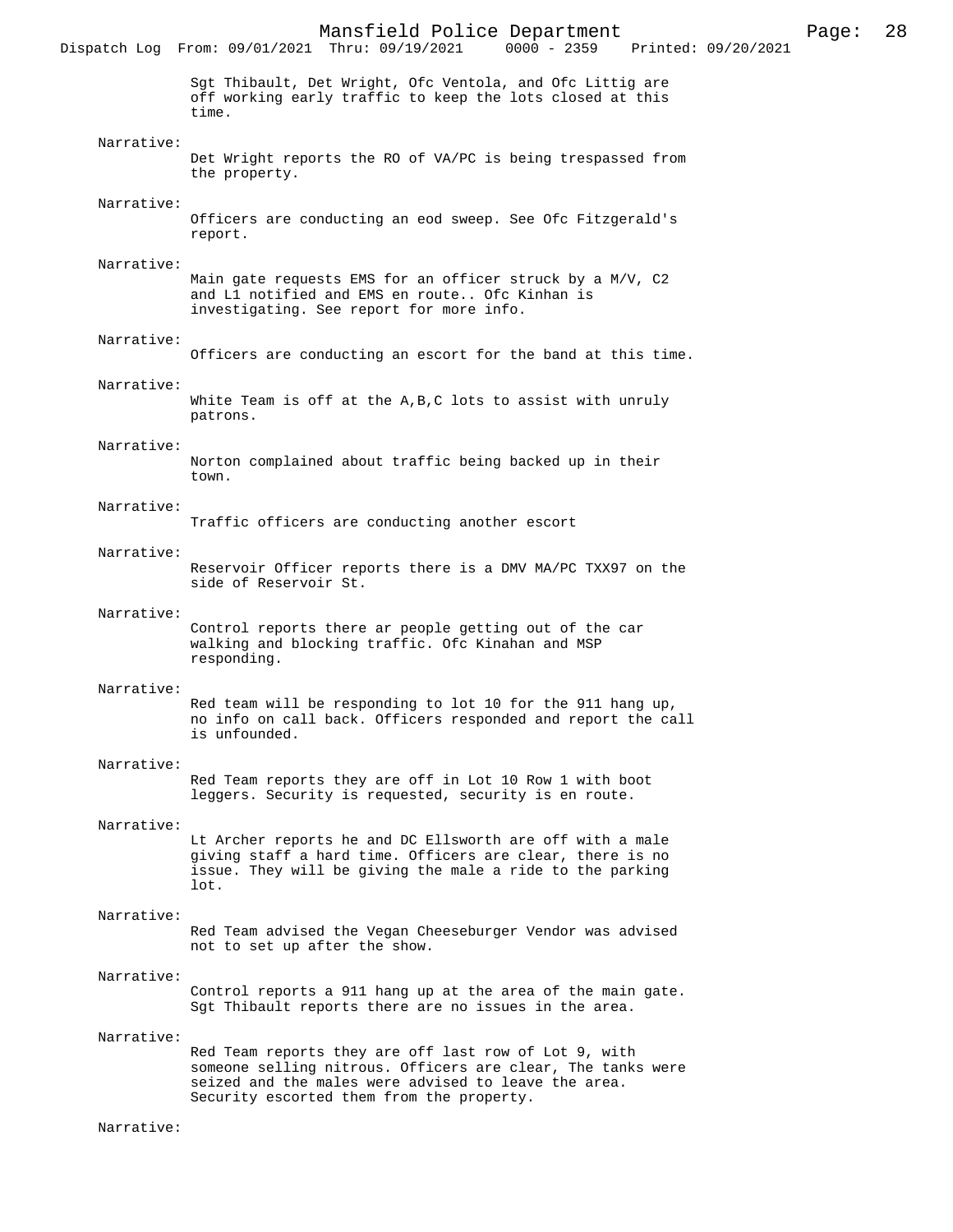Sgt Thibault, Det Wright, Ofc Ventola, and Ofc Littig are off working early traffic to keep the lots closed at this time.

Narrative:
Det Wright reports the RO of VA/PC is being trespassed from the property.

Narrative:
Officers are conducting an eod sweep. See Ofc Fitzgerald's report.

Narrative:
Main gate requests EMS for an officer struck by a M/V, C2 and L1 notified and EMS en route.. Ofc Kinhan is investigating. See report for more info.

Narrative:
Officers are conducting an escort for the band at this time.

Narrative:
White Team is off at the A,B,C lots to assist with unruly patrons.

Narrative:
Norton complained about traffic being backed up in their town.

Narrative:
Traffic officers are conducting another escort

Narrative:
Reservoir Officer reports there is a DMV MA/PC TXX97 on the side of Reservoir St.

Narrative:
Control reports there ar people getting out of the car walking and blocking traffic. Ofc Kinahan and MSP responding.

Narrative:
Red team will be responding to lot 10 for the 911 hang up, no info on call back. Officers responded and report the call is unfounded.

Narrative:
Red Team reports they are off in Lot 10 Row 1 with boot leggers. Security is requested, security is en route.

Narrative:
Lt Archer reports he and DC Ellsworth are off with a male giving staff a hard time. Officers are clear, there is no issue. They will be giving the male a ride to the parking lot.

Narrative:
Red Team advised the Vegan Cheeseburger Vendor was advised not to set up after the show.

Narrative:
Control reports a 911 hang up at the area of the main gate. Sgt Thibault reports there are no issues in the area.

Narrative:
Red Team reports they are off last row of Lot 9, with someone selling nitrous. Officers are clear, The tanks were seized and the males were advised to leave the area. Security escorted them from the property.

Narrative: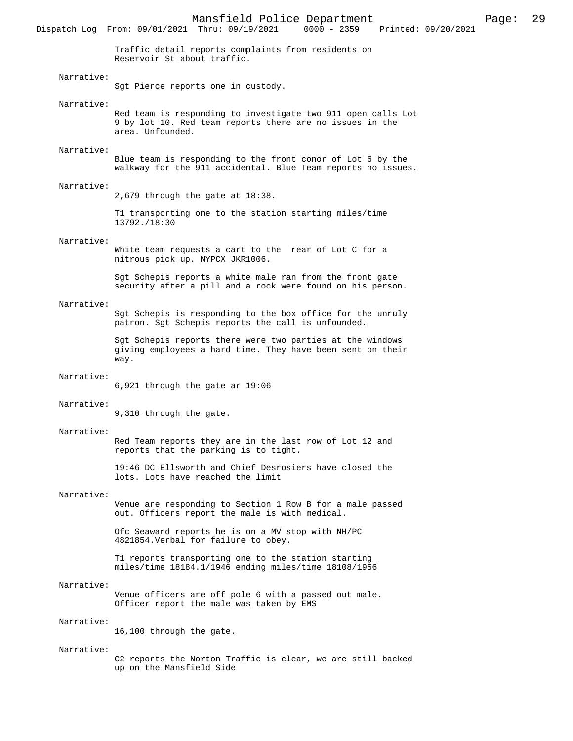Traffic detail reports complaints from residents on Reservoir St about traffic.

Narrative:
Sgt Pierce reports one in custody.

Narrative:
Red team is responding to investigate two 911 open calls Lot 9 by lot 10. Red team reports there are no issues in the area. Unfounded.

Narrative:
Blue team is responding to the front conor of Lot 6 by the walkway for the 911 accidental. Blue Team reports no issues.

Narrative:
2,679 through the gate at 18:38.

T1 transporting one to the station starting miles/time 13792./18:30

Narrative:
White team requests a cart to the rear of Lot C for a nitrous pick up. NYPCX JKR1006.

Sgt Schepis reports a white male ran from the front gate security after a pill and a rock were found on his person.

Narrative:
Sgt Schepis is responding to the box office for the unruly patron. Sgt Schepis reports the call is unfounded.

Sgt Schepis reports there were two parties at the windows giving employees a hard time. They have been sent on their way.

Narrative:
6,921 through the gate ar 19:06

Narrative:
9,310 through the gate.

Narrative:
Red Team reports they are in the last row of Lot 12 and reports that the parking is to tight.

19:46 DC Ellsworth and Chief Desrosiers have closed the lots. Lots have reached the limit

Narrative:
Venue are responding to Section 1 Row B for a male passed out. Officers report the male is with medical.

Ofc Seaward reports he is on a MV stop with NH/PC 4821854.Verbal for failure to obey.

T1 reports transporting one to the station starting miles/time 18184.1/1946 ending miles/time 18108/1956

Narrative:
Venue officers are off pole 6 with a passed out male. Officer report the male was taken by EMS

Narrative:
16,100 through the gate.

Narrative:
C2 reports the Norton Traffic is clear, we are still backed up on the Mansfield Side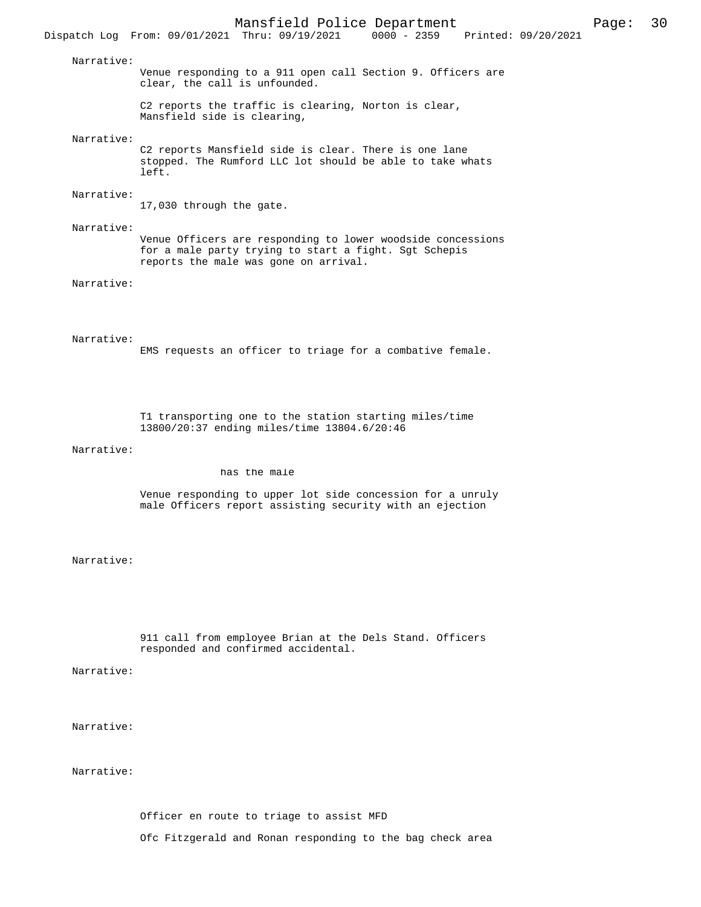Narrative:

Venue responding to a 911 open call Section 9. Officers are clear, the call is unfounded.

C2 reports the traffic is clearing, Norton is clear, Mansfield side is clearing,

Narrative:

C2 reports Mansfield side is clear. There is one lane stopped. The Rumford LLC lot should be able to take whats left.

Narrative:

17,030 through the gate.

Narrative:

Venue Officers are responding to lower woodside concessions for a male party trying to start a fight. Sgt Schepis reports the male was gone on arrival.

Narrative:

Narrative:

EMS requests an officer to triage for a combative female.

T1 transporting one to the station starting miles/time 13800/20:37 ending miles/time 13804.6/20:46

Narrative:

has the male

Venue responding to upper lot side concession for a unruly male Officers report assisting security with an ejection

Narrative:

911 call from employee Brian at the Dels Stand. Officers responded and confirmed accidental.

Narrative:

Narrative:

Narrative:

Officer en route to triage to assist MFD

Ofc Fitzgerald and Ronan responding to the bag check area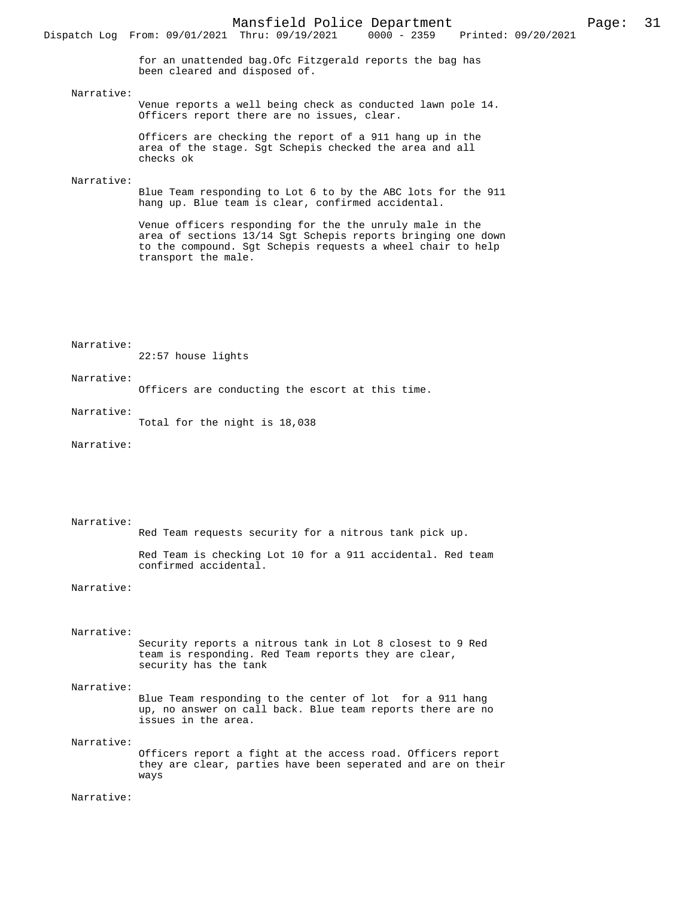for an unattended bag.Ofc Fitzgerald reports the bag has been cleared and disposed of.

Narrative:

Venue reports a well being check as conducted lawn pole 14. Officers report there are no issues, clear.

Officers are checking the report of a 911 hang up in the area of the stage. Sgt Schepis checked the area and all checks ok

Narrative:

Blue Team responding to Lot 6 to by the ABC lots for the 911 hang up. Blue team is clear, confirmed accidental.

Venue officers responding for the the unruly male in the area of sections 13/14 Sgt Schepis reports bringing one down to the compound. Sgt Schepis requests a wheel chair to help transport the male.

Narrative:

22:57 house lights

Narrative:

Officers are conducting the escort at this time.

Narrative:

Total for the night is 18,038

Narrative:

Narrative:

Red Team requests security for a nitrous tank pick up.

Red Team is checking Lot 10 for a 911 accidental. Red team confirmed accidental.

Narrative:

Narrative:

Security reports a nitrous tank in Lot 8 closest to 9 Red team is responding. Red Team reports they are clear, security has the tank

Narrative:

Blue Team responding to the center of lot for a 911 hang up, no answer on call back. Blue team reports there are no issues in the area.

Narrative:

Officers report a fight at the access road. Officers report they are clear, parties have been seperated and are on their ways

Narrative: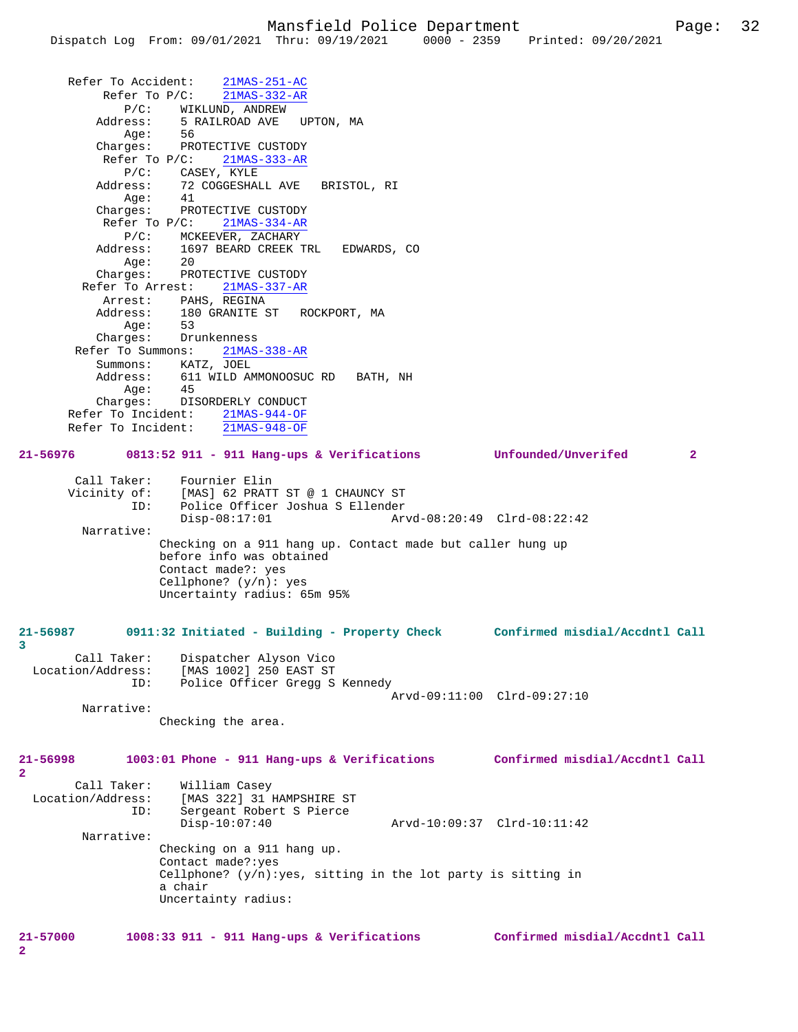```
      Refer To Accident:    21MAS-251-AC
           Refer To P/C:    21MAS-332-AR
              P/C:    WIKLUND, ANDREW
          Address:    5 RAILROAD AVE   UPTON, MA
              Age:    56
          Charges:    PROTECTIVE CUSTODY
           Refer To P/C:    21MAS-333-AR
              P/C:    CASEY, KYLE
          Address:    72 COGGESHALL AVE   BRISTOL, RI
              Age:    41
          Charges:    PROTECTIVE CUSTODY
           Refer To P/C:    21MAS-334-AR
              P/C:    MCKEEVER, ZACHARY
          Address:    1697 BEARD CREEK TRL   EDWARDS, CO
              Age:    20
          Charges:    PROTECTIVE CUSTODY
        Refer To Arrest:    21MAS-337-AR
           Arrest:    PAHS, REGINA
          Address:    180 GRANITE ST   ROCKPORT, MA
              Age:    53
          Charges:    Drunkenness
       Refer To Summons:    21MAS-338-AR
          Summons:    KATZ, JOEL
          Address:    611 WILD AMMONOOSUC RD   BATH, NH
              Age:    45
          Charges:    DISORDERLY CONDUCT
      Refer To Incident:    21MAS-944-OF
      Refer To Incident:    21MAS-948-OF

21-56976       0813:52 911 - 911 Hang-ups & Verifications          Unfounded/Unverifed        2

       Call Taker:    Fournier Elin
      Vicinity of:    [MAS] 62 PRATT ST @ 1 CHAUNCY ST
               ID:    Police Officer Joshua S Ellender
                      Disp-08:17:01                 Arvd-08:20:49  Clrd-08:22:42
        Narrative:
                    Checking on a 911 hang up. Contact made but caller hung up
                    before info was obtained
                    Contact made?: yes
                    Cellphone? (y/n): yes
                    Uncertainty radius: 65m 95%

21-56987       0911:32 Initiated - Building - Property Check       Confirmed misdial/Accdntl Call
3
       Call Taker:    Dispatcher Alyson Vico
 Location/Address:    [MAS 1002] 250 EAST ST
               ID:    Police Officer Gregg S Kennedy
                                                    Arvd-09:11:00  Clrd-09:27:10
        Narrative:
                    Checking the area.

21-56998       1003:01 Phone - 911 Hang-ups & Verifications        Confirmed misdial/Accdntl Call
2
       Call Taker:    William Casey
 Location/Address:    [MAS 322] 31 HAMPSHIRE ST
               ID:    Sergeant Robert S Pierce
                      Disp-10:07:40                 Arvd-10:09:37  Clrd-10:11:42
        Narrative:
                    Checking on a 911 hang up.
                    Contact made?:yes
                    Cellphone? (y/n):yes, sitting in the lot party is sitting in
                    a chair
                    Uncertainty radius:

21-57000       1008:33 911 - 911 Hang-ups & Verifications          Confirmed misdial/Accdntl Call
2
```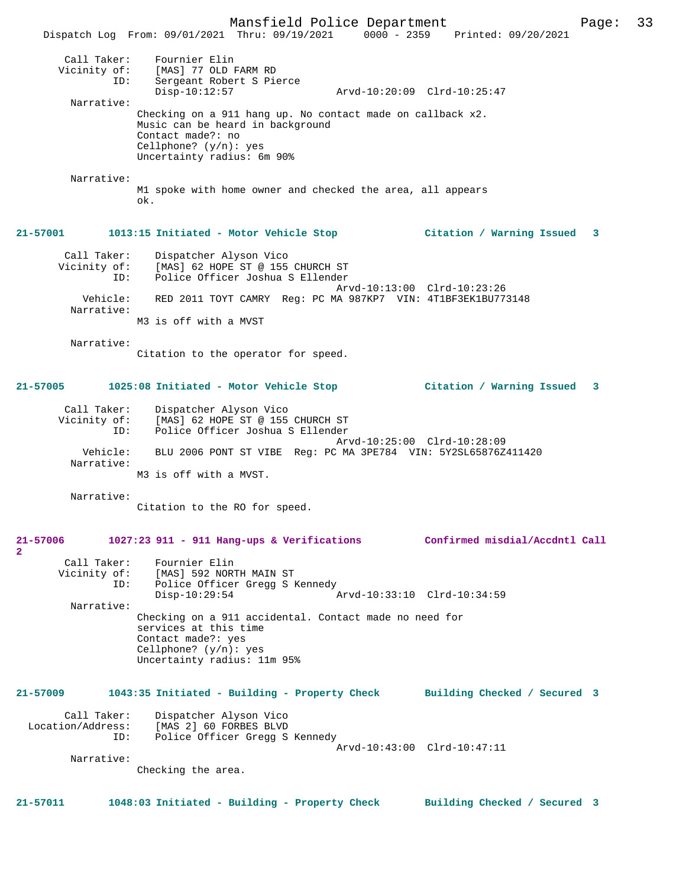Call Taker: Fournier Elin
Vicinity of: [MAS] 77 OLD FARM RD
ID: Sergeant Robert S Pierce
Disp-10:12:57 Arvd-10:20:09 Clrd-10:25:47

Narrative:
Checking on a 911 hang up. No contact made on callback x2.
Music can be heard in background
Contact made?: no
Cellphone? (y/n): yes
Uncertainty radius: 6m 90%

Narrative:
M1 spoke with home owner and checked the area, all appears ok.

**21-57001 1013:15 Initiated - Motor Vehicle Stop Citation / Warning Issued 3**

Call Taker: Dispatcher Alyson Vico
Vicinity of: [MAS] 62 HOPE ST @ 155 CHURCH ST
ID: Police Officer Joshua S Ellender
Arvd-10:13:00 Clrd-10:23:26
Vehicle: RED 2011 TOYT CAMRY Reg: PC MA 987KP7 VIN: 4T1BF3EK1BU773148

Narrative:
M3 is off with a MVST

Narrative:
Citation to the operator for speed.

**21-57005 1025:08 Initiated - Motor Vehicle Stop Citation / Warning Issued 3**

Call Taker: Dispatcher Alyson Vico
Vicinity of: [MAS] 62 HOPE ST @ 155 CHURCH ST
ID: Police Officer Joshua S Ellender
Arvd-10:25:00 Clrd-10:28:09
Vehicle: BLU 2006 PONT ST VIBE Reg: PC MA 3PE784 VIN: 5Y2SL65876Z411420

Narrative:
M3 is off with a MVST.

Narrative:
Citation to the RO for speed.

**21-57006 1027:23 911 - 911 Hang-ups & Verifications Confirmed misdial/Accdntl Call 2**

Call Taker: Fournier Elin
Vicinity of: [MAS] 592 NORTH MAIN ST
ID: Police Officer Gregg S Kennedy
Disp-10:29:54 Arvd-10:33:10 Clrd-10:34:59

Narrative:
Checking on a 911 accidental. Contact made no need for services at this time
Contact made?: yes
Cellphone? (y/n): yes
Uncertainty radius: 11m 95%

**21-57009 1043:35 Initiated - Building - Property Check Building Checked / Secured 3**

Call Taker: Dispatcher Alyson Vico
Location/Address: [MAS 2] 60 FORBES BLVD
ID: Police Officer Gregg S Kennedy
Arvd-10:43:00 Clrd-10:47:11

Narrative:
Checking the area.

**21-57011 1048:03 Initiated - Building - Property Check Building Checked / Secured 3**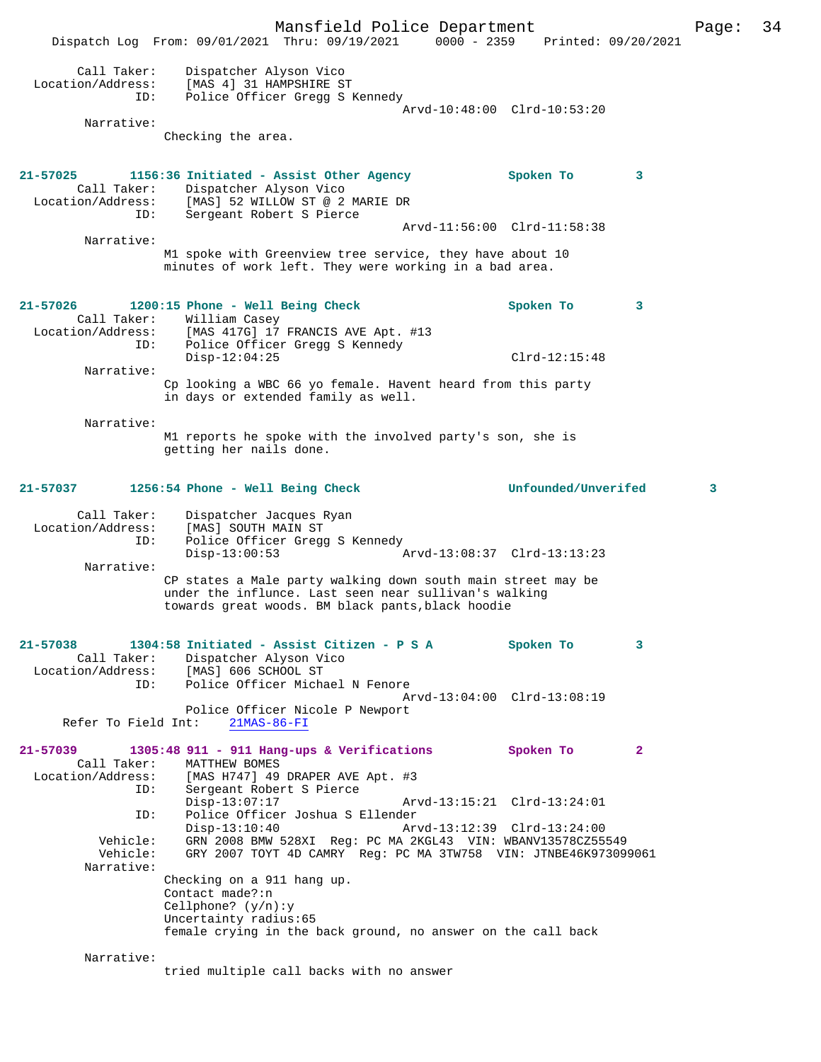Call Taker: Dispatcher Alyson Vico
Location/Address: [MAS 4] 31 HAMPSHIRE ST
ID: Police Officer Gregg S Kennedy
Arvd-10:48:00 Clrd-10:53:20

Narrative:
Checking the area.

**21-57025 1156:36 Initiated - Assist Other Agency** Spoken To 3

Call Taker: Dispatcher Alyson Vico
Location/Address: [MAS] 52 WILLOW ST @ 2 MARIE DR
ID: Sergeant Robert S Pierce
Arvd-11:56:00 Clrd-11:58:38

Narrative:
M1 spoke with Greenview tree service, they have about 10 minutes of work left. They were working in a bad area.

**21-57026 1200:15 Phone - Well Being Check** Spoken To 3

Call Taker: William Casey
Location/Address: [MAS 417G] 17 FRANCIS AVE Apt. #13
ID: Police Officer Gregg S Kennedy
Disp-12:04:25 Clrd-12:15:48

Narrative:
Cp looking a WBC 66 yo female. Havent heard from this party in days or extended family as well.

Narrative:
M1 reports he spoke with the involved party's son, she is getting her nails done.

**21-57037 1256:54 Phone - Well Being Check** Unfounded/Unverifed 3

Call Taker: Dispatcher Jacques Ryan
Location/Address: [MAS] SOUTH MAIN ST
ID: Police Officer Gregg S Kennedy
Disp-13:00:53 Arvd-13:08:37 Clrd-13:13:23

Narrative:
CP states a Male party walking down south main street may be under the influnce. Last seen near sullivan's walking towards great woods. BM black pants,black hoodie

**21-57038 1304:58 Initiated - Assist Citizen - P S A** Spoken To 3

Call Taker: Dispatcher Alyson Vico
Location/Address: [MAS] 606 SCHOOL ST
ID: Police Officer Michael N Fenore
Arvd-13:04:00 Clrd-13:08:19
Police Officer Nicole P Newport
Refer To Field Int: 21MAS-86-FI

**21-57039 1305:48 911 - 911 Hang-ups & Verifications** Spoken To 2

Call Taker: MATTHEW BOMES
Location/Address: [MAS H747] 49 DRAPER AVE Apt. #3
ID: Sergeant Robert S Pierce
Disp-13:07:17 Arvd-13:15:21 Clrd-13:24:01
ID: Police Officer Joshua S Ellender
Disp-13:10:40 Arvd-13:12:39 Clrd-13:24:00
Vehicle: GRN 2008 BMW 528XI Reg: PC MA 2KGL43 VIN: WBANV13578CZ55549
Vehicle: GRY 2007 TOYT 4D CAMRY Reg: PC MA 3TW758 VIN: JTNBE46K973099061

Narrative:
Checking on a 911 hang up.
Contact made?:n
Cellphone? (y/n):y
Uncertainty radius:65
female crying in the back ground, no answer on the call back

Narrative:
tried multiple call backs with no answer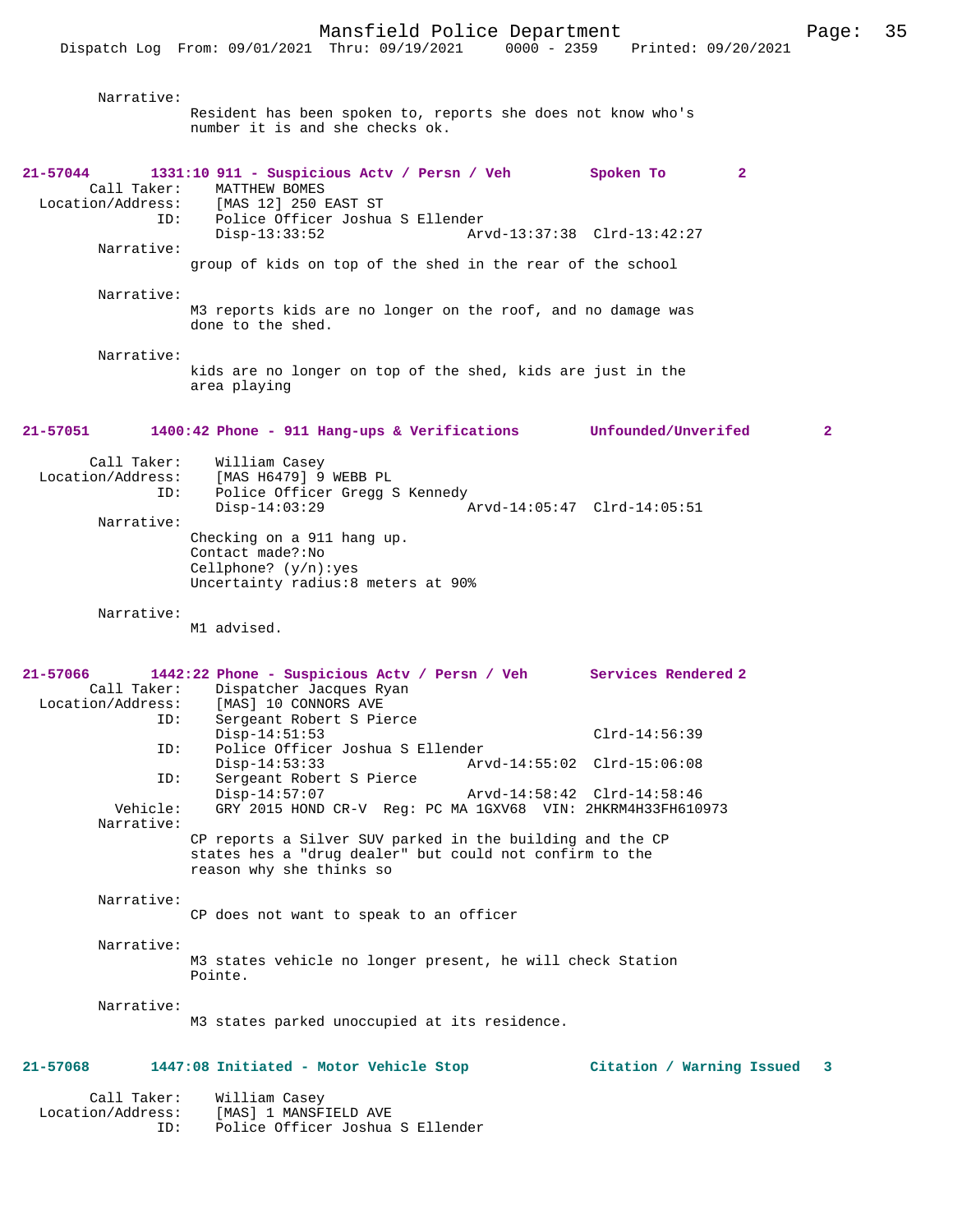Narrative:
Resident has been spoken to, reports she does not know who's number it is and she checks ok.

**21-57044 1331:10 911 - Suspicious Actv / Persn / Veh Spoken To 2**

Call Taker: MATTHEW BOMES
Location/Address: [MAS 12] 250 EAST ST
ID: Police Officer Joshua S Ellender
Disp-13:33:52 Arvd-13:37:38 Clrd-13:42:27

Narrative:
group of kids on top of the shed in the rear of the school

Narrative:
M3 reports kids are no longer on the roof, and no damage was done to the shed.

Narrative:
kids are no longer on top of the shed, kids are just in the area playing

**21-57051 1400:42 Phone - 911 Hang-ups & Verifications Unfounded/Unverifed 2**

Call Taker: William Casey
Location/Address: [MAS H6479] 9 WEBB PL
ID: Police Officer Gregg S Kennedy
Disp-14:03:29 Arvd-14:05:47 Clrd-14:05:51

Narrative:
Checking on a 911 hang up.
Contact made?:No
Cellphone? (y/n):yes
Uncertainty radius:8 meters at 90%

Narrative:
M1 advised.

**21-57066 1442:22 Phone - Suspicious Actv / Persn / Veh Services Rendered 2**

Call Taker: Dispatcher Jacques Ryan
Location/Address: [MAS] 10 CONNORS AVE
ID: Sergeant Robert S Pierce
Disp-14:51:53 Clrd-14:56:39
ID: Police Officer Joshua S Ellender
Disp-14:53:33 Arvd-14:55:02 Clrd-15:06:08
ID: Sergeant Robert S Pierce
Disp-14:57:07 Arvd-14:58:42 Clrd-14:58:46
Vehicle: GRY 2015 HOND CR-V Reg: PC MA 1GXV68 VIN: 2HKRM4H33FH610973

Narrative:
CP reports a Silver SUV parked in the building and the CP states hes a "drug dealer" but could not confirm to the reason why she thinks so

Narrative:
CP does not want to speak to an officer

Narrative:
M3 states vehicle no longer present, he will check Station Pointe.

Narrative:
M3 states parked unoccupied at its residence.

**21-57068 1447:08 Initiated - Motor Vehicle Stop Citation / Warning Issued 3**

Call Taker: William Casey
Location/Address: [MAS] 1 MANSFIELD AVE
ID: Police Officer Joshua S Ellender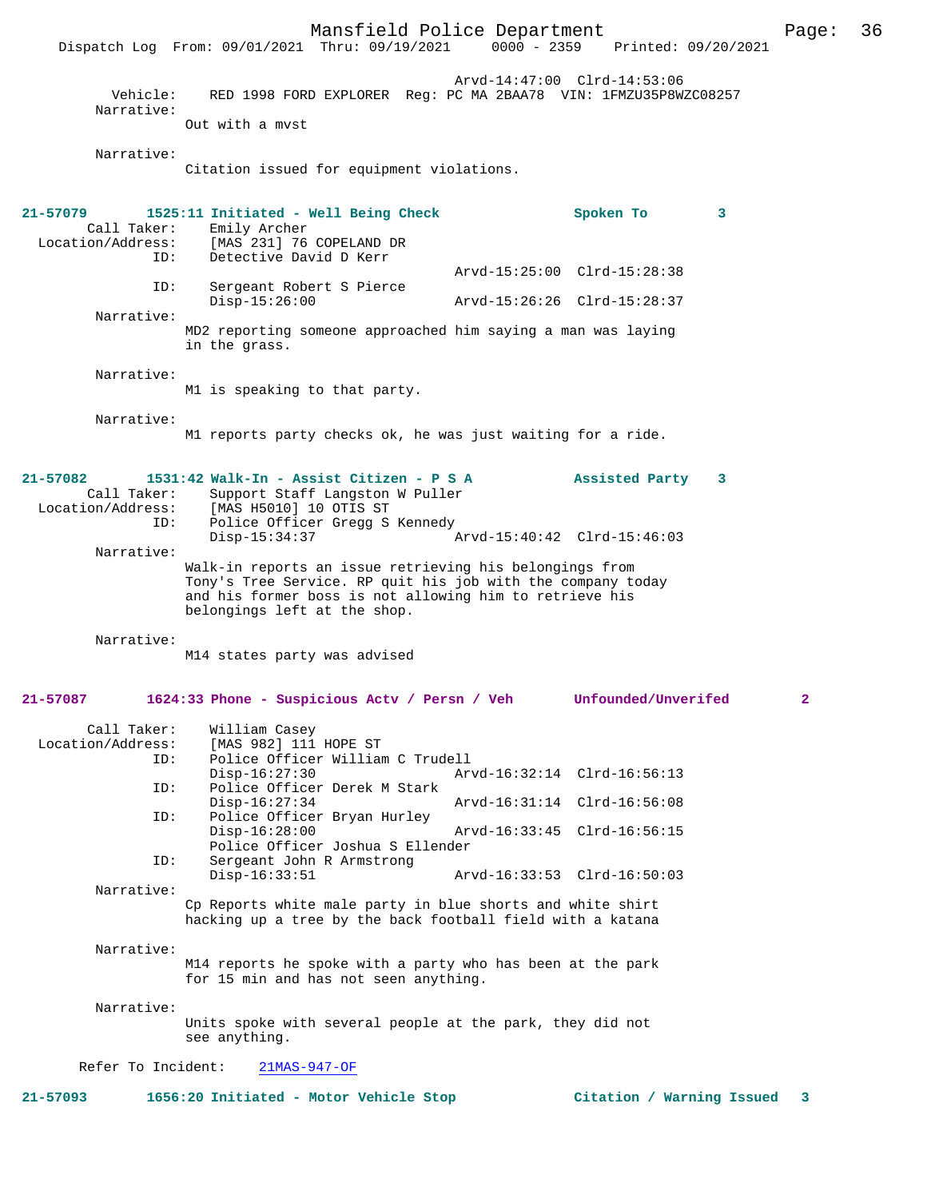Arvd-14:47:00 Clrd-14:53:06

Vehicle: RED 1998 FORD EXPLORER Reg: PC MA 2BAA78 VIN: 1FMZU35P8WZC08257

Narrative:
Out with a mvst

Narrative:
Citation issued for equipment violations.

**21-57079 1525:11 Initiated - Well Being Check Spoken To 3**

Call Taker: Emily Archer
Location/Address: [MAS 231] 76 COPELAND DR
ID: Detective David D Kerr
Arvd-15:25:00 Clrd-15:28:38
ID: Sergeant Robert S Pierce
Disp-15:26:00 Arvd-15:26:26 Clrd-15:28:37

Narrative:
MD2 reporting someone approached him saying a man was laying in the grass.

Narrative:
M1 is speaking to that party.

Narrative:
M1 reports party checks ok, he was just waiting for a ride.

**21-57082 1531:42 Walk-In - Assist Citizen - P S A Assisted Party 3**

Call Taker: Support Staff Langston W Puller
Location/Address: [MAS H5010] 10 OTIS ST
ID: Police Officer Gregg S Kennedy
Disp-15:34:37 Arvd-15:40:42 Clrd-15:46:03

Narrative:
Walk-in reports an issue retrieving his belongings from Tony's Tree Service. RP quit his job with the company today and his former boss is not allowing him to retrieve his belongings left at the shop.

Narrative:
M14 states party was advised

**21-57087 1624:33 Phone - Suspicious Actv / Persn / Veh Unfounded/Unverifed 2**

Call Taker: William Casey
Location/Address: [MAS 982] 111 HOPE ST
ID: Police Officer William C Trudell
Disp-16:27:30 Arvd-16:32:14 Clrd-16:56:13
ID: Police Officer Derek M Stark
Disp-16:27:34 Arvd-16:31:14 Clrd-16:56:08
ID: Police Officer Bryan Hurley
Disp-16:28:00 Arvd-16:33:45 Clrd-16:56:15
Police Officer Joshua S Ellender
ID: Sergeant John R Armstrong
Disp-16:33:51 Arvd-16:33:53 Clrd-16:50:03

Narrative:
Cp Reports white male party in blue shorts and white shirt hacking up a tree by the back football field with a katana

Narrative:
M14 reports he spoke with a party who has been at the park for 15 min and has not seen anything.

Narrative:
Units spoke with several people at the park, they did not see anything.

Refer To Incident: 21MAS-947-OF

**21-57093 1656:20 Initiated - Motor Vehicle Stop Citation / Warning Issued 3**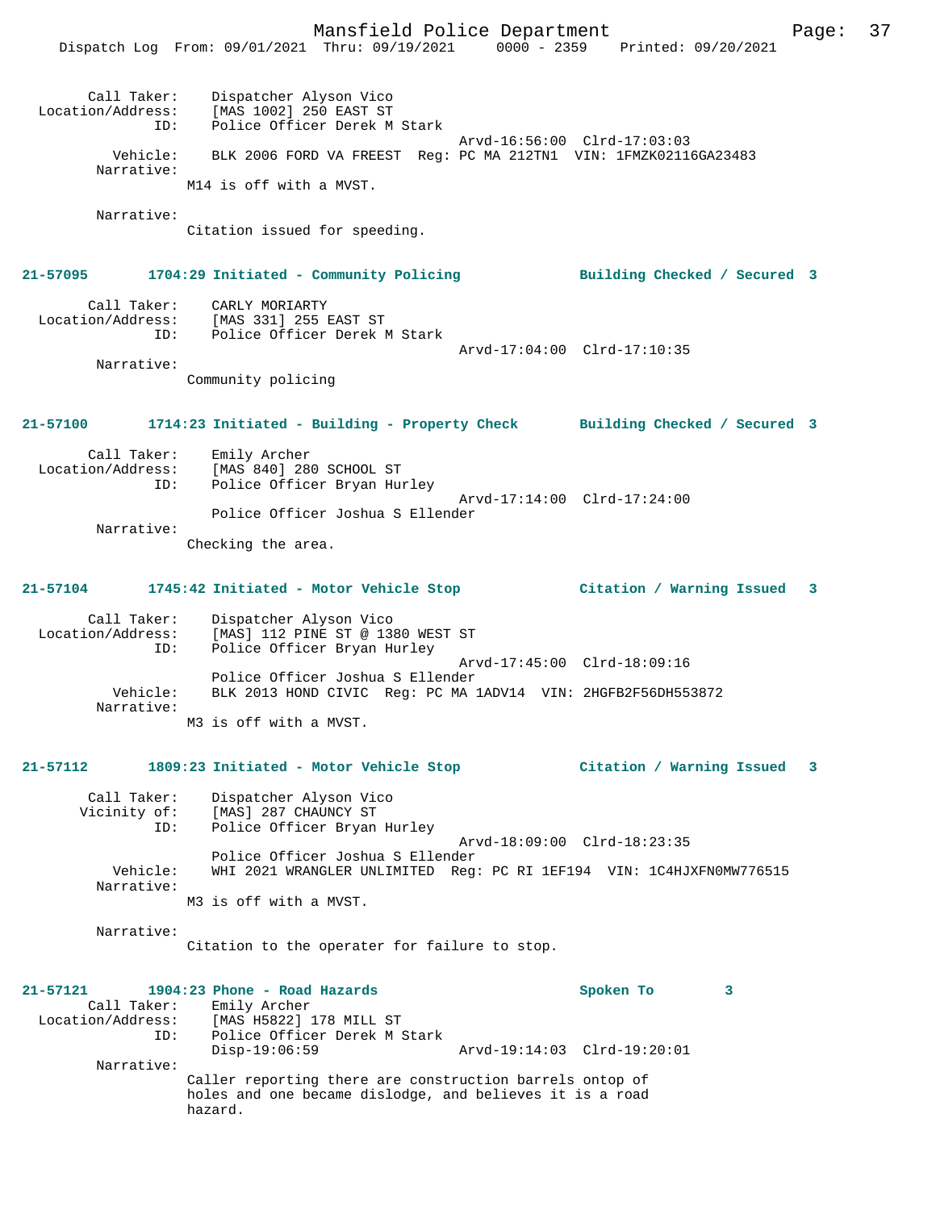Call Taker: Dispatcher Alyson Vico
Location/Address: [MAS 1002] 250 EAST ST
ID: Police Officer Derek M Stark
Arvd-16:56:00 Clrd-17:03:03
Vehicle: BLK 2006 FORD VA FREEST Reg: PC MA 212TN1 VIN: 1FMZK02116GA23483
Narrative:
M14 is off with a MVST.

Narrative:
Citation issued for speeding.

**21-57095 1704:29 Initiated - Community Policing — Building Checked / Secured 3**

Call Taker: CARLY MORIARTY
Location/Address: [MAS 331] 255 EAST ST
ID: Police Officer Derek M Stark
Arvd-17:04:00 Clrd-17:10:35
Narrative:
Community policing

**21-57100 1714:23 Initiated - Building - Property Check — Building Checked / Secured 3**

Call Taker: Emily Archer
Location/Address: [MAS 840] 280 SCHOOL ST
ID: Police Officer Bryan Hurley
Arvd-17:14:00 Clrd-17:24:00
Police Officer Joshua S Ellender
Narrative:
Checking the area.

**21-57104 1745:42 Initiated - Motor Vehicle Stop — Citation / Warning Issued 3**

Call Taker: Dispatcher Alyson Vico
Location/Address: [MAS] 112 PINE ST @ 1380 WEST ST
ID: Police Officer Bryan Hurley
Arvd-17:45:00 Clrd-18:09:16
Police Officer Joshua S Ellender
Vehicle: BLK 2013 HOND CIVIC Reg: PC MA 1ADV14 VIN: 2HGFB2F56DH553872
Narrative:
M3 is off with a MVST.

**21-57112 1809:23 Initiated - Motor Vehicle Stop — Citation / Warning Issued 3**

Call Taker: Dispatcher Alyson Vico
Vicinity of: [MAS] 287 CHAUNCY ST
ID: Police Officer Bryan Hurley
Arvd-18:09:00 Clrd-18:23:35
Police Officer Joshua S Ellender
Vehicle: WHI 2021 WRANGLER UNLIMITED Reg: PC RI 1EF194 VIN: 1C4HJXFN0MW776515
Narrative:
M3 is off with a MVST.

Narrative:
Citation to the operater for failure to stop.

**21-57121 1904:23 Phone - Road Hazards — Spoken To 3**

Call Taker: Emily Archer
Location/Address: [MAS H5822] 178 MILL ST
ID: Police Officer Derek M Stark
Disp-19:06:59 Arvd-19:14:03 Clrd-19:20:01
Narrative:
Caller reporting there are construction barrels ontop of holes and one became dislodge, and believes it is a road hazard.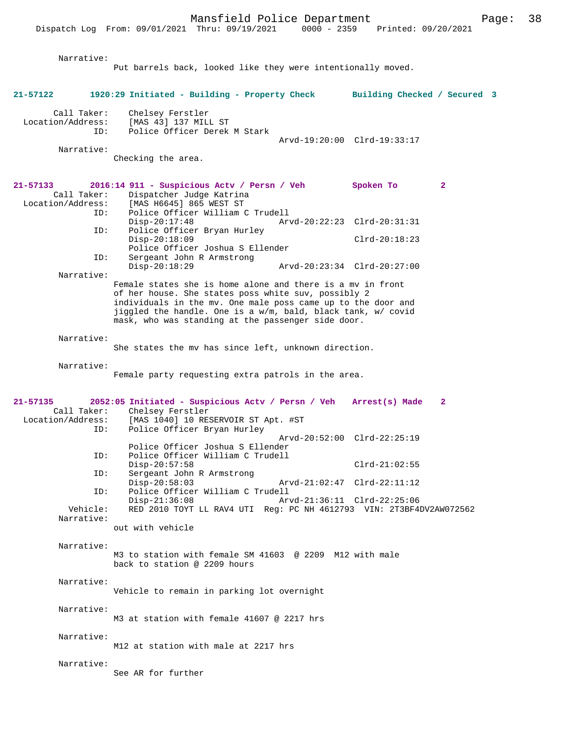Narrative:
Put barrels back, looked like they were intentionally moved.

**21-57122 1920:29 Initiated - Building - Property Check Building Checked / Secured 3**

Call Taker: Chelsey Ferstler
Location/Address: [MAS 43] 137 MILL ST
ID: Police Officer Derek M Stark
Arvd-19:20:00 Clrd-19:33:17

Narrative:
Checking the area.

**21-57133 2016:14 911 - Suspicious Actv / Persn / Veh Spoken To 2**

Call Taker: Dispatcher Judge Katrina
Location/Address: [MAS H6645] 865 WEST ST
ID: Police Officer William C Trudell
Disp-20:17:48 Arvd-20:22:23 Clrd-20:31:31
ID: Police Officer Bryan Hurley
Disp-20:18:09 Clrd-20:18:23
Police Officer Joshua S Ellender
ID: Sergeant John R Armstrong
Disp-20:18:29 Arvd-20:23:34 Clrd-20:27:00

Narrative:
Female states she is home alone and there is a mv in front of her house. She states poss white suv, possibly 2 individuals in the mv. One male poss came up to the door and jiggled the handle. One is a w/m, bald, black tank, w/ covid mask, who was standing at the passenger side door.

Narrative:
She states the mv has since left, unknown direction.

Narrative:
Female party requesting extra patrols in the area.

**21-57135 2052:05 Initiated - Suspicious Actv / Persn / Veh Arrest(s) Made 2**

Call Taker: Chelsey Ferstler
Location/Address: [MAS 1040] 10 RESERVOIR ST Apt. #ST
ID: Police Officer Bryan Hurley
Arvd-20:52:00 Clrd-22:25:19
Police Officer Joshua S Ellender
ID: Police Officer William C Trudell
Disp-20:57:58 Clrd-21:02:55
ID: Sergeant John R Armstrong
Disp-20:58:03 Arvd-21:02:47 Clrd-22:11:12
ID: Police Officer William C Trudell
Disp-21:36:08 Arvd-21:36:11 Clrd-22:25:06
Vehicle: RED 2010 TOYT LL RAV4 UTI Reg: PC NH 4612793 VIN: 2T3BF4DV2AW072562

Narrative:
out with vehicle

Narrative:
M3 to station with female SM 41603 @ 2209 M12 with male back to station @ 2209 hours

Narrative:
Vehicle to remain in parking lot overnight

Narrative:
M3 at station with female 41607 @ 2217 hrs

Narrative:
M12 at station with male at 2217 hrs

Narrative:
See AR for further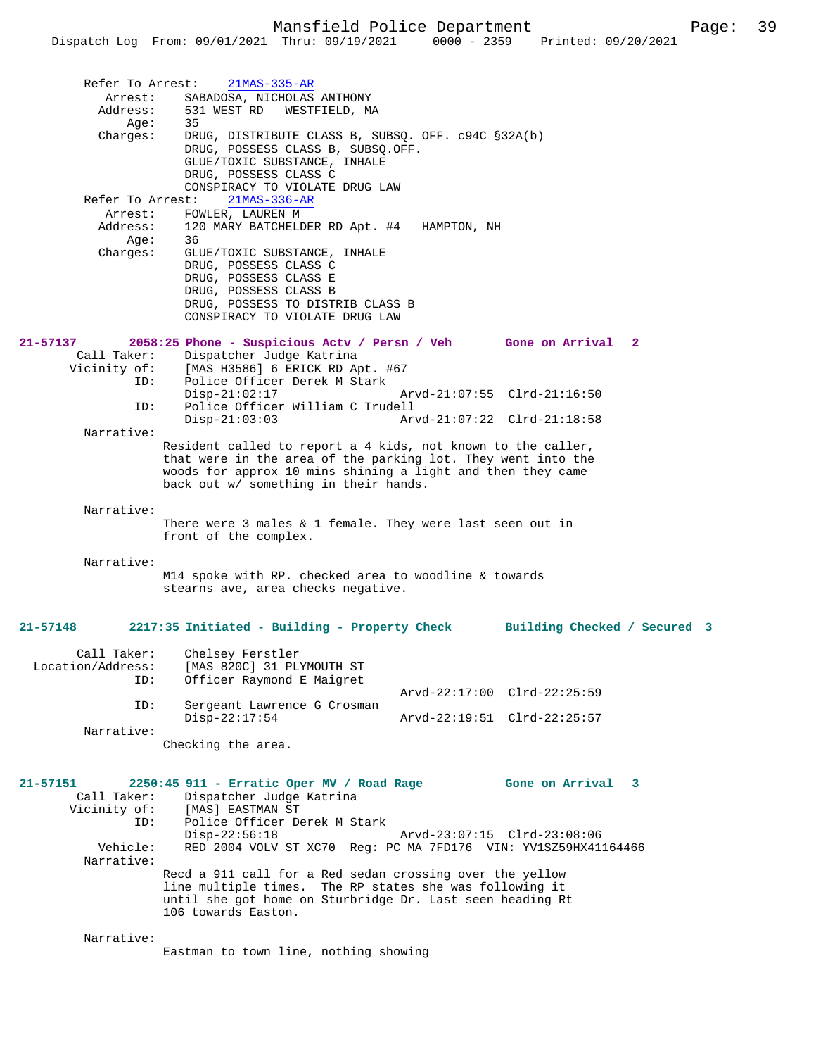```
        Refer To Arrest:    21MAS-335-AR
          Arrest:    SABADOSA, NICHOLAS ANTHONY
         Address:    531 WEST RD   WESTFIELD, MA
             Age:    35
         Charges:    DRUG, DISTRIBUTE CLASS B, SUBSQ. OFF. c94C §32A(b)
                     DRUG, POSSESS CLASS B, SUBSQ.OFF.
                     GLUE/TOXIC SUBSTANCE, INHALE
                     DRUG, POSSESS CLASS C
                     CONSPIRACY TO VIOLATE DRUG LAW
        Refer To Arrest:    21MAS-336-AR
          Arrest:    FOWLER, LAUREN M
         Address:    120 MARY BATCHELDER RD Apt. #4   HAMPTON, NH
             Age:    36
         Charges:    GLUE/TOXIC SUBSTANCE, INHALE
                     DRUG, POSSESS CLASS C
                     DRUG, POSSESS CLASS E
                     DRUG, POSSESS CLASS B
                     DRUG, POSSESS TO DISTRIB CLASS B
                     CONSPIRACY TO VIOLATE DRUG LAW

21-57137       2058:25 Phone - Suspicious Actv / Persn / Veh       Gone on Arrival  2
        Call Taker:    Dispatcher Judge Katrina
       Vicinity of:    [MAS H3586] 6 ERICK RD Apt. #67
                ID:    Police Officer Derek M Stark
                       Disp-21:02:17                 Arvd-21:07:55  Clrd-21:16:50
                ID:    Police Officer William C Trudell
                       Disp-21:03:03                 Arvd-21:07:22  Clrd-21:18:58
        Narrative:
                 Resident called to report a 4 kids, not known to the caller,
                 that were in the area of the parking lot. They went into the
                 woods for approx 10 mins shining a light and then they came
                 back out w/ something in their hands.

        Narrative:
                 There were 3 males & 1 female. They were last seen out in
                 front of the complex.

        Narrative:
                 M14 spoke with RP. checked area to woodline & towards
                 stearns ave, area checks negative.


21-57148       2217:35 Initiated - Building - Property Check       Building Checked / Secured  3

        Call Taker:    Chelsey Ferstler
  Location/Address:    [MAS 820C] 31 PLYMOUTH ST
                ID:    Officer Raymond E Maigret
                                                     Arvd-22:17:00  Clrd-22:25:59
                ID:    Sergeant Lawrence G Crosman
                       Disp-22:17:54                 Arvd-22:19:51  Clrd-22:25:57
        Narrative:
                 Checking the area.


21-57151       2250:45 911 - Erratic Oper MV / Road Rage           Gone on Arrival  3
        Call Taker:    Dispatcher Judge Katrina
       Vicinity of:    [MAS] EASTMAN ST
                ID:    Police Officer Derek M Stark
                       Disp-22:56:18                 Arvd-23:07:15  Clrd-23:08:06
          Vehicle:    RED 2004 VOLV ST XC70  Reg: PC MA 7FD176  VIN: YV1SZ59HX41164466
        Narrative:
                 Recd a 911 call for a Red sedan crossing over the yellow
                 line multiple times.  The RP states she was following it
                 until she got home on Sturbridge Dr. Last seen heading Rt
                 106 towards Easton.

        Narrative:
                 Eastman to town line, nothing showing
```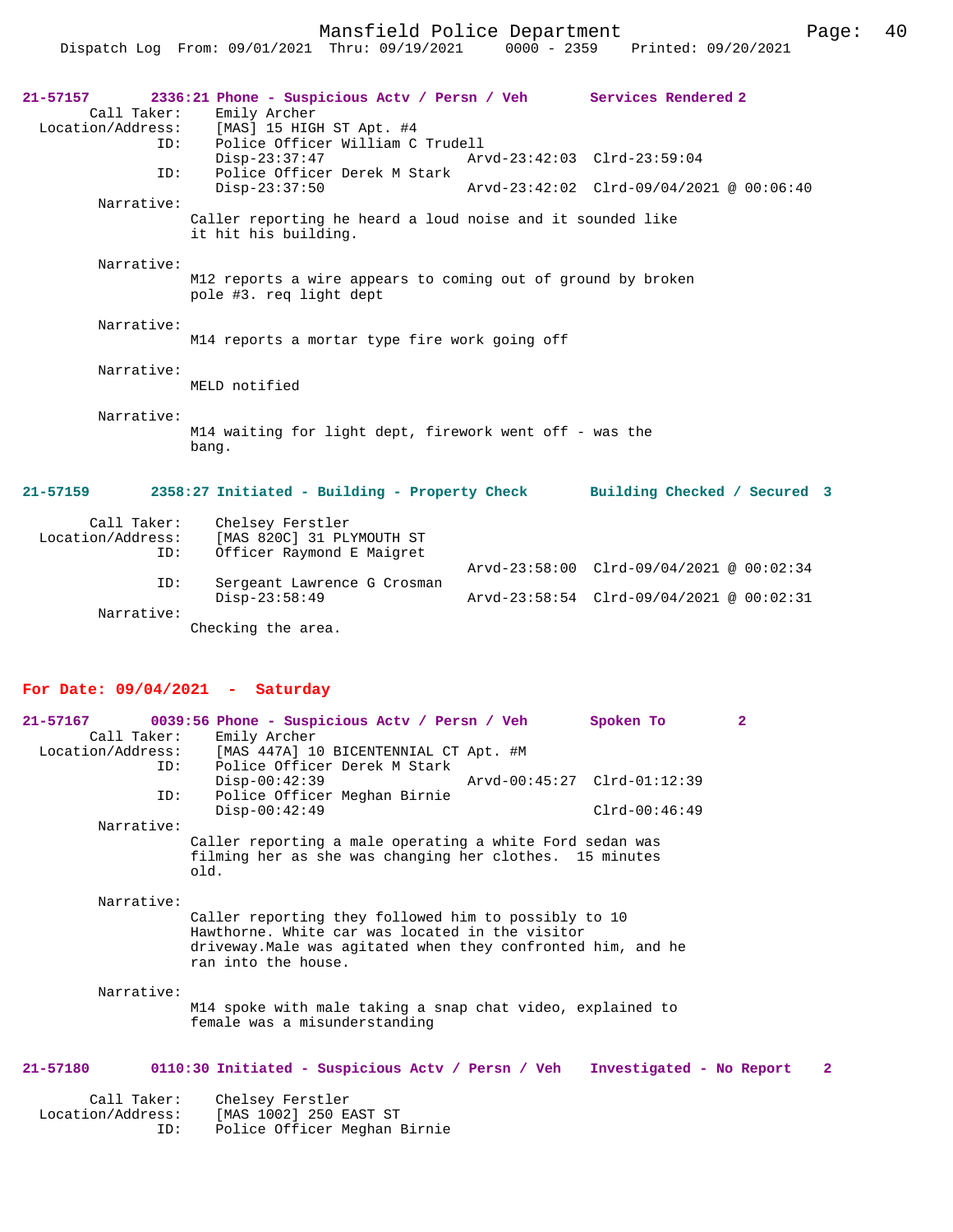21-57157 2336:21 Phone - Suspicious Actv / Persn / Veh Services Rendered 2

Call Taker: Emily Archer
Location/Address: [MAS] 15 HIGH ST Apt. #4
ID: Police Officer William C Trudell
Disp-23:37:47 Arvd-23:42:03 Clrd-23:59:04
ID: Police Officer Derek M Stark
Disp-23:37:50 Arvd-23:42:02 Clrd-09/04/2021 @ 00:06:40

Narrative:
Caller reporting he heard a loud noise and it sounded like it hit his building.

Narrative:
M12 reports a wire appears to coming out of ground by broken pole #3. req light dept

Narrative:
M14 reports a mortar type fire work going off

Narrative:
MELD notified

Narrative:
M14 waiting for light dept, firework went off - was the bang.

21-57159 2358:27 Initiated - Building - Property Check Building Checked / Secured 3

Call Taker: Chelsey Ferstler
Location/Address: [MAS 820C] 31 PLYMOUTH ST
ID: Officer Raymond E Maigret
Arvd-23:58:00 Clrd-09/04/2021 @ 00:02:34
ID: Sergeant Lawrence G Crosman
Disp-23:58:49 Arvd-23:58:54 Clrd-09/04/2021 @ 00:02:31

Narrative:
Checking the area.

## For Date: 09/04/2021 - Saturday

21-57167 0039:56 Phone - Suspicious Actv / Persn / Veh Spoken To 2

Call Taker: Emily Archer
Location/Address: [MAS 447A] 10 BICENTENNIAL CT Apt. #M
ID: Police Officer Derek M Stark
Disp-00:42:39 Arvd-00:45:27 Clrd-01:12:39
ID: Police Officer Meghan Birnie
Disp-00:42:49 Clrd-00:46:49

Narrative:
Caller reporting a male operating a white Ford sedan was filming her as she was changing her clothes. 15 minutes old.

Narrative:
Caller reporting they followed him to possibly to 10 Hawthorne. White car was located in the visitor driveway.Male was agitated when they confronted him, and he ran into the house.

Narrative:
M14 spoke with male taking a snap chat video, explained to female was a misunderstanding

21-57180 0110:30 Initiated - Suspicious Actv / Persn / Veh Investigated - No Report 2

Call Taker: Chelsey Ferstler
Location/Address: [MAS 1002] 250 EAST ST
ID: Police Officer Meghan Birnie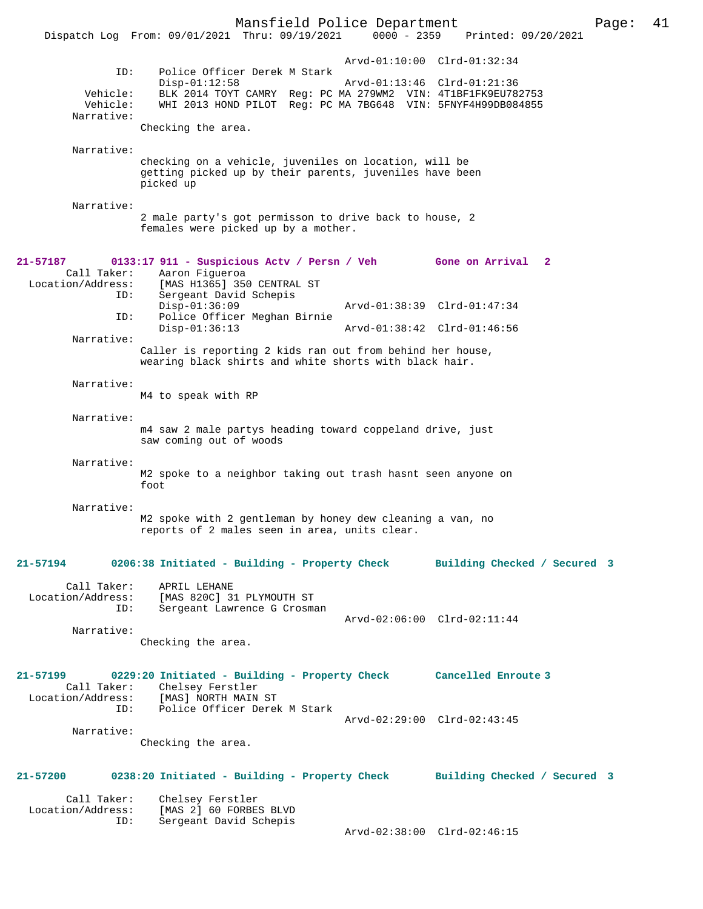Arvd-01:10:00 Clrd-01:32:34

ID: Police Officer Derek M Stark
Disp-01:12:58 Arvd-01:13:46 Clrd-01:21:36

Vehicle: BLK 2014 TOYT CAMRY Reg: PC MA 279WM2 VIN: 4T1BF1FK9EU782753

Vehicle: WHI 2013 HOND PILOT Reg: PC MA 7BG648 VIN: 5FNYF4H99DB084855

Narrative:
Checking the area.

Narrative:
checking on a vehicle, juveniles on location, will be getting picked up by their parents, juveniles have been picked up

Narrative:
2 male party's got permisson to drive back to house, 2 females were picked up by a mother.

**21-57187 0133:17 911 - Suspicious Actv / Persn / Veh Gone on Arrival 2**

Call Taker: Aaron Figueroa
Location/Address: [MAS H1365] 350 CENTRAL ST
ID: Sergeant David Schepis
Disp-01:36:09 Arvd-01:38:39 Clrd-01:47:34
ID: Police Officer Meghan Birnie
Disp-01:36:13 Arvd-01:38:42 Clrd-01:46:56

Narrative:
Caller is reporting 2 kids ran out from behind her house, wearing black shirts and white shorts with black hair.

Narrative:
M4 to speak with RP

Narrative:
m4 saw 2 male partys heading toward coppeland drive, just saw coming out of woods

Narrative:
M2 spoke to a neighbor taking out trash hasnt seen anyone on foot

Narrative:
M2 spoke with 2 gentleman by honey dew cleaning a van, no reports of 2 males seen in area, units clear.

**21-57194 0206:38 Initiated - Building - Property Check Building Checked / Secured 3**

Call Taker: APRIL LEHANE
Location/Address: [MAS 820C] 31 PLYMOUTH ST
ID: Sergeant Lawrence G Crosman
Arvd-02:06:00 Clrd-02:11:44

Narrative:
Checking the area.

**21-57199 0229:20 Initiated - Building - Property Check Cancelled Enroute 3**

Call Taker: Chelsey Ferstler
Location/Address: [MAS] NORTH MAIN ST
ID: Police Officer Derek M Stark
Arvd-02:29:00 Clrd-02:43:45

Narrative:
Checking the area.

**21-57200 0238:20 Initiated - Building - Property Check Building Checked / Secured 3**

Call Taker: Chelsey Ferstler
Location/Address: [MAS 2] 60 FORBES BLVD
ID: Sergeant David Schepis
Arvd-02:38:00 Clrd-02:46:15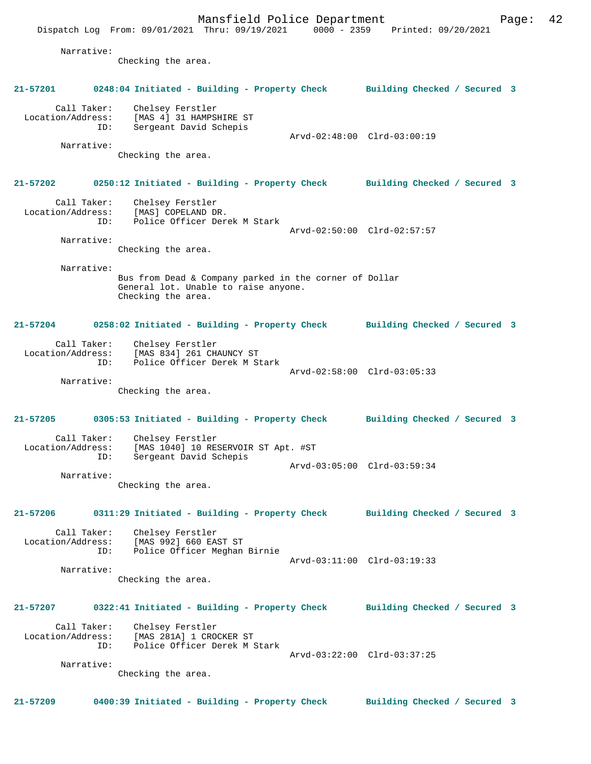Narrative:
Checking the area.

**21-57201 0248:04 Initiated - Building - Property Check Building Checked / Secured 3**

Call Taker: Chelsey Ferstler
Location/Address: [MAS 4] 31 HAMPSHIRE ST
ID: Sergeant David Schepis
Arvd-02:48:00 Clrd-03:00:19

Narrative:
Checking the area.

**21-57202 0250:12 Initiated - Building - Property Check Building Checked / Secured 3**

Call Taker: Chelsey Ferstler
Location/Address: [MAS] COPELAND DR.
ID: Police Officer Derek M Stark
Arvd-02:50:00 Clrd-02:57:57

Narrative:
Checking the area.

Narrative:
Bus from Dead & Company parked in the corner of Dollar General lot. Unable to raise anyone.
Checking the area.

**21-57204 0258:02 Initiated - Building - Property Check Building Checked / Secured 3**

Call Taker: Chelsey Ferstler
Location/Address: [MAS 834] 261 CHAUNCY ST
ID: Police Officer Derek M Stark
Arvd-02:58:00 Clrd-03:05:33

Narrative:
Checking the area.

**21-57205 0305:53 Initiated - Building - Property Check Building Checked / Secured 3**

Call Taker: Chelsey Ferstler
Location/Address: [MAS 1040] 10 RESERVOIR ST Apt. #ST
ID: Sergeant David Schepis
Arvd-03:05:00 Clrd-03:59:34

Narrative:
Checking the area.

**21-57206 0311:29 Initiated - Building - Property Check Building Checked / Secured 3**

Call Taker: Chelsey Ferstler
Location/Address: [MAS 992] 660 EAST ST
ID: Police Officer Meghan Birnie
Arvd-03:11:00 Clrd-03:19:33

Narrative:
Checking the area.

**21-57207 0322:41 Initiated - Building - Property Check Building Checked / Secured 3**

Call Taker: Chelsey Ferstler
Location/Address: [MAS 281A] 1 CROCKER ST
ID: Police Officer Derek M Stark
Arvd-03:22:00 Clrd-03:37:25

Narrative:
Checking the area.

**21-57209 0400:39 Initiated - Building - Property Check Building Checked / Secured 3**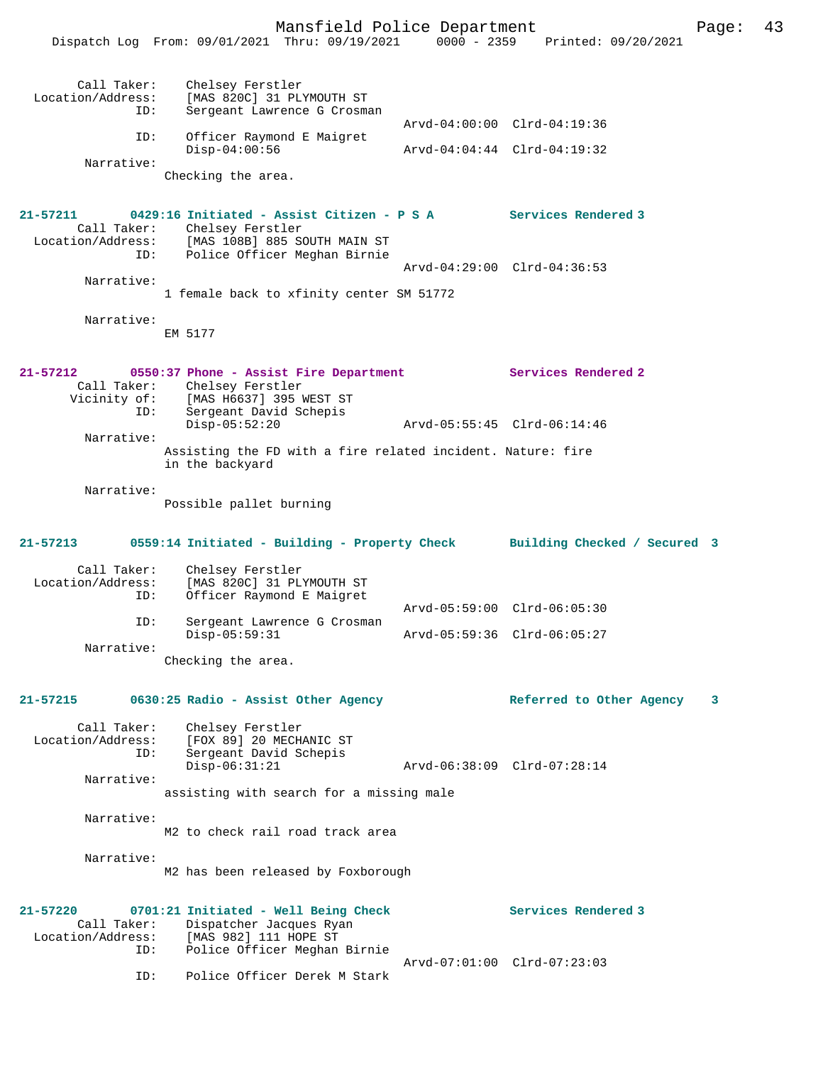Call Taker: Chelsey Ferstler
Location/Address: [MAS 820C] 31 PLYMOUTH ST
ID: Sergeant Lawrence G Crosman
Arvd-04:00:00 Clrd-04:19:36
ID: Officer Raymond E Maigret
Disp-04:00:56 Arvd-04:04:44 Clrd-04:19:32
Narrative:
Checking the area.

**21-57211 0429:16 Initiated - Assist Citizen - P S A Services Rendered 3**
Call Taker: Chelsey Ferstler
Location/Address: [MAS 108B] 885 SOUTH MAIN ST
ID: Police Officer Meghan Birnie
Arvd-04:29:00 Clrd-04:36:53
Narrative:
1 female back to xfinity center SM 51772

Narrative:
EM 5177

**21-57212 0550:37 Phone - Assist Fire Department Services Rendered 2**
Call Taker: Chelsey Ferstler
Vicinity of: [MAS H6637] 395 WEST ST
ID: Sergeant David Schepis
Disp-05:52:20 Arvd-05:55:45 Clrd-06:14:46
Narrative:
Assisting the FD with a fire related incident. Nature: fire in the backyard

Narrative:
Possible pallet burning

**21-57213 0559:14 Initiated - Building - Property Check Building Checked / Secured 3**
Call Taker: Chelsey Ferstler
Location/Address: [MAS 820C] 31 PLYMOUTH ST
ID: Officer Raymond E Maigret
Arvd-05:59:00 Clrd-06:05:30
ID: Sergeant Lawrence G Crosman
Disp-05:59:31 Arvd-05:59:36 Clrd-06:05:27
Narrative:
Checking the area.

**21-57215 0630:25 Radio - Assist Other Agency Referred to Other Agency 3**
Call Taker: Chelsey Ferstler
Location/Address: [FOX 89] 20 MECHANIC ST
ID: Sergeant David Schepis
Disp-06:31:21 Arvd-06:38:09 Clrd-07:28:14
Narrative:
assisting with search for a missing male

Narrative:
M2 to check rail road track area

Narrative:
M2 has been released by Foxborough

**21-57220 0701:21 Initiated - Well Being Check Services Rendered 3**
Call Taker: Dispatcher Jacques Ryan
Location/Address: [MAS 982] 111 HOPE ST
ID: Police Officer Meghan Birnie
Arvd-07:01:00 Clrd-07:23:03
ID: Police Officer Derek M Stark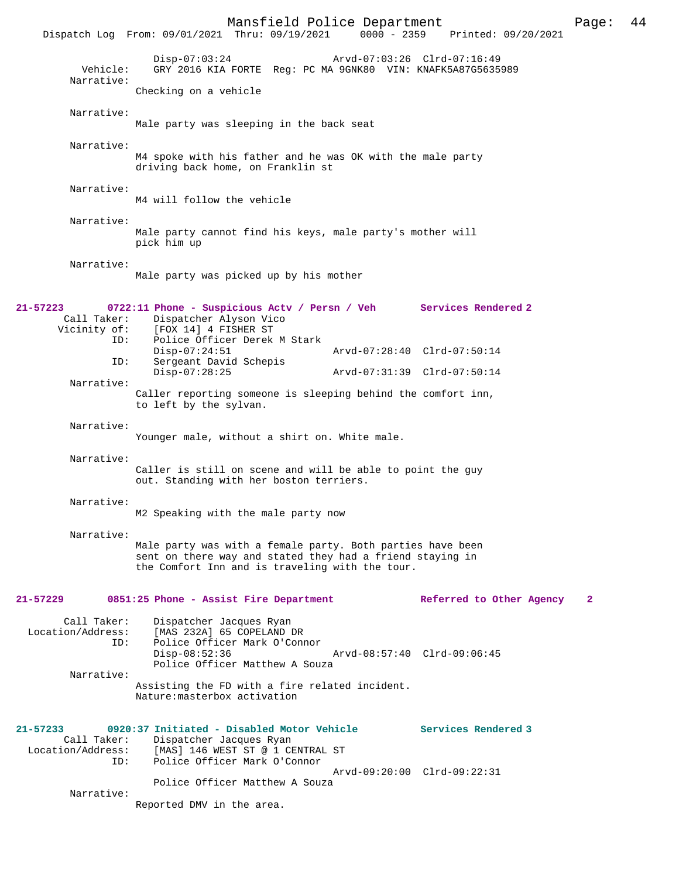Disp-07:03:24 Arvd-07:03:26 Clrd-07:16:49
Vehicle: GRY 2016 KIA FORTE Reg: PC MA 9GNK80 VIN: KNAFK5A87G5635989
Narrative:
Checking on a vehicle

Narrative:
Male party was sleeping in the back seat

Narrative:
M4 spoke with his father and he was OK with the male party driving back home, on Franklin st

Narrative:
M4 will follow the vehicle

Narrative:
Male party cannot find his keys, male party's mother will pick him up

Narrative:
Male party was picked up by his mother

**21-57223 0722:11 Phone - Suspicious Actv / Persn / Veh Services Rendered 2**
Call Taker: Dispatcher Alyson Vico
Vicinity of: [FOX 14] 4 FISHER ST
ID: Police Officer Derek M Stark
Disp-07:24:51 Arvd-07:28:40 Clrd-07:50:14
ID: Sergeant David Schepis
Disp-07:28:25 Arvd-07:31:39 Clrd-07:50:14
Narrative:
Caller reporting someone is sleeping behind the comfort inn, to left by the sylvan.

Narrative:
Younger male, without a shirt on. White male.

Narrative:
Caller is still on scene and will be able to point the guy out. Standing with her boston terriers.

Narrative:
M2 Speaking with the male party now

Narrative:
Male party was with a female party. Both parties have been sent on there way and stated they had a friend staying in the Comfort Inn and is traveling with the tour.

**21-57229 0851:25 Phone - Assist Fire Department Referred to Other Agency 2**
Call Taker: Dispatcher Jacques Ryan
Location/Address: [MAS 232A] 65 COPELAND DR
ID: Police Officer Mark O'Connor
Disp-08:52:36 Arvd-08:57:40 Clrd-09:06:45
Police Officer Matthew A Souza
Narrative:
Assisting the FD with a fire related incident.
Nature:masterbox activation

**21-57233 0920:37 Initiated - Disabled Motor Vehicle Services Rendered 3**
Call Taker: Dispatcher Jacques Ryan
Location/Address: [MAS] 146 WEST ST @ 1 CENTRAL ST
ID: Police Officer Mark O'Connor
Arvd-09:20:00 Clrd-09:22:31
Police Officer Matthew A Souza
Narrative:
Reported DMV in the area.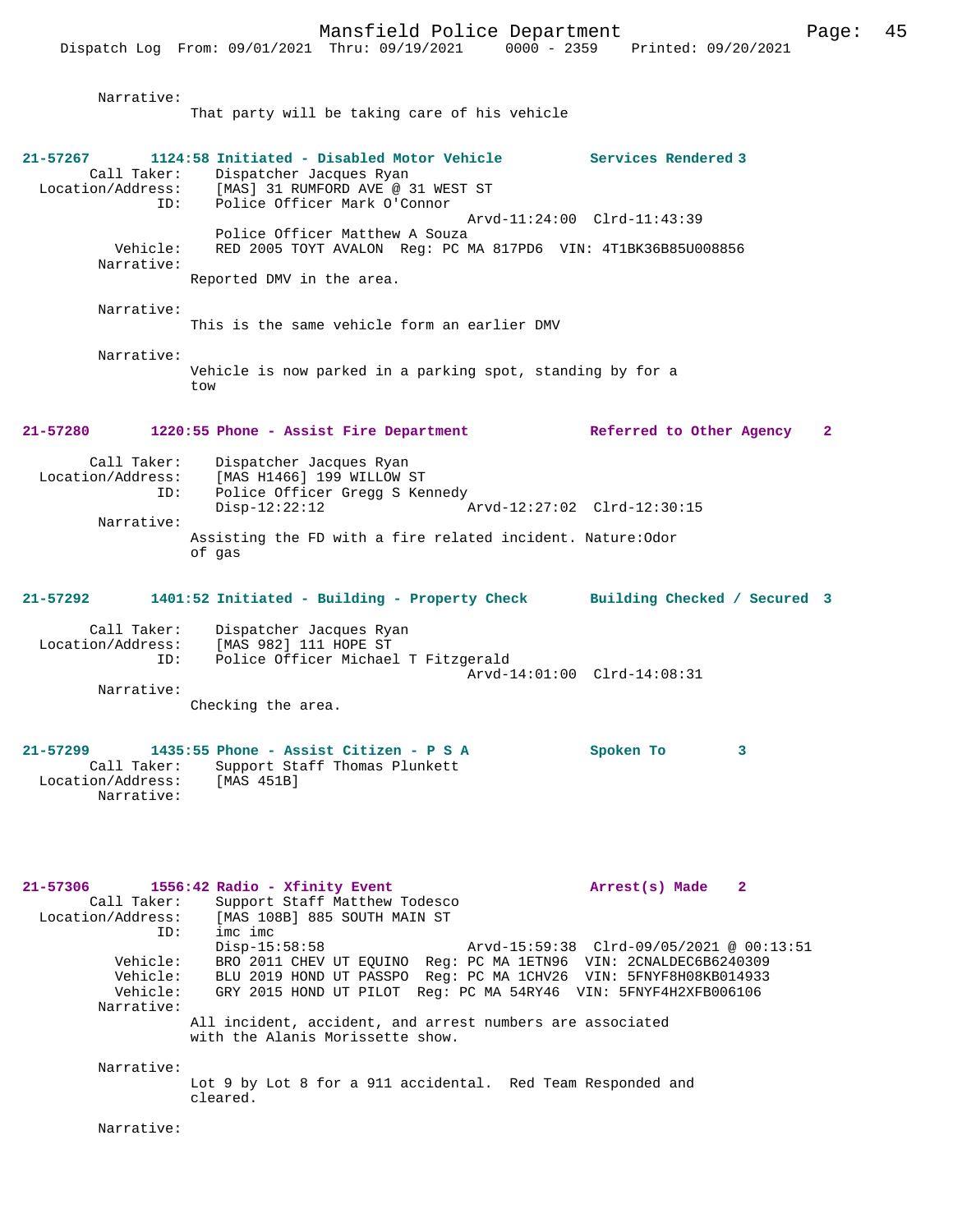Narrative:
That party will be taking care of his vehicle

**21-57267 1124:58 Initiated - Disabled Motor Vehicle — Services Rendered 3**

Call Taker: Dispatcher Jacques Ryan
Location/Address: [MAS] 31 RUMFORD AVE @ 31 WEST ST
ID: Police Officer Mark O'Connor
Arvd-11:24:00 Clrd-11:43:39
Police Officer Matthew A Souza
Vehicle: RED 2005 TOYT AVALON Reg: PC MA 817PD6 VIN: 4T1BK36B85U008856
Narrative:
Reported DMV in the area.

Narrative:
This is the same vehicle form an earlier DMV

Narrative:
Vehicle is now parked in a parking spot, standing by for a tow

**21-57280 1220:55 Phone - Assist Fire Department — Referred to Other Agency 2**

Call Taker: Dispatcher Jacques Ryan
Location/Address: [MAS H1466] 199 WILLOW ST
ID: Police Officer Gregg S Kennedy
Disp-12:22:12 Arvd-12:27:02 Clrd-12:30:15
Narrative:
Assisting the FD with a fire related incident. Nature:Odor of gas

**21-57292 1401:52 Initiated - Building - Property Check — Building Checked / Secured 3**

Call Taker: Dispatcher Jacques Ryan
Location/Address: [MAS 982] 111 HOPE ST
ID: Police Officer Michael T Fitzgerald
Arvd-14:01:00 Clrd-14:08:31
Narrative:
Checking the area.

**21-57299 1435:55 Phone - Assist Citizen - P S A — Spoken To 3**

Call Taker: Support Staff Thomas Plunkett
Location/Address: [MAS 451B]
Narrative:

**21-57306 1556:42 Radio - Xfinity Event — Arrest(s) Made 2**

Call Taker: Support Staff Matthew Todesco
Location/Address: [MAS 108B] 885 SOUTH MAIN ST
ID: imc imc
Disp-15:58:58 Arvd-15:59:38 Clrd-09/05/2021 @ 00:13:51
Vehicle: BRO 2011 CHEV UT EQUINO Reg: PC MA 1ETN96 VIN: 2CNALDEC6B6240309
Vehicle: BLU 2019 HOND UT PASSPO Reg: PC MA 1CHV26 VIN: 5FNYF8H08KB014933
Vehicle: GRY 2015 HOND UT PILOT Reg: PC MA 54RY46 VIN: 5FNYF4H2XFB006106
Narrative:
All incident, accident, and arrest numbers are associated with the Alanis Morissette show.

Narrative:
Lot 9 by Lot 8 for a 911 accidental. Red Team Responded and cleared.

Narrative: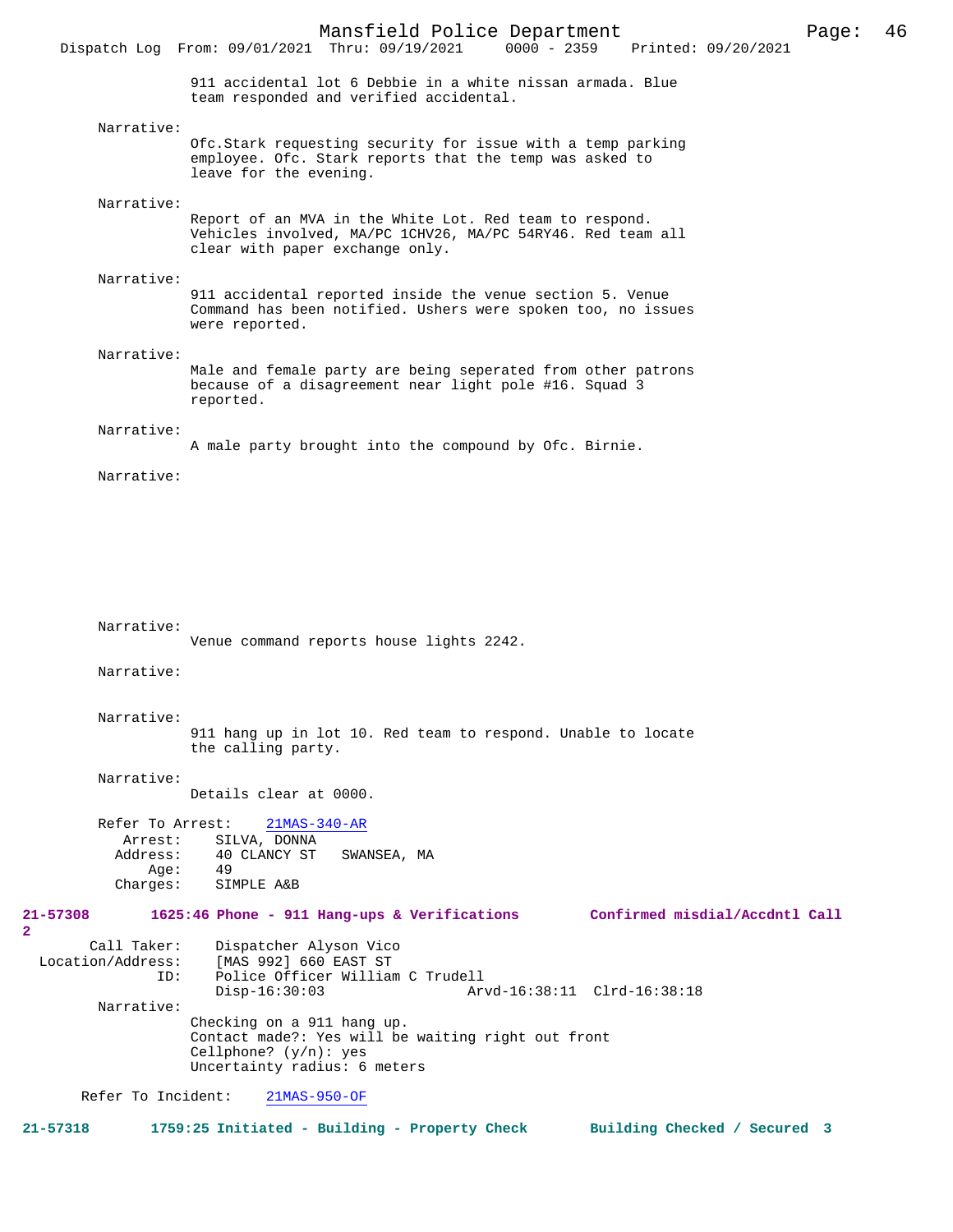911 accidental lot 6 Debbie in a white nissan armada. Blue team responded and verified accidental.

Narrative:
Ofc.Stark requesting security for issue with a temp parking employee. Ofc. Stark reports that the temp was asked to leave for the evening.

Narrative:
Report of an MVA in the White Lot. Red team to respond. Vehicles involved, MA/PC 1CHV26, MA/PC 54RY46. Red team all clear with paper exchange only.

Narrative:
911 accidental reported inside the venue section 5. Venue Command has been notified. Ushers were spoken too, no issues were reported.

Narrative:
Male and female party are being seperated from other patrons because of a disagreement near light pole #16. Squad 3 reported.

Narrative:
A male party brought into the compound by Ofc. Birnie.

Narrative:

Narrative:
Venue command reports house lights 2242.

Narrative:

Narrative:
911 hang up in lot 10. Red team to respond. Unable to locate the calling party.

Narrative:
Details clear at 0000.

Refer To Arrest: 21MAS-340-AR
Arrest: SILVA, DONNA
Address: 40 CLANCY ST SWANSEA, MA
Age: 49
Charges: SIMPLE A&B

**21-57308 1625:46 Phone - 911 Hang-ups & Verifications Confirmed misdial/Accdntl Call 2**

Call Taker: Dispatcher Alyson Vico
Location/Address: [MAS 992] 660 EAST ST
ID: Police Officer William C Trudell
Disp-16:30:03 Arvd-16:38:11 Clrd-16:38:18

Narrative:
Checking on a 911 hang up.
Contact made?: Yes will be waiting right out front
Cellphone? (y/n): yes
Uncertainty radius: 6 meters

Refer To Incident: 21MAS-950-OF

**21-57318 1759:25 Initiated - Building - Property Check Building Checked / Secured 3**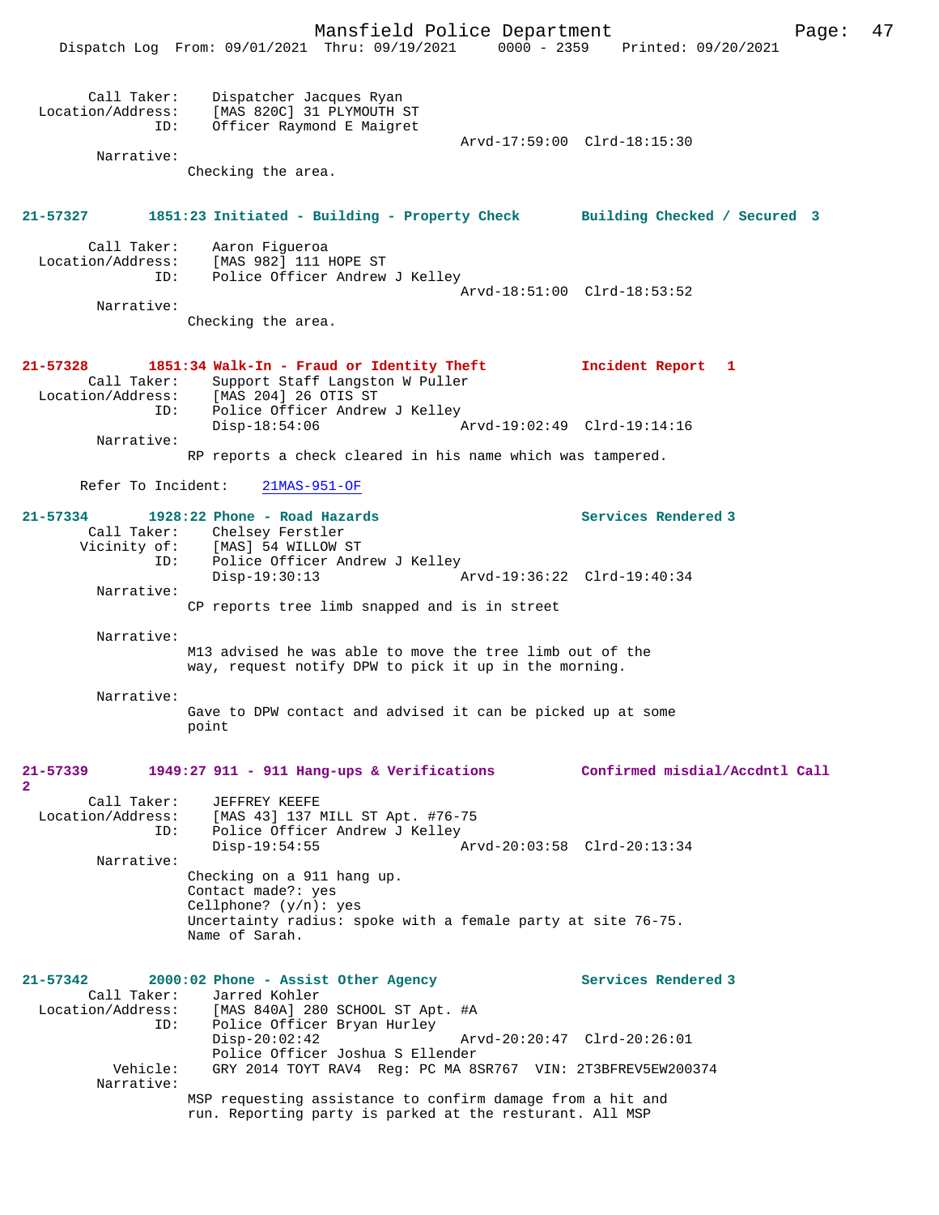Call Taker: Dispatcher Jacques Ryan
Location/Address: [MAS 820C] 31 PLYMOUTH ST
ID: Officer Raymond E Maigret
Arvd-17:59:00 Clrd-18:15:30

Narrative:
Checking the area.

**21-57327 1851:23 Initiated - Building - Property Check Building Checked / Secured 3**

Call Taker: Aaron Figueroa
Location/Address: [MAS 982] 111 HOPE ST
ID: Police Officer Andrew J Kelley
Arvd-18:51:00 Clrd-18:53:52

Narrative:
Checking the area.

**21-57328 1851:34 Walk-In - Fraud or Identity Theft Incident Report 1**

Call Taker: Support Staff Langston W Puller
Location/Address: [MAS 204] 26 OTIS ST
ID: Police Officer Andrew J Kelley
Disp-18:54:06 Arvd-19:02:49 Clrd-19:14:16

Narrative:
RP reports a check cleared in his name which was tampered.

Refer To Incident: 21MAS-951-OF

**21-57334 1928:22 Phone - Road Hazards Services Rendered 3**

Call Taker: Chelsey Ferstler
Vicinity of: [MAS] 54 WILLOW ST
ID: Police Officer Andrew J Kelley
Disp-19:30:13 Arvd-19:36:22 Clrd-19:40:34

Narrative:
CP reports tree limb snapped and is in street

Narrative:
M13 advised he was able to move the tree limb out of the way, request notify DPW to pick it up in the morning.

Narrative:
Gave to DPW contact and advised it can be picked up at some point

**21-57339 1949:27 911 - 911 Hang-ups & Verifications Confirmed misdial/Accdntl Call 2**

Call Taker: JEFFREY KEEFE
Location/Address: [MAS 43] 137 MILL ST Apt. #76-75
ID: Police Officer Andrew J Kelley
Disp-19:54:55 Arvd-20:03:58 Clrd-20:13:34

Narrative:
Checking on a 911 hang up.
Contact made?: yes
Cellphone? (y/n): yes
Uncertainty radius: spoke with a female party at site 76-75.
Name of Sarah.

**21-57342 2000:02 Phone - Assist Other Agency Services Rendered 3**

Call Taker: Jarred Kohler
Location/Address: [MAS 840A] 280 SCHOOL ST Apt. #A
ID: Police Officer Bryan Hurley
Disp-20:02:42 Arvd-20:20:47 Clrd-20:26:01
Police Officer Joshua S Ellender
Vehicle: GRY 2014 TOYT RAV4 Reg: PC MA 8SR767 VIN: 2T3BFREV5EW200374

Narrative:
MSP requesting assistance to confirm damage from a hit and run. Reporting party is parked at the resturant. All MSP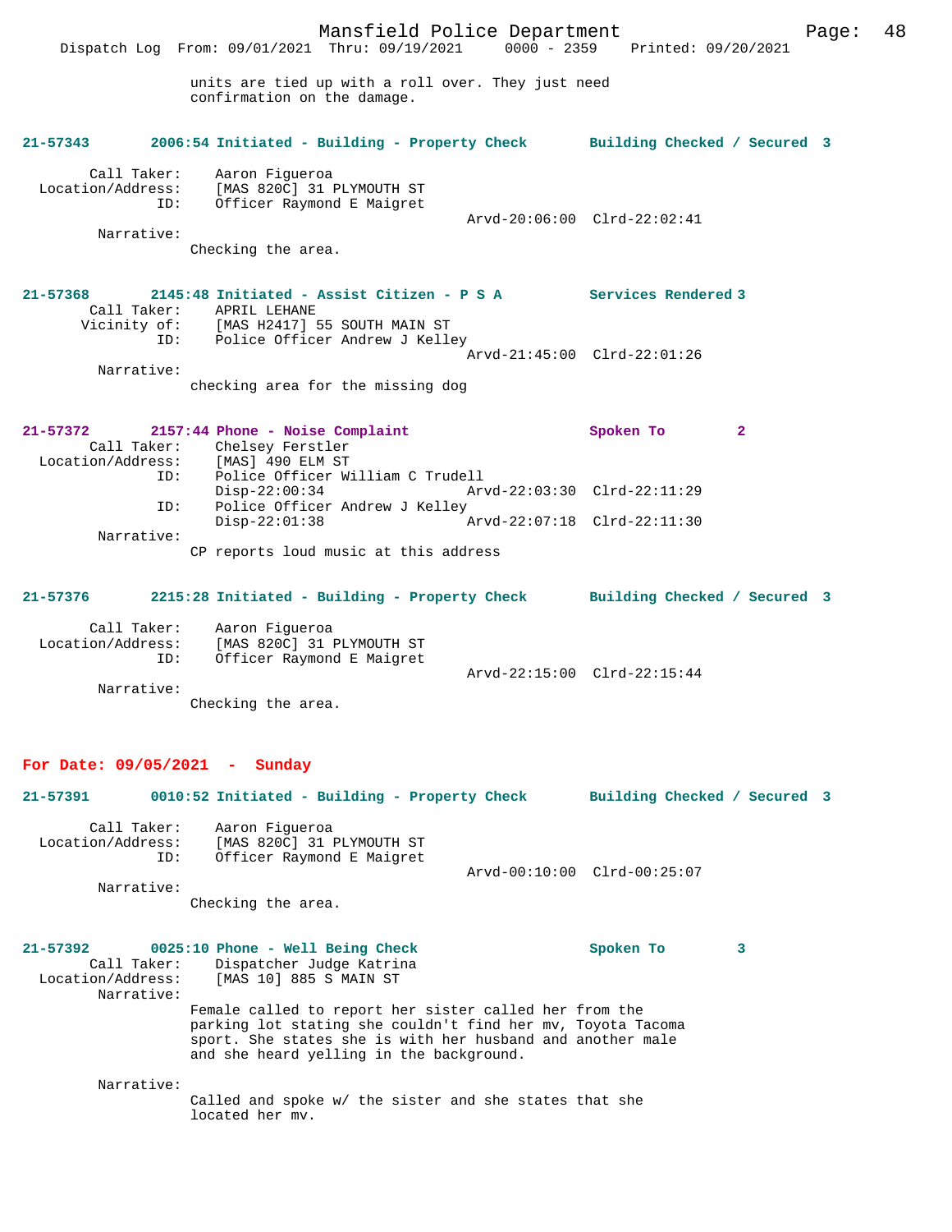units are tied up with a roll over. They just need confirmation on the damage.

**21-57343 2006:54 Initiated - Building - Property Check Building Checked / Secured 3**

Call Taker: Aaron Figueroa
Location/Address: [MAS 820C] 31 PLYMOUTH ST
ID: Officer Raymond E Maigret
Arvd-20:06:00 Clrd-22:02:41
Narrative:
Checking the area.

**21-57368 2145:48 Initiated - Assist Citizen - P S A Services Rendered 3**

Call Taker: APRIL LEHANE
Vicinity of: [MAS H2417] 55 SOUTH MAIN ST
ID: Police Officer Andrew J Kelley
Arvd-21:45:00 Clrd-22:01:26
Narrative:
checking area for the missing dog

**21-57372 2157:44 Phone - Noise Complaint Spoken To 2**

Call Taker: Chelsey Ferstler
Location/Address: [MAS] 490 ELM ST
ID: Police Officer William C Trudell
Disp-22:00:34 Arvd-22:03:30 Clrd-22:11:29
ID: Police Officer Andrew J Kelley
Disp-22:01:38 Arvd-22:07:18 Clrd-22:11:30
Narrative:
CP reports loud music at this address

**21-57376 2215:28 Initiated - Building - Property Check Building Checked / Secured 3**

Call Taker: Aaron Figueroa
Location/Address: [MAS 820C] 31 PLYMOUTH ST
ID: Officer Raymond E Maigret
Arvd-22:15:00 Clrd-22:15:44
Narrative:
Checking the area.

## For Date: 09/05/2021 - Sunday

**21-57391 0010:52 Initiated - Building - Property Check Building Checked / Secured 3**

Call Taker: Aaron Figueroa
Location/Address: [MAS 820C] 31 PLYMOUTH ST
ID: Officer Raymond E Maigret
Arvd-00:10:00 Clrd-00:25:07
Narrative:
Checking the area.

**21-57392 0025:10 Phone - Well Being Check Spoken To 3**

Call Taker: Dispatcher Judge Katrina
Location/Address: [MAS 10] 885 S MAIN ST
Narrative:
Female called to report her sister called her from the parking lot stating she couldn't find her mv, Toyota Tacoma sport. She states she is with her husband and another male and she heard yelling in the background.

Narrative:
Called and spoke w/ the sister and she states that she located her mv.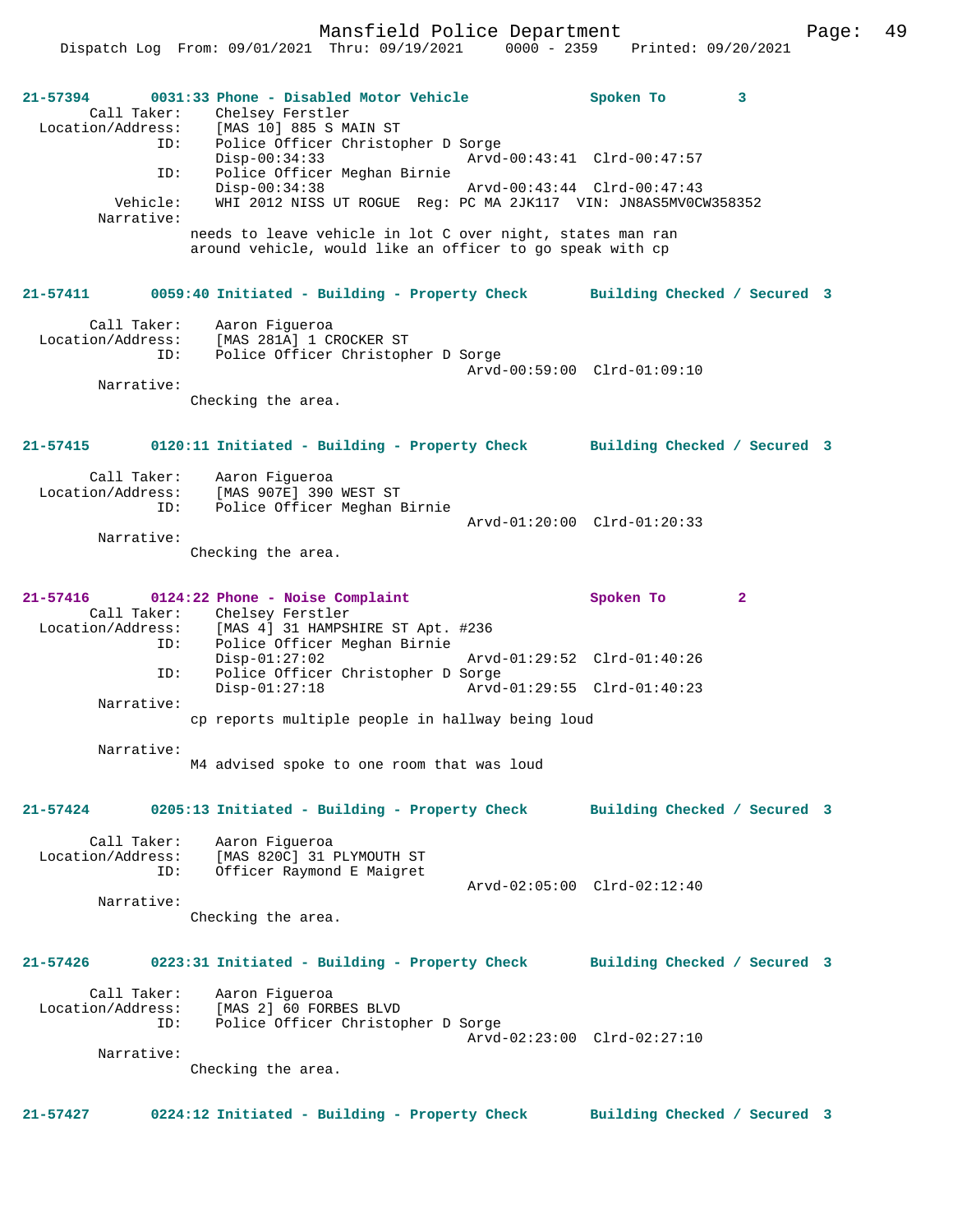**21-57394** 0031:33 Phone - Disabled Motor Vehicle Spoken To 3

Call Taker: Chelsey Ferstler
Location/Address: [MAS 10] 885 S MAIN ST
ID: Police Officer Christopher D Sorge
Disp-00:34:33 Arvd-00:43:41 Clrd-00:47:57
ID: Police Officer Meghan Birnie
Disp-00:34:38 Arvd-00:43:44 Clrd-00:47:43
Vehicle: WHI 2012 NISS UT ROGUE Reg: PC MA 2JK117 VIN: JN8AS5MV0CW358352
Narrative:
needs to leave vehicle in lot C over night, states man ran around vehicle, would like an officer to go speak with cp

**21-57411** 0059:40 Initiated - Building - Property Check Building Checked / Secured 3

Call Taker: Aaron Figueroa
Location/Address: [MAS 281A] 1 CROCKER ST
ID: Police Officer Christopher D Sorge
Arvd-00:59:00 Clrd-01:09:10
Narrative:
Checking the area.

**21-57415** 0120:11 Initiated - Building - Property Check Building Checked / Secured 3

Call Taker: Aaron Figueroa
Location/Address: [MAS 907E] 390 WEST ST
ID: Police Officer Meghan Birnie
Arvd-01:20:00 Clrd-01:20:33
Narrative:
Checking the area.

**21-57416** 0124:22 Phone - Noise Complaint Spoken To 2

Call Taker: Chelsey Ferstler
Location/Address: [MAS 4] 31 HAMPSHIRE ST Apt. #236
ID: Police Officer Meghan Birnie
Disp-01:27:02 Arvd-01:29:52 Clrd-01:40:26
ID: Police Officer Christopher D Sorge
Disp-01:27:18 Arvd-01:29:55 Clrd-01:40:23
Narrative:
cp reports multiple people in hallway being loud

Narrative:
M4 advised spoke to one room that was loud

**21-57424** 0205:13 Initiated - Building - Property Check Building Checked / Secured 3

Call Taker: Aaron Figueroa
Location/Address: [MAS 820C] 31 PLYMOUTH ST
ID: Officer Raymond E Maigret
Arvd-02:05:00 Clrd-02:12:40
Narrative:
Checking the area.

**21-57426** 0223:31 Initiated - Building - Property Check Building Checked / Secured 3

Call Taker: Aaron Figueroa
Location/Address: [MAS 2] 60 FORBES BLVD
ID: Police Officer Christopher D Sorge
Arvd-02:23:00 Clrd-02:27:10
Narrative:
Checking the area.

**21-57427** 0224:12 Initiated - Building - Property Check Building Checked / Secured 3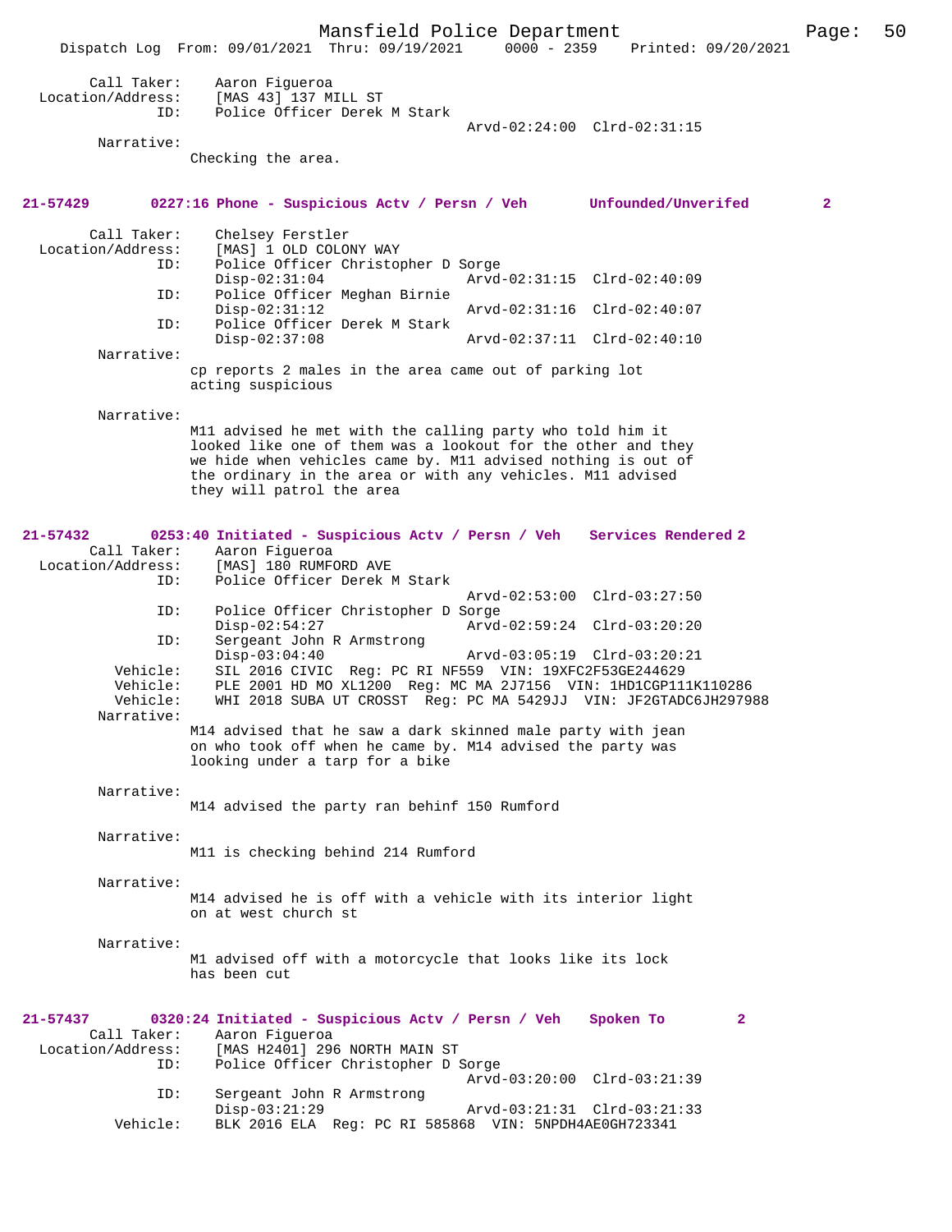Call Taker: Aaron Figueroa
Location/Address: [MAS 43] 137 MILL ST
ID: Police Officer Derek M Stark
Arvd-02:24:00 Clrd-02:31:15

Narrative:
Checking the area.

**21-57429 0227:16 Phone - Suspicious Actv / Persn / Veh Unfounded/Unverifed 2**

Call Taker: Chelsey Ferstler
Location/Address: [MAS] 1 OLD COLONY WAY
ID: Police Officer Christopher D Sorge
Disp-02:31:04 Arvd-02:31:15 Clrd-02:40:09
ID: Police Officer Meghan Birnie
Disp-02:31:12 Arvd-02:31:16 Clrd-02:40:07
ID: Police Officer Derek M Stark
Disp-02:37:08 Arvd-02:37:11 Clrd-02:40:10

Narrative:
cp reports 2 males in the area came out of parking lot acting suspicious

Narrative:
M11 advised he met with the calling party who told him it looked like one of them was a lookout for the other and they we hide when vehicles came by. M11 advised nothing is out of the ordinary in the area or with any vehicles. M11 advised they will patrol the area

**21-57432 0253:40 Initiated - Suspicious Actv / Persn / Veh Services Rendered 2**

Call Taker: Aaron Figueroa
Location/Address: [MAS] 180 RUMFORD AVE
ID: Police Officer Derek M Stark
Arvd-02:53:00 Clrd-03:27:50
ID: Police Officer Christopher D Sorge
Disp-02:54:27 Arvd-02:59:24 Clrd-03:20:20
ID: Sergeant John R Armstrong
Disp-03:04:40 Arvd-03:05:19 Clrd-03:20:21
Vehicle: SIL 2016 CIVIC Reg: PC RI NF559 VIN: 19XFC2F53GE244629
Vehicle: PLE 2001 HD MO XL1200 Reg: MC MA 2J7156 VIN: 1HD1CGP111K110286
Vehicle: WHI 2018 SUBA UT CROSST Reg: PC MA 5429JJ VIN: JF2GTADC6JH297988

Narrative:
M14 advised that he saw a dark skinned male party with jean on who took off when he came by. M14 advised the party was looking under a tarp for a bike

Narrative:
M14 advised the party ran behinf 150 Rumford

Narrative:
M11 is checking behind 214 Rumford

Narrative:
M14 advised he is off with a vehicle with its interior light on at west church st

Narrative:
M1 advised off with a motorcycle that looks like its lock has been cut

**21-57437 0320:24 Initiated - Suspicious Actv / Persn / Veh Spoken To 2**

Call Taker: Aaron Figueroa
Location/Address: [MAS H2401] 296 NORTH MAIN ST
ID: Police Officer Christopher D Sorge
Arvd-03:20:00 Clrd-03:21:39
ID: Sergeant John R Armstrong
Disp-03:21:29 Arvd-03:21:31 Clrd-03:21:33
Vehicle: BLK 2016 ELA Reg: PC RI 585868 VIN: 5NPDH4AE0GH723341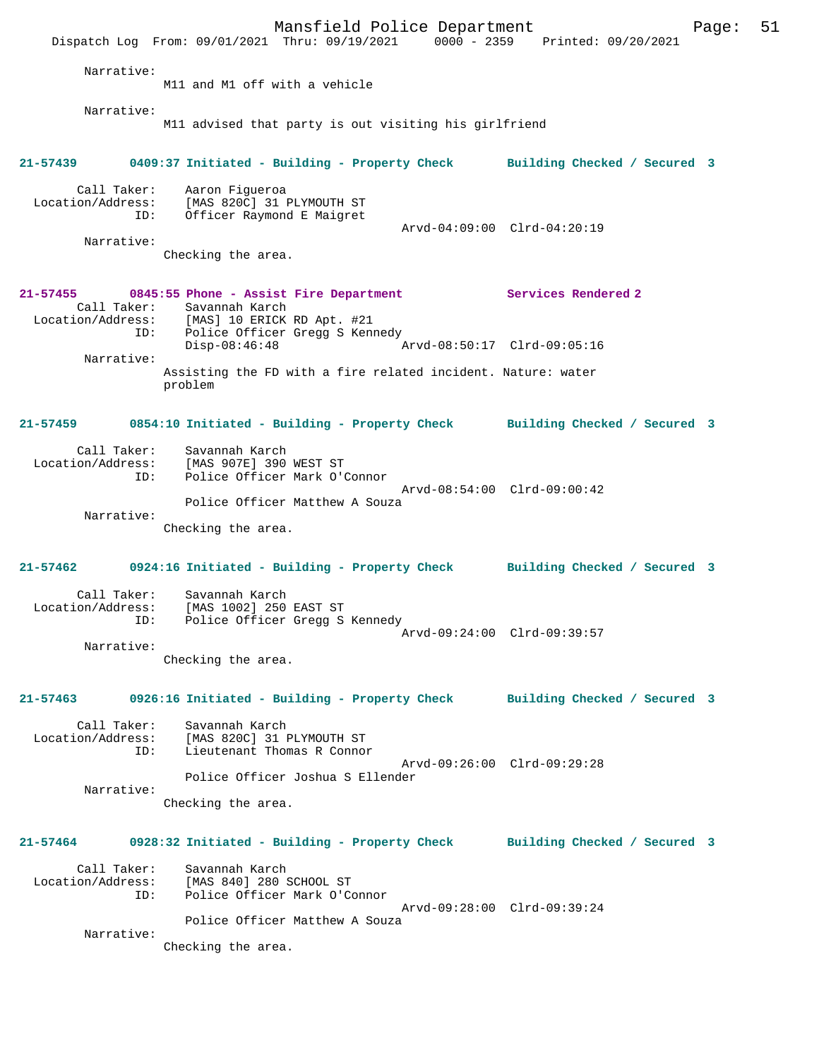Narrative:
M11 and M1 off with a vehicle

Narrative:
M11 advised that party is out visiting his girlfriend

**21-57439 0409:37 Initiated - Building - Property Check Building Checked / Secured 3**

Call Taker: Aaron Figueroa
Location/Address: [MAS 820C] 31 PLYMOUTH ST
ID: Officer Raymond E Maigret
Arvd-04:09:00 Clrd-04:20:19
Narrative:
Checking the area.

**21-57455 0845:55 Phone - Assist Fire Department Services Rendered 2**

Call Taker: Savannah Karch
Location/Address: [MAS] 10 ERICK RD Apt. #21
ID: Police Officer Gregg S Kennedy
Disp-08:46:48 Arvd-08:50:17 Clrd-09:05:16
Narrative:
Assisting the FD with a fire related incident. Nature: water problem

**21-57459 0854:10 Initiated - Building - Property Check Building Checked / Secured 3**

Call Taker: Savannah Karch
Location/Address: [MAS 907E] 390 WEST ST
ID: Police Officer Mark O'Connor
Arvd-08:54:00 Clrd-09:00:42
Police Officer Matthew A Souza
Narrative:
Checking the area.

**21-57462 0924:16 Initiated - Building - Property Check Building Checked / Secured 3**

Call Taker: Savannah Karch
Location/Address: [MAS 1002] 250 EAST ST
ID: Police Officer Gregg S Kennedy
Arvd-09:24:00 Clrd-09:39:57
Narrative:
Checking the area.

**21-57463 0926:16 Initiated - Building - Property Check Building Checked / Secured 3**

Call Taker: Savannah Karch
Location/Address: [MAS 820C] 31 PLYMOUTH ST
ID: Lieutenant Thomas R Connor
Arvd-09:26:00 Clrd-09:29:28
Police Officer Joshua S Ellender
Narrative:
Checking the area.

**21-57464 0928:32 Initiated - Building - Property Check Building Checked / Secured 3**

Call Taker: Savannah Karch
Location/Address: [MAS 840] 280 SCHOOL ST
ID: Police Officer Mark O'Connor
Arvd-09:28:00 Clrd-09:39:24
Police Officer Matthew A Souza
Narrative:
Checking the area.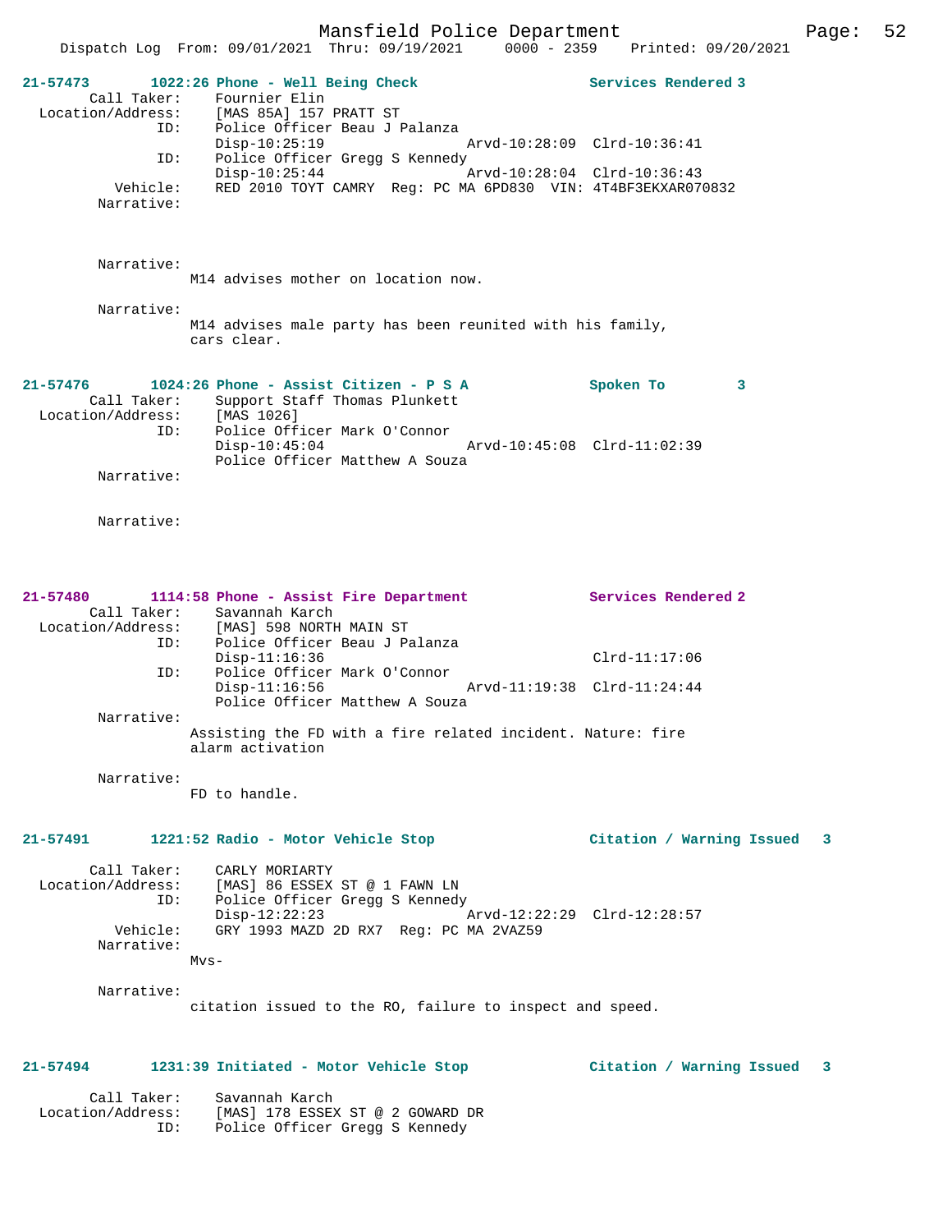**21-57473 1022:26 Phone - Well Being Check Services Rendered 3**

```
        Call Taker:    Fournier Elin
  Location/Address:    [MAS 85A] 157 PRATT ST
                ID:    Police Officer Beau J Palanza
                       Disp-10:25:19                 Arvd-10:28:09  Clrd-10:36:41
                ID:    Police Officer Gregg S Kennedy
                       Disp-10:25:44                 Arvd-10:28:04  Clrd-10:36:43
           Vehicle:    RED 2010 TOYT CAMRY  Reg: PC MA 6PD830  VIN: 4T4BF3EKXAR070832
         Narrative:

         Narrative:
                     M14 advises mother on location now.

         Narrative:
                     M14 advises male party has been reunited with his family,
                     cars clear.
```

**21-57476 1024:26 Phone - Assist Citizen - P S A Spoken To 3**

```
        Call Taker:    Support Staff Thomas Plunkett
  Location/Address:    [MAS 1026]
                ID:    Police Officer Mark O'Connor
                       Disp-10:45:04                 Arvd-10:45:08  Clrd-11:02:39
                       Police Officer Matthew A Souza
         Narrative:

         Narrative:
```

**21-57480 1114:58 Phone - Assist Fire Department Services Rendered 2**

```
        Call Taker:    Savannah Karch
  Location/Address:    [MAS] 598 NORTH MAIN ST
                ID:    Police Officer Beau J Palanza
                       Disp-11:16:36                                Clrd-11:17:06
                ID:    Police Officer Mark O'Connor
                       Disp-11:16:56                 Arvd-11:19:38  Clrd-11:24:44
                       Police Officer Matthew A Souza
         Narrative:
                     Assisting the FD with a fire related incident. Nature: fire
                     alarm activation

         Narrative:
                     FD to handle.
```

**21-57491 1221:52 Radio - Motor Vehicle Stop Citation / Warning Issued 3**

```
        Call Taker:    CARLY MORIARTY
  Location/Address:    [MAS] 86 ESSEX ST @ 1 FAWN LN
                ID:    Police Officer Gregg S Kennedy
                       Disp-12:22:23                 Arvd-12:22:29  Clrd-12:28:57
           Vehicle:    GRY 1993 MAZD 2D RX7  Reg: PC MA 2VAZ59
         Narrative:
                     Mvs-

         Narrative:
                     citation issued to the RO, failure to inspect and speed.
```

**21-57494 1231:39 Initiated - Motor Vehicle Stop Citation / Warning Issued 3**

```
        Call Taker:    Savannah Karch
  Location/Address:    [MAS] 178 ESSEX ST @ 2 GOWARD DR
                ID:    Police Officer Gregg S Kennedy
```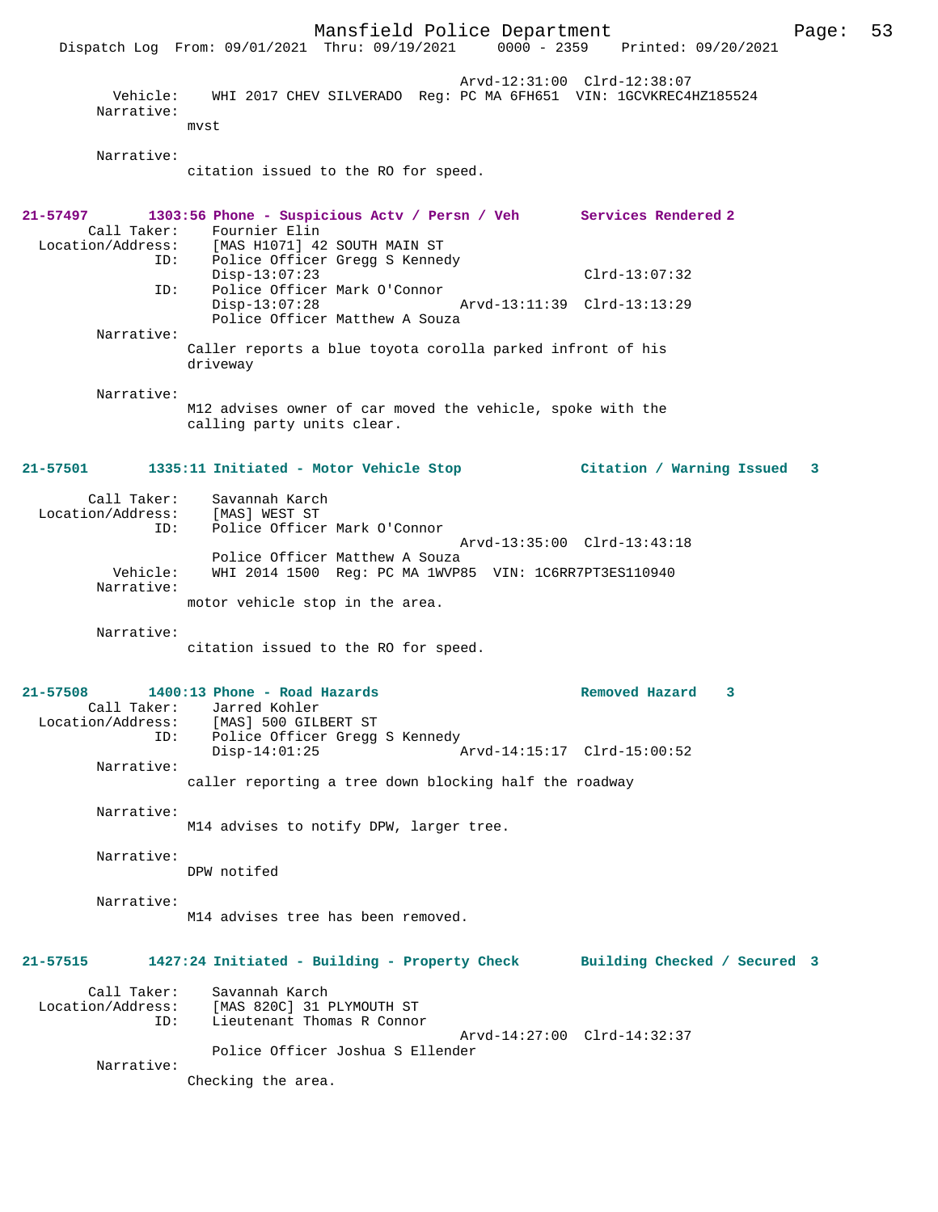Arvd-12:31:00 Clrd-12:38:07

Vehicle: WHI 2017 CHEV SILVERADO Reg: PC MA 6FH651 VIN: 1GCVKREC4HZ185524

Narrative:
mvst

Narrative:
citation issued to the RO for speed.

**21-57497 1303:56 Phone - Suspicious Actv / Persn / Veh Services Rendered 2**

Call Taker: Fournier Elin
Location/Address: [MAS H1071] 42 SOUTH MAIN ST
ID: Police Officer Gregg S Kennedy
Disp-13:07:23 Clrd-13:07:32
ID: Police Officer Mark O'Connor
Disp-13:07:28 Arvd-13:11:39 Clrd-13:13:29
Police Officer Matthew A Souza

Narrative:
Caller reports a blue toyota corolla parked infront of his driveway

Narrative:
M12 advises owner of car moved the vehicle, spoke with the calling party units clear.

**21-57501 1335:11 Initiated - Motor Vehicle Stop Citation / Warning Issued 3**

Call Taker: Savannah Karch
Location/Address: [MAS] WEST ST
ID: Police Officer Mark O'Connor
Arvd-13:35:00 Clrd-13:43:18
Police Officer Matthew A Souza

Vehicle: WHI 2014 1500 Reg: PC MA 1WVP85 VIN: 1C6RR7PT3ES110940

Narrative:
motor vehicle stop in the area.

Narrative:
citation issued to the RO for speed.

**21-57508 1400:13 Phone - Road Hazards Removed Hazard 3**

Call Taker: Jarred Kohler
Location/Address: [MAS] 500 GILBERT ST
ID: Police Officer Gregg S Kennedy
Disp-14:01:25 Arvd-14:15:17 Clrd-15:00:52

Narrative:
caller reporting a tree down blocking half the roadway

Narrative:
M14 advises to notify DPW, larger tree.

Narrative:
DPW notifed

Narrative:
M14 advises tree has been removed.

**21-57515 1427:24 Initiated - Building - Property Check Building Checked / Secured 3**

Call Taker: Savannah Karch
Location/Address: [MAS 820C] 31 PLYMOUTH ST
ID: Lieutenant Thomas R Connor
Arvd-14:27:00 Clrd-14:32:37
Police Officer Joshua S Ellender

Narrative:
Checking the area.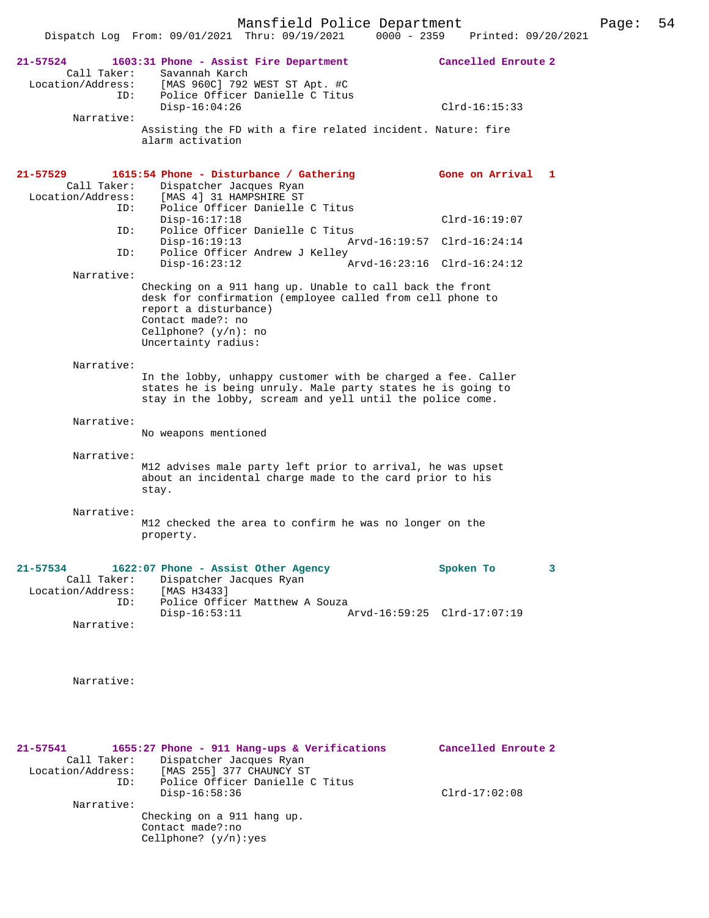Dispatch Log From: 09/01/2021 Thru: 09/19/2021 0000 - 2359 Printed: 09/20/2021

**21-57524** 1603:31 Phone - Assist Fire Department — Cancelled Enroute 2
Call Taker: Savannah Karch
Location/Address: [MAS 960C] 792 WEST ST Apt. #C
ID: Police Officer Danielle C Titus
Disp-16:04:26 Clrd-16:15:33
Narrative:
Assisting the FD with a fire related incident. Nature: fire alarm activation

**21-57529** 1615:54 Phone - Disturbance / Gathering — Gone on Arrival 1
Call Taker: Dispatcher Jacques Ryan
Location/Address: [MAS 4] 31 HAMPSHIRE ST
ID: Police Officer Danielle C Titus
Disp-16:17:18 Clrd-16:19:07
ID: Police Officer Danielle C Titus
Disp-16:19:13 Arvd-16:19:57 Clrd-16:24:14
ID: Police Officer Andrew J Kelley
Disp-16:23:12 Arvd-16:23:16 Clrd-16:24:12
Narrative:
Checking on a 911 hang up. Unable to call back the front desk for confirmation (employee called from cell phone to report a disturbance)
Contact made?: no
Cellphone? (y/n): no
Uncertainty radius:

Narrative:
In the lobby, unhappy customer with be charged a fee. Caller states he is being unruly. Male party states he is going to stay in the lobby, scream and yell until the police come.

Narrative:
No weapons mentioned

Narrative:
M12 advises male party left prior to arrival, he was upset about an incidental charge made to the card prior to his stay.

Narrative:
M12 checked the area to confirm he was no longer on the property.

**21-57534** 1622:07 Phone - Assist Other Agency — Spoken To 3
Call Taker: Dispatcher Jacques Ryan
Location/Address: [MAS H3433]
ID: Police Officer Matthew A Souza
Disp-16:53:11 Arvd-16:59:25 Clrd-17:07:19
Narrative:

Narrative:

**21-57541** 1655:27 Phone - 911 Hang-ups & Verifications — Cancelled Enroute 2
Call Taker: Dispatcher Jacques Ryan
Location/Address: [MAS 255] 377 CHAUNCY ST
ID: Police Officer Danielle C Titus
Disp-16:58:36 Clrd-17:02:08
Narrative:
Checking on a 911 hang up.
Contact made?:no
Cellphone? (y/n):yes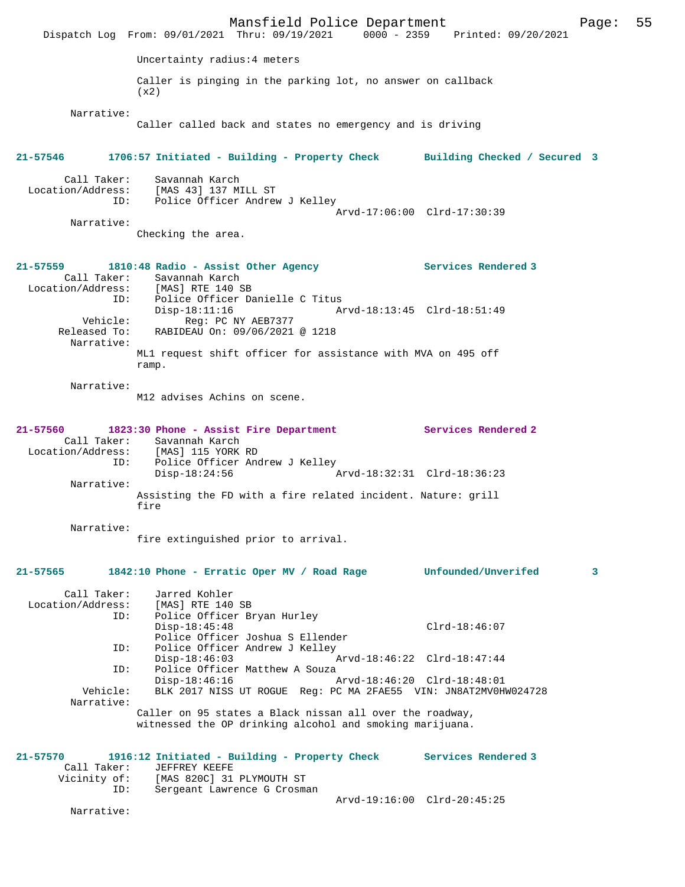Uncertainty radius:4 meters

Caller is pinging in the parking lot, no answer on callback (x2)

Narrative:
Caller called back and states no emergency and is driving

**21-57546 1706:57 Initiated - Building - Property Check Building Checked / Secured 3**

Call Taker: Savannah Karch
Location/Address: [MAS 43] 137 MILL ST
ID: Police Officer Andrew J Kelley
Arvd-17:06:00 Clrd-17:30:39
Narrative:
Checking the area.

**21-57559 1810:48 Radio - Assist Other Agency Services Rendered 3**

Call Taker: Savannah Karch
Location/Address: [MAS] RTE 140 SB
ID: Police Officer Danielle C Titus
Disp-18:11:16 Arvd-18:13:45 Clrd-18:51:49
Vehicle: Reg: PC NY AEB7377
Released To: RABIDEAU On: 09/06/2021 @ 1218
Narrative:
ML1 request shift officer for assistance with MVA on 495 off ramp.

Narrative:
M12 advises Achins on scene.

**21-57560 1823:30 Phone - Assist Fire Department Services Rendered 2**

Call Taker: Savannah Karch
Location/Address: [MAS] 115 YORK RD
ID: Police Officer Andrew J Kelley
Disp-18:24:56 Arvd-18:32:31 Clrd-18:36:23
Narrative:
Assisting the FD with a fire related incident. Nature: grill fire

Narrative:
fire extinguished prior to arrival.

**21-57565 1842:10 Phone - Erratic Oper MV / Road Rage Unfounded/Unverifed 3**

Call Taker: Jarred Kohler
Location/Address: [MAS] RTE 140 SB
ID: Police Officer Bryan Hurley
Disp-18:45:48 Clrd-18:46:07
Police Officer Joshua S Ellender
ID: Police Officer Andrew J Kelley
Disp-18:46:03 Arvd-18:46:22 Clrd-18:47:44
ID: Police Officer Matthew A Souza
Disp-18:46:16 Arvd-18:46:20 Clrd-18:48:01
Vehicle: BLK 2017 NISS UT ROGUE Reg: PC MA 2FAE55 VIN: JN8AT2MV0HW024728
Narrative:
Caller on 95 states a Black nissan all over the roadway, witnessed the OP drinking alcohol and smoking marijuana.

**21-57570 1916:12 Initiated - Building - Property Check Services Rendered 3**

Call Taker: JEFFREY KEEFE
Vicinity of: [MAS 820C] 31 PLYMOUTH ST
ID: Sergeant Lawrence G Crosman
Arvd-19:16:00 Clrd-20:45:25
Narrative: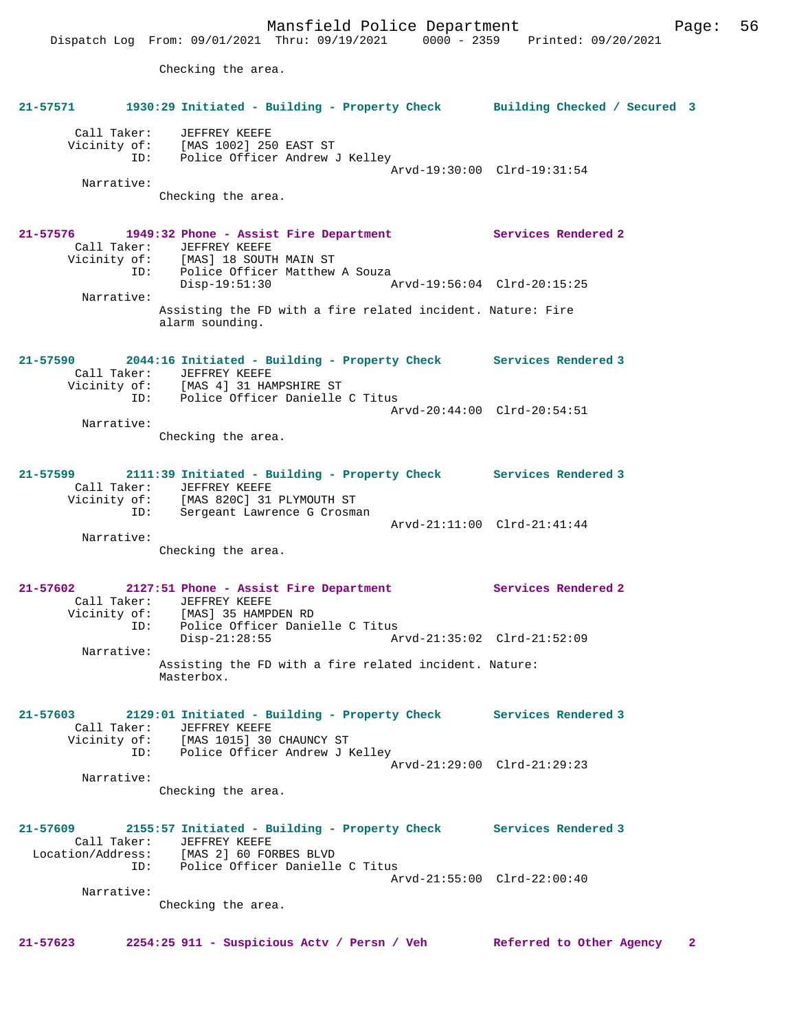Checking the area.

**21-57571 1930:29 Initiated - Building - Property Check Building Checked / Secured 3**

Call Taker: JEFFREY KEEFE
Vicinity of: [MAS 1002] 250 EAST ST
ID: Police Officer Andrew J Kelley
Arvd-19:30:00 Clrd-19:31:54
Narrative:
Checking the area.

**21-57576 1949:32 Phone - Assist Fire Department Services Rendered 2**

Call Taker: JEFFREY KEEFE
Vicinity of: [MAS] 18 SOUTH MAIN ST
ID: Police Officer Matthew A Souza
Disp-19:51:30 Arvd-19:56:04 Clrd-20:15:25
Narrative:
Assisting the FD with a fire related incident. Nature: Fire alarm sounding.

**21-57590 2044:16 Initiated - Building - Property Check Services Rendered 3**

Call Taker: JEFFREY KEEFE
Vicinity of: [MAS 4] 31 HAMPSHIRE ST
ID: Police Officer Danielle C Titus
Arvd-20:44:00 Clrd-20:54:51
Narrative:
Checking the area.

**21-57599 2111:39 Initiated - Building - Property Check Services Rendered 3**

Call Taker: JEFFREY KEEFE
Vicinity of: [MAS 820C] 31 PLYMOUTH ST
ID: Sergeant Lawrence G Crosman
Arvd-21:11:00 Clrd-21:41:44
Narrative:
Checking the area.

**21-57602 2127:51 Phone - Assist Fire Department Services Rendered 2**

Call Taker: JEFFREY KEEFE
Vicinity of: [MAS] 35 HAMPDEN RD
ID: Police Officer Danielle C Titus
Disp-21:28:55 Arvd-21:35:02 Clrd-21:52:09
Narrative:
Assisting the FD with a fire related incident. Nature: Masterbox.

**21-57603 2129:01 Initiated - Building - Property Check Services Rendered 3**

Call Taker: JEFFREY KEEFE
Vicinity of: [MAS 1015] 30 CHAUNCY ST
ID: Police Officer Andrew J Kelley
Arvd-21:29:00 Clrd-21:29:23
Narrative:
Checking the area.

**21-57609 2155:57 Initiated - Building - Property Check Services Rendered 3**

Call Taker: JEFFREY KEEFE
Location/Address: [MAS 2] 60 FORBES BLVD
ID: Police Officer Danielle C Titus
Arvd-21:55:00 Clrd-22:00:40
Narrative:
Checking the area.

**21-57623 2254:25 911 - Suspicious Actv / Persn / Veh Referred to Other Agency 2**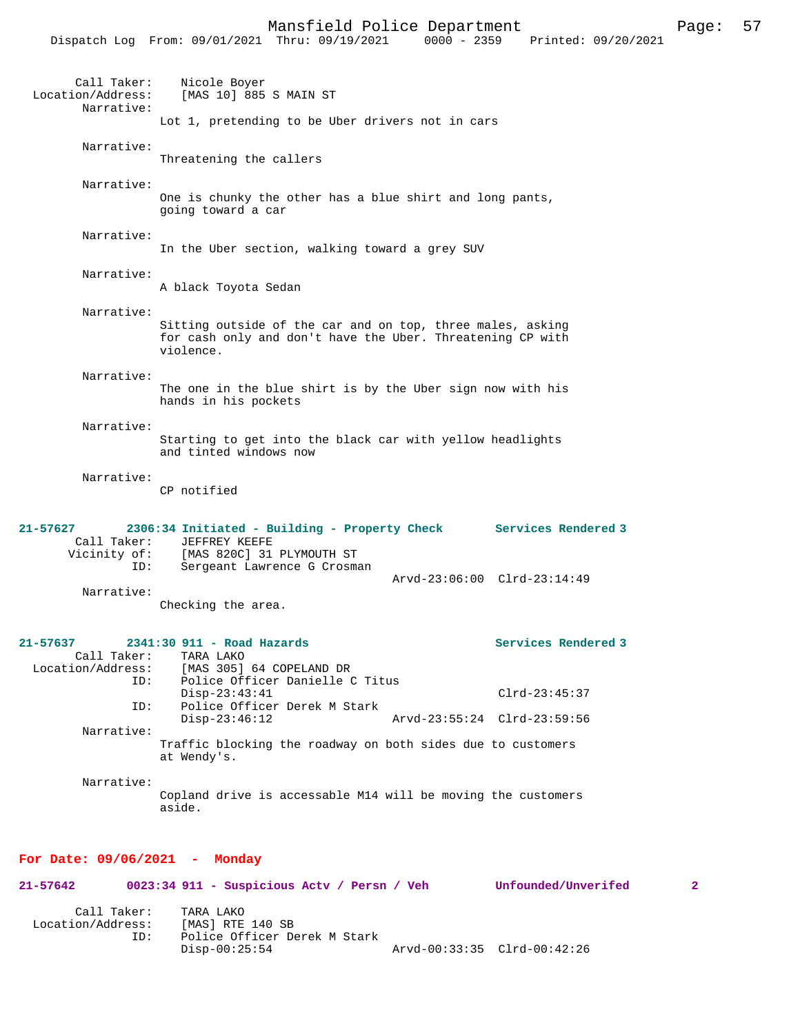Call Taker: Nicole Boyer
Location/Address: [MAS 10] 885 S MAIN ST
Narrative:
Lot 1, pretending to be Uber drivers not in cars

Narrative:
Threatening the callers

Narrative:
One is chunky the other has a blue shirt and long pants, going toward a car

Narrative:
In the Uber section, walking toward a grey SUV

Narrative:
A black Toyota Sedan

Narrative:
Sitting outside of the car and on top, three males, asking for cash only and don't have the Uber. Threatening CP with violence.

Narrative:
The one in the blue shirt is by the Uber sign now with his hands in his pockets

Narrative:
Starting to get into the black car with yellow headlights and tinted windows now

Narrative:
CP notified

**21-57627 2306:34 Initiated - Building - Property Check Services Rendered 3**
Call Taker: JEFFREY KEEFE
Vicinity of: [MAS 820C] 31 PLYMOUTH ST
ID: Sergeant Lawrence G Crosman
Arvd-23:06:00 Clrd-23:14:49
Narrative:
Checking the area.

**21-57637 2341:30 911 - Road Hazards Services Rendered 3**
Call Taker: TARA LAKO
Location/Address: [MAS 305] 64 COPELAND DR
ID: Police Officer Danielle C Titus
Disp-23:43:41 Clrd-23:45:37
ID: Police Officer Derek M Stark
Disp-23:46:12 Arvd-23:55:24 Clrd-23:59:56
Narrative:
Traffic blocking the roadway on both sides due to customers at Wendy's.

Narrative:
Copland drive is accessable M14 will be moving the customers aside.

**For Date: 09/06/2021 - Monday**

**21-57642 0023:34 911 - Suspicious Actv / Persn / Veh Unfounded/Unverifed 2**
Call Taker: TARA LAKO
Location/Address: [MAS] RTE 140 SB
ID: Police Officer Derek M Stark
Disp-00:25:54 Arvd-00:33:35 Clrd-00:42:26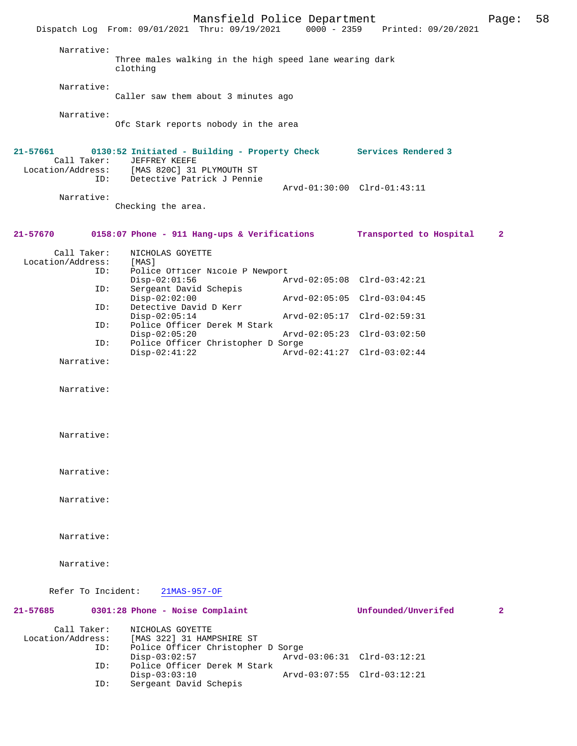Narrative:
Three males walking in the high speed lane wearing dark clothing

Narrative:
Caller saw them about 3 minutes ago

Narrative:
Ofc Stark reports nobody in the area

**21-57661 0130:52 Initiated - Building - Property Check Services Rendered 3**

Call Taker: JEFFREY KEEFE
Location/Address: [MAS 820C] 31 PLYMOUTH ST
ID: Detective Patrick J Pennie
Arvd-01:30:00 Clrd-01:43:11

Narrative:
Checking the area.

**21-57670 0158:07 Phone - 911 Hang-ups & Verifications Transported to Hospital 2**

Call Taker: NICHOLAS GOYETTE
Location/Address: [MAS]
ID: Police Officer Nicole P Newport
Disp-02:01:56 Arvd-02:05:08 Clrd-03:42:21
ID: Sergeant David Schepis
Disp-02:02:00 Arvd-02:05:05 Clrd-03:04:45
ID: Detective David D Kerr
Disp-02:05:14 Arvd-02:05:17 Clrd-02:59:31
ID: Police Officer Derek M Stark
Disp-02:05:20 Arvd-02:05:23 Clrd-03:02:50
ID: Police Officer Christopher D Sorge
Disp-02:41:22 Arvd-02:41:27 Clrd-03:02:44

Narrative:

Narrative:

Narrative:

Narrative:

Narrative:

Narrative:

Narrative:

Refer To Incident: 21MAS-957-OF

**21-57685 0301:28 Phone - Noise Complaint Unfounded/Unverifed 2**

Call Taker: NICHOLAS GOYETTE
Location/Address: [MAS 322] 31 HAMPSHIRE ST
ID: Police Officer Christopher D Sorge
Disp-03:02:57 Arvd-03:06:31 Clrd-03:12:21
ID: Police Officer Derek M Stark
Disp-03:03:10 Arvd-03:07:55 Clrd-03:12:21
ID: Sergeant David Schepis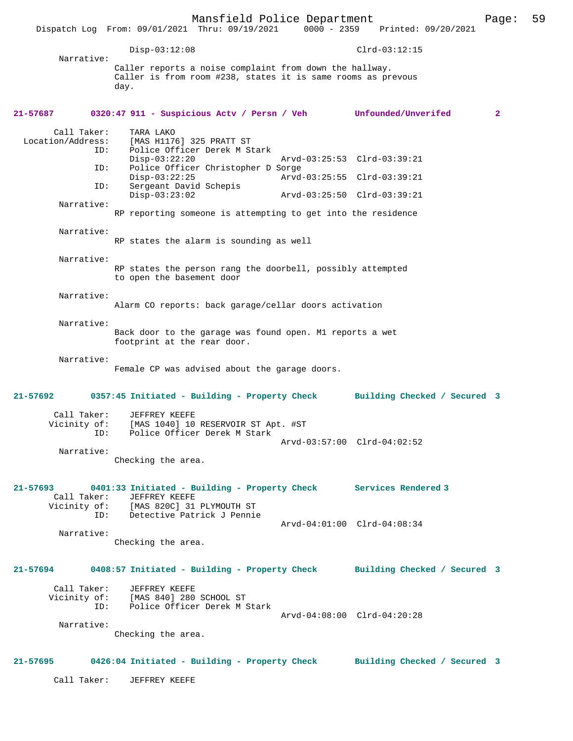Disp-03:12:08 Clrd-03:12:15

Narrative:
Caller reports a noise complaint from down the hallway. Caller is from room #238, states it is same rooms as prevous day.

**21-57687 0320:47 911 - Suspicious Actv / Persn / Veh Unfounded/Unverifed 2**

Call Taker: TARA LAKO
Location/Address: [MAS H1176] 325 PRATT ST
ID: Police Officer Derek M Stark
Disp-03:22:20 Arvd-03:25:53 Clrd-03:39:21
ID: Police Officer Christopher D Sorge
Disp-03:22:25 Arvd-03:25:55 Clrd-03:39:21
ID: Sergeant David Schepis
Disp-03:23:02 Arvd-03:25:50 Clrd-03:39:21

Narrative:
RP reporting someone is attempting to get into the residence

Narrative:
RP states the alarm is sounding as well

Narrative:
RP states the person rang the doorbell, possibly attempted to open the basement door

Narrative:
Alarm CO reports: back garage/cellar doors activation

Narrative:
Back door to the garage was found open. M1 reports a wet footprint at the rear door.

Narrative:
Female CP was advised about the garage doors.

**21-57692 0357:45 Initiated - Building - Property Check Building Checked / Secured 3**

Call Taker: JEFFREY KEEFE
Vicinity of: [MAS 1040] 10 RESERVOIR ST Apt. #ST
ID: Police Officer Derek M Stark
Arvd-03:57:00 Clrd-04:02:52

Narrative:
Checking the area.

**21-57693 0401:33 Initiated - Building - Property Check Services Rendered 3**

Call Taker: JEFFREY KEEFE
Vicinity of: [MAS 820C] 31 PLYMOUTH ST
ID: Detective Patrick J Pennie
Arvd-04:01:00 Clrd-04:08:34

Narrative:
Checking the area.

**21-57694 0408:57 Initiated - Building - Property Check Building Checked / Secured 3**

Call Taker: JEFFREY KEEFE
Vicinity of: [MAS 840] 280 SCHOOL ST
ID: Police Officer Derek M Stark
Arvd-04:08:00 Clrd-04:20:28

Narrative:
Checking the area.

**21-57695 0426:04 Initiated - Building - Property Check Building Checked / Secured 3**

Call Taker: JEFFREY KEEFE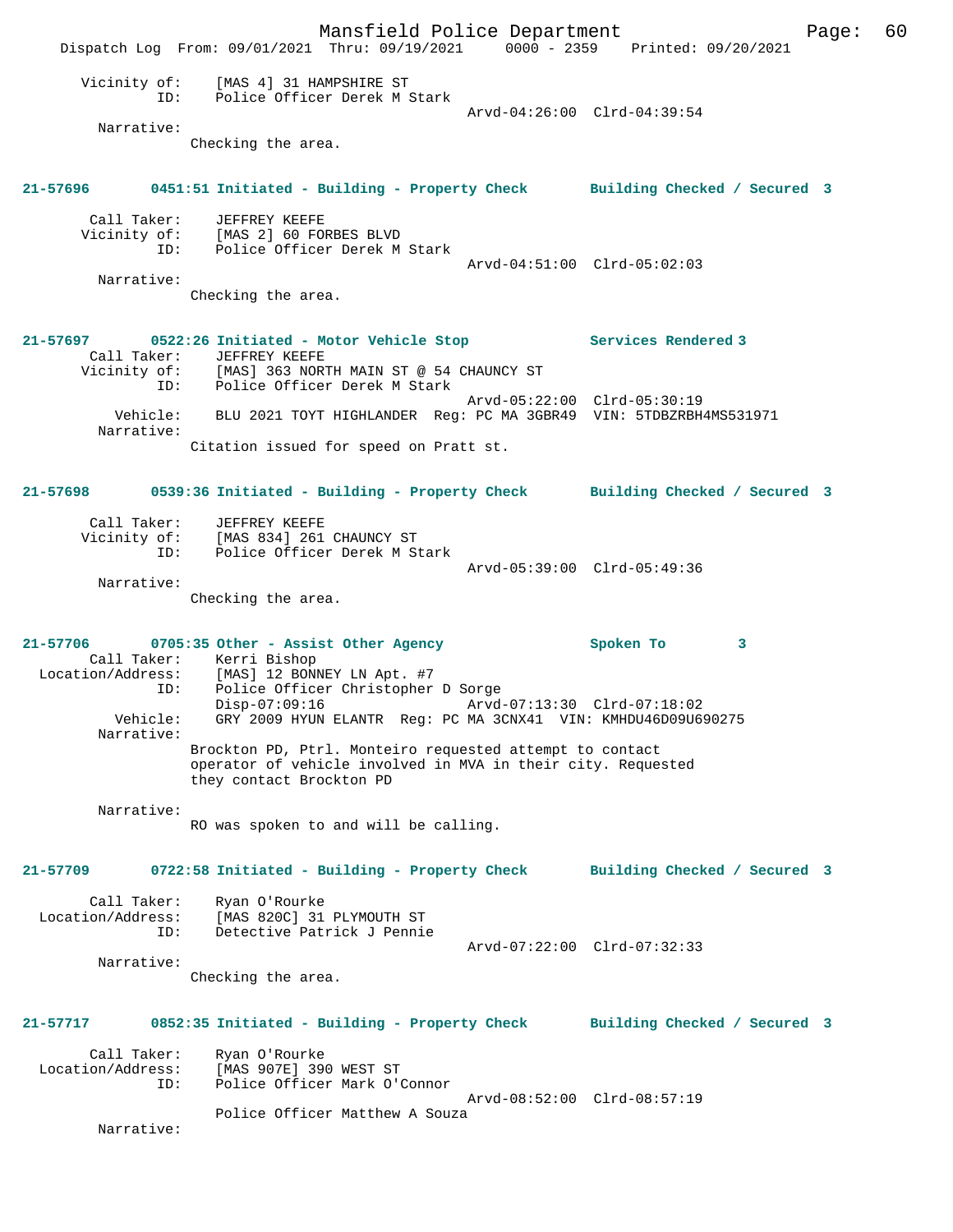Vicinity of: [MAS 4] 31 HAMPSHIRE ST
ID: Police Officer Derek M Stark
Arvd-04:26:00 Clrd-04:39:54

Narrative:
Checking the area.

**21-57696 0451:51 Initiated - Building - Property Check Building Checked / Secured 3**

Call Taker: JEFFREY KEEFE
Vicinity of: [MAS 2] 60 FORBES BLVD
ID: Police Officer Derek M Stark
Arvd-04:51:00 Clrd-05:02:03

Narrative:
Checking the area.

**21-57697 0522:26 Initiated - Motor Vehicle Stop Services Rendered 3**

Call Taker: JEFFREY KEEFE
Vicinity of: [MAS] 363 NORTH MAIN ST @ 54 CHAUNCY ST
ID: Police Officer Derek M Stark
Arvd-05:22:00 Clrd-05:30:19
Vehicle: BLU 2021 TOYT HIGHLANDER Reg: PC MA 3GBR49 VIN: 5TDBZRBH4MS531971

Narrative:
Citation issued for speed on Pratt st.

**21-57698 0539:36 Initiated - Building - Property Check Building Checked / Secured 3**

Call Taker: JEFFREY KEEFE
Vicinity of: [MAS 834] 261 CHAUNCY ST
ID: Police Officer Derek M Stark
Arvd-05:39:00 Clrd-05:49:36

Narrative:
Checking the area.

**21-57706 0705:35 Other - Assist Other Agency Spoken To 3**

Call Taker: Kerri Bishop
Location/Address: [MAS] 12 BONNEY LN Apt. #7
ID: Police Officer Christopher D Sorge
Disp-07:09:16 Arvd-07:13:30 Clrd-07:18:02
Vehicle: GRY 2009 HYUN ELANTR Reg: PC MA 3CNX41 VIN: KMHDU46D09U690275

Narrative:
Brockton PD, Ptrl. Monteiro requested attempt to contact operator of vehicle involved in MVA in their city. Requested they contact Brockton PD

Narrative:
RO was spoken to and will be calling.

**21-57709 0722:58 Initiated - Building - Property Check Building Checked / Secured 3**

Call Taker: Ryan O'Rourke
Location/Address: [MAS 820C] 31 PLYMOUTH ST
ID: Detective Patrick J Pennie
Arvd-07:22:00 Clrd-07:32:33

Narrative:
Checking the area.

**21-57717 0852:35 Initiated - Building - Property Check Building Checked / Secured 3**

Call Taker: Ryan O'Rourke
Location/Address: [MAS 907E] 390 WEST ST
ID: Police Officer Mark O'Connor
Arvd-08:52:00 Clrd-08:57:19
Police Officer Matthew A Souza

Narrative: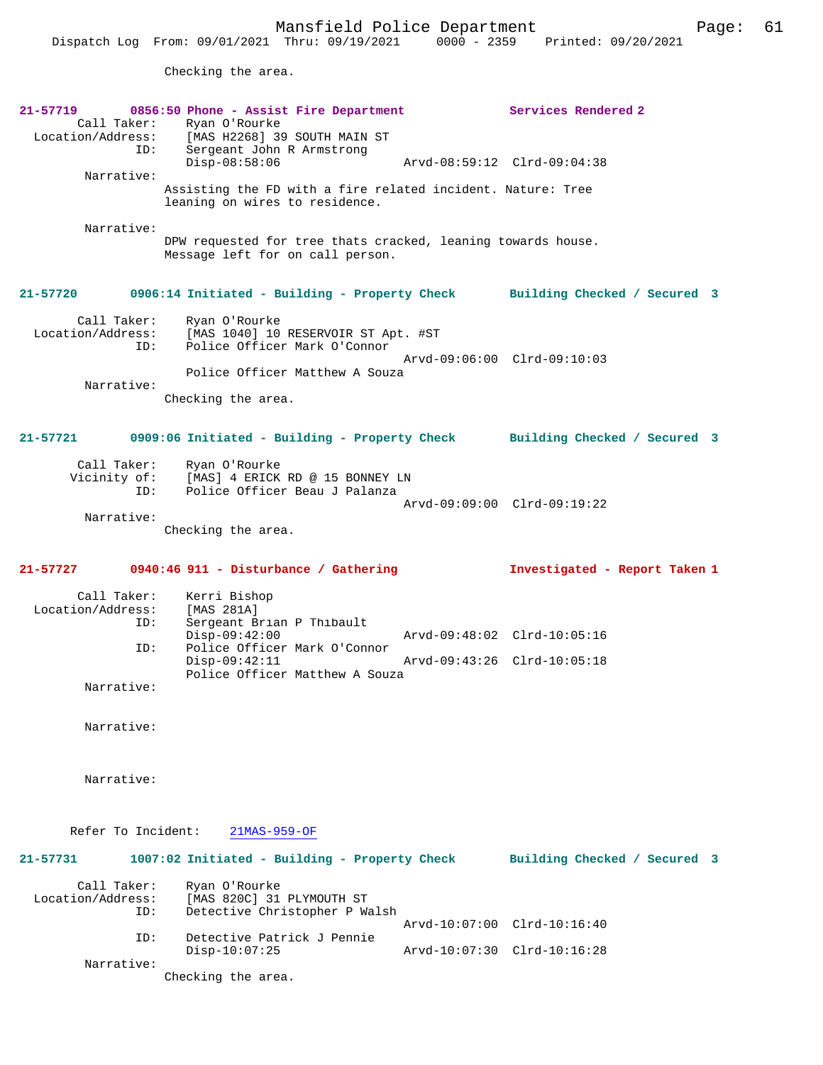Checking the area.

**21-57719 0856:50 Phone - Assist Fire Department — Services Rendered 2**

Call Taker: Ryan O'Rourke
Location/Address: [MAS H2268] 39 SOUTH MAIN ST
ID: Sergeant John R Armstrong
Disp-08:58:06 Arvd-08:59:12 Clrd-09:04:38

Narrative:
Assisting the FD with a fire related incident. Nature: Tree leaning on wires to residence.

Narrative:
DPW requested for tree thats cracked, leaning towards house. Message left for on call person.

**21-57720 0906:14 Initiated - Building - Property Check — Building Checked / Secured 3**

Call Taker: Ryan O'Rourke
Location/Address: [MAS 1040] 10 RESERVOIR ST Apt. #ST
ID: Police Officer Mark O'Connor
Arvd-09:06:00 Clrd-09:10:03
Police Officer Matthew A Souza

Narrative:
Checking the area.

**21-57721 0909:06 Initiated - Building - Property Check — Building Checked / Secured 3**

Call Taker: Ryan O'Rourke
Vicinity of: [MAS] 4 ERICK RD @ 15 BONNEY LN
ID: Police Officer Beau J Palanza
Arvd-09:09:00 Clrd-09:19:22

Narrative:
Checking the area.

**21-57727 0940:46 911 - Disturbance / Gathering — Investigated - Report Taken 1**

Call Taker: Kerri Bishop
Location/Address: [MAS 281A]
ID: Sergeant Brian P Thibault
Disp-09:42:00 Arvd-09:48:02 Clrd-10:05:16
ID: Police Officer Mark O'Connor
Disp-09:42:11 Arvd-09:43:26 Clrd-10:05:18
Police Officer Matthew A Souza

Narrative:

Narrative:

Narrative:

Refer To Incident: 21MAS-959-OF

**21-57731 1007:02 Initiated - Building - Property Check — Building Checked / Secured 3**

Call Taker: Ryan O'Rourke
Location/Address: [MAS 820C] 31 PLYMOUTH ST
ID: Detective Christopher P Walsh
Arvd-10:07:00 Clrd-10:16:40
ID: Detective Patrick J Pennie
Disp-10:07:25 Arvd-10:07:30 Clrd-10:16:28

Narrative:
Checking the area.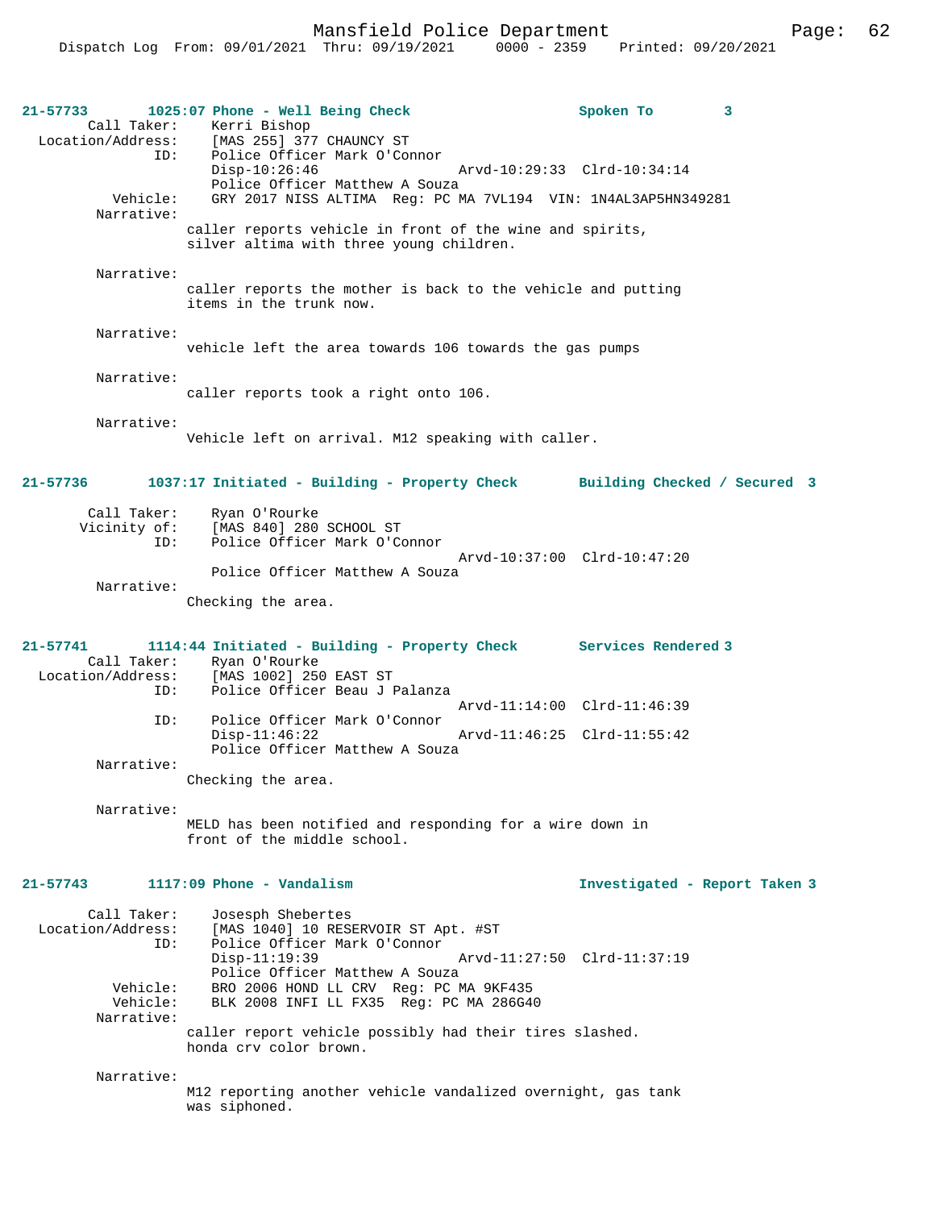**21-57733** 1025:07 Phone - Well Being Check — Spoken To 3

Call Taker: Kerri Bishop
Location/Address: [MAS 255] 377 CHAUNCY ST
ID: Police Officer Mark O'Connor
Disp-10:26:46 Arvd-10:29:33 Clrd-10:34:14
Police Officer Matthew A Souza
Vehicle: GRY 2017 NISS ALTIMA Reg: PC MA 7VL194 VIN: 1N4AL3AP5HN349281

Narrative:
caller reports vehicle in front of the wine and spirits, silver altima with three young children.

Narrative:
caller reports the mother is back to the vehicle and putting items in the trunk now.

Narrative:
vehicle left the area towards 106 towards the gas pumps

Narrative:
caller reports took a right onto 106.

Narrative:
Vehicle left on arrival. M12 speaking with caller.

**21-57736** 1037:17 Initiated - Building - Property Check — Building Checked / Secured 3

Call Taker: Ryan O'Rourke
Vicinity of: [MAS 840] 280 SCHOOL ST
ID: Police Officer Mark O'Connor
Arvd-10:37:00 Clrd-10:47:20
Police Officer Matthew A Souza

Narrative:
Checking the area.

**21-57741** 1114:44 Initiated - Building - Property Check — Services Rendered 3

Call Taker: Ryan O'Rourke
Location/Address: [MAS 1002] 250 EAST ST
ID: Police Officer Beau J Palanza
Arvd-11:14:00 Clrd-11:46:39
ID: Police Officer Mark O'Connor
Disp-11:46:22 Arvd-11:46:25 Clrd-11:55:42
Police Officer Matthew A Souza

Narrative:
Checking the area.

Narrative:
MELD has been notified and responding for a wire down in front of the middle school.

**21-57743** 1117:09 Phone - Vandalism — Investigated - Report Taken 3

Call Taker: Josesph Shebertes
Location/Address: [MAS 1040] 10 RESERVOIR ST Apt. #ST
ID: Police Officer Mark O'Connor
Disp-11:19:39 Arvd-11:27:50 Clrd-11:37:19
Police Officer Matthew A Souza
Vehicle: BRO 2006 HOND LL CRV Reg: PC MA 9KF435
Vehicle: BLK 2008 INFI LL FX35 Reg: PC MA 286G40

Narrative:
caller report vehicle possibly had their tires slashed. honda crv color brown.

Narrative:
M12 reporting another vehicle vandalized overnight, gas tank was siphoned.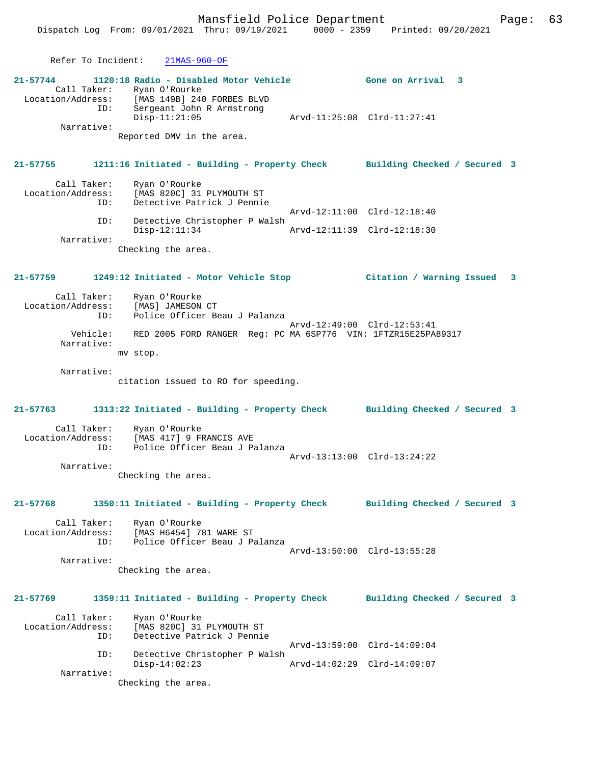Refer To Incident: 21MAS-960-OF

**21-57744** 1120:18 Radio - Disabled Motor Vehicle — Gone on Arrival 3

Call Taker: Ryan O'Rourke
Location/Address: [MAS 149B] 240 FORBES BLVD
ID: Sergeant John R Armstrong
Disp-11:21:05 Arvd-11:25:08 Clrd-11:27:41
Narrative:
Reported DMV in the area.

**21-57755** 1211:16 Initiated - Building - Property Check — Building Checked / Secured 3

Call Taker: Ryan O'Rourke
Location/Address: [MAS 820C] 31 PLYMOUTH ST
ID: Detective Patrick J Pennie
Arvd-12:11:00 Clrd-12:18:40
ID: Detective Christopher P Walsh
Disp-12:11:34 Arvd-12:11:39 Clrd-12:18:30
Narrative:
Checking the area.

**21-57759** 1249:12 Initiated - Motor Vehicle Stop — Citation / Warning Issued 3

Call Taker: Ryan O'Rourke
Location/Address: [MAS] JAMESON CT
ID: Police Officer Beau J Palanza
Arvd-12:49:00 Clrd-12:53:41
Vehicle: RED 2005 FORD RANGER Reg: PC MA 6SP776 VIN: 1FTZR15E25PA89317
Narrative:
mv stop.

Narrative:
citation issued to RO for speeding.

**21-57763** 1313:22 Initiated - Building - Property Check — Building Checked / Secured 3

Call Taker: Ryan O'Rourke
Location/Address: [MAS 417] 9 FRANCIS AVE
ID: Police Officer Beau J Palanza
Arvd-13:13:00 Clrd-13:24:22
Narrative:
Checking the area.

**21-57768** 1350:11 Initiated - Building - Property Check — Building Checked / Secured 3

Call Taker: Ryan O'Rourke
Location/Address: [MAS H6454] 781 WARE ST
ID: Police Officer Beau J Palanza
Arvd-13:50:00 Clrd-13:55:28
Narrative:
Checking the area.

**21-57769** 1359:11 Initiated - Building - Property Check — Building Checked / Secured 3

Call Taker: Ryan O'Rourke
Location/Address: [MAS 820C] 31 PLYMOUTH ST
ID: Detective Patrick J Pennie
Arvd-13:59:00 Clrd-14:09:04
ID: Detective Christopher P Walsh
Disp-14:02:23 Arvd-14:02:29 Clrd-14:09:07
Narrative:
Checking the area.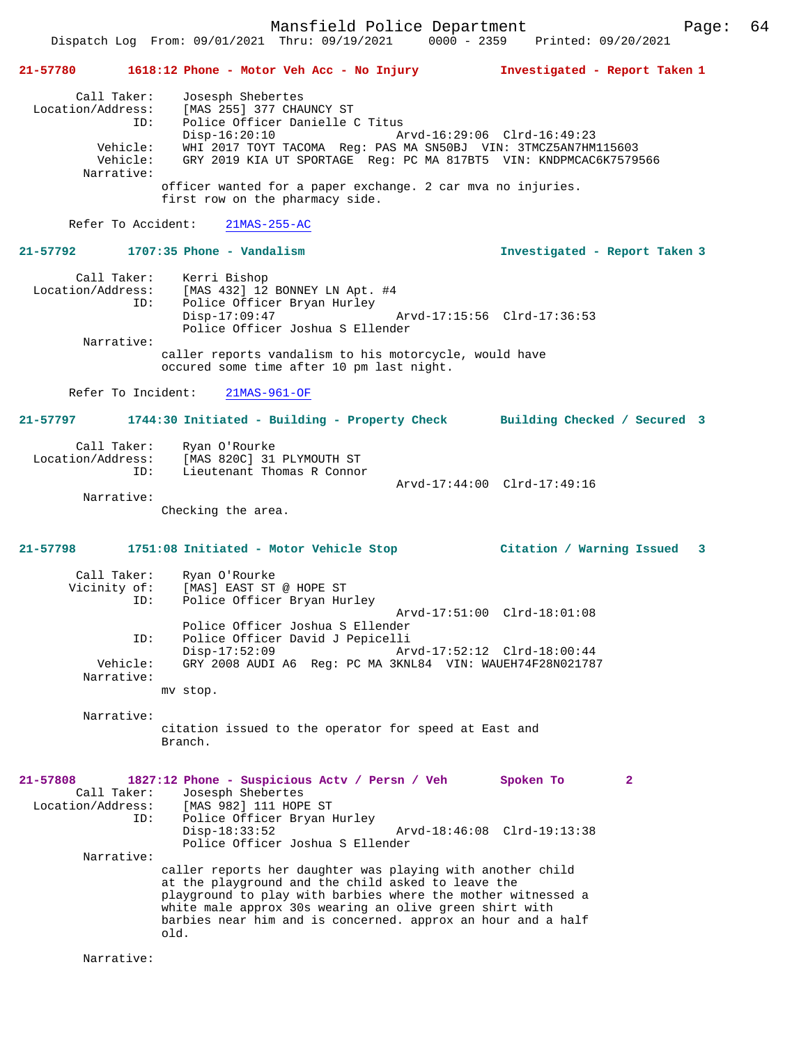**21-57780 1618:12 Phone - Motor Veh Acc - No Injury Investigated - Report Taken 1**

```
        Call Taker:    Josesph Shebertes
  Location/Address:    [MAS 255] 377 CHAUNCY ST
                ID:    Police Officer Danielle C Titus
                       Disp-16:20:10                 Arvd-16:29:06  Clrd-16:49:23
           Vehicle:    WHI 2017 TOYT TACOMA  Reg: PAS MA SN50BJ  VIN: 3TMCZ5AN7HM115603
           Vehicle:    GRY 2019 KIA UT SPORTAGE  Reg: PC MA 817BT5  VIN: KNDPMCAC6K7579566
         Narrative:
                    officer wanted for a paper exchange. 2 car mva no injuries.
                    first row on the pharmacy side.

      Refer To Accident:    21MAS-255-AC
```

**21-57792 1707:35 Phone - Vandalism Investigated - Report Taken 3**

```
        Call Taker:    Kerri Bishop
  Location/Address:    [MAS 432] 12 BONNEY LN Apt. #4
                ID:    Police Officer Bryan Hurley
                       Disp-17:09:47                 Arvd-17:15:56  Clrd-17:36:53
                       Police Officer Joshua S Ellender
         Narrative:
                    caller reports vandalism to his motorcycle, would have
                    occured some time after 10 pm last night.

      Refer To Incident:    21MAS-961-OF
```

**21-57797 1744:30 Initiated - Building - Property Check Building Checked / Secured 3**

```
        Call Taker:    Ryan O'Rourke
  Location/Address:    [MAS 820C] 31 PLYMOUTH ST
                ID:    Lieutenant Thomas R Connor
                                                     Arvd-17:44:00  Clrd-17:49:16
         Narrative:
                    Checking the area.
```

**21-57798 1751:08 Initiated - Motor Vehicle Stop Citation / Warning Issued 3**

```
        Call Taker:    Ryan O'Rourke
       Vicinity of:    [MAS] EAST ST @ HOPE ST
                ID:    Police Officer Bryan Hurley
                                                     Arvd-17:51:00  Clrd-18:01:08
                       Police Officer Joshua S Ellender
                ID:    Police Officer David J Pepicelli
                       Disp-17:52:09                 Arvd-17:52:12  Clrd-18:00:44
           Vehicle:    GRY 2008 AUDI A6  Reg: PC MA 3KNL84  VIN: WAUEH74F28N021787
         Narrative:
                    mv stop.

         Narrative:
                    citation issued to the operator for speed at East and
                    Branch.
```

**21-57808 1827:12 Phone - Suspicious Actv / Persn / Veh Spoken To 2**

```
        Call Taker:    Josesph Shebertes
  Location/Address:    [MAS 982] 111 HOPE ST
                ID:    Police Officer Bryan Hurley
                       Disp-18:33:52                 Arvd-18:46:08  Clrd-19:13:38
                       Police Officer Joshua S Ellender
         Narrative:
                    caller reports her daughter was playing with another child
                    at the playground and the child asked to leave the
                    playground to play with barbies where the mother witnessed a
                    white male approx 30s wearing an olive green shirt with
                    barbies near him and is concerned. approx an hour and a half
                    old.

         Narrative:
```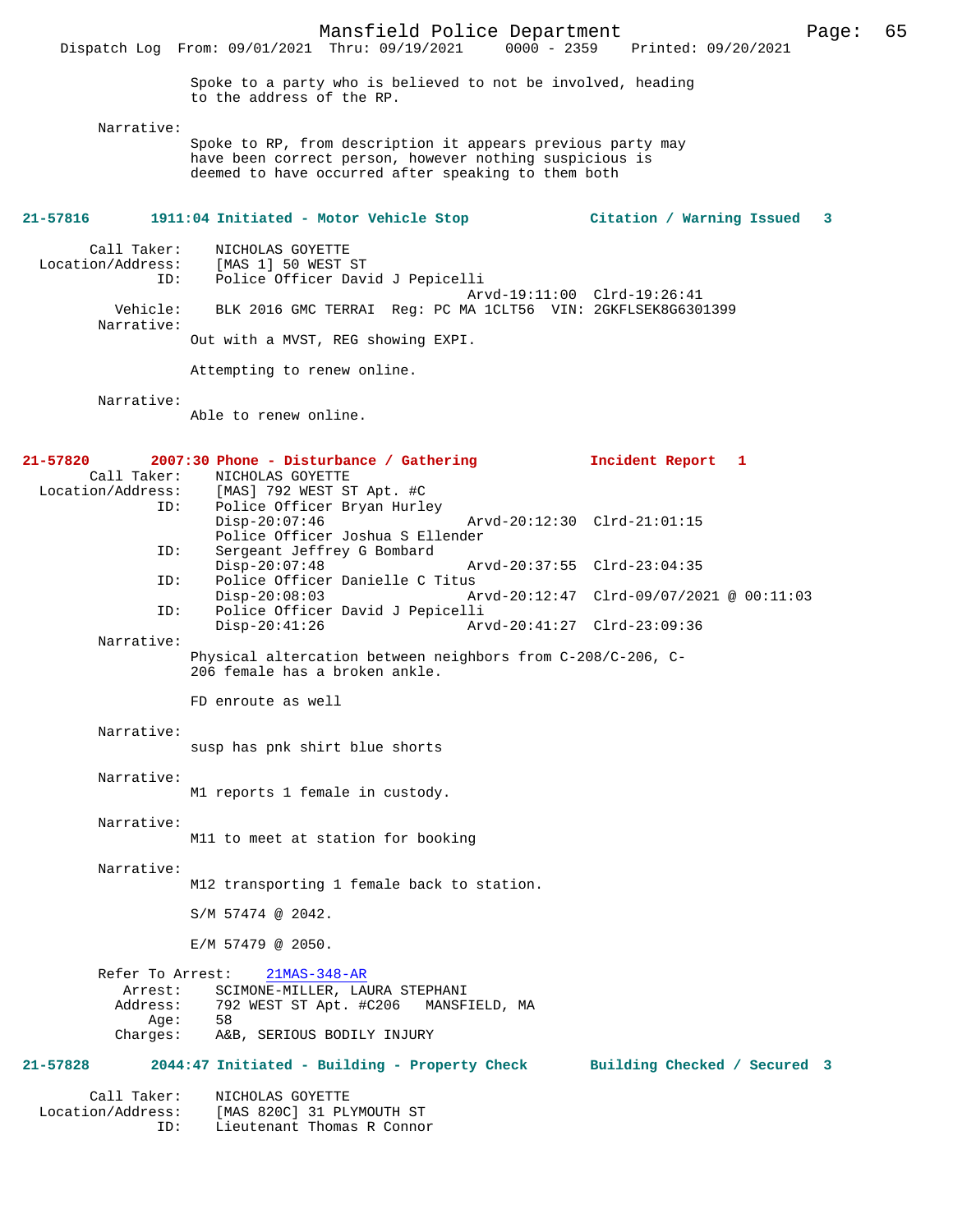Spoke to a party who is believed to not be involved, heading to the address of the RP.

Narrative:
Spoke to RP, from description it appears previous party may have been correct person, however nothing suspicious is deemed to have occurred after speaking to them both

**21-57816 1911:04 Initiated - Motor Vehicle Stop — Citation / Warning Issued 3**

Call Taker: NICHOLAS GOYETTE
Location/Address: [MAS 1] 50 WEST ST
ID: Police Officer David J Pepicelli
Arvd-19:11:00 Clrd-19:26:41
Vehicle: BLK 2016 GMC TERRAI Reg: PC MA 1CLT56 VIN: 2GKFLSEK8G6301399
Narrative:
Out with a MVST, REG showing EXPI.

Attempting to renew online.

Narrative:
Able to renew online.

**21-57820 2007:30 Phone - Disturbance / Gathering — Incident Report 1**

Call Taker: NICHOLAS GOYETTE
Location/Address: [MAS] 792 WEST ST Apt. #C
ID: Police Officer Bryan Hurley
Disp-20:07:46 Arvd-20:12:30 Clrd-21:01:15
Police Officer Joshua S Ellender
ID: Sergeant Jeffrey G Bombard
Disp-20:07:48 Arvd-20:37:55 Clrd-23:04:35
ID: Police Officer Danielle C Titus
Disp-20:08:03 Arvd-20:12:47 Clrd-09/07/2021 @ 00:11:03
ID: Police Officer David J Pepicelli
Disp-20:41:26 Arvd-20:41:27 Clrd-23:09:36
Narrative:
Physical altercation between neighbors from C-208/C-206, C-206 female has a broken ankle.

FD enroute as well

Narrative:
susp has pnk shirt blue shorts

Narrative:
M1 reports 1 female in custody.

Narrative:
M11 to meet at station for booking

Narrative:
M12 transporting 1 female back to station.

S/M 57474 @ 2042.

E/M 57479 @ 2050.

Refer To Arrest: 21MAS-348-AR
Arrest: SCIMONE-MILLER, LAURA STEPHANI
Address: 792 WEST ST Apt. #C206 MANSFIELD, MA
Age: 58
Charges: A&B, SERIOUS BODILY INJURY

**21-57828 2044:47 Initiated - Building - Property Check — Building Checked / Secured 3**

Call Taker: NICHOLAS GOYETTE
Location/Address: [MAS 820C] 31 PLYMOUTH ST
ID: Lieutenant Thomas R Connor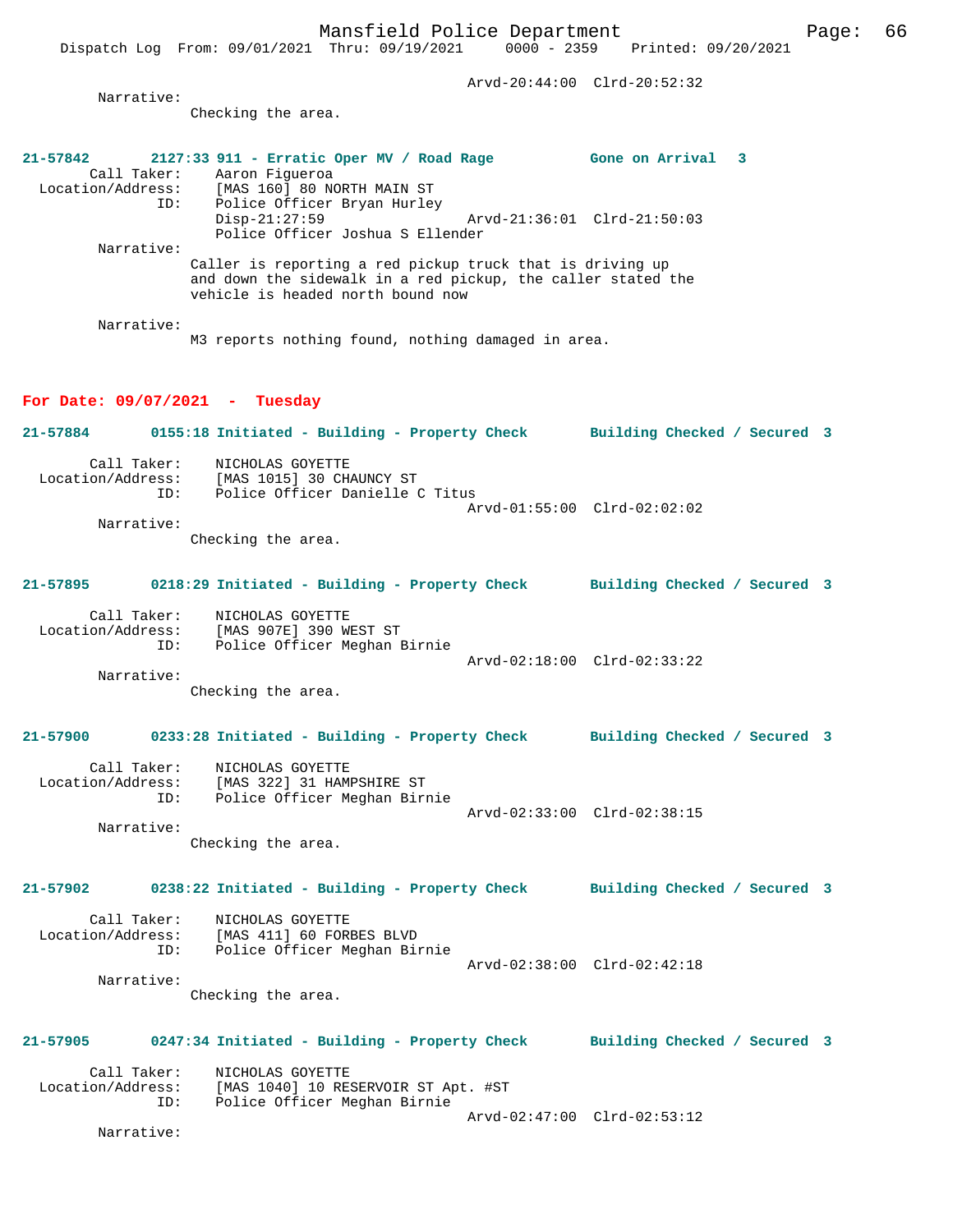Arvd-20:44:00 Clrd-20:52:32

Narrative:
Checking the area.

**21-57842 2127:33 911 - Erratic Oper MV / Road Rage Gone on Arrival 3**

Call Taker: Aaron Figueroa
Location/Address: [MAS 160] 80 NORTH MAIN ST
ID: Police Officer Bryan Hurley
Disp-21:27:59 Arvd-21:36:01 Clrd-21:50:03
Police Officer Joshua S Ellender

Narrative:
Caller is reporting a red pickup truck that is driving up and down the sidewalk in a red pickup, the caller stated the vehicle is headed north bound now

Narrative:
M3 reports nothing found, nothing damaged in area.

## For Date: 09/07/2021 - Tuesday

**21-57884 0155:18 Initiated - Building - Property Check Building Checked / Secured 3**

Call Taker: NICHOLAS GOYETTE
Location/Address: [MAS 1015] 30 CHAUNCY ST
ID: Police Officer Danielle C Titus
Arvd-01:55:00 Clrd-02:02:02

Narrative:
Checking the area.

**21-57895 0218:29 Initiated - Building - Property Check Building Checked / Secured 3**

Call Taker: NICHOLAS GOYETTE
Location/Address: [MAS 907E] 390 WEST ST
ID: Police Officer Meghan Birnie
Arvd-02:18:00 Clrd-02:33:22

Narrative:
Checking the area.

**21-57900 0233:28 Initiated - Building - Property Check Building Checked / Secured 3**

Call Taker: NICHOLAS GOYETTE
Location/Address: [MAS 322] 31 HAMPSHIRE ST
ID: Police Officer Meghan Birnie
Arvd-02:33:00 Clrd-02:38:15

Narrative:
Checking the area.

**21-57902 0238:22 Initiated - Building - Property Check Building Checked / Secured 3**

Call Taker: NICHOLAS GOYETTE
Location/Address: [MAS 411] 60 FORBES BLVD
ID: Police Officer Meghan Birnie
Arvd-02:38:00 Clrd-02:42:18

Narrative:
Checking the area.

**21-57905 0247:34 Initiated - Building - Property Check Building Checked / Secured 3**

Call Taker: NICHOLAS GOYETTE
Location/Address: [MAS 1040] 10 RESERVOIR ST Apt. #ST
ID: Police Officer Meghan Birnie
Arvd-02:47:00 Clrd-02:53:12

Narrative: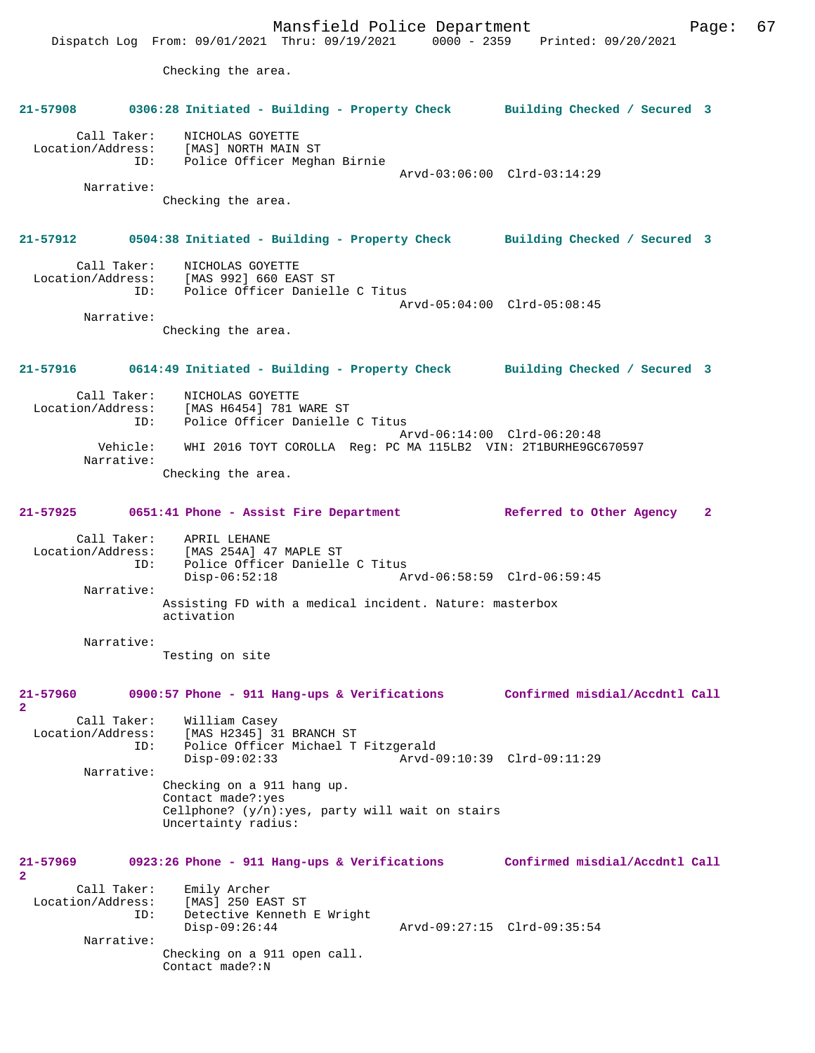Checking the area.

**21-57908 0306:28 Initiated - Building - Property Check Building Checked / Secured 3**

Call Taker: NICHOLAS GOYETTE
Location/Address: [MAS] NORTH MAIN ST
ID: Police Officer Meghan Birnie
Arvd-03:06:00 Clrd-03:14:29
Narrative:
Checking the area.

**21-57912 0504:38 Initiated - Building - Property Check Building Checked / Secured 3**

Call Taker: NICHOLAS GOYETTE
Location/Address: [MAS 992] 660 EAST ST
ID: Police Officer Danielle C Titus
Arvd-05:04:00 Clrd-05:08:45
Narrative:
Checking the area.

**21-57916 0614:49 Initiated - Building - Property Check Building Checked / Secured 3**

Call Taker: NICHOLAS GOYETTE
Location/Address: [MAS H6454] 781 WARE ST
ID: Police Officer Danielle C Titus
Arvd-06:14:00 Clrd-06:20:48
Vehicle: WHI 2016 TOYT COROLLA Reg: PC MA 115LB2 VIN: 2T1BURHE9GC670597
Narrative:
Checking the area.

**21-57925 0651:41 Phone - Assist Fire Department Referred to Other Agency 2**

Call Taker: APRIL LEHANE
Location/Address: [MAS 254A] 47 MAPLE ST
ID: Police Officer Danielle C Titus
Disp-06:52:18 Arvd-06:58:59 Clrd-06:59:45
Narrative:
Assisting FD with a medical incident. Nature: masterbox activation

Narrative:
Testing on site

**21-57960 0900:57 Phone - 911 Hang-ups & Verifications Confirmed misdial/Accdntl Call 2**

Call Taker: William Casey
Location/Address: [MAS H2345] 31 BRANCH ST
ID: Police Officer Michael T Fitzgerald
Disp-09:02:33 Arvd-09:10:39 Clrd-09:11:29
Narrative:
Checking on a 911 hang up.
Contact made?:yes
Cellphone? (y/n):yes, party will wait on stairs
Uncertainty radius:

**21-57969 0923:26 Phone - 911 Hang-ups & Verifications Confirmed misdial/Accdntl Call 2**

Call Taker: Emily Archer
Location/Address: [MAS] 250 EAST ST
ID: Detective Kenneth E Wright
Disp-09:26:44 Arvd-09:27:15 Clrd-09:35:54
Narrative:
Checking on a 911 open call.
Contact made?:N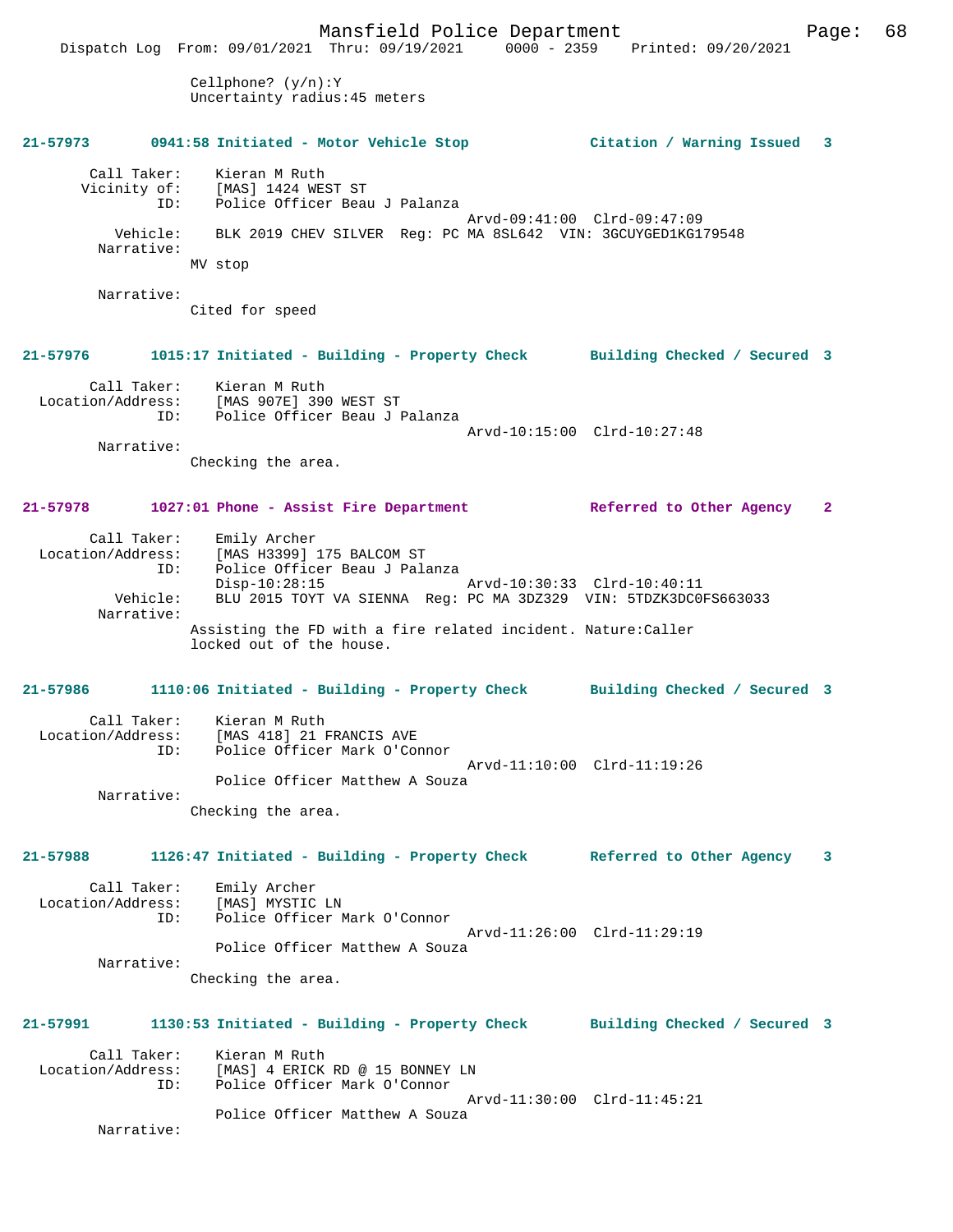Cellphone? (y/n):Y
Uncertainty radius:45 meters

**21-57973 0941:58 Initiated - Motor Vehicle Stop Citation / Warning Issued 3**

Call Taker: Kieran M Ruth
Vicinity of: [MAS] 1424 WEST ST
ID: Police Officer Beau J Palanza
Arvd-09:41:00 Clrd-09:47:09
Vehicle: BLK 2019 CHEV SILVER Reg: PC MA 8SL642 VIN: 3GCUYGED1KG179548
Narrative:
MV stop

Narrative:
Cited for speed

**21-57976 1015:17 Initiated - Building - Property Check Building Checked / Secured 3**

Call Taker: Kieran M Ruth
Location/Address: [MAS 907E] 390 WEST ST
ID: Police Officer Beau J Palanza
Arvd-10:15:00 Clrd-10:27:48
Narrative:
Checking the area.

**21-57978 1027:01 Phone - Assist Fire Department Referred to Other Agency 2**

Call Taker: Emily Archer
Location/Address: [MAS H3399] 175 BALCOM ST
ID: Police Officer Beau J Palanza
Disp-10:28:15 Arvd-10:30:33 Clrd-10:40:11
Vehicle: BLU 2015 TOYT VA SIENNA Reg: PC MA 3DZ329 VIN: 5TDZK3DC0FS663033
Narrative:
Assisting the FD with a fire related incident. Nature:Caller locked out of the house.

**21-57986 1110:06 Initiated - Building - Property Check Building Checked / Secured 3**

Call Taker: Kieran M Ruth
Location/Address: [MAS 418] 21 FRANCIS AVE
ID: Police Officer Mark O'Connor
Arvd-11:10:00 Clrd-11:19:26
Police Officer Matthew A Souza
Narrative:
Checking the area.

**21-57988 1126:47 Initiated - Building - Property Check Referred to Other Agency 3**

Call Taker: Emily Archer
Location/Address: [MAS] MYSTIC LN
ID: Police Officer Mark O'Connor
Arvd-11:26:00 Clrd-11:29:19
Police Officer Matthew A Souza
Narrative:
Checking the area.

**21-57991 1130:53 Initiated - Building - Property Check Building Checked / Secured 3**

Call Taker: Kieran M Ruth
Location/Address: [MAS] 4 ERICK RD @ 15 BONNEY LN
ID: Police Officer Mark O'Connor
Arvd-11:30:00 Clrd-11:45:21
Police Officer Matthew A Souza
Narrative: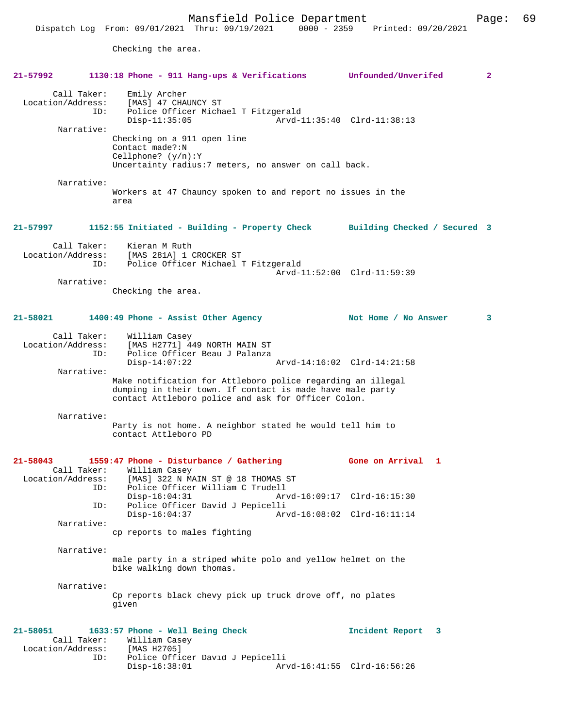Checking the area.

**21-57992 1130:18 Phone - 911 Hang-ups & Verifications Unfounded/Unverifed 2**

Call Taker: Emily Archer
Location/Address: [MAS] 47 CHAUNCY ST
ID: Police Officer Michael T Fitzgerald
Disp-11:35:05 Arvd-11:35:40 Clrd-11:38:13
Narrative:
Checking on a 911 open line
Contact made?:N
Cellphone? (y/n):Y
Uncertainty radius:7 meters, no answer on call back.

Narrative:
Workers at 47 Chauncy spoken to and report no issues in the area

**21-57997 1152:55 Initiated - Building - Property Check Building Checked / Secured 3**

Call Taker: Kieran M Ruth
Location/Address: [MAS 281A] 1 CROCKER ST
ID: Police Officer Michael T Fitzgerald
Arvd-11:52:00 Clrd-11:59:39
Narrative:
Checking the area.

**21-58021 1400:49 Phone - Assist Other Agency Not Home / No Answer 3**

Call Taker: William Casey
Location/Address: [MAS H2771] 449 NORTH MAIN ST
ID: Police Officer Beau J Palanza
Disp-14:07:22 Arvd-14:16:02 Clrd-14:21:58
Narrative:
Make notification for Attleboro police regarding an illegal dumping in their town. If contact is made have male party contact Attleboro police and ask for Officer Colon.

Narrative:
Party is not home. A neighbor stated he would tell him to contact Attleboro PD

**21-58043 1559:47 Phone - Disturbance / Gathering Gone on Arrival 1**

Call Taker: William Casey
Location/Address: [MAS] 322 N MAIN ST @ 18 THOMAS ST
ID: Police Officer William C Trudell
Disp-16:04:31 Arvd-16:09:17 Clrd-16:15:30
ID: Police Officer David J Pepicelli
Disp-16:04:37 Arvd-16:08:02 Clrd-16:11:14
Narrative:
cp reports to males fighting

Narrative:
male party in a striped white polo and yellow helmet on the bike walking down thomas.

Narrative:
Cp reports black chevy pick up truck drove off, no plates given

**21-58051 1633:57 Phone - Well Being Check Incident Report 3**

Call Taker: William Casey
Location/Address: [MAS H2705]
ID: Police Officer David J Pepicelli
Disp-16:38:01 Arvd-16:41:55 Clrd-16:56:26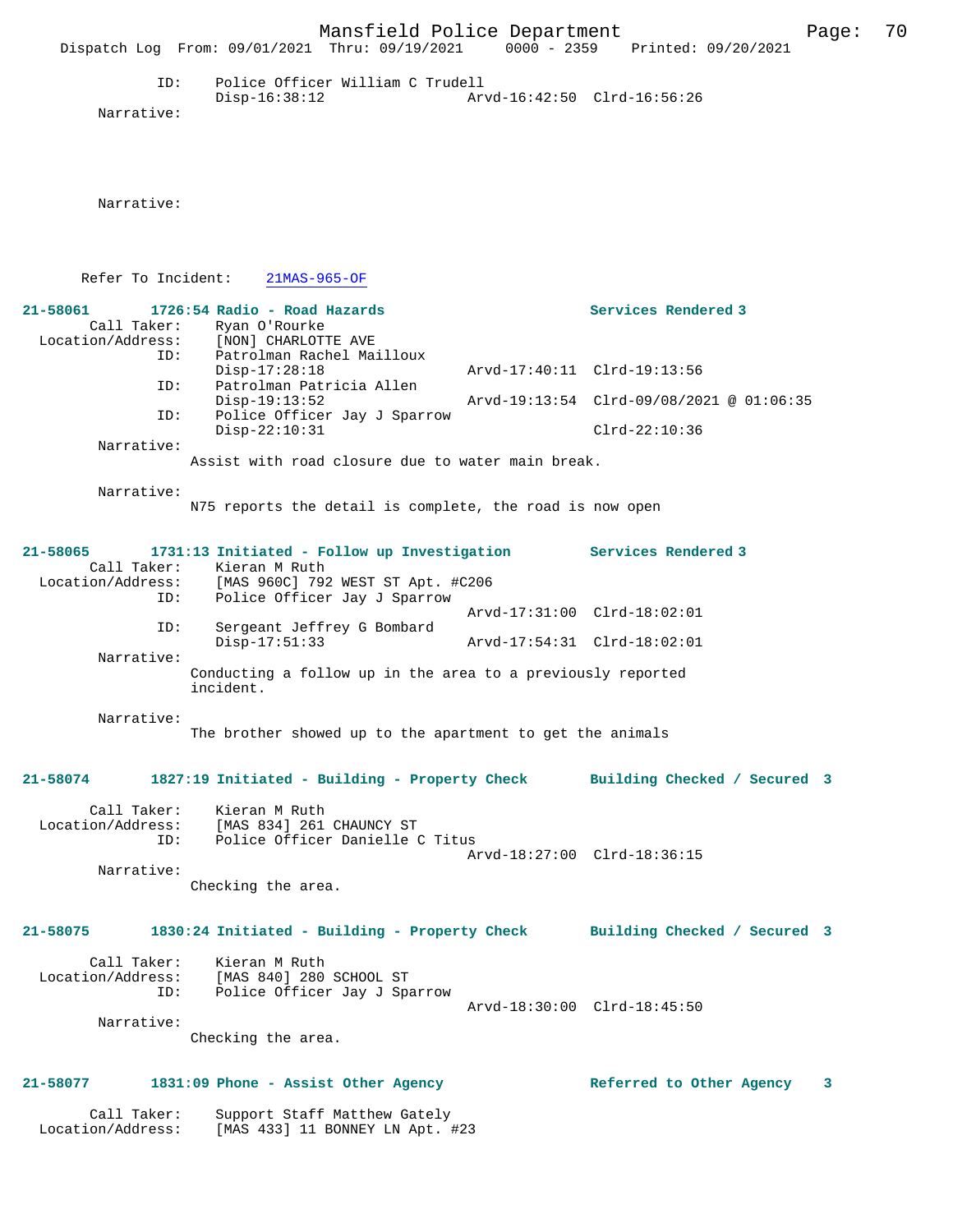ID: Police Officer William C Trudell
Disp-16:38:12 Arvd-16:42:50 Clrd-16:56:26

Narrative:

Narrative:

Refer To Incident: 21MAS-965-OF

**21-58061 1726:54 Radio - Road Hazards — Services Rendered 3**

Call Taker: Ryan O'Rourke
Location/Address: [NON] CHARLOTTE AVE
ID: Patrolman Rachel Mailloux
Disp-17:28:18 Arvd-17:40:11 Clrd-19:13:56
ID: Patrolman Patricia Allen
Disp-19:13:52 Arvd-19:13:54 Clrd-09/08/2021 @ 01:06:35
ID: Police Officer Jay J Sparrow
Disp-22:10:31 Clrd-22:10:36

Narrative:
Assist with road closure due to water main break.

Narrative:
N75 reports the detail is complete, the road is now open

**21-58065 1731:13 Initiated - Follow up Investigation — Services Rendered 3**

Call Taker: Kieran M Ruth
Location/Address: [MAS 960C] 792 WEST ST Apt. #C206
ID: Police Officer Jay J Sparrow
Arvd-17:31:00 Clrd-18:02:01
ID: Sergeant Jeffrey G Bombard
Disp-17:51:33 Arvd-17:54:31 Clrd-18:02:01

Narrative:
Conducting a follow up in the area to a previously reported incident.

Narrative:
The brother showed up to the apartment to get the animals

**21-58074 1827:19 Initiated - Building - Property Check — Building Checked / Secured 3**

Call Taker: Kieran M Ruth
Location/Address: [MAS 834] 261 CHAUNCY ST
ID: Police Officer Danielle C Titus
Arvd-18:27:00 Clrd-18:36:15

Narrative:
Checking the area.

**21-58075 1830:24 Initiated - Building - Property Check — Building Checked / Secured 3**

Call Taker: Kieran M Ruth
Location/Address: [MAS 840] 280 SCHOOL ST
ID: Police Officer Jay J Sparrow
Arvd-18:30:00 Clrd-18:45:50

Narrative:
Checking the area.

**21-58077 1831:09 Phone - Assist Other Agency — Referred to Other Agency 3**

Call Taker: Support Staff Matthew Gately
Location/Address: [MAS 433] 11 BONNEY LN Apt. #23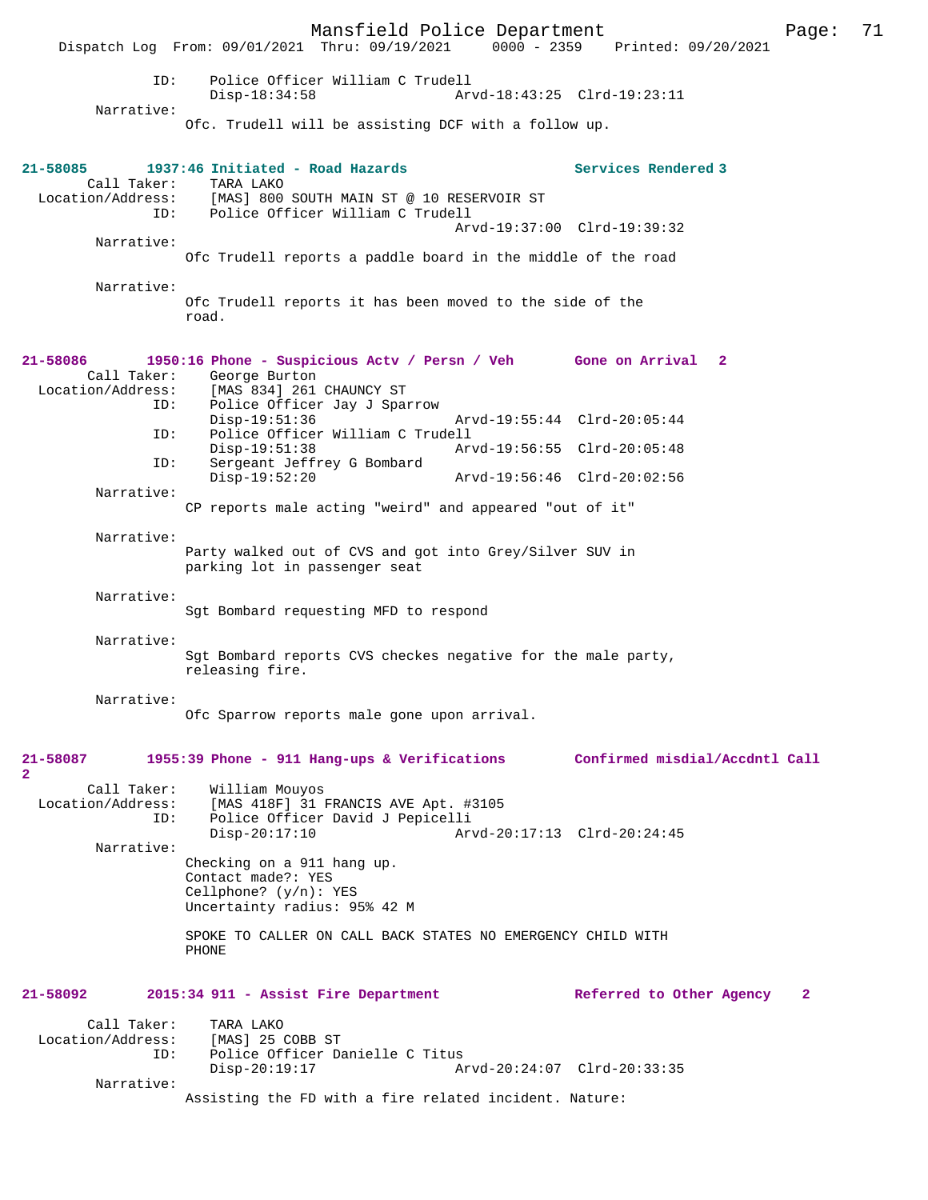ID: Police Officer William C Trudell
Disp-18:34:58 Arvd-18:43:25 Clrd-19:23:11

Narrative:
Ofc. Trudell will be assisting DCF with a follow up.

**21-58085 1937:46 Initiated - Road Hazards Services Rendered 3**

Call Taker: TARA LAKO
Location/Address: [MAS] 800 SOUTH MAIN ST @ 10 RESERVOIR ST
ID: Police Officer William C Trudell
Arvd-19:37:00 Clrd-19:39:32

Narrative:
Ofc Trudell reports a paddle board in the middle of the road

Narrative:
Ofc Trudell reports it has been moved to the side of the road.

**21-58086 1950:16 Phone - Suspicious Actv / Persn / Veh Gone on Arrival 2**

Call Taker: George Burton
Location/Address: [MAS 834] 261 CHAUNCY ST
ID: Police Officer Jay J Sparrow
Disp-19:51:36 Arvd-19:55:44 Clrd-20:05:44
ID: Police Officer William C Trudell
Disp-19:51:38 Arvd-19:56:55 Clrd-20:05:48
ID: Sergeant Jeffrey G Bombard
Disp-19:52:20 Arvd-19:56:46 Clrd-20:02:56

Narrative:
CP reports male acting "weird" and appeared "out of it"

Narrative:
Party walked out of CVS and got into Grey/Silver SUV in parking lot in passenger seat

Narrative:
Sgt Bombard requesting MFD to respond

Narrative:
Sgt Bombard reports CVS checkes negative for the male party, releasing fire.

Narrative:
Ofc Sparrow reports male gone upon arrival.

**21-58087 1955:39 Phone - 911 Hang-ups & Verifications Confirmed misdial/Accdntl Call 2**

Call Taker: William Mouyos
Location/Address: [MAS 418F] 31 FRANCIS AVE Apt. #3105
ID: Police Officer David J Pepicelli
Disp-20:17:10 Arvd-20:17:13 Clrd-20:24:45

Narrative:
Checking on a 911 hang up.
Contact made?: YES
Cellphone? (y/n): YES
Uncertainty radius: 95% 42 M

SPOKE TO CALLER ON CALL BACK STATES NO EMERGENCY CHILD WITH PHONE

**21-58092 2015:34 911 - Assist Fire Department Referred to Other Agency 2**

Call Taker: TARA LAKO
Location/Address: [MAS] 25 COBB ST
ID: Police Officer Danielle C Titus
Disp-20:19:17 Arvd-20:24:07 Clrd-20:33:35

Narrative:
Assisting the FD with a fire related incident. Nature: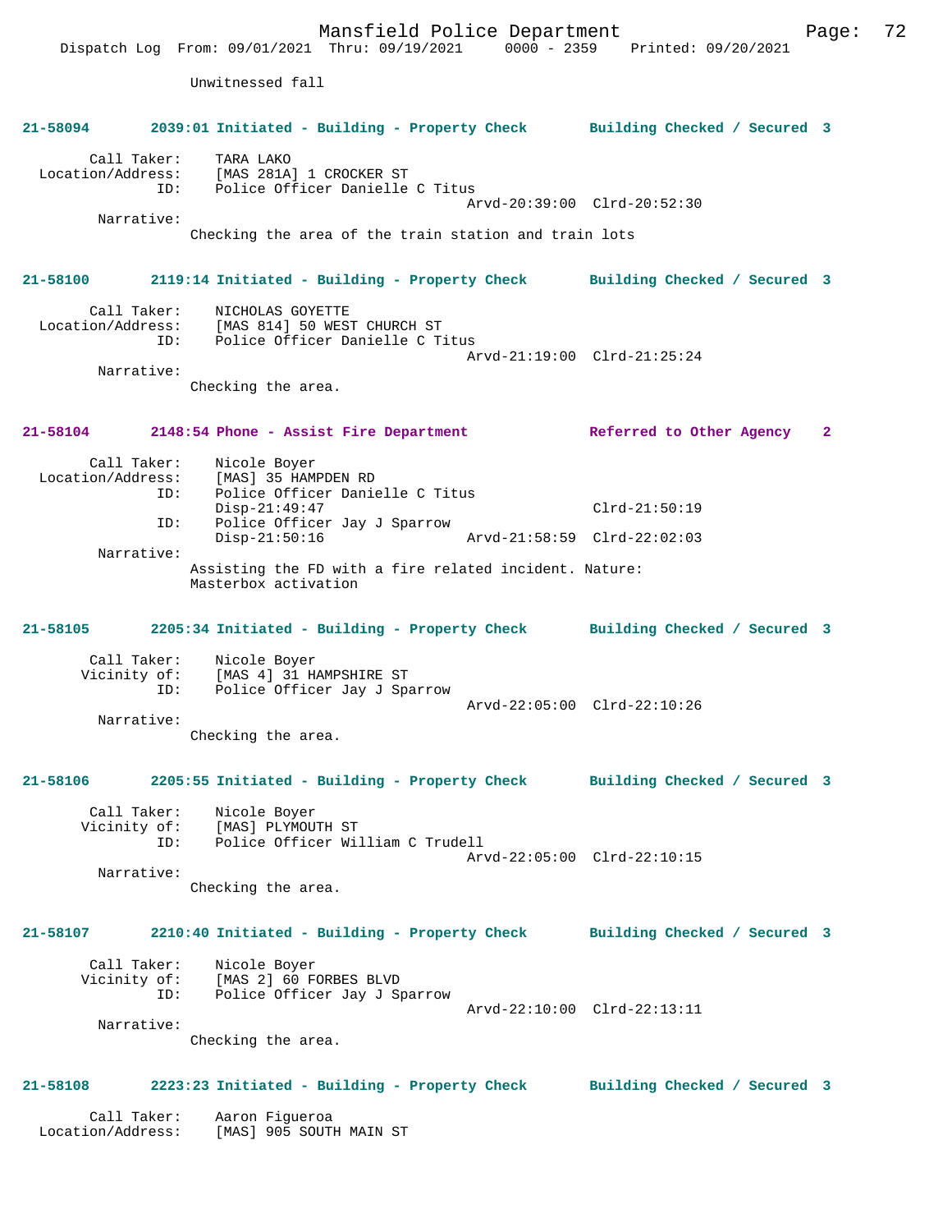Unwitnessed fall

**21-58094 2039:01 Initiated - Building - Property Check Building Checked / Secured 3**

Call Taker: TARA LAKO
Location/Address: [MAS 281A] 1 CROCKER ST
ID: Police Officer Danielle C Titus
Arvd-20:39:00 Clrd-20:52:30
Narrative:
Checking the area of the train station and train lots

**21-58100 2119:14 Initiated - Building - Property Check Building Checked / Secured 3**

Call Taker: NICHOLAS GOYETTE
Location/Address: [MAS 814] 50 WEST CHURCH ST
ID: Police Officer Danielle C Titus
Arvd-21:19:00 Clrd-21:25:24
Narrative:
Checking the area.

**21-58104 2148:54 Phone - Assist Fire Department Referred to Other Agency 2**

Call Taker: Nicole Boyer
Location/Address: [MAS] 35 HAMPDEN RD
ID: Police Officer Danielle C Titus
Disp-21:49:47 Clrd-21:50:19
ID: Police Officer Jay J Sparrow
Disp-21:50:16 Arvd-21:58:59 Clrd-22:02:03
Narrative:
Assisting the FD with a fire related incident. Nature: Masterbox activation

**21-58105 2205:34 Initiated - Building - Property Check Building Checked / Secured 3**

Call Taker: Nicole Boyer
Vicinity of: [MAS 4] 31 HAMPSHIRE ST
ID: Police Officer Jay J Sparrow
Arvd-22:05:00 Clrd-22:10:26
Narrative:
Checking the area.

**21-58106 2205:55 Initiated - Building - Property Check Building Checked / Secured 3**

Call Taker: Nicole Boyer
Vicinity of: [MAS] PLYMOUTH ST
ID: Police Officer William C Trudell
Arvd-22:05:00 Clrd-22:10:15
Narrative:
Checking the area.

**21-58107 2210:40 Initiated - Building - Property Check Building Checked / Secured 3**

Call Taker: Nicole Boyer
Vicinity of: [MAS 2] 60 FORBES BLVD
ID: Police Officer Jay J Sparrow
Arvd-22:10:00 Clrd-22:13:11
Narrative:
Checking the area.

**21-58108 2223:23 Initiated - Building - Property Check Building Checked / Secured 3**

Call Taker: Aaron Figueroa
Location/Address: [MAS] 905 SOUTH MAIN ST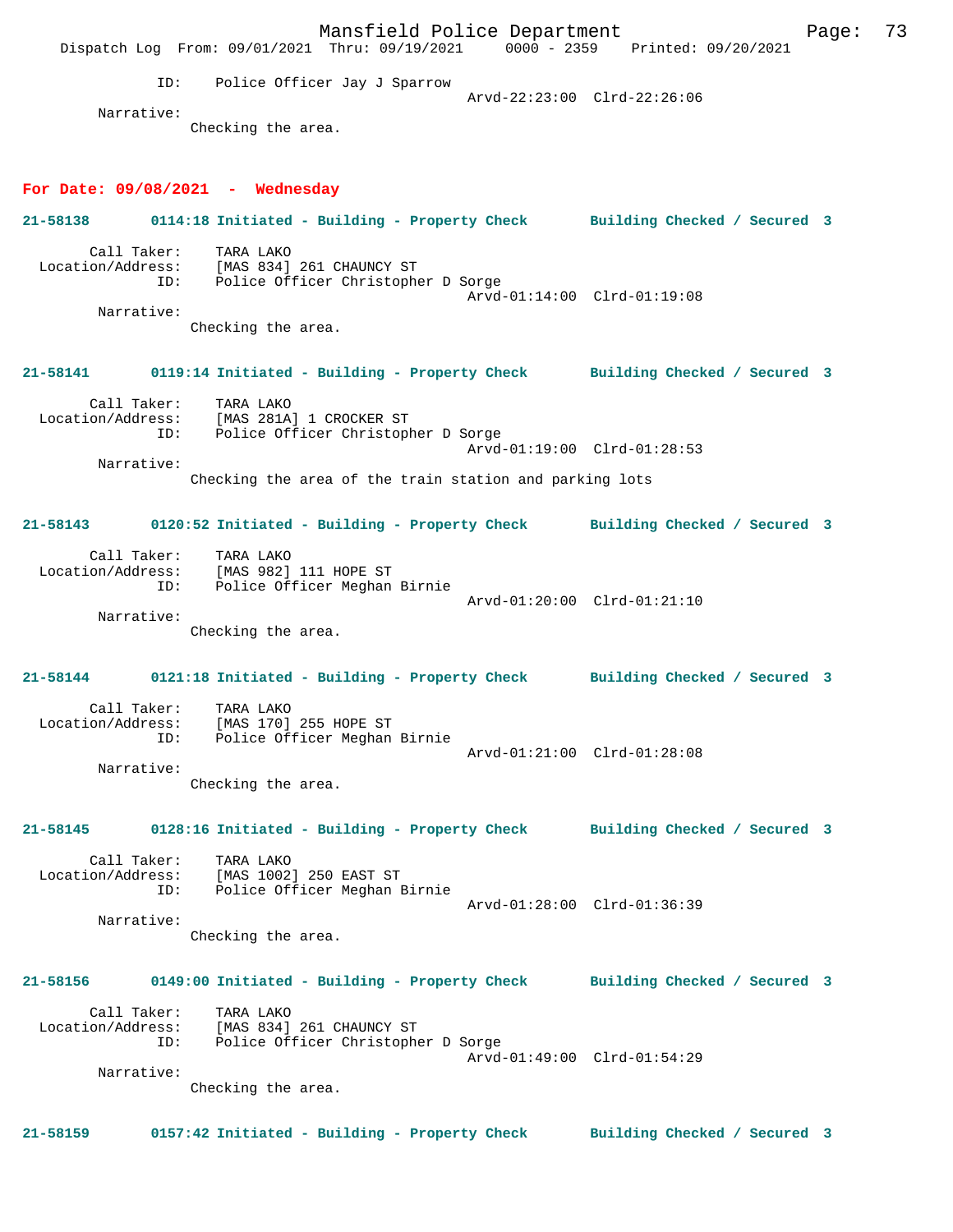ID: Police Officer Jay J Sparrow
Arvd-22:23:00 Clrd-22:26:06

Narrative:
Checking the area.

**For Date: 09/08/2021 - Wednesday**

**21-58138 0114:18 Initiated - Building - Property Check Building Checked / Secured 3**

Call Taker: TARA LAKO
Location/Address: [MAS 834] 261 CHAUNCY ST
ID: Police Officer Christopher D Sorge
Arvd-01:14:00 Clrd-01:19:08

Narrative:
Checking the area.

**21-58141 0119:14 Initiated - Building - Property Check Building Checked / Secured 3**

Call Taker: TARA LAKO
Location/Address: [MAS 281A] 1 CROCKER ST
ID: Police Officer Christopher D Sorge
Arvd-01:19:00 Clrd-01:28:53

Narrative:
Checking the area of the train station and parking lots

**21-58143 0120:52 Initiated - Building - Property Check Building Checked / Secured 3**

Call Taker: TARA LAKO
Location/Address: [MAS 982] 111 HOPE ST
ID: Police Officer Meghan Birnie
Arvd-01:20:00 Clrd-01:21:10

Narrative:
Checking the area.

**21-58144 0121:18 Initiated - Building - Property Check Building Checked / Secured 3**

Call Taker: TARA LAKO
Location/Address: [MAS 170] 255 HOPE ST
ID: Police Officer Meghan Birnie
Arvd-01:21:00 Clrd-01:28:08

Narrative:
Checking the area.

**21-58145 0128:16 Initiated - Building - Property Check Building Checked / Secured 3**

Call Taker: TARA LAKO
Location/Address: [MAS 1002] 250 EAST ST
ID: Police Officer Meghan Birnie
Arvd-01:28:00 Clrd-01:36:39

Narrative:
Checking the area.

**21-58156 0149:00 Initiated - Building - Property Check Building Checked / Secured 3**

Call Taker: TARA LAKO
Location/Address: [MAS 834] 261 CHAUNCY ST
ID: Police Officer Christopher D Sorge
Arvd-01:49:00 Clrd-01:54:29

Narrative:
Checking the area.

**21-58159 0157:42 Initiated - Building - Property Check Building Checked / Secured 3**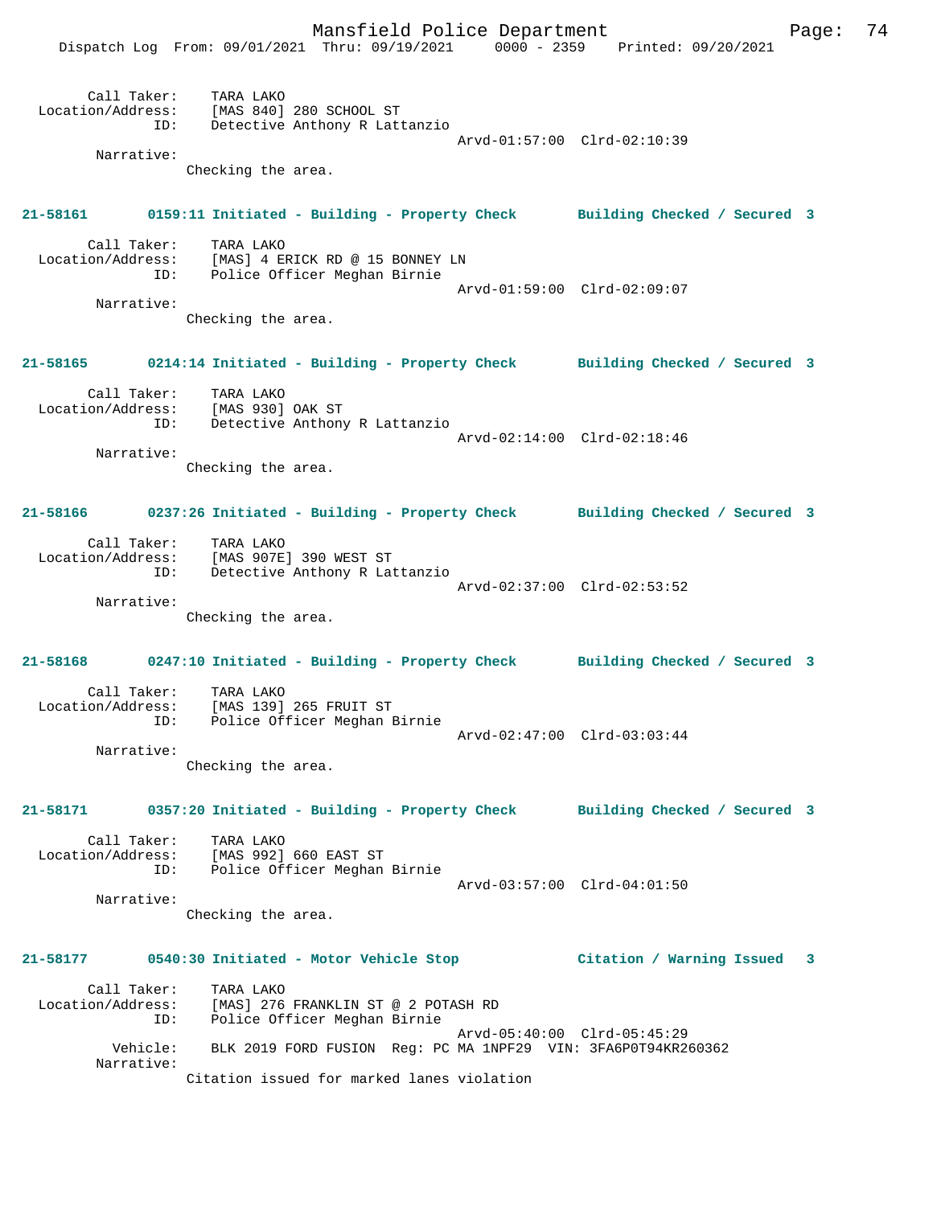Call Taker: TARA LAKO
Location/Address: [MAS 840] 280 SCHOOL ST
ID: Detective Anthony R Lattanzio
Arvd-01:57:00 Clrd-02:10:39
Narrative:
Checking the area.

**21-58161 0159:11 Initiated - Building - Property Check Building Checked / Secured 3**

Call Taker: TARA LAKO
Location/Address: [MAS] 4 ERICK RD @ 15 BONNEY LN
ID: Police Officer Meghan Birnie
Arvd-01:59:00 Clrd-02:09:07
Narrative:
Checking the area.

**21-58165 0214:14 Initiated - Building - Property Check Building Checked / Secured 3**

Call Taker: TARA LAKO
Location/Address: [MAS 930] OAK ST
ID: Detective Anthony R Lattanzio
Arvd-02:14:00 Clrd-02:18:46
Narrative:
Checking the area.

**21-58166 0237:26 Initiated - Building - Property Check Building Checked / Secured 3**

Call Taker: TARA LAKO
Location/Address: [MAS 907E] 390 WEST ST
ID: Detective Anthony R Lattanzio
Arvd-02:37:00 Clrd-02:53:52
Narrative:
Checking the area.

**21-58168 0247:10 Initiated - Building - Property Check Building Checked / Secured 3**

Call Taker: TARA LAKO
Location/Address: [MAS 139] 265 FRUIT ST
ID: Police Officer Meghan Birnie
Arvd-02:47:00 Clrd-03:03:44
Narrative:
Checking the area.

**21-58171 0357:20 Initiated - Building - Property Check Building Checked / Secured 3**

Call Taker: TARA LAKO
Location/Address: [MAS 992] 660 EAST ST
ID: Police Officer Meghan Birnie
Arvd-03:57:00 Clrd-04:01:50
Narrative:
Checking the area.

**21-58177 0540:30 Initiated - Motor Vehicle Stop Citation / Warning Issued 3**

Call Taker: TARA LAKO
Location/Address: [MAS] 276 FRANKLIN ST @ 2 POTASH RD
ID: Police Officer Meghan Birnie
Arvd-05:40:00 Clrd-05:45:29
Vehicle: BLK 2019 FORD FUSION Reg: PC MA 1NPF29 VIN: 3FA6P0T94KR260362
Narrative:
Citation issued for marked lanes violation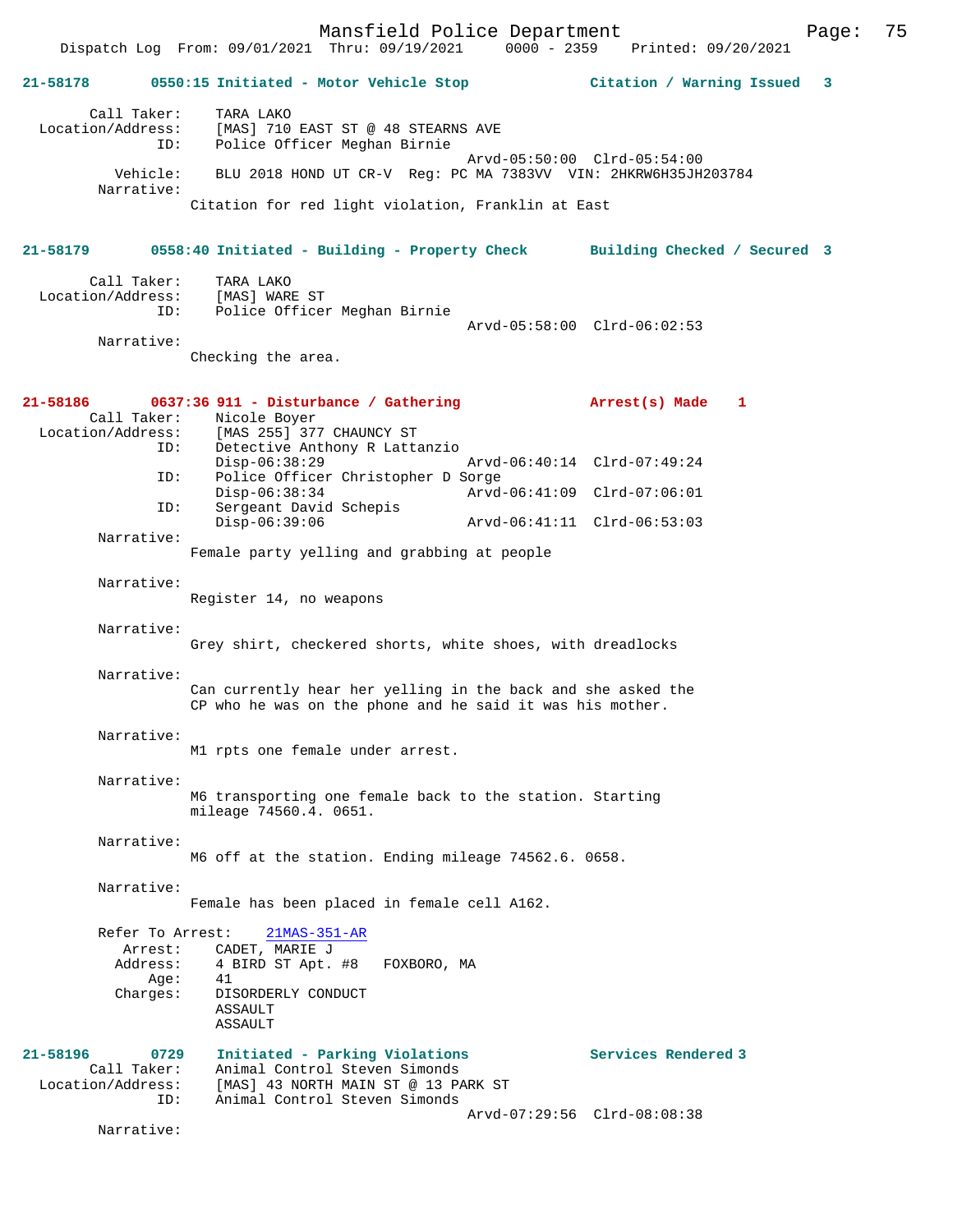**21-58178 0550:15 Initiated - Motor Vehicle Stop — Citation / Warning Issued 3**

Call Taker: TARA LAKO
Location/Address: [MAS] 710 EAST ST @ 48 STEARNS AVE
ID: Police Officer Meghan Birnie
Arvd-05:50:00 Clrd-05:54:00
Vehicle: BLU 2018 HOND UT CR-V Reg: PC MA 7383VV VIN: 2HKRW6H35JH203784
Narrative:
Citation for red light violation, Franklin at East

**21-58179 0558:40 Initiated - Building - Property Check — Building Checked / Secured 3**

Call Taker: TARA LAKO
Location/Address: [MAS] WARE ST
ID: Police Officer Meghan Birnie
Arvd-05:58:00 Clrd-06:02:53
Narrative:
Checking the area.

**21-58186 0637:36 911 - Disturbance / Gathering — Arrest(s) Made 1**

Call Taker: Nicole Boyer
Location/Address: [MAS 255] 377 CHAUNCY ST
ID: Detective Anthony R Lattanzio
Disp-06:38:29 Arvd-06:40:14 Clrd-07:49:24
ID: Police Officer Christopher D Sorge
Disp-06:38:34 Arvd-06:41:09 Clrd-07:06:01
ID: Sergeant David Schepis
Disp-06:39:06 Arvd-06:41:11 Clrd-06:53:03
Narrative:
Female party yelling and grabbing at people

Narrative:
Register 14, no weapons

Narrative:
Grey shirt, checkered shorts, white shoes, with dreadlocks

Narrative:
Can currently hear her yelling in the back and she asked the CP who he was on the phone and he said it was his mother.

Narrative:
M1 rpts one female under arrest.

Narrative:
M6 transporting one female back to the station. Starting mileage 74560.4. 0651.

Narrative:
M6 off at the station. Ending mileage 74562.6. 0658.

Narrative:
Female has been placed in female cell A162.

Refer To Arrest: 21MAS-351-AR
Arrest: CADET, MARIE J
Address: 4 BIRD ST Apt. #8 FOXBORO, MA
Age: 41
Charges: DISORDERLY CONDUCT
ASSAULT
ASSAULT

**21-58196 0729 Initiated - Parking Violations — Services Rendered 3**

Call Taker: Animal Control Steven Simonds
Location/Address: [MAS] 43 NORTH MAIN ST @ 13 PARK ST
ID: Animal Control Steven Simonds
Arvd-07:29:56 Clrd-08:08:38
Narrative: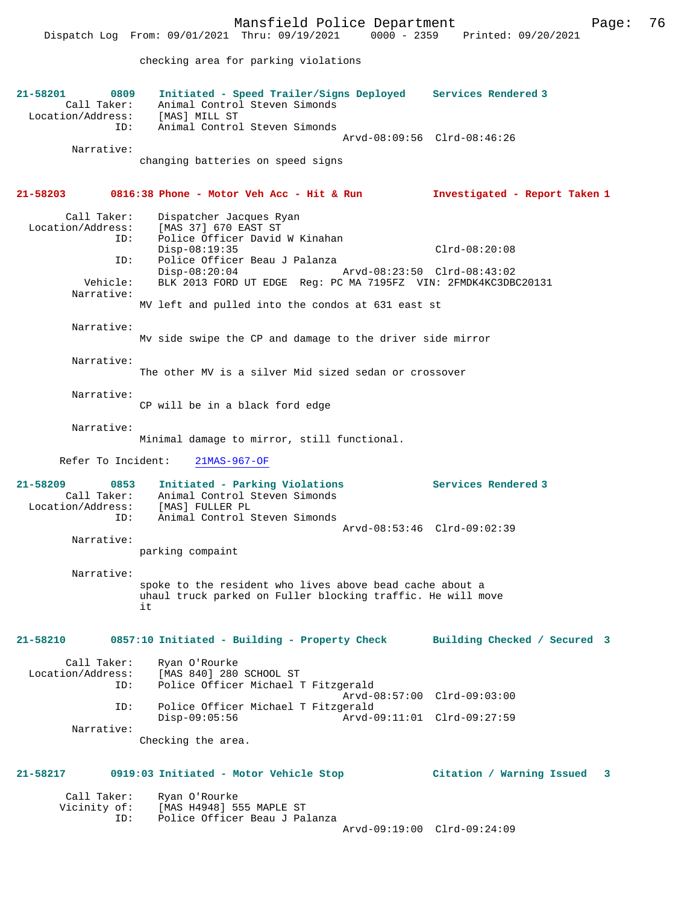checking area for parking violations

**21-58201 0809 Initiated - Speed Trailer/Signs Deployed Services Rendered 3**

Call Taker: Animal Control Steven Simonds
Location/Address: [MAS] MILL ST
ID: Animal Control Steven Simonds
Arvd-08:09:56 Clrd-08:46:26

Narrative:
changing batteries on speed signs

**21-58203 0816:38 Phone - Motor Veh Acc - Hit & Run Investigated - Report Taken 1**

Call Taker: Dispatcher Jacques Ryan
Location/Address: [MAS 37] 670 EAST ST
ID: Police Officer David W Kinahan
Disp-08:19:35 Clrd-08:20:08
ID: Police Officer Beau J Palanza
Disp-08:20:04 Arvd-08:23:50 Clrd-08:43:02
Vehicle: BLK 2013 FORD UT EDGE Reg: PC MA 7195FZ VIN: 2FMDK4KC3DBC20131

Narrative:
MV left and pulled into the condos at 631 east st

Narrative:
Mv side swipe the CP and damage to the driver side mirror

Narrative:
The other MV is a silver Mid sized sedan or crossover

Narrative:
CP will be in a black ford edge

Narrative:
Minimal damage to mirror, still functional.

Refer To Incident: 21MAS-967-OF

**21-58209 0853 Initiated - Parking Violations Services Rendered 3**

Call Taker: Animal Control Steven Simonds
Location/Address: [MAS] FULLER PL
ID: Animal Control Steven Simonds
Arvd-08:53:46 Clrd-09:02:39

Narrative:
parking compaint

Narrative:
spoke to the resident who lives above bead cache about a uhaul truck parked on Fuller blocking traffic. He will move it

**21-58210 0857:10 Initiated - Building - Property Check Building Checked / Secured 3**

Call Taker: Ryan O'Rourke
Location/Address: [MAS 840] 280 SCHOOL ST
ID: Police Officer Michael T Fitzgerald
Arvd-08:57:00 Clrd-09:03:00
ID: Police Officer Michael T Fitzgerald
Disp-09:05:56 Arvd-09:11:01 Clrd-09:27:59

Narrative:
Checking the area.

**21-58217 0919:03 Initiated - Motor Vehicle Stop Citation / Warning Issued 3**

Call Taker: Ryan O'Rourke
Vicinity of: [MAS H4948] 555 MAPLE ST
ID: Police Officer Beau J Palanza
Arvd-09:19:00 Clrd-09:24:09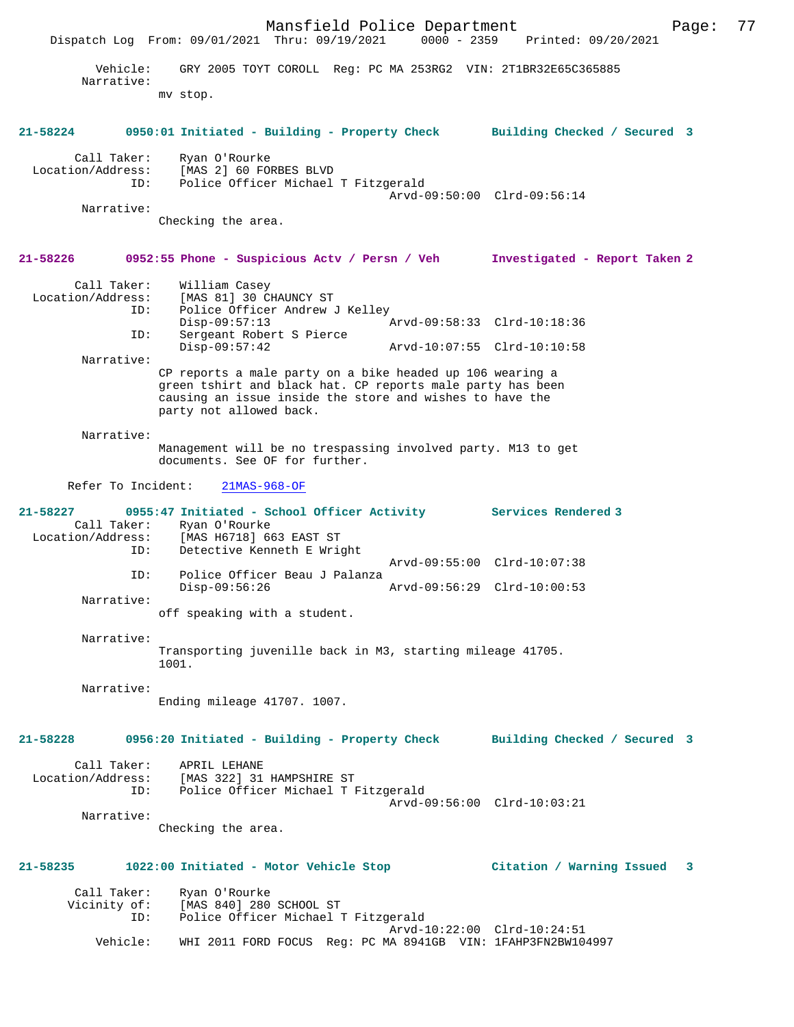Vehicle: GRY 2005 TOYT COROLL Reg: PC MA 253RG2 VIN: 2T1BR32E65C365885
Narrative:
mv stop.

**21-58224 0950:01 Initiated - Building - Property Check Building Checked / Secured 3**

Call Taker: Ryan O'Rourke
Location/Address: [MAS 2] 60 FORBES BLVD
ID: Police Officer Michael T Fitzgerald
Arvd-09:50:00 Clrd-09:56:14
Narrative:
Checking the area.

**21-58226 0952:55 Phone - Suspicious Actv / Persn / Veh Investigated - Report Taken 2**

Call Taker: William Casey
Location/Address: [MAS 81] 30 CHAUNCY ST
ID: Police Officer Andrew J Kelley
Disp-09:57:13 Arvd-09:58:33 Clrd-10:18:36
ID: Sergeant Robert S Pierce
Disp-09:57:42 Arvd-10:07:55 Clrd-10:10:58
Narrative:
CP reports a male party on a bike headed up 106 wearing a green tshirt and black hat. CP reports male party has been causing an issue inside the store and wishes to have the party not allowed back.

Narrative:
Management will be no trespassing involved party. M13 to get documents. See OF for further.

Refer To Incident: 21MAS-968-OF

**21-58227 0955:47 Initiated - School Officer Activity Services Rendered 3**

Call Taker: Ryan O'Rourke
Location/Address: [MAS H6718] 663 EAST ST
ID: Detective Kenneth E Wright
Arvd-09:55:00 Clrd-10:07:38
ID: Police Officer Beau J Palanza
Disp-09:56:26 Arvd-09:56:29 Clrd-10:00:53
Narrative:
off speaking with a student.

Narrative:
Transporting juvenille back in M3, starting mileage 41705. 1001.

Narrative:
Ending mileage 41707. 1007.

**21-58228 0956:20 Initiated - Building - Property Check Building Checked / Secured 3**

Call Taker: APRIL LEHANE
Location/Address: [MAS 322] 31 HAMPSHIRE ST
ID: Police Officer Michael T Fitzgerald
Arvd-09:56:00 Clrd-10:03:21
Narrative:
Checking the area.

**21-58235 1022:00 Initiated - Motor Vehicle Stop Citation / Warning Issued 3**

Call Taker: Ryan O'Rourke
Vicinity of: [MAS 840] 280 SCHOOL ST
ID: Police Officer Michael T Fitzgerald
Arvd-10:22:00 Clrd-10:24:51
Vehicle: WHI 2011 FORD FOCUS Reg: PC MA 8941GB VIN: 1FAHP3FN2BW104997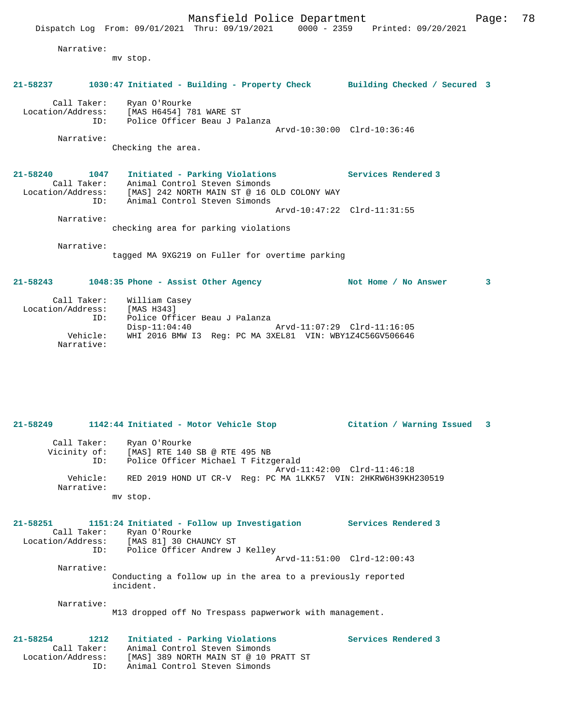Narrative:
mv stop.

**21-58237 1030:47 Initiated - Building - Property Check Building Checked / Secured 3**

Call Taker: Ryan O'Rourke
Location/Address: [MAS H6454] 781 WARE ST
ID: Police Officer Beau J Palanza
Arvd-10:30:00 Clrd-10:36:46
Narrative:
Checking the area.

**21-58240 1047 Initiated - Parking Violations Services Rendered 3**
Call Taker: Animal Control Steven Simonds
Location/Address: [MAS] 242 NORTH MAIN ST @ 16 OLD COLONY WAY
ID: Animal Control Steven Simonds
Arvd-10:47:22 Clrd-11:31:55
Narrative:
checking area for parking violations

Narrative:
tagged MA 9XG219 on Fuller for overtime parking

**21-58243 1048:35 Phone - Assist Other Agency Not Home / No Answer 3**

Call Taker: William Casey
Location/Address: [MAS H343]
ID: Police Officer Beau J Palanza
Disp-11:04:40 Arvd-11:07:29 Clrd-11:16:05
Vehicle: WHI 2016 BMW I3 Reg: PC MA 3XEL81 VIN: WBY1Z4C56GV506646
Narrative:

**21-58249 1142:44 Initiated - Motor Vehicle Stop Citation / Warning Issued 3**

Call Taker: Ryan O'Rourke
Vicinity of: [MAS] RTE 140 SB @ RTE 495 NB
ID: Police Officer Michael T Fitzgerald
Arvd-11:42:00 Clrd-11:46:18
Vehicle: RED 2019 HOND UT CR-V Reg: PC MA 1LKK57 VIN: 2HKRW6H39KH230519
Narrative:
mv stop.

**21-58251 1151:24 Initiated - Follow up Investigation Services Rendered 3**
Call Taker: Ryan O'Rourke
Location/Address: [MAS 81] 30 CHAUNCY ST
ID: Police Officer Andrew J Kelley
Arvd-11:51:00 Clrd-12:00:43
Narrative:
Conducting a follow up in the area to a previously reported incident.

Narrative:
M13 dropped off No Trespass papwerwork with management.

**21-58254 1212 Initiated - Parking Violations Services Rendered 3**
Call Taker: Animal Control Steven Simonds
Location/Address: [MAS] 389 NORTH MAIN ST @ 10 PRATT ST
ID: Animal Control Steven Simonds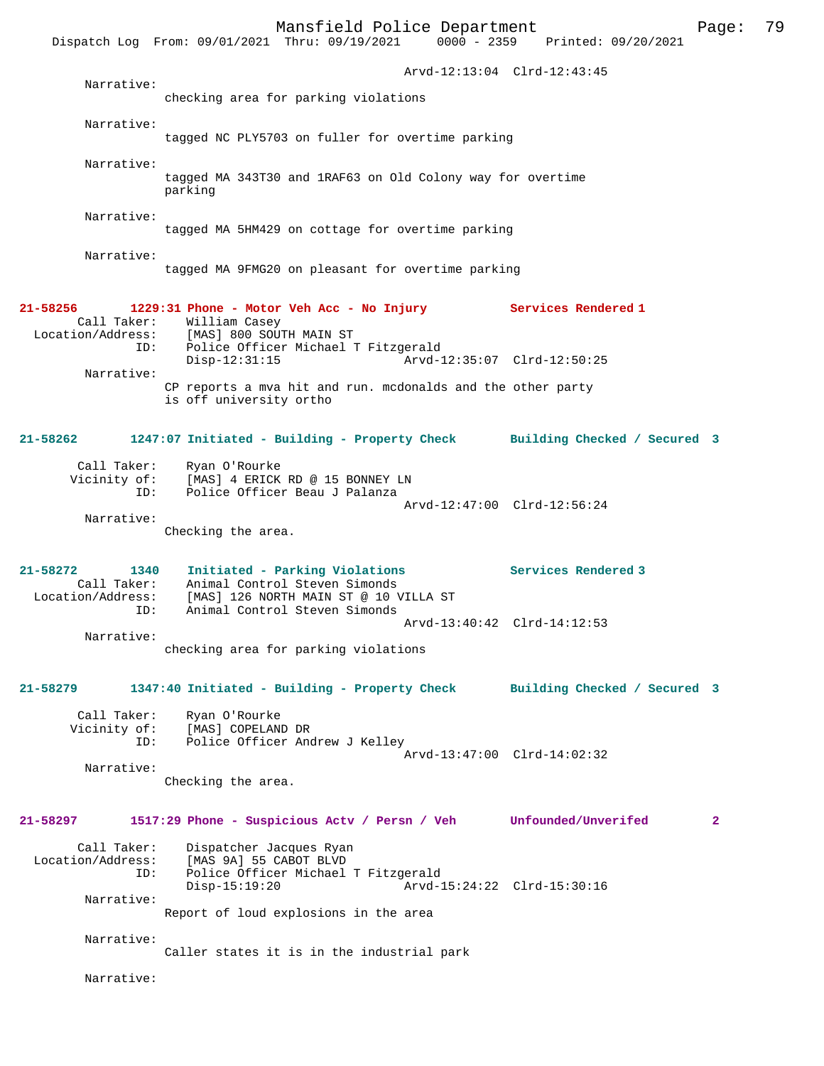Arvd-12:13:04 Clrd-12:43:45

Narrative:
checking area for parking violations

Narrative:
tagged NC PLY5703 on fuller for overtime parking

Narrative:
tagged MA 343T30 and 1RAF63 on Old Colony way for overtime parking

Narrative:
tagged MA 5HM429 on cottage for overtime parking

Narrative:
tagged MA 9FMG20 on pleasant for overtime parking

**21-58256 1229:31 Phone - Motor Veh Acc - No Injury Services Rendered 1**

Call Taker: William Casey
Location/Address: [MAS] 800 SOUTH MAIN ST
ID: Police Officer Michael T Fitzgerald
Disp-12:31:15 Arvd-12:35:07 Clrd-12:50:25

Narrative:
CP reports a mva hit and run. mcdonalds and the other party is off university ortho

**21-58262 1247:07 Initiated - Building - Property Check Building Checked / Secured 3**

Call Taker: Ryan O'Rourke
Vicinity of: [MAS] 4 ERICK RD @ 15 BONNEY LN
ID: Police Officer Beau J Palanza
Arvd-12:47:00 Clrd-12:56:24

Narrative:
Checking the area.

**21-58272 1340 Initiated - Parking Violations Services Rendered 3**

Call Taker: Animal Control Steven Simonds
Location/Address: [MAS] 126 NORTH MAIN ST @ 10 VILLA ST
ID: Animal Control Steven Simonds
Arvd-13:40:42 Clrd-14:12:53

Narrative:
checking area for parking violations

**21-58279 1347:40 Initiated - Building - Property Check Building Checked / Secured 3**

Call Taker: Ryan O'Rourke
Vicinity of: [MAS] COPELAND DR
ID: Police Officer Andrew J Kelley
Arvd-13:47:00 Clrd-14:02:32

Narrative:
Checking the area.

**21-58297 1517:29 Phone - Suspicious Actv / Persn / Veh Unfounded/Unverifed 2**

Call Taker: Dispatcher Jacques Ryan
Location/Address: [MAS 9A] 55 CABOT BLVD
ID: Police Officer Michael T Fitzgerald
Disp-15:19:20 Arvd-15:24:22 Clrd-15:30:16

Narrative:
Report of loud explosions in the area

Narrative:
Caller states it is in the industrial park

Narrative: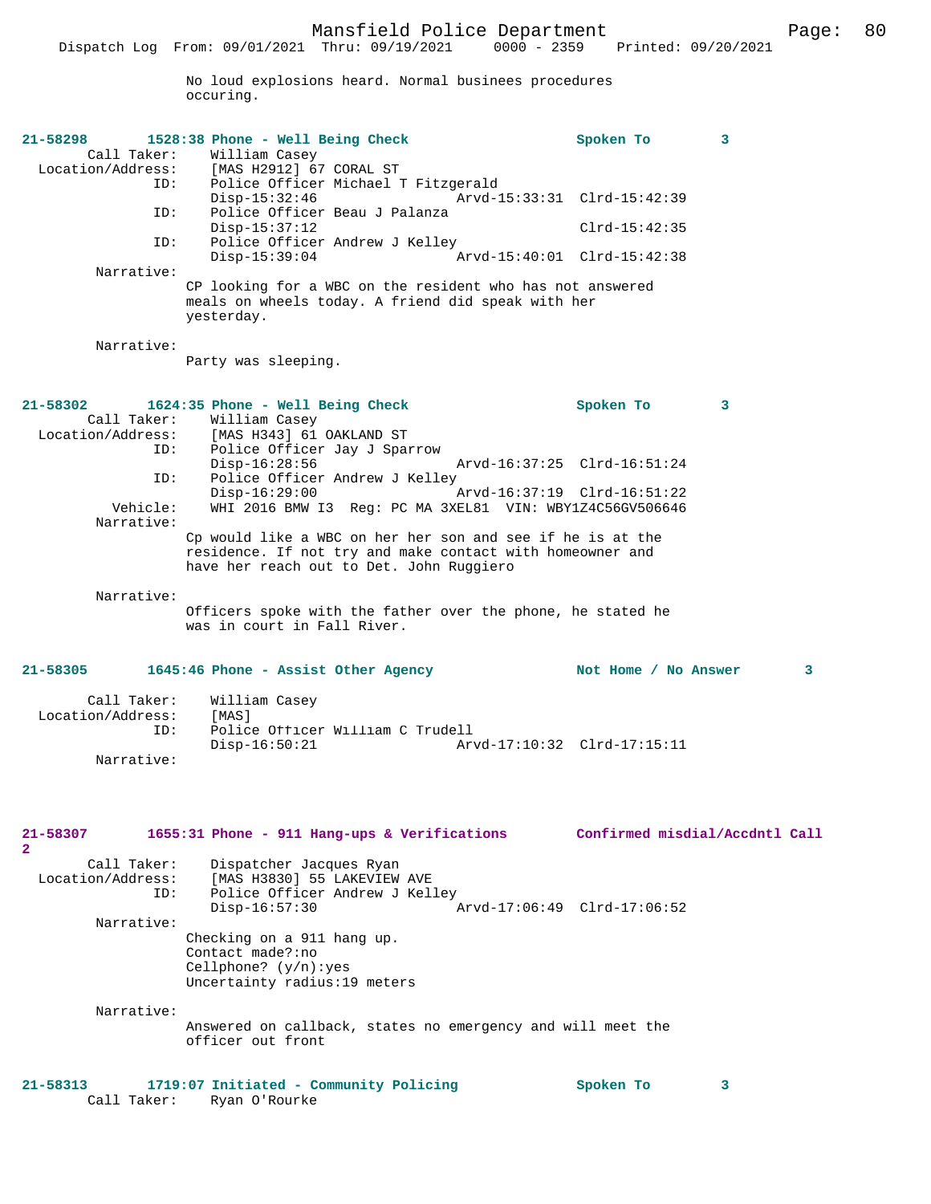No loud explosions heard. Normal businees procedures occuring.

**21-58298** 1528:38 Phone - Well Being Check — Spoken To — 3

Call Taker: William Casey
Location/Address: [MAS H2912] 67 CORAL ST
ID: Police Officer Michael T Fitzgerald
Disp-15:32:46 Arvd-15:33:31 Clrd-15:42:39
ID: Police Officer Beau J Palanza
Disp-15:37:12 Clrd-15:42:35
ID: Police Officer Andrew J Kelley
Disp-15:39:04 Arvd-15:40:01 Clrd-15:42:38

Narrative:
CP looking for a WBC on the resident who has not answered meals on wheels today. A friend did speak with her yesterday.

Narrative:
Party was sleeping.

**21-58302** 1624:35 Phone - Well Being Check — Spoken To — 3

Call Taker: William Casey
Location/Address: [MAS H343] 61 OAKLAND ST
ID: Police Officer Jay J Sparrow
Disp-16:28:56 Arvd-16:37:25 Clrd-16:51:24
ID: Police Officer Andrew J Kelley
Disp-16:29:00 Arvd-16:37:19 Clrd-16:51:22
Vehicle: WHI 2016 BMW I3 Reg: PC MA 3XEL81 VIN: WBY1Z4C56GV506646

Narrative:
Cp would like a WBC on her her son and see if he is at the residence. If not try and make contact with homeowner and have her reach out to Det. John Ruggiero

Narrative:
Officers spoke with the father over the phone, he stated he was in court in Fall River.

**21-58305** 1645:46 Phone - Assist Other Agency — Not Home / No Answer — 3

Call Taker: William Casey
Location/Address: [MAS]
ID: Police Officer William C Trudell
Disp-16:50:21 Arvd-17:10:32 Clrd-17:15:11

Narrative:

**21-58307** 1655:31 Phone - 911 Hang-ups & Verifications — Confirmed misdial/Accdntl Call — 2

Call Taker: Dispatcher Jacques Ryan
Location/Address: [MAS H3830] 55 LAKEVIEW AVE
ID: Police Officer Andrew J Kelley
Disp-16:57:30 Arvd-17:06:49 Clrd-17:06:52

Narrative:
Checking on a 911 hang up.
Contact made?:no
Cellphone? (y/n):yes
Uncertainty radius:19 meters

Narrative:
Answered on callback, states no emergency and will meet the officer out front

**21-58313** 1719:07 Initiated - Community Policing — Spoken To — 3

Call Taker: Ryan O'Rourke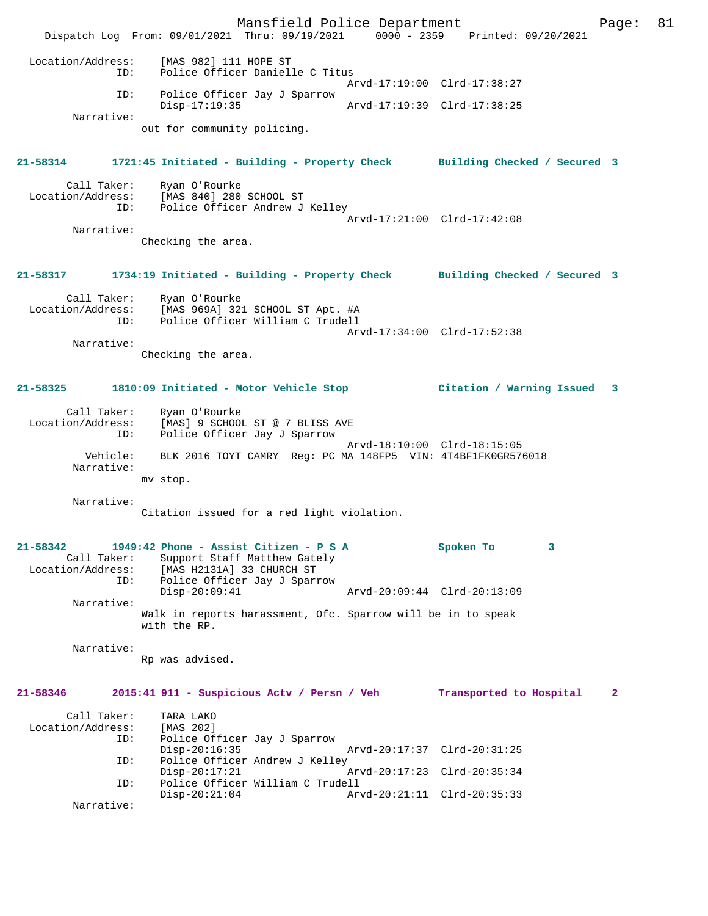Location/Address: [MAS 982] 111 HOPE ST
ID: Police Officer Danielle C Titus
Arvd-17:19:00 Clrd-17:38:27
ID: Police Officer Jay J Sparrow
Disp-17:19:35 Arvd-17:19:39 Clrd-17:38:25
Narrative:
out for community policing.

**21-58314 1721:45 Initiated - Building - Property Check Building Checked / Secured 3**

Call Taker: Ryan O'Rourke
Location/Address: [MAS 840] 280 SCHOOL ST
ID: Police Officer Andrew J Kelley
Arvd-17:21:00 Clrd-17:42:08
Narrative:
Checking the area.

**21-58317 1734:19 Initiated - Building - Property Check Building Checked / Secured 3**

Call Taker: Ryan O'Rourke
Location/Address: [MAS 969A] 321 SCHOOL ST Apt. #A
ID: Police Officer William C Trudell
Arvd-17:34:00 Clrd-17:52:38
Narrative:
Checking the area.

**21-58325 1810:09 Initiated - Motor Vehicle Stop Citation / Warning Issued 3**

Call Taker: Ryan O'Rourke
Location/Address: [MAS] 9 SCHOOL ST @ 7 BLISS AVE
ID: Police Officer Jay J Sparrow
Arvd-18:10:00 Clrd-18:15:05
Vehicle: BLK 2016 TOYT CAMRY Reg: PC MA 148FP5 VIN: 4T4BF1FK0GR576018
Narrative:
mv stop.

Narrative:
Citation issued for a red light violation.

**21-58342 1949:42 Phone - Assist Citizen - P S A Spoken To 3**

Call Taker: Support Staff Matthew Gately
Location/Address: [MAS H2131A] 33 CHURCH ST
ID: Police Officer Jay J Sparrow
Disp-20:09:41 Arvd-20:09:44 Clrd-20:13:09
Narrative:
Walk in reports harassment, Ofc. Sparrow will be in to speak with the RP.

Narrative:
Rp was advised.

**21-58346 2015:41 911 - Suspicious Actv / Persn / Veh Transported to Hospital 2**

Call Taker: TARA LAKO
Location/Address: [MAS 202]
ID: Police Officer Jay J Sparrow
Disp-20:16:35 Arvd-20:17:37 Clrd-20:31:25
ID: Police Officer Andrew J Kelley
Disp-20:17:21 Arvd-20:17:23 Clrd-20:35:34
ID: Police Officer William C Trudell
Disp-20:21:04 Arvd-20:21:11 Clrd-20:35:33
Narrative: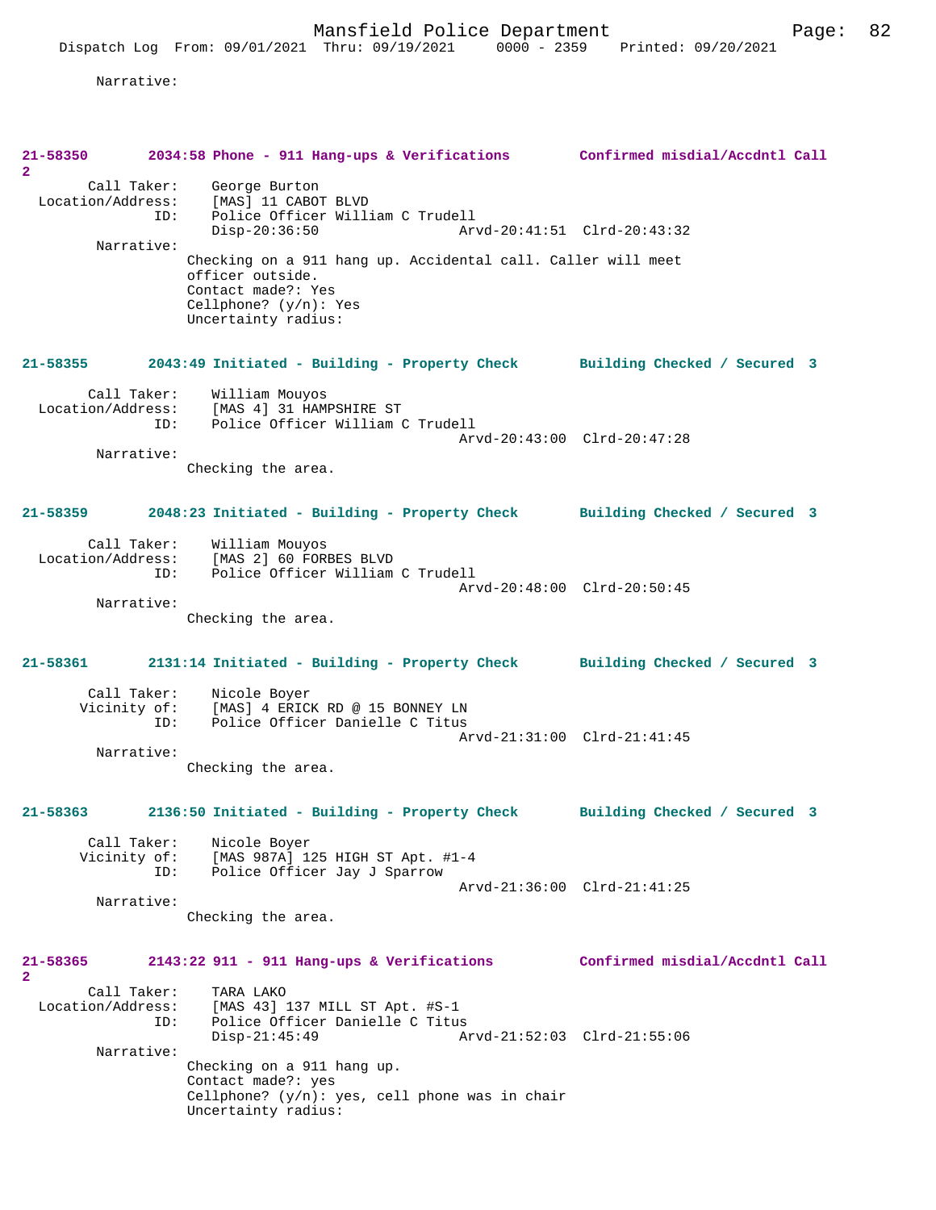Narrative:

**21-58350 2034:58 Phone - 911 Hang-ups & Verifications Confirmed misdial/Accdntl Call 2**

Call Taker: George Burton
Location/Address: [MAS] 11 CABOT BLVD
ID: Police Officer William C Trudell
Disp-20:36:50 Arvd-20:41:51 Clrd-20:43:32
Narrative:
Checking on a 911 hang up. Accidental call. Caller will meet officer outside.
Contact made?: Yes
Cellphone? (y/n): Yes
Uncertainty radius:

**21-58355 2043:49 Initiated - Building - Property Check Building Checked / Secured 3**

Call Taker: William Mouyos
Location/Address: [MAS 4] 31 HAMPSHIRE ST
ID: Police Officer William C Trudell
Arvd-20:43:00 Clrd-20:47:28
Narrative:
Checking the area.

**21-58359 2048:23 Initiated - Building - Property Check Building Checked / Secured 3**

Call Taker: William Mouyos
Location/Address: [MAS 2] 60 FORBES BLVD
ID: Police Officer William C Trudell
Arvd-20:48:00 Clrd-20:50:45
Narrative:
Checking the area.

**21-58361 2131:14 Initiated - Building - Property Check Building Checked / Secured 3**

Call Taker: Nicole Boyer
Vicinity of: [MAS] 4 ERICK RD @ 15 BONNEY LN
ID: Police Officer Danielle C Titus
Arvd-21:31:00 Clrd-21:41:45
Narrative:
Checking the area.

**21-58363 2136:50 Initiated - Building - Property Check Building Checked / Secured 3**

Call Taker: Nicole Boyer
Vicinity of: [MAS 987A] 125 HIGH ST Apt. #1-4
ID: Police Officer Jay J Sparrow
Arvd-21:36:00 Clrd-21:41:25
Narrative:
Checking the area.

**21-58365 2143:22 911 - 911 Hang-ups & Verifications Confirmed misdial/Accdntl Call 2**

Call Taker: TARA LAKO
Location/Address: [MAS 43] 137 MILL ST Apt. #S-1
ID: Police Officer Danielle C Titus
Disp-21:45:49 Arvd-21:52:03 Clrd-21:55:06
Narrative:
Checking on a 911 hang up.
Contact made?: yes
Cellphone? (y/n): yes, cell phone was in chair
Uncertainty radius: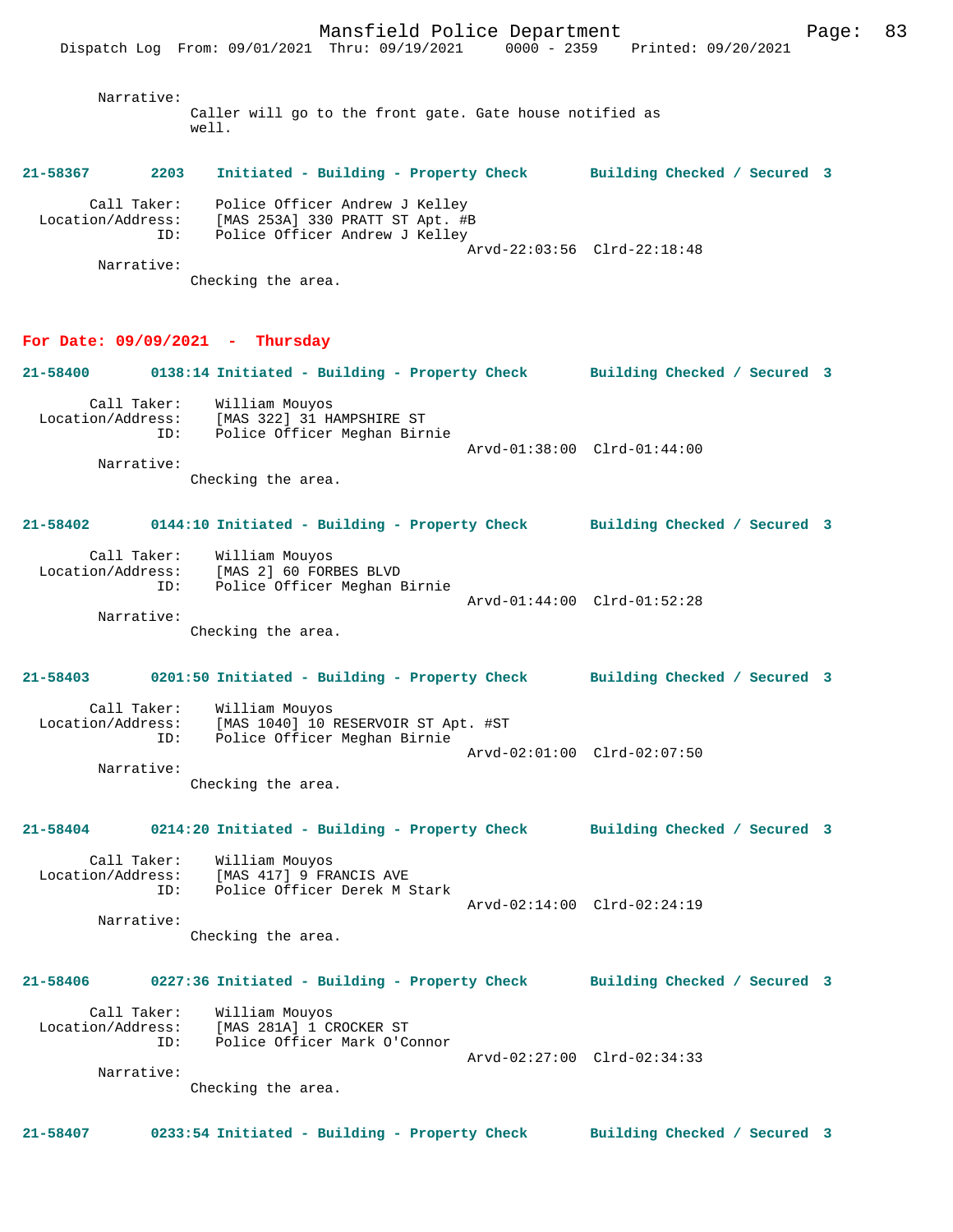Narrative:
Caller will go to the front gate. Gate house notified as well.

**21-58367 2203 Initiated - Building - Property Check Building Checked / Secured 3**

Call Taker: Police Officer Andrew J Kelley
Location/Address: [MAS 253A] 330 PRATT ST Apt. #B
ID: Police Officer Andrew J Kelley
Arvd-22:03:56 Clrd-22:18:48
Narrative:
Checking the area.

## For Date: 09/09/2021 - Thursday

**21-58400 0138:14 Initiated - Building - Property Check Building Checked / Secured 3**

Call Taker: William Mouyos
Location/Address: [MAS 322] 31 HAMPSHIRE ST
ID: Police Officer Meghan Birnie
Arvd-01:38:00 Clrd-01:44:00
Narrative:
Checking the area.

**21-58402 0144:10 Initiated - Building - Property Check Building Checked / Secured 3**

Call Taker: William Mouyos
Location/Address: [MAS 2] 60 FORBES BLVD
ID: Police Officer Meghan Birnie
Arvd-01:44:00 Clrd-01:52:28
Narrative:
Checking the area.

**21-58403 0201:50 Initiated - Building - Property Check Building Checked / Secured 3**

Call Taker: William Mouyos
Location/Address: [MAS 1040] 10 RESERVOIR ST Apt. #ST
ID: Police Officer Meghan Birnie
Arvd-02:01:00 Clrd-02:07:50
Narrative:
Checking the area.

**21-58404 0214:20 Initiated - Building - Property Check Building Checked / Secured 3**

Call Taker: William Mouyos
Location/Address: [MAS 417] 9 FRANCIS AVE
ID: Police Officer Derek M Stark
Arvd-02:14:00 Clrd-02:24:19
Narrative:
Checking the area.

**21-58406 0227:36 Initiated - Building - Property Check Building Checked / Secured 3**

Call Taker: William Mouyos
Location/Address: [MAS 281A] 1 CROCKER ST
ID: Police Officer Mark O'Connor
Arvd-02:27:00 Clrd-02:34:33
Narrative:
Checking the area.

**21-58407 0233:54 Initiated - Building - Property Check Building Checked / Secured 3**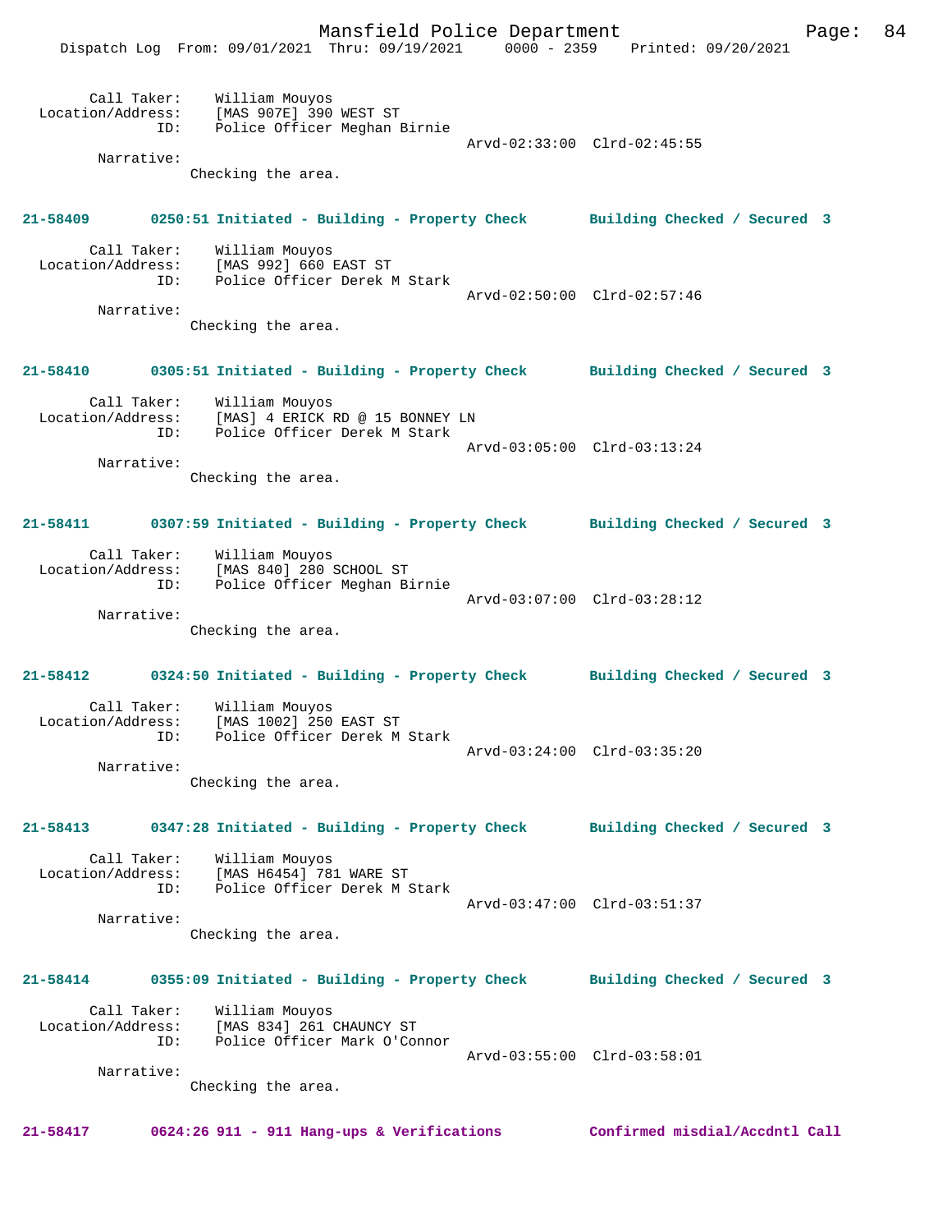```
        Call Taker:    William Mouyos
  Location/Address:    [MAS 907E] 390 WEST ST
                ID:    Police Officer Meghan Birnie
                                                  Arvd-02:33:00  Clrd-02:45:55
         Narrative:
                 Checking the area.


21-58409       0250:51 Initiated - Building - Property Check       Building Checked / Secured  3

        Call Taker:    William Mouyos
  Location/Address:    [MAS 992] 660 EAST ST
                ID:    Police Officer Derek M Stark
                                                  Arvd-02:50:00  Clrd-02:57:46
         Narrative:
                 Checking the area.


21-58410       0305:51 Initiated - Building - Property Check       Building Checked / Secured  3

        Call Taker:    William Mouyos
  Location/Address:    [MAS] 4 ERICK RD @ 15 BONNEY LN
                ID:    Police Officer Derek M Stark
                                                  Arvd-03:05:00  Clrd-03:13:24
         Narrative:
                 Checking the area.


21-58411       0307:59 Initiated - Building - Property Check       Building Checked / Secured  3

        Call Taker:    William Mouyos
  Location/Address:    [MAS 840] 280 SCHOOL ST
                ID:    Police Officer Meghan Birnie
                                                  Arvd-03:07:00  Clrd-03:28:12
         Narrative:
                 Checking the area.


21-58412       0324:50 Initiated - Building - Property Check       Building Checked / Secured  3

        Call Taker:    William Mouyos
  Location/Address:    [MAS 1002] 250 EAST ST
                ID:    Police Officer Derek M Stark
                                                  Arvd-03:24:00  Clrd-03:35:20
         Narrative:
                 Checking the area.


21-58413       0347:28 Initiated - Building - Property Check       Building Checked / Secured  3

        Call Taker:    William Mouyos
  Location/Address:    [MAS H6454] 781 WARE ST
                ID:    Police Officer Derek M Stark
                                                  Arvd-03:47:00  Clrd-03:51:37
         Narrative:
                 Checking the area.


21-58414       0355:09 Initiated - Building - Property Check       Building Checked / Secured  3

        Call Taker:    William Mouyos
  Location/Address:    [MAS 834] 261 CHAUNCY ST
                ID:    Police Officer Mark O'Connor
                                                  Arvd-03:55:00  Clrd-03:58:01
         Narrative:
                 Checking the area.


21-58417       0624:26 911 - 911 Hang-ups & Verifications          Confirmed misdial/Accdntl Call
```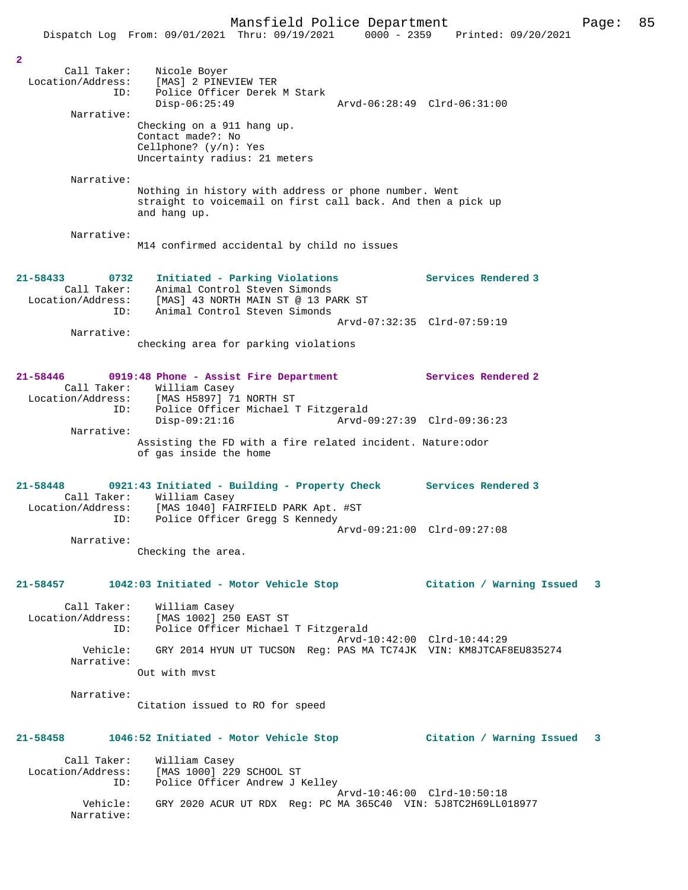2

Call Taker: Nicole Boyer
Location/Address: [MAS] 2 PINEVIEW TER
ID: Police Officer Derek M Stark
Disp-06:25:49 Arvd-06:28:49 Clrd-06:31:00

Narrative:
Checking on a 911 hang up.
Contact made?: No
Cellphone? (y/n): Yes
Uncertainty radius: 21 meters

Narrative:
Nothing in history with address or phone number. Went straight to voicemail on first call back. And then a pick up and hang up.

Narrative:
M14 confirmed accidental by child no issues

**21-58433 0732 Initiated - Parking Violations Services Rendered 3**

Call Taker: Animal Control Steven Simonds
Location/Address: [MAS] 43 NORTH MAIN ST @ 13 PARK ST
ID: Animal Control Steven Simonds
Arvd-07:32:35 Clrd-07:59:19

Narrative:
checking area for parking violations

**21-58446 0919:48 Phone - Assist Fire Department Services Rendered 2**

Call Taker: William Casey
Location/Address: [MAS H5897] 71 NORTH ST
ID: Police Officer Michael T Fitzgerald
Disp-09:21:16 Arvd-09:27:39 Clrd-09:36:23

Narrative:
Assisting the FD with a fire related incident. Nature:odor of gas inside the home

**21-58448 0921:43 Initiated - Building - Property Check Services Rendered 3**

Call Taker: William Casey
Location/Address: [MAS 1040] FAIRFIELD PARK Apt. #ST
ID: Police Officer Gregg S Kennedy
Arvd-09:21:00 Clrd-09:27:08

Narrative:
Checking the area.

**21-58457 1042:03 Initiated - Motor Vehicle Stop Citation / Warning Issued 3**

Call Taker: William Casey
Location/Address: [MAS 1002] 250 EAST ST
ID: Police Officer Michael T Fitzgerald
Arvd-10:42:00 Clrd-10:44:29
Vehicle: GRY 2014 HYUN UT TUCSON Reg: PAS MA TC74JK VIN: KM8JTCAF8EU835274

Narrative:
Out with mvst

Narrative:
Citation issued to RO for speed

**21-58458 1046:52 Initiated - Motor Vehicle Stop Citation / Warning Issued 3**

Call Taker: William Casey
Location/Address: [MAS 1000] 229 SCHOOL ST
ID: Police Officer Andrew J Kelley
Arvd-10:46:00 Clrd-10:50:18
Vehicle: GRY 2020 ACUR UT RDX Reg: PC MA 365C40 VIN: 5J8TC2H69LL018977

Narrative: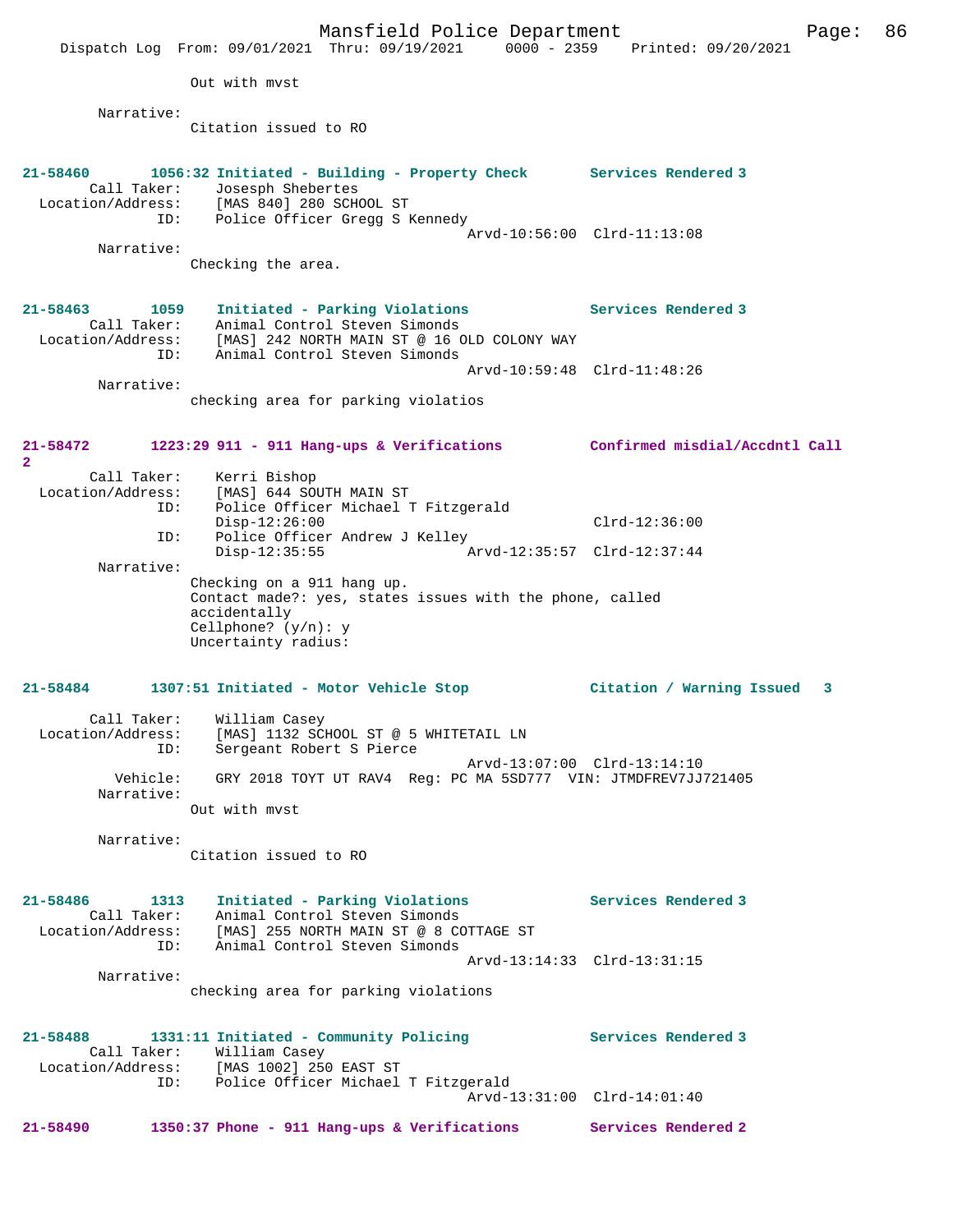Out with mvst

Narrative:
Citation issued to RO

**21-58460 1056:32 Initiated - Building - Property Check Services Rendered 3**
Call Taker: Josesph Shebertes
Location/Address: [MAS 840] 280 SCHOOL ST
ID: Police Officer Gregg S Kennedy
Arvd-10:56:00 Clrd-11:13:08
Narrative:
Checking the area.

**21-58463 1059 Initiated - Parking Violations Services Rendered 3**
Call Taker: Animal Control Steven Simonds
Location/Address: [MAS] 242 NORTH MAIN ST @ 16 OLD COLONY WAY
ID: Animal Control Steven Simonds
Arvd-10:59:48 Clrd-11:48:26
Narrative:
checking area for parking violatios

**21-58472 1223:29 911 - 911 Hang-ups & Verifications Confirmed misdial/Accdntl Call 2**
Call Taker: Kerri Bishop
Location/Address: [MAS] 644 SOUTH MAIN ST
ID: Police Officer Michael T Fitzgerald
Disp-12:26:00 Clrd-12:36:00
ID: Police Officer Andrew J Kelley
Disp-12:35:55 Arvd-12:35:57 Clrd-12:37:44
Narrative:
Checking on a 911 hang up.
Contact made?: yes, states issues with the phone, called accidentally
Cellphone? (y/n): y
Uncertainty radius:

**21-58484 1307:51 Initiated - Motor Vehicle Stop Citation / Warning Issued 3**
Call Taker: William Casey
Location/Address: [MAS] 1132 SCHOOL ST @ 5 WHITETAIL LN
ID: Sergeant Robert S Pierce
Arvd-13:07:00 Clrd-13:14:10
Vehicle: GRY 2018 TOYT UT RAV4 Reg: PC MA 5SD777 VIN: JTMDFREV7JJ721405
Narrative:
Out with mvst

Narrative:
Citation issued to RO

**21-58486 1313 Initiated - Parking Violations Services Rendered 3**
Call Taker: Animal Control Steven Simonds
Location/Address: [MAS] 255 NORTH MAIN ST @ 8 COTTAGE ST
ID: Animal Control Steven Simonds
Arvd-13:14:33 Clrd-13:31:15
Narrative:
checking area for parking violations

**21-58488 1331:11 Initiated - Community Policing Services Rendered 3**
Call Taker: William Casey
Location/Address: [MAS 1002] 250 EAST ST
ID: Police Officer Michael T Fitzgerald
Arvd-13:31:00 Clrd-14:01:40

**21-58490 1350:37 Phone - 911 Hang-ups & Verifications Services Rendered 2**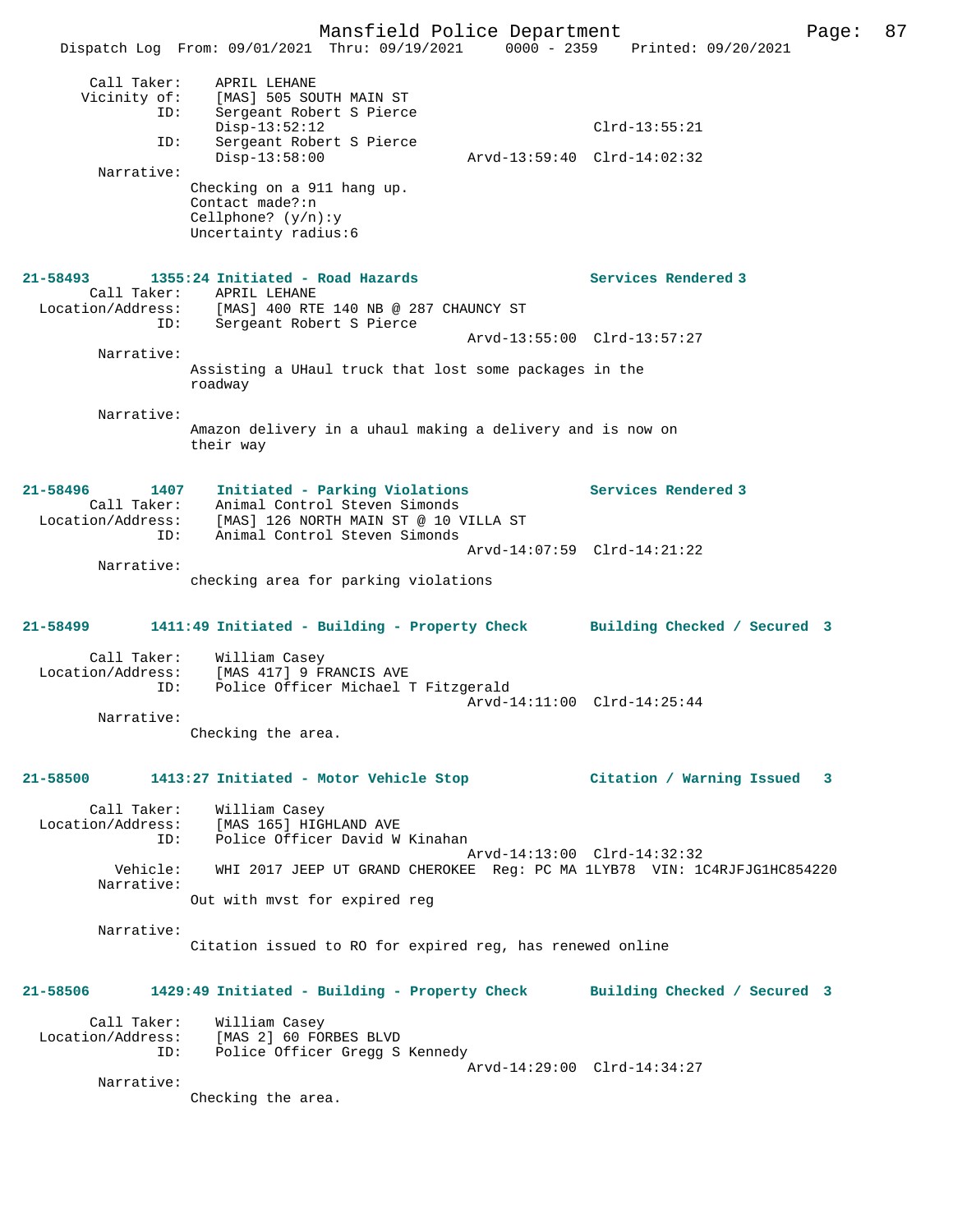Call Taker: APRIL LEHANE
Vicinity of: [MAS] 505 SOUTH MAIN ST
ID: Sergeant Robert S Pierce
Disp-13:52:12 Clrd-13:55:21
ID: Sergeant Robert S Pierce
Disp-13:58:00 Arvd-13:59:40 Clrd-14:02:32
Narrative:
Checking on a 911 hang up.
Contact made?:n
Cellphone? (y/n):y
Uncertainty radius:6

**21-58493 1355:24 Initiated - Road Hazards** **Services Rendered 3**
Call Taker: APRIL LEHANE
Location/Address: [MAS] 400 RTE 140 NB @ 287 CHAUNCY ST
ID: Sergeant Robert S Pierce
Arvd-13:55:00 Clrd-13:57:27
Narrative:
Assisting a UHaul truck that lost some packages in the roadway

Narrative:
Amazon delivery in a uhaul making a delivery and is now on their way

**21-58496 1407 Initiated - Parking Violations** **Services Rendered 3**
Call Taker: Animal Control Steven Simonds
Location/Address: [MAS] 126 NORTH MAIN ST @ 10 VILLA ST
ID: Animal Control Steven Simonds
Arvd-14:07:59 Clrd-14:21:22
Narrative:
checking area for parking violations

**21-58499 1411:49 Initiated - Building - Property Check** **Building Checked / Secured 3**
Call Taker: William Casey
Location/Address: [MAS 417] 9 FRANCIS AVE
ID: Police Officer Michael T Fitzgerald
Arvd-14:11:00 Clrd-14:25:44
Narrative:
Checking the area.

**21-58500 1413:27 Initiated - Motor Vehicle Stop** **Citation / Warning Issued 3**
Call Taker: William Casey
Location/Address: [MAS 165] HIGHLAND AVE
ID: Police Officer David W Kinahan
Arvd-14:13:00 Clrd-14:32:32
Vehicle: WHI 2017 JEEP UT GRAND CHEROKEE Reg: PC MA 1LYB78 VIN: 1C4RJFJG1HC854220
Narrative:
Out with mvst for expired reg

Narrative:
Citation issued to RO for expired reg, has renewed online

**21-58506 1429:49 Initiated - Building - Property Check** **Building Checked / Secured 3**
Call Taker: William Casey
Location/Address: [MAS 2] 60 FORBES BLVD
ID: Police Officer Gregg S Kennedy
Arvd-14:29:00 Clrd-14:34:27
Narrative:
Checking the area.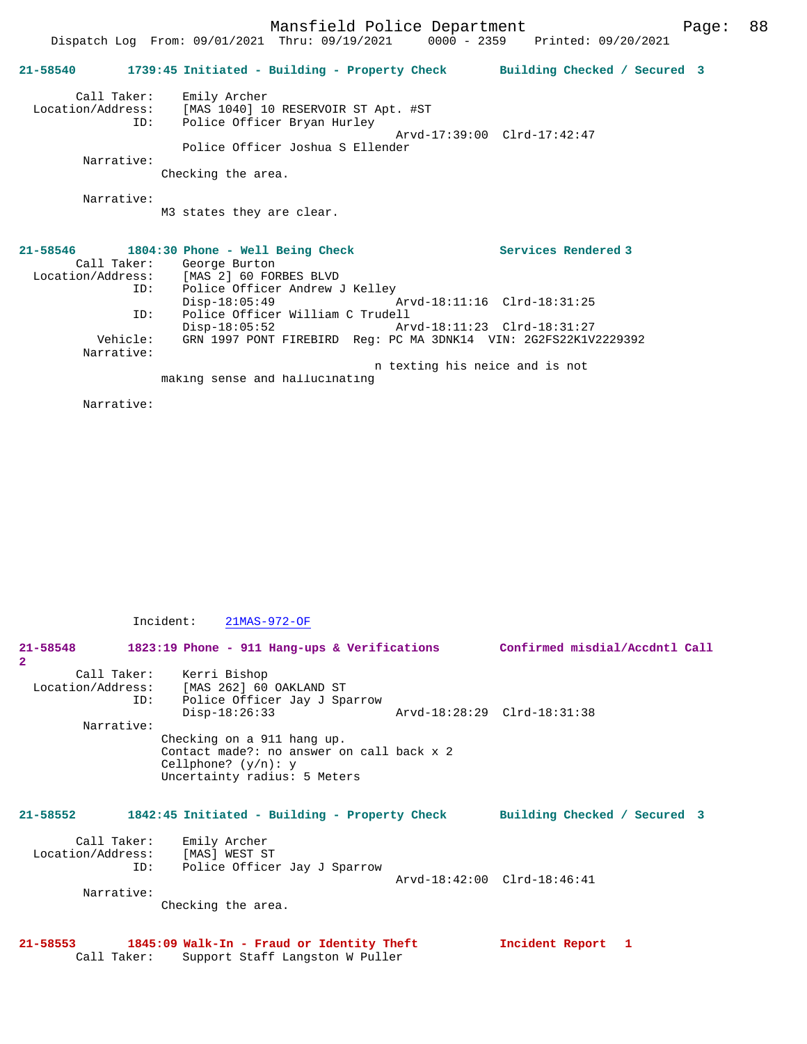**21-58540** 1739:45 Initiated - Building - Property Check Building Checked / Secured 3

Call Taker: Emily Archer
Location/Address: [MAS 1040] 10 RESERVOIR ST Apt. #ST
ID: Police Officer Bryan Hurley
Arvd-17:39:00 Clrd-17:42:47
Police Officer Joshua S Ellender
Narrative:
Checking the area.

Narrative:
M3 states they are clear.

**21-58546** 1804:30 Phone - Well Being Check Services Rendered 3
Call Taker: George Burton
Location/Address: [MAS 2] 60 FORBES BLVD
ID: Police Officer Andrew J Kelley
Disp-18:05:49 Arvd-18:11:16 Clrd-18:31:25
ID: Police Officer William C Trudell
Disp-18:05:52 Arvd-18:11:23 Clrd-18:31:27
Vehicle: GRN 1997 PONT FIREBIRD Reg: PC MA 3DNK14 VIN: 2G2FS22K1V2229392
Narrative:
n texting his neice and is not
making sense and hallucinating

Narrative:

Incident: 21MAS-972-OF

**21-58548** 1823:19 Phone - 911 Hang-ups & Verifications Confirmed misdial/Accdntl Call 2
Call Taker: Kerri Bishop
Location/Address: [MAS 262] 60 OAKLAND ST
ID: Police Officer Jay J Sparrow
Disp-18:26:33 Arvd-18:28:29 Clrd-18:31:38
Narrative:
Checking on a 911 hang up.
Contact made?: no answer on call back x 2
Cellphone? (y/n): y
Uncertainty radius: 5 Meters

**21-58552** 1842:45 Initiated - Building - Property Check Building Checked / Secured 3

Call Taker: Emily Archer
Location/Address: [MAS] WEST ST
ID: Police Officer Jay J Sparrow
Arvd-18:42:00 Clrd-18:46:41
Narrative:
Checking the area.

**21-58553** 1845:09 Walk-In - Fraud or Identity Theft Incident Report 1
Call Taker: Support Staff Langston W Puller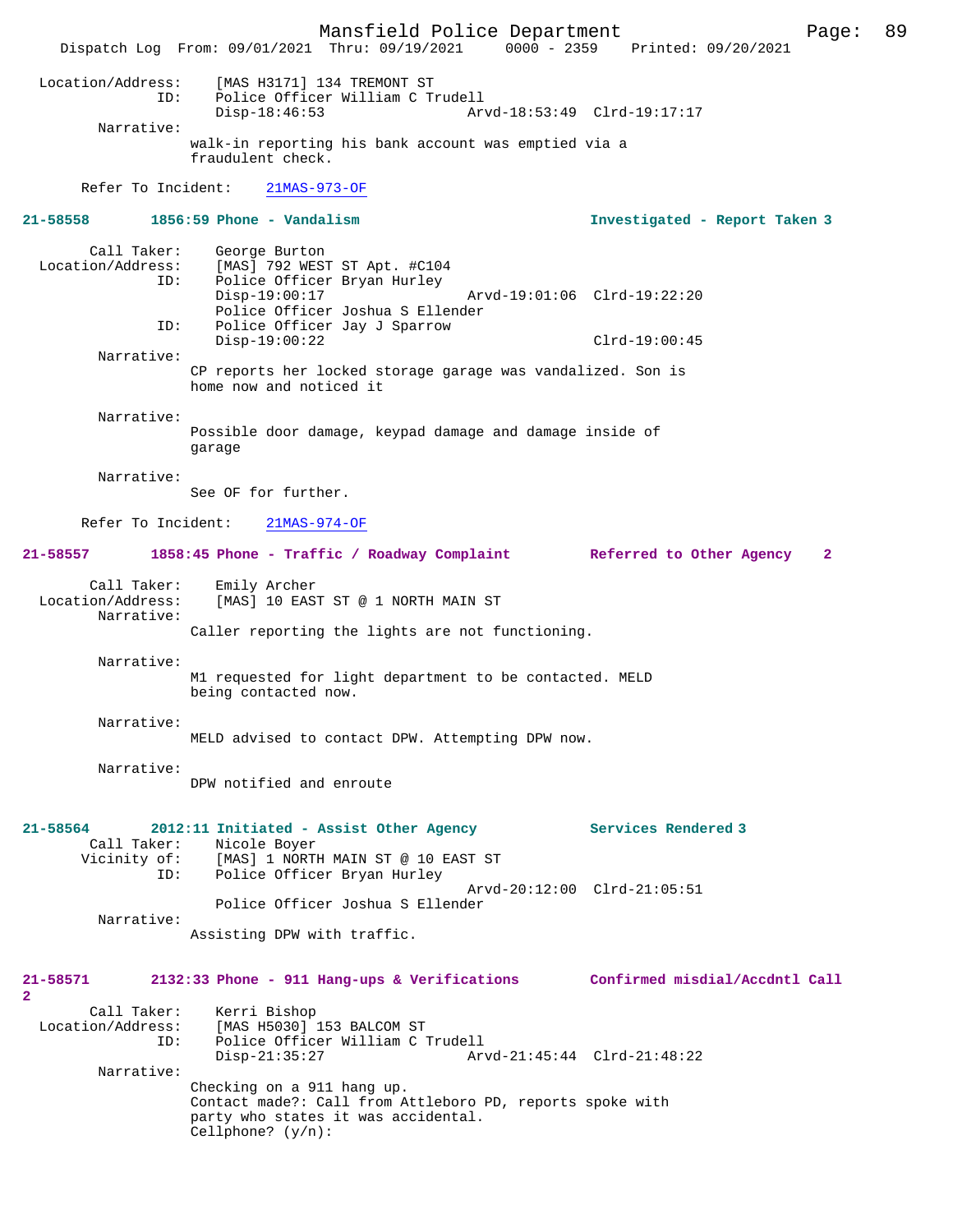Location/Address: [MAS H3171] 134 TREMONT ST
ID: Police Officer William C Trudell
Disp-18:46:53 Arvd-18:53:49 Clrd-19:17:17

Narrative:
walk-in reporting his bank account was emptied via a fraudulent check.

Refer To Incident: 21MAS-973-OF

**21-58558 1856:59 Phone - Vandalism Investigated - Report Taken 3**

Call Taker: George Burton
Location/Address: [MAS] 792 WEST ST Apt. #C104
ID: Police Officer Bryan Hurley
Disp-19:00:17 Arvd-19:01:06 Clrd-19:22:20
Police Officer Joshua S Ellender
ID: Police Officer Jay J Sparrow
Disp-19:00:22 Clrd-19:00:45

Narrative:
CP reports her locked storage garage was vandalized. Son is home now and noticed it

Narrative:
Possible door damage, keypad damage and damage inside of garage

Narrative:
See OF for further.

Refer To Incident: 21MAS-974-OF

**21-58557 1858:45 Phone - Traffic / Roadway Complaint Referred to Other Agency 2**

Call Taker: Emily Archer
Location/Address: [MAS] 10 EAST ST @ 1 NORTH MAIN ST

Narrative:
Caller reporting the lights are not functioning.

Narrative:
M1 requested for light department to be contacted. MELD being contacted now.

Narrative:
MELD advised to contact DPW. Attempting DPW now.

Narrative:
DPW notified and enroute

**21-58564 2012:11 Initiated - Assist Other Agency Services Rendered 3**

Call Taker: Nicole Boyer
Vicinity of: [MAS] 1 NORTH MAIN ST @ 10 EAST ST
ID: Police Officer Bryan Hurley
Arvd-20:12:00 Clrd-21:05:51
Police Officer Joshua S Ellender

Narrative:
Assisting DPW with traffic.

**21-58571 2132:33 Phone - 911 Hang-ups & Verifications Confirmed misdial/Accdntl Call 2**

Call Taker: Kerri Bishop
Location/Address: [MAS H5030] 153 BALCOM ST
ID: Police Officer William C Trudell
Disp-21:35:27 Arvd-21:45:44 Clrd-21:48:22

Narrative:
Checking on a 911 hang up.
Contact made?: Call from Attleboro PD, reports spoke with party who states it was accidental.
Cellphone? (y/n):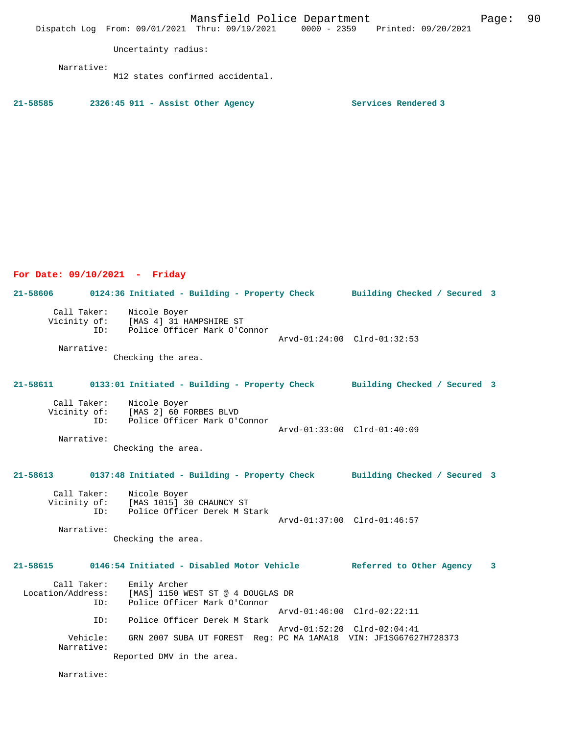Uncertainty radius:

Narrative:
M12 states confirmed accidental.

**21-58585 2326:45 911 - Assist Other Agency Services Rendered 3**

## For Date: 09/10/2021 - Friday

**21-58606 0124:36 Initiated - Building - Property Check Building Checked / Secured 3**

Call Taker: Nicole Boyer
Vicinity of: [MAS 4] 31 HAMPSHIRE ST
ID: Police Officer Mark O'Connor
Arvd-01:24:00 Clrd-01:32:53
Narrative:
Checking the area.

**21-58611 0133:01 Initiated - Building - Property Check Building Checked / Secured 3**

Call Taker: Nicole Boyer
Vicinity of: [MAS 2] 60 FORBES BLVD
ID: Police Officer Mark O'Connor
Arvd-01:33:00 Clrd-01:40:09
Narrative:
Checking the area.

**21-58613 0137:48 Initiated - Building - Property Check Building Checked / Secured 3**

Call Taker: Nicole Boyer
Vicinity of: [MAS 1015] 30 CHAUNCY ST
ID: Police Officer Derek M Stark
Arvd-01:37:00 Clrd-01:46:57
Narrative:
Checking the area.

**21-58615 0146:54 Initiated - Disabled Motor Vehicle Referred to Other Agency 3**

Call Taker: Emily Archer
Location/Address: [MAS] 1150 WEST ST @ 4 DOUGLAS DR
ID: Police Officer Mark O'Connor
Arvd-01:46:00 Clrd-02:22:11
ID: Police Officer Derek M Stark
Arvd-01:52:20 Clrd-02:04:41
Vehicle: GRN 2007 SUBA UT FOREST Reg: PC MA 1AMA18 VIN: JF1SG67627H728373
Narrative:
Reported DMV in the area.

Narrative: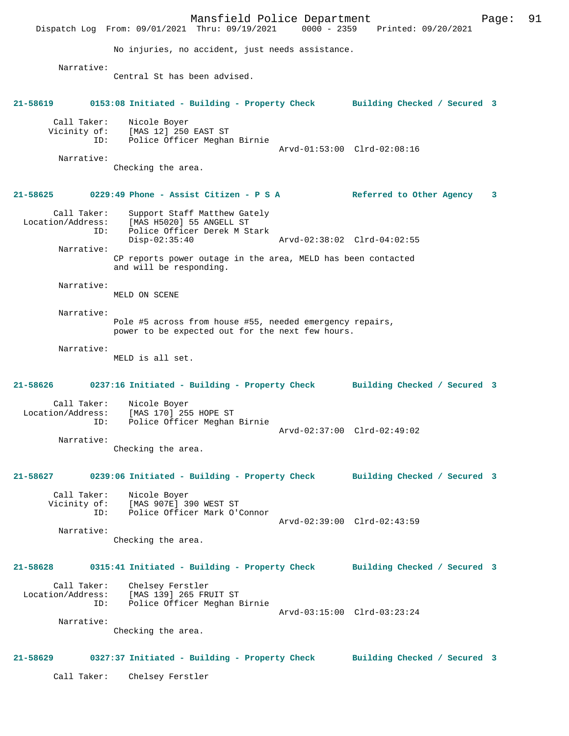No injuries, no accident, just needs assistance.

Narrative:
Central St has been advised.

**21-58619 0153:08 Initiated - Building - Property Check Building Checked / Secured 3**

Call Taker: Nicole Boyer
Vicinity of: [MAS 12] 250 EAST ST
ID: Police Officer Meghan Birnie
Arvd-01:53:00 Clrd-02:08:16

Narrative:
Checking the area.

**21-58625 0229:49 Phone - Assist Citizen - P S A Referred to Other Agency 3**

Call Taker: Support Staff Matthew Gately
Location/Address: [MAS H5020] 55 ANGELL ST
ID: Police Officer Derek M Stark
Disp-02:35:40 Arvd-02:38:02 Clrd-04:02:55

Narrative:
CP reports power outage in the area, MELD has been contacted and will be responding.

Narrative:
MELD ON SCENE

Narrative:
Pole #5 across from house #55, needed emergency repairs, power to be expected out for the next few hours.

Narrative:
MELD is all set.

**21-58626 0237:16 Initiated - Building - Property Check Building Checked / Secured 3**

Call Taker: Nicole Boyer
Location/Address: [MAS 170] 255 HOPE ST
ID: Police Officer Meghan Birnie
Arvd-02:37:00 Clrd-02:49:02

Narrative:
Checking the area.

**21-58627 0239:06 Initiated - Building - Property Check Building Checked / Secured 3**

Call Taker: Nicole Boyer
Vicinity of: [MAS 907E] 390 WEST ST
ID: Police Officer Mark O'Connor
Arvd-02:39:00 Clrd-02:43:59

Narrative:
Checking the area.

**21-58628 0315:41 Initiated - Building - Property Check Building Checked / Secured 3**

Call Taker: Chelsey Ferstler
Location/Address: [MAS 139] 265 FRUIT ST
ID: Police Officer Meghan Birnie
Arvd-03:15:00 Clrd-03:23:24

Narrative:
Checking the area.

**21-58629 0327:37 Initiated - Building - Property Check Building Checked / Secured 3**

Call Taker: Chelsey Ferstler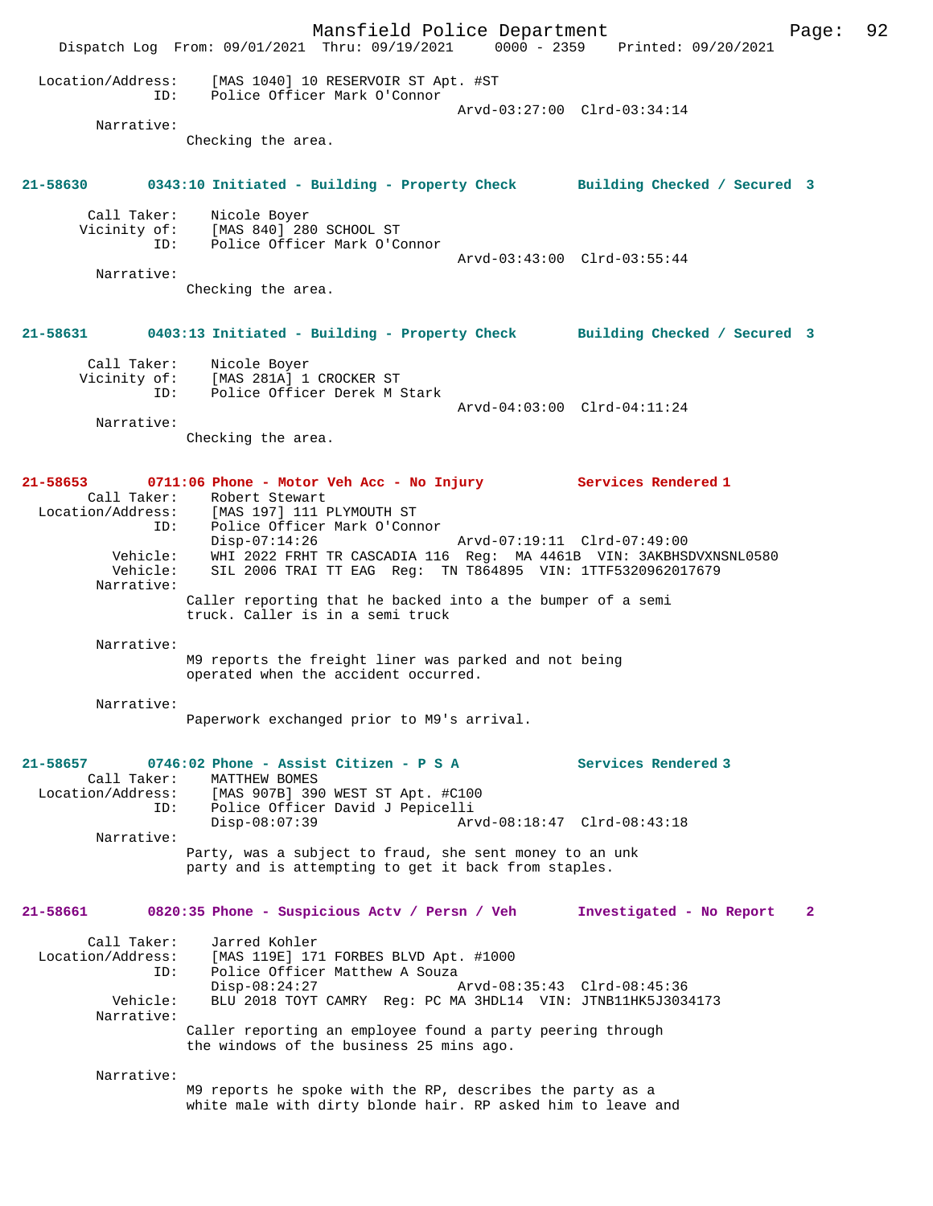Location/Address: [MAS 1040] 10 RESERVOIR ST Apt. #ST
ID: Police Officer Mark O'Connor
Arvd-03:27:00 Clrd-03:34:14

Narrative:
Checking the area.

**21-58630 0343:10 Initiated - Building - Property Check Building Checked / Secured 3**

Call Taker: Nicole Boyer
Vicinity of: [MAS 840] 280 SCHOOL ST
ID: Police Officer Mark O'Connor
Arvd-03:43:00 Clrd-03:55:44

Narrative:
Checking the area.

**21-58631 0403:13 Initiated - Building - Property Check Building Checked / Secured 3**

Call Taker: Nicole Boyer
Vicinity of: [MAS 281A] 1 CROCKER ST
ID: Police Officer Derek M Stark
Arvd-04:03:00 Clrd-04:11:24

Narrative:
Checking the area.

**21-58653 0711:06 Phone - Motor Veh Acc - No Injury Services Rendered 1**

Call Taker: Robert Stewart
Location/Address: [MAS 197] 111 PLYMOUTH ST
ID: Police Officer Mark O'Connor
Disp-07:14:26 Arvd-07:19:11 Clrd-07:49:00
Vehicle: WHI 2022 FRHT TR CASCADIA 116 Reg: MA 4461B VIN: 3AKBHSDVXNSNL0580
Vehicle: SIL 2006 TRAI TT EAG Reg: TN T864895 VIN: 1TTF5320962017679

Narrative:
Caller reporting that he backed into a the bumper of a semi truck. Caller is in a semi truck

Narrative:
M9 reports the freight liner was parked and not being operated when the accident occurred.

Narrative:
Paperwork exchanged prior to M9's arrival.

**21-58657 0746:02 Phone - Assist Citizen - P S A Services Rendered 3**

Call Taker: MATTHEW BOMES
Location/Address: [MAS 907B] 390 WEST ST Apt. #C100
ID: Police Officer David J Pepicelli
Disp-08:07:39 Arvd-08:18:47 Clrd-08:43:18

Narrative:
Party, was a subject to fraud, she sent money to an unk party and is attempting to get it back from staples.

**21-58661 0820:35 Phone - Suspicious Actv / Persn / Veh Investigated - No Report 2**

Call Taker: Jarred Kohler
Location/Address: [MAS 119E] 171 FORBES BLVD Apt. #1000
ID: Police Officer Matthew A Souza
Disp-08:24:27 Arvd-08:35:43 Clrd-08:45:36
Vehicle: BLU 2018 TOYT CAMRY Reg: PC MA 3HDL14 VIN: JTNB11HK5J3034173

Narrative:
Caller reporting an employee found a party peering through the windows of the business 25 mins ago.

Narrative:
M9 reports he spoke with the RP, describes the party as a white male with dirty blonde hair. RP asked him to leave and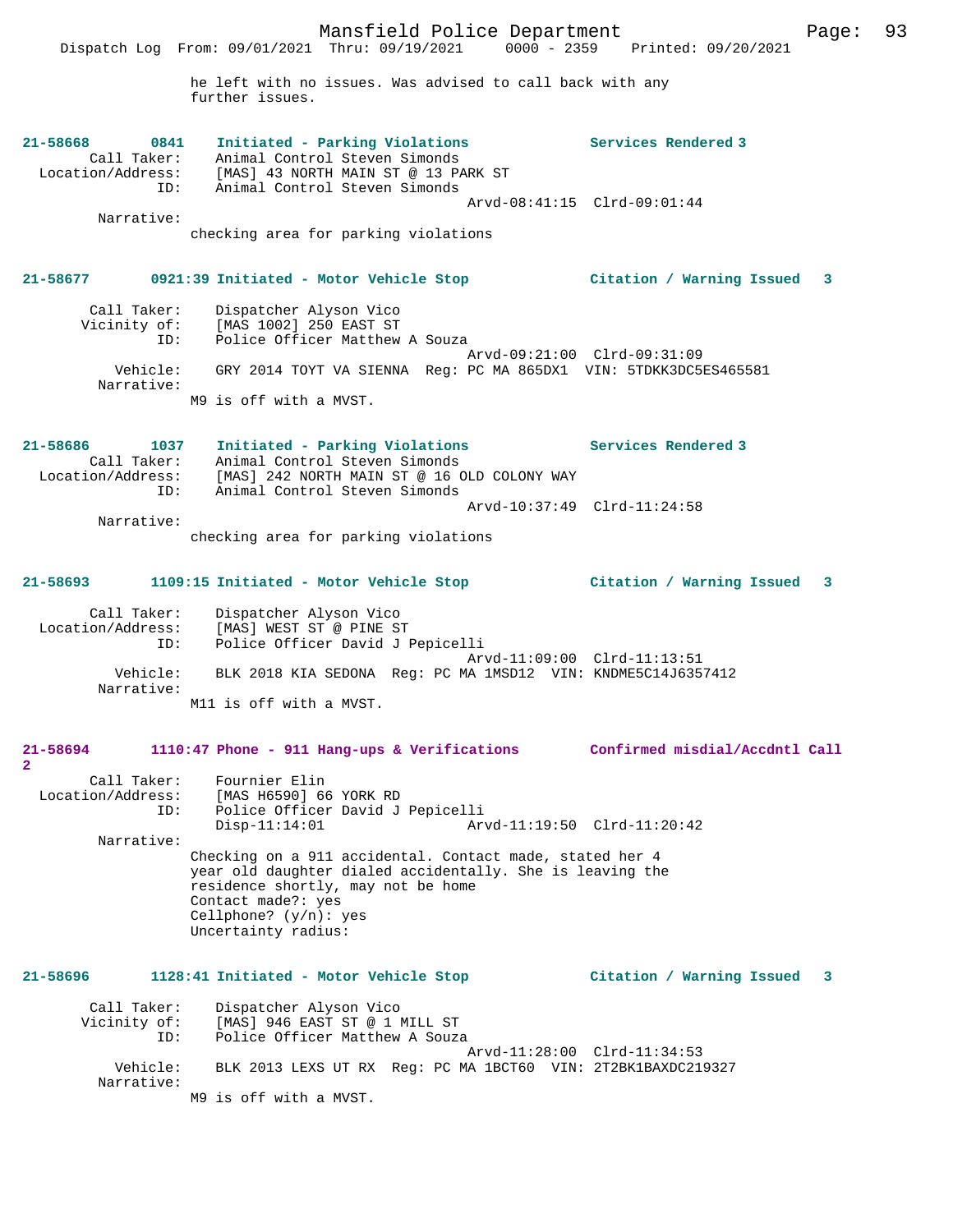he left with no issues. Was advised to call back with any further issues.

**21-58668 0841 Initiated - Parking Violations — Services Rendered 3**

Call Taker: Animal Control Steven Simonds
Location/Address: [MAS] 43 NORTH MAIN ST @ 13 PARK ST
ID: Animal Control Steven Simonds
Arvd-08:41:15 Clrd-09:01:44
Narrative:
checking area for parking violations

**21-58677 0921:39 Initiated - Motor Vehicle Stop — Citation / Warning Issued 3**

Call Taker: Dispatcher Alyson Vico
Vicinity of: [MAS 1002] 250 EAST ST
ID: Police Officer Matthew A Souza
Arvd-09:21:00 Clrd-09:31:09
Vehicle: GRY 2014 TOYT VA SIENNA Reg: PC MA 865DX1 VIN: 5TDKK3DC5ES465581
Narrative:
M9 is off with a MVST.

**21-58686 1037 Initiated - Parking Violations — Services Rendered 3**

Call Taker: Animal Control Steven Simonds
Location/Address: [MAS] 242 NORTH MAIN ST @ 16 OLD COLONY WAY
ID: Animal Control Steven Simonds
Arvd-10:37:49 Clrd-11:24:58
Narrative:
checking area for parking violations

**21-58693 1109:15 Initiated - Motor Vehicle Stop — Citation / Warning Issued 3**

Call Taker: Dispatcher Alyson Vico
Location/Address: [MAS] WEST ST @ PINE ST
ID: Police Officer David J Pepicelli
Arvd-11:09:00 Clrd-11:13:51
Vehicle: BLK 2018 KIA SEDONA Reg: PC MA 1MSD12 VIN: KNDME5C14J6357412
Narrative:
M11 is off with a MVST.

**21-58694 1110:47 Phone - 911 Hang-ups & Verifications — Confirmed misdial/Accdntl Call 2**

Call Taker: Fournier Elin
Location/Address: [MAS H6590] 66 YORK RD
ID: Police Officer David J Pepicelli
Disp-11:14:01 Arvd-11:19:50 Clrd-11:20:42
Narrative:
Checking on a 911 accidental. Contact made, stated her 4 year old daughter dialed accidentally. She is leaving the residence shortly, may not be home
Contact made?: yes
Cellphone? (y/n): yes
Uncertainty radius:

**21-58696 1128:41 Initiated - Motor Vehicle Stop — Citation / Warning Issued 3**

Call Taker: Dispatcher Alyson Vico
Vicinity of: [MAS] 946 EAST ST @ 1 MILL ST
ID: Police Officer Matthew A Souza
Arvd-11:28:00 Clrd-11:34:53
Vehicle: BLK 2013 LEXS UT RX Reg: PC MA 1BCT60 VIN: 2T2BK1BAXDC219327
Narrative:
M9 is off with a MVST.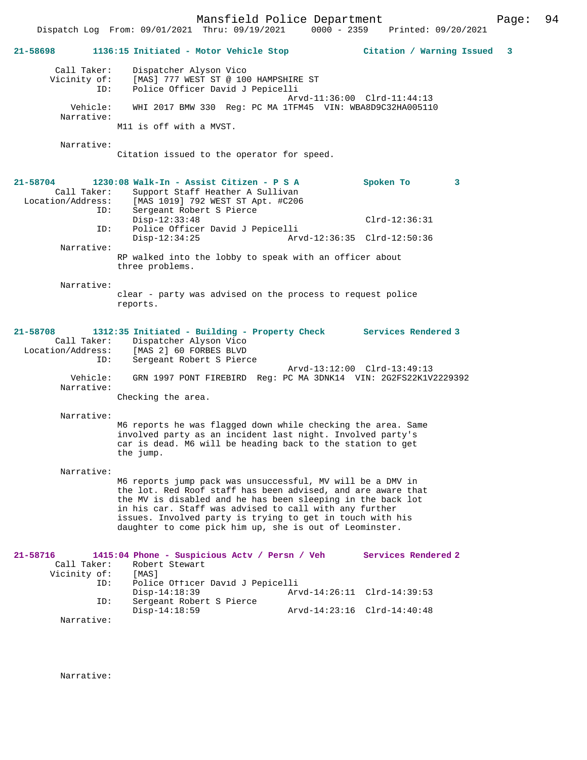**21-58698** 1136:15 Initiated - Motor Vehicle Stop — Citation / Warning Issued 3

Call Taker: Dispatcher Alyson Vico
Vicinity of: [MAS] 777 WEST ST @ 100 HAMPSHIRE ST
ID: Police Officer David J Pepicelli
Arvd-11:36:00 Clrd-11:44:13
Vehicle: WHI 2017 BMW 330 Reg: PC MA 1TFM45 VIN: WBA8D9C32HA005110
Narrative:
M11 is off with a MVST.

Narrative:
Citation issued to the operator for speed.

**21-58704** 1230:08 Walk-In - Assist Citizen - P S A — Spoken To 3

Call Taker: Support Staff Heather A Sullivan
Location/Address: [MAS 1019] 792 WEST ST Apt. #C206
ID: Sergeant Robert S Pierce
Disp-12:33:48 Clrd-12:36:31
ID: Police Officer David J Pepicelli
Disp-12:34:25 Arvd-12:36:35 Clrd-12:50:36
Narrative:
RP walked into the lobby to speak with an officer about three problems.

Narrative:
clear - party was advised on the process to request police reports.

**21-58708** 1312:35 Initiated - Building - Property Check — Services Rendered 3

Call Taker: Dispatcher Alyson Vico
Location/Address: [MAS 2] 60 FORBES BLVD
ID: Sergeant Robert S Pierce
Arvd-13:12:00 Clrd-13:49:13
Vehicle: GRN 1997 PONT FIREBIRD Reg: PC MA 3DNK14 VIN: 2G2FS22K1V2229392
Narrative:
Checking the area.

Narrative:
M6 reports he was flagged down while checking the area. Same involved party as an incident last night. Involved party's car is dead. M6 will be heading back to the station to get the jump.

Narrative:
M6 reports jump pack was unsuccessful, MV will be a DMV in the lot. Red Roof staff has been advised, and are aware that the MV is disabled and he has been sleeping in the back lot in his car. Staff was advised to call with any further issues. Involved party is trying to get in touch with his daughter to come pick him up, she is out of Leominster.

**21-58716** 1415:04 Phone - Suspicious Actv / Persn / Veh — Services Rendered 2

Call Taker: Robert Stewart
Vicinity of: [MAS]
ID: Police Officer David J Pepicelli
Disp-14:18:39 Arvd-14:26:11 Clrd-14:39:53
ID: Sergeant Robert S Pierce
Disp-14:18:59 Arvd-14:23:16 Clrd-14:40:48
Narrative:

Narrative: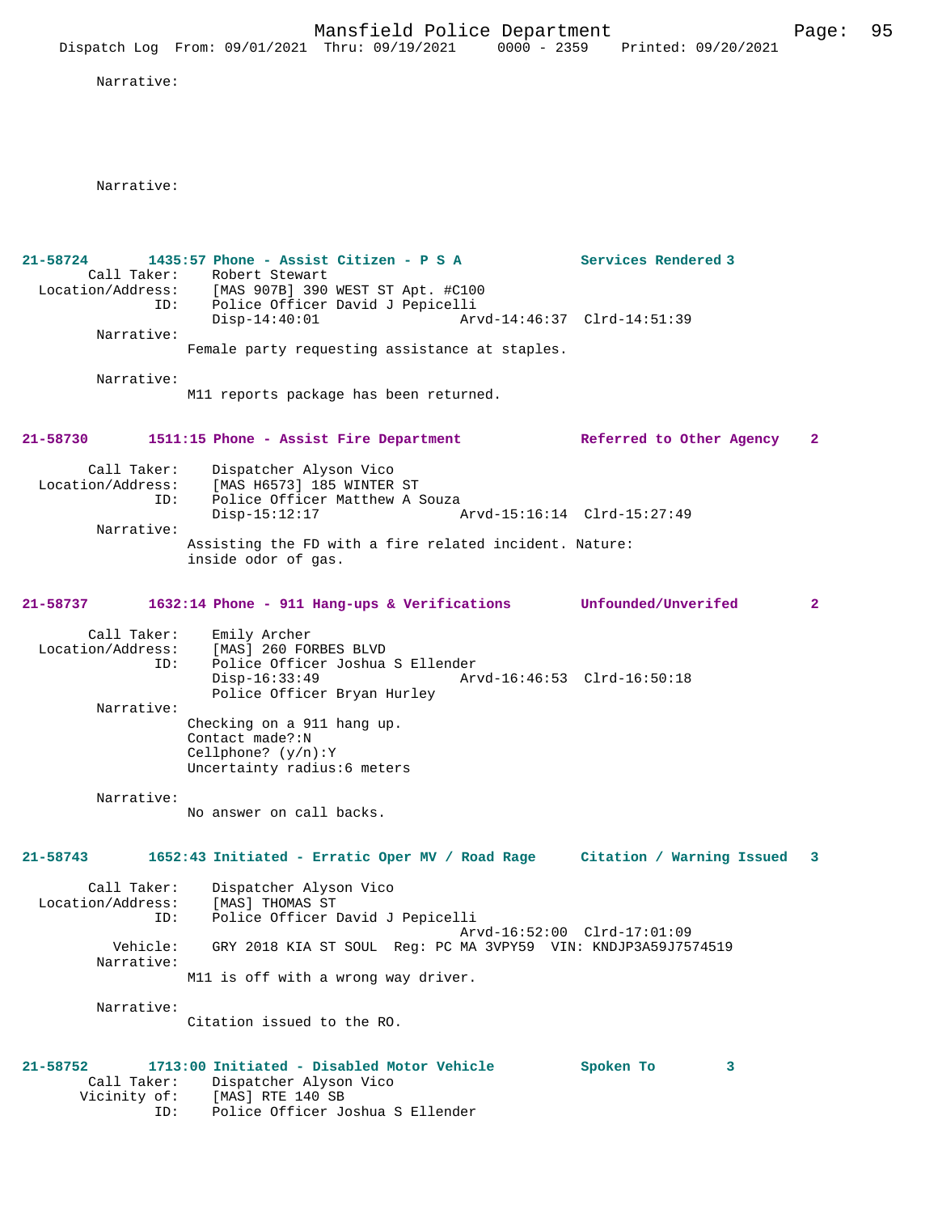Narrative:

Narrative:

**21-58724 1435:57 Phone - Assist Citizen - P S A — Services Rendered 3**

Call Taker: Robert Stewart
Location/Address: [MAS 907B] 390 WEST ST Apt. #C100
ID: Police Officer David J Pepicelli
Disp-14:40:01 Arvd-14:46:37 Clrd-14:51:39

Narrative:
Female party requesting assistance at staples.

Narrative:
M11 reports package has been returned.

**21-58730 1511:15 Phone - Assist Fire Department — Referred to Other Agency 2**

Call Taker: Dispatcher Alyson Vico
Location/Address: [MAS H6573] 185 WINTER ST
ID: Police Officer Matthew A Souza
Disp-15:12:17 Arvd-15:16:14 Clrd-15:27:49

Narrative:
Assisting the FD with a fire related incident. Nature: inside odor of gas.

**21-58737 1632:14 Phone - 911 Hang-ups & Verifications — Unfounded/Unverifed 2**

Call Taker: Emily Archer
Location/Address: [MAS] 260 FORBES BLVD
ID: Police Officer Joshua S Ellender
Disp-16:33:49 Arvd-16:46:53 Clrd-16:50:18
Police Officer Bryan Hurley

Narrative:
Checking on a 911 hang up.
Contact made?:N
Cellphone? (y/n):Y
Uncertainty radius:6 meters

Narrative:
No answer on call backs.

**21-58743 1652:43 Initiated - Erratic Oper MV / Road Rage — Citation / Warning Issued 3**

Call Taker: Dispatcher Alyson Vico
Location/Address: [MAS] THOMAS ST
ID: Police Officer David J Pepicelli
Arvd-16:52:00 Clrd-17:01:09
Vehicle: GRY 2018 KIA ST SOUL Reg: PC MA 3VPY59 VIN: KNDJP3A59J7574519

Narrative:
M11 is off with a wrong way driver.

Narrative:
Citation issued to the RO.

**21-58752 1713:00 Initiated - Disabled Motor Vehicle — Spoken To 3**

Call Taker: Dispatcher Alyson Vico
Vicinity of: [MAS] RTE 140 SB
ID: Police Officer Joshua S Ellender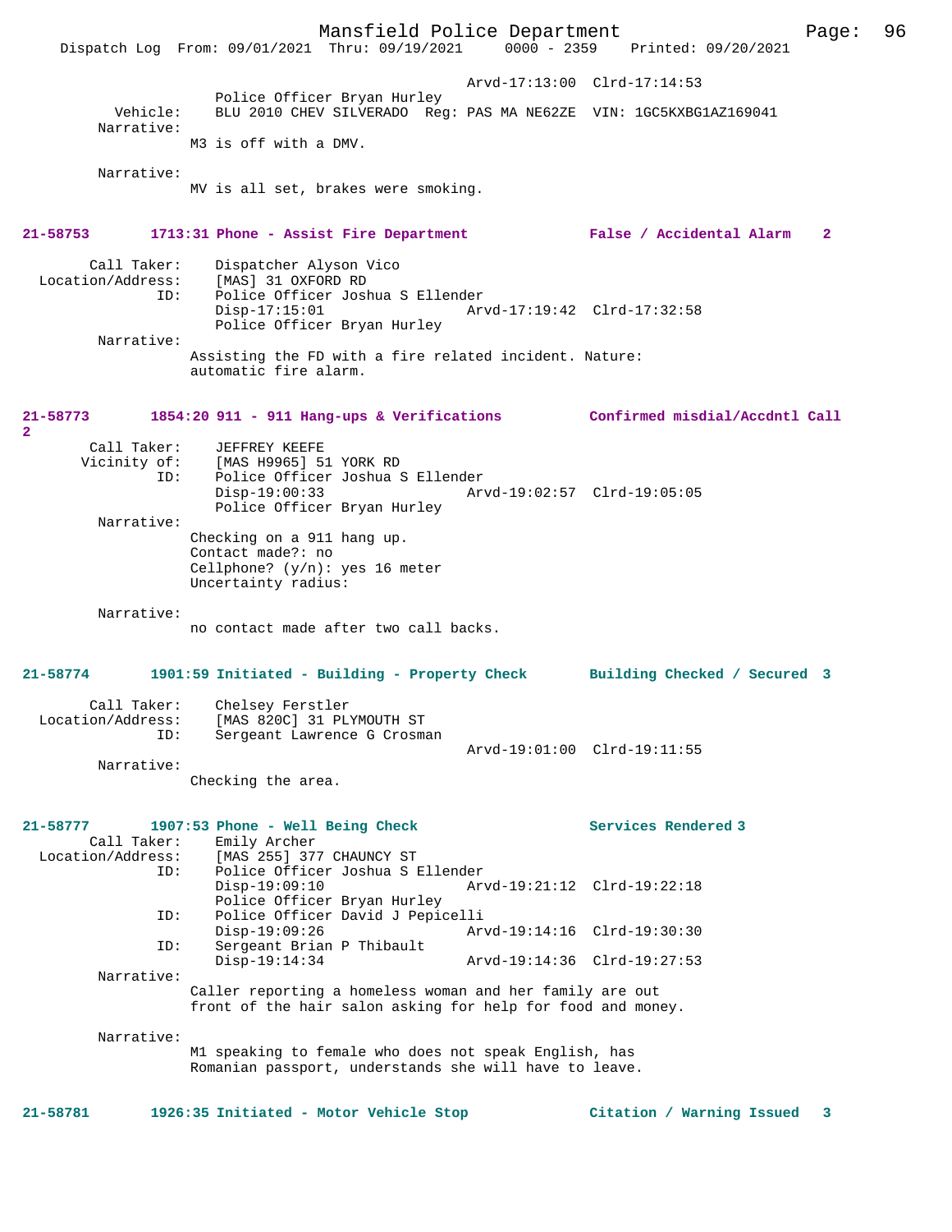Arvd-17:13:00 Clrd-17:14:53
Police Officer Bryan Hurley
Vehicle: BLU 2010 CHEV SILVERADO Reg: PAS MA NE62ZE VIN: 1GC5KXBG1AZ169041
Narrative:
M3 is off with a DMV.

Narrative:
MV is all set, brakes were smoking.

**21-58753 1713:31 Phone - Assist Fire Department False / Accidental Alarm 2**

Call Taker: Dispatcher Alyson Vico
Location/Address: [MAS] 31 OXFORD RD
ID: Police Officer Joshua S Ellender
Disp-17:15:01 Arvd-17:19:42 Clrd-17:32:58
Police Officer Bryan Hurley
Narrative:
Assisting the FD with a fire related incident. Nature: automatic fire alarm.

**21-58773 1854:20 911 - 911 Hang-ups & Verifications Confirmed misdial/Accdntl Call 2**

Call Taker: JEFFREY KEEFE
Vicinity of: [MAS H9965] 51 YORK RD
ID: Police Officer Joshua S Ellender
Disp-19:00:33 Arvd-19:02:57 Clrd-19:05:05
Police Officer Bryan Hurley
Narrative:
Checking on a 911 hang up.
Contact made?: no
Cellphone? (y/n): yes 16 meter
Uncertainty radius:

Narrative:
no contact made after two call backs.

**21-58774 1901:59 Initiated - Building - Property Check Building Checked / Secured 3**

Call Taker: Chelsey Ferstler
Location/Address: [MAS 820C] 31 PLYMOUTH ST
ID: Sergeant Lawrence G Crosman
Arvd-19:01:00 Clrd-19:11:55
Narrative:
Checking the area.

**21-58777 1907:53 Phone - Well Being Check Services Rendered 3**

Call Taker: Emily Archer
Location/Address: [MAS 255] 377 CHAUNCY ST
ID: Police Officer Joshua S Ellender
Disp-19:09:10 Arvd-19:21:12 Clrd-19:22:18
Police Officer Bryan Hurley
ID: Police Officer David J Pepicelli
Disp-19:09:26 Arvd-19:14:16 Clrd-19:30:30
ID: Sergeant Brian P Thibault
Disp-19:14:34 Arvd-19:14:36 Clrd-19:27:53
Narrative:
Caller reporting a homeless woman and her family are out front of the hair salon asking for help for food and money.

Narrative:
M1 speaking to female who does not speak English, has Romanian passport, understands she will have to leave.

**21-58781 1926:35 Initiated - Motor Vehicle Stop Citation / Warning Issued 3**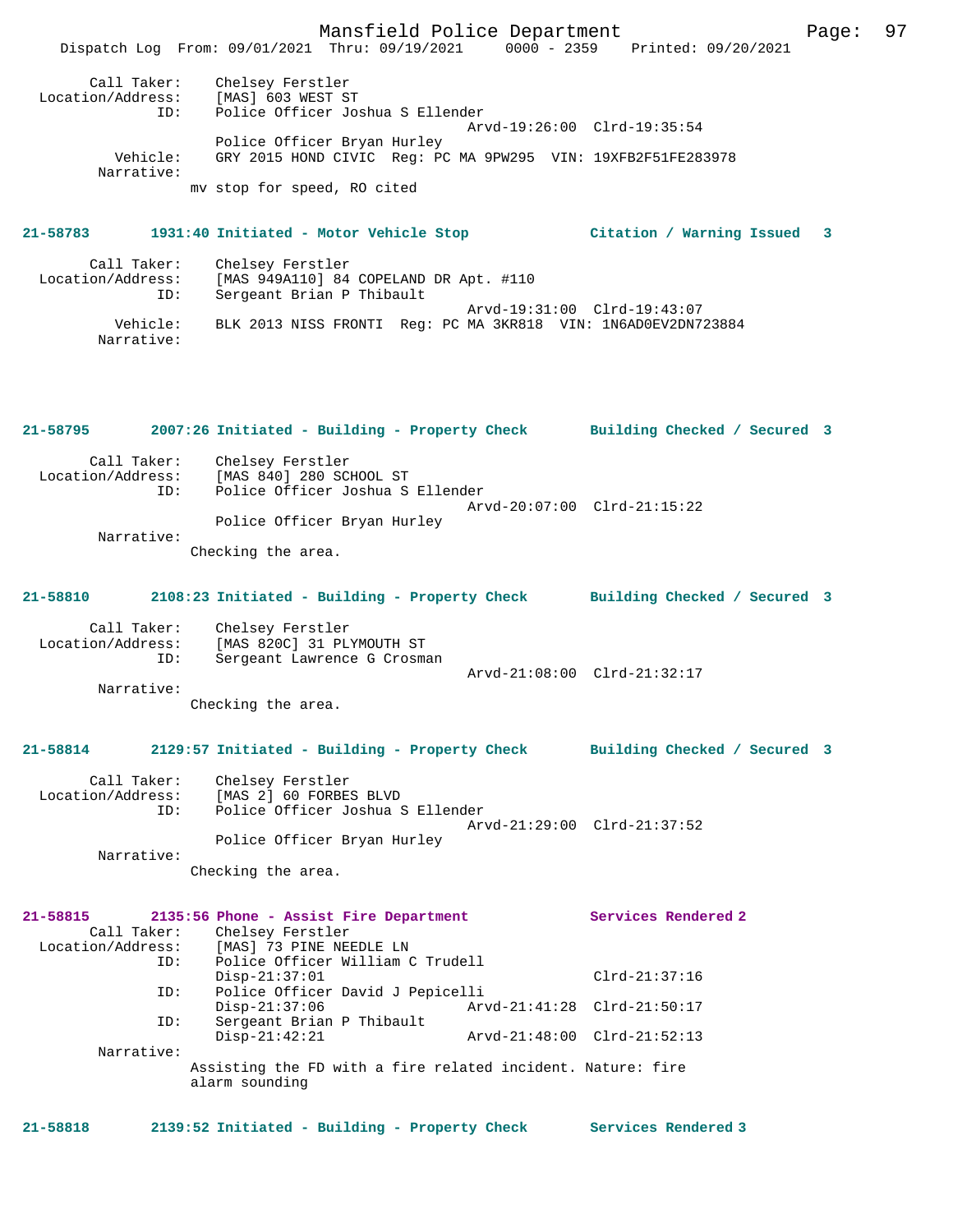Call Taker: Chelsey Ferstler
Location/Address: [MAS] 603 WEST ST
ID: Police Officer Joshua S Ellender
Arvd-19:26:00 Clrd-19:35:54
Police Officer Bryan Hurley
Vehicle: GRY 2015 HOND CIVIC Reg: PC MA 9PW295 VIN: 19XFB2F51FE283978
Narrative:
mv stop for speed, RO cited

**21-58783 1931:40 Initiated - Motor Vehicle Stop Citation / Warning Issued 3**

Call Taker: Chelsey Ferstler
Location/Address: [MAS 949A110] 84 COPELAND DR Apt. #110
ID: Sergeant Brian P Thibault
Arvd-19:31:00 Clrd-19:43:07
Vehicle: BLK 2013 NISS FRONTI Reg: PC MA 3KR818 VIN: 1N6AD0EV2DN723884
Narrative:

**21-58795 2007:26 Initiated - Building - Property Check Building Checked / Secured 3**

Call Taker: Chelsey Ferstler
Location/Address: [MAS 840] 280 SCHOOL ST
ID: Police Officer Joshua S Ellender
Arvd-20:07:00 Clrd-21:15:22
Police Officer Bryan Hurley
Narrative:
Checking the area.

**21-58810 2108:23 Initiated - Building - Property Check Building Checked / Secured 3**

Call Taker: Chelsey Ferstler
Location/Address: [MAS 820C] 31 PLYMOUTH ST
ID: Sergeant Lawrence G Crosman
Arvd-21:08:00 Clrd-21:32:17
Narrative:
Checking the area.

**21-58814 2129:57 Initiated - Building - Property Check Building Checked / Secured 3**

Call Taker: Chelsey Ferstler
Location/Address: [MAS 2] 60 FORBES BLVD
ID: Police Officer Joshua S Ellender
Arvd-21:29:00 Clrd-21:37:52
Police Officer Bryan Hurley
Narrative:
Checking the area.

**21-58815 2135:56 Phone - Assist Fire Department Services Rendered 2**

Call Taker: Chelsey Ferstler
Location/Address: [MAS] 73 PINE NEEDLE LN
ID: Police Officer William C Trudell
Disp-21:37:01 Clrd-21:37:16
ID: Police Officer David J Pepicelli
Disp-21:37:06 Arvd-21:41:28 Clrd-21:50:17
ID: Sergeant Brian P Thibault
Disp-21:42:21 Arvd-21:48:00 Clrd-21:52:13
Narrative:
Assisting the FD with a fire related incident. Nature: fire alarm sounding

**21-58818 2139:52 Initiated - Building - Property Check Services Rendered 3**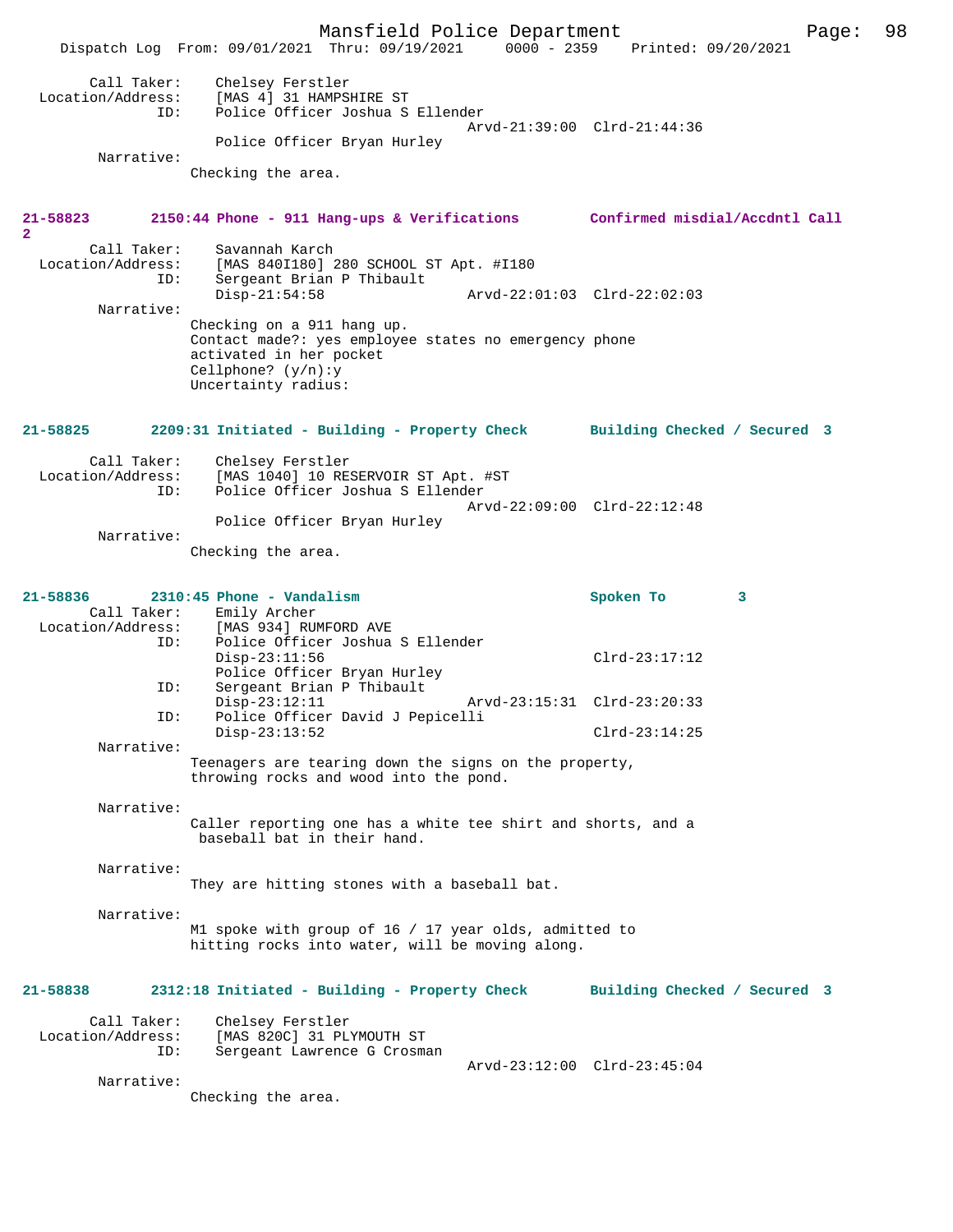Call Taker: Chelsey Ferstler
Location/Address: [MAS 4] 31 HAMPSHIRE ST
ID: Police Officer Joshua S Ellender
Arvd-21:39:00 Clrd-21:44:36
Police Officer Bryan Hurley
Narrative:
Checking the area.

**21-58823 2150:44 Phone - 911 Hang-ups & Verifications Confirmed misdial/Accdntl Call 2**

Call Taker: Savannah Karch
Location/Address: [MAS 840I180] 280 SCHOOL ST Apt. #I180
ID: Sergeant Brian P Thibault
Disp-21:54:58 Arvd-22:01:03 Clrd-22:02:03
Narrative:
Checking on a 911 hang up.
Contact made?: yes employee states no emergency phone activated in her pocket
Cellphone? (y/n):y
Uncertainty radius:

**21-58825 2209:31 Initiated - Building - Property Check Building Checked / Secured 3**

Call Taker: Chelsey Ferstler
Location/Address: [MAS 1040] 10 RESERVOIR ST Apt. #ST
ID: Police Officer Joshua S Ellender
Arvd-22:09:00 Clrd-22:12:48
Police Officer Bryan Hurley
Narrative:
Checking the area.

**21-58836 2310:45 Phone - Vandalism Spoken To 3**

Call Taker: Emily Archer
Location/Address: [MAS 934] RUMFORD AVE
ID: Police Officer Joshua S Ellender
Disp-23:11:56 Clrd-23:17:12
Police Officer Bryan Hurley
ID: Sergeant Brian P Thibault
Disp-23:12:11 Arvd-23:15:31 Clrd-23:20:33
ID: Police Officer David J Pepicelli
Disp-23:13:52 Clrd-23:14:25
Narrative:
Teenagers are tearing down the signs on the property, throwing rocks and wood into the pond.

Narrative:
Caller reporting one has a white tee shirt and shorts, and a baseball bat in their hand.

Narrative:
They are hitting stones with a baseball bat.

Narrative:
M1 spoke with group of 16 / 17 year olds, admitted to hitting rocks into water, will be moving along.

**21-58838 2312:18 Initiated - Building - Property Check Building Checked / Secured 3**

Call Taker: Chelsey Ferstler
Location/Address: [MAS 820C] 31 PLYMOUTH ST
ID: Sergeant Lawrence G Crosman
Arvd-23:12:00 Clrd-23:45:04
Narrative:
Checking the area.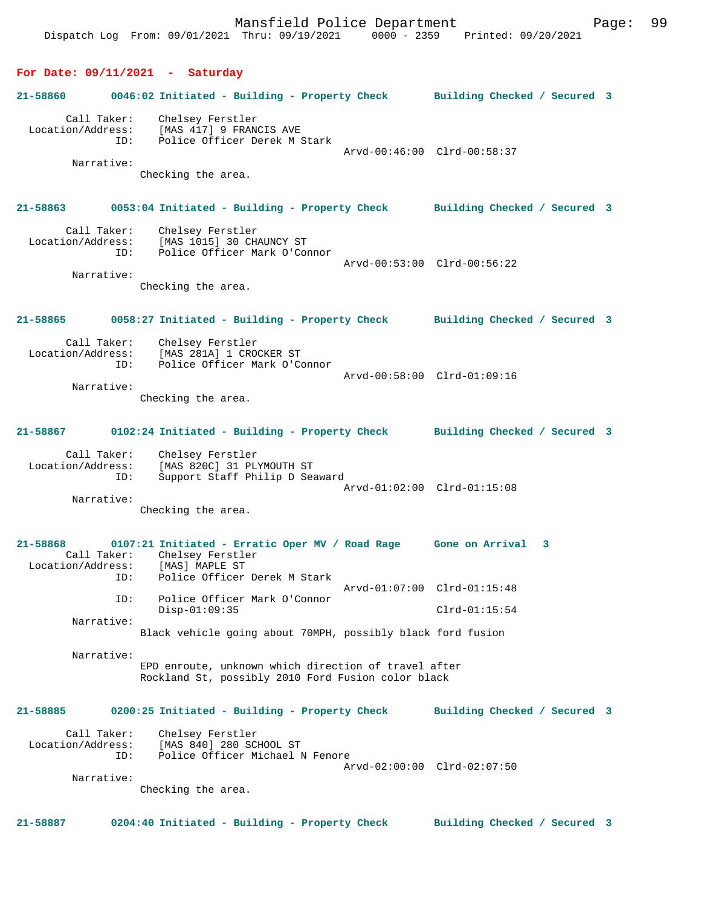**For Date: 09/11/2021 - Saturday**

**21-58860 0046:02 Initiated - Building - Property Check Building Checked / Secured 3**

Call Taker: Chelsey Ferstler
Location/Address: [MAS 417] 9 FRANCIS AVE
ID: Police Officer Derek M Stark
Arvd-00:46:00 Clrd-00:58:37
Narrative:
Checking the area.

**21-58863 0053:04 Initiated - Building - Property Check Building Checked / Secured 3**

Call Taker: Chelsey Ferstler
Location/Address: [MAS 1015] 30 CHAUNCY ST
ID: Police Officer Mark O'Connor
Arvd-00:53:00 Clrd-00:56:22
Narrative:
Checking the area.

**21-58865 0058:27 Initiated - Building - Property Check Building Checked / Secured 3**

Call Taker: Chelsey Ferstler
Location/Address: [MAS 281A] 1 CROCKER ST
ID: Police Officer Mark O'Connor
Arvd-00:58:00 Clrd-01:09:16
Narrative:
Checking the area.

**21-58867 0102:24 Initiated - Building - Property Check Building Checked / Secured 3**

Call Taker: Chelsey Ferstler
Location/Address: [MAS 820C] 31 PLYMOUTH ST
ID: Support Staff Philip D Seaward
Arvd-01:02:00 Clrd-01:15:08
Narrative:
Checking the area.

**21-58868 0107:21 Initiated - Erratic Oper MV / Road Rage Gone on Arrival 3**

Call Taker: Chelsey Ferstler
Location/Address: [MAS] MAPLE ST
ID: Police Officer Derek M Stark
Arvd-01:07:00 Clrd-01:15:48
ID: Police Officer Mark O'Connor
Disp-01:09:35 Clrd-01:15:54
Narrative:
Black vehicle going about 70MPH, possibly black ford fusion

Narrative:
EPD enroute, unknown which direction of travel after Rockland St, possibly 2010 Ford Fusion color black

**21-58885 0200:25 Initiated - Building - Property Check Building Checked / Secured 3**

Call Taker: Chelsey Ferstler
Location/Address: [MAS 840] 280 SCHOOL ST
ID: Police Officer Michael N Fenore
Arvd-02:00:00 Clrd-02:07:50
Narrative:
Checking the area.

**21-58887 0204:40 Initiated - Building - Property Check Building Checked / Secured 3**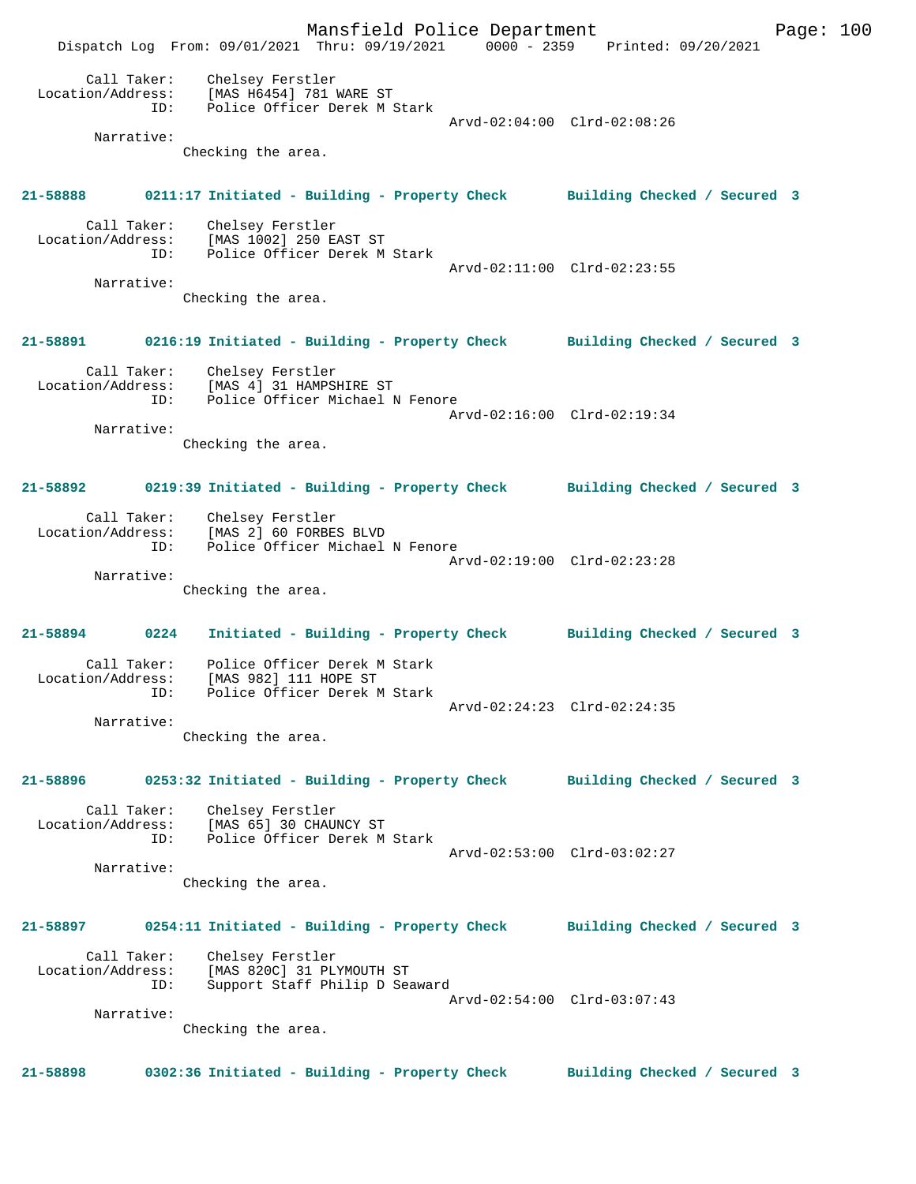Call Taker: Chelsey Ferstler
Location/Address: [MAS H6454] 781 WARE ST
ID: Police Officer Derek M Stark
Arvd-02:04:00 Clrd-02:08:26
Narrative:
Checking the area.

**21-58888 0211:17 Initiated - Building - Property Check Building Checked / Secured 3**

Call Taker: Chelsey Ferstler
Location/Address: [MAS 1002] 250 EAST ST
ID: Police Officer Derek M Stark
Arvd-02:11:00 Clrd-02:23:55
Narrative:
Checking the area.

**21-58891 0216:19 Initiated - Building - Property Check Building Checked / Secured 3**

Call Taker: Chelsey Ferstler
Location/Address: [MAS 4] 31 HAMPSHIRE ST
ID: Police Officer Michael N Fenore
Arvd-02:16:00 Clrd-02:19:34
Narrative:
Checking the area.

**21-58892 0219:39 Initiated - Building - Property Check Building Checked / Secured 3**

Call Taker: Chelsey Ferstler
Location/Address: [MAS 2] 60 FORBES BLVD
ID: Police Officer Michael N Fenore
Arvd-02:19:00 Clrd-02:23:28
Narrative:
Checking the area.

**21-58894 0224 Initiated - Building - Property Check Building Checked / Secured 3**

Call Taker: Police Officer Derek M Stark
Location/Address: [MAS 982] 111 HOPE ST
ID: Police Officer Derek M Stark
Arvd-02:24:23 Clrd-02:24:35
Narrative:
Checking the area.

**21-58896 0253:32 Initiated - Building - Property Check Building Checked / Secured 3**

Call Taker: Chelsey Ferstler
Location/Address: [MAS 65] 30 CHAUNCY ST
ID: Police Officer Derek M Stark
Arvd-02:53:00 Clrd-03:02:27
Narrative:
Checking the area.

**21-58897 0254:11 Initiated - Building - Property Check Building Checked / Secured 3**

Call Taker: Chelsey Ferstler
Location/Address: [MAS 820C] 31 PLYMOUTH ST
ID: Support Staff Philip D Seaward
Arvd-02:54:00 Clrd-03:07:43
Narrative:
Checking the area.

**21-58898 0302:36 Initiated - Building - Property Check Building Checked / Secured 3**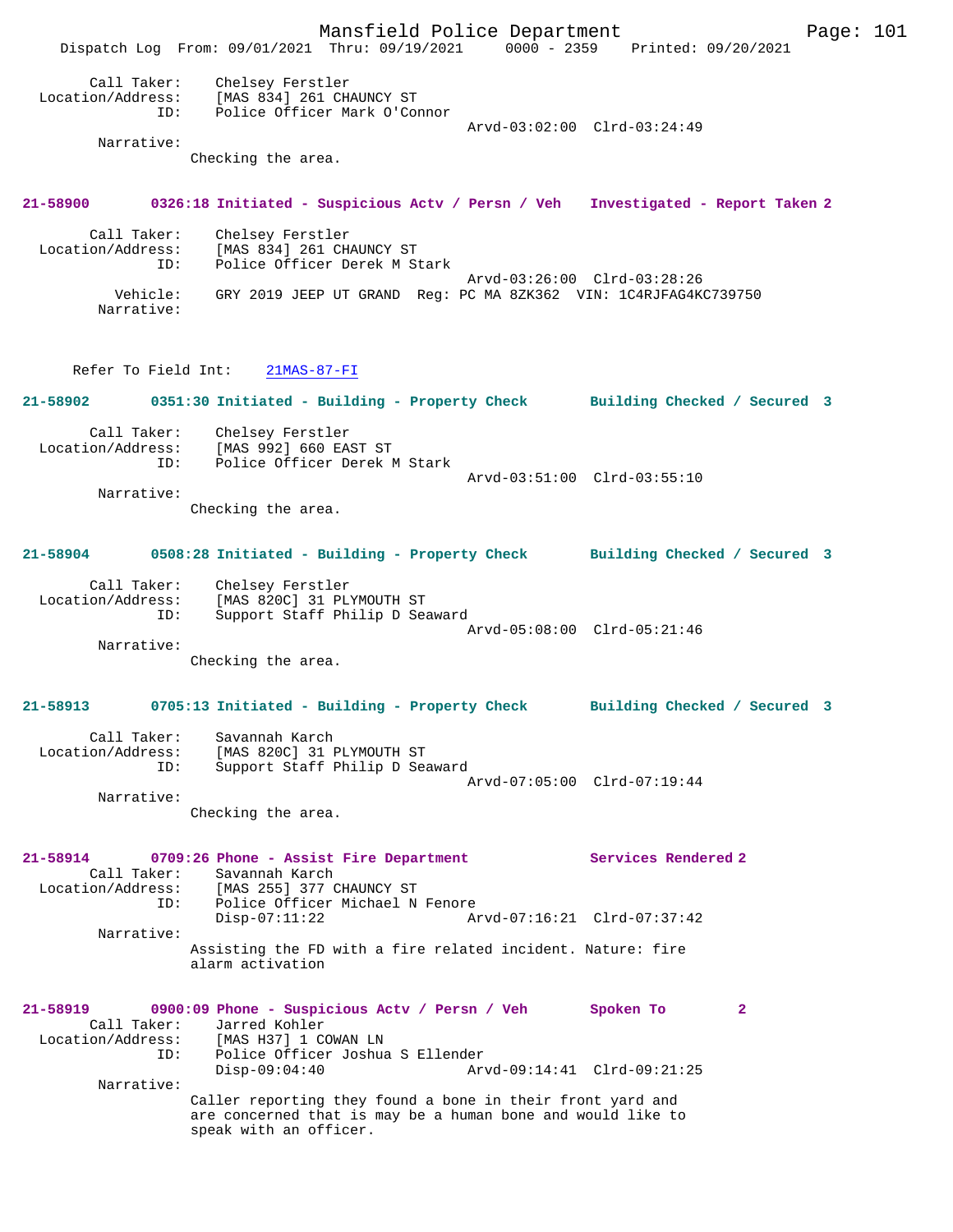Call Taker: Chelsey Ferstler
Location/Address: [MAS 834] 261 CHAUNCY ST
ID: Police Officer Mark O'Connor
Arvd-03:02:00 Clrd-03:24:49
Narrative:
Checking the area.

**21-58900 0326:18 Initiated - Suspicious Actv / Persn / Veh Investigated - Report Taken 2**

Call Taker: Chelsey Ferstler
Location/Address: [MAS 834] 261 CHAUNCY ST
ID: Police Officer Derek M Stark
Arvd-03:26:00 Clrd-03:28:26
Vehicle: GRY 2019 JEEP UT GRAND Reg: PC MA 8ZK362 VIN: 1C4RJFAG4KC739750
Narrative:

Refer To Field Int: 21MAS-87-FI

**21-58902 0351:30 Initiated - Building - Property Check Building Checked / Secured 3**

Call Taker: Chelsey Ferstler
Location/Address: [MAS 992] 660 EAST ST
ID: Police Officer Derek M Stark
Arvd-03:51:00 Clrd-03:55:10
Narrative:
Checking the area.

**21-58904 0508:28 Initiated - Building - Property Check Building Checked / Secured 3**

Call Taker: Chelsey Ferstler
Location/Address: [MAS 820C] 31 PLYMOUTH ST
ID: Support Staff Philip D Seaward
Arvd-05:08:00 Clrd-05:21:46
Narrative:
Checking the area.

**21-58913 0705:13 Initiated - Building - Property Check Building Checked / Secured 3**

Call Taker: Savannah Karch
Location/Address: [MAS 820C] 31 PLYMOUTH ST
ID: Support Staff Philip D Seaward
Arvd-07:05:00 Clrd-07:19:44
Narrative:
Checking the area.

**21-58914 0709:26 Phone - Assist Fire Department Services Rendered 2**

Call Taker: Savannah Karch
Location/Address: [MAS 255] 377 CHAUNCY ST
ID: Police Officer Michael N Fenore
Disp-07:11:22 Arvd-07:16:21 Clrd-07:37:42
Narrative:
Assisting the FD with a fire related incident. Nature: fire alarm activation

**21-58919 0900:09 Phone - Suspicious Actv / Persn / Veh Spoken To 2**

Call Taker: Jarred Kohler
Location/Address: [MAS H37] 1 COWAN LN
ID: Police Officer Joshua S Ellender
Disp-09:04:40 Arvd-09:14:41 Clrd-09:21:25
Narrative:
Caller reporting they found a bone in their front yard and are concerned that is may be a human bone and would like to speak with an officer.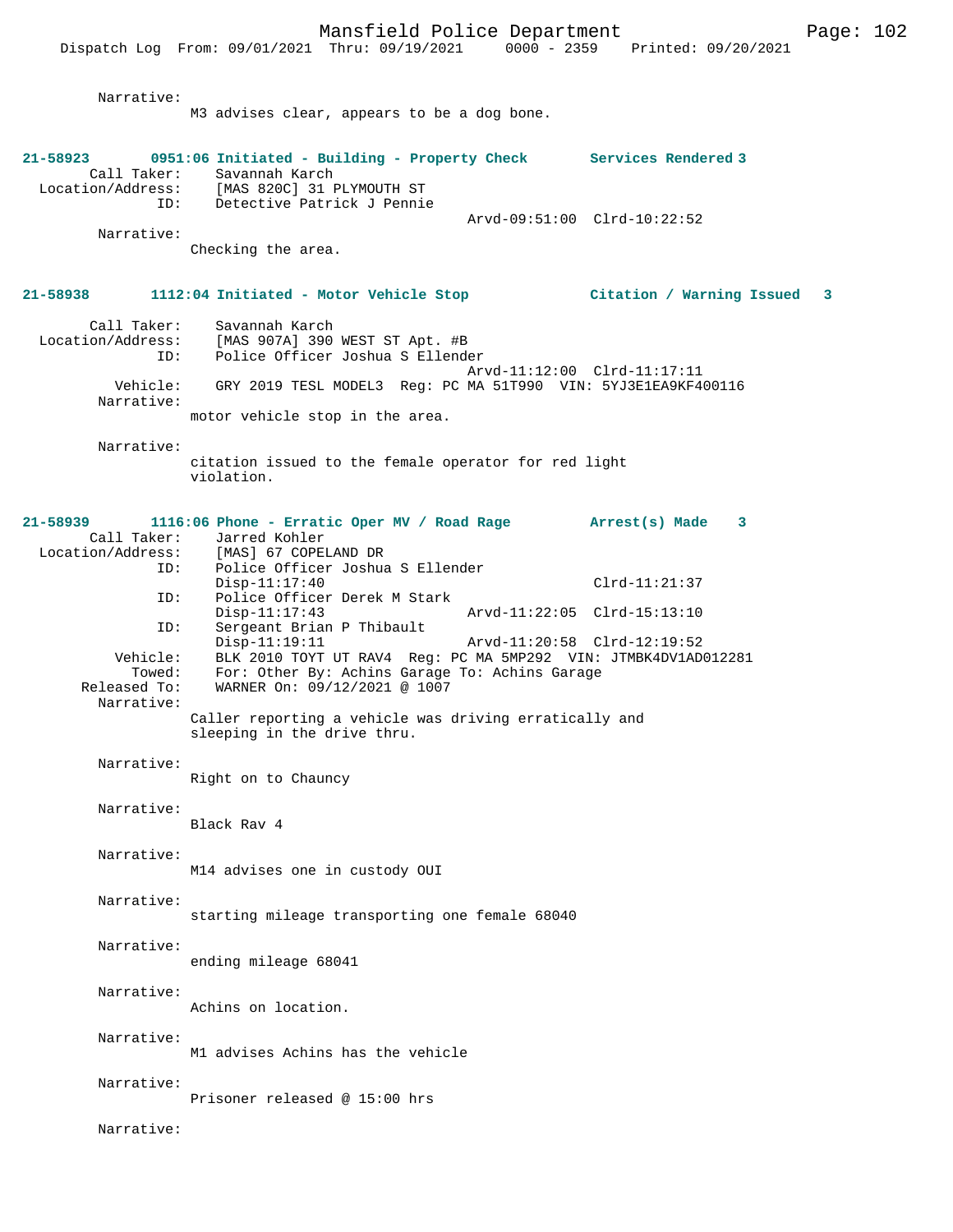Narrative:
M3 advises clear, appears to be a dog bone.

**21-58923 0951:06 Initiated - Building - Property Check Services Rendered 3**

Call Taker: Savannah Karch
Location/Address: [MAS 820C] 31 PLYMOUTH ST
ID: Detective Patrick J Pennie
Arvd-09:51:00 Clrd-10:22:52
Narrative:
Checking the area.

**21-58938 1112:04 Initiated - Motor Vehicle Stop Citation / Warning Issued 3**

Call Taker: Savannah Karch
Location/Address: [MAS 907A] 390 WEST ST Apt. #B
ID: Police Officer Joshua S Ellender
Arvd-11:12:00 Clrd-11:17:11
Vehicle: GRY 2019 TESL MODEL3 Reg: PC MA 51T990 VIN: 5YJ3E1EA9KF400116
Narrative:
motor vehicle stop in the area.

Narrative:
citation issued to the female operator for red light violation.

**21-58939 1116:06 Phone - Erratic Oper MV / Road Rage Arrest(s) Made 3**

Call Taker: Jarred Kohler
Location/Address: [MAS] 67 COPELAND DR
ID: Police Officer Joshua S Ellender
Disp-11:17:40 Clrd-11:21:37
ID: Police Officer Derek M Stark
Disp-11:17:43 Arvd-11:22:05 Clrd-15:13:10
ID: Sergeant Brian P Thibault
Disp-11:19:11 Arvd-11:20:58 Clrd-12:19:52
Vehicle: BLK 2010 TOYT UT RAV4 Reg: PC MA 5MP292 VIN: JTMBK4DV1AD012281
Towed: For: Other By: Achins Garage To: Achins Garage
Released To: WARNER On: 09/12/2021 @ 1007
Narrative:
Caller reporting a vehicle was driving erratically and sleeping in the drive thru.

Narrative:
Right on to Chauncy

Narrative:
Black Rav 4

Narrative:
M14 advises one in custody OUI

Narrative:
starting mileage transporting one female 68040

Narrative:
ending mileage 68041

Narrative:
Achins on location.

Narrative:
M1 advises Achins has the vehicle

Narrative:
Prisoner released @ 15:00 hrs

Narrative: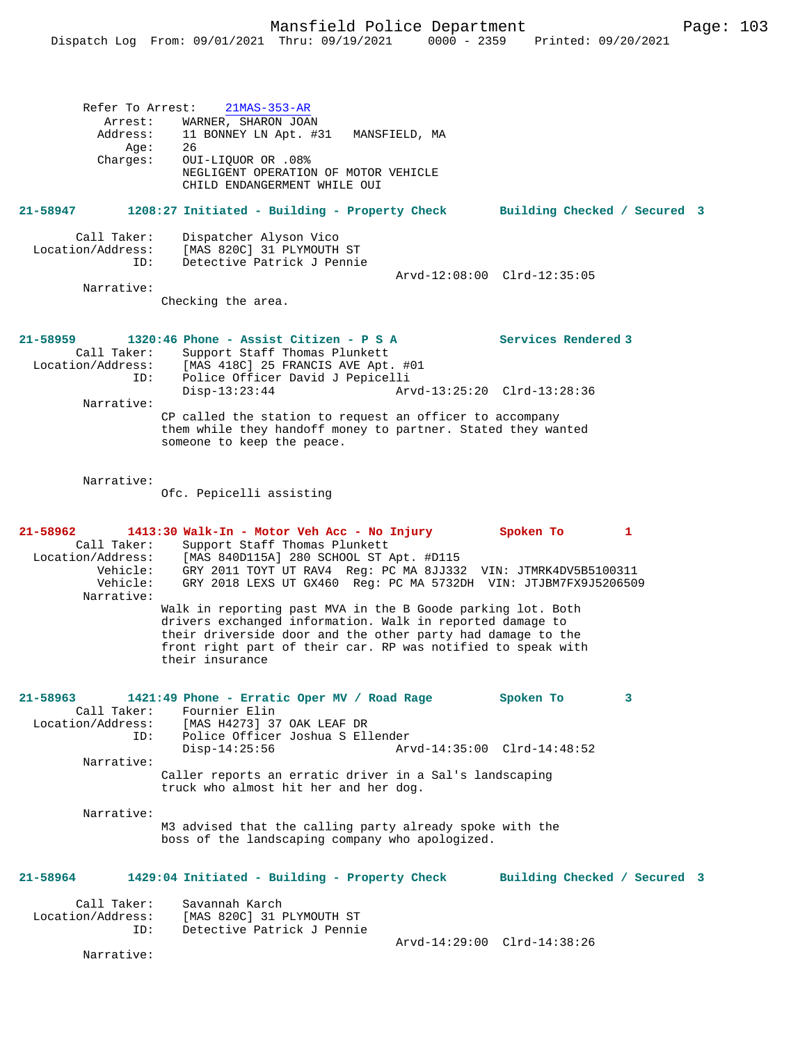Refer To Arrest: 21MAS-353-AR
Arrest: WARNER, SHARON JOAN
Address: 11 BONNEY LN Apt. #31 MANSFIELD, MA
Age: 26
Charges: OUI-LIQUOR OR .08%
NEGLIGENT OPERATION OF MOTOR VEHICLE
CHILD ENDANGERMENT WHILE OUI

**21-58947 1208:27 Initiated - Building - Property Check Building Checked / Secured 3**

Call Taker: Dispatcher Alyson Vico
Location/Address: [MAS 820C] 31 PLYMOUTH ST
ID: Detective Patrick J Pennie
Arvd-12:08:00 Clrd-12:35:05
Narrative:
Checking the area.

**21-58959 1320:46 Phone - Assist Citizen - P S A Services Rendered 3**

Call Taker: Support Staff Thomas Plunkett
Location/Address: [MAS 418C] 25 FRANCIS AVE Apt. #01
ID: Police Officer David J Pepicelli
Disp-13:23:44 Arvd-13:25:20 Clrd-13:28:36
Narrative:
CP called the station to request an officer to accompany them while they handoff money to partner. Stated they wanted someone to keep the peace.

Narrative:
Ofc. Pepicelli assisting

**21-58962 1413:30 Walk-In - Motor Veh Acc - No Injury Spoken To 1**

Call Taker: Support Staff Thomas Plunkett
Location/Address: [MAS 840D115A] 280 SCHOOL ST Apt. #D115
Vehicle: GRY 2011 TOYT UT RAV4 Reg: PC MA 8JJ332 VIN: JTMRK4DV5B5100311
Vehicle: GRY 2018 LEXS UT GX460 Reg: PC MA 5732DH VIN: JTJBM7FX9J5206509
Narrative:
Walk in reporting past MVA in the B Goode parking lot. Both drivers exchanged information. Walk in reported damage to their driverside door and the other party had damage to the front right part of their car. RP was notified to speak with their insurance

**21-58963 1421:49 Phone - Erratic Oper MV / Road Rage Spoken To 3**

Call Taker: Fournier Elin
Location/Address: [MAS H4273] 37 OAK LEAF DR
ID: Police Officer Joshua S Ellender
Disp-14:25:56 Arvd-14:35:00 Clrd-14:48:52
Narrative:
Caller reports an erratic driver in a Sal's landscaping truck who almost hit her and her dog.

Narrative:
M3 advised that the calling party already spoke with the boss of the landscaping company who apologized.

**21-58964 1429:04 Initiated - Building - Property Check Building Checked / Secured 3**

Call Taker: Savannah Karch
Location/Address: [MAS 820C] 31 PLYMOUTH ST
ID: Detective Patrick J Pennie
Arvd-14:29:00 Clrd-14:38:26
Narrative: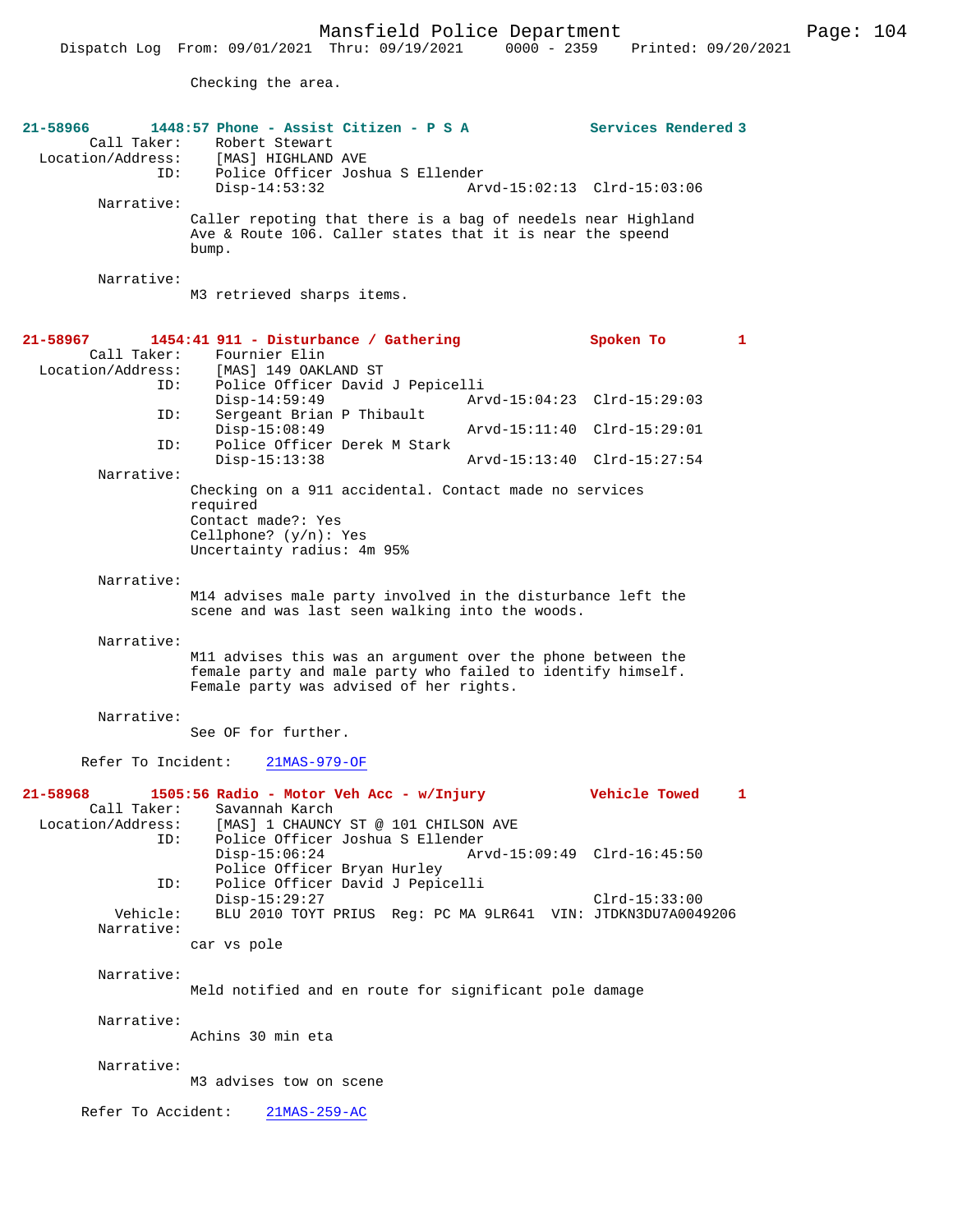Checking the area.

**21-58966** **1448:57 Phone - Assist Citizen - P S A** **Services Rendered 3**

Call Taker: Robert Stewart
Location/Address: [MAS] HIGHLAND AVE
ID: Police Officer Joshua S Ellender
Disp-14:53:32 Arvd-15:02:13 Clrd-15:03:06

Narrative:
Caller repoting that there is a bag of needels near Highland Ave & Route 106. Caller states that it is near the speend bump.

Narrative:
M3 retrieved sharps items.

**21-58967** **1454:41 911 - Disturbance / Gathering** **Spoken To 1**

Call Taker: Fournier Elin
Location/Address: [MAS] 149 OAKLAND ST
ID: Police Officer David J Pepicelli
Disp-14:59:49 Arvd-15:04:23 Clrd-15:29:03
ID: Sergeant Brian P Thibault
Disp-15:08:49 Arvd-15:11:40 Clrd-15:29:01
ID: Police Officer Derek M Stark
Disp-15:13:38 Arvd-15:13:40 Clrd-15:27:54

Narrative:
Checking on a 911 accidental. Contact made no services required
Contact made?: Yes
Cellphone? (y/n): Yes
Uncertainty radius: 4m 95%

Narrative:
M14 advises male party involved in the disturbance left the scene and was last seen walking into the woods.

Narrative:
M11 advises this was an argument over the phone between the female party and male party who failed to identify himself. Female party was advised of her rights.

Narrative:
See OF for further.

Refer To Incident: 21MAS-979-OF

**21-58968** **1505:56 Radio - Motor Veh Acc - w/Injury** **Vehicle Towed 1**

Call Taker: Savannah Karch
Location/Address: [MAS] 1 CHAUNCY ST @ 101 CHILSON AVE
ID: Police Officer Joshua S Ellender
Disp-15:06:24 Arvd-15:09:49 Clrd-16:45:50
Police Officer Bryan Hurley
ID: Police Officer David J Pepicelli
Disp-15:29:27 Clrd-15:33:00
Vehicle: BLU 2010 TOYT PRIUS Reg: PC MA 9LR641 VIN: JTDKN3DU7A0049206

Narrative:
car vs pole

Narrative:
Meld notified and en route for significant pole damage

Narrative:
Achins 30 min eta

Narrative:
M3 advises tow on scene

Refer To Accident: 21MAS-259-AC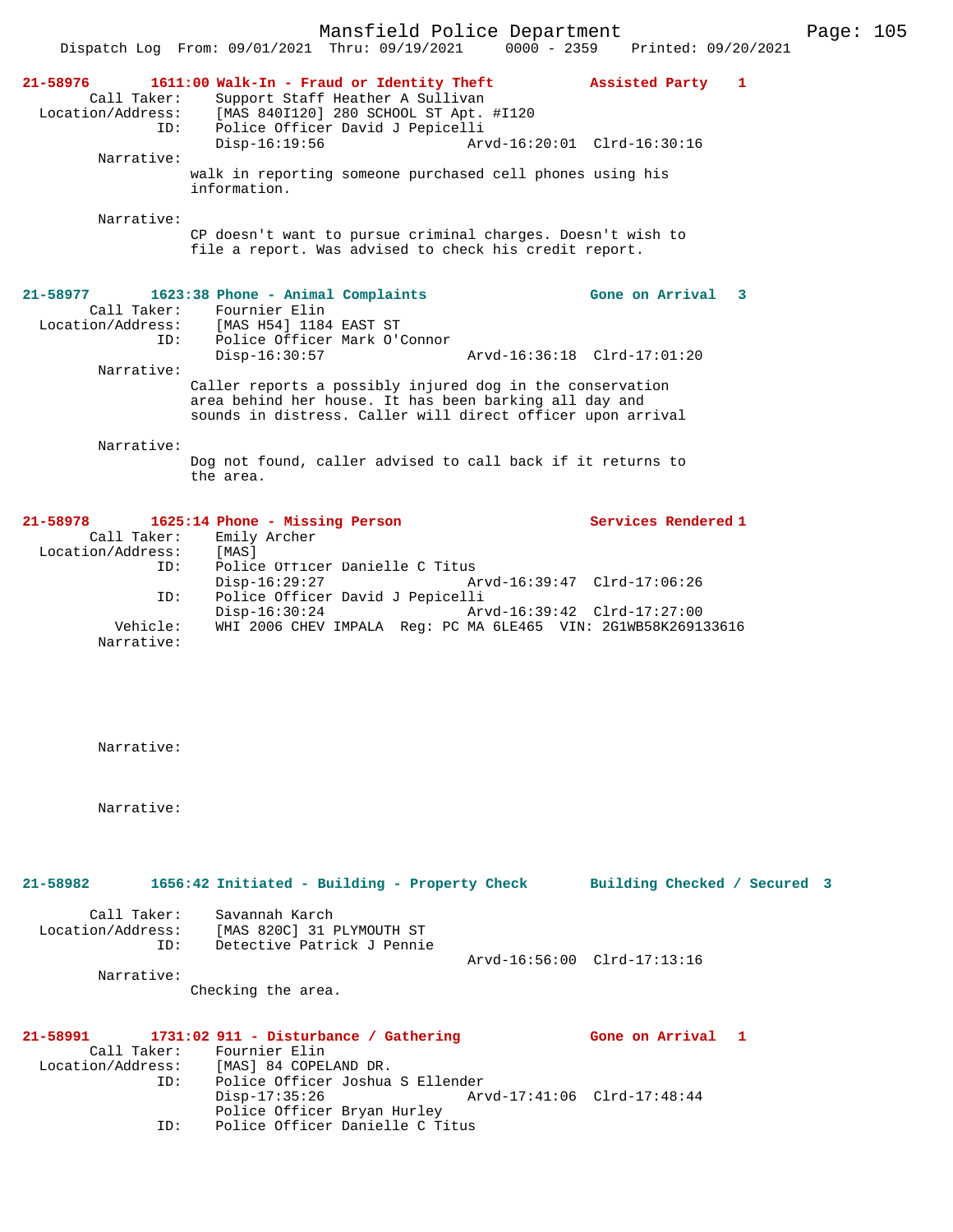**21-58976 1611:00 Walk-In - Fraud or Identity Theft — Assisted Party 1**

Call Taker: Support Staff Heather A Sullivan
Location/Address: [MAS 840I120] 280 SCHOOL ST Apt. #I120
ID: Police Officer David J Pepicelli
Disp-16:19:56 Arvd-16:20:01 Clrd-16:30:16

Narrative:
walk in reporting someone purchased cell phones using his information.

Narrative:
CP doesn't want to pursue criminal charges. Doesn't wish to file a report. Was advised to check his credit report.

**21-58977 1623:38 Phone - Animal Complaints — Gone on Arrival 3**

Call Taker: Fournier Elin
Location/Address: [MAS H54] 1184 EAST ST
ID: Police Officer Mark O'Connor
Disp-16:30:57 Arvd-16:36:18 Clrd-17:01:20

Narrative:
Caller reports a possibly injured dog in the conservation area behind her house. It has been barking all day and sounds in distress. Caller will direct officer upon arrival

Narrative:
Dog not found, caller advised to call back if it returns to the area.

**21-58978 1625:14 Phone - Missing Person — Services Rendered 1**

Call Taker: Emily Archer
Location/Address: [MAS]
ID: Police Officer Danielle C Titus
Disp-16:29:27 Arvd-16:39:47 Clrd-17:06:26
ID: Police Officer David J Pepicelli
Disp-16:30:24 Arvd-16:39:42 Clrd-17:27:00
Vehicle: WHI 2006 CHEV IMPALA Reg: PC MA 6LE465 VIN: 2G1WB58K269133616

Narrative:

Narrative:

Narrative:

**21-58982 1656:42 Initiated - Building - Property Check — Building Checked / Secured 3**

Call Taker: Savannah Karch
Location/Address: [MAS 820C] 31 PLYMOUTH ST
ID: Detective Patrick J Pennie
Arvd-16:56:00 Clrd-17:13:16

Narrative:
Checking the area.

**21-58991 1731:02 911 - Disturbance / Gathering — Gone on Arrival 1**

Call Taker: Fournier Elin
Location/Address: [MAS] 84 COPELAND DR.
ID: Police Officer Joshua S Ellender
Disp-17:35:26 Arvd-17:41:06 Clrd-17:48:44
Police Officer Bryan Hurley
ID: Police Officer Danielle C Titus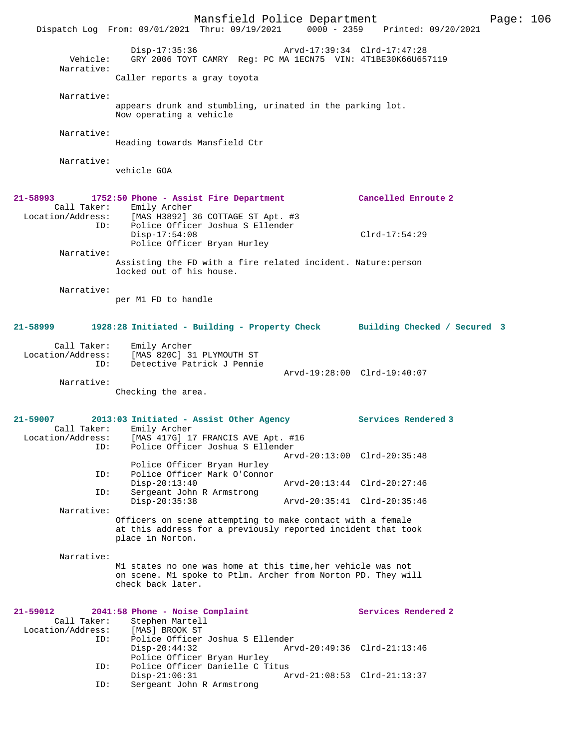Disp-17:35:36 Arvd-17:39:34 Clrd-17:47:28
Vehicle: GRY 2006 TOYT CAMRY Reg: PC MA 1ECN75 VIN: 4T1BE30K66U657119
Narrative:
Caller reports a gray toyota

Narrative:
appears drunk and stumbling, urinated in the parking lot.
Now operating a vehicle

Narrative:
Heading towards Mansfield Ctr

Narrative:
vehicle GOA

**21-58993 1752:50 Phone - Assist Fire Department Cancelled Enroute 2**
Call Taker: Emily Archer
Location/Address: [MAS H3892] 36 COTTAGE ST Apt. #3
ID: Police Officer Joshua S Ellender
Disp-17:54:08 Clrd-17:54:29
Police Officer Bryan Hurley
Narrative:
Assisting the FD with a fire related incident. Nature:person
locked out of his house.

Narrative:
per M1 FD to handle

**21-58999 1928:28 Initiated - Building - Property Check Building Checked / Secured 3**
Call Taker: Emily Archer
Location/Address: [MAS 820C] 31 PLYMOUTH ST
ID: Detective Patrick J Pennie
Arvd-19:28:00 Clrd-19:40:07
Narrative:
Checking the area.

**21-59007 2013:03 Initiated - Assist Other Agency Services Rendered 3**
Call Taker: Emily Archer
Location/Address: [MAS 417G] 17 FRANCIS AVE Apt. #16
ID: Police Officer Joshua S Ellender
Arvd-20:13:00 Clrd-20:35:48
Police Officer Bryan Hurley
ID: Police Officer Mark O'Connor
Disp-20:13:40 Arvd-20:13:44 Clrd-20:27:46
ID: Sergeant John R Armstrong
Disp-20:35:38 Arvd-20:35:41 Clrd-20:35:46
Narrative:
Officers on scene attempting to make contact with a female
at this address for a previously reported incident that took
place in Norton.

Narrative:
M1 states no one was home at this time,her vehicle was not
on scene. M1 spoke to Ptlm. Archer from Norton PD. They will
check back later.

**21-59012 2041:58 Phone - Noise Complaint Services Rendered 2**
Call Taker: Stephen Martell
Location/Address: [MAS] BROOK ST
ID: Police Officer Joshua S Ellender
Disp-20:44:32 Arvd-20:49:36 Clrd-21:13:46
Police Officer Bryan Hurley
ID: Police Officer Danielle C Titus
Disp-21:06:31 Arvd-21:08:53 Clrd-21:13:37
ID: Sergeant John R Armstrong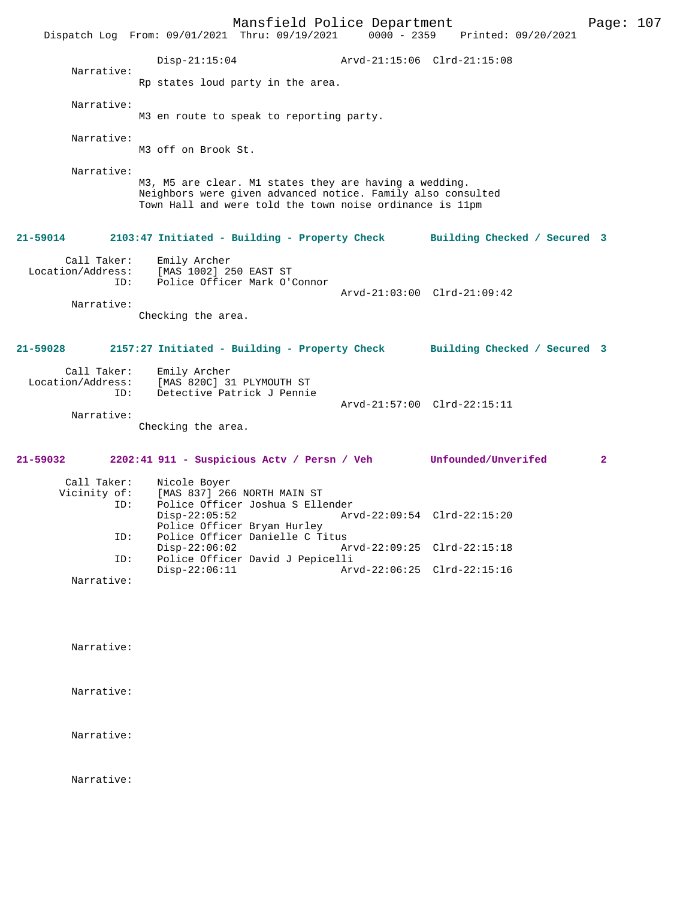Disp-21:15:04 Arvd-21:15:06 Clrd-21:15:08

Narrative:
Rp states loud party in the area.

Narrative:
M3 en route to speak to reporting party.

Narrative:
M3 off on Brook St.

Narrative:
M3, M5 are clear. M1 states they are having a wedding. Neighbors were given advanced notice. Family also consulted Town Hall and were told the town noise ordinance is 11pm

**21-59014 2103:47 Initiated - Building - Property Check Building Checked / Secured 3**

Call Taker: Emily Archer
Location/Address: [MAS 1002] 250 EAST ST
ID: Police Officer Mark O'Connor
Arvd-21:03:00 Clrd-21:09:42

Narrative:
Checking the area.

**21-59028 2157:27 Initiated - Building - Property Check Building Checked / Secured 3**

Call Taker: Emily Archer
Location/Address: [MAS 820C] 31 PLYMOUTH ST
ID: Detective Patrick J Pennie
Arvd-21:57:00 Clrd-22:15:11

Narrative:
Checking the area.

**21-59032 2202:41 911 - Suspicious Actv / Persn / Veh Unfounded/Unverifed 2**

Call Taker: Nicole Boyer
Vicinity of: [MAS 837] 266 NORTH MAIN ST
ID: Police Officer Joshua S Ellender
Disp-22:05:52 Arvd-22:09:54 Clrd-22:15:20
Police Officer Bryan Hurley
ID: Police Officer Danielle C Titus
Disp-22:06:02 Arvd-22:09:25 Clrd-22:15:18
ID: Police Officer David J Pepicelli
Disp-22:06:11 Arvd-22:06:25 Clrd-22:15:16

Narrative:

Narrative:

Narrative:

Narrative:

Narrative: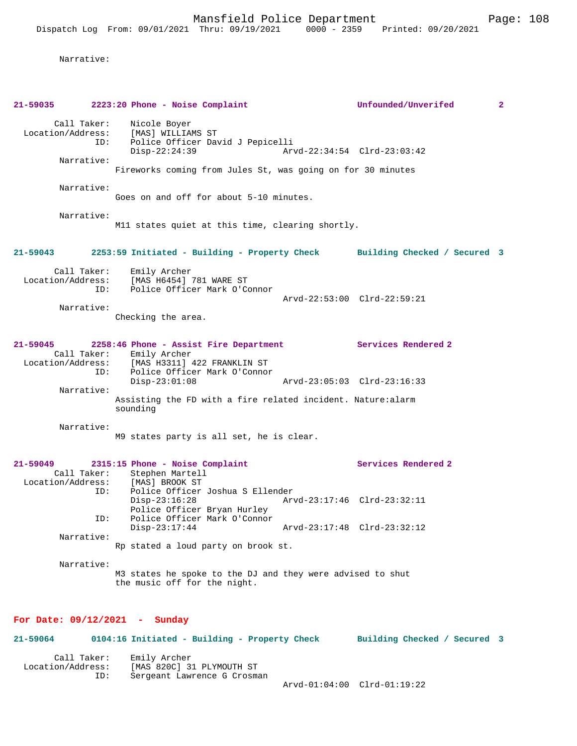Narrative:

**21-59035 2223:20 Phone - Noise Complaint Unfounded/Unverifed 2**

Call Taker: Nicole Boyer
Location/Address: [MAS] WILLIAMS ST
ID: Police Officer David J Pepicelli
Disp-22:24:39 Arvd-22:34:54 Clrd-23:03:42

Narrative:
Fireworks coming from Jules St, was going on for 30 minutes

Narrative:
Goes on and off for about 5-10 minutes.

Narrative:
M11 states quiet at this time, clearing shortly.

**21-59043 2253:59 Initiated - Building - Property Check Building Checked / Secured 3**

Call Taker: Emily Archer
Location/Address: [MAS H6454] 781 WARE ST
ID: Police Officer Mark O'Connor
Arvd-22:53:00 Clrd-22:59:21

Narrative:
Checking the area.

**21-59045 2258:46 Phone - Assist Fire Department Services Rendered 2**

Call Taker: Emily Archer
Location/Address: [MAS H3311] 422 FRANKLIN ST
ID: Police Officer Mark O'Connor
Disp-23:01:08 Arvd-23:05:03 Clrd-23:16:33

Narrative:
Assisting the FD with a fire related incident. Nature:alarm sounding

Narrative:
M9 states party is all set, he is clear.

**21-59049 2315:15 Phone - Noise Complaint Services Rendered 2**

Call Taker: Stephen Martell
Location/Address: [MAS] BROOK ST
ID: Police Officer Joshua S Ellender
Disp-23:16:28 Arvd-23:17:46 Clrd-23:32:11
Police Officer Bryan Hurley
ID: Police Officer Mark O'Connor
Disp-23:17:44 Arvd-23:17:48 Clrd-23:32:12

Narrative:
Rp stated a loud party on brook st.

Narrative:
M3 states he spoke to the DJ and they were advised to shut the music off for the night.

## For Date: 09/12/2021 - Sunday

**21-59064 0104:16 Initiated - Building - Property Check Building Checked / Secured 3**

Call Taker: Emily Archer
Location/Address: [MAS 820C] 31 PLYMOUTH ST
ID: Sergeant Lawrence G Crosman
Arvd-01:04:00 Clrd-01:19:22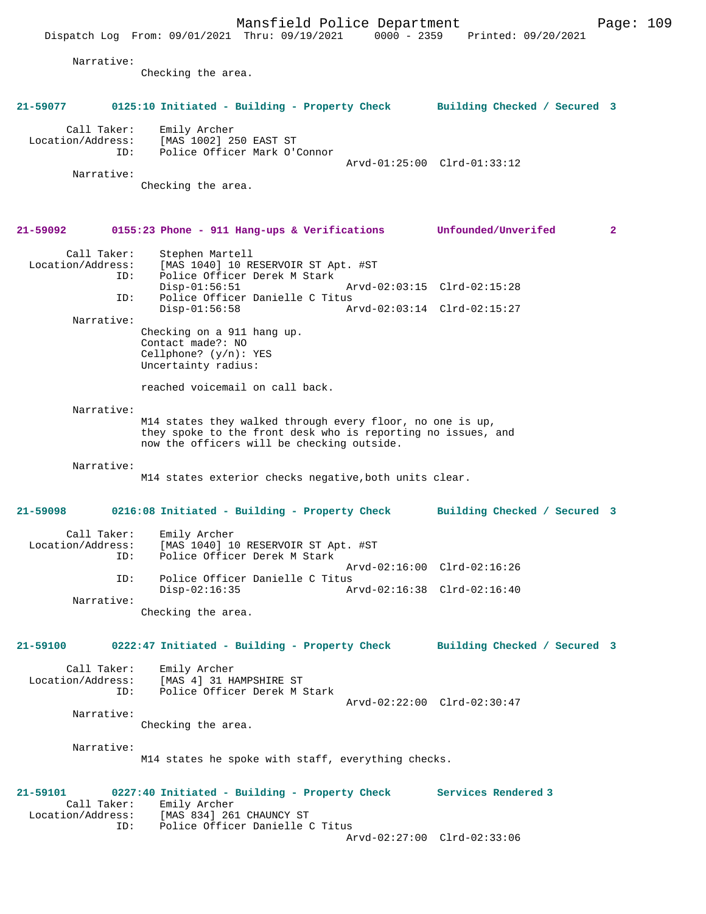Narrative:
Checking the area.

**21-59077 0125:10 Initiated - Building - Property Check Building Checked / Secured 3**

Call Taker: Emily Archer
Location/Address: [MAS 1002] 250 EAST ST
ID: Police Officer Mark O'Connor
Arvd-01:25:00 Clrd-01:33:12

Narrative:
Checking the area.

**21-59092 0155:23 Phone - 911 Hang-ups & Verifications Unfounded/Unverifed 2**

Call Taker: Stephen Martell
Location/Address: [MAS 1040] 10 RESERVOIR ST Apt. #ST
ID: Police Officer Derek M Stark
Disp-01:56:51 Arvd-02:03:15 Clrd-02:15:28
ID: Police Officer Danielle C Titus
Disp-01:56:58 Arvd-02:03:14 Clrd-02:15:27

Narrative:
Checking on a 911 hang up.
Contact made?: NO
Cellphone? (y/n): YES
Uncertainty radius:

reached voicemail on call back.

Narrative:
M14 states they walked through every floor, no one is up, they spoke to the front desk who is reporting no issues, and now the officers will be checking outside.

Narrative:
M14 states exterior checks negative,both units clear.

**21-59098 0216:08 Initiated - Building - Property Check Building Checked / Secured 3**

Call Taker: Emily Archer
Location/Address: [MAS 1040] 10 RESERVOIR ST Apt. #ST
ID: Police Officer Derek M Stark
Arvd-02:16:00 Clrd-02:16:26
ID: Police Officer Danielle C Titus
Disp-02:16:35 Arvd-02:16:38 Clrd-02:16:40

Narrative:
Checking the area.

**21-59100 0222:47 Initiated - Building - Property Check Building Checked / Secured 3**

Call Taker: Emily Archer
Location/Address: [MAS 4] 31 HAMPSHIRE ST
ID: Police Officer Derek M Stark
Arvd-02:22:00 Clrd-02:30:47

Narrative:
Checking the area.

Narrative:
M14 states he spoke with staff, everything checks.

**21-59101 0227:40 Initiated - Building - Property Check Services Rendered 3**

Call Taker: Emily Archer
Location/Address: [MAS 834] 261 CHAUNCY ST
ID: Police Officer Danielle C Titus
Arvd-02:27:00 Clrd-02:33:06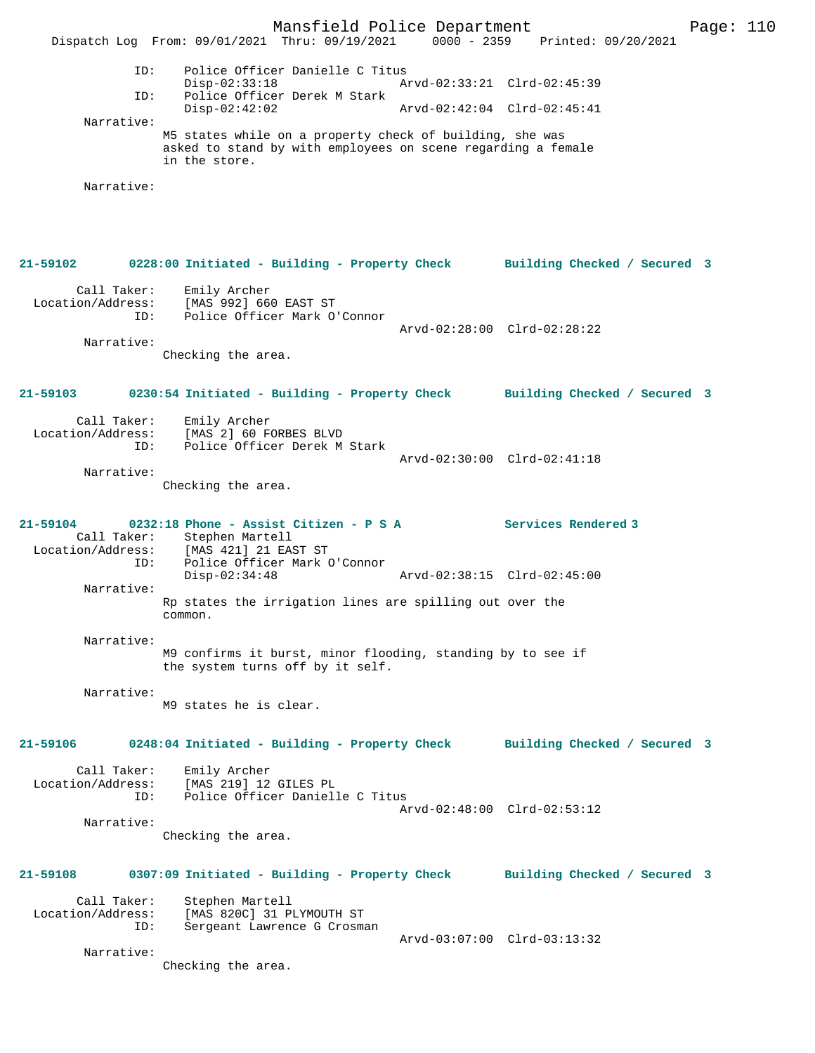ID: Police Officer Danielle C Titus
Disp-02:33:18 Arvd-02:33:21 Clrd-02:45:39
ID: Police Officer Derek M Stark
Disp-02:42:02 Arvd-02:42:04 Clrd-02:45:41

Narrative:
M5 states while on a property check of building, she was asked to stand by with employees on scene regarding a female in the store.

Narrative:

**21-59102 0228:00 Initiated - Building - Property Check Building Checked / Secured 3**

Call Taker: Emily Archer
Location/Address: [MAS 992] 660 EAST ST
ID: Police Officer Mark O'Connor
Arvd-02:28:00 Clrd-02:28:22

Narrative:
Checking the area.

**21-59103 0230:54 Initiated - Building - Property Check Building Checked / Secured 3**

Call Taker: Emily Archer
Location/Address: [MAS 2] 60 FORBES BLVD
ID: Police Officer Derek M Stark
Arvd-02:30:00 Clrd-02:41:18

Narrative:
Checking the area.

**21-59104 0232:18 Phone - Assist Citizen - P S A Services Rendered 3**

Call Taker: Stephen Martell
Location/Address: [MAS 421] 21 EAST ST
ID: Police Officer Mark O'Connor
Disp-02:34:48 Arvd-02:38:15 Clrd-02:45:00

Narrative:
Rp states the irrigation lines are spilling out over the common.

Narrative:
M9 confirms it burst, minor flooding, standing by to see if the system turns off by it self.

Narrative:
M9 states he is clear.

**21-59106 0248:04 Initiated - Building - Property Check Building Checked / Secured 3**

Call Taker: Emily Archer
Location/Address: [MAS 219] 12 GILES PL
ID: Police Officer Danielle C Titus
Arvd-02:48:00 Clrd-02:53:12

Narrative:
Checking the area.

**21-59108 0307:09 Initiated - Building - Property Check Building Checked / Secured 3**

Call Taker: Stephen Martell
Location/Address: [MAS 820C] 31 PLYMOUTH ST
ID: Sergeant Lawrence G Crosman
Arvd-03:07:00 Clrd-03:13:32

Narrative:
Checking the area.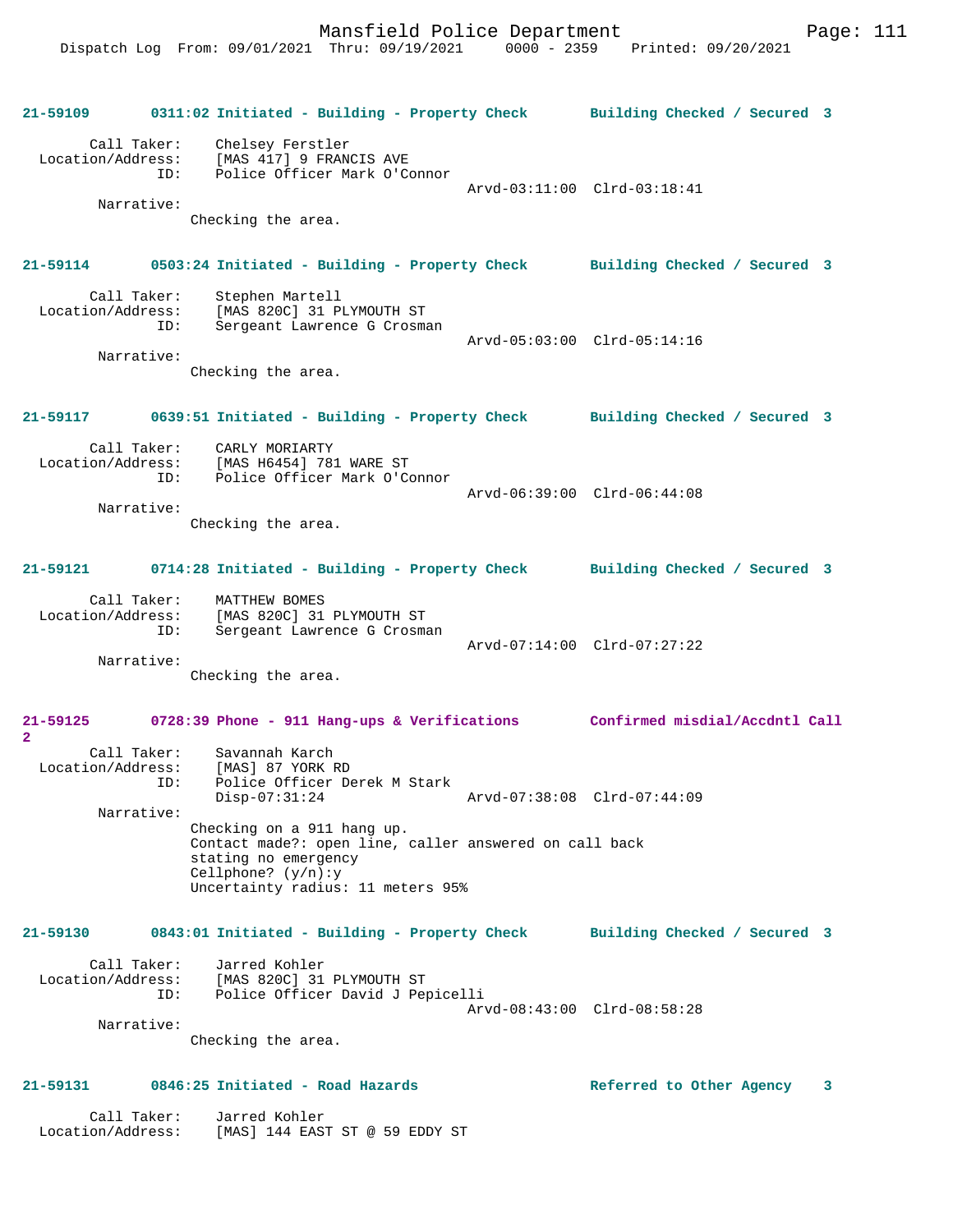**21-59109 0311:02 Initiated - Building - Property Check Building Checked / Secured 3**

Call Taker: Chelsey Ferstler
Location/Address: [MAS 417] 9 FRANCIS AVE
ID: Police Officer Mark O'Connor
Arvd-03:11:00 Clrd-03:18:41
Narrative:
Checking the area.

**21-59114 0503:24 Initiated - Building - Property Check Building Checked / Secured 3**

Call Taker: Stephen Martell
Location/Address: [MAS 820C] 31 PLYMOUTH ST
ID: Sergeant Lawrence G Crosman
Arvd-05:03:00 Clrd-05:14:16
Narrative:
Checking the area.

**21-59117 0639:51 Initiated - Building - Property Check Building Checked / Secured 3**

Call Taker: CARLY MORIARTY
Location/Address: [MAS H6454] 781 WARE ST
ID: Police Officer Mark O'Connor
Arvd-06:39:00 Clrd-06:44:08
Narrative:
Checking the area.

**21-59121 0714:28 Initiated - Building - Property Check Building Checked / Secured 3**

Call Taker: MATTHEW BOMES
Location/Address: [MAS 820C] 31 PLYMOUTH ST
ID: Sergeant Lawrence G Crosman
Arvd-07:14:00 Clrd-07:27:22
Narrative:
Checking the area.

**21-59125 0728:39 Phone - 911 Hang-ups & Verifications Confirmed misdial/Accdntl Call 2**

Call Taker: Savannah Karch
Location/Address: [MAS] 87 YORK RD
ID: Police Officer Derek M Stark
Disp-07:31:24 Arvd-07:38:08 Clrd-07:44:09
Narrative:
Checking on a 911 hang up.
Contact made?: open line, caller answered on call back stating no emergency
Cellphone? (y/n):y
Uncertainty radius: 11 meters 95%

**21-59130 0843:01 Initiated - Building - Property Check Building Checked / Secured 3**

Call Taker: Jarred Kohler
Location/Address: [MAS 820C] 31 PLYMOUTH ST
ID: Police Officer David J Pepicelli
Arvd-08:43:00 Clrd-08:58:28
Narrative:
Checking the area.

**21-59131 0846:25 Initiated - Road Hazards Referred to Other Agency 3**

Call Taker: Jarred Kohler
Location/Address: [MAS] 144 EAST ST @ 59 EDDY ST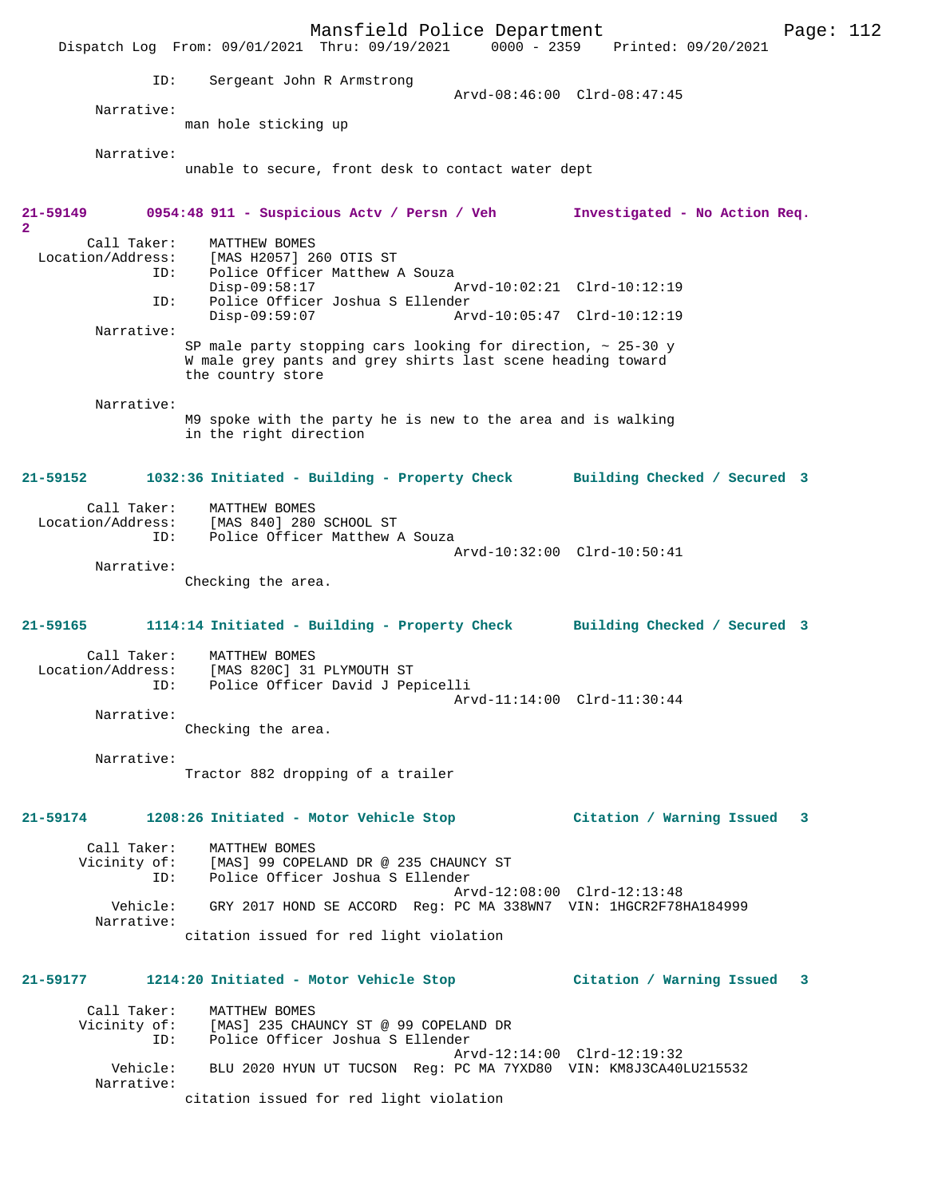ID: Sergeant John R Armstrong
Arvd-08:46:00 Clrd-08:47:45

Narrative:
man hole sticking up

Narrative:
unable to secure, front desk to contact water dept

**21-59149 0954:48 911 - Suspicious Actv / Persn / Veh Investigated - No Action Req. 2**

Call Taker: MATTHEW BOMES
Location/Address: [MAS H2057] 260 OTIS ST
ID: Police Officer Matthew A Souza
Disp-09:58:17 Arvd-10:02:21 Clrd-10:12:19
ID: Police Officer Joshua S Ellender
Disp-09:59:07 Arvd-10:05:47 Clrd-10:12:19

Narrative:
SP male party stopping cars looking for direction, ~ 25-30 y W male grey pants and grey shirts last scene heading toward the country store

Narrative:
M9 spoke with the party he is new to the area and is walking in the right direction

**21-59152 1032:36 Initiated - Building - Property Check Building Checked / Secured 3**

Call Taker: MATTHEW BOMES
Location/Address: [MAS 840] 280 SCHOOL ST
ID: Police Officer Matthew A Souza
Arvd-10:32:00 Clrd-10:50:41

Narrative:
Checking the area.

**21-59165 1114:14 Initiated - Building - Property Check Building Checked / Secured 3**

Call Taker: MATTHEW BOMES
Location/Address: [MAS 820C] 31 PLYMOUTH ST
ID: Police Officer David J Pepicelli
Arvd-11:14:00 Clrd-11:30:44

Narrative:
Checking the area.

Narrative:
Tractor 882 dropping of a trailer

**21-59174 1208:26 Initiated - Motor Vehicle Stop Citation / Warning Issued 3**

Call Taker: MATTHEW BOMES
Vicinity of: [MAS] 99 COPELAND DR @ 235 CHAUNCY ST
ID: Police Officer Joshua S Ellender
Arvd-12:08:00 Clrd-12:13:48
Vehicle: GRY 2017 HOND SE ACCORD Reg: PC MA 338WN7 VIN: 1HGCR2F78HA184999

Narrative:
citation issued for red light violation

**21-59177 1214:20 Initiated - Motor Vehicle Stop Citation / Warning Issued 3**

Call Taker: MATTHEW BOMES
Vicinity of: [MAS] 235 CHAUNCY ST @ 99 COPELAND DR
ID: Police Officer Joshua S Ellender
Arvd-12:14:00 Clrd-12:19:32
Vehicle: BLU 2020 HYUN UT TUCSON Reg: PC MA 7YXD80 VIN: KM8J3CA40LU215532

Narrative:
citation issued for red light violation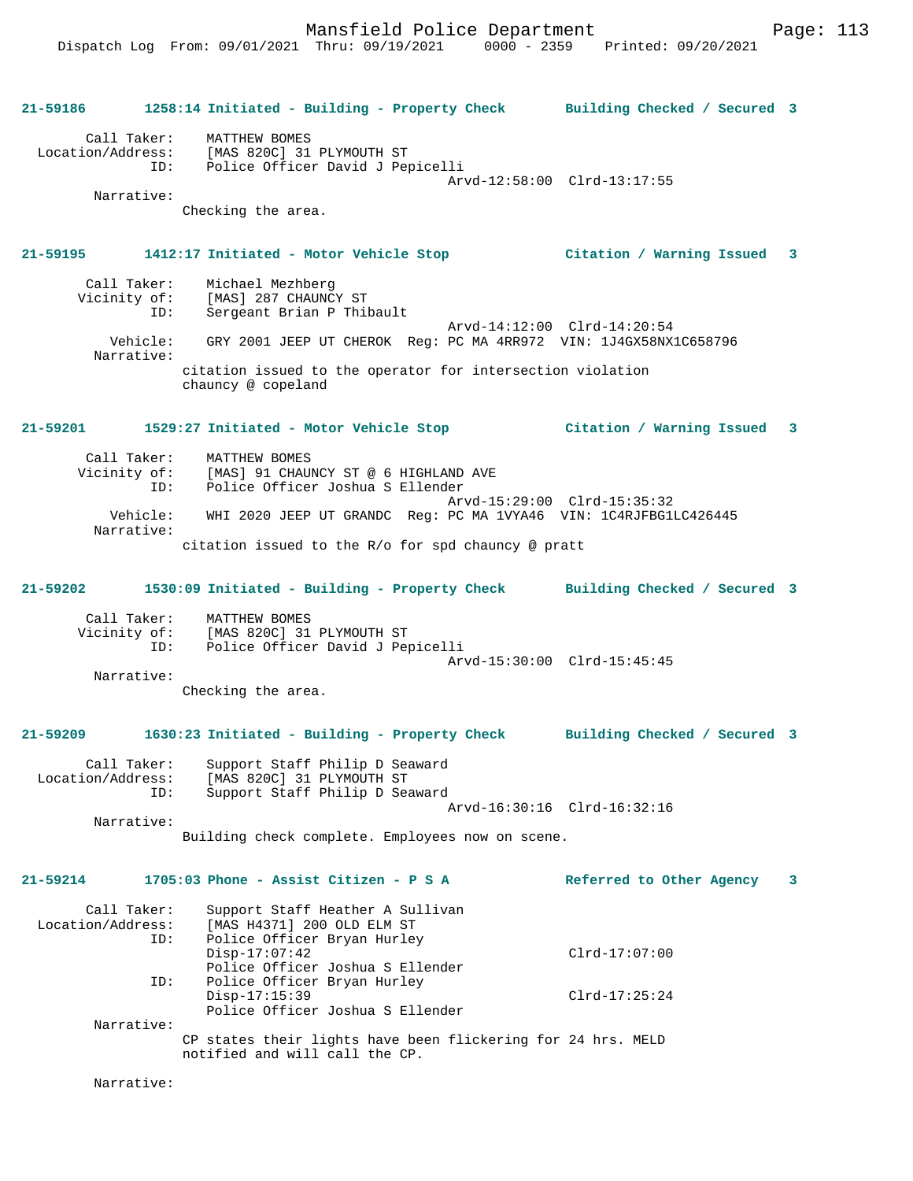**21-59186** **1258:14 Initiated - Building - Property Check** **Building Checked / Secured 3**

```
        Call Taker:    MATTHEW BOMES
  Location/Address:    [MAS 820C] 31 PLYMOUTH ST
                ID:    Police Officer David J Pepicelli
                                              Arvd-12:58:00  Clrd-13:17:55
         Narrative:
                     Checking the area.
```

**21-59195** **1412:17 Initiated - Motor Vehicle Stop** **Citation / Warning Issued 3**

```
        Call Taker:    Michael Mezhberg
       Vicinity of:    [MAS] 287 CHAUNCY ST
                ID:    Sergeant Brian P Thibault
                                              Arvd-14:12:00  Clrd-14:20:54
           Vehicle:    GRY 2001 JEEP UT CHEROK  Reg: PC MA 4RR972  VIN: 1J4GX58NX1C658796
         Narrative:
                     citation issued to the operator for intersection violation
                     chauncy @ copeland
```

**21-59201** **1529:27 Initiated - Motor Vehicle Stop** **Citation / Warning Issued 3**

```
        Call Taker:    MATTHEW BOMES
       Vicinity of:    [MAS] 91 CHAUNCY ST @ 6 HIGHLAND AVE
                ID:    Police Officer Joshua S Ellender
                                              Arvd-15:29:00  Clrd-15:35:32
           Vehicle:    WHI 2020 JEEP UT GRANDC  Reg: PC MA 1VYA46  VIN: 1C4RJFBG1LC426445
         Narrative:
                     citation issued to the R/o for spd chauncy @ pratt
```

**21-59202** **1530:09 Initiated - Building - Property Check** **Building Checked / Secured 3**

```
        Call Taker:    MATTHEW BOMES
       Vicinity of:    [MAS 820C] 31 PLYMOUTH ST
                ID:    Police Officer David J Pepicelli
                                              Arvd-15:30:00  Clrd-15:45:45
         Narrative:
                     Checking the area.
```

**21-59209** **1630:23 Initiated - Building - Property Check** **Building Checked / Secured 3**

```
        Call Taker:    Support Staff Philip D Seaward
  Location/Address:    [MAS 820C] 31 PLYMOUTH ST
                ID:    Support Staff Philip D Seaward
                                              Arvd-16:30:16  Clrd-16:32:16
         Narrative:
                     Building check complete. Employees now on scene.
```

**21-59214** **1705:03 Phone - Assist Citizen - P S A** **Referred to Other Agency 3**

```
        Call Taker:    Support Staff Heather A Sullivan
  Location/Address:    [MAS H4371] 200 OLD ELM ST
                ID:    Police Officer Bryan Hurley
                       Disp-17:07:42                         Clrd-17:07:00
                       Police Officer Joshua S Ellender
                ID:    Police Officer Bryan Hurley
                       Disp-17:15:39                         Clrd-17:25:24
                       Police Officer Joshua S Ellender
         Narrative:
                     CP states their lights have been flickering for 24 hrs. MELD
                     notified and will call the CP.

         Narrative:
```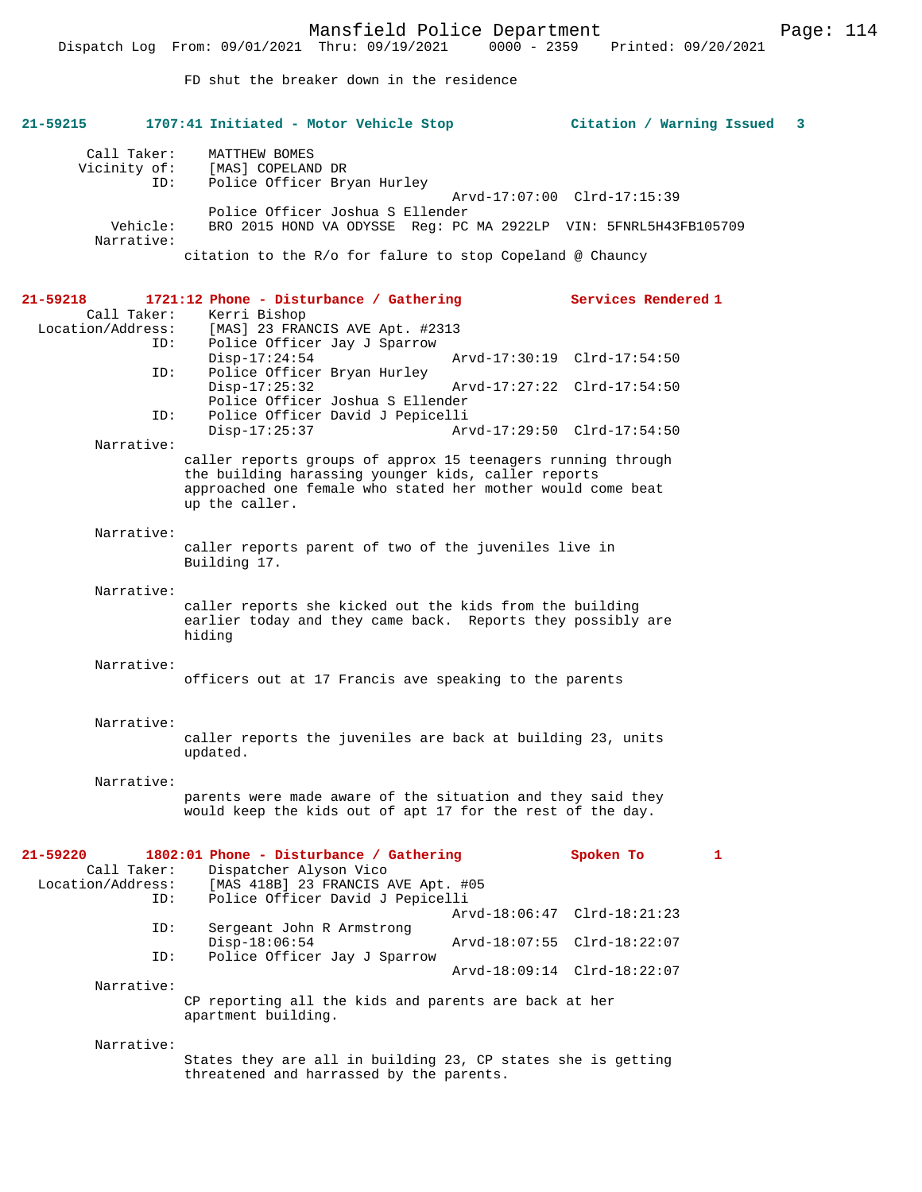FD shut the breaker down in the residence

**21-59215 1707:41 Initiated - Motor Vehicle Stop Citation / Warning Issued 3**

Call Taker: MATTHEW BOMES
Vicinity of: [MAS] COPELAND DR
ID: Police Officer Bryan Hurley
Arvd-17:07:00 Clrd-17:15:39
Police Officer Joshua S Ellender
Vehicle: BRO 2015 HOND VA ODYSSE Reg: PC MA 2922LP VIN: 5FNRL5H43FB105709
Narrative:
citation to the R/o for falure to stop Copeland @ Chauncy

**21-59218 1721:12 Phone - Disturbance / Gathering Services Rendered 1**

Call Taker: Kerri Bishop
Location/Address: [MAS] 23 FRANCIS AVE Apt. #2313
ID: Police Officer Jay J Sparrow
Disp-17:24:54 Arvd-17:30:19 Clrd-17:54:50
ID: Police Officer Bryan Hurley
Disp-17:25:32 Arvd-17:27:22 Clrd-17:54:50
Police Officer Joshua S Ellender
ID: Police Officer David J Pepicelli
Disp-17:25:37 Arvd-17:29:50 Clrd-17:54:50
Narrative:
caller reports groups of approx 15 teenagers running through the building harassing younger kids, caller reports approached one female who stated her mother would come beat up the caller.

Narrative:
caller reports parent of two of the juveniles live in Building 17.

Narrative:
caller reports she kicked out the kids from the building earlier today and they came back. Reports they possibly are hiding

Narrative:
officers out at 17 Francis ave speaking to the parents

Narrative:
caller reports the juveniles are back at building 23, units updated.

Narrative:
parents were made aware of the situation and they said they would keep the kids out of apt 17 for the rest of the day.

**21-59220 1802:01 Phone - Disturbance / Gathering Spoken To 1**

Call Taker: Dispatcher Alyson Vico
Location/Address: [MAS 418B] 23 FRANCIS AVE Apt. #05
ID: Police Officer David J Pepicelli
Arvd-18:06:47 Clrd-18:21:23
ID: Sergeant John R Armstrong
Disp-18:06:54 Arvd-18:07:55 Clrd-18:22:07
ID: Police Officer Jay J Sparrow
Arvd-18:09:14 Clrd-18:22:07
Narrative:
CP reporting all the kids and parents are back at her apartment building.

Narrative:
States they are all in building 23, CP states she is getting threatened and harrassed by the parents.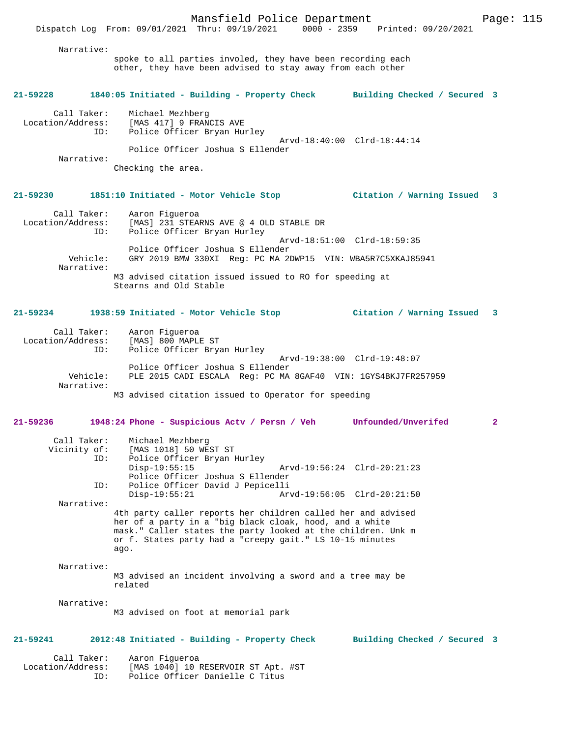Narrative:
spoke to all parties involed, they have been recording each other, they have been advised to stay away from each other

**21-59228 1840:05 Initiated - Building - Property Check Building Checked / Secured 3**

Call Taker: Michael Mezhberg
Location/Address: [MAS 417] 9 FRANCIS AVE
ID: Police Officer Bryan Hurley
Arvd-18:40:00 Clrd-18:44:14
Police Officer Joshua S Ellender
Narrative:
Checking the area.

**21-59230 1851:10 Initiated - Motor Vehicle Stop Citation / Warning Issued 3**

Call Taker: Aaron Figueroa
Location/Address: [MAS] 231 STEARNS AVE @ 4 OLD STABLE DR
ID: Police Officer Bryan Hurley
Arvd-18:51:00 Clrd-18:59:35
Police Officer Joshua S Ellender
Vehicle: GRY 2019 BMW 330XI Reg: PC MA 2DWP15 VIN: WBA5R7C5XKAJ85941
Narrative:
M3 advised citation issued issued to RO for speeding at Stearns and Old Stable

**21-59234 1938:59 Initiated - Motor Vehicle Stop Citation / Warning Issued 3**

Call Taker: Aaron Figueroa
Location/Address: [MAS] 800 MAPLE ST
ID: Police Officer Bryan Hurley
Arvd-19:38:00 Clrd-19:48:07
Police Officer Joshua S Ellender
Vehicle: PLE 2015 CADI ESCALA Reg: PC MA 8GAF40 VIN: 1GYS4BKJ7FR257959
Narrative:
M3 advised citation issued to Operator for speeding

**21-59236 1948:24 Phone - Suspicious Actv / Persn / Veh Unfounded/Unverifed 2**

Call Taker: Michael Mezhberg
Vicinity of: [MAS 1018] 50 WEST ST
ID: Police Officer Bryan Hurley
Disp-19:55:15 Arvd-19:56:24 Clrd-20:21:23
Police Officer Joshua S Ellender
ID: Police Officer David J Pepicelli
Disp-19:55:21 Arvd-19:56:05 Clrd-20:21:50
Narrative:
4th party caller reports her children called her and advised her of a party in a "big black cloak, hood, and a white mask." Caller states the party looked at the children. Unk m or f. States party had a "creepy gait." LS 10-15 minutes ago.

Narrative:
M3 advised an incident involving a sword and a tree may be related

Narrative:
M3 advised on foot at memorial park

**21-59241 2012:48 Initiated - Building - Property Check Building Checked / Secured 3**

Call Taker: Aaron Figueroa
Location/Address: [MAS 1040] 10 RESERVOIR ST Apt. #ST
ID: Police Officer Danielle C Titus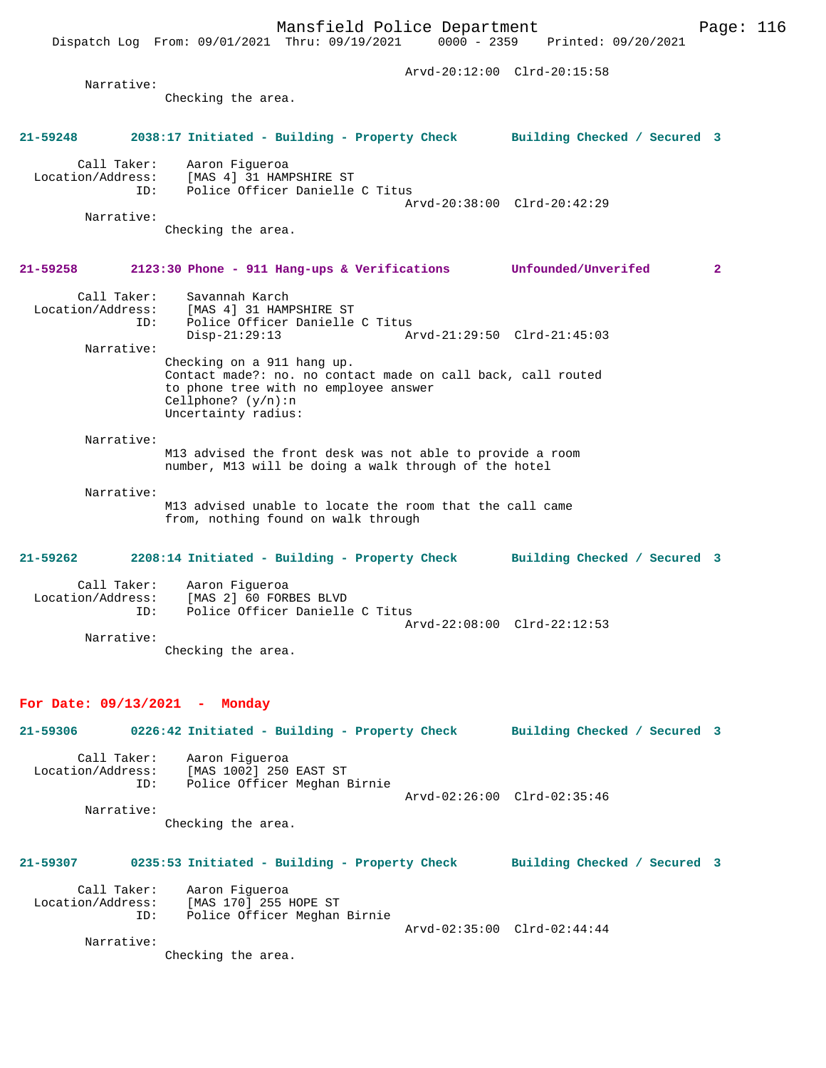Arvd-20:12:00 Clrd-20:15:58

Narrative:
Checking the area.

**21-59248** 2038:17 Initiated - Building - Property Check Building Checked / Secured 3

Call Taker: Aaron Figueroa
Location/Address: [MAS 4] 31 HAMPSHIRE ST
ID: Police Officer Danielle C Titus
Arvd-20:38:00 Clrd-20:42:29

Narrative:
Checking the area.

**21-59258** 2123:30 Phone - 911 Hang-ups & Verifications Unfounded/Unverifed 2

Call Taker: Savannah Karch
Location/Address: [MAS 4] 31 HAMPSHIRE ST
ID: Police Officer Danielle C Titus
Disp-21:29:13 Arvd-21:29:50 Clrd-21:45:03

Narrative:
Checking on a 911 hang up.
Contact made?: no. no contact made on call back, call routed to phone tree with no employee answer
Cellphone? (y/n):n
Uncertainty radius:

Narrative:
M13 advised the front desk was not able to provide a room number, M13 will be doing a walk through of the hotel

Narrative:
M13 advised unable to locate the room that the call came from, nothing found on walk through

**21-59262** 2208:14 Initiated - Building - Property Check Building Checked / Secured 3

Call Taker: Aaron Figueroa
Location/Address: [MAS 2] 60 FORBES BLVD
ID: Police Officer Danielle C Titus
Arvd-22:08:00 Clrd-22:12:53

Narrative:
Checking the area.

## For Date: 09/13/2021 - Monday

**21-59306** 0226:42 Initiated - Building - Property Check Building Checked / Secured 3

Call Taker: Aaron Figueroa
Location/Address: [MAS 1002] 250 EAST ST
ID: Police Officer Meghan Birnie
Arvd-02:26:00 Clrd-02:35:46

Narrative:
Checking the area.

**21-59307** 0235:53 Initiated - Building - Property Check Building Checked / Secured 3

Call Taker: Aaron Figueroa
Location/Address: [MAS 170] 255 HOPE ST
ID: Police Officer Meghan Birnie
Arvd-02:35:00 Clrd-02:44:44

Narrative:
Checking the area.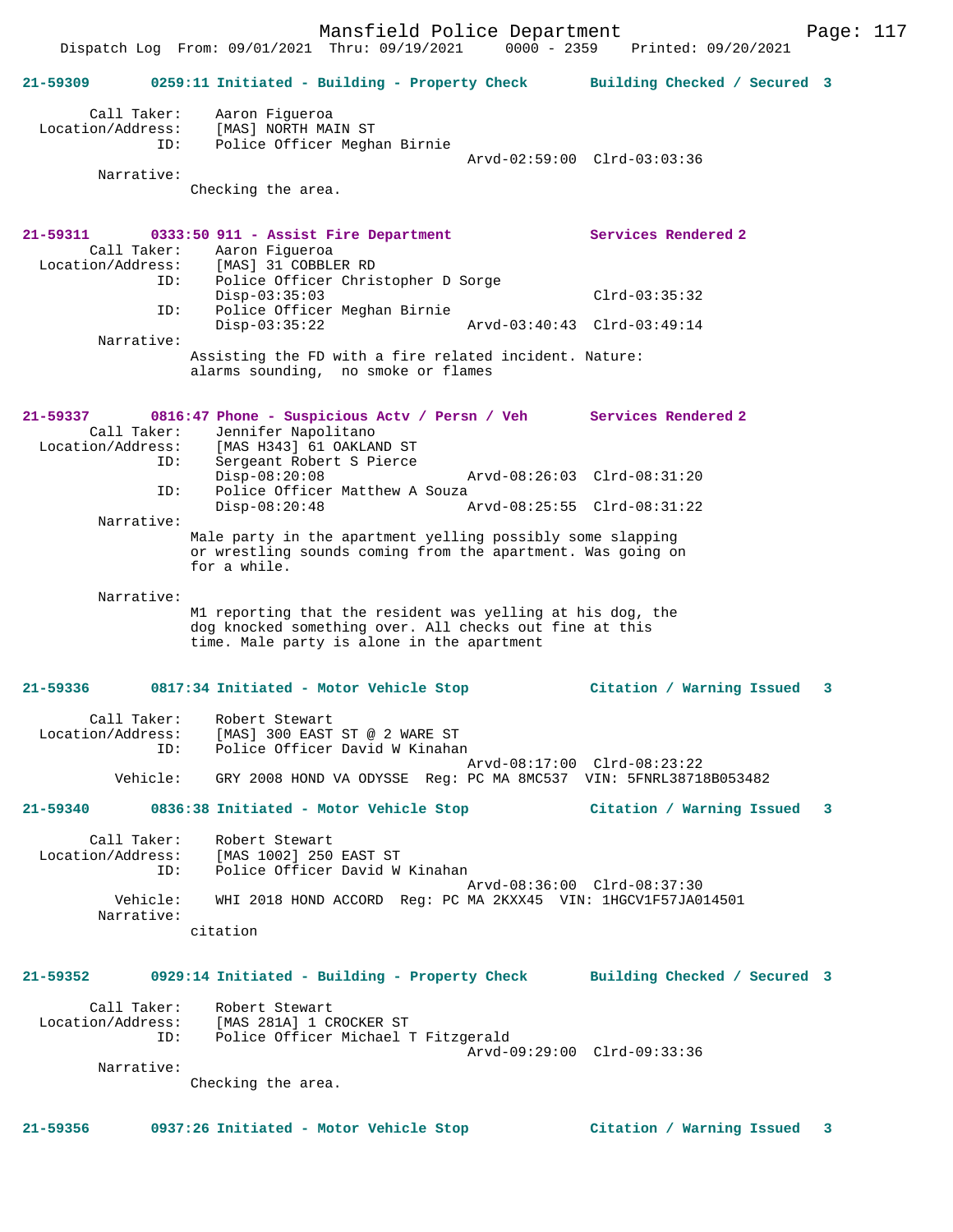**21-59309 0259:11 Initiated - Building - Property Check Building Checked / Secured 3**

Call Taker: Aaron Figueroa
Location/Address: [MAS] NORTH MAIN ST
ID: Police Officer Meghan Birnie
Arvd-02:59:00 Clrd-03:03:36
Narrative:
Checking the area.

**21-59311 0333:50 911 - Assist Fire Department Services Rendered 2**

Call Taker: Aaron Figueroa
Location/Address: [MAS] 31 COBBLER RD
ID: Police Officer Christopher D Sorge
Disp-03:35:03 Clrd-03:35:32
ID: Police Officer Meghan Birnie
Disp-03:35:22 Arvd-03:40:43 Clrd-03:49:14
Narrative:
Assisting the FD with a fire related incident. Nature: alarms sounding, no smoke or flames

**21-59337 0816:47 Phone - Suspicious Actv / Persn / Veh Services Rendered 2**

Call Taker: Jennifer Napolitano
Location/Address: [MAS H343] 61 OAKLAND ST
ID: Sergeant Robert S Pierce
Disp-08:20:08 Arvd-08:26:03 Clrd-08:31:20
ID: Police Officer Matthew A Souza
Disp-08:20:48 Arvd-08:25:55 Clrd-08:31:22
Narrative:
Male party in the apartment yelling possibly some slapping or wrestling sounds coming from the apartment. Was going on for a while.

Narrative:
M1 reporting that the resident was yelling at his dog, the dog knocked something over. All checks out fine at this time. Male party is alone in the apartment

**21-59336 0817:34 Initiated - Motor Vehicle Stop Citation / Warning Issued 3**

Call Taker: Robert Stewart
Location/Address: [MAS] 300 EAST ST @ 2 WARE ST
ID: Police Officer David W Kinahan
Arvd-08:17:00 Clrd-08:23:22
Vehicle: GRY 2008 HOND VA ODYSSE Reg: PC MA 8MC537 VIN: 5FNRL38718B053482

**21-59340 0836:38 Initiated - Motor Vehicle Stop Citation / Warning Issued 3**

Call Taker: Robert Stewart
Location/Address: [MAS 1002] 250 EAST ST
ID: Police Officer David W Kinahan
Arvd-08:36:00 Clrd-08:37:30
Vehicle: WHI 2018 HOND ACCORD Reg: PC MA 2KXX45 VIN: 1HGCV1F57JA014501
Narrative:
citation

**21-59352 0929:14 Initiated - Building - Property Check Building Checked / Secured 3**

Call Taker: Robert Stewart
Location/Address: [MAS 281A] 1 CROCKER ST
ID: Police Officer Michael T Fitzgerald
Arvd-09:29:00 Clrd-09:33:36
Narrative:
Checking the area.

**21-59356 0937:26 Initiated - Motor Vehicle Stop Citation / Warning Issued 3**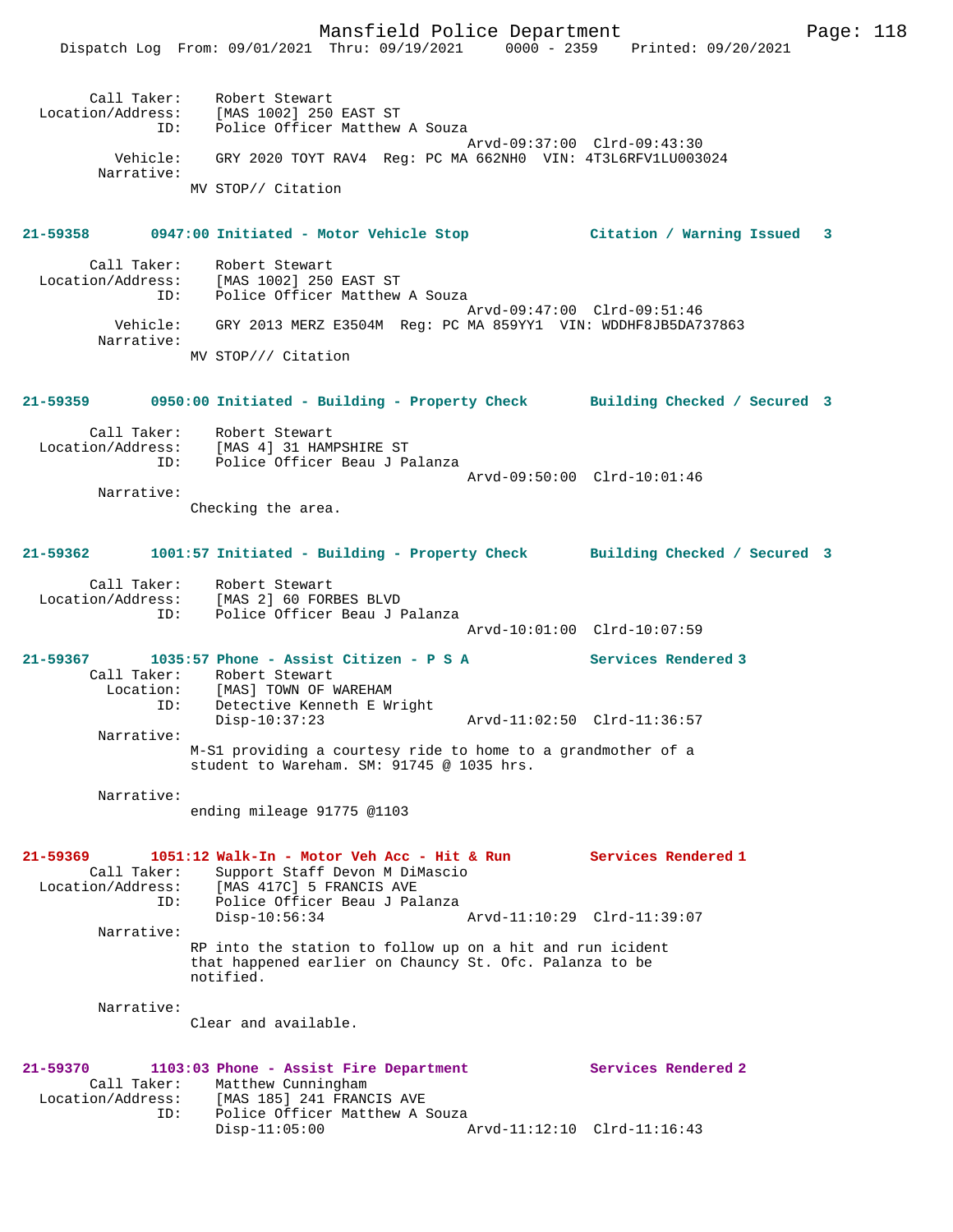Call Taker: Robert Stewart
Location/Address: [MAS 1002] 250 EAST ST
ID: Police Officer Matthew A Souza
Arvd-09:37:00 Clrd-09:43:30
Vehicle: GRY 2020 TOYT RAV4 Reg: PC MA 662NH0 VIN: 4T3L6RFV1LU003024
Narrative:
MV STOP// Citation

**21-59358 0947:00 Initiated - Motor Vehicle Stop Citation / Warning Issued 3**

Call Taker: Robert Stewart
Location/Address: [MAS 1002] 250 EAST ST
ID: Police Officer Matthew A Souza
Arvd-09:47:00 Clrd-09:51:46
Vehicle: GRY 2013 MERZ E3504M Reg: PC MA 859YY1 VIN: WDDHF8JB5DA737863
Narrative:
MV STOP/// Citation

**21-59359 0950:00 Initiated - Building - Property Check Building Checked / Secured 3**

Call Taker: Robert Stewart
Location/Address: [MAS 4] 31 HAMPSHIRE ST
ID: Police Officer Beau J Palanza
Arvd-09:50:00 Clrd-10:01:46
Narrative:
Checking the area.

**21-59362 1001:57 Initiated - Building - Property Check Building Checked / Secured 3**

Call Taker: Robert Stewart
Location/Address: [MAS 2] 60 FORBES BLVD
ID: Police Officer Beau J Palanza
Arvd-10:01:00 Clrd-10:07:59

**21-59367 1035:57 Phone - Assist Citizen - P S A Services Rendered 3**

Call Taker: Robert Stewart
Location: [MAS] TOWN OF WAREHAM
ID: Detective Kenneth E Wright
Disp-10:37:23 Arvd-11:02:50 Clrd-11:36:57
Narrative:
M-S1 providing a courtesy ride to home to a grandmother of a student to Wareham. SM: 91745 @ 1035 hrs.

Narrative:
ending mileage 91775 @1103

**21-59369 1051:12 Walk-In - Motor Veh Acc - Hit & Run Services Rendered 1**

Call Taker: Support Staff Devon M DiMascio
Location/Address: [MAS 417C] 5 FRANCIS AVE
ID: Police Officer Beau J Palanza
Disp-10:56:34 Arvd-11:10:29 Clrd-11:39:07
Narrative:
RP into the station to follow up on a hit and run icident that happened earlier on Chauncy St. Ofc. Palanza to be notified.

Narrative:
Clear and available.

**21-59370 1103:03 Phone - Assist Fire Department Services Rendered 2**

Call Taker: Matthew Cunningham
Location/Address: [MAS 185] 241 FRANCIS AVE
ID: Police Officer Matthew A Souza
Disp-11:05:00 Arvd-11:12:10 Clrd-11:16:43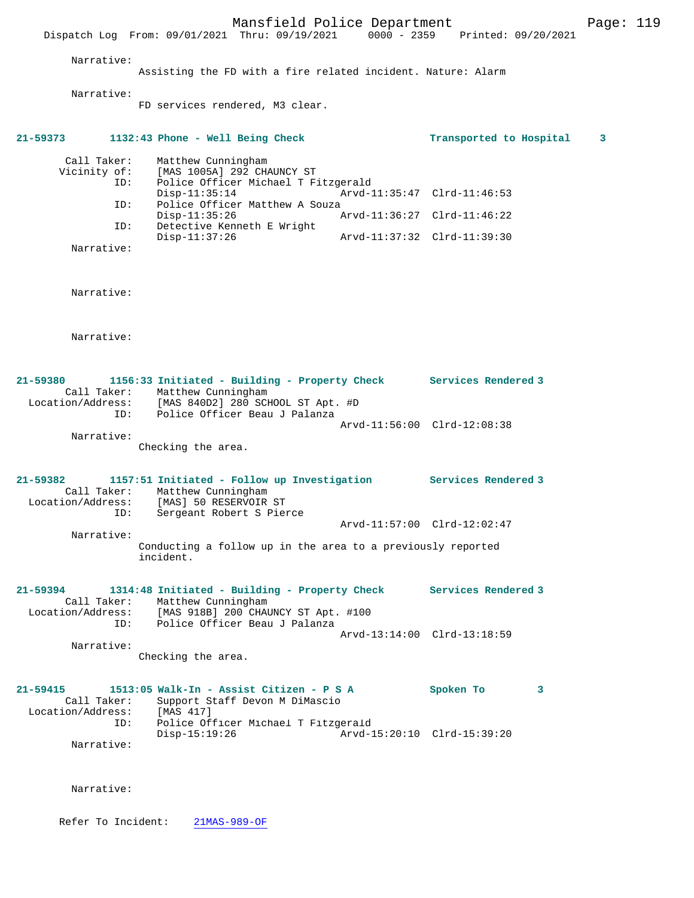Narrative:
Assisting the FD with a fire related incident. Nature: Alarm

Narrative:
FD services rendered, M3 clear.

**21-59373 1132:43 Phone - Well Being Check — Transported to Hospital 3**

Call Taker: Matthew Cunningham
Vicinity of: [MAS 1005A] 292 CHAUNCY ST
ID: Police Officer Michael T Fitzgerald
Disp-11:35:14 Arvd-11:35:47 Clrd-11:46:53
ID: Police Officer Matthew A Souza
Disp-11:35:26 Arvd-11:36:27 Clrd-11:46:22
ID: Detective Kenneth E Wright
Disp-11:37:26 Arvd-11:37:32 Clrd-11:39:30

Narrative:

Narrative:

Narrative:

**21-59380 1156:33 Initiated - Building - Property Check — Services Rendered 3**

Call Taker: Matthew Cunningham
Location/Address: [MAS 840D2] 280 SCHOOL ST Apt. #D
ID: Police Officer Beau J Palanza
Arvd-11:56:00 Clrd-12:08:38

Narrative:
Checking the area.

**21-59382 1157:51 Initiated - Follow up Investigation — Services Rendered 3**

Call Taker: Matthew Cunningham
Location/Address: [MAS] 50 RESERVOIR ST
ID: Sergeant Robert S Pierce
Arvd-11:57:00 Clrd-12:02:47

Narrative:
Conducting a follow up in the area to a previously reported incident.

**21-59394 1314:48 Initiated - Building - Property Check — Services Rendered 3**

Call Taker: Matthew Cunningham
Location/Address: [MAS 918B] 200 CHAUNCY ST Apt. #100
ID: Police Officer Beau J Palanza
Arvd-13:14:00 Clrd-13:18:59

Narrative:
Checking the area.

**21-59415 1513:05 Walk-In - Assist Citizen - P S A — Spoken To 3**

Call Taker: Support Staff Devon M DiMascio
Location/Address: [MAS 417]
ID: Police Officer Michael T Fitzgerald
Disp-15:19:26 Arvd-15:20:10 Clrd-15:39:20

Narrative:

Narrative:

Refer To Incident: 21MAS-989-OF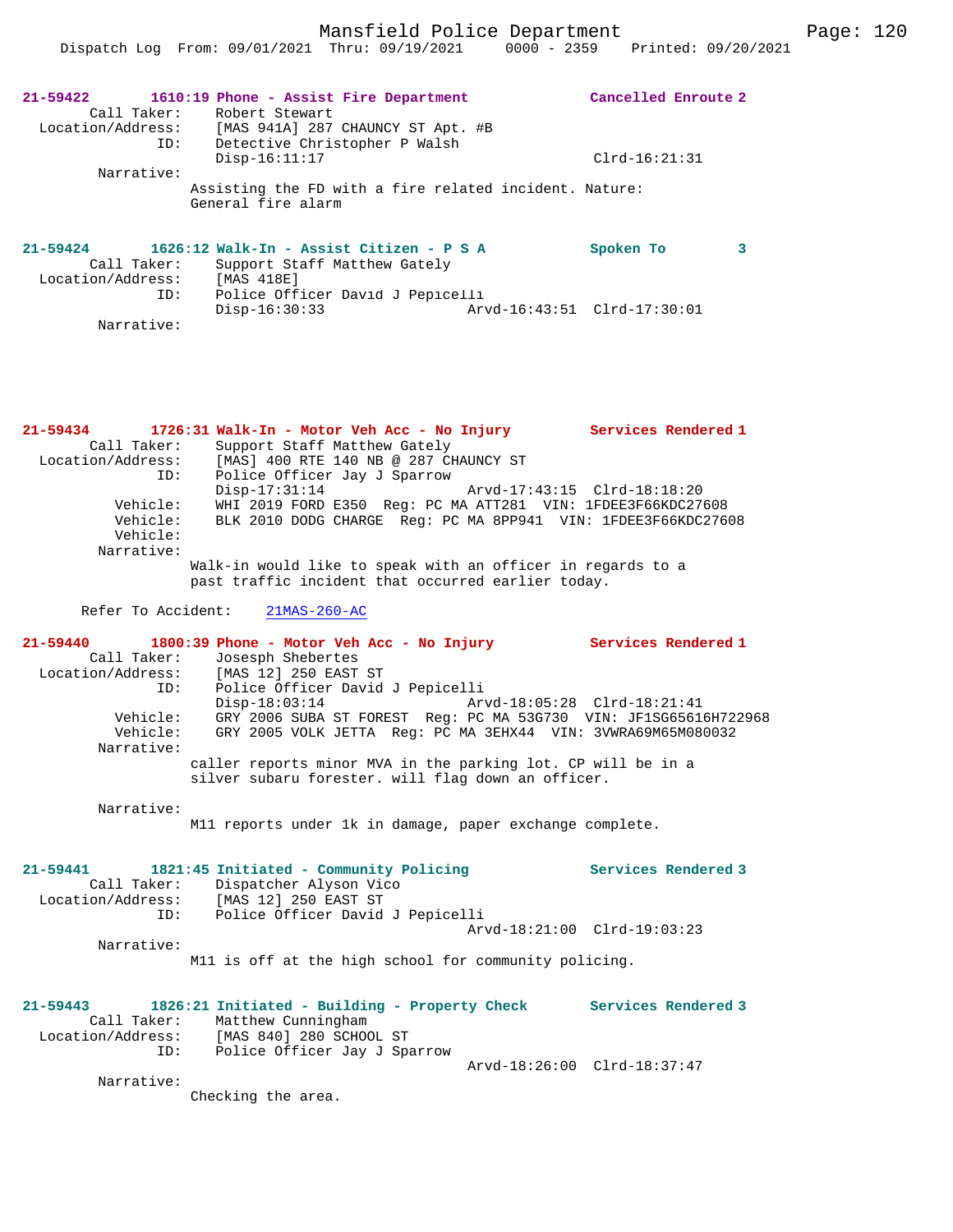**21-59422** 1610:19 Phone - Assist Fire Department — Cancelled Enroute 2

Call Taker: Robert Stewart
Location/Address: [MAS 941A] 287 CHAUNCY ST Apt. #B
ID: Detective Christopher P Walsh
Disp-16:11:17 Clrd-16:21:31

Narrative:
Assisting the FD with a fire related incident. Nature: General fire alarm

**21-59424** 1626:12 Walk-In - Assist Citizen - P S A — Spoken To 3

Call Taker: Support Staff Matthew Gately
Location/Address: [MAS 418E]
ID: Police Officer David J Pepicelli
Disp-16:30:33 Arvd-16:43:51 Clrd-17:30:01

Narrative:

**21-59434** 1726:31 Walk-In - Motor Veh Acc - No Injury — Services Rendered 1

Call Taker: Support Staff Matthew Gately
Location/Address: [MAS] 400 RTE 140 NB @ 287 CHAUNCY ST
ID: Police Officer Jay J Sparrow
Disp-17:31:14 Arvd-17:43:15 Clrd-18:18:20
Vehicle: WHI 2019 FORD E350 Reg: PC MA ATT281 VIN: 1FDEE3F66KDC27608
Vehicle: BLK 2010 DODG CHARGE Reg: PC MA 8PP941 VIN: 1FDEE3F66KDC27608
Vehicle:

Narrative:
Walk-in would like to speak with an officer in regards to a past traffic incident that occurred earlier today.

Refer To Accident: 21MAS-260-AC

**21-59440** 1800:39 Phone - Motor Veh Acc - No Injury — Services Rendered 1

Call Taker: Josesph Shebertes
Location/Address: [MAS 12] 250 EAST ST
ID: Police Officer David J Pepicelli
Disp-18:03:14 Arvd-18:05:28 Clrd-18:21:41
Vehicle: GRY 2006 SUBA ST FOREST Reg: PC MA 53G730 VIN: JF1SG65616H722968
Vehicle: GRY 2005 VOLK JETTA Reg: PC MA 3EHX44 VIN: 3VWRA69M65M080032

Narrative:
caller reports minor MVA in the parking lot. CP will be in a silver subaru forester. will flag down an officer.

Narrative:
M11 reports under 1k in damage, paper exchange complete.

**21-59441** 1821:45 Initiated - Community Policing — Services Rendered 3

Call Taker: Dispatcher Alyson Vico
Location/Address: [MAS 12] 250 EAST ST
ID: Police Officer David J Pepicelli
Arvd-18:21:00 Clrd-19:03:23

Narrative:
M11 is off at the high school for community policing.

**21-59443** 1826:21 Initiated - Building - Property Check — Services Rendered 3

Call Taker: Matthew Cunningham
Location/Address: [MAS 840] 280 SCHOOL ST
ID: Police Officer Jay J Sparrow
Arvd-18:26:00 Clrd-18:37:47

Narrative:
Checking the area.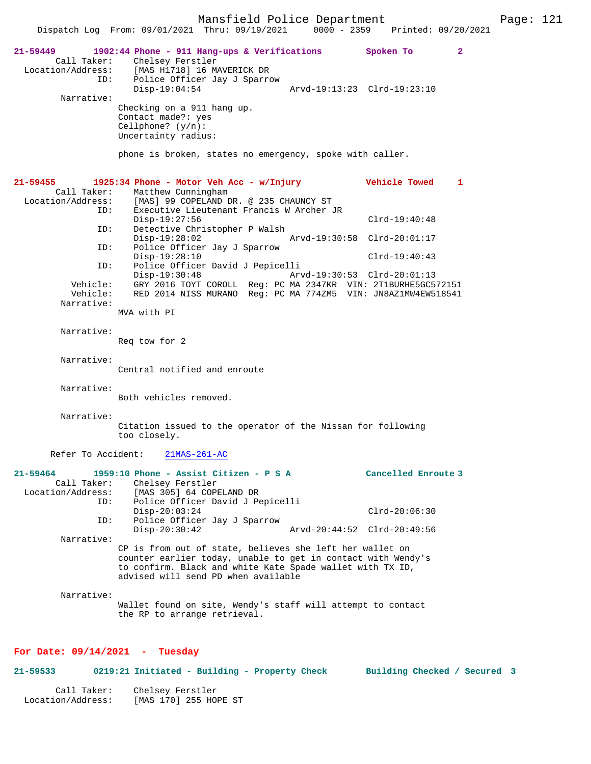**21-59449** 1902:44 Phone - 911 Hang-ups & Verifications — Spoken To 2

Call Taker: Chelsey Ferstler
Location/Address: [MAS H1718] 16 MAVERICK DR
ID: Police Officer Jay J Sparrow
Disp-19:04:54 Arvd-19:13:23 Clrd-19:23:10

Narrative:
Checking on a 911 hang up.
Contact made?: yes
Cellphone? (y/n):
Uncertainty radius:

phone is broken, states no emergency, spoke with caller.

**21-59455** 1925:34 Phone - Motor Veh Acc - w/Injury — Vehicle Towed 1

Call Taker: Matthew Cunningham
Location/Address: [MAS] 99 COPELAND DR. @ 235 CHAUNCY ST
ID: Executive Lieutenant Francis W Archer JR
Disp-19:27:56 Clrd-19:40:48
ID: Detective Christopher P Walsh
Disp-19:28:02 Arvd-19:30:58 Clrd-20:01:17
ID: Police Officer Jay J Sparrow
Disp-19:28:10 Clrd-19:40:43
ID: Police Officer David J Pepicelli
Disp-19:30:48 Arvd-19:30:53 Clrd-20:01:13
Vehicle: GRY 2016 TOYT COROLL Reg: PC MA 2347KR VIN: 2T1BURHE5GC572151
Vehicle: RED 2014 NISS MURANO Reg: PC MA 774ZM5 VIN: JN8AZ1MW4EW518541

Narrative:
MVA with PI

Narrative:
Req tow for 2

Narrative:
Central notified and enroute

Narrative:
Both vehicles removed.

Narrative:
Citation issued to the operator of the Nissan for following too closely.

Refer To Accident: 21MAS-261-AC

**21-59464** 1959:10 Phone - Assist Citizen - P S A — Cancelled Enroute 3

Call Taker: Chelsey Ferstler
Location/Address: [MAS 305] 64 COPELAND DR
ID: Police Officer David J Pepicelli
Disp-20:03:24 Clrd-20:06:30
ID: Police Officer Jay J Sparrow
Disp-20:30:42 Arvd-20:44:52 Clrd-20:49:56

Narrative:
CP is from out of state, believes she left her wallet on counter earlier today, unable to get in contact with Wendy's to confirm. Black and white Kate Spade wallet with TX ID, advised will send PD when available

Narrative:
Wallet found on site, Wendy's staff will attempt to contact the RP to arrange retrieval.

## For Date: 09/14/2021 - Tuesday

**21-59533** 0219:21 Initiated - Building - Property Check — Building Checked / Secured 3

Call Taker: Chelsey Ferstler
Location/Address: [MAS 170] 255 HOPE ST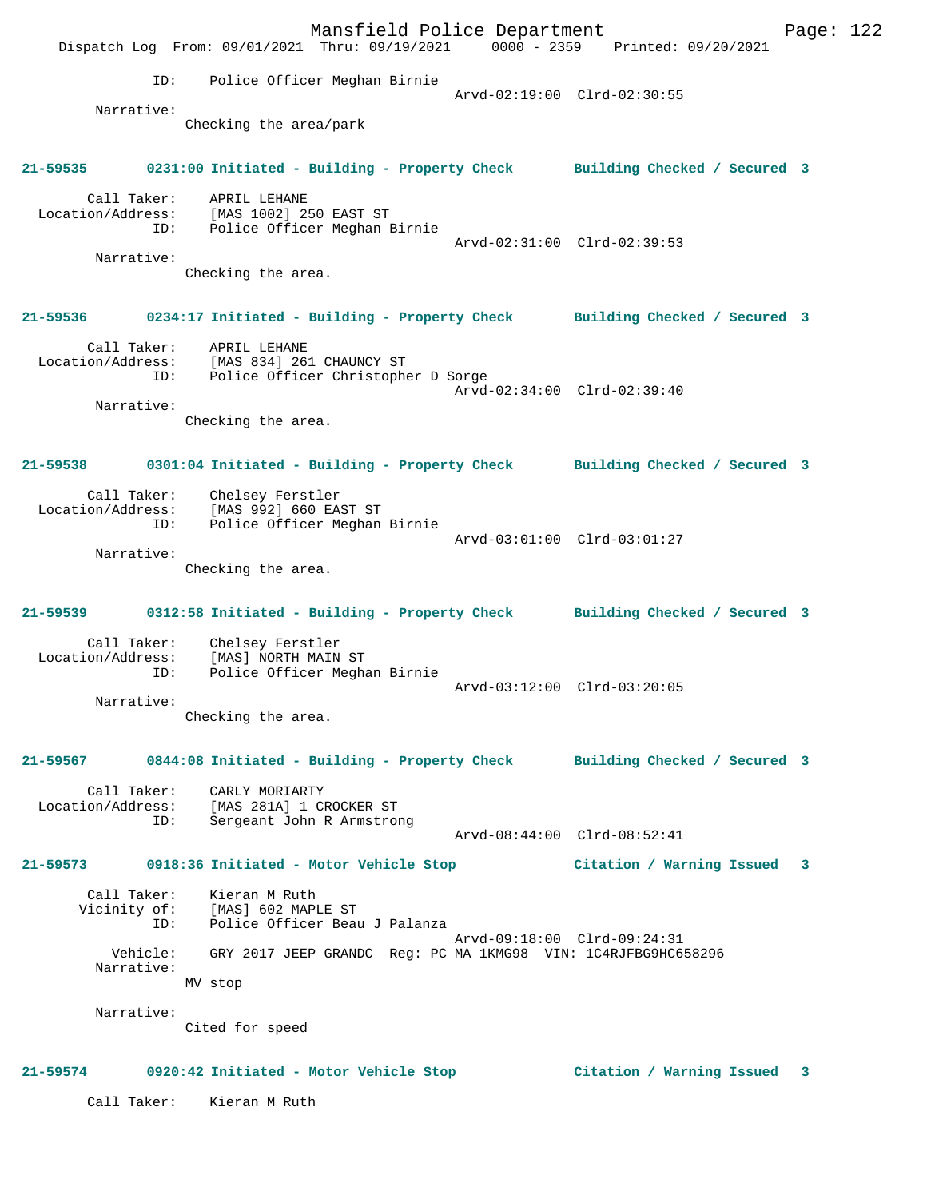ID: Police Officer Meghan Birnie
Arvd-02:19:00 Clrd-02:30:55

Narrative:
Checking the area/park

**21-59535 0231:00 Initiated - Building - Property Check Building Checked / Secured 3**

Call Taker: APRIL LEHANE
Location/Address: [MAS 1002] 250 EAST ST
ID: Police Officer Meghan Birnie
Arvd-02:31:00 Clrd-02:39:53

Narrative:
Checking the area.

**21-59536 0234:17 Initiated - Building - Property Check Building Checked / Secured 3**

Call Taker: APRIL LEHANE
Location/Address: [MAS 834] 261 CHAUNCY ST
ID: Police Officer Christopher D Sorge
Arvd-02:34:00 Clrd-02:39:40

Narrative:
Checking the area.

**21-59538 0301:04 Initiated - Building - Property Check Building Checked / Secured 3**

Call Taker: Chelsey Ferstler
Location/Address: [MAS 992] 660 EAST ST
ID: Police Officer Meghan Birnie
Arvd-03:01:00 Clrd-03:01:27

Narrative:
Checking the area.

**21-59539 0312:58 Initiated - Building - Property Check Building Checked / Secured 3**

Call Taker: Chelsey Ferstler
Location/Address: [MAS] NORTH MAIN ST
ID: Police Officer Meghan Birnie
Arvd-03:12:00 Clrd-03:20:05

Narrative:
Checking the area.

**21-59567 0844:08 Initiated - Building - Property Check Building Checked / Secured 3**

Call Taker: CARLY MORIARTY
Location/Address: [MAS 281A] 1 CROCKER ST
ID: Sergeant John R Armstrong
Arvd-08:44:00 Clrd-08:52:41

**21-59573 0918:36 Initiated - Motor Vehicle Stop Citation / Warning Issued 3**

Call Taker: Kieran M Ruth
Vicinity of: [MAS] 602 MAPLE ST
ID: Police Officer Beau J Palanza
Arvd-09:18:00 Clrd-09:24:31
Vehicle: GRY 2017 JEEP GRANDC Reg: PC MA 1KMG98 VIN: 1C4RJFBG9HC658296

Narrative:
MV stop

Narrative:
Cited for speed

**21-59574 0920:42 Initiated - Motor Vehicle Stop Citation / Warning Issued 3**

Call Taker: Kieran M Ruth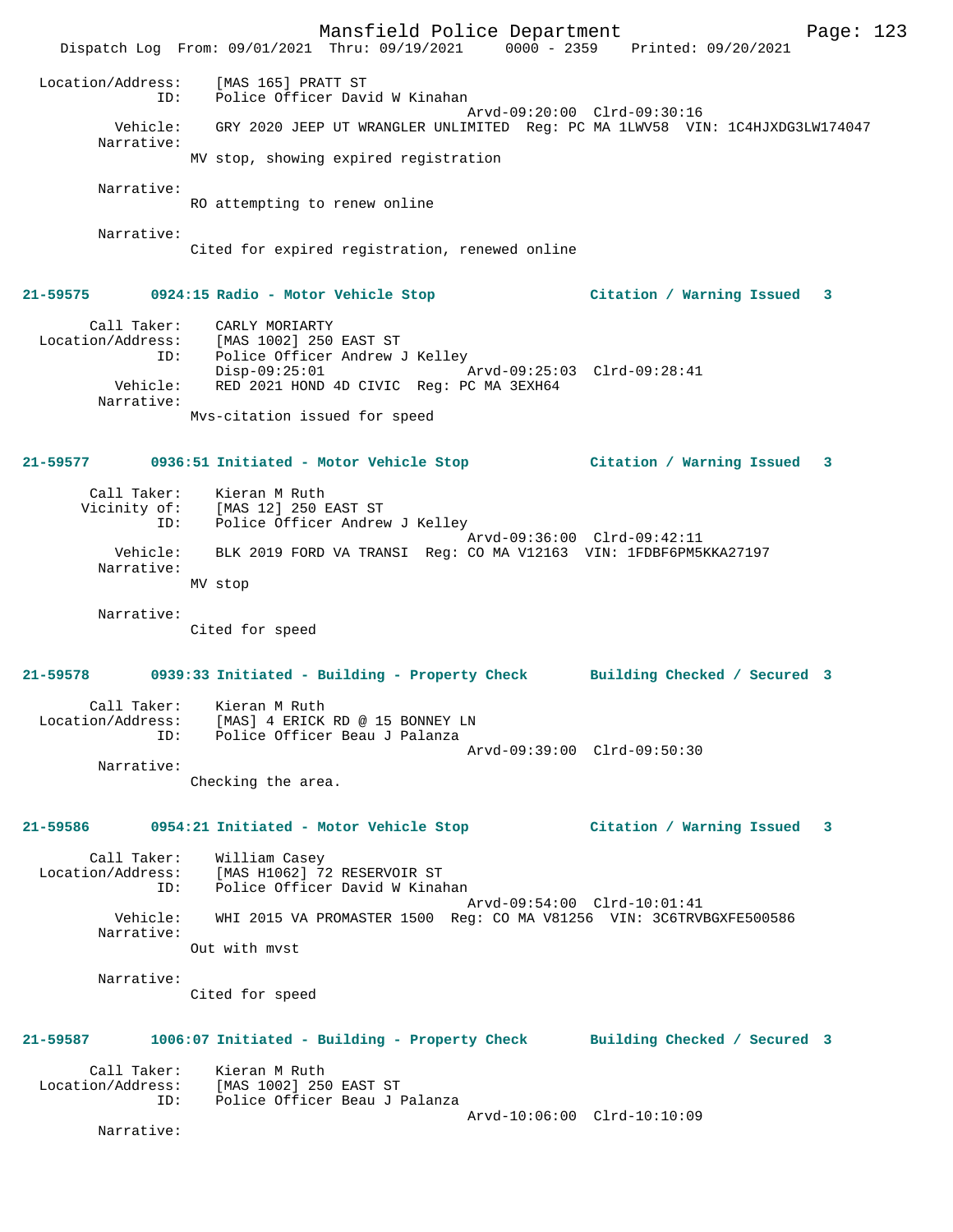Location/Address: [MAS 165] PRATT ST
ID: Police Officer David W Kinahan
Arvd-09:20:00 Clrd-09:30:16
Vehicle: GRY 2020 JEEP UT WRANGLER UNLIMITED Reg: PC MA 1LWV58 VIN: 1C4HJXDG3LW174047
Narrative:
MV stop, showing expired registration

Narrative:
RO attempting to renew online

Narrative:
Cited for expired registration, renewed online

**21-59575 0924:15 Radio - Motor Vehicle Stop Citation / Warning Issued 3**

Call Taker: CARLY MORIARTY
Location/Address: [MAS 1002] 250 EAST ST
ID: Police Officer Andrew J Kelley
Disp-09:25:01 Arvd-09:25:03 Clrd-09:28:41
Vehicle: RED 2021 HOND 4D CIVIC Reg: PC MA 3EXH64
Narrative:
Mvs-citation issued for speed

**21-59577 0936:51 Initiated - Motor Vehicle Stop Citation / Warning Issued 3**

Call Taker: Kieran M Ruth
Vicinity of: [MAS 12] 250 EAST ST
ID: Police Officer Andrew J Kelley
Arvd-09:36:00 Clrd-09:42:11
Vehicle: BLK 2019 FORD VA TRANSI Reg: CO MA V12163 VIN: 1FDBF6PM5KKA27197
Narrative:
MV stop

Narrative:
Cited for speed

**21-59578 0939:33 Initiated - Building - Property Check Building Checked / Secured 3**

Call Taker: Kieran M Ruth
Location/Address: [MAS] 4 ERICK RD @ 15 BONNEY LN
ID: Police Officer Beau J Palanza
Arvd-09:39:00 Clrd-09:50:30
Narrative:
Checking the area.

**21-59586 0954:21 Initiated - Motor Vehicle Stop Citation / Warning Issued 3**

Call Taker: William Casey
Location/Address: [MAS H1062] 72 RESERVOIR ST
ID: Police Officer David W Kinahan
Arvd-09:54:00 Clrd-10:01:41
Vehicle: WHI 2015 VA PROMASTER 1500 Reg: CO MA V81256 VIN: 3C6TRVBGXFE500586
Narrative:
Out with mvst

Narrative:
Cited for speed

**21-59587 1006:07 Initiated - Building - Property Check Building Checked / Secured 3**

Call Taker: Kieran M Ruth
Location/Address: [MAS 1002] 250 EAST ST
ID: Police Officer Beau J Palanza
Arvd-10:06:00 Clrd-10:10:09
Narrative: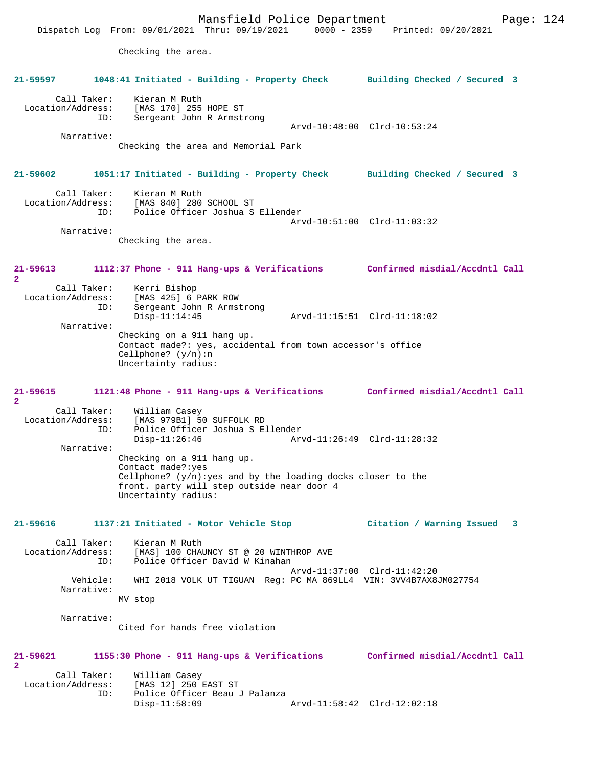Checking the area.

**21-59597 1048:41 Initiated - Building - Property Check Building Checked / Secured 3**

Call Taker: Kieran M Ruth
Location/Address: [MAS 170] 255 HOPE ST
ID: Sergeant John R Armstrong
Arvd-10:48:00 Clrd-10:53:24
Narrative:
Checking the area and Memorial Park

**21-59602 1051:17 Initiated - Building - Property Check Building Checked / Secured 3**

Call Taker: Kieran M Ruth
Location/Address: [MAS 840] 280 SCHOOL ST
ID: Police Officer Joshua S Ellender
Arvd-10:51:00 Clrd-11:03:32
Narrative:
Checking the area.

**21-59613 1112:37 Phone - 911 Hang-ups & Verifications Confirmed misdial/Accdntl Call 2**

Call Taker: Kerri Bishop
Location/Address: [MAS 425] 6 PARK ROW
ID: Sergeant John R Armstrong
Disp-11:14:45 Arvd-11:15:51 Clrd-11:18:02
Narrative:
Checking on a 911 hang up.
Contact made?: yes, accidental from town accessor's office
Cellphone? (y/n):n
Uncertainty radius:

**21-59615 1121:48 Phone - 911 Hang-ups & Verifications Confirmed misdial/Accdntl Call 2**

Call Taker: William Casey
Location/Address: [MAS 979B1] 50 SUFFOLK RD
ID: Police Officer Joshua S Ellender
Disp-11:26:46 Arvd-11:26:49 Clrd-11:28:32
Narrative:
Checking on a 911 hang up.
Contact made?:yes
Cellphone? (y/n):yes and by the loading docks closer to the front. party will step outside near door 4
Uncertainty radius:

**21-59616 1137:21 Initiated - Motor Vehicle Stop Citation / Warning Issued 3**

Call Taker: Kieran M Ruth
Location/Address: [MAS] 100 CHAUNCY ST @ 20 WINTHROP AVE
ID: Police Officer David W Kinahan
Arvd-11:37:00 Clrd-11:42:20
Vehicle: WHI 2018 VOLK UT TIGUAN Reg: PC MA 869LL4 VIN: 3VV4B7AX8JM027754
Narrative:
MV stop

Narrative:
Cited for hands free violation

**21-59621 1155:30 Phone - 911 Hang-ups & Verifications Confirmed misdial/Accdntl Call 2**

Call Taker: William Casey
Location/Address: [MAS 12] 250 EAST ST
ID: Police Officer Beau J Palanza
Disp-11:58:09 Arvd-11:58:42 Clrd-12:02:18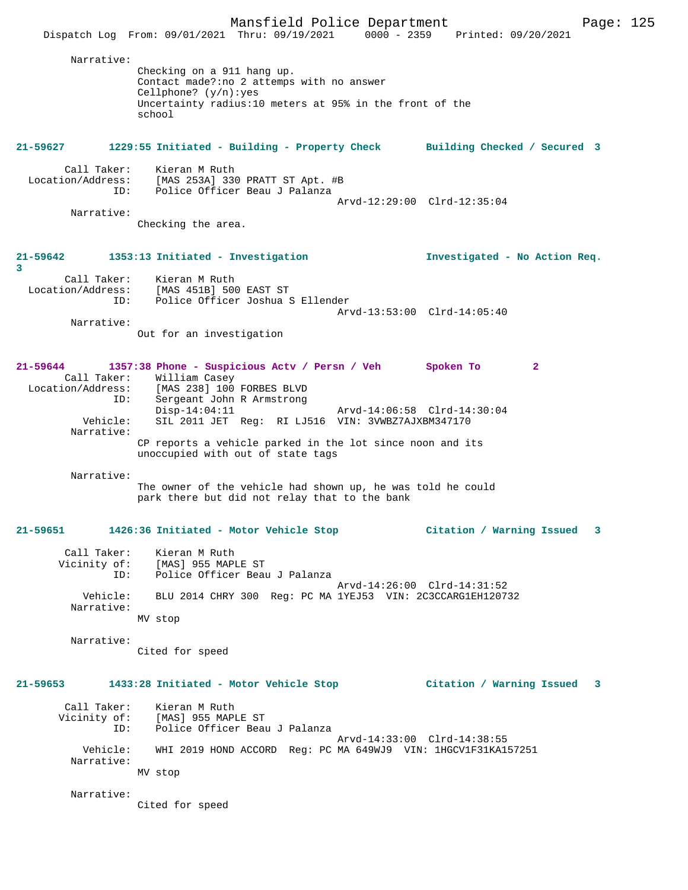Narrative:

Checking on a 911 hang up.
Contact made?:no 2 attemps with no answer
Cellphone? (y/n):yes
Uncertainty radius:10 meters at 95% in the front of the school

**21-59627 1229:55 Initiated - Building - Property Check Building Checked / Secured 3**

Call Taker: Kieran M Ruth
Location/Address: [MAS 253A] 330 PRATT ST Apt. #B
ID: Police Officer Beau J Palanza
Arvd-12:29:00 Clrd-12:35:04

Narrative:
Checking the area.

**21-59642 1353:13 Initiated - Investigation Investigated - No Action Req. 3**

Call Taker: Kieran M Ruth
Location/Address: [MAS 451B] 500 EAST ST
ID: Police Officer Joshua S Ellender
Arvd-13:53:00 Clrd-14:05:40

Narrative:
Out for an investigation

**21-59644 1357:38 Phone - Suspicious Actv / Persn / Veh Spoken To 2**

Call Taker: William Casey
Location/Address: [MAS 238] 100 FORBES BLVD
ID: Sergeant John R Armstrong
Disp-14:04:11 Arvd-14:06:58 Clrd-14:30:04
Vehicle: SIL 2011 JET Reg: RI LJ516 VIN: 3VWBZ7AJXBM347170

Narrative:
CP reports a vehicle parked in the lot since noon and its unoccupied with out of state tags

Narrative:
The owner of the vehicle had shown up, he was told he could park there but did not relay that to the bank

**21-59651 1426:36 Initiated - Motor Vehicle Stop Citation / Warning Issued 3**

Call Taker: Kieran M Ruth
Vicinity of: [MAS] 955 MAPLE ST
ID: Police Officer Beau J Palanza
Arvd-14:26:00 Clrd-14:31:52
Vehicle: BLU 2014 CHRY 300 Reg: PC MA 1YEJ53 VIN: 2C3CCARG1EH120732

Narrative:
MV stop

Narrative:
Cited for speed

**21-59653 1433:28 Initiated - Motor Vehicle Stop Citation / Warning Issued 3**

Call Taker: Kieran M Ruth
Vicinity of: [MAS] 955 MAPLE ST
ID: Police Officer Beau J Palanza
Arvd-14:33:00 Clrd-14:38:55
Vehicle: WHI 2019 HOND ACCORD Reg: PC MA 649WJ9 VIN: 1HGCV1F31KA157251

Narrative:
MV stop

Narrative:
Cited for speed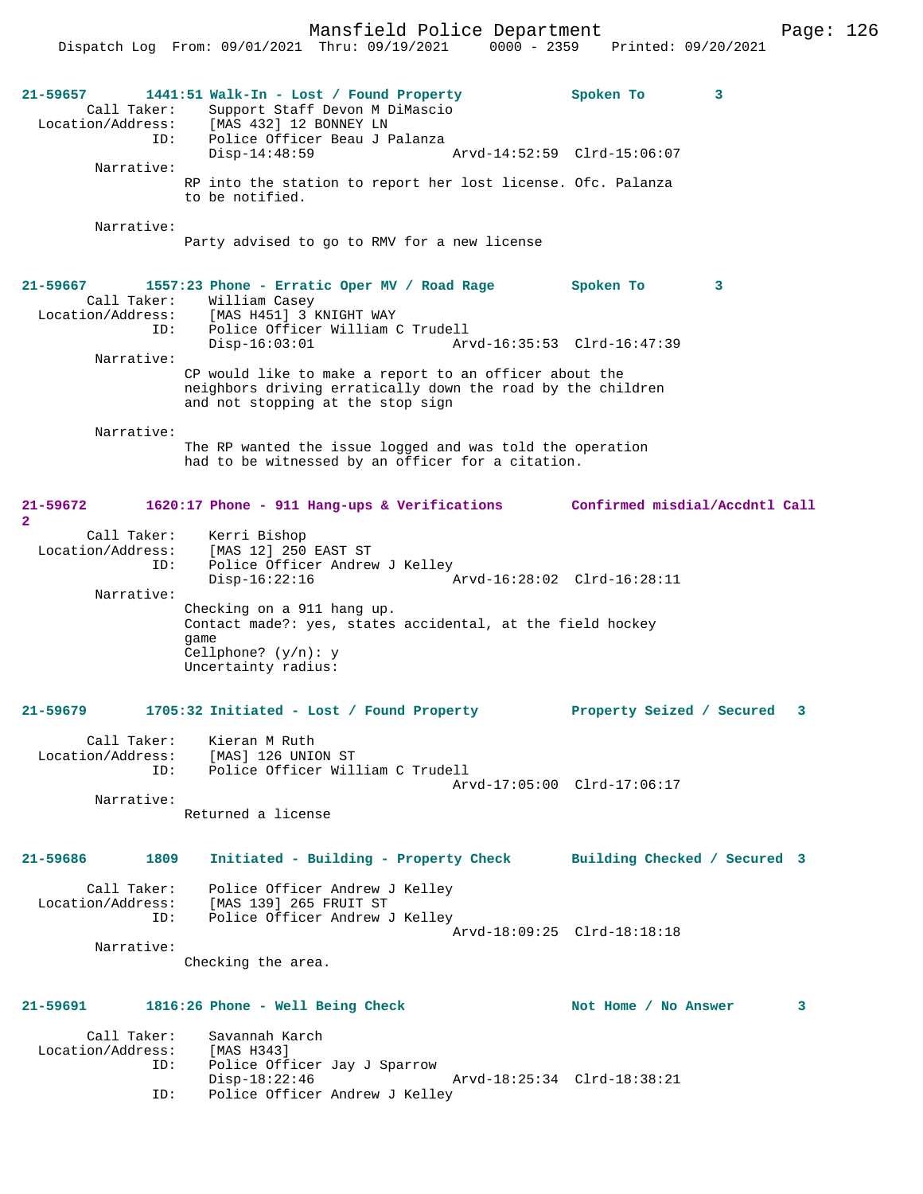**21-59657** 1441:51 Walk-In - Lost / Found Property Spoken To 3

Call Taker: Support Staff Devon M DiMascio
Location/Address: [MAS 432] 12 BONNEY LN
ID: Police Officer Beau J Palanza
Disp-14:48:59 Arvd-14:52:59 Clrd-15:06:07

Narrative:
RP into the station to report her lost license. Ofc. Palanza to be notified.

Narrative:
Party advised to go to RMV for a new license

**21-59667** 1557:23 Phone - Erratic Oper MV / Road Rage Spoken To 3

Call Taker: William Casey
Location/Address: [MAS H451] 3 KNIGHT WAY
ID: Police Officer William C Trudell
Disp-16:03:01 Arvd-16:35:53 Clrd-16:47:39

Narrative:
CP would like to make a report to an officer about the neighbors driving erratically down the road by the children and not stopping at the stop sign

Narrative:
The RP wanted the issue logged and was told the operation had to be witnessed by an officer for a citation.

**21-59672** 1620:17 Phone - 911 Hang-ups & Verifications Confirmed misdial/Accdntl Call 2

Call Taker: Kerri Bishop
Location/Address: [MAS 12] 250 EAST ST
ID: Police Officer Andrew J Kelley
Disp-16:22:16 Arvd-16:28:02 Clrd-16:28:11

Narrative:
Checking on a 911 hang up.
Contact made?: yes, states accidental, at the field hockey game
Cellphone? (y/n): y
Uncertainty radius:

**21-59679** 1705:32 Initiated - Lost / Found Property Property Seized / Secured 3

Call Taker: Kieran M Ruth
Location/Address: [MAS] 126 UNION ST
ID: Police Officer William C Trudell
Arvd-17:05:00 Clrd-17:06:17

Narrative:
Returned a license

**21-59686** 1809 Initiated - Building - Property Check Building Checked / Secured 3

Call Taker: Police Officer Andrew J Kelley
Location/Address: [MAS 139] 265 FRUIT ST
ID: Police Officer Andrew J Kelley
Arvd-18:09:25 Clrd-18:18:18

Narrative:
Checking the area.

**21-59691** 1816:26 Phone - Well Being Check Not Home / No Answer 3

Call Taker: Savannah Karch
Location/Address: [MAS H343]
ID: Police Officer Jay J Sparrow
Disp-18:22:46 Arvd-18:25:34 Clrd-18:38:21
ID: Police Officer Andrew J Kelley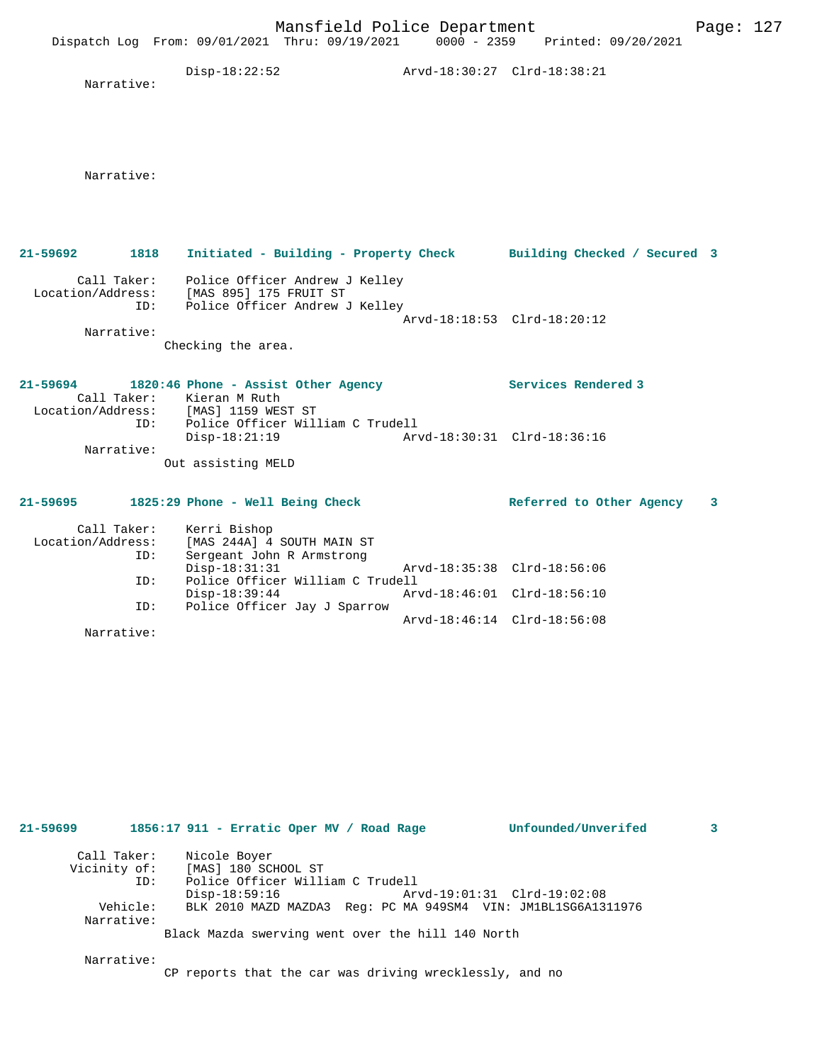Disp-18:22:52 Arvd-18:30:27 Clrd-18:38:21

Narrative:

Narrative:

**21-59692 1818 Initiated - Building - Property Check — Building Checked / Secured 3**

Call Taker: Police Officer Andrew J Kelley
Location/Address: [MAS 895] 175 FRUIT ST
ID: Police Officer Andrew J Kelley
Arvd-18:18:53 Clrd-18:20:12
Narrative:
Checking the area.

**21-59694 1820:46 Phone - Assist Other Agency — Services Rendered 3**

Call Taker: Kieran M Ruth
Location/Address: [MAS] 1159 WEST ST
ID: Police Officer William C Trudell
Disp-18:21:19 Arvd-18:30:31 Clrd-18:36:16
Narrative:
Out assisting MELD

**21-59695 1825:29 Phone - Well Being Check — Referred to Other Agency 3**

Call Taker: Kerri Bishop
Location/Address: [MAS 244A] 4 SOUTH MAIN ST
ID: Sergeant John R Armstrong
Disp-18:31:31 Arvd-18:35:38 Clrd-18:56:06
ID: Police Officer William C Trudell
Disp-18:39:44 Arvd-18:46:01 Clrd-18:56:10
ID: Police Officer Jay J Sparrow
Arvd-18:46:14 Clrd-18:56:08
Narrative:

**21-59699 1856:17 911 - Erratic Oper MV / Road Rage — Unfounded/Unverifed 3**

Call Taker: Nicole Boyer
Vicinity of: [MAS] 180 SCHOOL ST
ID: Police Officer William C Trudell
Disp-18:59:16 Arvd-19:01:31 Clrd-19:02:08
Vehicle: BLK 2010 MAZD MAZDA3 Reg: PC MA 949SM4 VIN: JM1BL1SG6A1311976
Narrative:
Black Mazda swerving went over the hill 140 North

Narrative:
CP reports that the car was driving wrecklessly, and no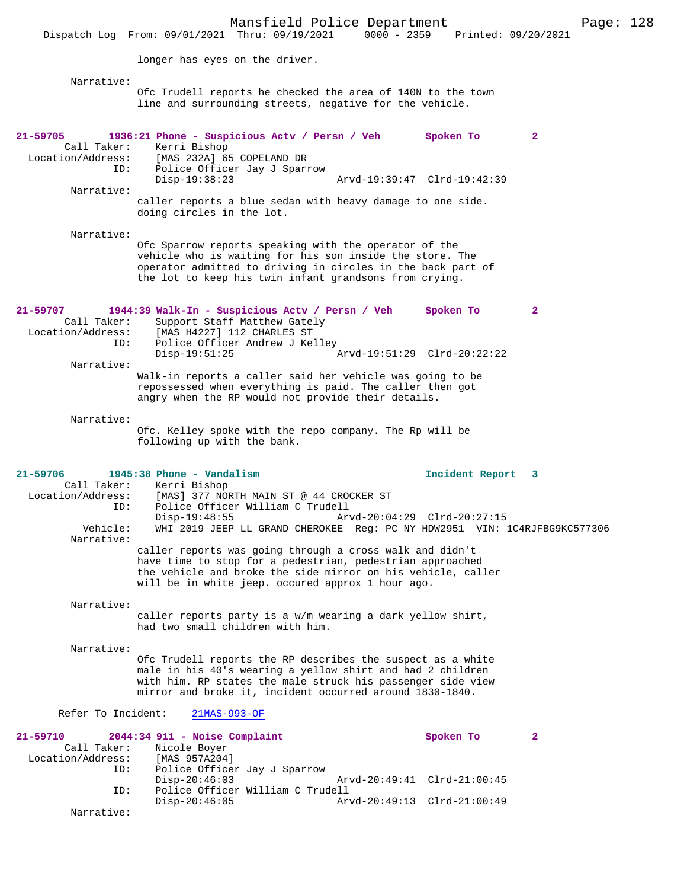longer has eyes on the driver.

Narrative:
Ofc Trudell reports he checked the area of 140N to the town line and surrounding streets, negative for the vehicle.

**21-59705** 1936:21 Phone - Suspicious Actv / Persn / Veh — Spoken To — 2

Call Taker: Kerri Bishop
Location/Address: [MAS 232A] 65 COPELAND DR
ID: Police Officer Jay J Sparrow
Disp-19:38:23 Arvd-19:39:47 Clrd-19:42:39

Narrative:
caller reports a blue sedan with heavy damage to one side. doing circles in the lot.

Narrative:
Ofc Sparrow reports speaking with the operator of the vehicle who is waiting for his son inside the store. The operator admitted to driving in circles in the back part of the lot to keep his twin infant grandsons from crying.

**21-59707** 1944:39 Walk-In - Suspicious Actv / Persn / Veh — Spoken To — 2

Call Taker: Support Staff Matthew Gately
Location/Address: [MAS H4227] 112 CHARLES ST
ID: Police Officer Andrew J Kelley
Disp-19:51:25 Arvd-19:51:29 Clrd-20:22:22

Narrative:
Walk-in reports a caller said her vehicle was going to be repossessed when everything is paid. The caller then got angry when the RP would not provide their details.

Narrative:
Ofc. Kelley spoke with the repo company. The Rp will be following up with the bank.

**21-59706** 1945:38 Phone - Vandalism — Incident Report — 3

Call Taker: Kerri Bishop
Location/Address: [MAS] 377 NORTH MAIN ST @ 44 CROCKER ST
ID: Police Officer William C Trudell
Disp-19:48:55 Arvd-20:04:29 Clrd-20:27:15
Vehicle: WHI 2019 JEEP LL GRAND CHEROKEE Reg: PC NY HDW2951 VIN: 1C4RJFBG9KC577306

Narrative:
caller reports was going through a cross walk and didn't have time to stop for a pedestrian, pedestrian approached the vehicle and broke the side mirror on his vehicle, caller will be in white jeep. occured approx 1 hour ago.

Narrative:
caller reports party is a w/m wearing a dark yellow shirt, had two small children with him.

Narrative:
Ofc Trudell reports the RP describes the suspect as a white male in his 40's wearing a yellow shirt and had 2 children with him. RP states the male struck his passenger side view mirror and broke it, incident occurred around 1830-1840.

Refer To Incident: 21MAS-993-OF

**21-59710** 2044:34 911 - Noise Complaint — Spoken To — 2

Call Taker: Nicole Boyer
Location/Address: [MAS 957A204]
ID: Police Officer Jay J Sparrow
Disp-20:46:03 Arvd-20:49:41 Clrd-21:00:45
ID: Police Officer William C Trudell
Disp-20:46:05 Arvd-20:49:13 Clrd-21:00:49

Narrative: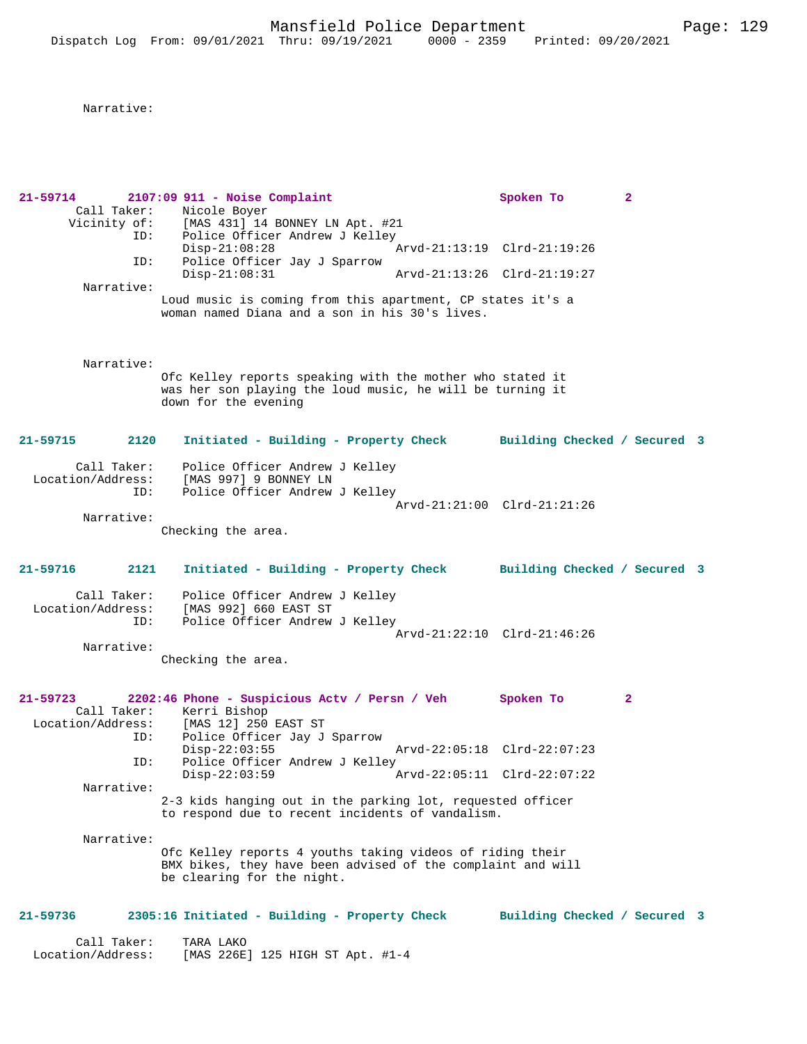Narrative:

**21-59714 2107:09 911 - Noise Complaint — Spoken To 2**

Call Taker: Nicole Boyer
Vicinity of: [MAS 431] 14 BONNEY LN Apt. #21
ID: Police Officer Andrew J Kelley
Disp-21:08:28 Arvd-21:13:19 Clrd-21:19:26
ID: Police Officer Jay J Sparrow
Disp-21:08:31 Arvd-21:13:26 Clrd-21:19:27

Narrative:
Loud music is coming from this apartment, CP states it's a woman named Diana and a son in his 30's lives.

Narrative:
Ofc Kelley reports speaking with the mother who stated it was her son playing the loud music, he will be turning it down for the evening

**21-59715 2120 Initiated - Building - Property Check — Building Checked / Secured 3**

Call Taker: Police Officer Andrew J Kelley
Location/Address: [MAS 997] 9 BONNEY LN
ID: Police Officer Andrew J Kelley
Arvd-21:21:00 Clrd-21:21:26

Narrative:
Checking the area.

**21-59716 2121 Initiated - Building - Property Check — Building Checked / Secured 3**

Call Taker: Police Officer Andrew J Kelley
Location/Address: [MAS 992] 660 EAST ST
ID: Police Officer Andrew J Kelley
Arvd-21:22:10 Clrd-21:46:26

Narrative:
Checking the area.

**21-59723 2202:46 Phone - Suspicious Actv / Persn / Veh — Spoken To 2**

Call Taker: Kerri Bishop
Location/Address: [MAS 12] 250 EAST ST
ID: Police Officer Jay J Sparrow
Disp-22:03:55 Arvd-22:05:18 Clrd-22:07:23
ID: Police Officer Andrew J Kelley
Disp-22:03:59 Arvd-22:05:11 Clrd-22:07:22

Narrative:
2-3 kids hanging out in the parking lot, requested officer to respond due to recent incidents of vandalism.

Narrative:
Ofc Kelley reports 4 youths taking videos of riding their BMX bikes, they have been advised of the complaint and will be clearing for the night.

**21-59736 2305:16 Initiated - Building - Property Check — Building Checked / Secured 3**

Call Taker: TARA LAKO
Location/Address: [MAS 226E] 125 HIGH ST Apt. #1-4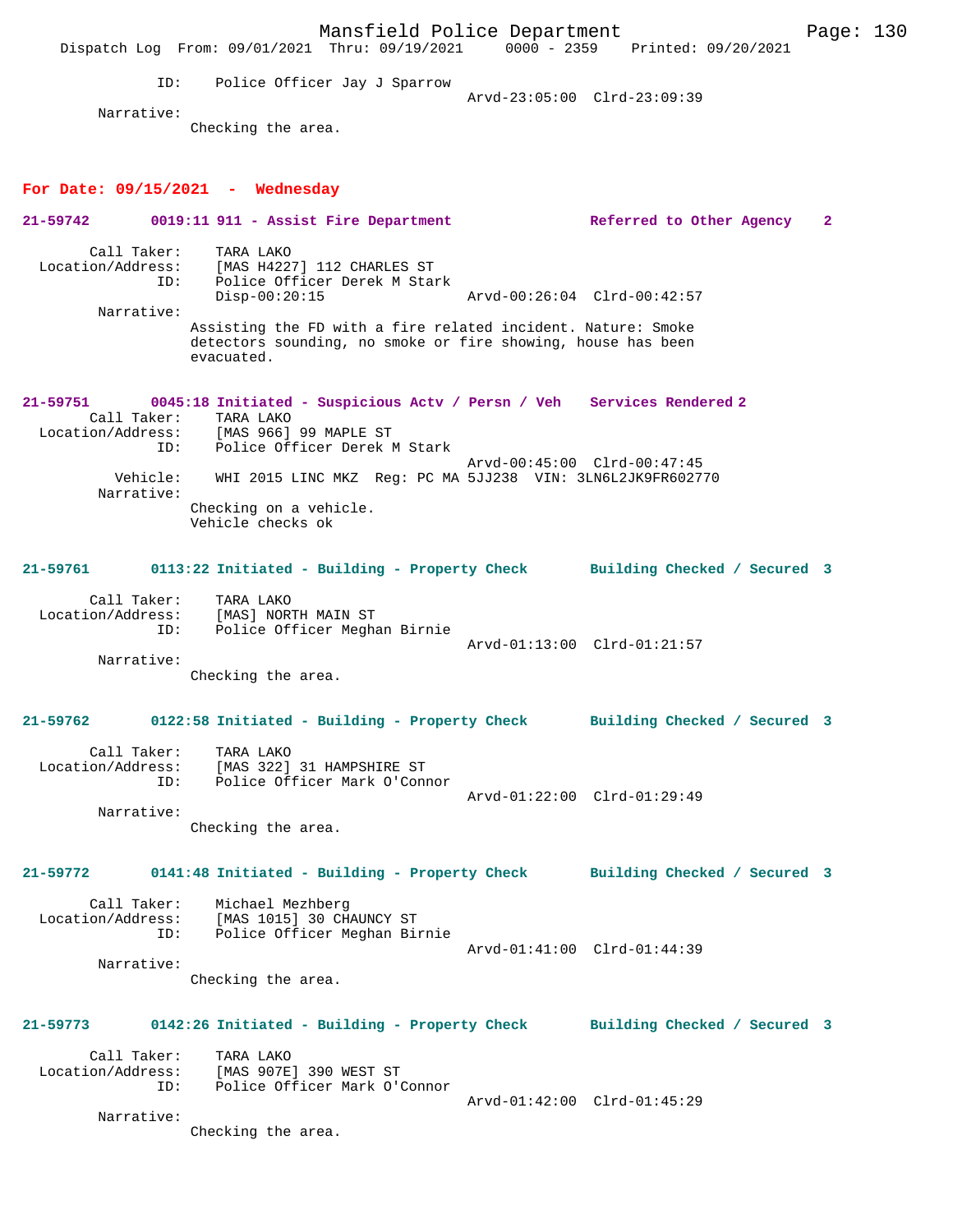ID: Police Officer Jay J Sparrow
Arvd-23:05:00 Clrd-23:09:39

Narrative:
Checking the area.

## For Date: 09/15/2021 - Wednesday

**21-59742 0019:11 911 - Assist Fire Department Referred to Other Agency 2**

Call Taker: TARA LAKO
Location/Address: [MAS H4227] 112 CHARLES ST
ID: Police Officer Derek M Stark
Disp-00:20:15 Arvd-00:26:04 Clrd-00:42:57

Narrative:
Assisting the FD with a fire related incident. Nature: Smoke detectors sounding, no smoke or fire showing, house has been evacuated.

**21-59751 0045:18 Initiated - Suspicious Actv / Persn / Veh Services Rendered 2**

Call Taker: TARA LAKO
Location/Address: [MAS 966] 99 MAPLE ST
ID: Police Officer Derek M Stark
Arvd-00:45:00 Clrd-00:47:45
Vehicle: WHI 2015 LINC MKZ Reg: PC MA 5JJ238 VIN: 3LN6L2JK9FR602770

Narrative:
Checking on a vehicle.
Vehicle checks ok

**21-59761 0113:22 Initiated - Building - Property Check Building Checked / Secured 3**

Call Taker: TARA LAKO
Location/Address: [MAS] NORTH MAIN ST
ID: Police Officer Meghan Birnie
Arvd-01:13:00 Clrd-01:21:57

Narrative:
Checking the area.

**21-59762 0122:58 Initiated - Building - Property Check Building Checked / Secured 3**

Call Taker: TARA LAKO
Location/Address: [MAS 322] 31 HAMPSHIRE ST
ID: Police Officer Mark O'Connor
Arvd-01:22:00 Clrd-01:29:49

Narrative:
Checking the area.

**21-59772 0141:48 Initiated - Building - Property Check Building Checked / Secured 3**

Call Taker: Michael Mezhberg
Location/Address: [MAS 1015] 30 CHAUNCY ST
ID: Police Officer Meghan Birnie
Arvd-01:41:00 Clrd-01:44:39

Narrative:
Checking the area.

**21-59773 0142:26 Initiated - Building - Property Check Building Checked / Secured 3**

Call Taker: TARA LAKO
Location/Address: [MAS 907E] 390 WEST ST
ID: Police Officer Mark O'Connor
Arvd-01:42:00 Clrd-01:45:29

Narrative:
Checking the area.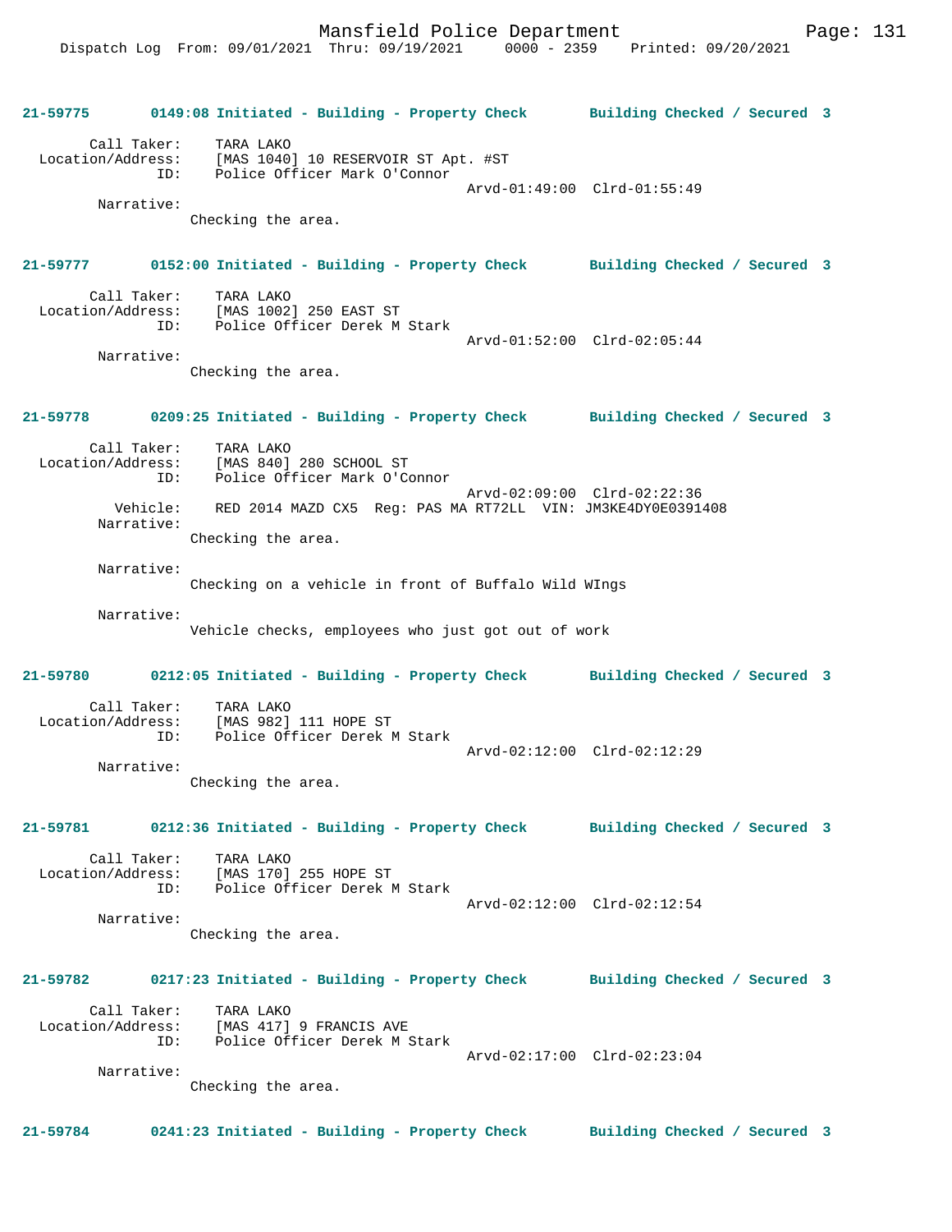**21-59775 0149:08 Initiated - Building - Property Check Building Checked / Secured 3**

Call Taker: TARA LAKO
Location/Address: [MAS 1040] 10 RESERVOIR ST Apt. #ST
ID: Police Officer Mark O'Connor
Arvd-01:49:00 Clrd-01:55:49
Narrative:
Checking the area.

**21-59777 0152:00 Initiated - Building - Property Check Building Checked / Secured 3**

Call Taker: TARA LAKO
Location/Address: [MAS 1002] 250 EAST ST
ID: Police Officer Derek M Stark
Arvd-01:52:00 Clrd-02:05:44
Narrative:
Checking the area.

**21-59778 0209:25 Initiated - Building - Property Check Building Checked / Secured 3**

Call Taker: TARA LAKO
Location/Address: [MAS 840] 280 SCHOOL ST
ID: Police Officer Mark O'Connor
Arvd-02:09:00 Clrd-02:22:36
Vehicle: RED 2014 MAZD CX5 Reg: PAS MA RT72LL VIN: JM3KE4DY0E0391408
Narrative:
Checking the area.

Narrative:
Checking on a vehicle in front of Buffalo Wild WIngs

Narrative:
Vehicle checks, employees who just got out of work

**21-59780 0212:05 Initiated - Building - Property Check Building Checked / Secured 3**

Call Taker: TARA LAKO
Location/Address: [MAS 982] 111 HOPE ST
ID: Police Officer Derek M Stark
Arvd-02:12:00 Clrd-02:12:29
Narrative:
Checking the area.

**21-59781 0212:36 Initiated - Building - Property Check Building Checked / Secured 3**

Call Taker: TARA LAKO
Location/Address: [MAS 170] 255 HOPE ST
ID: Police Officer Derek M Stark
Arvd-02:12:00 Clrd-02:12:54
Narrative:
Checking the area.

**21-59782 0217:23 Initiated - Building - Property Check Building Checked / Secured 3**

Call Taker: TARA LAKO
Location/Address: [MAS 417] 9 FRANCIS AVE
ID: Police Officer Derek M Stark
Arvd-02:17:00 Clrd-02:23:04
Narrative:
Checking the area.

**21-59784 0241:23 Initiated - Building - Property Check Building Checked / Secured 3**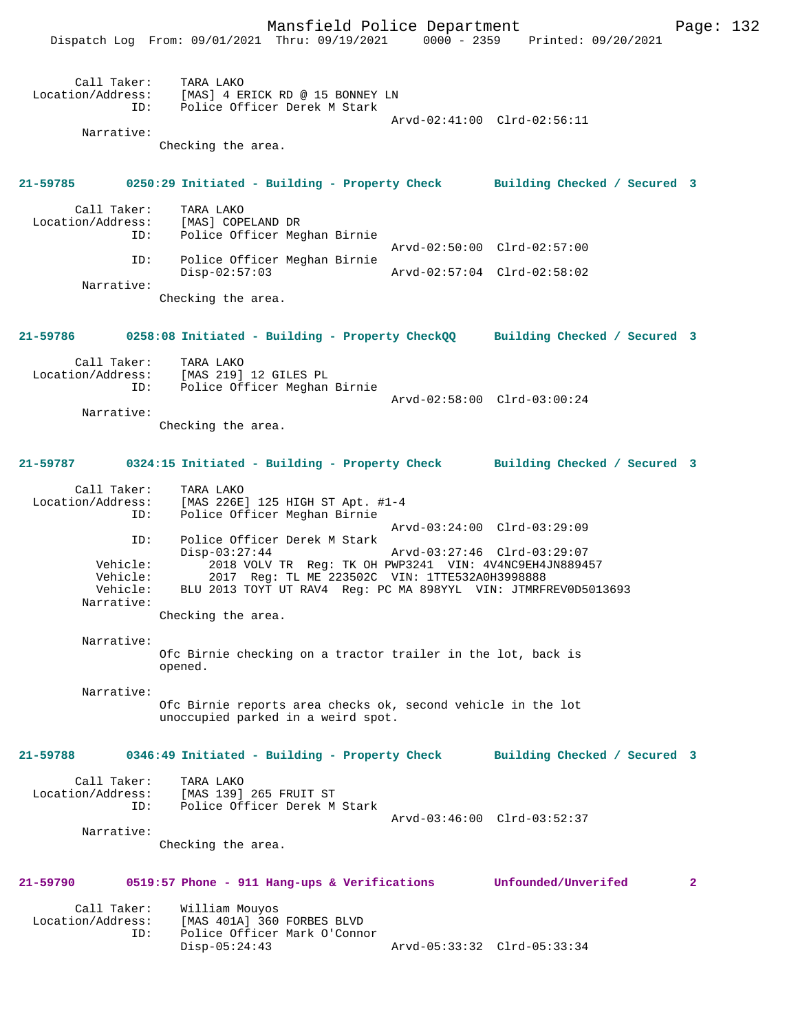Call Taker: TARA LAKO
Location/Address: [MAS] 4 ERICK RD @ 15 BONNEY LN
ID: Police Officer Derek M Stark
Arvd-02:41:00 Clrd-02:56:11
Narrative:
Checking the area.

**21-59785 0250:29 Initiated - Building - Property Check Building Checked / Secured 3**

Call Taker: TARA LAKO
Location/Address: [MAS] COPELAND DR
ID: Police Officer Meghan Birnie
Arvd-02:50:00 Clrd-02:57:00
ID: Police Officer Meghan Birnie
Disp-02:57:03 Arvd-02:57:04 Clrd-02:58:02
Narrative:
Checking the area.

**21-59786 0258:08 Initiated - Building - Property CheckQQ Building Checked / Secured 3**

Call Taker: TARA LAKO
Location/Address: [MAS 219] 12 GILES PL
ID: Police Officer Meghan Birnie
Arvd-02:58:00 Clrd-03:00:24
Narrative:
Checking the area.

**21-59787 0324:15 Initiated - Building - Property Check Building Checked / Secured 3**

Call Taker: TARA LAKO
Location/Address: [MAS 226E] 125 HIGH ST Apt. #1-4
ID: Police Officer Meghan Birnie
Arvd-03:24:00 Clrd-03:29:09
ID: Police Officer Derek M Stark
Disp-03:27:44 Arvd-03:27:46 Clrd-03:29:07
Vehicle: 2018 VOLV TR Reg: TK OH PWP3241 VIN: 4V4NC9EH4JN889457
Vehicle: 2017 Reg: TL ME 223502C VIN: 1TTE532A0H3998888
Vehicle: BLU 2013 TOYT UT RAV4 Reg: PC MA 898YYL VIN: JTMRFREV0D5013693
Narrative:
Checking the area.

Narrative:
Ofc Birnie checking on a tractor trailer in the lot, back is opened.

Narrative:
Ofc Birnie reports area checks ok, second vehicle in the lot unoccupied parked in a weird spot.

**21-59788 0346:49 Initiated - Building - Property Check Building Checked / Secured 3**

Call Taker: TARA LAKO
Location/Address: [MAS 139] 265 FRUIT ST
ID: Police Officer Derek M Stark
Arvd-03:46:00 Clrd-03:52:37
Narrative:
Checking the area.

**21-59790 0519:57 Phone - 911 Hang-ups & Verifications Unfounded/Unverifed 2**

Call Taker: William Mouyos
Location/Address: [MAS 401A] 360 FORBES BLVD
ID: Police Officer Mark O'Connor
Disp-05:24:43 Arvd-05:33:32 Clrd-05:33:34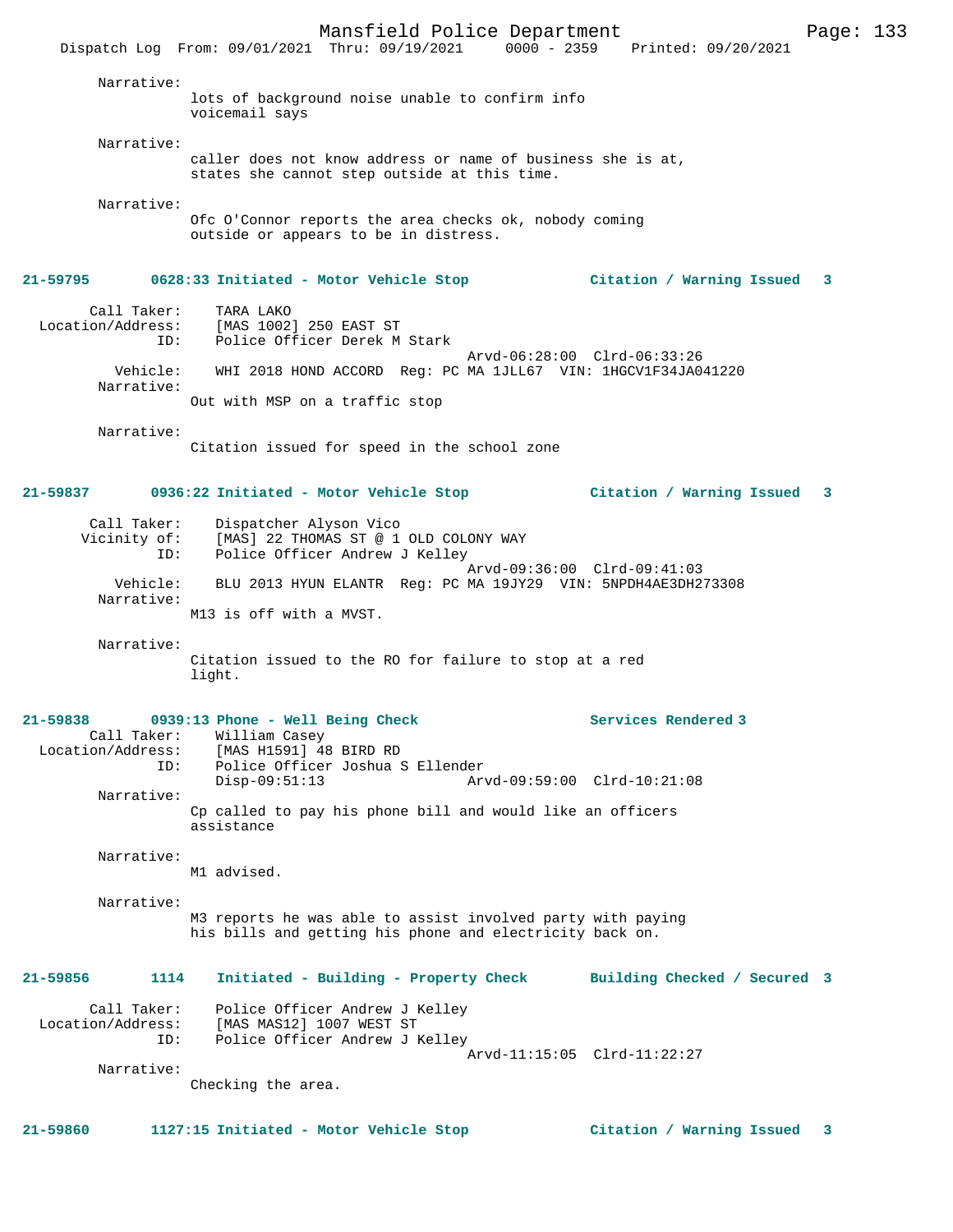Narrative:
lots of background noise unable to confirm info
voicemail says

Narrative:
caller does not know address or name of business she is at, states she cannot step outside at this time.

Narrative:
Ofc O'Connor reports the area checks ok, nobody coming outside or appears to be in distress.

**21-59795 0628:33 Initiated - Motor Vehicle Stop — Citation / Warning Issued 3**

Call Taker: TARA LAKO
Location/Address: [MAS 1002] 250 EAST ST
ID: Police Officer Derek M Stark
Arvd-06:28:00 Clrd-06:33:26
Vehicle: WHI 2018 HOND ACCORD Reg: PC MA 1JLL67 VIN: 1HGCV1F34JA041220
Narrative:
Out with MSP on a traffic stop

Narrative:
Citation issued for speed in the school zone

**21-59837 0936:22 Initiated - Motor Vehicle Stop — Citation / Warning Issued 3**

Call Taker: Dispatcher Alyson Vico
Vicinity of: [MAS] 22 THOMAS ST @ 1 OLD COLONY WAY
ID: Police Officer Andrew J Kelley
Arvd-09:36:00 Clrd-09:41:03
Vehicle: BLU 2013 HYUN ELANTR Reg: PC MA 19JY29 VIN: 5NPDH4AE3DH273308
Narrative:
M13 is off with a MVST.

Narrative:
Citation issued to the RO for failure to stop at a red light.

**21-59838 0939:13 Phone - Well Being Check — Services Rendered 3**

Call Taker: William Casey
Location/Address: [MAS H1591] 48 BIRD RD
ID: Police Officer Joshua S Ellender
Disp-09:51:13 Arvd-09:59:00 Clrd-10:21:08
Narrative:
Cp called to pay his phone bill and would like an officers assistance

Narrative:
M1 advised.

Narrative:
M3 reports he was able to assist involved party with paying his bills and getting his phone and electricity back on.

**21-59856 1114 Initiated - Building - Property Check — Building Checked / Secured 3**

Call Taker: Police Officer Andrew J Kelley
Location/Address: [MAS MAS12] 1007 WEST ST
ID: Police Officer Andrew J Kelley
Arvd-11:15:05 Clrd-11:22:27
Narrative:
Checking the area.

**21-59860 1127:15 Initiated - Motor Vehicle Stop — Citation / Warning Issued 3**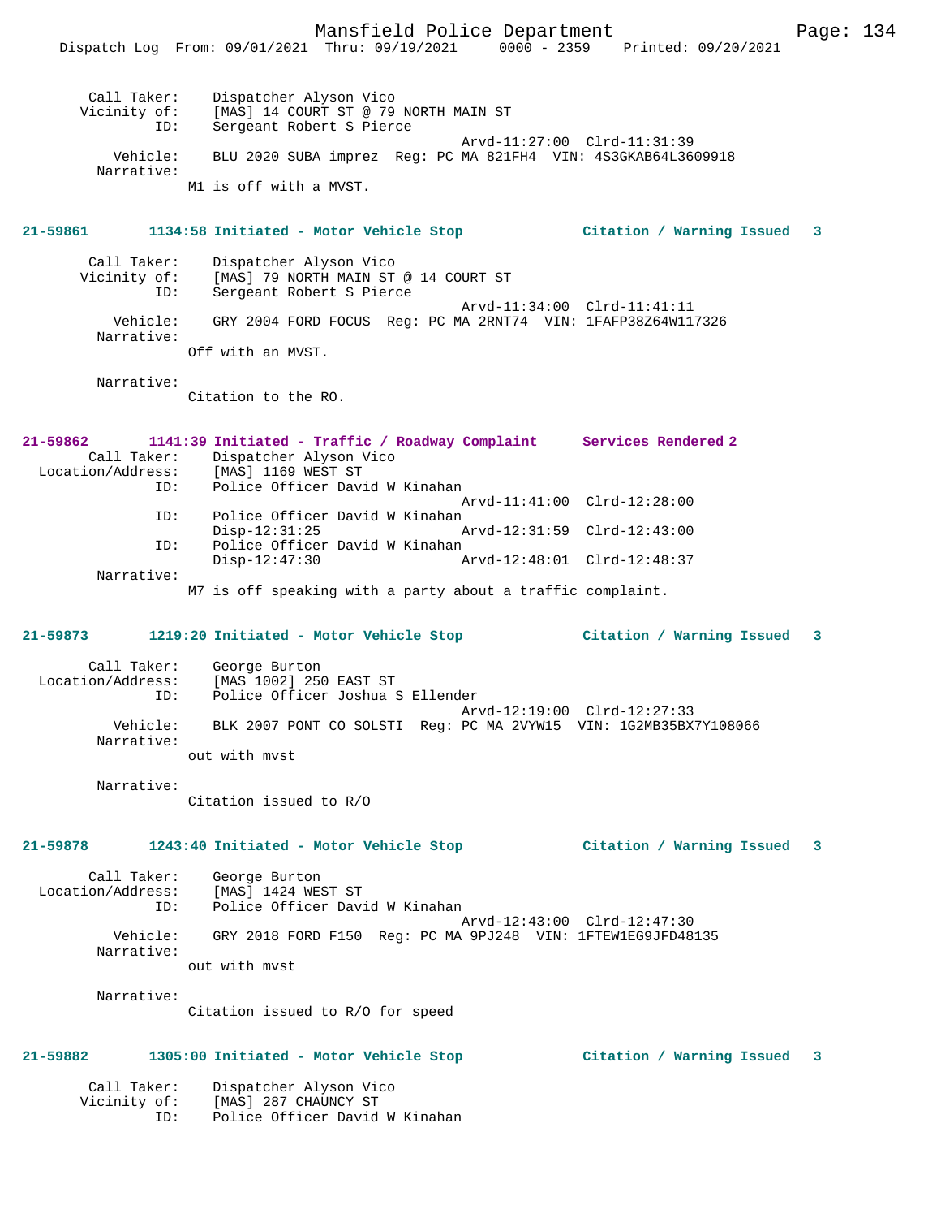Call Taker: Dispatcher Alyson Vico
Vicinity of: [MAS] 14 COURT ST @ 79 NORTH MAIN ST
ID: Sergeant Robert S Pierce
Arvd-11:27:00 Clrd-11:31:39
Vehicle: BLU 2020 SUBA imprez Reg: PC MA 821FH4 VIN: 4S3GKAB64L3609918
Narrative:
M1 is off with a MVST.

**21-59861 1134:58 Initiated - Motor Vehicle Stop Citation / Warning Issued 3**

Call Taker: Dispatcher Alyson Vico
Vicinity of: [MAS] 79 NORTH MAIN ST @ 14 COURT ST
ID: Sergeant Robert S Pierce
Arvd-11:34:00 Clrd-11:41:11
Vehicle: GRY 2004 FORD FOCUS Reg: PC MA 2RNT74 VIN: 1FAFP38Z64W117326
Narrative:
Off with an MVST.

Narrative:
Citation to the RO.

**21-59862 1141:39 Initiated - Traffic / Roadway Complaint Services Rendered 2**

Call Taker: Dispatcher Alyson Vico
Location/Address: [MAS] 1169 WEST ST
ID: Police Officer David W Kinahan
Arvd-11:41:00 Clrd-12:28:00
ID: Police Officer David W Kinahan
Disp-12:31:25 Arvd-12:31:59 Clrd-12:43:00
ID: Police Officer David W Kinahan
Disp-12:47:30 Arvd-12:48:01 Clrd-12:48:37
Narrative:
M7 is off speaking with a party about a traffic complaint.

**21-59873 1219:20 Initiated - Motor Vehicle Stop Citation / Warning Issued 3**

Call Taker: George Burton
Location/Address: [MAS 1002] 250 EAST ST
ID: Police Officer Joshua S Ellender
Arvd-12:19:00 Clrd-12:27:33
Vehicle: BLK 2007 PONT CO SOLSTI Reg: PC MA 2VYW15 VIN: 1G2MB35BX7Y108066
Narrative:
out with mvst

Narrative:
Citation issued to R/O

**21-59878 1243:40 Initiated - Motor Vehicle Stop Citation / Warning Issued 3**

Call Taker: George Burton
Location/Address: [MAS] 1424 WEST ST
ID: Police Officer David W Kinahan
Arvd-12:43:00 Clrd-12:47:30
Vehicle: GRY 2018 FORD F150 Reg: PC MA 9PJ248 VIN: 1FTEW1EG9JFD48135
Narrative:
out with mvst

Narrative:
Citation issued to R/O for speed

**21-59882 1305:00 Initiated - Motor Vehicle Stop Citation / Warning Issued 3**

Call Taker: Dispatcher Alyson Vico
Vicinity of: [MAS] 287 CHAUNCY ST
ID: Police Officer David W Kinahan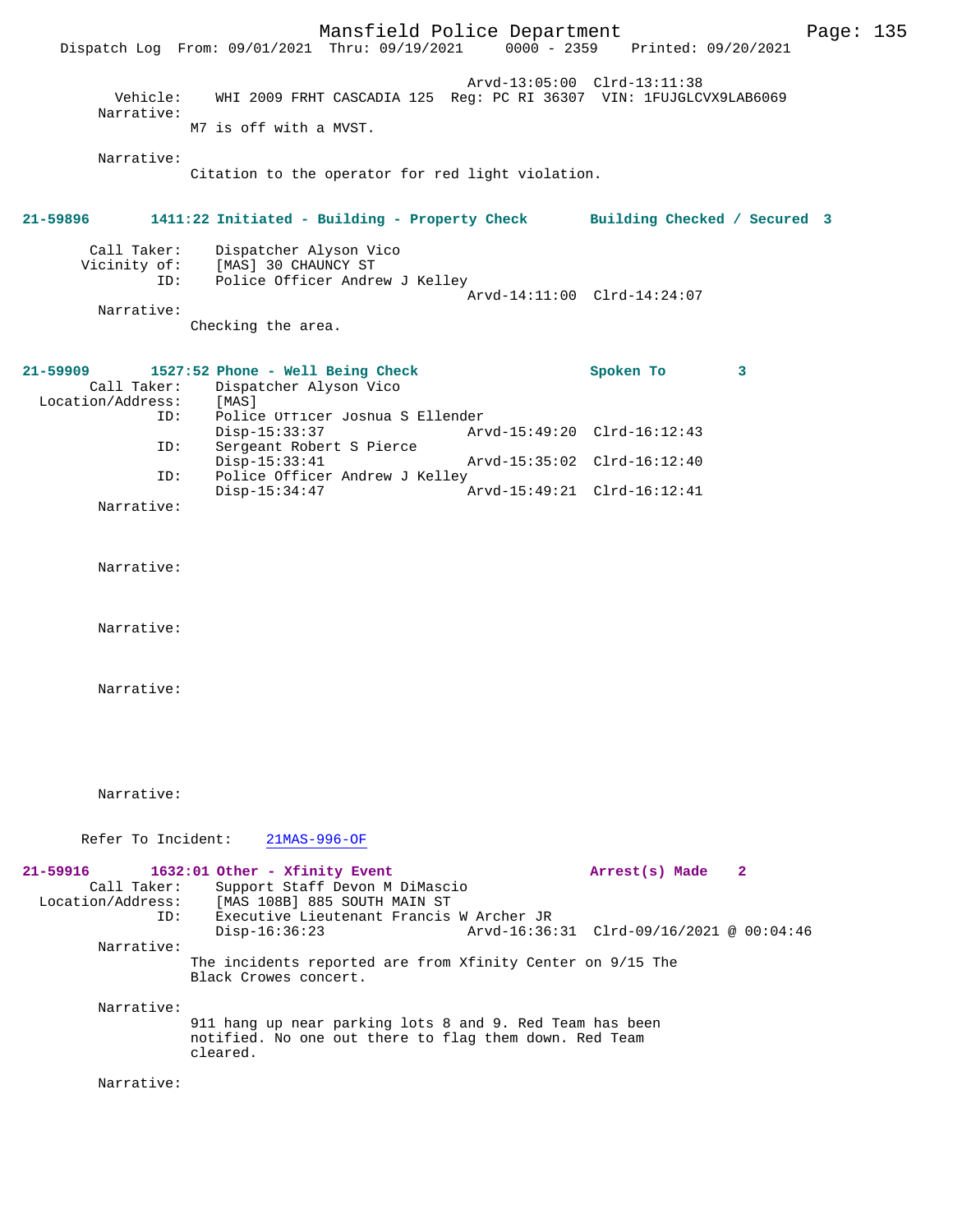Arvd-13:05:00 Clrd-13:11:38

Vehicle: WHI 2009 FRHT CASCADIA 125 Reg: PC RI 36307 VIN: 1FUJGLCVX9LAB6069

Narrative:
M7 is off with a MVST.

Narrative:
Citation to the operator for red light violation.

**21-59896 1411:22 Initiated - Building - Property Check Building Checked / Secured 3**

Call Taker: Dispatcher Alyson Vico
Vicinity of: [MAS] 30 CHAUNCY ST
ID: Police Officer Andrew J Kelley
Arvd-14:11:00 Clrd-14:24:07

Narrative:
Checking the area.

**21-59909 1527:52 Phone - Well Being Check Spoken To 3**

Call Taker: Dispatcher Alyson Vico
Location/Address: [MAS]
ID: Police Officer Joshua S Ellender
Disp-15:33:37 Arvd-15:49:20 Clrd-16:12:43
ID: Sergeant Robert S Pierce
Disp-15:33:41 Arvd-15:35:02 Clrd-16:12:40
ID: Police Officer Andrew J Kelley
Disp-15:34:47 Arvd-15:49:21 Clrd-16:12:41

Narrative:

Narrative:

Narrative:

Narrative:

Narrative:

Refer To Incident: 21MAS-996-OF

**21-59916 1632:01 Other - Xfinity Event Arrest(s) Made 2**

Call Taker: Support Staff Devon M DiMascio
Location/Address: [MAS 108B] 885 SOUTH MAIN ST
ID: Executive Lieutenant Francis W Archer JR
Disp-16:36:23 Arvd-16:36:31 Clrd-09/16/2021 @ 00:04:46

Narrative:
The incidents reported are from Xfinity Center on 9/15 The Black Crowes concert.

Narrative:
911 hang up near parking lots 8 and 9. Red Team has been notified. No one out there to flag them down. Red Team cleared.

Narrative: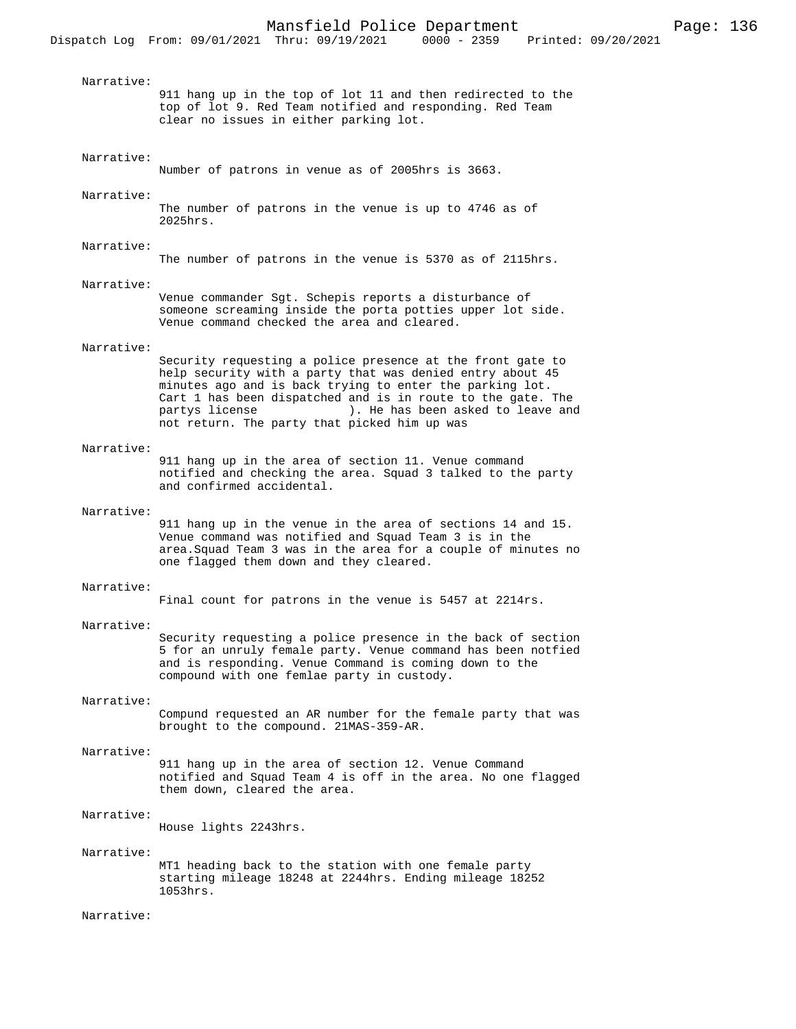Narrative:
911 hang up in the top of lot 11 and then redirected to the top of lot 9. Red Team notified and responding. Red Team clear no issues in either parking lot.

Narrative:
Number of patrons in venue as of 2005hrs is 3663.

Narrative:
The number of patrons in the venue is up to 4746 as of 2025hrs.

Narrative:
The number of patrons in the venue is 5370 as of 2115hrs.

Narrative:
Venue commander Sgt. Schepis reports a disturbance of someone screaming inside the porta potties upper lot side. Venue command checked the area and cleared.

Narrative:
Security requesting a police presence at the front gate to help security with a party that was denied entry about 45 minutes ago and is back trying to enter the parking lot. Cart 1 has been dispatched and is in route to the gate. The partys license ). He has been asked to leave and not return. The party that picked him up was

Narrative:
911 hang up in the area of section 11. Venue command notified and checking the area. Squad 3 talked to the party and confirmed accidental.

Narrative:
911 hang up in the venue in the area of sections 14 and 15. Venue command was notified and Squad Team 3 is in the area.Squad Team 3 was in the area for a couple of minutes no one flagged them down and they cleared.

Narrative:
Final count for patrons in the venue is 5457 at 2214rs.

Narrative:
Security requesting a police presence in the back of section 5 for an unruly female party. Venue command has been notfied and is responding. Venue Command is coming down to the compound with one femlae party in custody.

Narrative:
Compund requested an AR number for the female party that was brought to the compound. 21MAS-359-AR.

Narrative:
911 hang up in the area of section 12. Venue Command notified and Squad Team 4 is off in the area. No one flagged them down, cleared the area.

Narrative:
House lights 2243hrs.

Narrative:
MT1 heading back to the station with one female party starting mileage 18248 at 2244hrs. Ending mileage 18252 1053hrs.

Narrative: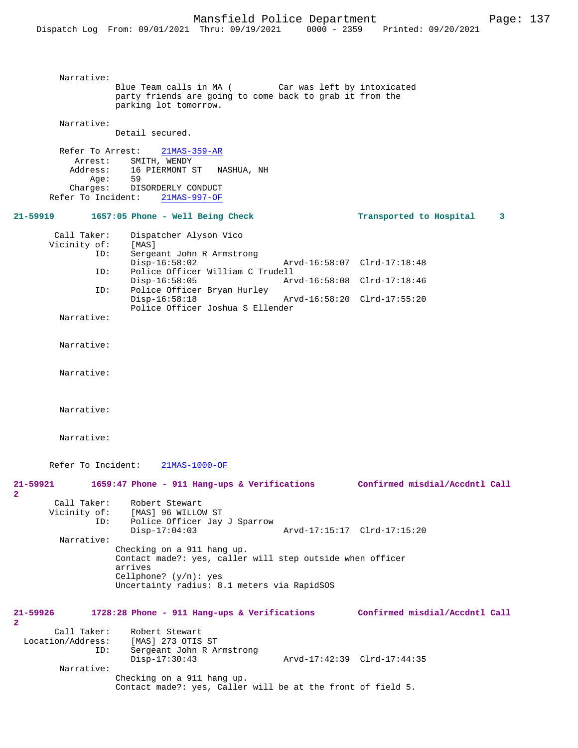Narrative:
Blue Team calls in MA (          Car was left by intoxicated party friends are going to come back to grab it from the parking lot tomorrow.

Narrative:
Detail secured.

Refer To Arrest: 21MAS-359-AR
Arrest: SMITH, WENDY
Address: 16 PIERMONT ST NASHUA, NH
Age: 59
Charges: DISORDERLY CONDUCT
Refer To Incident: 21MAS-997-OF

**21-59919 1657:05 Phone - Well Being Check** **Transported to Hospital 3**

Call Taker: Dispatcher Alyson Vico
Vicinity of: [MAS]
ID: Sergeant John R Armstrong
Disp-16:58:02 Arvd-16:58:07 Clrd-17:18:48
ID: Police Officer William C Trudell
Disp-16:58:05 Arvd-16:58:08 Clrd-17:18:46
ID: Police Officer Bryan Hurley
Disp-16:58:18 Arvd-16:58:20 Clrd-17:55:20
Police Officer Joshua S Ellender

Narrative:

Narrative:

Narrative:

Narrative:

Narrative:

Refer To Incident: 21MAS-1000-OF

**21-59921 1659:47 Phone - 911 Hang-ups & Verifications** **Confirmed misdial/Accdntl Call 2**

Call Taker: Robert Stewart
Vicinity of: [MAS] 96 WILLOW ST
ID: Police Officer Jay J Sparrow
Disp-17:04:03 Arvd-17:15:17 Clrd-17:15:20

Narrative:
Checking on a 911 hang up.
Contact made?: yes, caller will step outside when officer arrives
Cellphone? (y/n): yes
Uncertainty radius: 8.1 meters via RapidSOS

**21-59926 1728:28 Phone - 911 Hang-ups & Verifications** **Confirmed misdial/Accdntl Call 2**

Call Taker: Robert Stewart
Location/Address: [MAS] 273 OTIS ST
ID: Sergeant John R Armstrong
Disp-17:30:43 Arvd-17:42:39 Clrd-17:44:35

Narrative:
Checking on a 911 hang up.
Contact made?: yes, Caller will be at the front of field 5.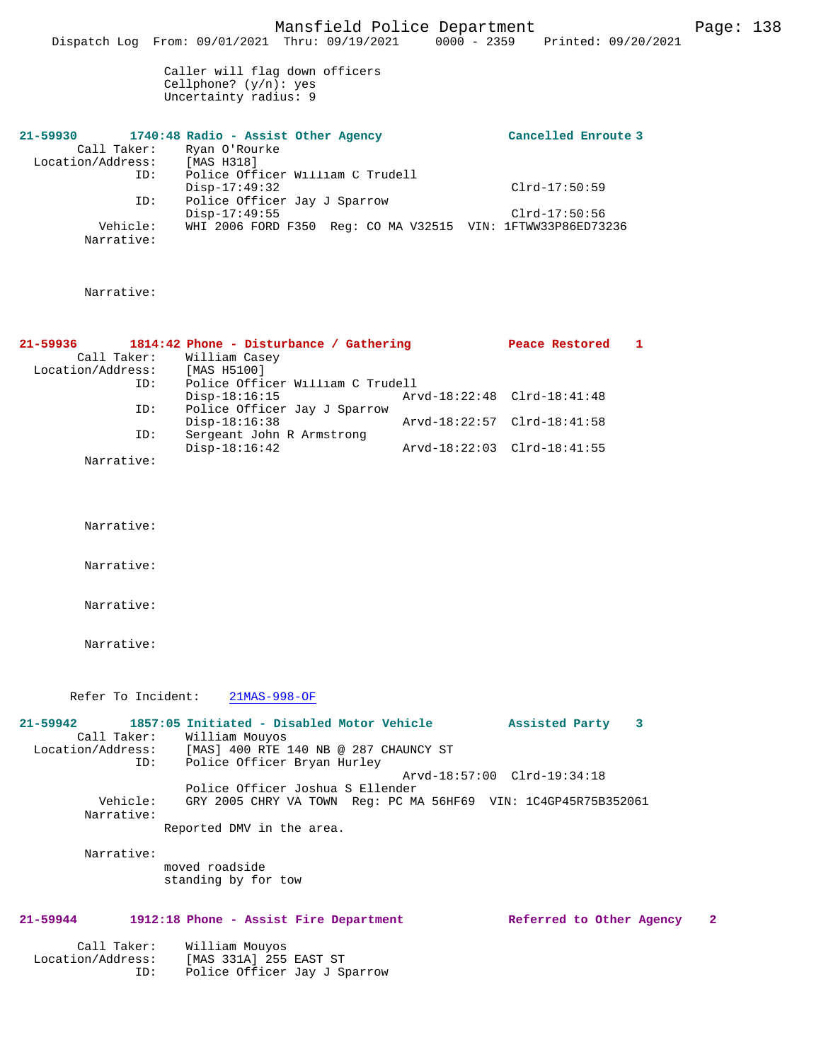Caller will flag down officers
Cellphone? (y/n): yes
Uncertainty radius: 9

**21-59930 1740:48 Radio - Assist Other Agency — Cancelled Enroute 3**

Call Taker: Ryan O'Rourke
Location/Address: [MAS H318]
ID: Police Officer William C Trudell
Disp-17:49:32 Clrd-17:50:59
ID: Police Officer Jay J Sparrow
Disp-17:49:55 Clrd-17:50:56
Vehicle: WHI 2006 FORD F350 Reg: CO MA V32515 VIN: 1FTWW33P86ED73236
Narrative:

Narrative:

**21-59936 1814:42 Phone - Disturbance / Gathering — Peace Restored 1**

Call Taker: William Casey
Location/Address: [MAS H5100]
ID: Police Officer William C Trudell
Disp-18:16:15 Arvd-18:22:48 Clrd-18:41:48
ID: Police Officer Jay J Sparrow
Disp-18:16:38 Arvd-18:22:57 Clrd-18:41:58
ID: Sergeant John R Armstrong
Disp-18:16:42 Arvd-18:22:03 Clrd-18:41:55
Narrative:

Narrative:

Narrative:

Narrative:

Narrative:

Refer To Incident: 21MAS-998-OF

**21-59942 1857:05 Initiated - Disabled Motor Vehicle — Assisted Party 3**

Call Taker: William Mouyos
Location/Address: [MAS] 400 RTE 140 NB @ 287 CHAUNCY ST
ID: Police Officer Bryan Hurley
Arvd-18:57:00 Clrd-19:34:18
Police Officer Joshua S Ellender
Vehicle: GRY 2005 CHRY VA TOWN Reg: PC MA 56HF69 VIN: 1C4GP45R75B352061
Narrative:
Reported DMV in the area.

Narrative:
moved roadside
standing by for tow

**21-59944 1912:18 Phone - Assist Fire Department — Referred to Other Agency 2**

Call Taker: William Mouyos
Location/Address: [MAS 331A] 255 EAST ST
ID: Police Officer Jay J Sparrow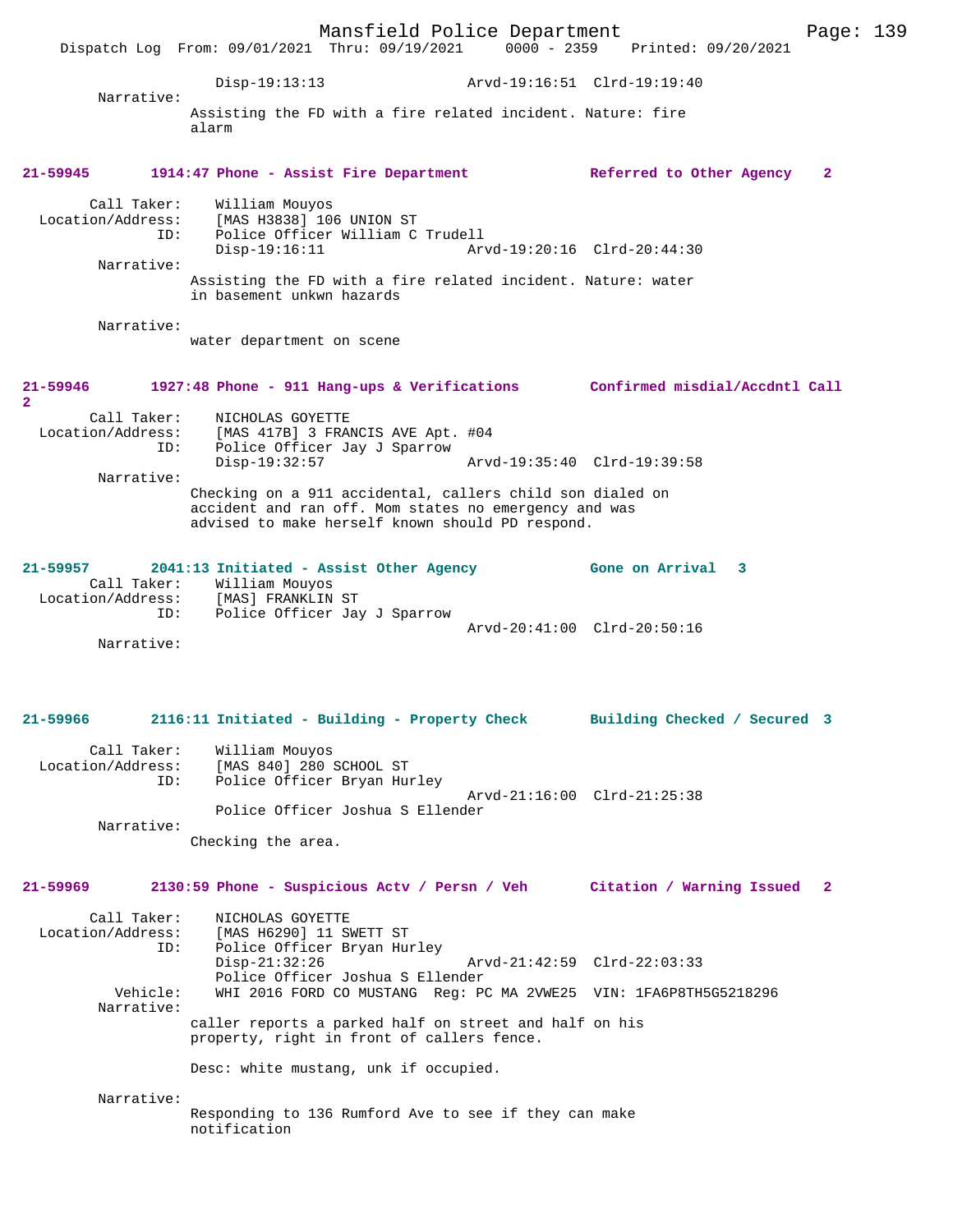Disp-19:13:13 Arvd-19:16:51 Clrd-19:19:40

Narrative:
Assisting the FD with a fire related incident. Nature: fire alarm

**21-59945 1914:47 Phone - Assist Fire Department Referred to Other Agency 2**

Call Taker: William Mouyos
Location/Address: [MAS H3838] 106 UNION ST
ID: Police Officer William C Trudell
Disp-19:16:11 Arvd-19:20:16 Clrd-20:44:30

Narrative:
Assisting the FD with a fire related incident. Nature: water in basement unkwn hazards

Narrative:
water department on scene

**21-59946 1927:48 Phone - 911 Hang-ups & Verifications Confirmed misdial/Accdntl Call 2**

Call Taker: NICHOLAS GOYETTE
Location/Address: [MAS 417B] 3 FRANCIS AVE Apt. #04
ID: Police Officer Jay J Sparrow
Disp-19:32:57 Arvd-19:35:40 Clrd-19:39:58

Narrative:
Checking on a 911 accidental, callers child son dialed on accident and ran off. Mom states no emergency and was advised to make herself known should PD respond.

**21-59957 2041:13 Initiated - Assist Other Agency Gone on Arrival 3**

Call Taker: William Mouyos
Location/Address: [MAS] FRANKLIN ST
ID: Police Officer Jay J Sparrow
Arvd-20:41:00 Clrd-20:50:16

Narrative:

**21-59966 2116:11 Initiated - Building - Property Check Building Checked / Secured 3**

Call Taker: William Mouyos
Location/Address: [MAS 840] 280 SCHOOL ST
ID: Police Officer Bryan Hurley
Arvd-21:16:00 Clrd-21:25:38
Police Officer Joshua S Ellender

Narrative:
Checking the area.

**21-59969 2130:59 Phone - Suspicious Actv / Persn / Veh Citation / Warning Issued 2**

Call Taker: NICHOLAS GOYETTE
Location/Address: [MAS H6290] 11 SWETT ST
ID: Police Officer Bryan Hurley
Disp-21:32:26 Arvd-21:42:59 Clrd-22:03:33
Police Officer Joshua S Ellender
Vehicle: WHI 2016 FORD CO MUSTANG Reg: PC MA 2VWE25 VIN: 1FA6P8TH5G5218296

Narrative:
caller reports a parked half on street and half on his property, right in front of callers fence.

Desc: white mustang, unk if occupied.

Narrative:
Responding to 136 Rumford Ave to see if they can make notification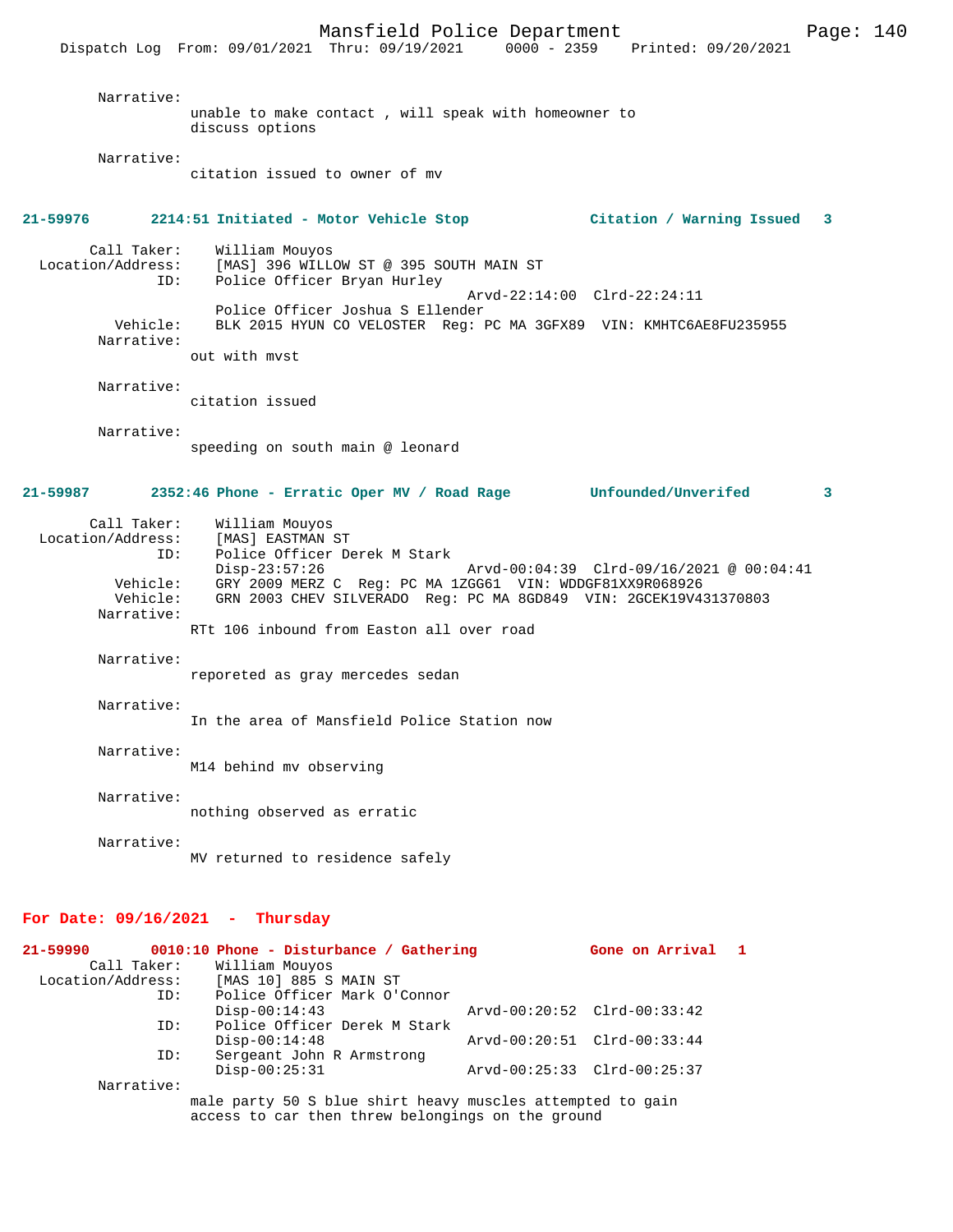Narrative:
unable to make contact , will speak with homeowner to discuss options

Narrative:
citation issued to owner of mv

**21-59976 2214:51 Initiated - Motor Vehicle Stop Citation / Warning Issued 3**

Call Taker: William Mouyos
Location/Address: [MAS] 396 WILLOW ST @ 395 SOUTH MAIN ST
ID: Police Officer Bryan Hurley
Arvd-22:14:00 Clrd-22:24:11
Police Officer Joshua S Ellender
Vehicle: BLK 2015 HYUN CO VELOSTER Reg: PC MA 3GFX89 VIN: KMHTC6AE8FU235955
Narrative:
out with mvst

Narrative:
citation issued

Narrative:
speeding on south main @ leonard

**21-59987 2352:46 Phone - Erratic Oper MV / Road Rage Unfounded/Unverifed 3**

Call Taker: William Mouyos
Location/Address: [MAS] EASTMAN ST
ID: Police Officer Derek M Stark
Disp-23:57:26 Arvd-00:04:39 Clrd-09/16/2021 @ 00:04:41
Vehicle: GRY 2009 MERZ C Reg: PC MA 1ZGG61 VIN: WDDGF81XX9R068926
Vehicle: GRN 2003 CHEV SILVERADO Reg: PC MA 8GD849 VIN: 2GCEK19V431370803
Narrative:
RTt 106 inbound from Easton all over road

Narrative:
reporeted as gray mercedes sedan

Narrative:
In the area of Mansfield Police Station now

Narrative:
M14 behind mv observing

Narrative:
nothing observed as erratic

Narrative:
MV returned to residence safely

## For Date: 09/16/2021 - Thursday

**21-59990 0010:10 Phone - Disturbance / Gathering Gone on Arrival 1**

Call Taker: William Mouyos
Location/Address: [MAS 10] 885 S MAIN ST
ID: Police Officer Mark O'Connor
Disp-00:14:43 Arvd-00:20:52 Clrd-00:33:42
ID: Police Officer Derek M Stark
Disp-00:14:48 Arvd-00:20:51 Clrd-00:33:44
ID: Sergeant John R Armstrong
Disp-00:25:31 Arvd-00:25:33 Clrd-00:25:37
Narrative:
male party 50 S blue shirt heavy muscles attempted to gain access to car then threw belongings on the ground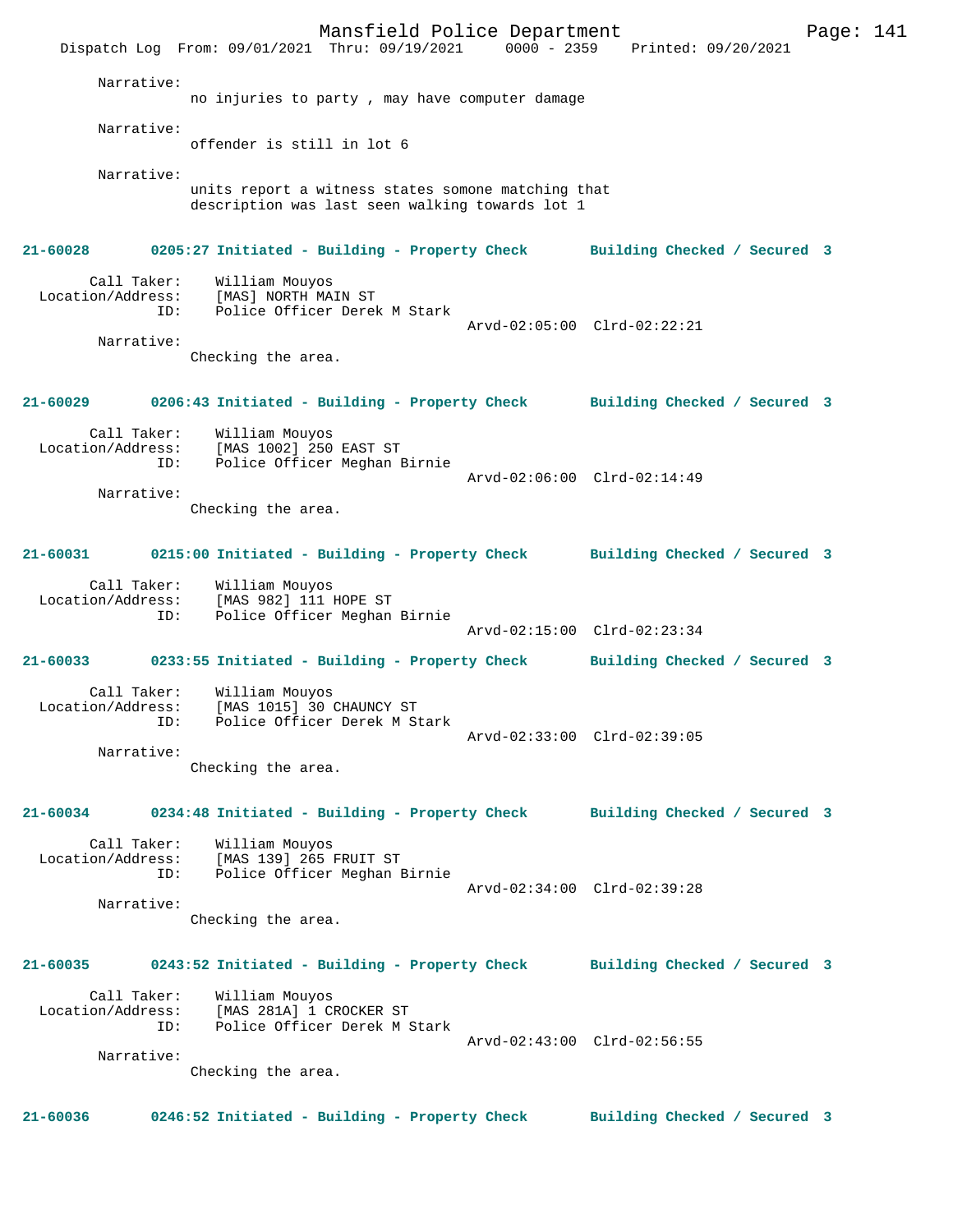Narrative:
no injuries to party , may have computer damage

Narrative:
offender is still in lot 6

Narrative:
units report a witness states somone matching that description was last seen walking towards lot 1

**21-60028 0205:27 Initiated - Building - Property Check Building Checked / Secured 3**

Call Taker: William Mouyos
Location/Address: [MAS] NORTH MAIN ST
ID: Police Officer Derek M Stark
Arvd-02:05:00 Clrd-02:22:21

Narrative:
Checking the area.

**21-60029 0206:43 Initiated - Building - Property Check Building Checked / Secured 3**

Call Taker: William Mouyos
Location/Address: [MAS 1002] 250 EAST ST
ID: Police Officer Meghan Birnie
Arvd-02:06:00 Clrd-02:14:49

Narrative:
Checking the area.

**21-60031 0215:00 Initiated - Building - Property Check Building Checked / Secured 3**

Call Taker: William Mouyos
Location/Address: [MAS 982] 111 HOPE ST
ID: Police Officer Meghan Birnie
Arvd-02:15:00 Clrd-02:23:34

**21-60033 0233:55 Initiated - Building - Property Check Building Checked / Secured 3**

Call Taker: William Mouyos
Location/Address: [MAS 1015] 30 CHAUNCY ST
ID: Police Officer Derek M Stark
Arvd-02:33:00 Clrd-02:39:05

Narrative:
Checking the area.

**21-60034 0234:48 Initiated - Building - Property Check Building Checked / Secured 3**

Call Taker: William Mouyos
Location/Address: [MAS 139] 265 FRUIT ST
ID: Police Officer Meghan Birnie
Arvd-02:34:00 Clrd-02:39:28

Narrative:
Checking the area.

**21-60035 0243:52 Initiated - Building - Property Check Building Checked / Secured 3**

Call Taker: William Mouyos
Location/Address: [MAS 281A] 1 CROCKER ST
ID: Police Officer Derek M Stark
Arvd-02:43:00 Clrd-02:56:55

Narrative:
Checking the area.

**21-60036 0246:52 Initiated - Building - Property Check Building Checked / Secured 3**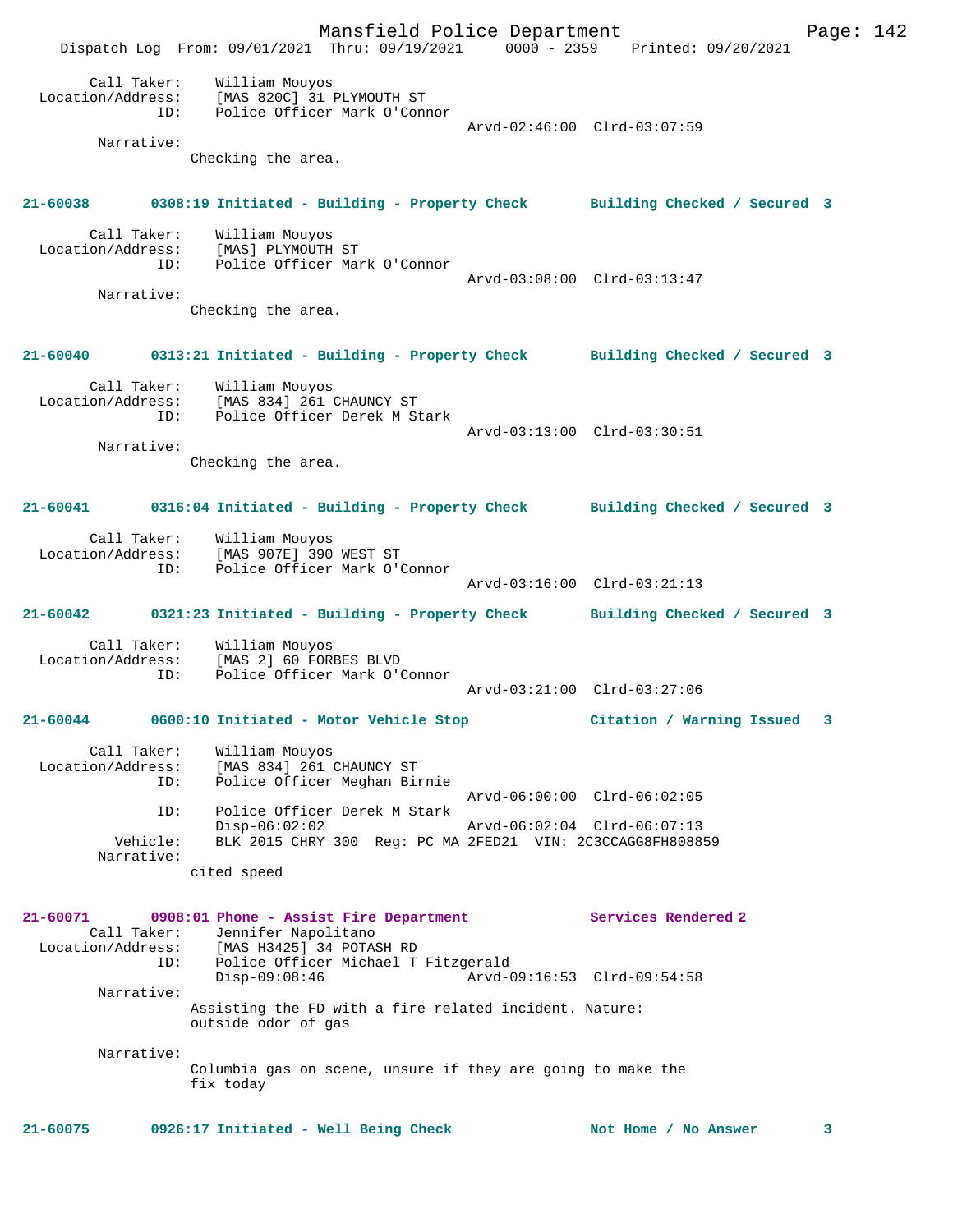Call Taker: William Mouyos
Location/Address: [MAS 820C] 31 PLYMOUTH ST
ID: Police Officer Mark O'Connor
Arvd-02:46:00 Clrd-03:07:59
Narrative:
Checking the area.

**21-60038 0308:19 Initiated - Building - Property Check Building Checked / Secured 3**

Call Taker: William Mouyos
Location/Address: [MAS] PLYMOUTH ST
ID: Police Officer Mark O'Connor
Arvd-03:08:00 Clrd-03:13:47
Narrative:
Checking the area.

**21-60040 0313:21 Initiated - Building - Property Check Building Checked / Secured 3**

Call Taker: William Mouyos
Location/Address: [MAS 834] 261 CHAUNCY ST
ID: Police Officer Derek M Stark
Arvd-03:13:00 Clrd-03:30:51
Narrative:
Checking the area.

**21-60041 0316:04 Initiated - Building - Property Check Building Checked / Secured 3**

Call Taker: William Mouyos
Location/Address: [MAS 907E] 390 WEST ST
ID: Police Officer Mark O'Connor
Arvd-03:16:00 Clrd-03:21:13

**21-60042 0321:23 Initiated - Building - Property Check Building Checked / Secured 3**

Call Taker: William Mouyos
Location/Address: [MAS 2] 60 FORBES BLVD
ID: Police Officer Mark O'Connor
Arvd-03:21:00 Clrd-03:27:06

**21-60044 0600:10 Initiated - Motor Vehicle Stop Citation / Warning Issued 3**

Call Taker: William Mouyos
Location/Address: [MAS 834] 261 CHAUNCY ST
ID: Police Officer Meghan Birnie
Arvd-06:00:00 Clrd-06:02:05
ID: Police Officer Derek M Stark
Disp-06:02:02 Arvd-06:02:04 Clrd-06:07:13
Vehicle: BLK 2015 CHRY 300 Reg: PC MA 2FED21 VIN: 2C3CCAGG8FH808859
Narrative:
cited speed

**21-60071 0908:01 Phone - Assist Fire Department Services Rendered 2**

Call Taker: Jennifer Napolitano
Location/Address: [MAS H3425] 34 POTASH RD
ID: Police Officer Michael T Fitzgerald
Disp-09:08:46 Arvd-09:16:53 Clrd-09:54:58
Narrative:
Assisting the FD with a fire related incident. Nature: outside odor of gas

Narrative:
Columbia gas on scene, unsure if they are going to make the fix today

**21-60075 0926:17 Initiated - Well Being Check Not Home / No Answer 3**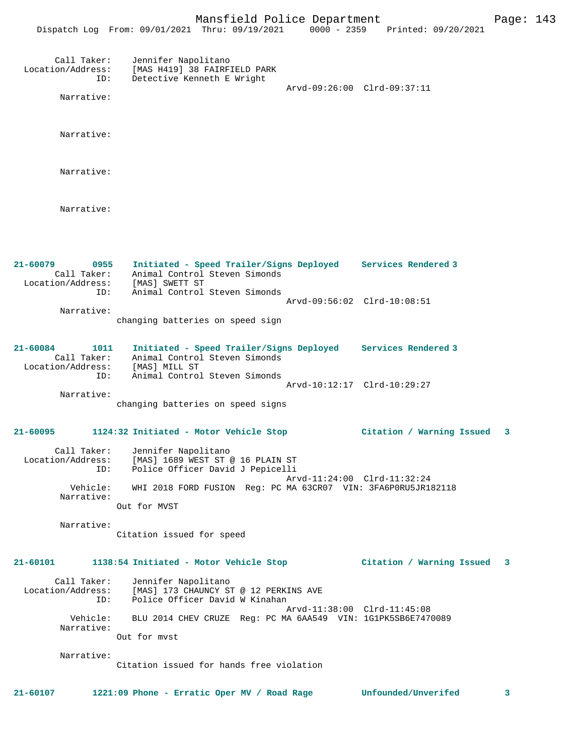Call Taker: Jennifer Napolitano
Location/Address: [MAS H419] 38 FAIRFIELD PARK
ID: Detective Kenneth E Wright
Arvd-09:26:00 Clrd-09:37:11

Narrative:

Narrative:

Narrative:

Narrative:

**21-60079 0955 Initiated - Speed Trailer/Signs Deployed Services Rendered 3**

Call Taker: Animal Control Steven Simonds
Location/Address: [MAS] SWETT ST
ID: Animal Control Steven Simonds
Arvd-09:56:02 Clrd-10:08:51

Narrative:
changing batteries on speed sign

**21-60084 1011 Initiated - Speed Trailer/Signs Deployed Services Rendered 3**

Call Taker: Animal Control Steven Simonds
Location/Address: [MAS] MILL ST
ID: Animal Control Steven Simonds
Arvd-10:12:17 Clrd-10:29:27

Narrative:
changing batteries on speed signs

**21-60095 1124:32 Initiated - Motor Vehicle Stop Citation / Warning Issued 3**

Call Taker: Jennifer Napolitano
Location/Address: [MAS] 1689 WEST ST @ 16 PLAIN ST
ID: Police Officer David J Pepicelli
Arvd-11:24:00 Clrd-11:32:24
Vehicle: WHI 2018 FORD FUSION Reg: PC MA 63CR07 VIN: 3FA6P0RU5JR182118

Narrative:
Out for MVST

Narrative:
Citation issued for speed

**21-60101 1138:54 Initiated - Motor Vehicle Stop Citation / Warning Issued 3**

Call Taker: Jennifer Napolitano
Location/Address: [MAS] 173 CHAUNCY ST @ 12 PERKINS AVE
ID: Police Officer David W Kinahan
Arvd-11:38:00 Clrd-11:45:08
Vehicle: BLU 2014 CHEV CRUZE Reg: PC MA 6AA549 VIN: 1G1PK5SB6E7470089

Narrative:
Out for mvst

Narrative:
Citation issued for hands free violation

**21-60107 1221:09 Phone - Erratic Oper MV / Road Rage Unfounded/Unverifed 3**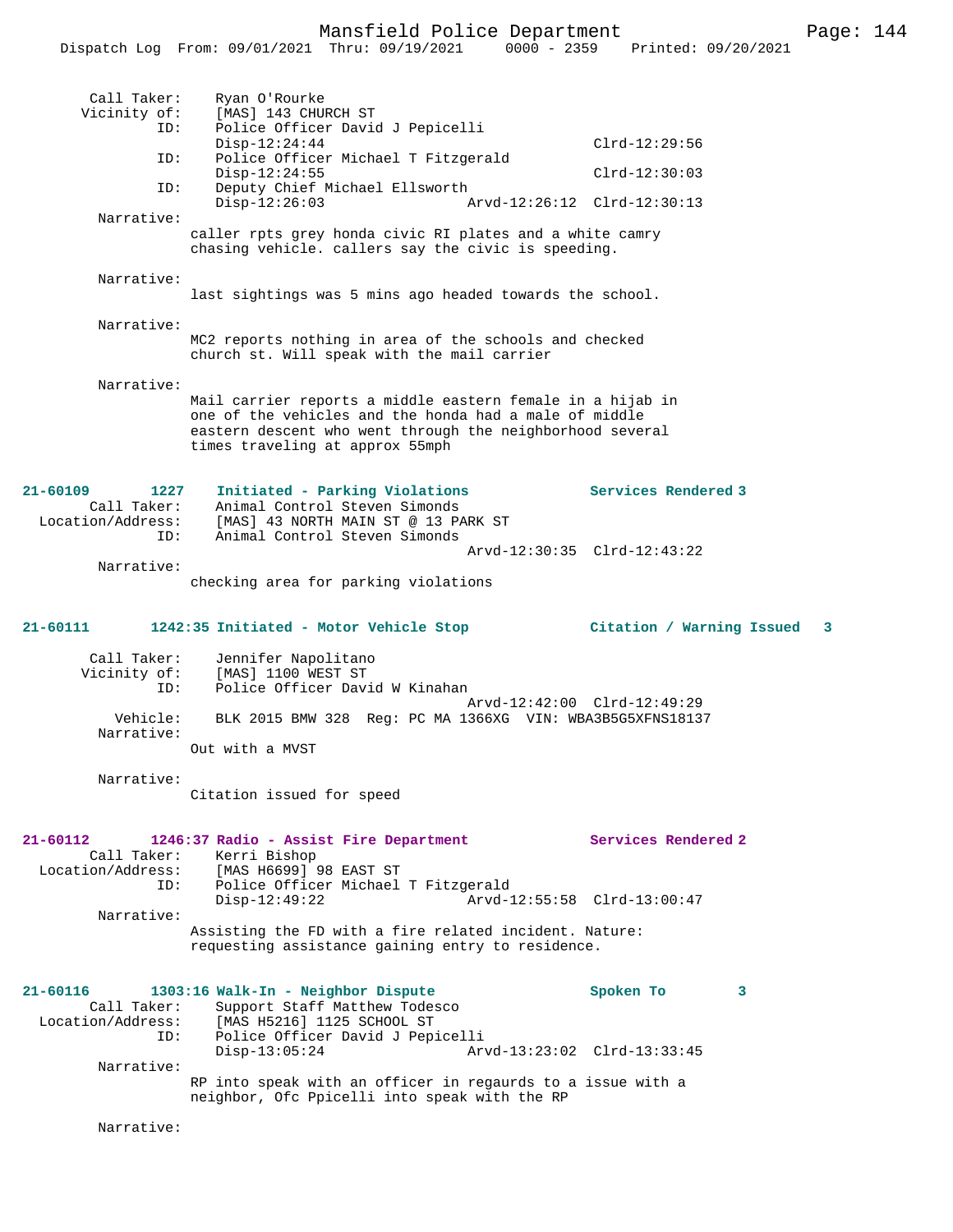```
        Call Taker:    Ryan O'Rourke
       Vicinity of:    [MAS] 143 CHURCH ST
                ID:    Police Officer David J Pepicelli
                       Disp-12:24:44                           Clrd-12:29:56
                ID:    Police Officer Michael T Fitzgerald
                       Disp-12:24:55                           Clrd-12:30:03
                ID:    Deputy Chief Michael Ellsworth
                       Disp-12:26:03               Arvd-12:26:12  Clrd-12:30:13
         Narrative:
                      caller rpts grey honda civic RI plates and a white camry
                      chasing vehicle. callers say the civic is speeding.

         Narrative:
                      last sightings was 5 mins ago headed towards the school.

         Narrative:
                      MC2 reports nothing in area of the schools and checked
                      church st. Will speak with the mail carrier

         Narrative:
                      Mail carrier reports a middle eastern female in a hijab in
                      one of the vehicles and the honda had a male of middle
                      eastern descent who went through the neighborhood several
                      times traveling at approx 55mph


21-60109        1227    Initiated - Parking Violations            Services Rendered 3
        Call Taker:    Animal Control Steven Simonds
  Location/Address:    [MAS] 43 NORTH MAIN ST @ 13 PARK ST
                ID:    Animal Control Steven Simonds
                                                   Arvd-12:30:35  Clrd-12:43:22
         Narrative:
                      checking area for parking violations


21-60111        1242:35 Initiated - Motor Vehicle Stop            Citation / Warning Issued   3

        Call Taker:    Jennifer Napolitano
       Vicinity of:    [MAS] 1100 WEST ST
                ID:    Police Officer David W Kinahan
                                                   Arvd-12:42:00  Clrd-12:49:29
           Vehicle:    BLK 2015 BMW 328  Reg: PC MA 1366XG  VIN: WBA3B5G5XFNS18137
         Narrative:
                      Out with a MVST

         Narrative:
                      Citation issued for speed


21-60112        1246:37 Radio - Assist Fire Department            Services Rendered 2
        Call Taker:    Kerri Bishop
  Location/Address:    [MAS H6699] 98 EAST ST
                ID:    Police Officer Michael T Fitzgerald
                       Disp-12:49:22               Arvd-12:55:58  Clrd-13:00:47
         Narrative:
                      Assisting the FD with a fire related incident. Nature:
                      requesting assistance gaining entry to residence.


21-60116        1303:16 Walk-In - Neighbor Dispute                Spoken To        3
        Call Taker:    Support Staff Matthew Todesco
  Location/Address:    [MAS H5216] 1125 SCHOOL ST
                ID:    Police Officer David J Pepicelli
                       Disp-13:05:24               Arvd-13:23:02  Clrd-13:33:45
         Narrative:
                      RP into speak with an officer in regaurds to a issue with a
                      neighbor, Ofc Ppicelli into speak with the RP

         Narrative:
```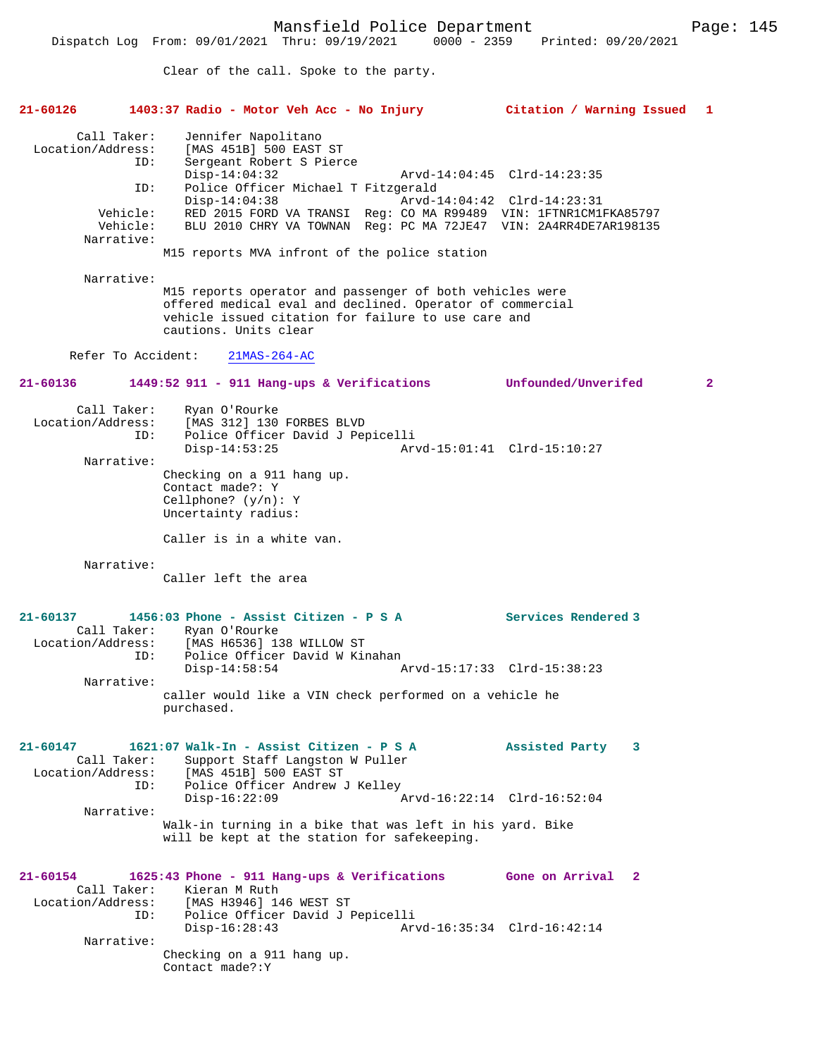Clear of the call. Spoke to the party.

**21-60126 1403:37 Radio - Motor Veh Acc - No Injury Citation / Warning Issued 1**

Call Taker: Jennifer Napolitano
Location/Address: [MAS 451B] 500 EAST ST
ID: Sergeant Robert S Pierce
Disp-14:04:32 Arvd-14:04:45 Clrd-14:23:35
ID: Police Officer Michael T Fitzgerald
Disp-14:04:38 Arvd-14:04:42 Clrd-14:23:31
Vehicle: RED 2015 FORD VA TRANSI Reg: CO MA R99489 VIN: 1FTNR1CM1FKA85797
Vehicle: BLU 2010 CHRY VA TOWNAN Reg: PC MA 72JE47 VIN: 2A4RR4DE7AR198135
Narrative:
M15 reports MVA infront of the police station

Narrative:
M15 reports operator and passenger of both vehicles were offered medical eval and declined. Operator of commercial vehicle issued citation for failure to use care and cautions. Units clear

Refer To Accident: 21MAS-264-AC

**21-60136 1449:52 911 - 911 Hang-ups & Verifications Unfounded/Unverifed 2**

Call Taker: Ryan O'Rourke
Location/Address: [MAS 312] 130 FORBES BLVD
ID: Police Officer David J Pepicelli
Disp-14:53:25 Arvd-15:01:41 Clrd-15:10:27
Narrative:
Checking on a 911 hang up.
Contact made?: Y
Cellphone? (y/n): Y
Uncertainty radius:

Caller is in a white van.

Narrative:
Caller left the area

**21-60137 1456:03 Phone - Assist Citizen - P S A Services Rendered 3**

Call Taker: Ryan O'Rourke
Location/Address: [MAS H6536] 138 WILLOW ST
ID: Police Officer David W Kinahan
Disp-14:58:54 Arvd-15:17:33 Clrd-15:38:23
Narrative:
caller would like a VIN check performed on a vehicle he purchased.

**21-60147 1621:07 Walk-In - Assist Citizen - P S A Assisted Party 3**

Call Taker: Support Staff Langston W Puller
Location/Address: [MAS 451B] 500 EAST ST
ID: Police Officer Andrew J Kelley
Disp-16:22:09 Arvd-16:22:14 Clrd-16:52:04
Narrative:
Walk-in turning in a bike that was left in his yard. Bike will be kept at the station for safekeeping.

**21-60154 1625:43 Phone - 911 Hang-ups & Verifications Gone on Arrival 2**

Call Taker: Kieran M Ruth
Location/Address: [MAS H3946] 146 WEST ST
ID: Police Officer David J Pepicelli
Disp-16:28:43 Arvd-16:35:34 Clrd-16:42:14
Narrative:
Checking on a 911 hang up.
Contact made?:Y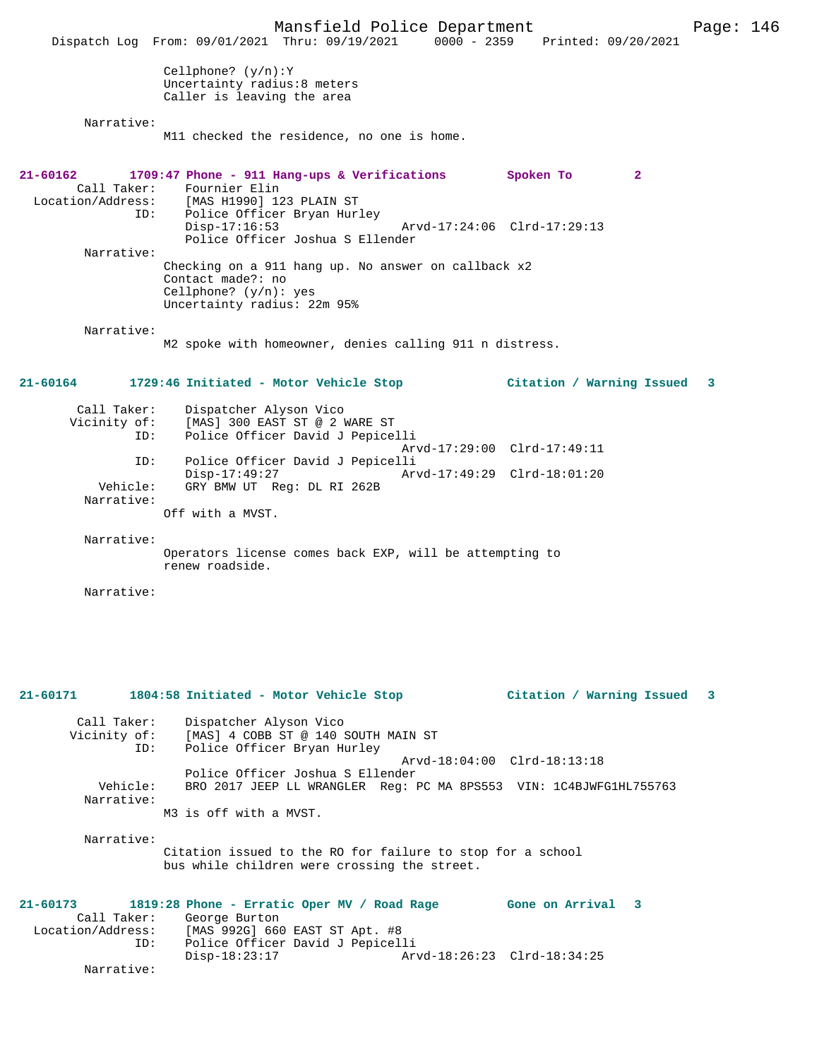Cellphone? (y/n):Y
Uncertainty radius:8 meters
Caller is leaving the area

Narrative:
M11 checked the residence, no one is home.

**21-60162 1709:47 Phone - 911 Hang-ups & Verifications Spoken To 2**

Call Taker: Fournier Elin
Location/Address: [MAS H1990] 123 PLAIN ST
ID: Police Officer Bryan Hurley
Disp-17:16:53 Arvd-17:24:06 Clrd-17:29:13
Police Officer Joshua S Ellender

Narrative:
Checking on a 911 hang up. No answer on callback x2
Contact made?: no
Cellphone? (y/n): yes
Uncertainty radius: 22m 95%

Narrative:
M2 spoke with homeowner, denies calling 911 n distress.

**21-60164 1729:46 Initiated - Motor Vehicle Stop Citation / Warning Issued 3**

Call Taker: Dispatcher Alyson Vico
Vicinity of: [MAS] 300 EAST ST @ 2 WARE ST
ID: Police Officer David J Pepicelli
Arvd-17:29:00 Clrd-17:49:11
ID: Police Officer David J Pepicelli
Disp-17:49:27 Arvd-17:49:29 Clrd-18:01:20
Vehicle: GRY BMW UT Reg: DL RI 262B

Narrative:
Off with a MVST.

Narrative:
Operators license comes back EXP, will be attempting to renew roadside.

Narrative:

**21-60171 1804:58 Initiated - Motor Vehicle Stop Citation / Warning Issued 3**

Call Taker: Dispatcher Alyson Vico
Vicinity of: [MAS] 4 COBB ST @ 140 SOUTH MAIN ST
ID: Police Officer Bryan Hurley
Arvd-18:04:00 Clrd-18:13:18
Police Officer Joshua S Ellender
Vehicle: BRO 2017 JEEP LL WRANGLER Reg: PC MA 8PS553 VIN: 1C4BJWFG1HL755763

Narrative:
M3 is off with a MVST.

Narrative:
Citation issued to the RO for failure to stop for a school bus while children were crossing the street.

**21-60173 1819:28 Phone - Erratic Oper MV / Road Rage Gone on Arrival 3**

Call Taker: George Burton
Location/Address: [MAS 992G] 660 EAST ST Apt. #8
ID: Police Officer David J Pepicelli
Disp-18:23:17 Arvd-18:26:23 Clrd-18:34:25

Narrative: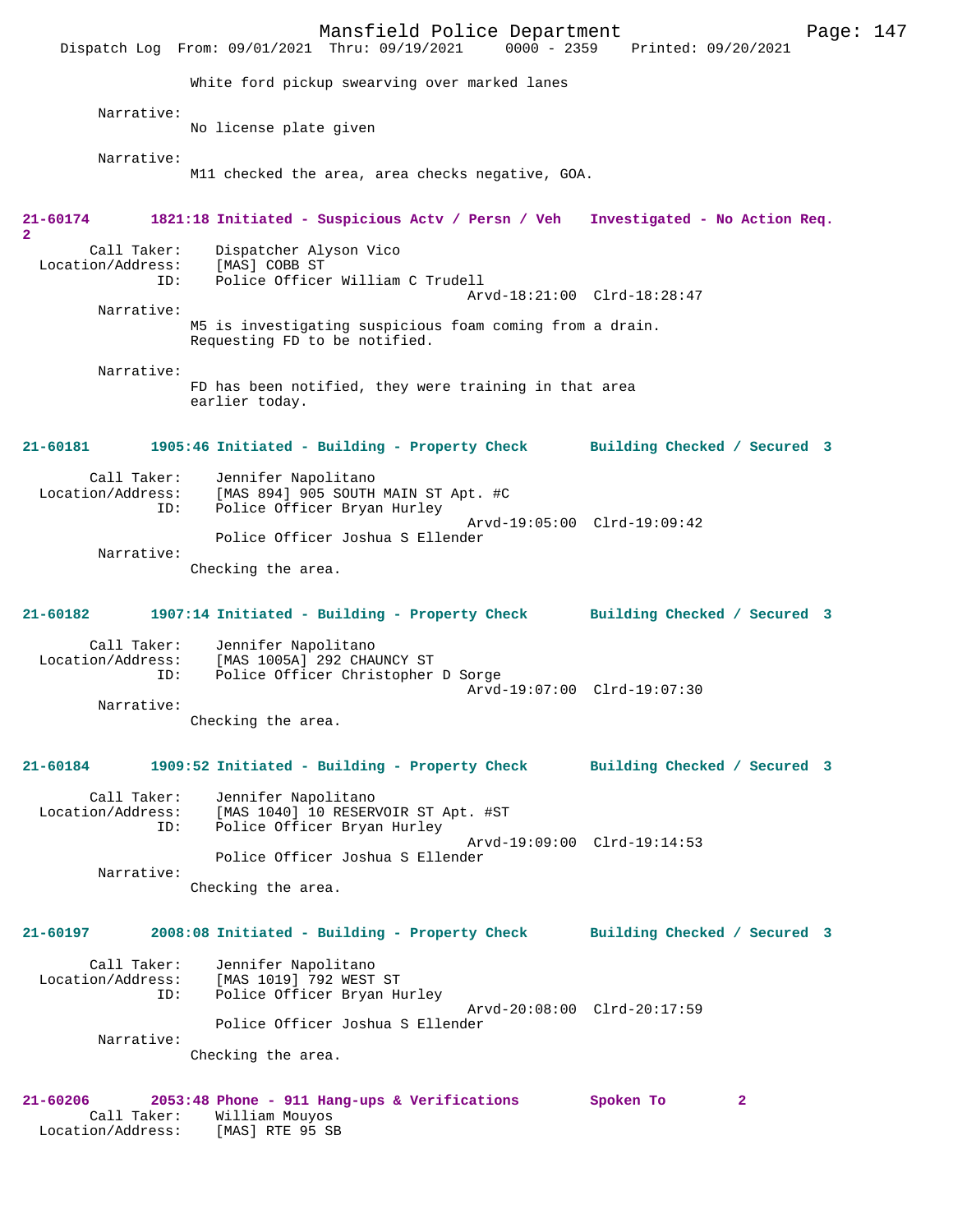White ford pickup swearving over marked lanes

Narrative:
No license plate given

Narrative:
M11 checked the area, area checks negative, GOA.

**21-60174 1821:18 Initiated - Suspicious Actv / Persn / Veh Investigated - No Action Req. 2**

Call Taker: Dispatcher Alyson Vico
Location/Address: [MAS] COBB ST
ID: Police Officer William C Trudell
Arvd-18:21:00 Clrd-18:28:47

Narrative:
M5 is investigating suspicious foam coming from a drain.
Requesting FD to be notified.

Narrative:
FD has been notified, they were training in that area earlier today.

**21-60181 1905:46 Initiated - Building - Property Check Building Checked / Secured 3**

Call Taker: Jennifer Napolitano
Location/Address: [MAS 894] 905 SOUTH MAIN ST Apt. #C
ID: Police Officer Bryan Hurley
Arvd-19:05:00 Clrd-19:09:42
Police Officer Joshua S Ellender

Narrative:
Checking the area.

**21-60182 1907:14 Initiated - Building - Property Check Building Checked / Secured 3**

Call Taker: Jennifer Napolitano
Location/Address: [MAS 1005A] 292 CHAUNCY ST
ID: Police Officer Christopher D Sorge
Arvd-19:07:00 Clrd-19:07:30

Narrative:
Checking the area.

**21-60184 1909:52 Initiated - Building - Property Check Building Checked / Secured 3**

Call Taker: Jennifer Napolitano
Location/Address: [MAS 1040] 10 RESERVOIR ST Apt. #ST
ID: Police Officer Bryan Hurley
Arvd-19:09:00 Clrd-19:14:53
Police Officer Joshua S Ellender

Narrative:
Checking the area.

**21-60197 2008:08 Initiated - Building - Property Check Building Checked / Secured 3**

Call Taker: Jennifer Napolitano
Location/Address: [MAS 1019] 792 WEST ST
ID: Police Officer Bryan Hurley
Arvd-20:08:00 Clrd-20:17:59
Police Officer Joshua S Ellender

Narrative:
Checking the area.

**21-60206 2053:48 Phone - 911 Hang-ups & Verifications Spoken To 2**

Call Taker: William Mouyos
Location/Address: [MAS] RTE 95 SB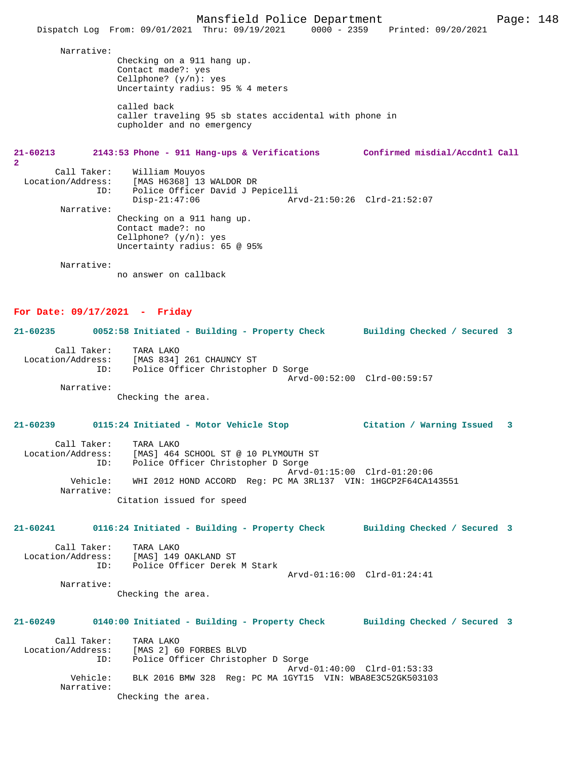Narrative:
Checking on a 911 hang up.
Contact made?: yes
Cellphone? (y/n): yes
Uncertainty radius: 95 % 4 meters

called back
caller traveling 95 sb states accidental with phone in cupholder and no emergency

**21-60213 2143:53 Phone - 911 Hang-ups & Verifications Confirmed misdial/Accdntl Call 2**

Call Taker: William Mouyos
Location/Address: [MAS H6368] 13 WALDOR DR
ID: Police Officer David J Pepicelli
Disp-21:47:06 Arvd-21:50:26 Clrd-21:52:07

Narrative:
Checking on a 911 hang up.
Contact made?: no
Cellphone? (y/n): yes
Uncertainty radius: 65 @ 95%

Narrative:
no answer on callback

## For Date: 09/17/2021 - Friday

**21-60235 0052:58 Initiated - Building - Property Check Building Checked / Secured 3**

Call Taker: TARA LAKO
Location/Address: [MAS 834] 261 CHAUNCY ST
ID: Police Officer Christopher D Sorge
Arvd-00:52:00 Clrd-00:59:57

Narrative:
Checking the area.

**21-60239 0115:24 Initiated - Motor Vehicle Stop Citation / Warning Issued 3**

Call Taker: TARA LAKO
Location/Address: [MAS] 464 SCHOOL ST @ 10 PLYMOUTH ST
ID: Police Officer Christopher D Sorge
Arvd-01:15:00 Clrd-01:20:06
Vehicle: WHI 2012 HOND ACCORD Reg: PC MA 3RL137 VIN: 1HGCP2F64CA143551

Narrative:
Citation issued for speed

**21-60241 0116:24 Initiated - Building - Property Check Building Checked / Secured 3**

Call Taker: TARA LAKO
Location/Address: [MAS] 149 OAKLAND ST
ID: Police Officer Derek M Stark
Arvd-01:16:00 Clrd-01:24:41

Narrative:
Checking the area.

**21-60249 0140:00 Initiated - Building - Property Check Building Checked / Secured 3**

Call Taker: TARA LAKO
Location/Address: [MAS 2] 60 FORBES BLVD
ID: Police Officer Christopher D Sorge
Arvd-01:40:00 Clrd-01:53:33
Vehicle: BLK 2016 BMW 328 Reg: PC MA 1GYT15 VIN: WBA8E3C52GK503103

Narrative:
Checking the area.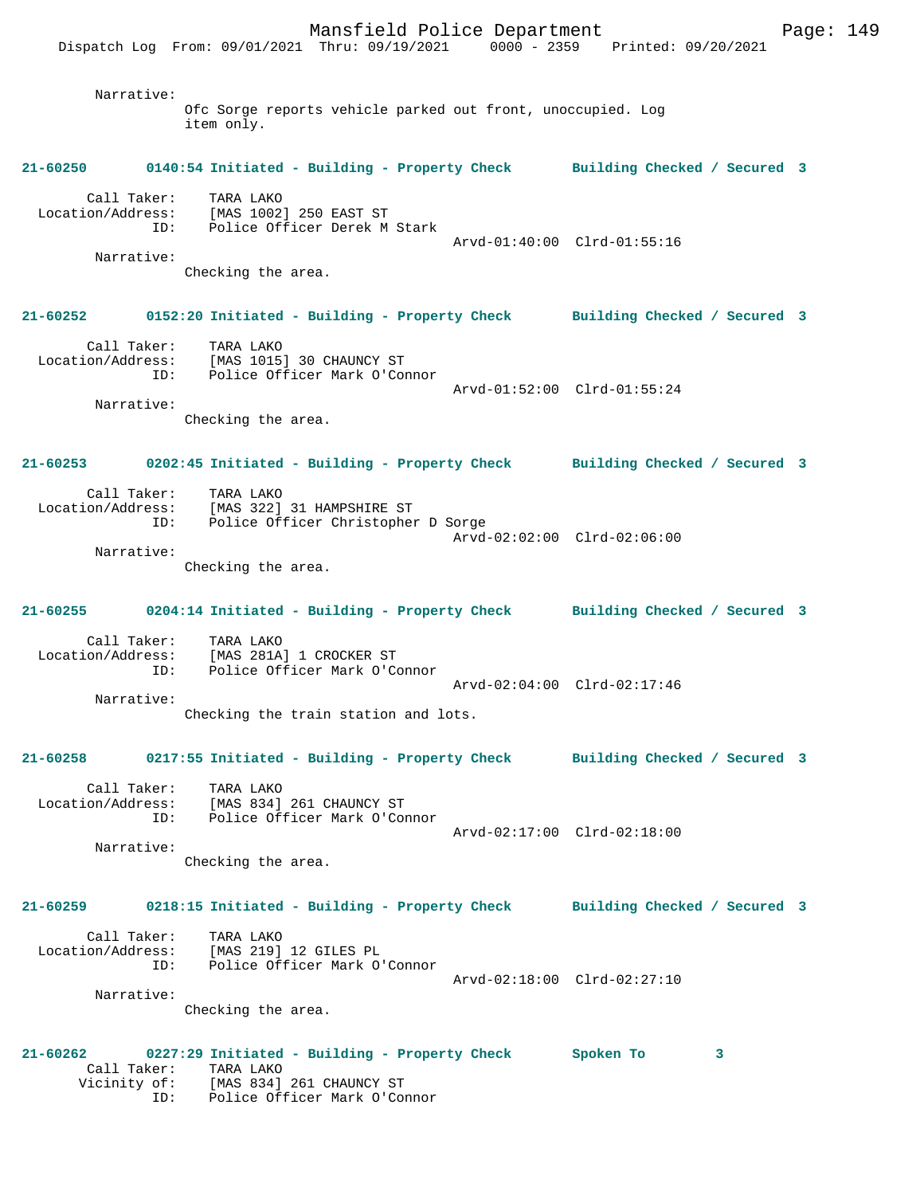Narrative:
Ofc Sorge reports vehicle parked out front, unoccupied. Log item only.

**21-60250 0140:54 Initiated - Building - Property Check Building Checked / Secured 3**

Call Taker: TARA LAKO
Location/Address: [MAS 1002] 250 EAST ST
ID: Police Officer Derek M Stark
Arvd-01:40:00 Clrd-01:55:16
Narrative:
Checking the area.

**21-60252 0152:20 Initiated - Building - Property Check Building Checked / Secured 3**

Call Taker: TARA LAKO
Location/Address: [MAS 1015] 30 CHAUNCY ST
ID: Police Officer Mark O'Connor
Arvd-01:52:00 Clrd-01:55:24
Narrative:
Checking the area.

**21-60253 0202:45 Initiated - Building - Property Check Building Checked / Secured 3**

Call Taker: TARA LAKO
Location/Address: [MAS 322] 31 HAMPSHIRE ST
ID: Police Officer Christopher D Sorge
Arvd-02:02:00 Clrd-02:06:00
Narrative:
Checking the area.

**21-60255 0204:14 Initiated - Building - Property Check Building Checked / Secured 3**

Call Taker: TARA LAKO
Location/Address: [MAS 281A] 1 CROCKER ST
ID: Police Officer Mark O'Connor
Arvd-02:04:00 Clrd-02:17:46
Narrative:
Checking the train station and lots.

**21-60258 0217:55 Initiated - Building - Property Check Building Checked / Secured 3**

Call Taker: TARA LAKO
Location/Address: [MAS 834] 261 CHAUNCY ST
ID: Police Officer Mark O'Connor
Arvd-02:17:00 Clrd-02:18:00
Narrative:
Checking the area.

**21-60259 0218:15 Initiated - Building - Property Check Building Checked / Secured 3**

Call Taker: TARA LAKO
Location/Address: [MAS 219] 12 GILES PL
ID: Police Officer Mark O'Connor
Arvd-02:18:00 Clrd-02:27:10
Narrative:
Checking the area.

**21-60262 0227:29 Initiated - Building - Property Check Spoken To 3**

Call Taker: TARA LAKO
Vicinity of: [MAS 834] 261 CHAUNCY ST
ID: Police Officer Mark O'Connor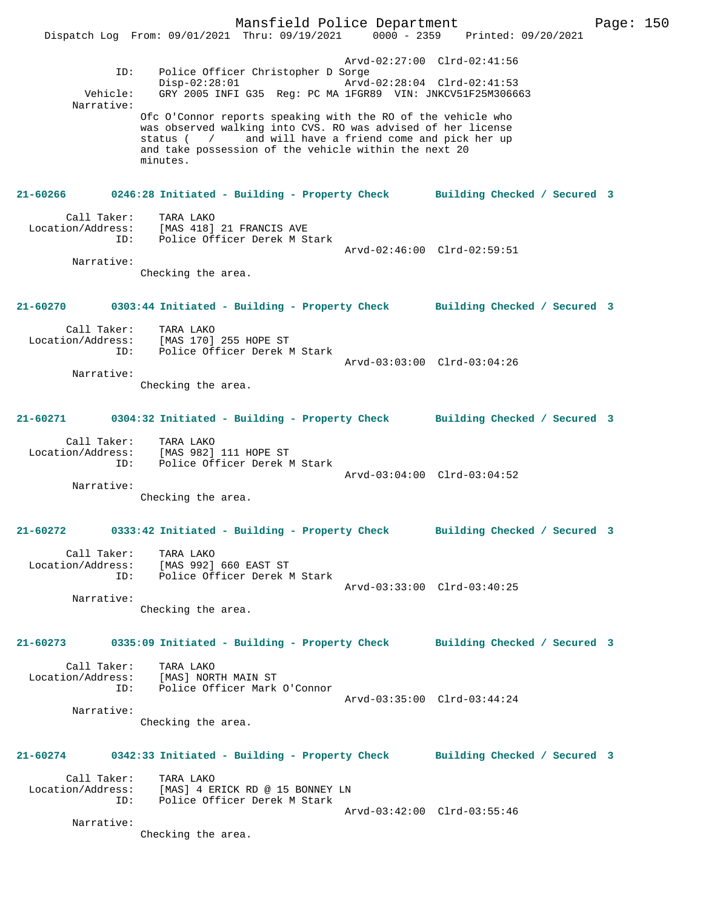Arvd-02:27:00 Clrd-02:41:56

ID: Police Officer Christopher D Sorge
Disp-02:28:01 Arvd-02:28:04 Clrd-02:41:53

Vehicle: GRY 2005 INFI G35 Reg: PC MA 1FGR89 VIN: JNKCV51F25M306663

Narrative:

Ofc O'Connor reports speaking with the RO of the vehicle who was observed walking into CVS. RO was advised of her license status ( / and will have a friend come and pick her up and take possession of the vehicle within the next 20 minutes.

**21-60266 0246:28 Initiated - Building - Property Check Building Checked / Secured 3**

Call Taker: TARA LAKO
Location/Address: [MAS 418] 21 FRANCIS AVE
ID: Police Officer Derek M Stark
Arvd-02:46:00 Clrd-02:59:51
Narrative:
Checking the area.

**21-60270 0303:44 Initiated - Building - Property Check Building Checked / Secured 3**

Call Taker: TARA LAKO
Location/Address: [MAS 170] 255 HOPE ST
ID: Police Officer Derek M Stark
Arvd-03:03:00 Clrd-03:04:26
Narrative:
Checking the area.

**21-60271 0304:32 Initiated - Building - Property Check Building Checked / Secured 3**

Call Taker: TARA LAKO
Location/Address: [MAS 982] 111 HOPE ST
ID: Police Officer Derek M Stark
Arvd-03:04:00 Clrd-03:04:52
Narrative:
Checking the area.

**21-60272 0333:42 Initiated - Building - Property Check Building Checked / Secured 3**

Call Taker: TARA LAKO
Location/Address: [MAS 992] 660 EAST ST
ID: Police Officer Derek M Stark
Arvd-03:33:00 Clrd-03:40:25
Narrative:
Checking the area.

**21-60273 0335:09 Initiated - Building - Property Check Building Checked / Secured 3**

Call Taker: TARA LAKO
Location/Address: [MAS] NORTH MAIN ST
ID: Police Officer Mark O'Connor
Arvd-03:35:00 Clrd-03:44:24
Narrative:
Checking the area.

**21-60274 0342:33 Initiated - Building - Property Check Building Checked / Secured 3**

Call Taker: TARA LAKO
Location/Address: [MAS] 4 ERICK RD @ 15 BONNEY LN
ID: Police Officer Derek M Stark
Arvd-03:42:00 Clrd-03:55:46
Narrative:
Checking the area.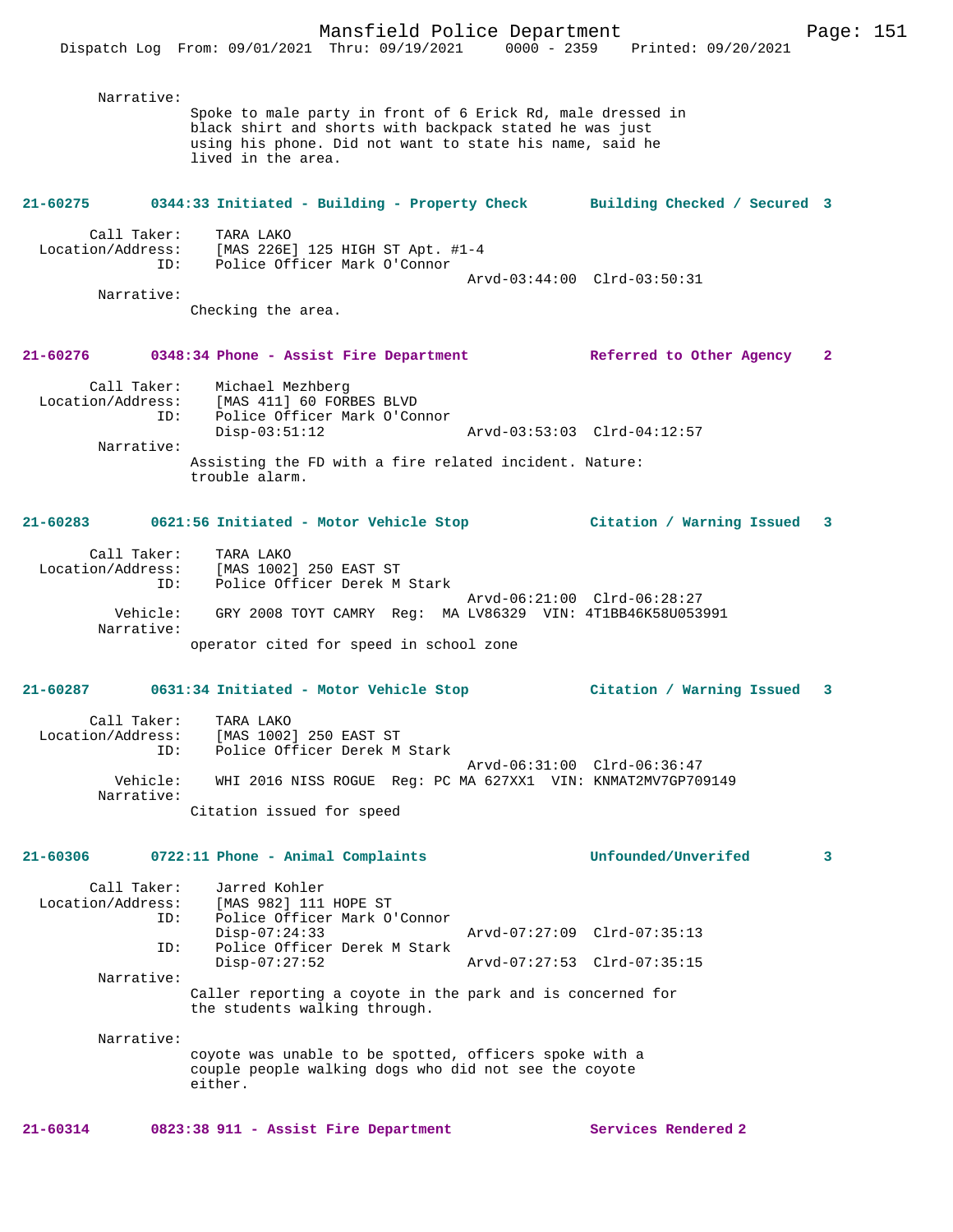Narrative:
Spoke to male party in front of 6 Erick Rd, male dressed in black shirt and shorts with backpack stated he was just using his phone. Did not want to state his name, said he lived in the area.

**21-60275 0344:33 Initiated - Building - Property Check Building Checked / Secured 3**

Call Taker: TARA LAKO
Location/Address: [MAS 226E] 125 HIGH ST Apt. #1-4
ID: Police Officer Mark O'Connor
Arvd-03:44:00 Clrd-03:50:31
Narrative:
Checking the area.

**21-60276 0348:34 Phone - Assist Fire Department Referred to Other Agency 2**

Call Taker: Michael Mezhberg
Location/Address: [MAS 411] 60 FORBES BLVD
ID: Police Officer Mark O'Connor
Disp-03:51:12 Arvd-03:53:03 Clrd-04:12:57
Narrative:
Assisting the FD with a fire related incident. Nature: trouble alarm.

**21-60283 0621:56 Initiated - Motor Vehicle Stop Citation / Warning Issued 3**

Call Taker: TARA LAKO
Location/Address: [MAS 1002] 250 EAST ST
ID: Police Officer Derek M Stark
Arvd-06:21:00 Clrd-06:28:27
Vehicle: GRY 2008 TOYT CAMRY Reg: MA LV86329 VIN: 4T1BB46K58U053991
Narrative:
operator cited for speed in school zone

**21-60287 0631:34 Initiated - Motor Vehicle Stop Citation / Warning Issued 3**

Call Taker: TARA LAKO
Location/Address: [MAS 1002] 250 EAST ST
ID: Police Officer Derek M Stark
Arvd-06:31:00 Clrd-06:36:47
Vehicle: WHI 2016 NISS ROGUE Reg: PC MA 627XX1 VIN: KNMAT2MV7GP709149
Narrative:
Citation issued for speed

**21-60306 0722:11 Phone - Animal Complaints Unfounded/Unverifed 3**

Call Taker: Jarred Kohler
Location/Address: [MAS 982] 111 HOPE ST
ID: Police Officer Mark O'Connor
Disp-07:24:33 Arvd-07:27:09 Clrd-07:35:13
ID: Police Officer Derek M Stark
Disp-07:27:52 Arvd-07:27:53 Clrd-07:35:15
Narrative:
Caller reporting a coyote in the park and is concerned for the students walking through.

Narrative:
coyote was unable to be spotted, officers spoke with a couple people walking dogs who did not see the coyote either.

**21-60314 0823:38 911 - Assist Fire Department Services Rendered 2**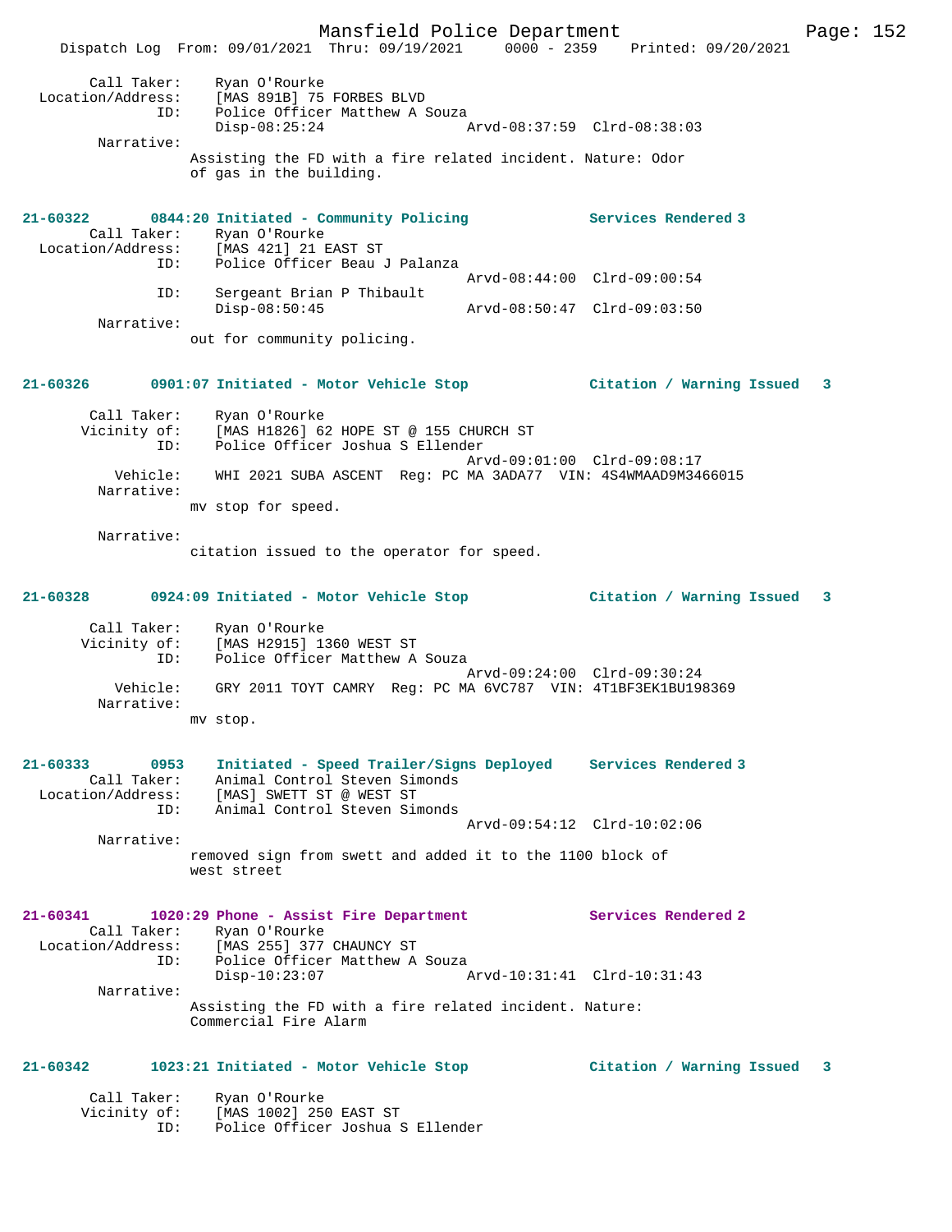```
Call Taker:    Ryan O'Rourke
Location/Address:    [MAS 891B] 75 FORBES BLVD
            ID:    Police Officer Matthew A Souza
                   Disp-08:25:24                 Arvd-08:37:59  Clrd-08:38:03
      Narrative:
                   Assisting the FD with a fire related incident. Nature: Odor
                   of gas in the building.
```

**21-60322        0844:20 Initiated - Community Policing             Services Rendered 3**

```
      Call Taker:    Ryan O'Rourke
Location/Address:    [MAS 421] 21 EAST ST
            ID:    Police Officer Beau J Palanza
                                                 Arvd-08:44:00  Clrd-09:00:54
            ID:    Sergeant Brian P Thibault
                   Disp-08:50:45                 Arvd-08:50:47  Clrd-09:03:50
      Narrative:
                   out for community policing.
```

**21-60326        0901:07 Initiated - Motor Vehicle Stop             Citation / Warning Issued   3**

```
      Call Taker:    Ryan O'Rourke
     Vicinity of:    [MAS H1826] 62 HOPE ST @ 155 CHURCH ST
            ID:    Police Officer Joshua S Ellender
                                                 Arvd-09:01:00  Clrd-09:08:17
         Vehicle:    WHI 2021 SUBA ASCENT  Reg: PC MA 3ADA77  VIN: 4S4WMAAD9M3466015
      Narrative:
                   mv stop for speed.

      Narrative:
                   citation issued to the operator for speed.
```

**21-60328        0924:09 Initiated - Motor Vehicle Stop             Citation / Warning Issued   3**

```
      Call Taker:    Ryan O'Rourke
     Vicinity of:    [MAS H2915] 1360 WEST ST
            ID:    Police Officer Matthew A Souza
                                                 Arvd-09:24:00  Clrd-09:30:24
         Vehicle:    GRY 2011 TOYT CAMRY  Reg: PC MA 6VC787  VIN: 4T1BF3EK1BU198369
      Narrative:
                   mv stop.
```

**21-60333        0953    Initiated - Speed Trailer/Signs Deployed    Services Rendered 3**

```
      Call Taker:    Animal Control Steven Simonds
Location/Address:    [MAS] SWETT ST @ WEST ST
            ID:    Animal Control Steven Simonds
                                                 Arvd-09:54:12  Clrd-10:02:06
      Narrative:
                   removed sign from swett and added it to the 1100 block of
                   west street
```

**21-60341        1020:29 Phone - Assist Fire Department             Services Rendered 2**

```
      Call Taker:    Ryan O'Rourke
Location/Address:    [MAS 255] 377 CHAUNCY ST
            ID:    Police Officer Matthew A Souza
                   Disp-10:23:07                 Arvd-10:31:41  Clrd-10:31:43
      Narrative:
                   Assisting the FD with a fire related incident. Nature:
                   Commercial Fire Alarm
```

**21-60342        1023:21 Initiated - Motor Vehicle Stop             Citation / Warning Issued   3**

```
      Call Taker:    Ryan O'Rourke
     Vicinity of:    [MAS 1002] 250 EAST ST
            ID:    Police Officer Joshua S Ellender
```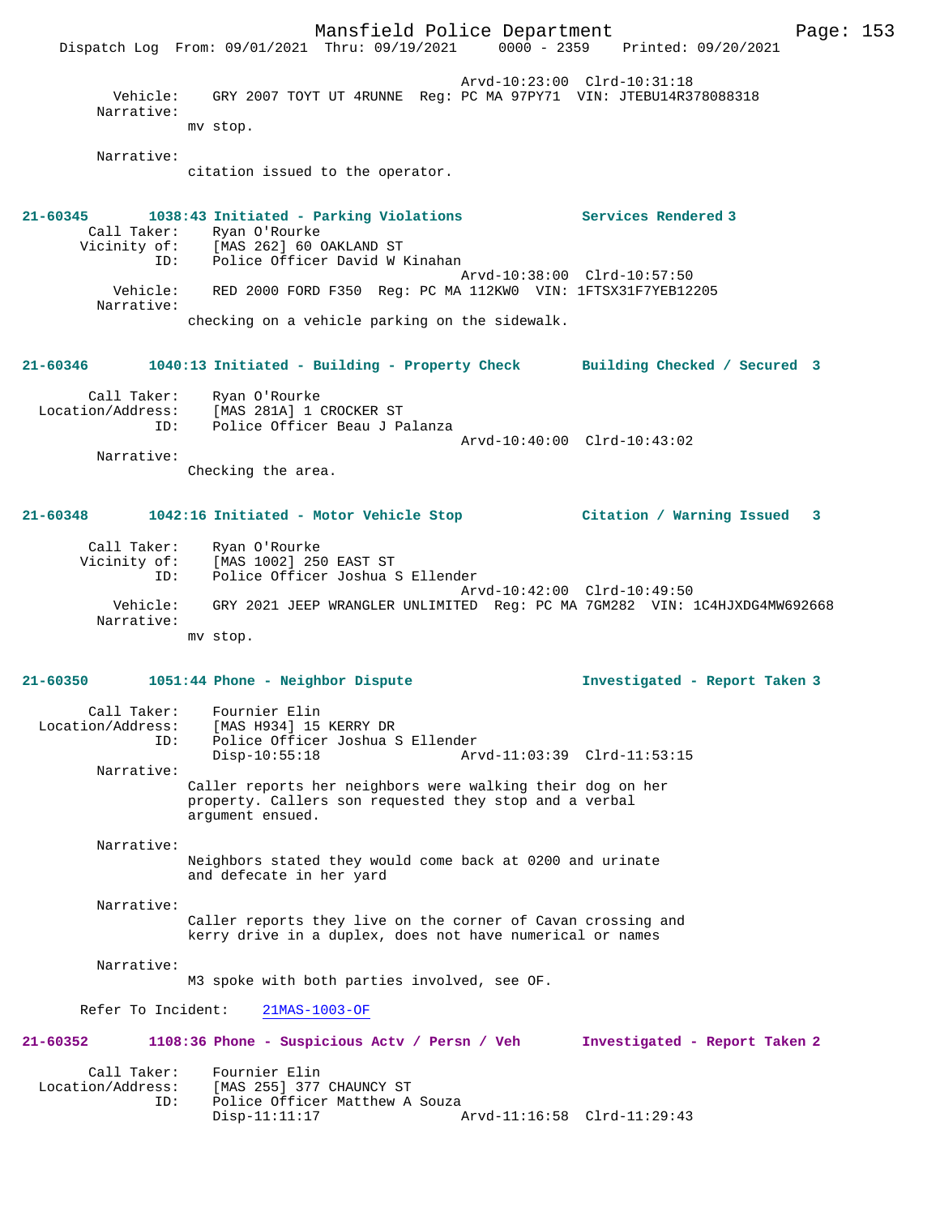Arvd-10:23:00 Clrd-10:31:18
Vehicle: GRY 2007 TOYT UT 4RUNNE Reg: PC MA 97PY71 VIN: JTEBU14R378088318
Narrative:
mv stop.

Narrative:
citation issued to the operator.

**21-60345 1038:43 Initiated - Parking Violations Services Rendered 3**
Call Taker: Ryan O'Rourke
Vicinity of: [MAS 262] 60 OAKLAND ST
ID: Police Officer David W Kinahan
Arvd-10:38:00 Clrd-10:57:50
Vehicle: RED 2000 FORD F350 Reg: PC MA 112KW0 VIN: 1FTSX31F7YEB12205
Narrative:
checking on a vehicle parking on the sidewalk.

**21-60346 1040:13 Initiated - Building - Property Check Building Checked / Secured 3**
Call Taker: Ryan O'Rourke
Location/Address: [MAS 281A] 1 CROCKER ST
ID: Police Officer Beau J Palanza
Arvd-10:40:00 Clrd-10:43:02
Narrative:
Checking the area.

**21-60348 1042:16 Initiated - Motor Vehicle Stop Citation / Warning Issued 3**
Call Taker: Ryan O'Rourke
Vicinity of: [MAS 1002] 250 EAST ST
ID: Police Officer Joshua S Ellender
Arvd-10:42:00 Clrd-10:49:50
Vehicle: GRY 2021 JEEP WRANGLER UNLIMITED Reg: PC MA 7GM282 VIN: 1C4HJXDG4MW692668
Narrative:
mv stop.

**21-60350 1051:44 Phone - Neighbor Dispute Investigated - Report Taken 3**
Call Taker: Fournier Elin
Location/Address: [MAS H934] 15 KERRY DR
ID: Police Officer Joshua S Ellender
Disp-10:55:18 Arvd-11:03:39 Clrd-11:53:15
Narrative:
Caller reports her neighbors were walking their dog on her property. Callers son requested they stop and a verbal argument ensued.

Narrative:
Neighbors stated they would come back at 0200 and urinate and defecate in her yard

Narrative:
Caller reports they live on the corner of Cavan crossing and kerry drive in a duplex, does not have numerical or names

Narrative:
M3 spoke with both parties involved, see OF.

Refer To Incident: 21MAS-1003-OF

**21-60352 1108:36 Phone - Suspicious Actv / Persn / Veh Investigated - Report Taken 2**
Call Taker: Fournier Elin
Location/Address: [MAS 255] 377 CHAUNCY ST
ID: Police Officer Matthew A Souza
Disp-11:11:17 Arvd-11:16:58 Clrd-11:29:43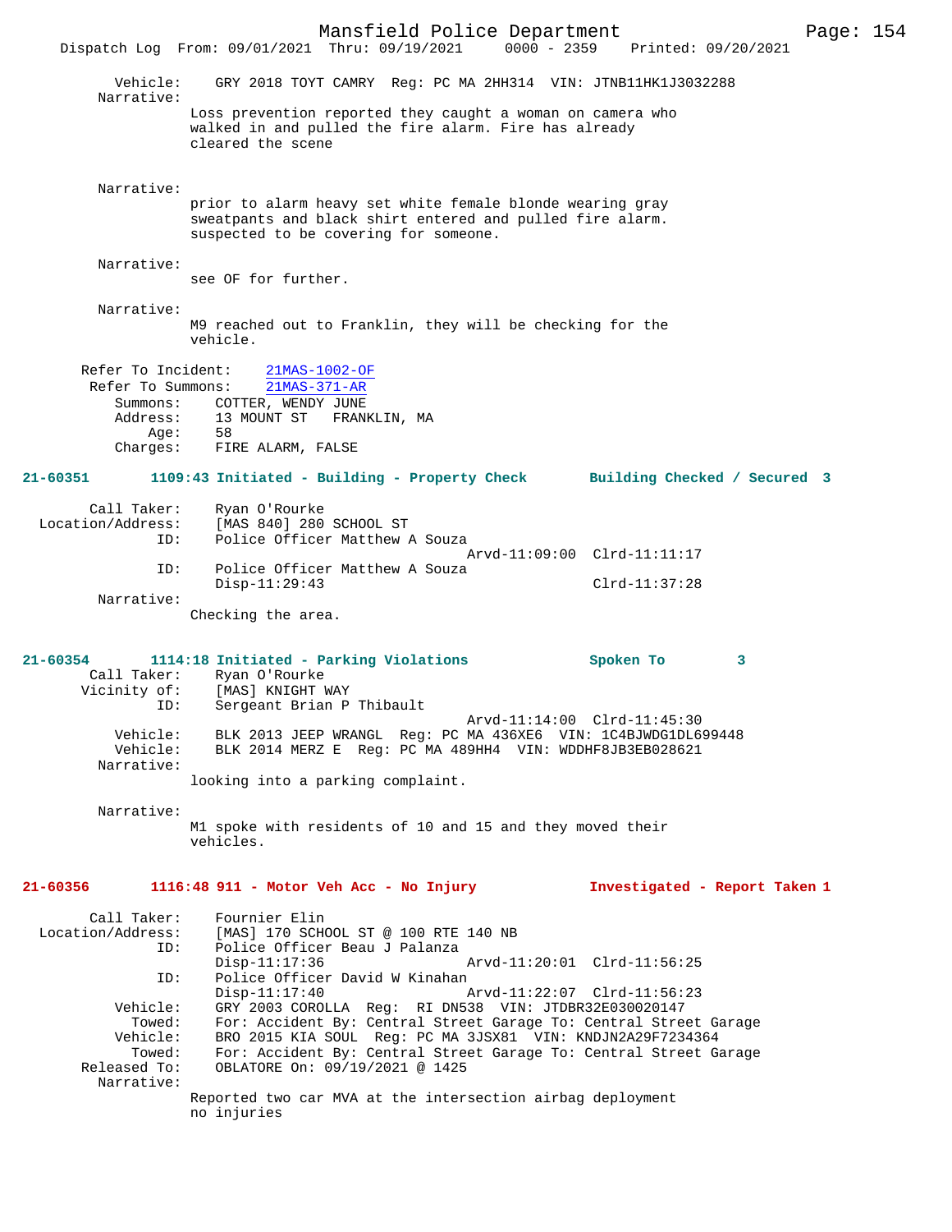Vehicle: GRY 2018 TOYT CAMRY Reg: PC MA 2HH314 VIN: JTNB11HK1J3032288

Narrative:

Loss prevention reported they caught a woman on camera who walked in and pulled the fire alarm. Fire has already cleared the scene

Narrative:

prior to alarm heavy set white female blonde wearing gray sweatpants and black shirt entered and pulled fire alarm. suspected to be covering for someone.

Narrative:

see OF for further.

Narrative:

M9 reached out to Franklin, they will be checking for the vehicle.

Refer To Incident: 21MAS-1002-OF
Refer To Summons: 21MAS-371-AR
Summons: COTTER, WENDY JUNE
Address: 13 MOUNT ST FRANKLIN, MA
Age: 58
Charges: FIRE ALARM, FALSE

**21-60351 1109:43 Initiated - Building - Property Check Building Checked / Secured 3**

Call Taker: Ryan O'Rourke
Location/Address: [MAS 840] 280 SCHOOL ST
ID: Police Officer Matthew A Souza
Arvd-11:09:00 Clrd-11:11:17
ID: Police Officer Matthew A Souza
Disp-11:29:43 Clrd-11:37:28

Narrative:

Checking the area.

**21-60354 1114:18 Initiated - Parking Violations Spoken To 3**

Call Taker: Ryan O'Rourke
Vicinity of: [MAS] KNIGHT WAY
ID: Sergeant Brian P Thibault
Arvd-11:14:00 Clrd-11:45:30
Vehicle: BLK 2013 JEEP WRANGL Reg: PC MA 436XE6 VIN: 1C4BJWDG1DL699448
Vehicle: BLK 2014 MERZ E Reg: PC MA 489HH4 VIN: WDDHF8JB3EB028621

Narrative:

looking into a parking complaint.

Narrative:

M1 spoke with residents of 10 and 15 and they moved their vehicles.

**21-60356 1116:48 911 - Motor Veh Acc - No Injury Investigated - Report Taken 1**

Call Taker: Fournier Elin
Location/Address: [MAS] 170 SCHOOL ST @ 100 RTE 140 NB
ID: Police Officer Beau J Palanza
Disp-11:17:36 Arvd-11:20:01 Clrd-11:56:25
ID: Police Officer David W Kinahan
Disp-11:17:40 Arvd-11:22:07 Clrd-11:56:23
Vehicle: GRY 2003 COROLLA Reg: RI DN538 VIN: JTDBR32E030020147
Towed: For: Accident By: Central Street Garage To: Central Street Garage
Vehicle: BRO 2015 KIA SOUL Reg: PC MA 3JSX81 VIN: KNDJN2A29F7234364
Towed: For: Accident By: Central Street Garage To: Central Street Garage
Released To: OBLATORE On: 09/19/2021 @ 1425

Narrative:

Reported two car MVA at the intersection airbag deployment no injuries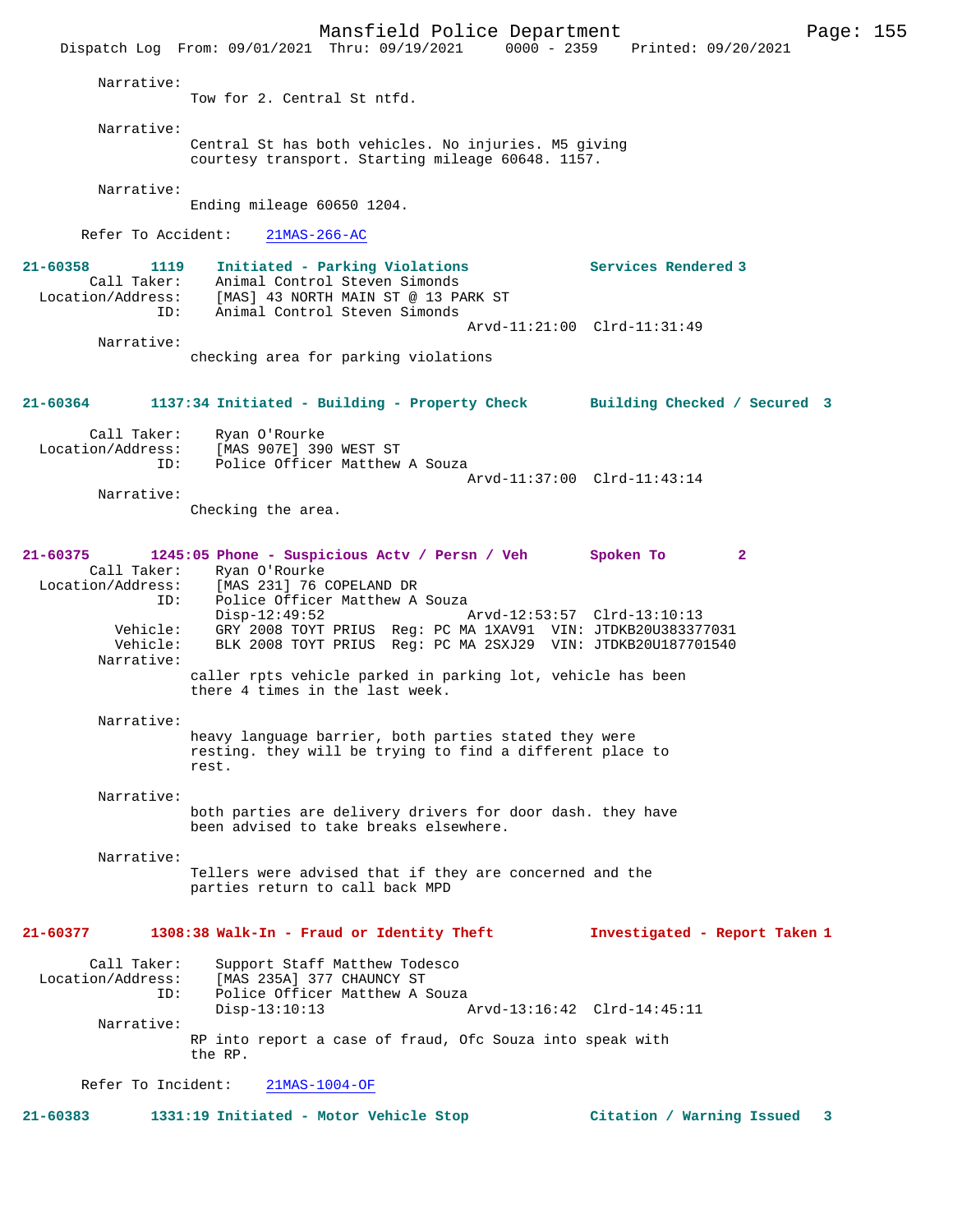Narrative:
Tow for 2. Central St ntfd.

Narrative:
Central St has both vehicles. No injuries. M5 giving courtesy transport. Starting mileage 60648. 1157.

Narrative:
Ending mileage 60650 1204.

Refer To Accident: 21MAS-266-AC

**21-60358 1119 Initiated - Parking Violations — Services Rendered 3**

Call Taker: Animal Control Steven Simonds
Location/Address: [MAS] 43 NORTH MAIN ST @ 13 PARK ST
ID: Animal Control Steven Simonds
Arvd-11:21:00 Clrd-11:31:49

Narrative:
checking area for parking violations

**21-60364 1137:34 Initiated - Building - Property Check — Building Checked / Secured 3**

Call Taker: Ryan O'Rourke
Location/Address: [MAS 907E] 390 WEST ST
ID: Police Officer Matthew A Souza
Arvd-11:37:00 Clrd-11:43:14

Narrative:
Checking the area.

**21-60375 1245:05 Phone - Suspicious Actv / Persn / Veh — Spoken To 2**

Call Taker: Ryan O'Rourke
Location/Address: [MAS 231] 76 COPELAND DR
ID: Police Officer Matthew A Souza
Disp-12:49:52 Arvd-12:53:57 Clrd-13:10:13
Vehicle: GRY 2008 TOYT PRIUS Reg: PC MA 1XAV91 VIN: JTDKB20U383377031
Vehicle: BLK 2008 TOYT PRIUS Reg: PC MA 2SXJ29 VIN: JTDKB20U187701540

Narrative:
caller rpts vehicle parked in parking lot, vehicle has been there 4 times in the last week.

Narrative:
heavy language barrier, both parties stated they were resting. they will be trying to find a different place to rest.

Narrative:
both parties are delivery drivers for door dash. they have been advised to take breaks elsewhere.

Narrative:
Tellers were advised that if they are concerned and the parties return to call back MPD

**21-60377 1308:38 Walk-In - Fraud or Identity Theft — Investigated - Report Taken 1**

Call Taker: Support Staff Matthew Todesco
Location/Address: [MAS 235A] 377 CHAUNCY ST
ID: Police Officer Matthew A Souza
Disp-13:10:13 Arvd-13:16:42 Clrd-14:45:11

Narrative:
RP into report a case of fraud, Ofc Souza into speak with the RP.

Refer To Incident: 21MAS-1004-OF

**21-60383 1331:19 Initiated - Motor Vehicle Stop — Citation / Warning Issued 3**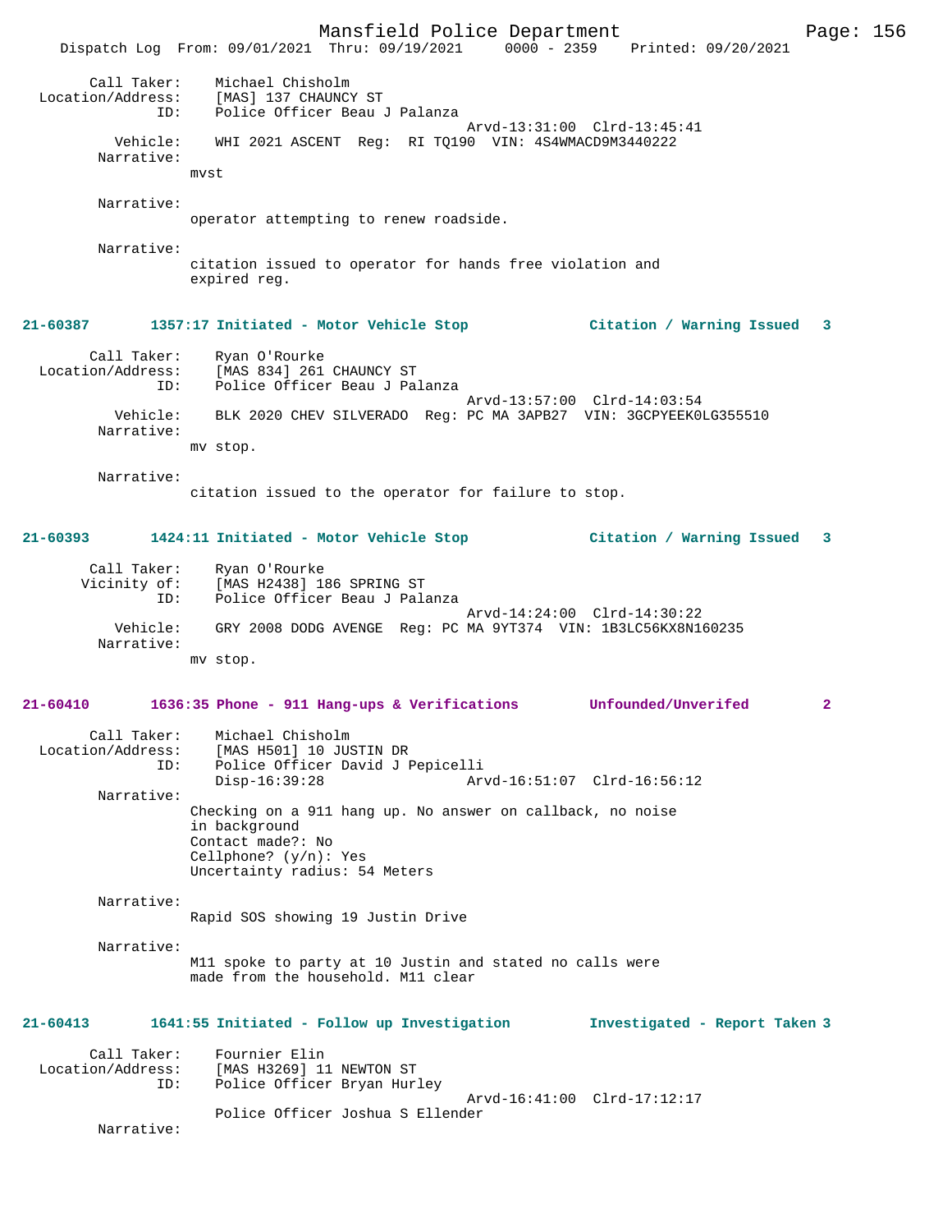Call Taker: Michael Chisholm
Location/Address: [MAS] 137 CHAUNCY ST
ID: Police Officer Beau J Palanza
Arvd-13:31:00 Clrd-13:45:41
Vehicle: WHI 2021 ASCENT Reg: RI TQ190 VIN: 4S4WMACD9M3440222
Narrative:
mvst

Narrative:
operator attempting to renew roadside.

Narrative:
citation issued to operator for hands free violation and expired reg.

**21-60387 1357:17 Initiated - Motor Vehicle Stop Citation / Warning Issued 3**

Call Taker: Ryan O'Rourke
Location/Address: [MAS 834] 261 CHAUNCY ST
ID: Police Officer Beau J Palanza
Arvd-13:57:00 Clrd-14:03:54
Vehicle: BLK 2020 CHEV SILVERADO Reg: PC MA 3APB27 VIN: 3GCPYEEK0LG355510
Narrative:
mv stop.

Narrative:
citation issued to the operator for failure to stop.

**21-60393 1424:11 Initiated - Motor Vehicle Stop Citation / Warning Issued 3**

Call Taker: Ryan O'Rourke
Vicinity of: [MAS H2438] 186 SPRING ST
ID: Police Officer Beau J Palanza
Arvd-14:24:00 Clrd-14:30:22
Vehicle: GRY 2008 DODG AVENGE Reg: PC MA 9YT374 VIN: 1B3LC56KX8N160235
Narrative:
mv stop.

**21-60410 1636:35 Phone - 911 Hang-ups & Verifications Unfounded/Unverifed 2**

Call Taker: Michael Chisholm
Location/Address: [MAS H501] 10 JUSTIN DR
ID: Police Officer David J Pepicelli
Disp-16:39:28 Arvd-16:51:07 Clrd-16:56:12
Narrative:
Checking on a 911 hang up. No answer on callback, no noise in background
Contact made?: No
Cellphone? (y/n): Yes
Uncertainty radius: 54 Meters

Narrative:
Rapid SOS showing 19 Justin Drive

Narrative:
M11 spoke to party at 10 Justin and stated no calls were made from the household. M11 clear

**21-60413 1641:55 Initiated - Follow up Investigation Investigated - Report Taken 3**

Call Taker: Fournier Elin
Location/Address: [MAS H3269] 11 NEWTON ST
ID: Police Officer Bryan Hurley
Arvd-16:41:00 Clrd-17:12:17
Police Officer Joshua S Ellender
Narrative: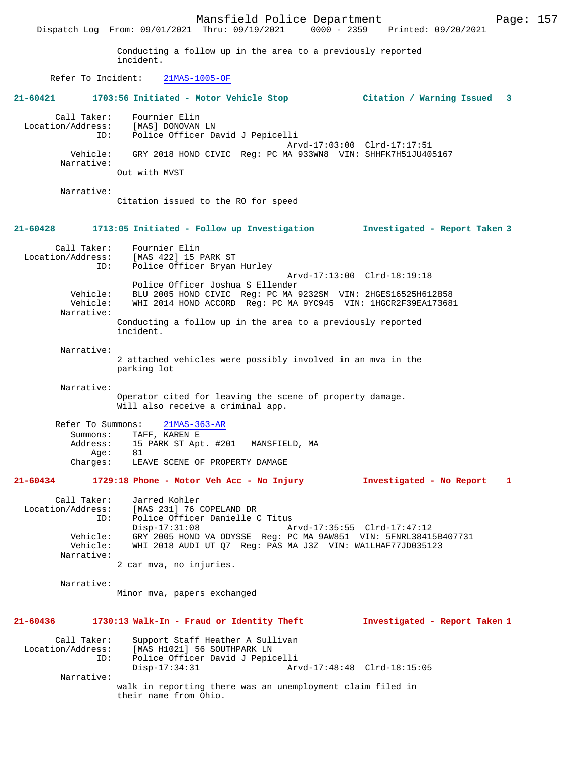Conducting a follow up in the area to a previously reported incident.

Refer To Incident: 21MAS-1005-OF

**21-60421 1703:56 Initiated - Motor Vehicle Stop — Citation / Warning Issued 3**

Call Taker: Fournier Elin
Location/Address: [MAS] DONOVAN LN
ID: Police Officer David J Pepicelli
Arvd-17:03:00 Clrd-17:17:51
Vehicle: GRY 2018 HOND CIVIC Reg: PC MA 933WN8 VIN: SHHFK7H51JU405167
Narrative:
Out with MVST

Narrative:
Citation issued to the RO for speed

**21-60428 1713:05 Initiated - Follow up Investigation — Investigated - Report Taken 3**

Call Taker: Fournier Elin
Location/Address: [MAS 422] 15 PARK ST
ID: Police Officer Bryan Hurley
Arvd-17:13:00 Clrd-18:19:18
Police Officer Joshua S Ellender
Vehicle: BLU 2005 HOND CIVIC Reg: PC MA 9232SM VIN: 2HGES16525H612858
Vehicle: WHI 2014 HOND ACCORD Reg: PC MA 9YC945 VIN: 1HGCR2F39EA173681
Narrative:
Conducting a follow up in the area to a previously reported incident.

Narrative:
2 attached vehicles were possibly involved in an mva in the parking lot

Narrative:
Operator cited for leaving the scene of property damage. Will also receive a criminal app.

Refer To Summons: 21MAS-363-AR
Summons: TAFF, KAREN E
Address: 15 PARK ST Apt. #201 MANSFIELD, MA
Age: 81
Charges: LEAVE SCENE OF PROPERTY DAMAGE

**21-60434 1729:18 Phone - Motor Veh Acc - No Injury — Investigated - No Report 1**

Call Taker: Jarred Kohler
Location/Address: [MAS 231] 76 COPELAND DR
ID: Police Officer Danielle C Titus
Disp-17:31:08 Arvd-17:35:55 Clrd-17:47:12
Vehicle: GRY 2005 HOND VA ODYSSE Reg: PC MA 9AW851 VIN: 5FNRL38415B407731
Vehicle: WHI 2018 AUDI UT Q7 Reg: PAS MA J3Z VIN: WA1LHAF77JD035123
Narrative:
2 car mva, no injuries.

Narrative:
Minor mva, papers exchanged

**21-60436 1730:13 Walk-In - Fraud or Identity Theft — Investigated - Report Taken 1**

Call Taker: Support Staff Heather A Sullivan
Location/Address: [MAS H1021] 56 SOUTHPARK LN
ID: Police Officer David J Pepicelli
Disp-17:34:31 Arvd-17:48:48 Clrd-18:15:05
Narrative:
walk in reporting there was an unemployment claim filed in their name from Ohio.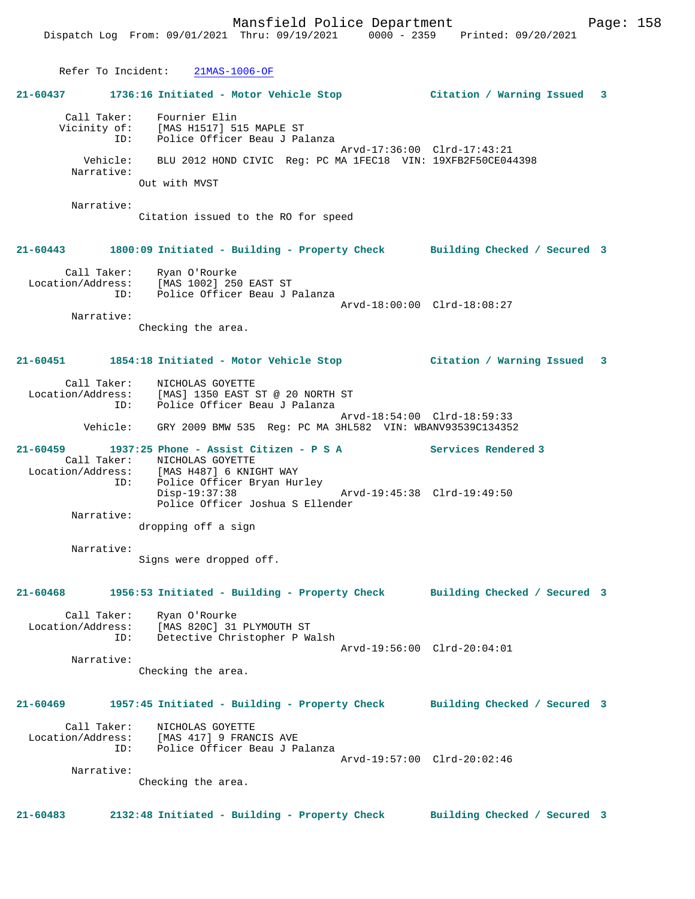Refer To Incident: 21MAS-1006-OF

**21-60437 1736:16 Initiated - Motor Vehicle Stop Citation / Warning Issued 3**

Call Taker: Fournier Elin
Vicinity of: [MAS H1517] 515 MAPLE ST
ID: Police Officer Beau J Palanza
Arvd-17:36:00 Clrd-17:43:21
Vehicle: BLU 2012 HOND CIVIC Reg: PC MA 1FEC18 VIN: 19XFB2F50CE044398
Narrative:
Out with MVST

Narrative:
Citation issued to the RO for speed

**21-60443 1800:09 Initiated - Building - Property Check Building Checked / Secured 3**

Call Taker: Ryan O'Rourke
Location/Address: [MAS 1002] 250 EAST ST
ID: Police Officer Beau J Palanza
Arvd-18:00:00 Clrd-18:08:27
Narrative:
Checking the area.

**21-60451 1854:18 Initiated - Motor Vehicle Stop Citation / Warning Issued 3**

Call Taker: NICHOLAS GOYETTE
Location/Address: [MAS] 1350 EAST ST @ 20 NORTH ST
ID: Police Officer Beau J Palanza
Arvd-18:54:00 Clrd-18:59:33
Vehicle: GRY 2009 BMW 535 Reg: PC MA 3HL582 VIN: WBANV93539C134352

**21-60459 1937:25 Phone - Assist Citizen - P S A Services Rendered 3**

Call Taker: NICHOLAS GOYETTE
Location/Address: [MAS H487] 6 KNIGHT WAY
ID: Police Officer Bryan Hurley
Disp-19:37:38 Arvd-19:45:38 Clrd-19:49:50
Police Officer Joshua S Ellender
Narrative:
dropping off a sign

Narrative:
Signs were dropped off.

**21-60468 1956:53 Initiated - Building - Property Check Building Checked / Secured 3**

Call Taker: Ryan O'Rourke
Location/Address: [MAS 820C] 31 PLYMOUTH ST
ID: Detective Christopher P Walsh
Arvd-19:56:00 Clrd-20:04:01
Narrative:
Checking the area.

**21-60469 1957:45 Initiated - Building - Property Check Building Checked / Secured 3**

Call Taker: NICHOLAS GOYETTE
Location/Address: [MAS 417] 9 FRANCIS AVE
ID: Police Officer Beau J Palanza
Arvd-19:57:00 Clrd-20:02:46
Narrative:
Checking the area.

**21-60483 2132:48 Initiated - Building - Property Check Building Checked / Secured 3**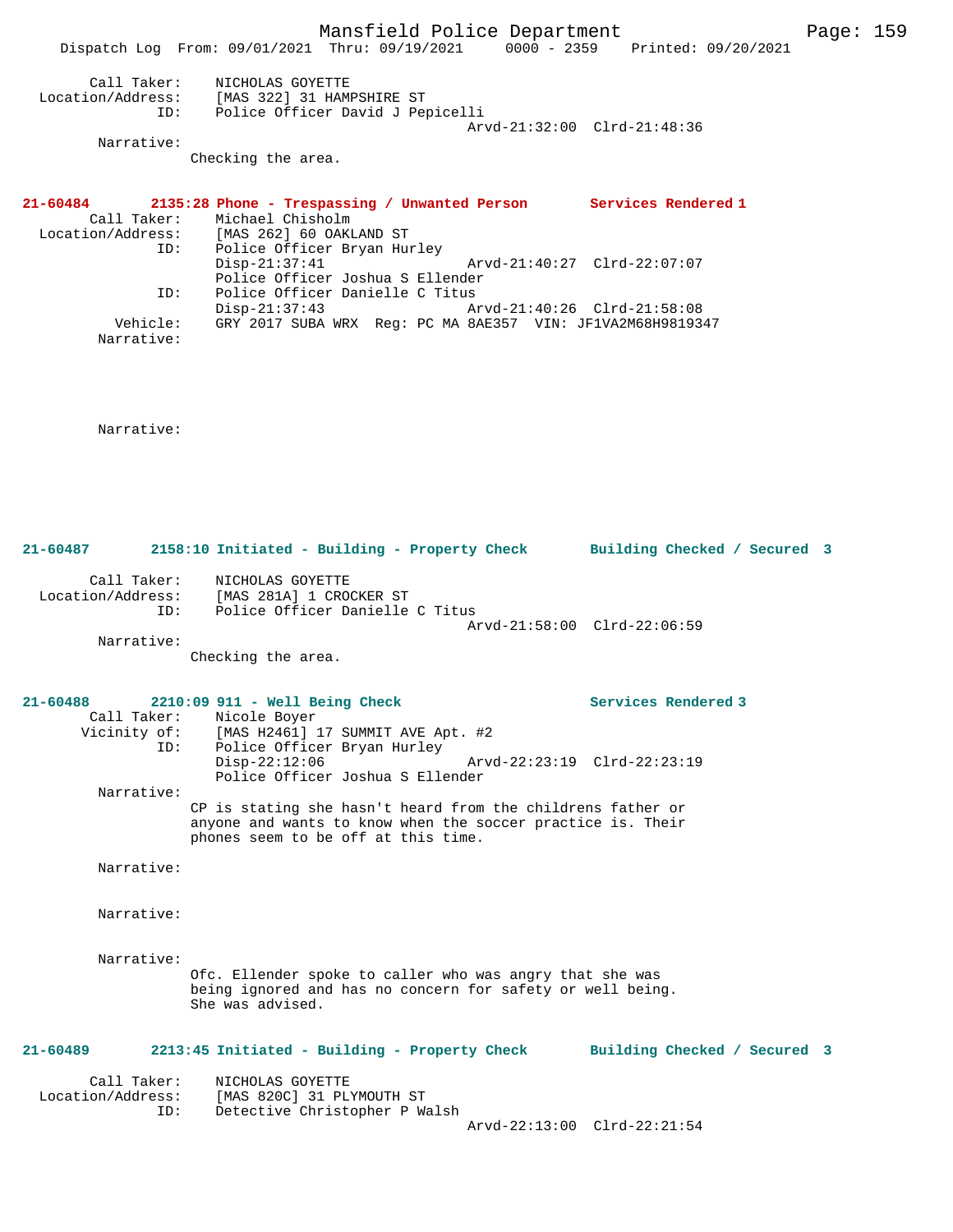Call Taker: NICHOLAS GOYETTE
Location/Address: [MAS 322] 31 HAMPSHIRE ST
ID: Police Officer David J Pepicelli
Arvd-21:32:00 Clrd-21:48:36
Narrative:
Checking the area.

**21-60484 2135:28 Phone - Trespassing / Unwanted Person Services Rendered 1**

Call Taker: Michael Chisholm
Location/Address: [MAS 262] 60 OAKLAND ST
ID: Police Officer Bryan Hurley
Disp-21:37:41 Arvd-21:40:27 Clrd-22:07:07
Police Officer Joshua S Ellender
ID: Police Officer Danielle C Titus
Disp-21:37:43 Arvd-21:40:26 Clrd-21:58:08
Vehicle: GRY 2017 SUBA WRX Reg: PC MA 8AE357 VIN: JF1VA2M68H9819347
Narrative:

Narrative:

**21-60487 2158:10 Initiated - Building - Property Check Building Checked / Secured 3**

Call Taker: NICHOLAS GOYETTE
Location/Address: [MAS 281A] 1 CROCKER ST
ID: Police Officer Danielle C Titus
Arvd-21:58:00 Clrd-22:06:59
Narrative:
Checking the area.

**21-60488 2210:09 911 - Well Being Check Services Rendered 3**

Call Taker: Nicole Boyer
Vicinity of: [MAS H2461] 17 SUMMIT AVE Apt. #2
ID: Police Officer Bryan Hurley
Disp-22:12:06 Arvd-22:23:19 Clrd-22:23:19
Police Officer Joshua S Ellender
Narrative:
CP is stating she hasn't heard from the childrens father or anyone and wants to know when the soccer practice is. Their phones seem to be off at this time.

Narrative:

Narrative:

Narrative:
Ofc. Ellender spoke to caller who was angry that she was being ignored and has no concern for safety or well being. She was advised.

**21-60489 2213:45 Initiated - Building - Property Check Building Checked / Secured 3**

Call Taker: NICHOLAS GOYETTE
Location/Address: [MAS 820C] 31 PLYMOUTH ST
ID: Detective Christopher P Walsh
Arvd-22:13:00 Clrd-22:21:54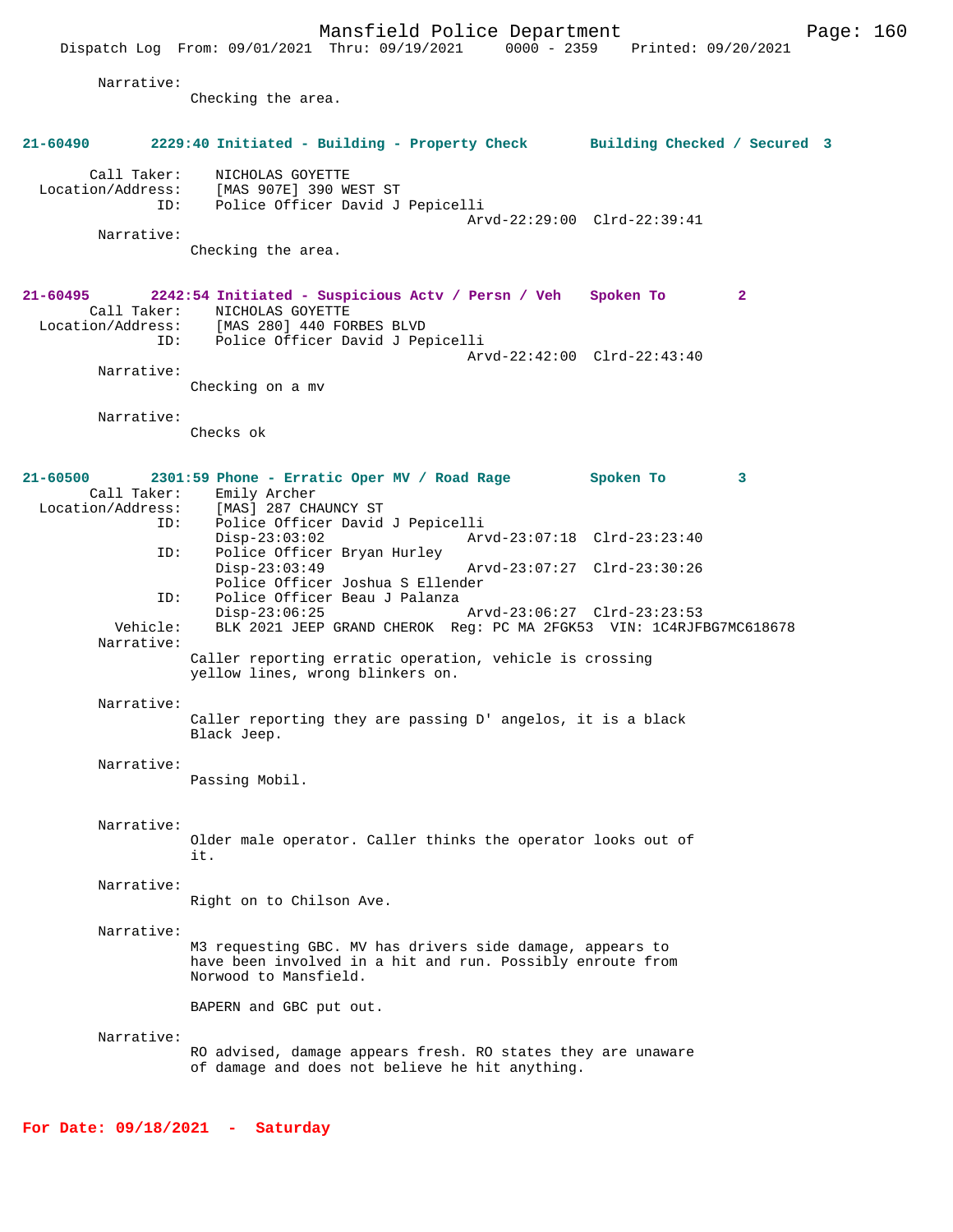Narrative:
Checking the area.

**21-60490 2229:40 Initiated - Building - Property Check Building Checked / Secured 3**

Call Taker: NICHOLAS GOYETTE
Location/Address: [MAS 907E] 390 WEST ST
ID: Police Officer David J Pepicelli
Arvd-22:29:00 Clrd-22:39:41

Narrative:
Checking the area.

**21-60495 2242:54 Initiated - Suspicious Actv / Persn / Veh Spoken To 2**

Call Taker: NICHOLAS GOYETTE
Location/Address: [MAS 280] 440 FORBES BLVD
ID: Police Officer David J Pepicelli
Arvd-22:42:00 Clrd-22:43:40

Narrative:
Checking on a mv

Narrative:
Checks ok

**21-60500 2301:59 Phone - Erratic Oper MV / Road Rage Spoken To 3**

Call Taker: Emily Archer
Location/Address: [MAS] 287 CHAUNCY ST
ID: Police Officer David J Pepicelli
Disp-23:03:02 Arvd-23:07:18 Clrd-23:23:40
ID: Police Officer Bryan Hurley
Disp-23:03:49 Arvd-23:07:27 Clrd-23:30:26
Police Officer Joshua S Ellender
ID: Police Officer Beau J Palanza
Disp-23:06:25 Arvd-23:06:27 Clrd-23:23:53
Vehicle: BLK 2021 JEEP GRAND CHEROK Reg: PC MA 2FGK53 VIN: 1C4RJFBG7MC618678

Narrative:
Caller reporting erratic operation, vehicle is crossing yellow lines, wrong blinkers on.

Narrative:
Caller reporting they are passing D' angelos, it is a black Black Jeep.

Narrative:
Passing Mobil.

Narrative:
Older male operator. Caller thinks the operator looks out of it.

Narrative:
Right on to Chilson Ave.

Narrative:
M3 requesting GBC. MV has drivers side damage, appears to have been involved in a hit and run. Possibly enroute from Norwood to Mansfield.

BAPERN and GBC put out.

Narrative:
RO advised, damage appears fresh. RO states they are unaware of damage and does not believe he hit anything.

**For Date: 09/18/2021 - Saturday**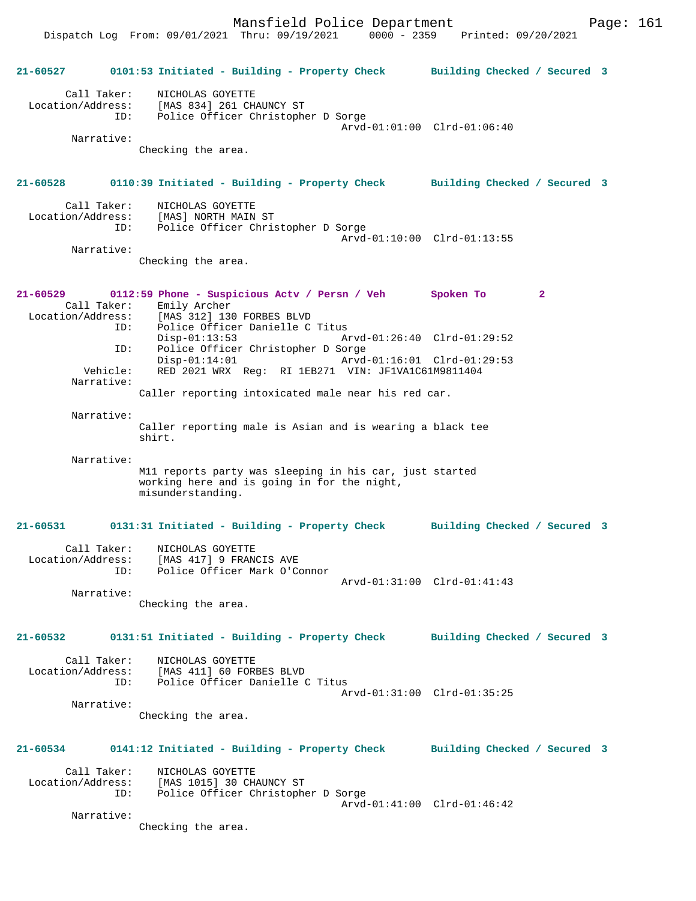Mansfield Police Department

Dispatch Log From: 09/01/2021 Thru: 09/19/2021 0000 - 2359 Printed: 09/20/2021

**21-60527 0101:53 Initiated - Building - Property Check Building Checked / Secured 3**

Call Taker: NICHOLAS GOYETTE
Location/Address: [MAS 834] 261 CHAUNCY ST
ID: Police Officer Christopher D Sorge
Arvd-01:01:00 Clrd-01:06:40
Narrative:
Checking the area.

**21-60528 0110:39 Initiated - Building - Property Check Building Checked / Secured 3**

Call Taker: NICHOLAS GOYETTE
Location/Address: [MAS] NORTH MAIN ST
ID: Police Officer Christopher D Sorge
Arvd-01:10:00 Clrd-01:13:55
Narrative:
Checking the area.

**21-60529 0112:59 Phone - Suspicious Actv / Persn / Veh Spoken To 2**

Call Taker: Emily Archer
Location/Address: [MAS 312] 130 FORBES BLVD
ID: Police Officer Danielle C Titus
Disp-01:13:53 Arvd-01:26:40 Clrd-01:29:52
ID: Police Officer Christopher D Sorge
Disp-01:14:01 Arvd-01:16:01 Clrd-01:29:53
Vehicle: RED 2021 WRX Reg: RI 1EB271 VIN: JF1VA1C61M9811404
Narrative:
Caller reporting intoxicated male near his red car.

Narrative:
Caller reporting male is Asian and is wearing a black tee shirt.

Narrative:
M11 reports party was sleeping in his car, just started working here and is going in for the night, misunderstanding.

**21-60531 0131:31 Initiated - Building - Property Check Building Checked / Secured 3**

Call Taker: NICHOLAS GOYETTE
Location/Address: [MAS 417] 9 FRANCIS AVE
ID: Police Officer Mark O'Connor
Arvd-01:31:00 Clrd-01:41:43
Narrative:
Checking the area.

**21-60532 0131:51 Initiated - Building - Property Check Building Checked / Secured 3**

Call Taker: NICHOLAS GOYETTE
Location/Address: [MAS 411] 60 FORBES BLVD
ID: Police Officer Danielle C Titus
Arvd-01:31:00 Clrd-01:35:25
Narrative:
Checking the area.

**21-60534 0141:12 Initiated - Building - Property Check Building Checked / Secured 3**

Call Taker: NICHOLAS GOYETTE
Location/Address: [MAS 1015] 30 CHAUNCY ST
ID: Police Officer Christopher D Sorge
Arvd-01:41:00 Clrd-01:46:42
Narrative:
Checking the area.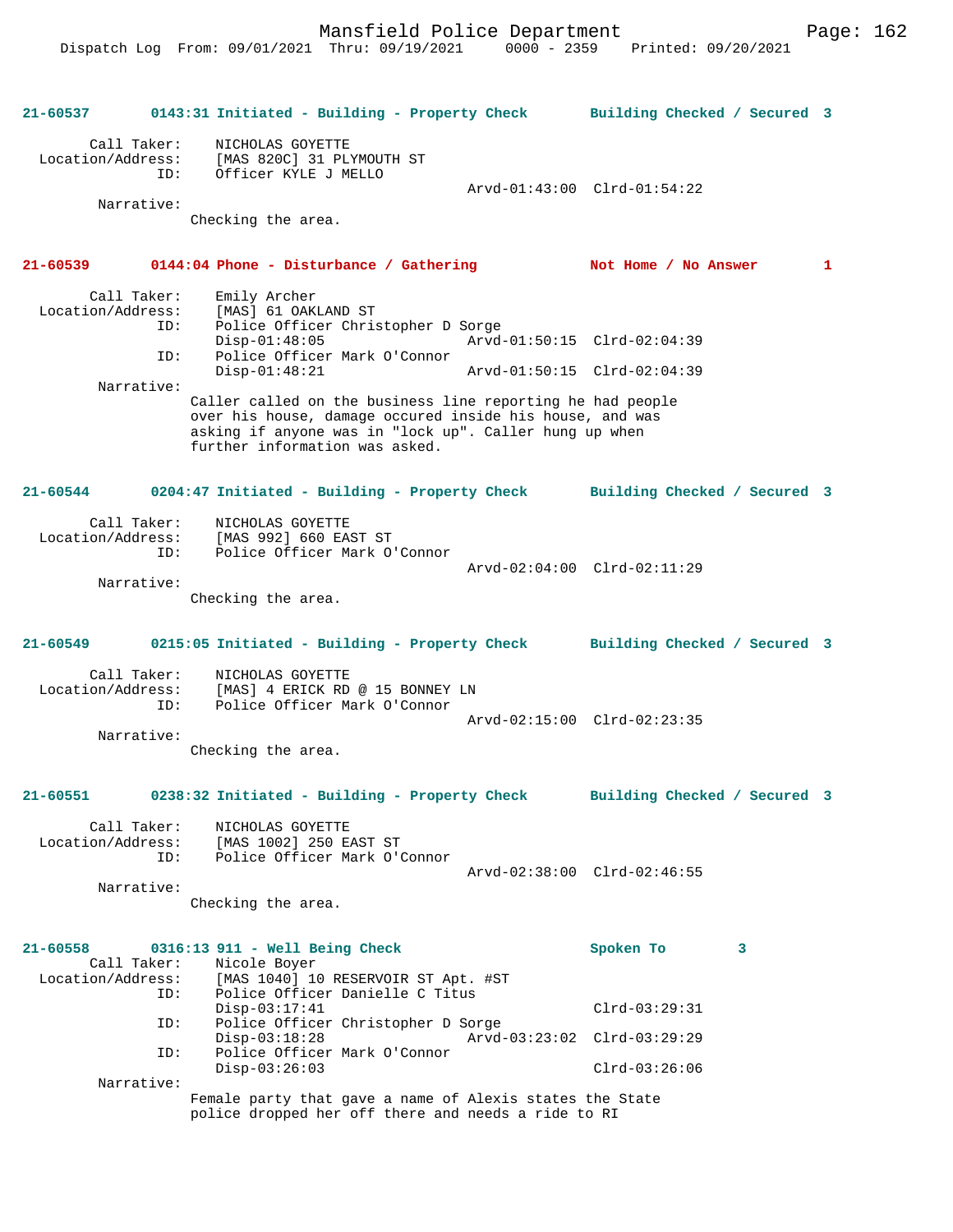**21-60537 0143:31 Initiated - Building - Property Check Building Checked / Secured 3**

```
        Call Taker:    NICHOLAS GOYETTE
  Location/Address:    [MAS 820C] 31 PLYMOUTH ST
                ID:    Officer KYLE J MELLO
                                                Arvd-01:43:00  Clrd-01:54:22
         Narrative:
                     Checking the area.
```

**21-60539 0144:04 Phone - Disturbance / Gathering Not Home / No Answer 1**

```
        Call Taker:    Emily Archer
  Location/Address:    [MAS] 61 OAKLAND ST
                ID:    Police Officer Christopher D Sorge
                       Disp-01:48:05            Arvd-01:50:15  Clrd-02:04:39
                ID:    Police Officer Mark O'Connor
                       Disp-01:48:21            Arvd-01:50:15  Clrd-02:04:39
         Narrative:
                     Caller called on the business line reporting he had people
                     over his house, damage occured inside his house, and was
                     asking if anyone was in "lock up". Caller hung up when
                     further information was asked.
```

**21-60544 0204:47 Initiated - Building - Property Check Building Checked / Secured 3**

```
        Call Taker:    NICHOLAS GOYETTE
  Location/Address:    [MAS 992] 660 EAST ST
                ID:    Police Officer Mark O'Connor
                                                Arvd-02:04:00  Clrd-02:11:29
         Narrative:
                     Checking the area.
```

**21-60549 0215:05 Initiated - Building - Property Check Building Checked / Secured 3**

```
        Call Taker:    NICHOLAS GOYETTE
  Location/Address:    [MAS] 4 ERICK RD @ 15 BONNEY LN
                ID:    Police Officer Mark O'Connor
                                                Arvd-02:15:00  Clrd-02:23:35
         Narrative:
                     Checking the area.
```

**21-60551 0238:32 Initiated - Building - Property Check Building Checked / Secured 3**

```
        Call Taker:    NICHOLAS GOYETTE
  Location/Address:    [MAS 1002] 250 EAST ST
                ID:    Police Officer Mark O'Connor
                                                Arvd-02:38:00  Clrd-02:46:55
         Narrative:
                     Checking the area.
```

**21-60558 0316:13 911 - Well Being Check Spoken To 3**

```
        Call Taker:    Nicole Boyer
  Location/Address:    [MAS 1040] 10 RESERVOIR ST Apt. #ST
                ID:    Police Officer Danielle C Titus
                       Disp-03:17:41                           Clrd-03:29:31
                ID:    Police Officer Christopher D Sorge
                       Disp-03:18:28            Arvd-03:23:02  Clrd-03:29:29
                ID:    Police Officer Mark O'Connor
                       Disp-03:26:03                           Clrd-03:26:06
         Narrative:
                     Female party that gave a name of Alexis states the State
                     police dropped her off there and needs a ride to RI
```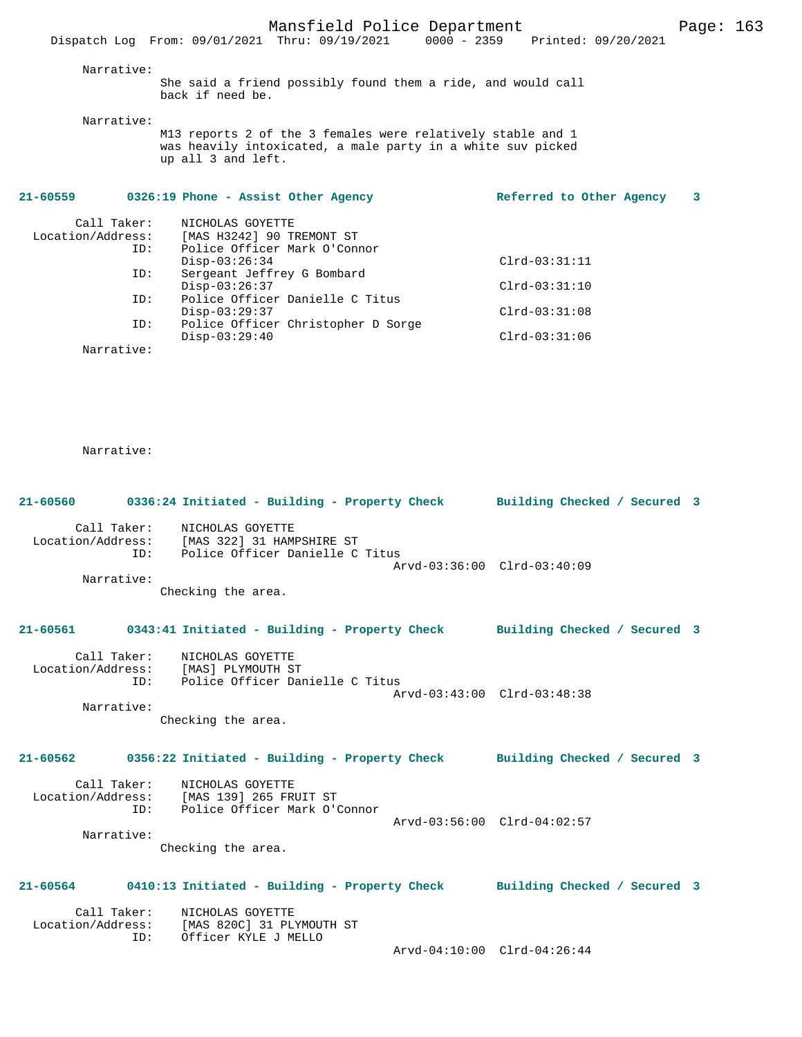Narrative:
She said a friend possibly found them a ride, and would call back if need be.

Narrative:
M13 reports 2 of the 3 females were relatively stable and 1 was heavily intoxicated, a male party in a white suv picked up all 3 and left.

**21-60559 0326:19 Phone - Assist Other Agency — Referred to Other Agency 3**

Call Taker: NICHOLAS GOYETTE
Location/Address: [MAS H3242] 90 TREMONT ST
ID: Police Officer Mark O'Connor
Disp-03:26:34 Clrd-03:31:11
ID: Sergeant Jeffrey G Bombard
Disp-03:26:37 Clrd-03:31:10
ID: Police Officer Danielle C Titus
Disp-03:29:37 Clrd-03:31:08
ID: Police Officer Christopher D Sorge
Disp-03:29:40 Clrd-03:31:06
Narrative:

Narrative:

**21-60560 0336:24 Initiated - Building - Property Check — Building Checked / Secured 3**

Call Taker: NICHOLAS GOYETTE
Location/Address: [MAS 322] 31 HAMPSHIRE ST
ID: Police Officer Danielle C Titus
Arvd-03:36:00 Clrd-03:40:09
Narrative:
Checking the area.

**21-60561 0343:41 Initiated - Building - Property Check — Building Checked / Secured 3**

Call Taker: NICHOLAS GOYETTE
Location/Address: [MAS] PLYMOUTH ST
ID: Police Officer Danielle C Titus
Arvd-03:43:00 Clrd-03:48:38
Narrative:
Checking the area.

**21-60562 0356:22 Initiated - Building - Property Check — Building Checked / Secured 3**

Call Taker: NICHOLAS GOYETTE
Location/Address: [MAS 139] 265 FRUIT ST
ID: Police Officer Mark O'Connor
Arvd-03:56:00 Clrd-04:02:57
Narrative:
Checking the area.

**21-60564 0410:13 Initiated - Building - Property Check — Building Checked / Secured 3**

Call Taker: NICHOLAS GOYETTE
Location/Address: [MAS 820C] 31 PLYMOUTH ST
ID: Officer KYLE J MELLO
Arvd-04:10:00 Clrd-04:26:44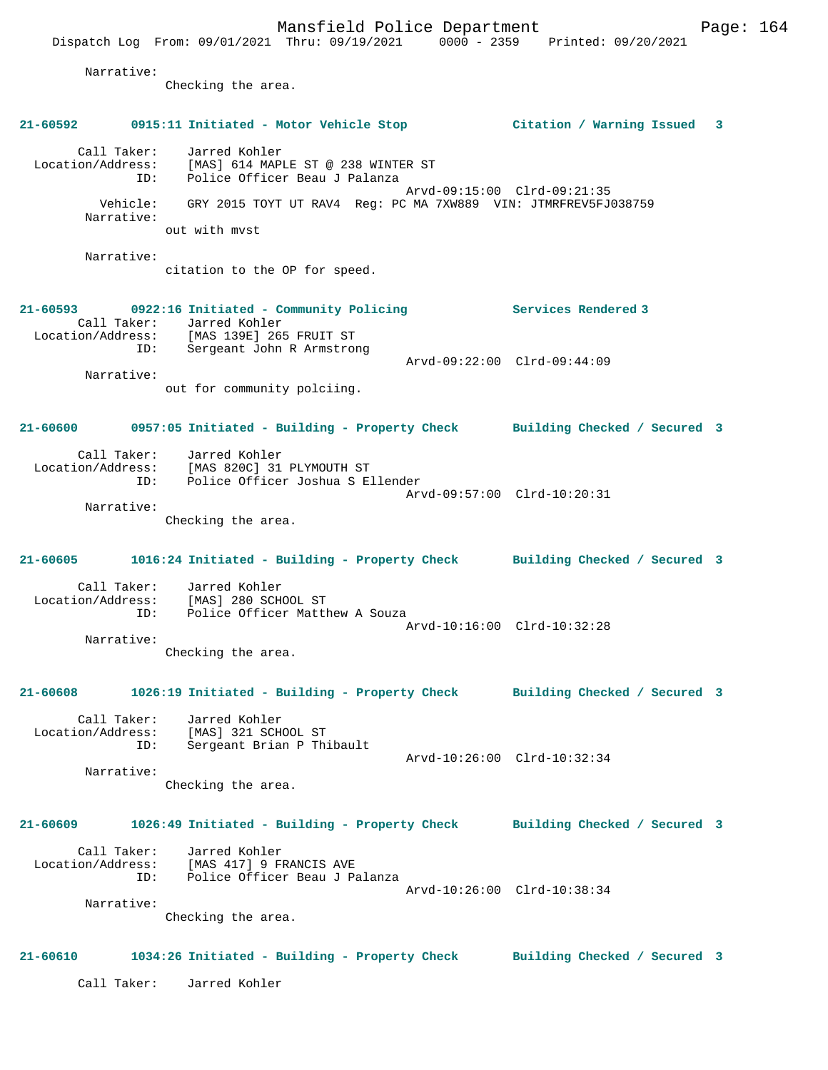Narrative:
Checking the area.

**21-60592 0915:11 Initiated - Motor Vehicle Stop Citation / Warning Issued 3**

Call Taker: Jarred Kohler
Location/Address: [MAS] 614 MAPLE ST @ 238 WINTER ST
ID: Police Officer Beau J Palanza
Arvd-09:15:00 Clrd-09:21:35
Vehicle: GRY 2015 TOYT UT RAV4 Reg: PC MA 7XW889 VIN: JTMRFREV5FJ038759
Narrative:
out with mvst

Narrative:
citation to the OP for speed.

**21-60593 0922:16 Initiated - Community Policing Services Rendered 3**

Call Taker: Jarred Kohler
Location/Address: [MAS 139E] 265 FRUIT ST
ID: Sergeant John R Armstrong
Arvd-09:22:00 Clrd-09:44:09
Narrative:
out for community polciing.

**21-60600 0957:05 Initiated - Building - Property Check Building Checked / Secured 3**

Call Taker: Jarred Kohler
Location/Address: [MAS 820C] 31 PLYMOUTH ST
ID: Police Officer Joshua S Ellender
Arvd-09:57:00 Clrd-10:20:31
Narrative:
Checking the area.

**21-60605 1016:24 Initiated - Building - Property Check Building Checked / Secured 3**

Call Taker: Jarred Kohler
Location/Address: [MAS] 280 SCHOOL ST
ID: Police Officer Matthew A Souza
Arvd-10:16:00 Clrd-10:32:28
Narrative:
Checking the area.

**21-60608 1026:19 Initiated - Building - Property Check Building Checked / Secured 3**

Call Taker: Jarred Kohler
Location/Address: [MAS] 321 SCHOOL ST
ID: Sergeant Brian P Thibault
Arvd-10:26:00 Clrd-10:32:34
Narrative:
Checking the area.

**21-60609 1026:49 Initiated - Building - Property Check Building Checked / Secured 3**

Call Taker: Jarred Kohler
Location/Address: [MAS 417] 9 FRANCIS AVE
ID: Police Officer Beau J Palanza
Arvd-10:26:00 Clrd-10:38:34
Narrative:
Checking the area.

**21-60610 1034:26 Initiated - Building - Property Check Building Checked / Secured 3**

Call Taker: Jarred Kohler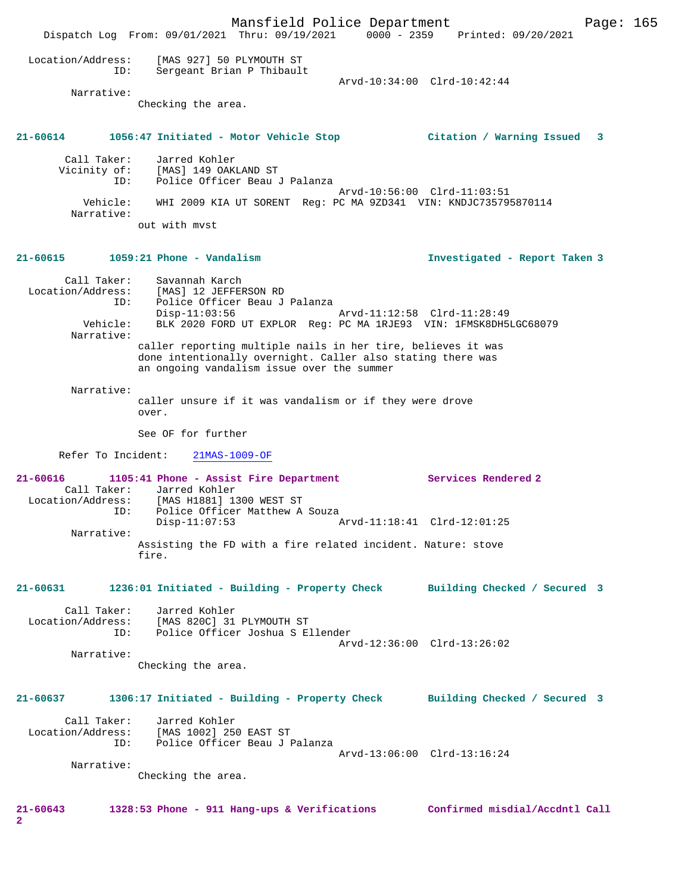Location/Address: [MAS 927] 50 PLYMOUTH ST
ID: Sergeant Brian P Thibault
Arvd-10:34:00 Clrd-10:42:44
Narrative:
Checking the area.

**21-60614 1056:47 Initiated - Motor Vehicle Stop — Citation / Warning Issued 3**

Call Taker: Jarred Kohler
Vicinity of: [MAS] 149 OAKLAND ST
ID: Police Officer Beau J Palanza
Arvd-10:56:00 Clrd-11:03:51
Vehicle: WHI 2009 KIA UT SORENT Reg: PC MA 9ZD341 VIN: KNDJC735795870114
Narrative:
out with mvst

**21-60615 1059:21 Phone - Vandalism — Investigated - Report Taken 3**

Call Taker: Savannah Karch
Location/Address: [MAS] 12 JEFFERSON RD
ID: Police Officer Beau J Palanza
Disp-11:03:56 Arvd-11:12:58 Clrd-11:28:49
Vehicle: BLK 2020 FORD UT EXPLOR Reg: PC MA 1RJE93 VIN: 1FMSK8DH5LGC68079
Narrative:
caller reporting multiple nails in her tire, believes it was done intentionally overnight. Caller also stating there was an ongoing vandalism issue over the summer

Narrative:
caller unsure if it was vandalism or if they were drove over.

See OF for further

Refer To Incident: 21MAS-1009-OF

**21-60616 1105:41 Phone - Assist Fire Department — Services Rendered 2**

Call Taker: Jarred Kohler
Location/Address: [MAS H1881] 1300 WEST ST
ID: Police Officer Matthew A Souza
Disp-11:07:53 Arvd-11:18:41 Clrd-12:01:25
Narrative:
Assisting the FD with a fire related incident. Nature: stove fire.

**21-60631 1236:01 Initiated - Building - Property Check — Building Checked / Secured 3**

Call Taker: Jarred Kohler
Location/Address: [MAS 820C] 31 PLYMOUTH ST
ID: Police Officer Joshua S Ellender
Arvd-12:36:00 Clrd-13:26:02
Narrative:
Checking the area.

**21-60637 1306:17 Initiated - Building - Property Check — Building Checked / Secured 3**

Call Taker: Jarred Kohler
Location/Address: [MAS 1002] 250 EAST ST
ID: Police Officer Beau J Palanza
Arvd-13:06:00 Clrd-13:16:24
Narrative:
Checking the area.

**21-60643 1328:53 Phone - 911 Hang-ups & Verifications — Confirmed misdial/Accdntl Call 2**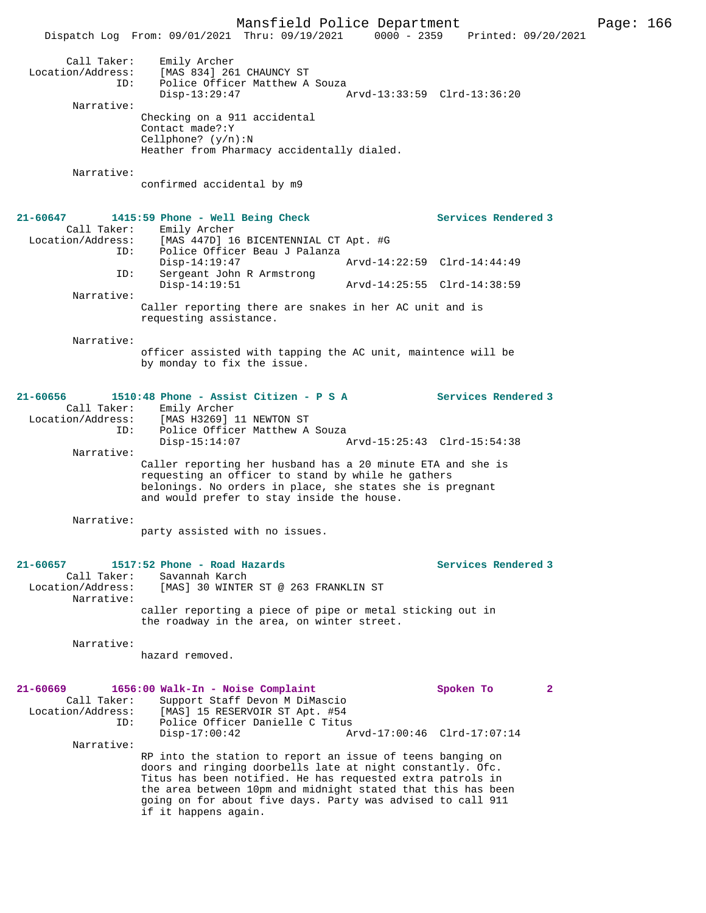Call Taker: Emily Archer
Location/Address: [MAS 834] 261 CHAUNCY ST
ID: Police Officer Matthew A Souza
Disp-13:29:47 Arvd-13:33:59 Clrd-13:36:20

Narrative:
Checking on a 911 accidental
Contact made?:Y
Cellphone? (y/n):N
Heather from Pharmacy accidentally dialed.

Narrative:
confirmed accidental by m9

**21-60647 1415:59 Phone - Well Being Check** Services Rendered 3

Call Taker: Emily Archer
Location/Address: [MAS 447D] 16 BICENTENNIAL CT Apt. #G
ID: Police Officer Beau J Palanza
Disp-14:19:47 Arvd-14:22:59 Clrd-14:44:49
ID: Sergeant John R Armstrong
Disp-14:19:51 Arvd-14:25:55 Clrd-14:38:59

Narrative:
Caller reporting there are snakes in her AC unit and is requesting assistance.

Narrative:
officer assisted with tapping the AC unit, maintence will be by monday to fix the issue.

**21-60656 1510:48 Phone - Assist Citizen - P S A** Services Rendered 3

Call Taker: Emily Archer
Location/Address: [MAS H3269] 11 NEWTON ST
ID: Police Officer Matthew A Souza
Disp-15:14:07 Arvd-15:25:43 Clrd-15:54:38

Narrative:
Caller reporting her husband has a 20 minute ETA and she is requesting an officer to stand by while he gathers belongings. No orders in place, she states she is pregnant and would prefer to stay inside the house.

Narrative:
party assisted with no issues.

**21-60657 1517:52 Phone - Road Hazards** Services Rendered 3

Call Taker: Savannah Karch
Location/Address: [MAS] 30 WINTER ST @ 263 FRANKLIN ST

Narrative:
caller reporting a piece of pipe or metal sticking out in the roadway in the area, on winter street.

Narrative:
hazard removed.

**21-60669 1656:00 Walk-In - Noise Complaint** Spoken To 2

Call Taker: Support Staff Devon M DiMascio
Location/Address: [MAS] 15 RESERVOIR ST Apt. #54
ID: Police Officer Danielle C Titus
Disp-17:00:42 Arvd-17:00:46 Clrd-17:07:14

Narrative:
RP into the station to report an issue of teens banging on doors and ringing doorbells late at night constantly. Ofc. Titus has been notified. He has requested extra patrols in the area between 10pm and midnight stated that this has been going on for about five days. Party was advised to call 911 if it happens again.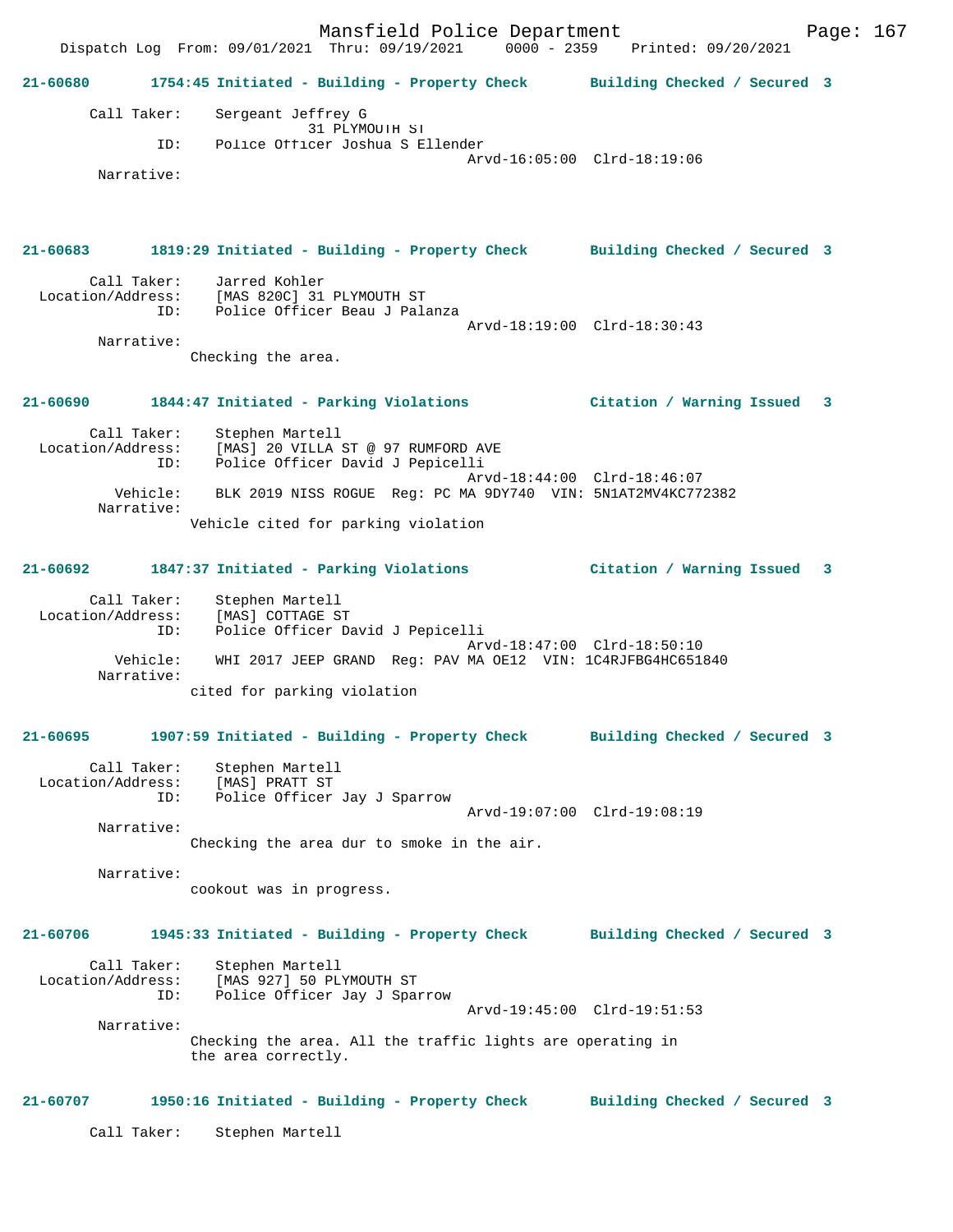Dispatch Log From: 09/01/2021 Thru: 09/19/2021 0000 - 2359 Printed: 09/20/2021

**21-60680** 1754:45 Initiated - Building - Property Check Building Checked / Secured 3

Call Taker: Sergeant Jeffrey G
31 PLYMOUTH ST
ID: Police Officer Joshua S Ellender
Arvd-16:05:00 Clrd-18:19:06
Narrative:

**21-60683** 1819:29 Initiated - Building - Property Check Building Checked / Secured 3

Call Taker: Jarred Kohler
Location/Address: [MAS 820C] 31 PLYMOUTH ST
ID: Police Officer Beau J Palanza
Arvd-18:19:00 Clrd-18:30:43
Narrative:
Checking the area.

**21-60690** 1844:47 Initiated - Parking Violations Citation / Warning Issued 3

Call Taker: Stephen Martell
Location/Address: [MAS] 20 VILLA ST @ 97 RUMFORD AVE
ID: Police Officer David J Pepicelli
Arvd-18:44:00 Clrd-18:46:07
Vehicle: BLK 2019 NISS ROGUE Reg: PC MA 9DY740 VIN: 5N1AT2MV4KC772382
Narrative:
Vehicle cited for parking violation

**21-60692** 1847:37 Initiated - Parking Violations Citation / Warning Issued 3

Call Taker: Stephen Martell
Location/Address: [MAS] COTTAGE ST
ID: Police Officer David J Pepicelli
Arvd-18:47:00 Clrd-18:50:10
Vehicle: WHI 2017 JEEP GRAND Reg: PAV MA OE12 VIN: 1C4RJFBG4HC651840
Narrative:
cited for parking violation

**21-60695** 1907:59 Initiated - Building - Property Check Building Checked / Secured 3

Call Taker: Stephen Martell
Location/Address: [MAS] PRATT ST
ID: Police Officer Jay J Sparrow
Arvd-19:07:00 Clrd-19:08:19
Narrative:
Checking the area dur to smoke in the air.

Narrative:
cookout was in progress.

**21-60706** 1945:33 Initiated - Building - Property Check Building Checked / Secured 3

Call Taker: Stephen Martell
Location/Address: [MAS 927] 50 PLYMOUTH ST
ID: Police Officer Jay J Sparrow
Arvd-19:45:00 Clrd-19:51:53
Narrative:
Checking the area. All the traffic lights are operating in the area correctly.

**21-60707** 1950:16 Initiated - Building - Property Check Building Checked / Secured 3

Call Taker: Stephen Martell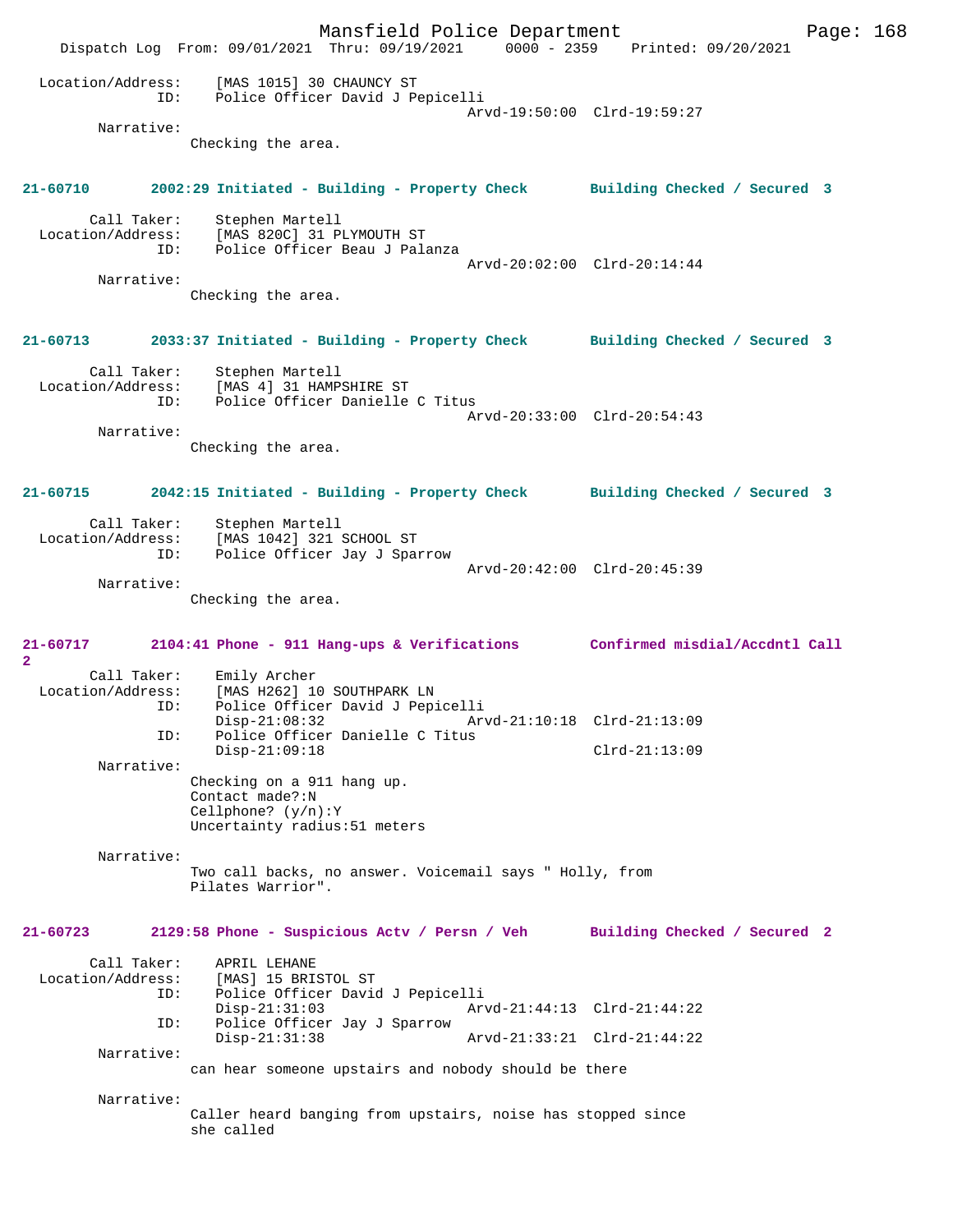Location/Address: [MAS 1015] 30 CHAUNCY ST
ID: Police Officer David J Pepicelli
Arvd-19:50:00 Clrd-19:59:27

Narrative:
Checking the area.

**21-60710 2002:29 Initiated - Building - Property Check Building Checked / Secured 3**

Call Taker: Stephen Martell
Location/Address: [MAS 820C] 31 PLYMOUTH ST
ID: Police Officer Beau J Palanza
Arvd-20:02:00 Clrd-20:14:44

Narrative:
Checking the area.

**21-60713 2033:37 Initiated - Building - Property Check Building Checked / Secured 3**

Call Taker: Stephen Martell
Location/Address: [MAS 4] 31 HAMPSHIRE ST
ID: Police Officer Danielle C Titus
Arvd-20:33:00 Clrd-20:54:43

Narrative:
Checking the area.

**21-60715 2042:15 Initiated - Building - Property Check Building Checked / Secured 3**

Call Taker: Stephen Martell
Location/Address: [MAS 1042] 321 SCHOOL ST
ID: Police Officer Jay J Sparrow
Arvd-20:42:00 Clrd-20:45:39

Narrative:
Checking the area.

**21-60717 2104:41 Phone - 911 Hang-ups & Verifications Confirmed misdial/Accdntl Call 2**

Call Taker: Emily Archer
Location/Address: [MAS H262] 10 SOUTHPARK LN
ID: Police Officer David J Pepicelli
Disp-21:08:32 Arvd-21:10:18 Clrd-21:13:09
ID: Police Officer Danielle C Titus
Disp-21:09:18 Clrd-21:13:09

Narrative:
Checking on a 911 hang up.
Contact made?:N
Cellphone? (y/n):Y
Uncertainty radius:51 meters

Narrative:
Two call backs, no answer. Voicemail says " Holly, from Pilates Warrior".

**21-60723 2129:58 Phone - Suspicious Actv / Persn / Veh Building Checked / Secured 2**

Call Taker: APRIL LEHANE
Location/Address: [MAS] 15 BRISTOL ST
ID: Police Officer David J Pepicelli
Disp-21:31:03 Arvd-21:44:13 Clrd-21:44:22
ID: Police Officer Jay J Sparrow
Disp-21:31:38 Arvd-21:33:21 Clrd-21:44:22

Narrative:
can hear someone upstairs and nobody should be there

Narrative:
Caller heard banging from upstairs, noise has stopped since she called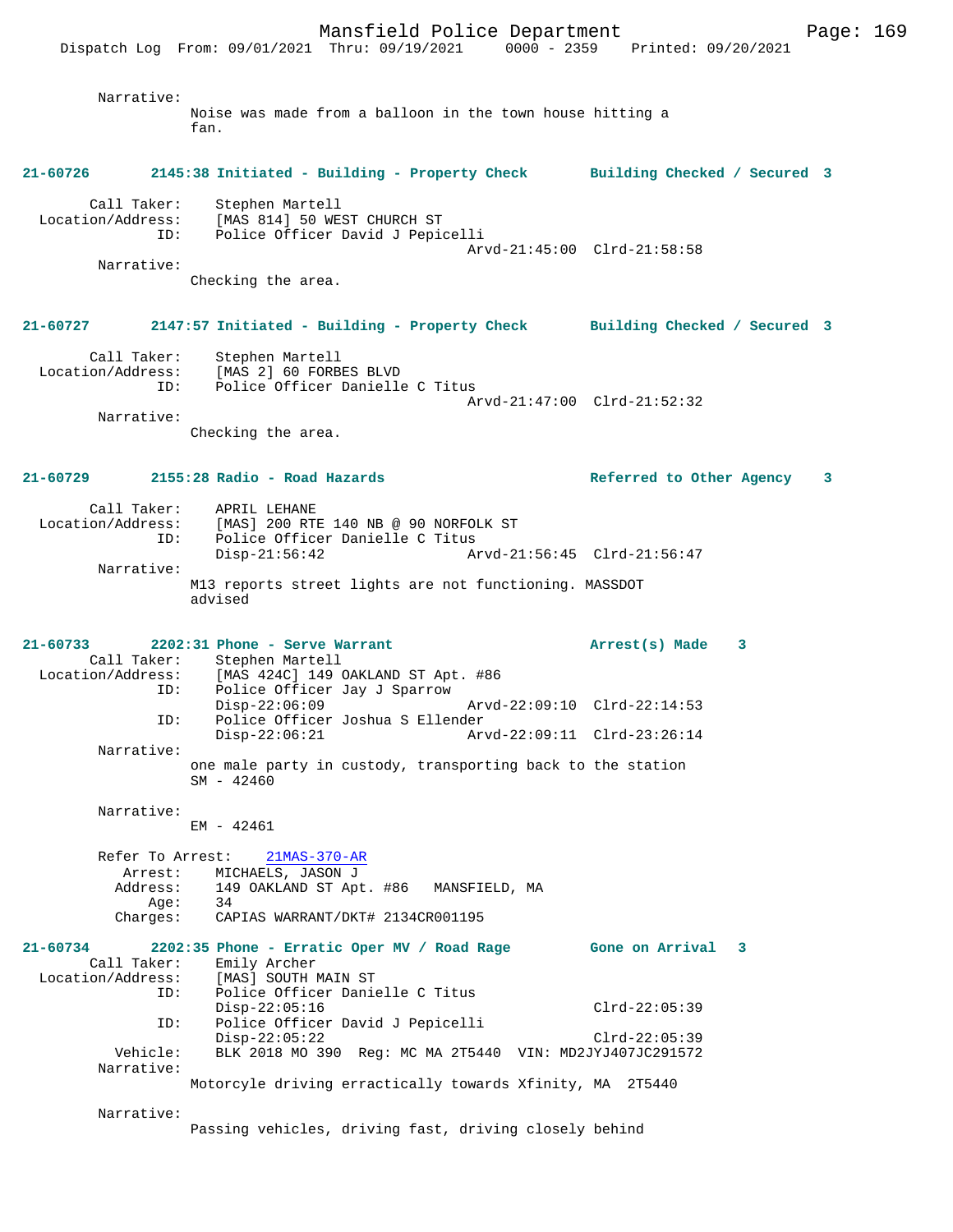Narrative:
Noise was made from a balloon in the town house hitting a fan.

**21-60726 2145:38 Initiated - Building - Property Check Building Checked / Secured 3**

Call Taker: Stephen Martell
Location/Address: [MAS 814] 50 WEST CHURCH ST
ID: Police Officer David J Pepicelli
Arvd-21:45:00 Clrd-21:58:58

Narrative:
Checking the area.

**21-60727 2147:57 Initiated - Building - Property Check Building Checked / Secured 3**

Call Taker: Stephen Martell
Location/Address: [MAS 2] 60 FORBES BLVD
ID: Police Officer Danielle C Titus
Arvd-21:47:00 Clrd-21:52:32

Narrative:
Checking the area.

**21-60729 2155:28 Radio - Road Hazards Referred to Other Agency 3**

Call Taker: APRIL LEHANE
Location/Address: [MAS] 200 RTE 140 NB @ 90 NORFOLK ST
ID: Police Officer Danielle C Titus
Disp-21:56:42 Arvd-21:56:45 Clrd-21:56:47

Narrative:
M13 reports street lights are not functioning. MASSDOT advised

**21-60733 2202:31 Phone - Serve Warrant Arrest(s) Made 3**

Call Taker: Stephen Martell
Location/Address: [MAS 424C] 149 OAKLAND ST Apt. #86
ID: Police Officer Jay J Sparrow
Disp-22:06:09 Arvd-22:09:10 Clrd-22:14:53
ID: Police Officer Joshua S Ellender
Disp-22:06:21 Arvd-22:09:11 Clrd-23:26:14

Narrative:
one male party in custody, transporting back to the station SM - 42460

Narrative:
EM - 42461

Refer To Arrest: 21MAS-370-AR
Arrest: MICHAELS, JASON J
Address: 149 OAKLAND ST Apt. #86 MANSFIELD, MA
Age: 34
Charges: CAPIAS WARRANT/DKT# 2134CR001195

**21-60734 2202:35 Phone - Erratic Oper MV / Road Rage Gone on Arrival 3**

Call Taker: Emily Archer
Location/Address: [MAS] SOUTH MAIN ST
ID: Police Officer Danielle C Titus
Disp-22:05:16 Clrd-22:05:39
ID: Police Officer David J Pepicelli
Disp-22:05:22 Clrd-22:05:39
Vehicle: BLK 2018 MO 390 Reg: MC MA 2T5440 VIN: MD2JYJ407JC291572

Narrative:
Motorcyle driving erractically towards Xfinity, MA 2T5440

Narrative:
Passing vehicles, driving fast, driving closely behind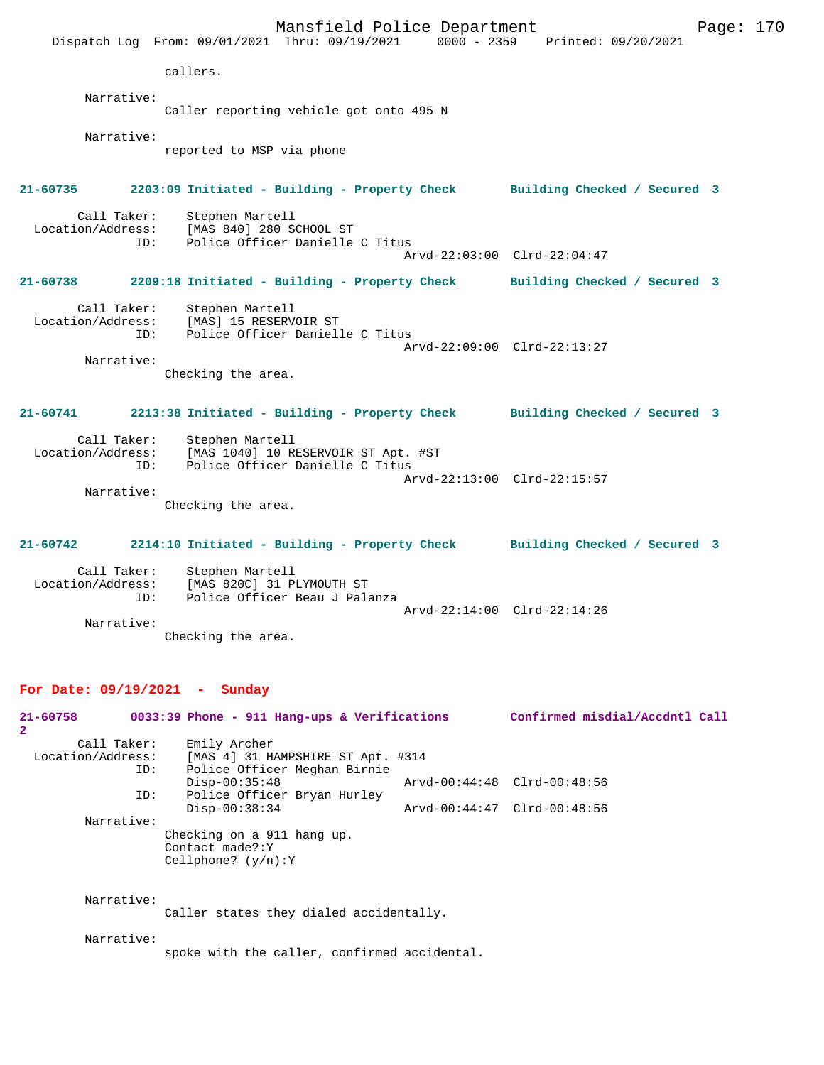callers.

Narrative:
Caller reporting vehicle got onto 495 N

Narrative:
reported to MSP via phone

**21-60735 2203:09 Initiated - Building - Property Check Building Checked / Secured 3**

Call Taker: Stephen Martell
Location/Address: [MAS 840] 280 SCHOOL ST
ID: Police Officer Danielle C Titus
Arvd-22:03:00 Clrd-22:04:47

**21-60738 2209:18 Initiated - Building - Property Check Building Checked / Secured 3**

Call Taker: Stephen Martell
Location/Address: [MAS] 15 RESERVOIR ST
ID: Police Officer Danielle C Titus
Arvd-22:09:00 Clrd-22:13:27

Narrative:
Checking the area.

**21-60741 2213:38 Initiated - Building - Property Check Building Checked / Secured 3**

Call Taker: Stephen Martell
Location/Address: [MAS 1040] 10 RESERVOIR ST Apt. #ST
ID: Police Officer Danielle C Titus
Arvd-22:13:00 Clrd-22:15:57

Narrative:
Checking the area.

**21-60742 2214:10 Initiated - Building - Property Check Building Checked / Secured 3**

Call Taker: Stephen Martell
Location/Address: [MAS 820C] 31 PLYMOUTH ST
ID: Police Officer Beau J Palanza
Arvd-22:14:00 Clrd-22:14:26

Narrative:
Checking the area.

## For Date: 09/19/2021 - Sunday

**21-60758 0033:39 Phone - 911 Hang-ups & Verifications Confirmed misdial/Accdntl Call 2**

Call Taker: Emily Archer
Location/Address: [MAS 4] 31 HAMPSHIRE ST Apt. #314
ID: Police Officer Meghan Birnie
Disp-00:35:48 Arvd-00:44:48 Clrd-00:48:56
ID: Police Officer Bryan Hurley
Disp-00:38:34 Arvd-00:44:47 Clrd-00:48:56

Narrative:
Checking on a 911 hang up.
Contact made?:Y
Cellphone? (y/n):Y

Narrative:
Caller states they dialed accidentally.

Narrative:
spoke with the caller, confirmed accidental.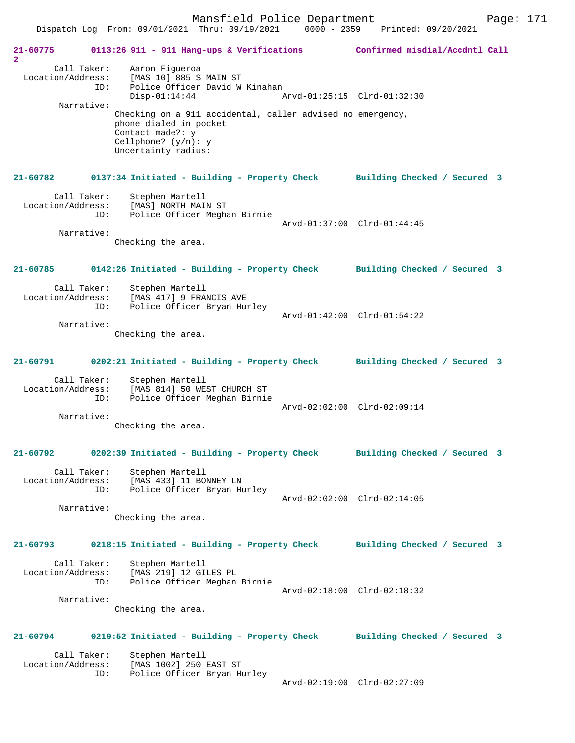Mansfield Police Department
Dispatch Log From: 09/01/2021 Thru: 09/19/2021 0000 - 2359 Printed: 09/20/2021

**21-60775 0113:26 911 - 911 Hang-ups & Verifications Confirmed misdial/Accdntl Call 2**

Call Taker: Aaron Figueroa
Location/Address: [MAS 10] 885 S MAIN ST
ID: Police Officer David W Kinahan
Disp-01:14:44 Arvd-01:25:15 Clrd-01:32:30
Narrative:
Checking on a 911 accidental, caller advised no emergency, phone dialed in pocket
Contact made?: y
Cellphone? (y/n): y
Uncertainty radius:

**21-60782 0137:34 Initiated - Building - Property Check Building Checked / Secured 3**

Call Taker: Stephen Martell
Location/Address: [MAS] NORTH MAIN ST
ID: Police Officer Meghan Birnie
Arvd-01:37:00 Clrd-01:44:45
Narrative:
Checking the area.

**21-60785 0142:26 Initiated - Building - Property Check Building Checked / Secured 3**

Call Taker: Stephen Martell
Location/Address: [MAS 417] 9 FRANCIS AVE
ID: Police Officer Bryan Hurley
Arvd-01:42:00 Clrd-01:54:22
Narrative:
Checking the area.

**21-60791 0202:21 Initiated - Building - Property Check Building Checked / Secured 3**

Call Taker: Stephen Martell
Location/Address: [MAS 814] 50 WEST CHURCH ST
ID: Police Officer Meghan Birnie
Arvd-02:02:00 Clrd-02:09:14
Narrative:
Checking the area.

**21-60792 0202:39 Initiated - Building - Property Check Building Checked / Secured 3**

Call Taker: Stephen Martell
Location/Address: [MAS 433] 11 BONNEY LN
ID: Police Officer Bryan Hurley
Arvd-02:02:00 Clrd-02:14:05
Narrative:
Checking the area.

**21-60793 0218:15 Initiated - Building - Property Check Building Checked / Secured 3**

Call Taker: Stephen Martell
Location/Address: [MAS 219] 12 GILES PL
ID: Police Officer Meghan Birnie
Arvd-02:18:00 Clrd-02:18:32
Narrative:
Checking the area.

**21-60794 0219:52 Initiated - Building - Property Check Building Checked / Secured 3**

Call Taker: Stephen Martell
Location/Address: [MAS 1002] 250 EAST ST
ID: Police Officer Bryan Hurley
Arvd-02:19:00 Clrd-02:27:09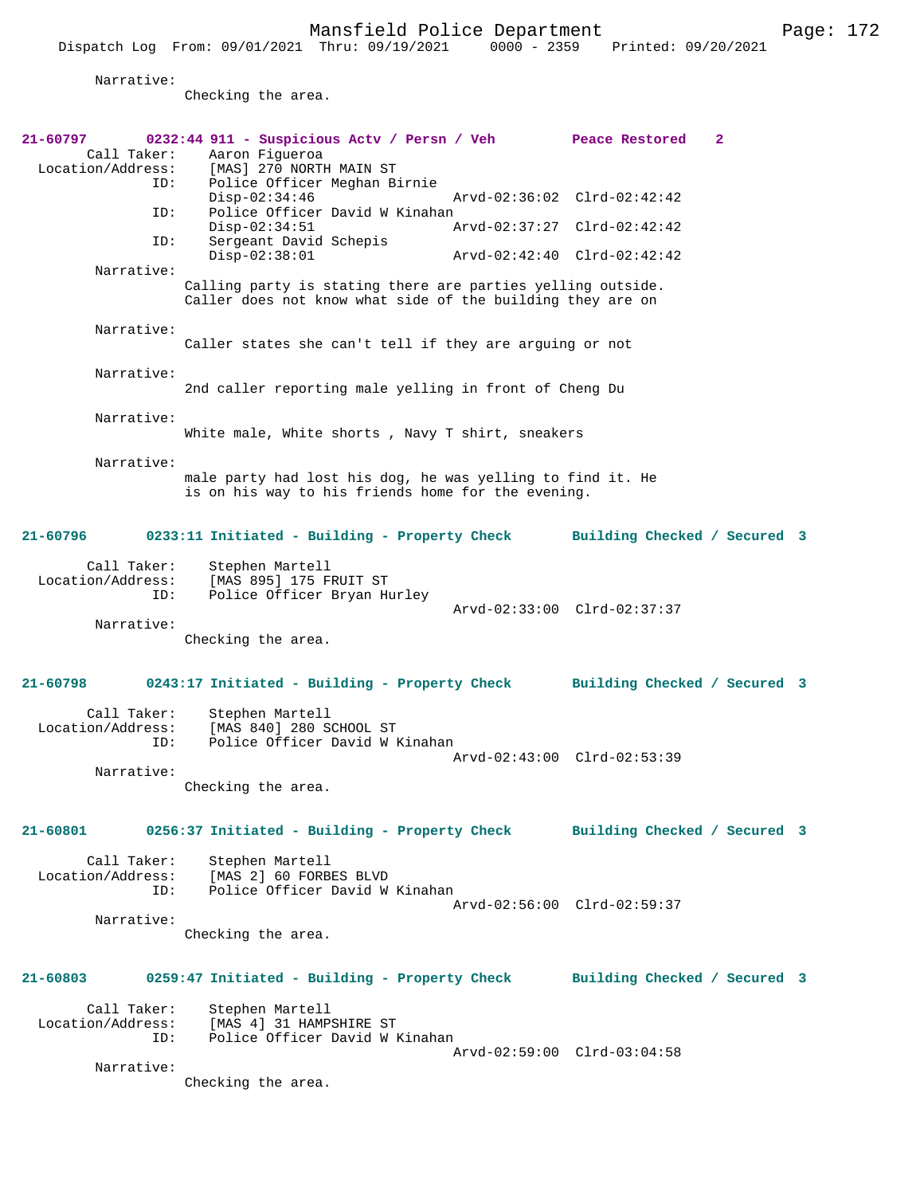Narrative:
Checking the area.

**21-60797 0232:44 911 - Suspicious Actv / Persn / Veh Peace Restored 2**

Call Taker: Aaron Figueroa
Location/Address: [MAS] 270 NORTH MAIN ST
ID: Police Officer Meghan Birnie
Disp-02:34:46 Arvd-02:36:02 Clrd-02:42:42
ID: Police Officer David W Kinahan
Disp-02:34:51 Arvd-02:37:27 Clrd-02:42:42
ID: Sergeant David Schepis
Disp-02:38:01 Arvd-02:42:40 Clrd-02:42:42

Narrative:
Calling party is stating there are parties yelling outside.
Caller does not know what side of the building they are on

Narrative:
Caller states she can't tell if they are arguing or not

Narrative:
2nd caller reporting male yelling in front of Cheng Du

Narrative:
White male, White shorts , Navy T shirt, sneakers

Narrative:
male party had lost his dog, he was yelling to find it. He is on his way to his friends home for the evening.

**21-60796 0233:11 Initiated - Building - Property Check Building Checked / Secured 3**

Call Taker: Stephen Martell
Location/Address: [MAS 895] 175 FRUIT ST
ID: Police Officer Bryan Hurley
Arvd-02:33:00 Clrd-02:37:37

Narrative:
Checking the area.

**21-60798 0243:17 Initiated - Building - Property Check Building Checked / Secured 3**

Call Taker: Stephen Martell
Location/Address: [MAS 840] 280 SCHOOL ST
ID: Police Officer David W Kinahan
Arvd-02:43:00 Clrd-02:53:39

Narrative:
Checking the area.

**21-60801 0256:37 Initiated - Building - Property Check Building Checked / Secured 3**

Call Taker: Stephen Martell
Location/Address: [MAS 2] 60 FORBES BLVD
ID: Police Officer David W Kinahan
Arvd-02:56:00 Clrd-02:59:37

Narrative:
Checking the area.

**21-60803 0259:47 Initiated - Building - Property Check Building Checked / Secured 3**

Call Taker: Stephen Martell
Location/Address: [MAS 4] 31 HAMPSHIRE ST
ID: Police Officer David W Kinahan
Arvd-02:59:00 Clrd-03:04:58

Narrative:
Checking the area.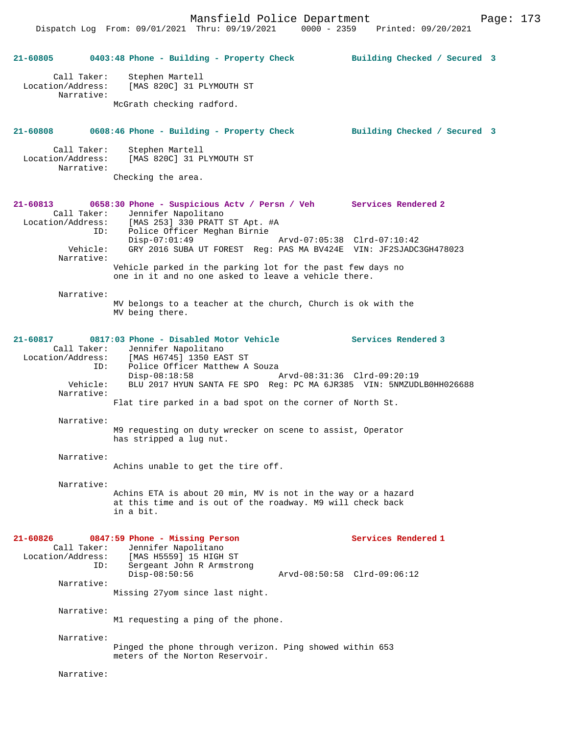**21-60805** 0403:48 Phone - Building - Property Check — Building Checked / Secured 3

Call Taker: Stephen Martell
Location/Address: [MAS 820C] 31 PLYMOUTH ST
Narrative:
McGrath checking radford.

**21-60808** 0608:46 Phone - Building - Property Check — Building Checked / Secured 3

Call Taker: Stephen Martell
Location/Address: [MAS 820C] 31 PLYMOUTH ST
Narrative:
Checking the area.

**21-60813** 0658:30 Phone - Suspicious Actv / Persn / Veh — Services Rendered 2

Call Taker: Jennifer Napolitano
Location/Address: [MAS 253] 330 PRATT ST Apt. #A
ID: Police Officer Meghan Birnie
Disp-07:01:49 Arvd-07:05:38 Clrd-07:10:42
Vehicle: GRY 2016 SUBA UT FOREST Reg: PAS MA BV424E VIN: JF2SJADC3GH478023
Narrative:
Vehicle parked in the parking lot for the past few days no one in it and no one asked to leave a vehicle there.

Narrative:
MV belongs to a teacher at the church, Church is ok with the MV being there.

**21-60817** 0817:03 Phone - Disabled Motor Vehicle — Services Rendered 3

Call Taker: Jennifer Napolitano
Location/Address: [MAS H6745] 1350 EAST ST
ID: Police Officer Matthew A Souza
Disp-08:18:58 Arvd-08:31:36 Clrd-09:20:19
Vehicle: BLU 2017 HYUN SANTA FE SPO Reg: PC MA 6JR385 VIN: 5NMZUDLB0HH026688
Narrative:
Flat tire parked in a bad spot on the corner of North St.

Narrative:
M9 requesting on duty wrecker on scene to assist, Operator has stripped a lug nut.

Narrative:
Achins unable to get the tire off.

Narrative:
Achins ETA is about 20 min, MV is not in the way or a hazard at this time and is out of the roadway. M9 will check back in a bit.

**21-60826** 0847:59 Phone - Missing Person — Services Rendered 1

Call Taker: Jennifer Napolitano
Location/Address: [MAS H5559] 15 HIGH ST
ID: Sergeant John R Armstrong
Disp-08:50:56 Arvd-08:50:58 Clrd-09:06:12
Narrative:
Missing 27yom since last night.

Narrative:
M1 requesting a ping of the phone.

Narrative:
Pinged the phone through verizon. Ping showed within 653 meters of the Norton Reservoir.

Narrative: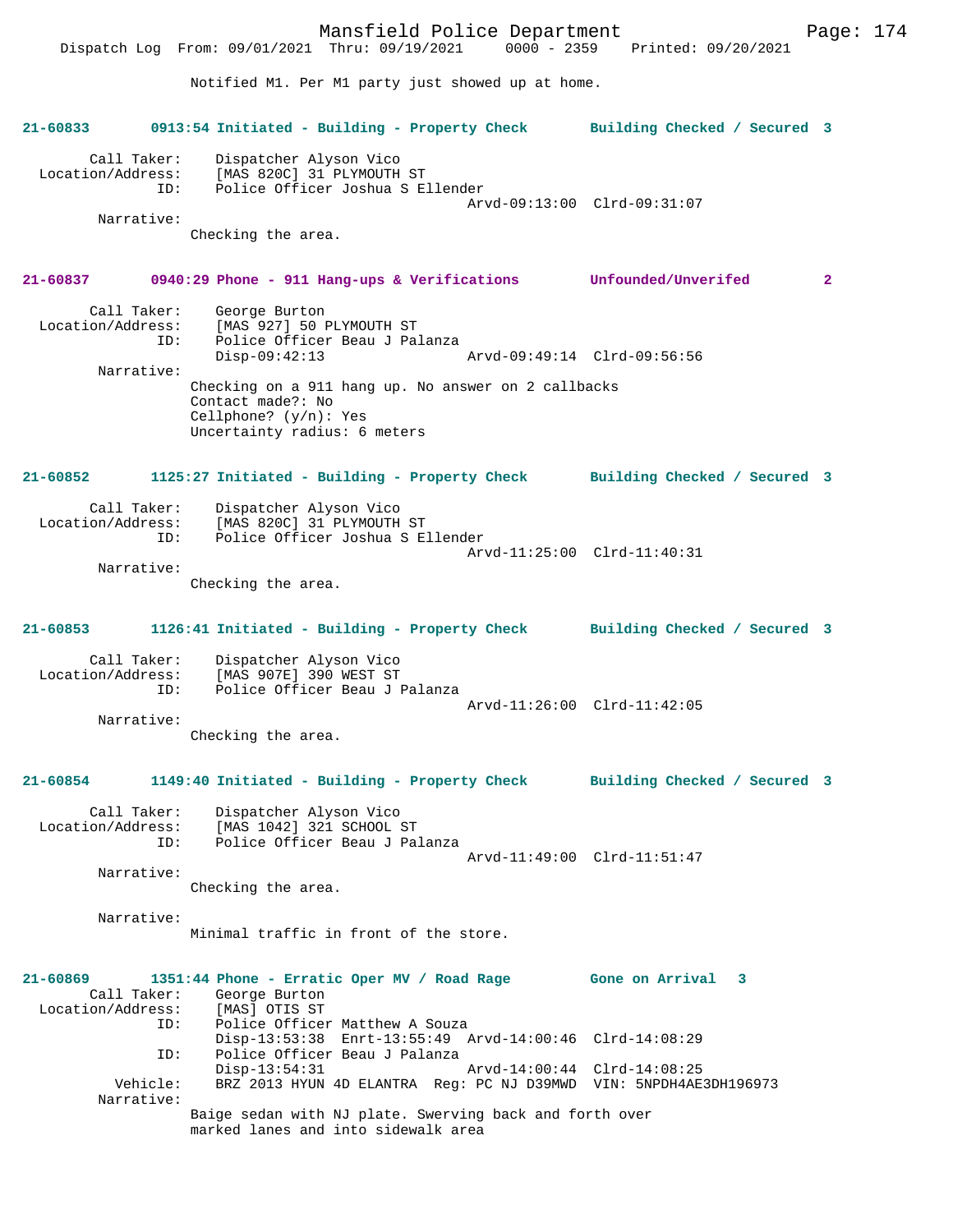Notified M1. Per M1 party just showed up at home.

**21-60833 0913:54 Initiated - Building - Property Check Building Checked / Secured 3**

Call Taker: Dispatcher Alyson Vico
Location/Address: [MAS 820C] 31 PLYMOUTH ST
ID: Police Officer Joshua S Ellender
Arvd-09:13:00 Clrd-09:31:07
Narrative:
Checking the area.

**21-60837 0940:29 Phone - 911 Hang-ups & Verifications Unfounded/Unverifed 2**

Call Taker: George Burton
Location/Address: [MAS 927] 50 PLYMOUTH ST
ID: Police Officer Beau J Palanza
Disp-09:42:13 Arvd-09:49:14 Clrd-09:56:56
Narrative:
Checking on a 911 hang up. No answer on 2 callbacks
Contact made?: No
Cellphone? (y/n): Yes
Uncertainty radius: 6 meters

**21-60852 1125:27 Initiated - Building - Property Check Building Checked / Secured 3**

Call Taker: Dispatcher Alyson Vico
Location/Address: [MAS 820C] 31 PLYMOUTH ST
ID: Police Officer Joshua S Ellender
Arvd-11:25:00 Clrd-11:40:31
Narrative:
Checking the area.

**21-60853 1126:41 Initiated - Building - Property Check Building Checked / Secured 3**

Call Taker: Dispatcher Alyson Vico
Location/Address: [MAS 907E] 390 WEST ST
ID: Police Officer Beau J Palanza
Arvd-11:26:00 Clrd-11:42:05
Narrative:
Checking the area.

**21-60854 1149:40 Initiated - Building - Property Check Building Checked / Secured 3**

Call Taker: Dispatcher Alyson Vico
Location/Address: [MAS 1042] 321 SCHOOL ST
ID: Police Officer Beau J Palanza
Arvd-11:49:00 Clrd-11:51:47
Narrative:
Checking the area.

Narrative:
Minimal traffic in front of the store.

**21-60869 1351:44 Phone - Erratic Oper MV / Road Rage Gone on Arrival 3**

Call Taker: George Burton
Location/Address: [MAS] OTIS ST
ID: Police Officer Matthew A Souza
Disp-13:53:38 Enrt-13:55:49 Arvd-14:00:46 Clrd-14:08:29
ID: Police Officer Beau J Palanza
Disp-13:54:31 Arvd-14:00:44 Clrd-14:08:25
Vehicle: BRZ 2013 HYUN 4D ELANTRA Reg: PC NJ D39MWD VIN: 5NPDH4AE3DH196973
Narrative:
Baige sedan with NJ plate. Swerving back and forth over marked lanes and into sidewalk area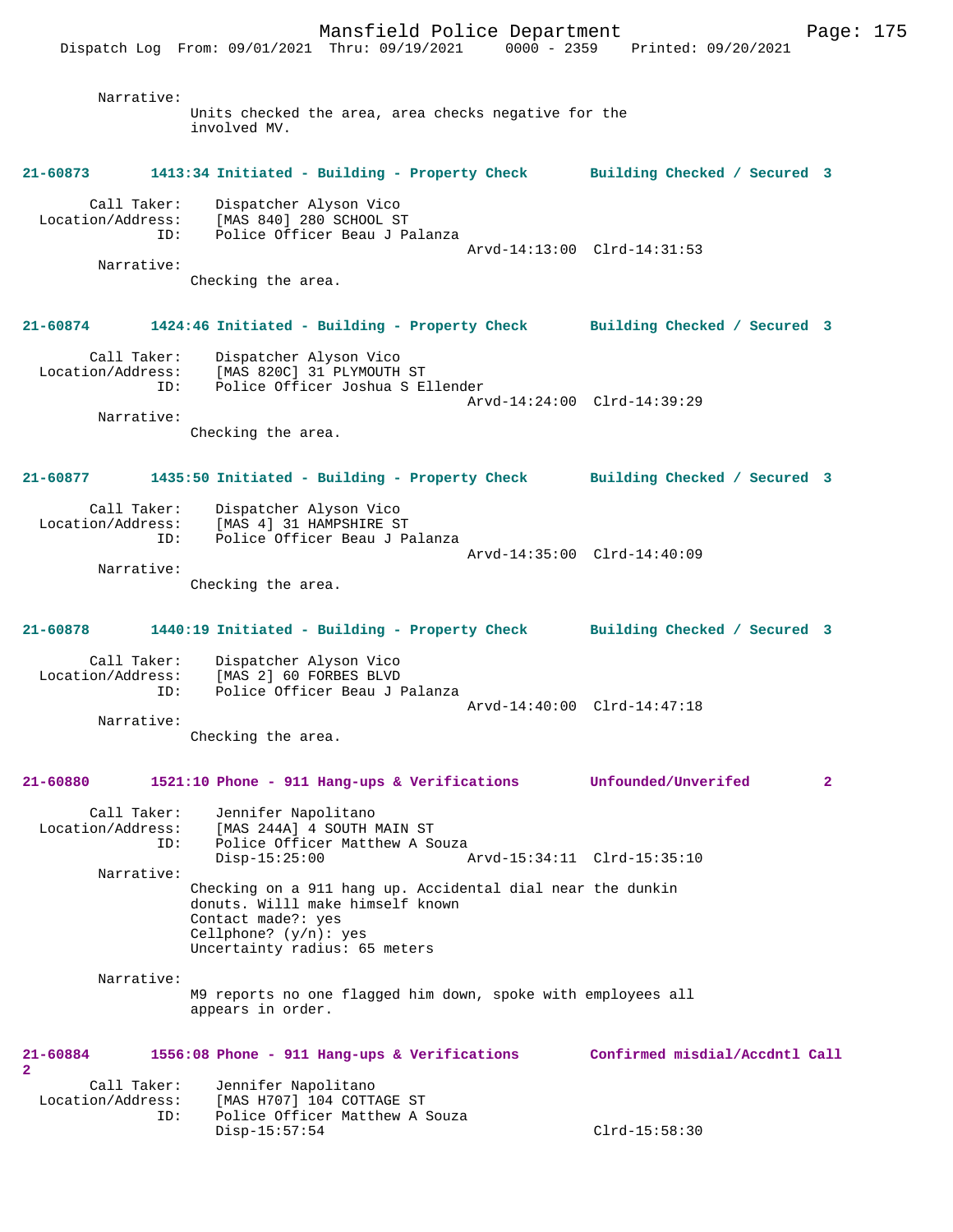Narrative:
Units checked the area, area checks negative for the involved MV.

**21-60873 1413:34 Initiated - Building - Property Check Building Checked / Secured 3**

Call Taker: Dispatcher Alyson Vico
Location/Address: [MAS 840] 280 SCHOOL ST
ID: Police Officer Beau J Palanza
Arvd-14:13:00 Clrd-14:31:53

Narrative:
Checking the area.

**21-60874 1424:46 Initiated - Building - Property Check Building Checked / Secured 3**

Call Taker: Dispatcher Alyson Vico
Location/Address: [MAS 820C] 31 PLYMOUTH ST
ID: Police Officer Joshua S Ellender
Arvd-14:24:00 Clrd-14:39:29

Narrative:
Checking the area.

**21-60877 1435:50 Initiated - Building - Property Check Building Checked / Secured 3**

Call Taker: Dispatcher Alyson Vico
Location/Address: [MAS 4] 31 HAMPSHIRE ST
ID: Police Officer Beau J Palanza
Arvd-14:35:00 Clrd-14:40:09

Narrative:
Checking the area.

**21-60878 1440:19 Initiated - Building - Property Check Building Checked / Secured 3**

Call Taker: Dispatcher Alyson Vico
Location/Address: [MAS 2] 60 FORBES BLVD
ID: Police Officer Beau J Palanza
Arvd-14:40:00 Clrd-14:47:18

Narrative:
Checking the area.

**21-60880 1521:10 Phone - 911 Hang-ups & Verifications Unfounded/Unverifed 2**

Call Taker: Jennifer Napolitano
Location/Address: [MAS 244A] 4 SOUTH MAIN ST
ID: Police Officer Matthew A Souza
Disp-15:25:00 Arvd-15:34:11 Clrd-15:35:10

Narrative:
Checking on a 911 hang up. Accidental dial near the dunkin donuts. Willl make himself known
Contact made?: yes
Cellphone? (y/n): yes
Uncertainty radius: 65 meters

Narrative:
M9 reports no one flagged him down, spoke with employees all appears in order.

**21-60884 1556:08 Phone - 911 Hang-ups & Verifications Confirmed misdial/Accdntl Call 2**

Call Taker: Jennifer Napolitano
Location/Address: [MAS H707] 104 COTTAGE ST
ID: Police Officer Matthew A Souza
Disp-15:57:54 Clrd-15:58:30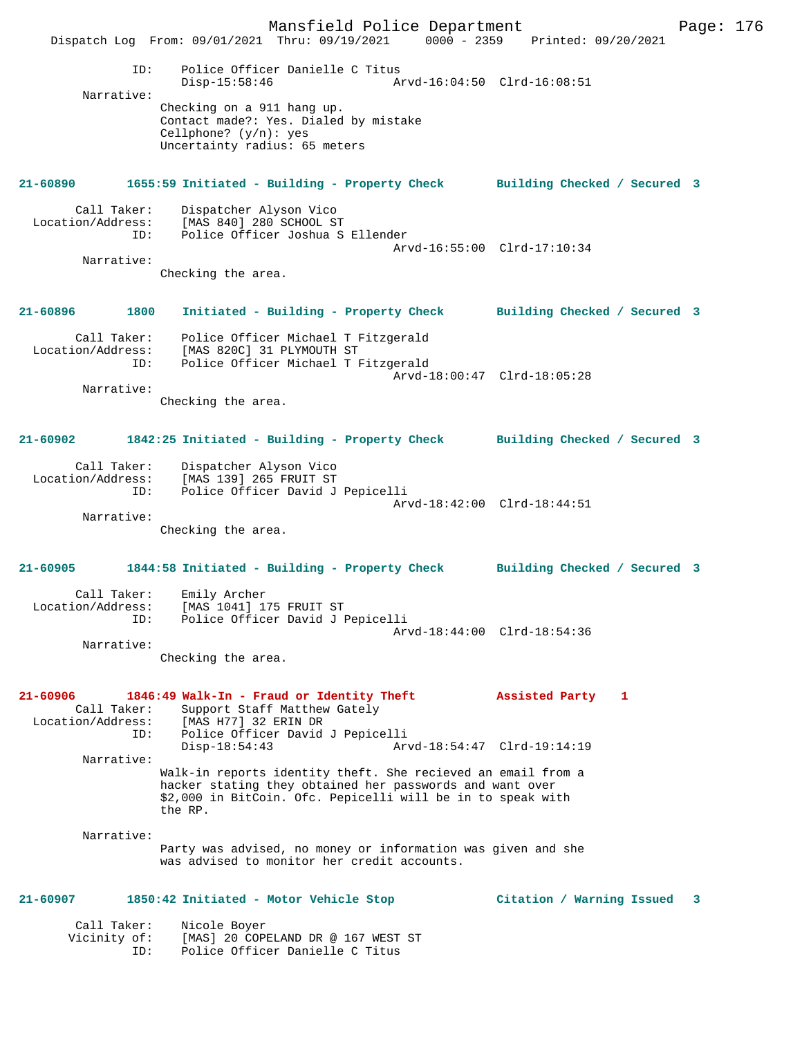```
            ID:    Police Officer Danielle C Titus
                   Disp-15:58:46                 Arvd-16:04:50  Clrd-16:08:51
        Narrative:
                  Checking on a 911 hang up.
                  Contact made?: Yes. Dialed by mistake
                  Cellphone? (y/n): yes
                  Uncertainty radius: 65 meters


21-60890       1655:59 Initiated - Building - Property Check       Building Checked / Secured  3

        Call Taker:    Dispatcher Alyson Vico
  Location/Address:    [MAS 840] 280 SCHOOL ST
                ID:    Police Officer Joshua S Ellender
                                                 Arvd-16:55:00  Clrd-17:10:34
        Narrative:
                  Checking the area.


21-60896       1800    Initiated - Building - Property Check       Building Checked / Secured  3

        Call Taker:    Police Officer Michael T Fitzgerald
  Location/Address:    [MAS 820C] 31 PLYMOUTH ST
                ID:    Police Officer Michael T Fitzgerald
                                                 Arvd-18:00:47  Clrd-18:05:28
        Narrative:
                  Checking the area.


21-60902       1842:25 Initiated - Building - Property Check       Building Checked / Secured  3

        Call Taker:    Dispatcher Alyson Vico
  Location/Address:    [MAS 139] 265 FRUIT ST
                ID:    Police Officer David J Pepicelli
                                                 Arvd-18:42:00  Clrd-18:44:51
        Narrative:
                  Checking the area.


21-60905       1844:58 Initiated - Building - Property Check       Building Checked / Secured  3

        Call Taker:    Emily Archer
  Location/Address:    [MAS 1041] 175 FRUIT ST
                ID:    Police Officer David J Pepicelli
                                                 Arvd-18:44:00  Clrd-18:54:36
        Narrative:
                  Checking the area.


21-60906       1846:49 Walk-In - Fraud or Identity Theft           Assisted Party    1
        Call Taker:    Support Staff Matthew Gately
  Location/Address:    [MAS H77] 32 ERIN DR
                ID:    Police Officer David J Pepicelli
                       Disp-18:54:43                 Arvd-18:54:47  Clrd-19:14:19
        Narrative:
                  Walk-in reports identity theft. She recieved an email from a
                  hacker stating they obtained her passwords and want over
                  $2,000 in BitCoin. Ofc. Pepicelli will be in to speak with
                  the RP.

        Narrative:
                  Party was advised, no money or information was given and she
                  was advised to monitor her credit accounts.


21-60907       1850:42 Initiated - Motor Vehicle Stop              Citation / Warning Issued   3

        Call Taker:    Nicole Boyer
      Vicinity of:    [MAS] 20 COPELAND DR @ 167 WEST ST
                ID:    Police Officer Danielle C Titus
```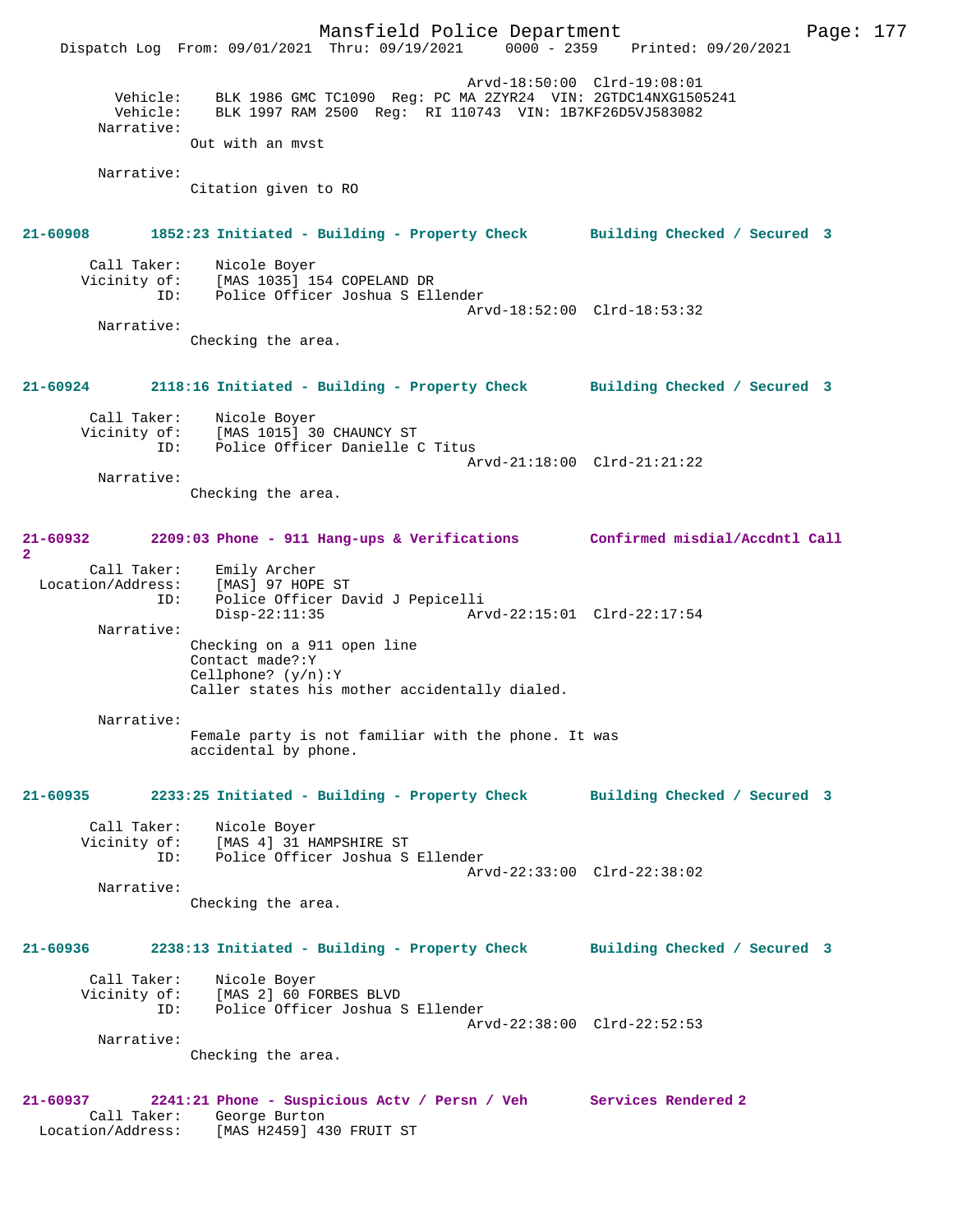Arvd-18:50:00 Clrd-19:08:01
Vehicle: BLK 1986 GMC TC1090 Reg: PC MA 2ZYR24 VIN: 2GTDC14NXG1505241
Vehicle: BLK 1997 RAM 2500 Reg: RI 110743 VIN: 1B7KF26D5VJ583082
Narrative:
Out with an mvst

Narrative:
Citation given to RO

**21-60908 1852:23 Initiated - Building - Property Check Building Checked / Secured 3**

Call Taker: Nicole Boyer
Vicinity of: [MAS 1035] 154 COPELAND DR
ID: Police Officer Joshua S Ellender
Arvd-18:52:00 Clrd-18:53:32
Narrative:
Checking the area.

**21-60924 2118:16 Initiated - Building - Property Check Building Checked / Secured 3**

Call Taker: Nicole Boyer
Vicinity of: [MAS 1015] 30 CHAUNCY ST
ID: Police Officer Danielle C Titus
Arvd-21:18:00 Clrd-21:21:22
Narrative:
Checking the area.

**21-60932 2209:03 Phone - 911 Hang-ups & Verifications Confirmed misdial/Accdntl Call 2**

Call Taker: Emily Archer
Location/Address: [MAS] 97 HOPE ST
ID: Police Officer David J Pepicelli
Disp-22:11:35 Arvd-22:15:01 Clrd-22:17:54
Narrative:
Checking on a 911 open line
Contact made?:Y
Cellphone? (y/n):Y
Caller states his mother accidentally dialed.

Narrative:
Female party is not familiar with the phone. It was accidental by phone.

**21-60935 2233:25 Initiated - Building - Property Check Building Checked / Secured 3**

Call Taker: Nicole Boyer
Vicinity of: [MAS 4] 31 HAMPSHIRE ST
ID: Police Officer Joshua S Ellender
Arvd-22:33:00 Clrd-22:38:02
Narrative:
Checking the area.

**21-60936 2238:13 Initiated - Building - Property Check Building Checked / Secured 3**

Call Taker: Nicole Boyer
Vicinity of: [MAS 2] 60 FORBES BLVD
ID: Police Officer Joshua S Ellender
Arvd-22:38:00 Clrd-22:52:53
Narrative:
Checking the area.

**21-60937 2241:21 Phone - Suspicious Actv / Persn / Veh Services Rendered 2**

Call Taker: George Burton
Location/Address: [MAS H2459] 430 FRUIT ST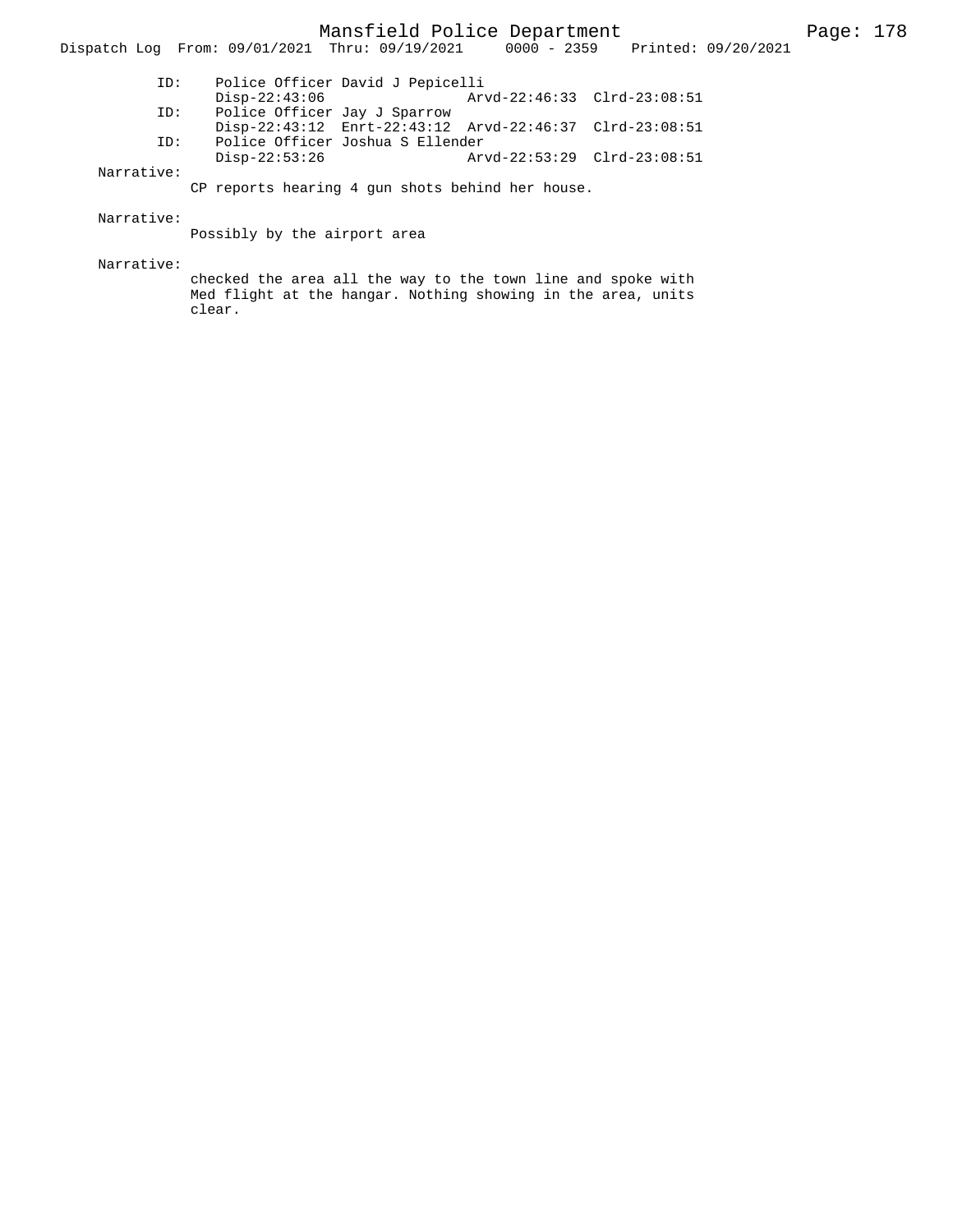ID: Police Officer David J Pepicelli
Disp-22:43:06 Arvd-22:46:33 Clrd-23:08:51

ID: Police Officer Jay J Sparrow
Disp-22:43:12 Enrt-22:43:12 Arvd-22:46:37 Clrd-23:08:51

ID: Police Officer Joshua S Ellender
Disp-22:53:26 Arvd-22:53:29 Clrd-23:08:51

Narrative:
CP reports hearing 4 gun shots behind her house.

Narrative:
Possibly by the airport area

Narrative:
checked the area all the way to the town line and spoke with Med flight at the hangar. Nothing showing in the area, units clear.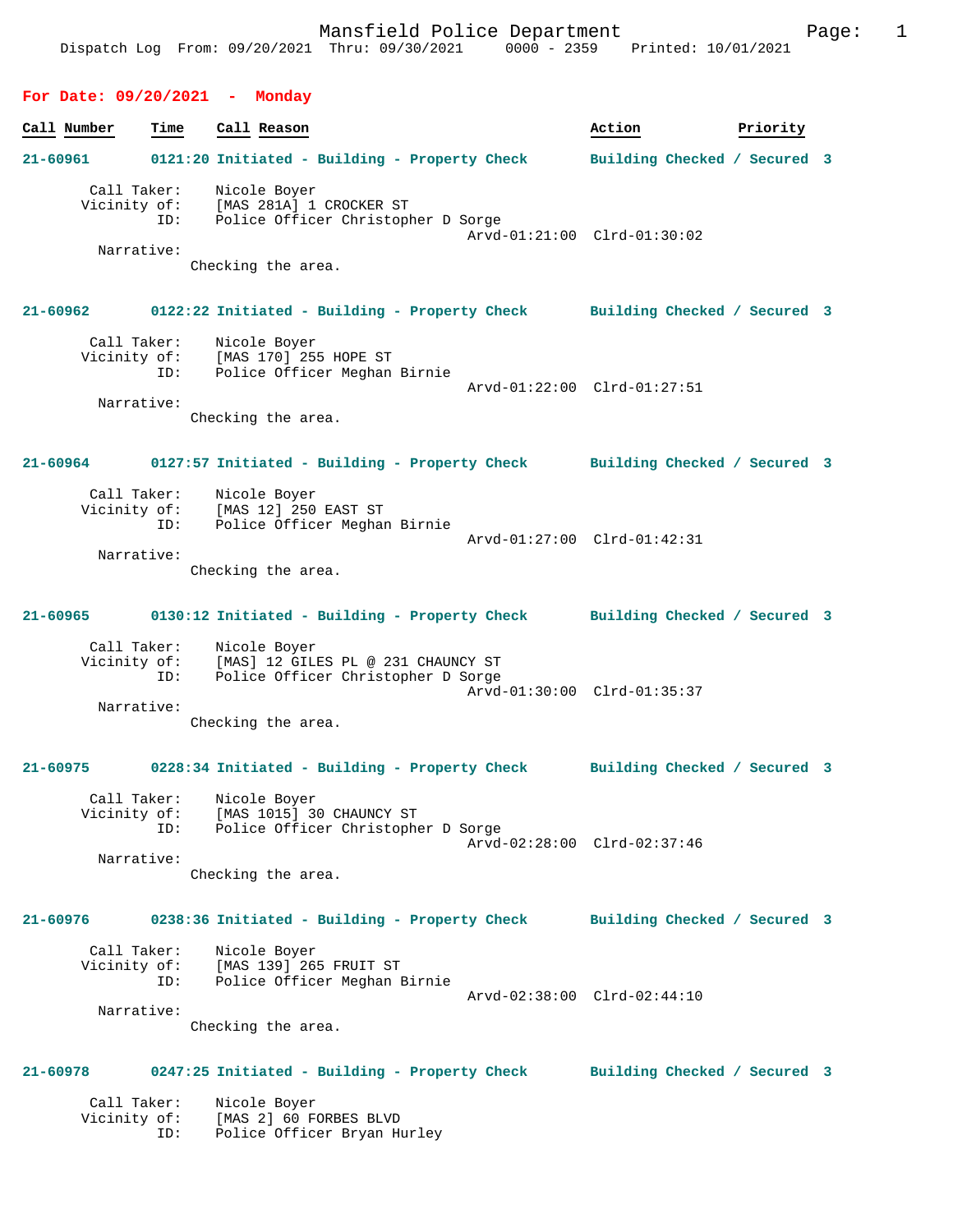Mansfield Police Department

Dispatch Log From: 09/20/2021 Thru: 09/30/2021 0000 - 2359 Printed: 10/01/2021

## For Date: 09/20/2021 - Monday

| Call Number | Time | Call Reason | Action | Priority |
|---|---|---|---|---|

**21-60961** 0121:20 Initiated - Building - Property Check — Building Checked / Secured 3

Call Taker: Nicole Boyer
Vicinity of: [MAS 281A] 1 CROCKER ST
ID: Police Officer Christopher D Sorge
Arvd-01:21:00 Clrd-01:30:02
Narrative:
Checking the area.

**21-60962** 0122:22 Initiated - Building - Property Check — Building Checked / Secured 3

Call Taker: Nicole Boyer
Vicinity of: [MAS 170] 255 HOPE ST
ID: Police Officer Meghan Birnie
Arvd-01:22:00 Clrd-01:27:51
Narrative:
Checking the area.

**21-60964** 0127:57 Initiated - Building - Property Check — Building Checked / Secured 3

Call Taker: Nicole Boyer
Vicinity of: [MAS 12] 250 EAST ST
ID: Police Officer Meghan Birnie
Arvd-01:27:00 Clrd-01:42:31
Narrative:
Checking the area.

**21-60965** 0130:12 Initiated - Building - Property Check — Building Checked / Secured 3

Call Taker: Nicole Boyer
Vicinity of: [MAS] 12 GILES PL @ 231 CHAUNCY ST
ID: Police Officer Christopher D Sorge
Arvd-01:30:00 Clrd-01:35:37
Narrative:
Checking the area.

**21-60975** 0228:34 Initiated - Building - Property Check — Building Checked / Secured 3

Call Taker: Nicole Boyer
Vicinity of: [MAS 1015] 30 CHAUNCY ST
ID: Police Officer Christopher D Sorge
Arvd-02:28:00 Clrd-02:37:46
Narrative:
Checking the area.

**21-60976** 0238:36 Initiated - Building - Property Check — Building Checked / Secured 3

Call Taker: Nicole Boyer
Vicinity of: [MAS 139] 265 FRUIT ST
ID: Police Officer Meghan Birnie
Arvd-02:38:00 Clrd-02:44:10
Narrative:
Checking the area.

**21-60978** 0247:25 Initiated - Building - Property Check — Building Checked / Secured 3

Call Taker: Nicole Boyer
Vicinity of: [MAS 2] 60 FORBES BLVD
ID: Police Officer Bryan Hurley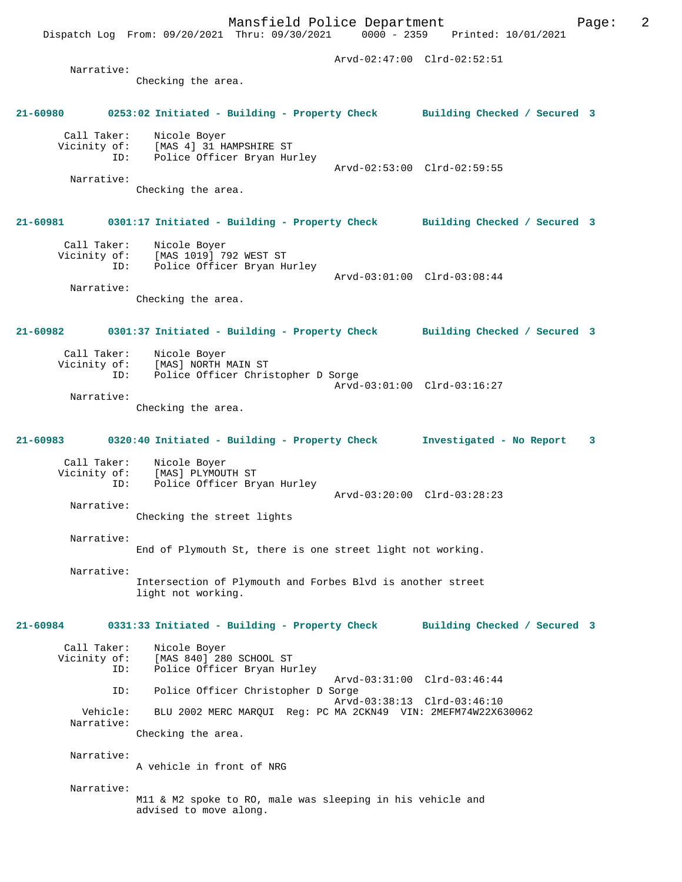Arvd-02:47:00 Clrd-02:52:51

Narrative:
Checking the area.

**21-60980 0253:02 Initiated - Building - Property Check Building Checked / Secured 3**

Call Taker: Nicole Boyer
Vicinity of: [MAS 4] 31 HAMPSHIRE ST
ID: Police Officer Bryan Hurley
Arvd-02:53:00 Clrd-02:59:55

Narrative:
Checking the area.

**21-60981 0301:17 Initiated - Building - Property Check Building Checked / Secured 3**

Call Taker: Nicole Boyer
Vicinity of: [MAS 1019] 792 WEST ST
ID: Police Officer Bryan Hurley
Arvd-03:01:00 Clrd-03:08:44

Narrative:
Checking the area.

**21-60982 0301:37 Initiated - Building - Property Check Building Checked / Secured 3**

Call Taker: Nicole Boyer
Vicinity of: [MAS] NORTH MAIN ST
ID: Police Officer Christopher D Sorge
Arvd-03:01:00 Clrd-03:16:27

Narrative:
Checking the area.

**21-60983 0320:40 Initiated - Building - Property Check Investigated - No Report 3**

Call Taker: Nicole Boyer
Vicinity of: [MAS] PLYMOUTH ST
ID: Police Officer Bryan Hurley
Arvd-03:20:00 Clrd-03:28:23

Narrative:
Checking the street lights

Narrative:
End of Plymouth St, there is one street light not working.

Narrative:
Intersection of Plymouth and Forbes Blvd is another street light not working.

**21-60984 0331:33 Initiated - Building - Property Check Building Checked / Secured 3**

Call Taker: Nicole Boyer
Vicinity of: [MAS 840] 280 SCHOOL ST
ID: Police Officer Bryan Hurley
Arvd-03:31:00 Clrd-03:46:44
ID: Police Officer Christopher D Sorge
Arvd-03:38:13 Clrd-03:46:10
Vehicle: BLU 2002 MERC MARQUI Reg: PC MA 2CKN49 VIN: 2MEFM74W22X630062

Narrative:
Checking the area.

Narrative:
A vehicle in front of NRG

Narrative:
M11 & M2 spoke to RO, male was sleeping in his vehicle and advised to move along.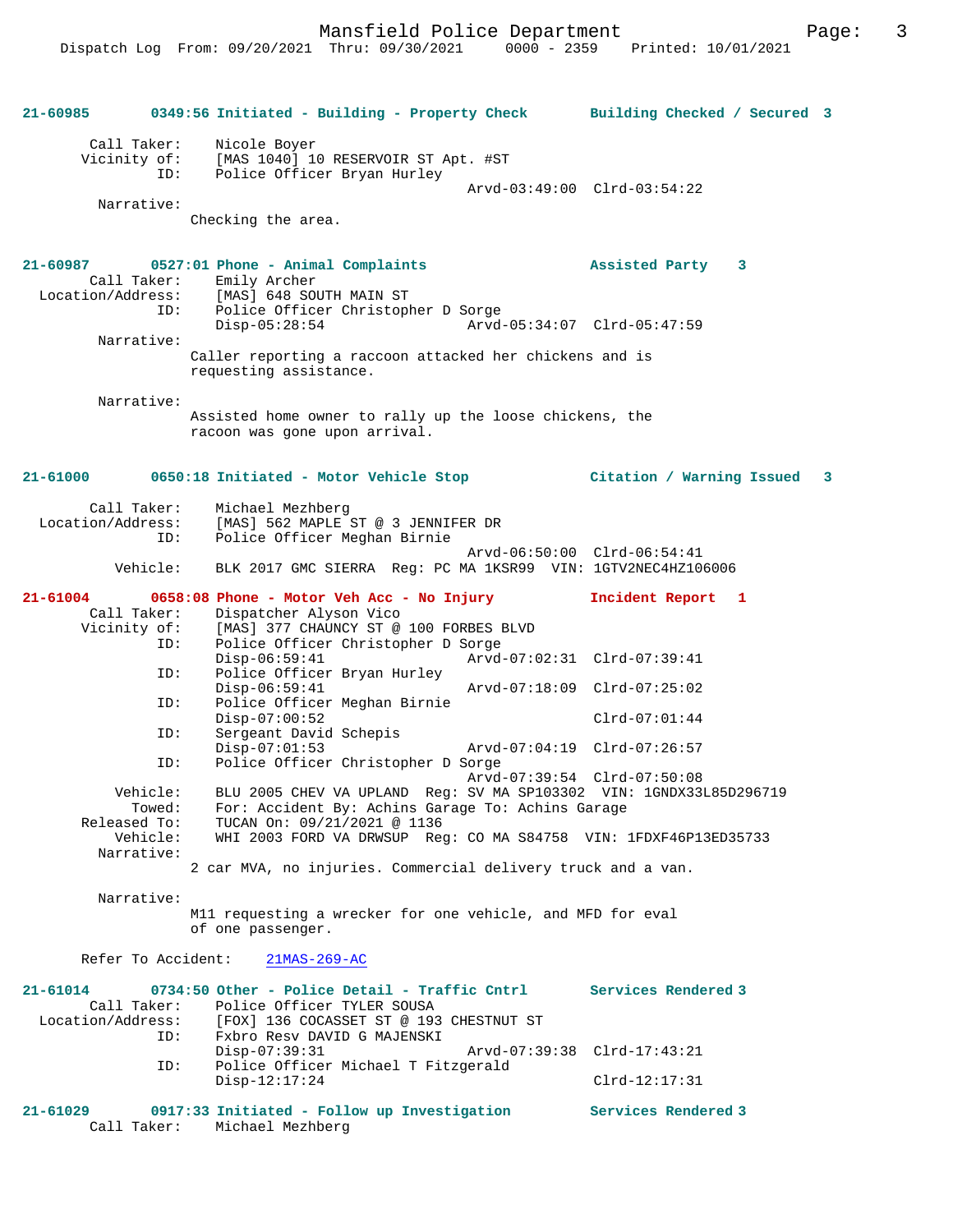**21-60985 0349:56 Initiated - Building - Property Check Building Checked / Secured 3**

```
        Call Taker:    Nicole Boyer
       Vicinity of:    [MAS 1040] 10 RESERVOIR ST Apt. #ST
                ID:    Police Officer Bryan Hurley
                                             Arvd-03:49:00  Clrd-03:54:22
         Narrative:
                    Checking the area.
```

**21-60987 0527:01 Phone - Animal Complaints Assisted Party 3**

```
        Call Taker:    Emily Archer
  Location/Address:    [MAS] 648 SOUTH MAIN ST
                ID:    Police Officer Christopher D Sorge
                       Disp-05:28:54          Arvd-05:34:07  Clrd-05:47:59
         Narrative:
                    Caller reporting a raccoon attacked her chickens and is
                    requesting assistance.

         Narrative:
                    Assisted home owner to rally up the loose chickens, the
                    racoon was gone upon arrival.
```

**21-61000 0650:18 Initiated - Motor Vehicle Stop Citation / Warning Issued 3**

```
        Call Taker:    Michael Mezhberg
  Location/Address:    [MAS] 562 MAPLE ST @ 3 JENNIFER DR
                ID:    Police Officer Meghan Birnie
                                             Arvd-06:50:00  Clrd-06:54:41
           Vehicle:    BLK 2017 GMC SIERRA  Reg: PC MA 1KSR99  VIN: 1GTV2NEC4HZ106006
```

**21-61004 0658:08 Phone - Motor Veh Acc - No Injury Incident Report 1**

```
        Call Taker:    Dispatcher Alyson Vico
       Vicinity of:    [MAS] 377 CHAUNCY ST @ 100 FORBES BLVD
                ID:    Police Officer Christopher D Sorge
                       Disp-06:59:41          Arvd-07:02:31  Clrd-07:39:41
                ID:    Police Officer Bryan Hurley
                       Disp-06:59:41          Arvd-07:18:09  Clrd-07:25:02
                ID:    Police Officer Meghan Birnie
                       Disp-07:00:52                         Clrd-07:01:44
                ID:    Sergeant David Schepis
                       Disp-07:01:53          Arvd-07:04:19  Clrd-07:26:57
                ID:    Police Officer Christopher D Sorge
                                             Arvd-07:39:54  Clrd-07:50:08
           Vehicle:    BLU 2005 CHEV VA UPLAND  Reg: SV MA SP103302  VIN: 1GNDX33L85D296719
             Towed:    For: Accident By: Achins Garage To: Achins Garage
       Released To:    TUCAN On: 09/21/2021 @ 1136
           Vehicle:    WHI 2003 FORD VA DRWSUP  Reg: CO MA S84758  VIN: 1FDXF46P13ED35733
         Narrative:
                    2 car MVA, no injuries. Commercial delivery truck and a van.

         Narrative:
                    M11 requesting a wrecker for one vehicle, and MFD for eval
                    of one passenger.

      Refer To Accident:    21MAS-269-AC
```

**21-61014 0734:50 Other - Police Detail - Traffic Cntrl Services Rendered 3**

```
        Call Taker:    Police Officer TYLER SOUSA
  Location/Address:    [FOX] 136 COCASSET ST @ 193 CHESTNUT ST
                ID:    Fxbro Resv DAVID G MAJENSKI
                       Disp-07:39:31          Arvd-07:39:38  Clrd-17:43:21
                ID:    Police Officer Michael T Fitzgerald
                       Disp-12:17:24                         Clrd-12:17:31
```

**21-61029 0917:33 Initiated - Follow up Investigation Services Rendered 3**

```
        Call Taker:    Michael Mezhberg
```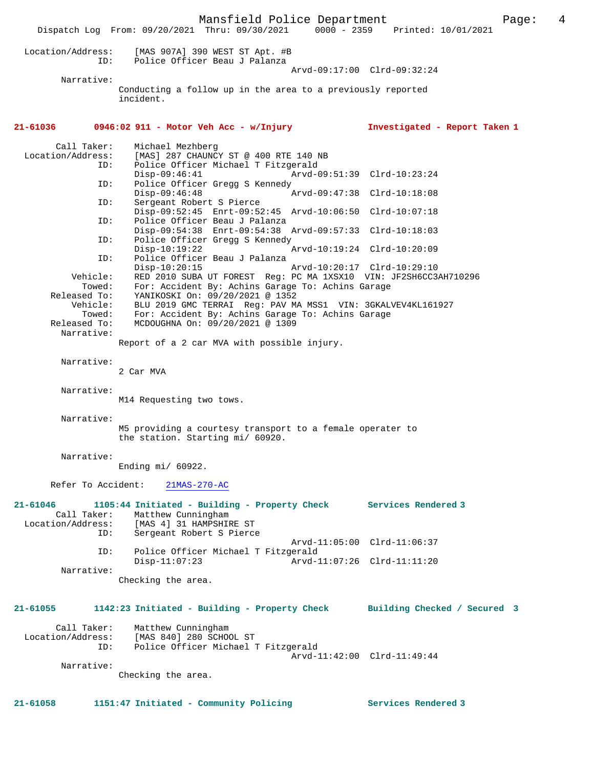```
Location/Address:     [MAS 907A] 390 WEST ST Apt. #B
              ID:     Police Officer Beau J Palanza
                                               Arvd-09:17:00  Clrd-09:32:24
       Narrative:
                Conducting a follow up in the area to a previously reported
                incident.
```

**21-61036 0946:02 911 - Motor Veh Acc - w/Injury — Investigated - Report Taken 1**

```
     Call Taker:      Michael Mezhberg
Location/Address:     [MAS] 287 CHAUNCY ST @ 400 RTE 140 NB
              ID:     Police Officer Michael T Fitzgerald
                      Disp-09:46:41                Arvd-09:51:39  Clrd-10:23:24
              ID:     Police Officer Gregg S Kennedy
                      Disp-09:46:48                Arvd-09:47:38  Clrd-10:18:08
              ID:     Sergeant Robert S Pierce
                      Disp-09:52:45  Enrt-09:52:45  Arvd-10:06:50  Clrd-10:07:18
              ID:     Police Officer Beau J Palanza
                      Disp-09:54:38  Enrt-09:54:38  Arvd-09:57:33  Clrd-10:18:03
              ID:     Police Officer Gregg S Kennedy
                      Disp-10:19:22                Arvd-10:19:24  Clrd-10:20:09
              ID:     Police Officer Beau J Palanza
                      Disp-10:20:15                Arvd-10:20:17  Clrd-10:29:10
         Vehicle:     RED 2010 SUBA UT FOREST  Reg: PC MA 1XSX10  VIN: JF2SH6CC3AH710296
           Towed:     For: Accident By: Achins Garage To: Achins Garage
     Released To:     YANIKOSKI On: 09/20/2021 @ 1352
         Vehicle:     BLU 2019 GMC TERRAI  Reg: PAV MA MSS1  VIN: 3GKALVEV4KL161927
           Towed:     For: Accident By: Achins Garage To: Achins Garage
     Released To:     MCDOUGHNA On: 09/20/2021 @ 1309
       Narrative:
                Report of a 2 car MVA with possible injury.

       Narrative:
                2 Car MVA

       Narrative:
                M14 Requesting two tows.

       Narrative:
                M5 providing a courtesy transport to a female operater to
                the station. Starting mi/ 60920.

       Narrative:
                Ending mi/ 60922.

     Refer To Accident:    21MAS-270-AC
```

**21-61046 1105:44 Initiated - Building - Property Check — Services Rendered 3**

```
     Call Taker:      Matthew Cunningham
Location/Address:     [MAS 4] 31 HAMPSHIRE ST
              ID:     Sergeant Robert S Pierce
                                               Arvd-11:05:00  Clrd-11:06:37
              ID:     Police Officer Michael T Fitzgerald
                      Disp-11:07:23                Arvd-11:07:26  Clrd-11:11:20
       Narrative:
                Checking the area.
```

**21-61055 1142:23 Initiated - Building - Property Check — Building Checked / Secured 3**

```
     Call Taker:      Matthew Cunningham
Location/Address:     [MAS 840] 280 SCHOOL ST
              ID:     Police Officer Michael T Fitzgerald
                                               Arvd-11:42:00  Clrd-11:49:44
       Narrative:
                Checking the area.
```

**21-61058 1151:47 Initiated - Community Policing — Services Rendered 3**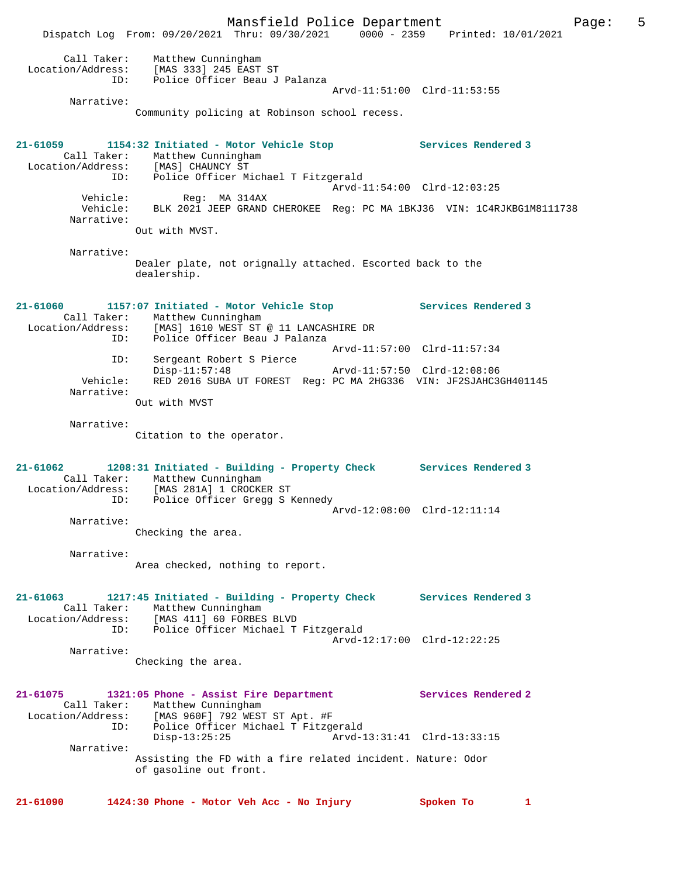Call Taker: Matthew Cunningham
Location/Address: [MAS 333] 245 EAST ST
ID: Police Officer Beau J Palanza
Arvd-11:51:00 Clrd-11:53:55
Narrative:
Community policing at Robinson school recess.

**21-61059 1154:32 Initiated - Motor Vehicle Stop Services Rendered 3**
Call Taker: Matthew Cunningham
Location/Address: [MAS] CHAUNCY ST
ID: Police Officer Michael T Fitzgerald
Arvd-11:54:00 Clrd-12:03:25
Vehicle: Reg: MA 314AX
Vehicle: BLK 2021 JEEP GRAND CHEROKEE Reg: PC MA 1BKJ36 VIN: 1C4RJKBG1M8111738
Narrative:
Out with MVST.

Narrative:
Dealer plate, not orignally attached. Escorted back to the dealership.

**21-61060 1157:07 Initiated - Motor Vehicle Stop Services Rendered 3**
Call Taker: Matthew Cunningham
Location/Address: [MAS] 1610 WEST ST @ 11 LANCASHIRE DR
ID: Police Officer Beau J Palanza
Arvd-11:57:00 Clrd-11:57:34
ID: Sergeant Robert S Pierce
Disp-11:57:48 Arvd-11:57:50 Clrd-12:08:06
Vehicle: RED 2016 SUBA UT FOREST Reg: PC MA 2HG336 VIN: JF2SJAHC3GH401145
Narrative:
Out with MVST

Narrative:
Citation to the operator.

**21-61062 1208:31 Initiated - Building - Property Check Services Rendered 3**
Call Taker: Matthew Cunningham
Location/Address: [MAS 281A] 1 CROCKER ST
ID: Police Officer Gregg S Kennedy
Arvd-12:08:00 Clrd-12:11:14
Narrative:
Checking the area.

Narrative:
Area checked, nothing to report.

**21-61063 1217:45 Initiated - Building - Property Check Services Rendered 3**
Call Taker: Matthew Cunningham
Location/Address: [MAS 411] 60 FORBES BLVD
ID: Police Officer Michael T Fitzgerald
Arvd-12:17:00 Clrd-12:22:25
Narrative:
Checking the area.

**21-61075 1321:05 Phone - Assist Fire Department Services Rendered 2**
Call Taker: Matthew Cunningham
Location/Address: [MAS 960F] 792 WEST ST Apt. #F
ID: Police Officer Michael T Fitzgerald
Disp-13:25:25 Arvd-13:31:41 Clrd-13:33:15
Narrative:
Assisting the FD with a fire related incident. Nature: Odor of gasoline out front.

**21-61090 1424:30 Phone - Motor Veh Acc - No Injury Spoken To 1**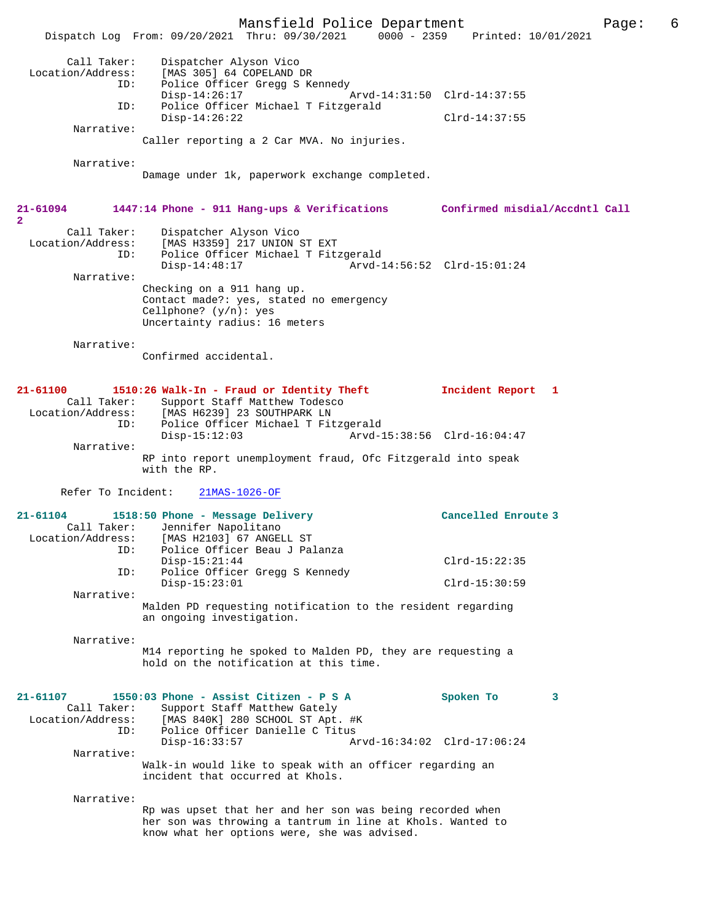Call Taker: Dispatcher Alyson Vico
Location/Address: [MAS 305] 64 COPELAND DR
ID: Police Officer Gregg S Kennedy
Disp-14:26:17 Arvd-14:31:50 Clrd-14:37:55
ID: Police Officer Michael T Fitzgerald
Disp-14:26:22 Clrd-14:37:55
Narrative:
Caller reporting a 2 Car MVA. No injuries.

Narrative:
Damage under 1k, paperwork exchange completed.

**21-61094 1447:14 Phone - 911 Hang-ups & Verifications Confirmed misdial/Accdntl Call 2**

Call Taker: Dispatcher Alyson Vico
Location/Address: [MAS H3359] 217 UNION ST EXT
ID: Police Officer Michael T Fitzgerald
Disp-14:48:17 Arvd-14:56:52 Clrd-15:01:24
Narrative:
Checking on a 911 hang up.
Contact made?: yes, stated no emergency
Cellphone? (y/n): yes
Uncertainty radius: 16 meters

Narrative:
Confirmed accidental.

**21-61100 1510:26 Walk-In - Fraud or Identity Theft Incident Report 1**

Call Taker: Support Staff Matthew Todesco
Location/Address: [MAS H6239] 23 SOUTHPARK LN
ID: Police Officer Michael T Fitzgerald
Disp-15:12:03 Arvd-15:38:56 Clrd-16:04:47
Narrative:
RP into report unemployment fraud, Ofc Fitzgerald into speak with the RP.

Refer To Incident: 21MAS-1026-OF

**21-61104 1518:50 Phone - Message Delivery Cancelled Enroute 3**

Call Taker: Jennifer Napolitano
Location/Address: [MAS H2103] 67 ANGELL ST
ID: Police Officer Beau J Palanza
Disp-15:21:44 Clrd-15:22:35
ID: Police Officer Gregg S Kennedy
Disp-15:23:01 Clrd-15:30:59
Narrative:
Malden PD requesting notification to the resident regarding an ongoing investigation.

Narrative:
M14 reporting he spoked to Malden PD, they are requesting a hold on the notification at this time.

**21-61107 1550:03 Phone - Assist Citizen - P S A Spoken To 3**

Call Taker: Support Staff Matthew Gately
Location/Address: [MAS 840K] 280 SCHOOL ST Apt. #K
ID: Police Officer Danielle C Titus
Disp-16:33:57 Arvd-16:34:02 Clrd-17:06:24
Narrative:
Walk-in would like to speak with an officer regarding an incident that occurred at Khols.

Narrative:
Rp was upset that her and her son was being recorded when her son was throwing a tantrum in line at Khols. Wanted to know what her options were, she was advised.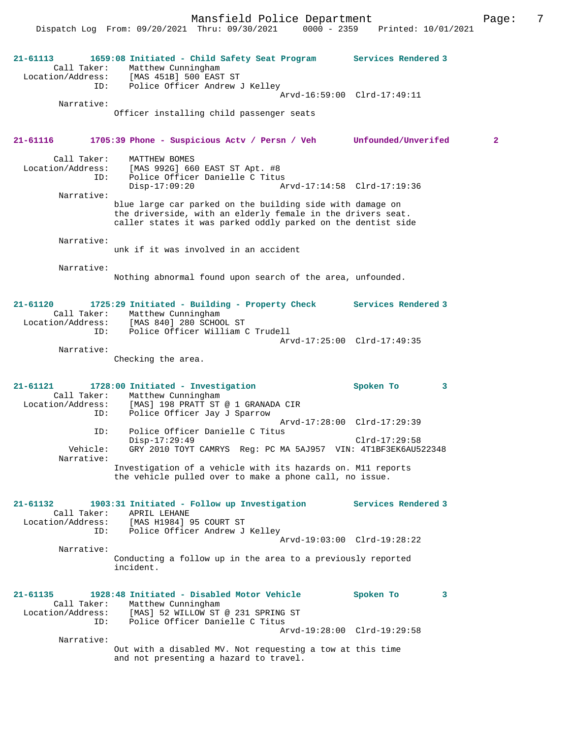**21-61113** 1659:08 Initiated - Child Safety Seat Program — Services Rendered 3

Call Taker: Matthew Cunningham
Location/Address: [MAS 451B] 500 EAST ST
ID: Police Officer Andrew J Kelley
Arvd-16:59:00 Clrd-17:49:11

Narrative:
Officer installing child passenger seats

**21-61116** 1705:39 Phone - Suspicious Actv / Persn / Veh — Unfounded/Unverifed 2

Call Taker: MATTHEW BOMES
Location/Address: [MAS 992G] 660 EAST ST Apt. #8
ID: Police Officer Danielle C Titus
Disp-17:09:20 Arvd-17:14:58 Clrd-17:19:36

Narrative:
blue large car parked on the building side with damage on the driverside, with an elderly female in the drivers seat. caller states it was parked oddly parked on the dentist side

Narrative:
unk if it was involved in an accident

Narrative:
Nothing abnormal found upon search of the area, unfounded.

**21-61120** 1725:29 Initiated - Building - Property Check — Services Rendered 3

Call Taker: Matthew Cunningham
Location/Address: [MAS 840] 280 SCHOOL ST
ID: Police Officer William C Trudell
Arvd-17:25:00 Clrd-17:49:35

Narrative:
Checking the area.

**21-61121** 1728:00 Initiated - Investigation — Spoken To 3

Call Taker: Matthew Cunningham
Location/Address: [MAS] 198 PRATT ST @ 1 GRANADA CIR
ID: Police Officer Jay J Sparrow
Arvd-17:28:00 Clrd-17:29:39
ID: Police Officer Danielle C Titus
Disp-17:29:49 Clrd-17:29:58
Vehicle: GRY 2010 TOYT CAMRYS Reg: PC MA 5AJ957 VIN: 4T1BF3EK6AU522348

Narrative:
Investigation of a vehicle with its hazards on. M11 reports the vehicle pulled over to make a phone call, no issue.

**21-61132** 1903:31 Initiated - Follow up Investigation — Services Rendered 3

Call Taker: APRIL LEHANE
Location/Address: [MAS H1984] 95 COURT ST
ID: Police Officer Andrew J Kelley
Arvd-19:03:00 Clrd-19:28:22

Narrative:
Conducting a follow up in the area to a previously reported incident.

**21-61135** 1928:48 Initiated - Disabled Motor Vehicle — Spoken To 3

Call Taker: Matthew Cunningham
Location/Address: [MAS] 52 WILLOW ST @ 231 SPRING ST
ID: Police Officer Danielle C Titus
Arvd-19:28:00 Clrd-19:29:58

Narrative:
Out with a disabled MV. Not requesting a tow at this time and not presenting a hazard to travel.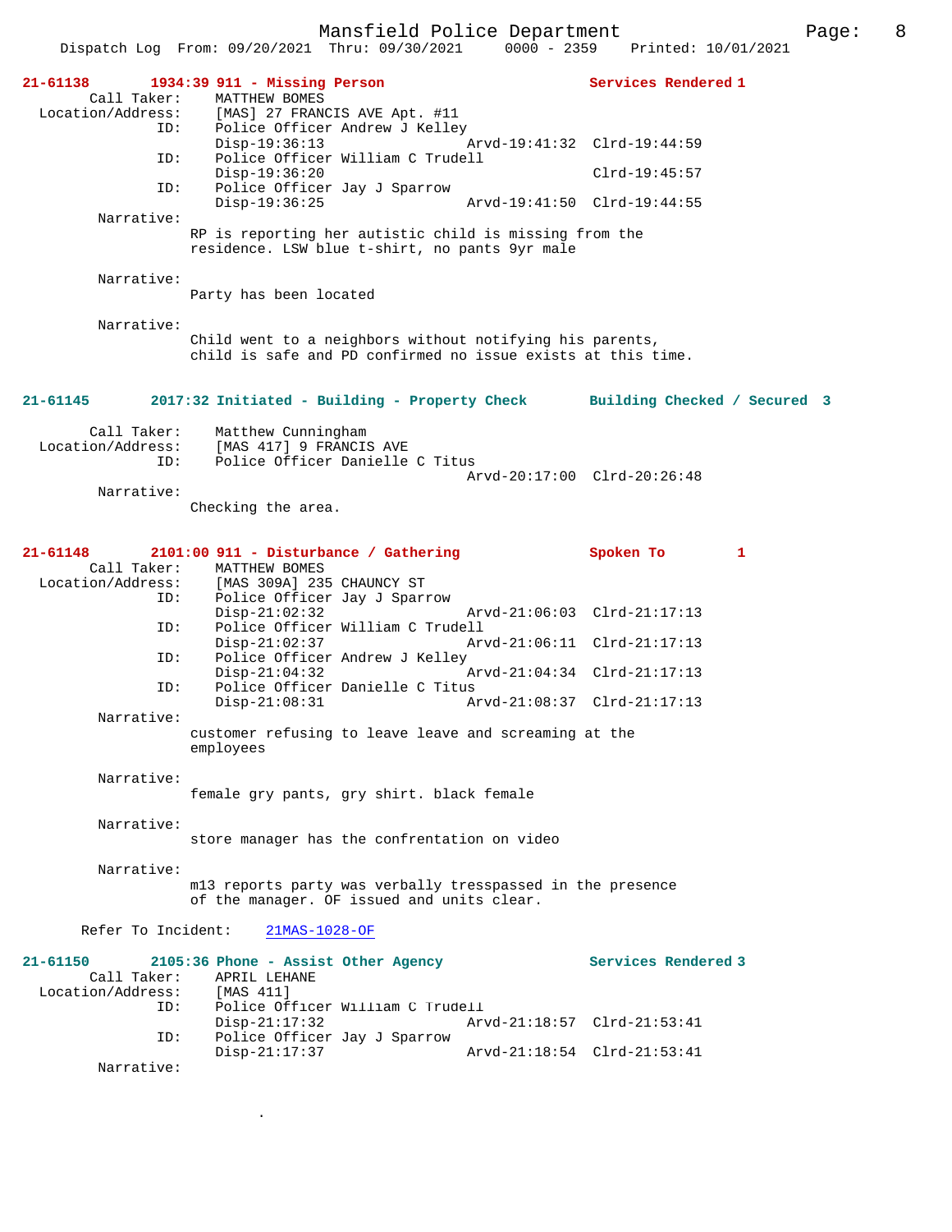**21-61138** **1934:39 911 - Missing Person** **Services Rendered 1**

Call Taker: MATTHEW BOMES
Location/Address: [MAS] 27 FRANCIS AVE Apt. #11
ID: Police Officer Andrew J Kelley
Disp-19:36:13 Arvd-19:41:32 Clrd-19:44:59
ID: Police Officer William C Trudell
Disp-19:36:20 Clrd-19:45:57
ID: Police Officer Jay J Sparrow
Disp-19:36:25 Arvd-19:41:50 Clrd-19:44:55

Narrative:
RP is reporting her autistic child is missing from the residence. LSW blue t-shirt, no pants 9yr male

Narrative:
Party has been located

Narrative:
Child went to a neighbors without notifying his parents, child is safe and PD confirmed no issue exists at this time.

**21-61145** **2017:32 Initiated - Building - Property Check** **Building Checked / Secured 3**

Call Taker: Matthew Cunningham
Location/Address: [MAS 417] 9 FRANCIS AVE
ID: Police Officer Danielle C Titus
Arvd-20:17:00 Clrd-20:26:48

Narrative:
Checking the area.

**21-61148** **2101:00 911 - Disturbance / Gathering** **Spoken To 1**

Call Taker: MATTHEW BOMES
Location/Address: [MAS 309A] 235 CHAUNCY ST
ID: Police Officer Jay J Sparrow
Disp-21:02:32 Arvd-21:06:03 Clrd-21:17:13
ID: Police Officer William C Trudell
Disp-21:02:37 Arvd-21:06:11 Clrd-21:17:13
ID: Police Officer Andrew J Kelley
Disp-21:04:32 Arvd-21:04:34 Clrd-21:17:13
ID: Police Officer Danielle C Titus
Disp-21:08:31 Arvd-21:08:37 Clrd-21:17:13

Narrative:
customer refusing to leave leave and screaming at the employees

Narrative:
female gry pants, gry shirt. black female

Narrative:
store manager has the confrentation on video

Narrative:
m13 reports party was verbally tresspassed in the presence of the manager. OF issued and units clear.

Refer To Incident: 21MAS-1028-OF

**21-61150** **2105:36 Phone - Assist Other Agency** **Services Rendered 3**

Call Taker: APRIL LEHANE
Location/Address: [MAS 411]
ID: Police Officer William C Trudell
Disp-21:17:32 Arvd-21:18:57 Clrd-21:53:41
ID: Police Officer Jay J Sparrow
Disp-21:17:37 Arvd-21:18:54 Clrd-21:53:41

Narrative:
.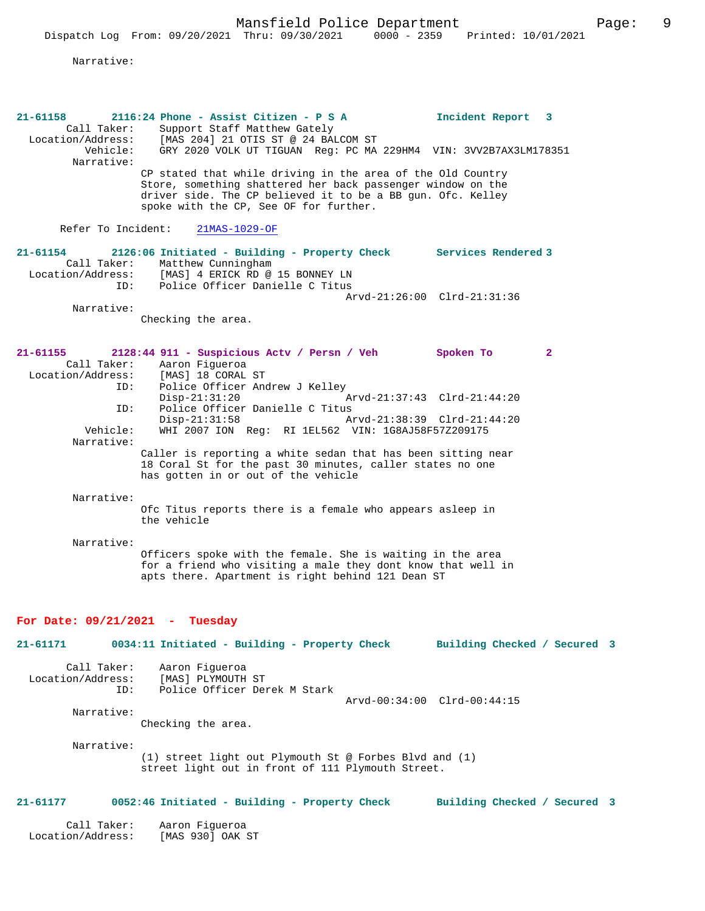Narrative:

**21-61158** 2116:24 Phone - Assist Citizen - P S A — Incident Report 3

Call Taker: Support Staff Matthew Gately
Location/Address: [MAS 204] 21 OTIS ST @ 24 BALCOM ST
Vehicle: GRY 2020 VOLK UT TIGUAN Reg: PC MA 229HM4 VIN: 3VV2B7AX3LM178351
Narrative:
CP stated that while driving in the area of the Old Country Store, something shattered her back passenger window on the driver side. The CP believed it to be a BB gun. Ofc. Kelley spoke with the CP, See OF for further.

Refer To Incident: 21MAS-1029-OF

**21-61154** 2126:06 Initiated - Building - Property Check — Services Rendered 3

Call Taker: Matthew Cunningham
Location/Address: [MAS] 4 ERICK RD @ 15 BONNEY LN
ID: Police Officer Danielle C Titus
Arvd-21:26:00 Clrd-21:31:36
Narrative:
Checking the area.

**21-61155** 2128:44 911 - Suspicious Actv / Persn / Veh — Spoken To 2

Call Taker: Aaron Figueroa
Location/Address: [MAS] 18 CORAL ST
ID: Police Officer Andrew J Kelley
Disp-21:31:20 Arvd-21:37:43 Clrd-21:44:20
ID: Police Officer Danielle C Titus
Disp-21:31:58 Arvd-21:38:39 Clrd-21:44:20
Vehicle: WHI 2007 ION Reg: RI 1EL562 VIN: 1G8AJ58F57Z209175
Narrative:
Caller is reporting a white sedan that has been sitting near 18 Coral St for the past 30 minutes, caller states no one has gotten in or out of the vehicle

Narrative:
Ofc Titus reports there is a female who appears asleep in the vehicle

Narrative:
Officers spoke with the female. She is waiting in the area for a friend who visiting a male they dont know that well in apts there. Apartment is right behind 121 Dean ST

## For Date: 09/21/2021 - Tuesday

**21-61171** 0034:11 Initiated - Building - Property Check — Building Checked / Secured 3

Call Taker: Aaron Figueroa
Location/Address: [MAS] PLYMOUTH ST
ID: Police Officer Derek M Stark
Arvd-00:34:00 Clrd-00:44:15
Narrative:
Checking the area.

Narrative:
(1) street light out Plymouth St @ Forbes Blvd and (1) street light out in front of 111 Plymouth Street.

**21-61177** 0052:46 Initiated - Building - Property Check — Building Checked / Secured 3

Call Taker: Aaron Figueroa
Location/Address: [MAS 930] OAK ST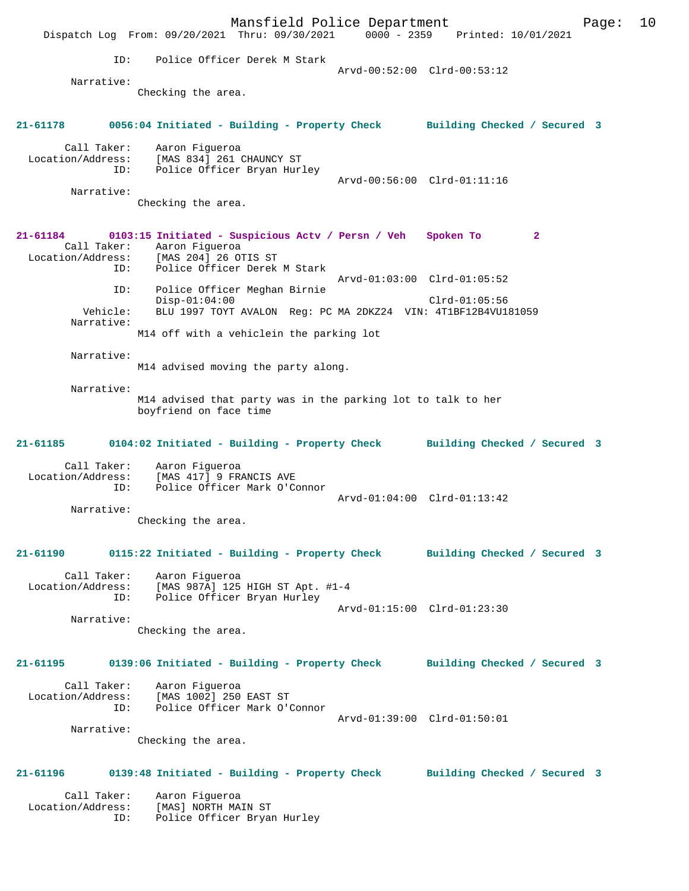ID: Police Officer Derek M Stark
Arvd-00:52:00 Clrd-00:53:12

Narrative:
Checking the area.

**21-61178 0056:04 Initiated - Building - Property Check Building Checked / Secured 3**

Call Taker: Aaron Figueroa
Location/Address: [MAS 834] 261 CHAUNCY ST
ID: Police Officer Bryan Hurley
Arvd-00:56:00 Clrd-01:11:16

Narrative:
Checking the area.

**21-61184 0103:15 Initiated - Suspicious Actv / Persn / Veh Spoken To 2**

Call Taker: Aaron Figueroa
Location/Address: [MAS 204] 26 OTIS ST
ID: Police Officer Derek M Stark
Arvd-01:03:00 Clrd-01:05:52
ID: Police Officer Meghan Birnie
Disp-01:04:00 Clrd-01:05:56
Vehicle: BLU 1997 TOYT AVALON Reg: PC MA 2DKZ24 VIN: 4T1BF12B4VU181059

Narrative:
M14 off with a vehiclein the parking lot

Narrative:
M14 advised moving the party along.

Narrative:
M14 advised that party was in the parking lot to talk to her boyfriend on face time

**21-61185 0104:02 Initiated - Building - Property Check Building Checked / Secured 3**

Call Taker: Aaron Figueroa
Location/Address: [MAS 417] 9 FRANCIS AVE
ID: Police Officer Mark O'Connor
Arvd-01:04:00 Clrd-01:13:42

Narrative:
Checking the area.

**21-61190 0115:22 Initiated - Building - Property Check Building Checked / Secured 3**

Call Taker: Aaron Figueroa
Location/Address: [MAS 987A] 125 HIGH ST Apt. #1-4
ID: Police Officer Bryan Hurley
Arvd-01:15:00 Clrd-01:23:30

Narrative:
Checking the area.

**21-61195 0139:06 Initiated - Building - Property Check Building Checked / Secured 3**

Call Taker: Aaron Figueroa
Location/Address: [MAS 1002] 250 EAST ST
ID: Police Officer Mark O'Connor
Arvd-01:39:00 Clrd-01:50:01

Narrative:
Checking the area.

**21-61196 0139:48 Initiated - Building - Property Check Building Checked / Secured 3**

Call Taker: Aaron Figueroa
Location/Address: [MAS] NORTH MAIN ST
ID: Police Officer Bryan Hurley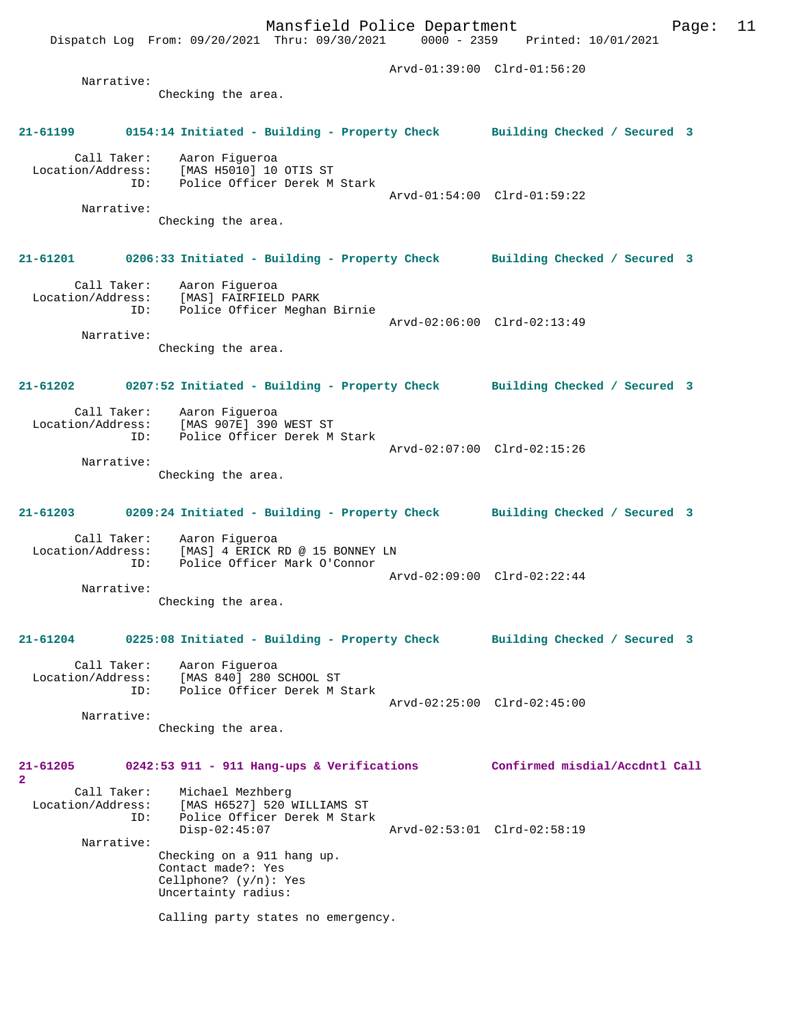Arvd-01:39:00 Clrd-01:56:20

Narrative:
Checking the area.

**21-61199 0154:14 Initiated - Building - Property Check Building Checked / Secured 3**

Call Taker: Aaron Figueroa
Location/Address: [MAS H5010] 10 OTIS ST
ID: Police Officer Derek M Stark
Arvd-01:54:00 Clrd-01:59:22

Narrative:
Checking the area.

**21-61201 0206:33 Initiated - Building - Property Check Building Checked / Secured 3**

Call Taker: Aaron Figueroa
Location/Address: [MAS] FAIRFIELD PARK
ID: Police Officer Meghan Birnie
Arvd-02:06:00 Clrd-02:13:49

Narrative:
Checking the area.

**21-61202 0207:52 Initiated - Building - Property Check Building Checked / Secured 3**

Call Taker: Aaron Figueroa
Location/Address: [MAS 907E] 390 WEST ST
ID: Police Officer Derek M Stark
Arvd-02:07:00 Clrd-02:15:26

Narrative:
Checking the area.

**21-61203 0209:24 Initiated - Building - Property Check Building Checked / Secured 3**

Call Taker: Aaron Figueroa
Location/Address: [MAS] 4 ERICK RD @ 15 BONNEY LN
ID: Police Officer Mark O'Connor
Arvd-02:09:00 Clrd-02:22:44

Narrative:
Checking the area.

**21-61204 0225:08 Initiated - Building - Property Check Building Checked / Secured 3**

Call Taker: Aaron Figueroa
Location/Address: [MAS 840] 280 SCHOOL ST
ID: Police Officer Derek M Stark
Arvd-02:25:00 Clrd-02:45:00

Narrative:
Checking the area.

**21-61205 0242:53 911 - 911 Hang-ups & Verifications Confirmed misdial/Accdntl Call 2**

Call Taker: Michael Mezhberg
Location/Address: [MAS H6527] 520 WILLIAMS ST
ID: Police Officer Derek M Stark
Disp-02:45:07 Arvd-02:53:01 Clrd-02:58:19

Narrative:
Checking on a 911 hang up.
Contact made?: Yes
Cellphone? (y/n): Yes
Uncertainty radius:

Calling party states no emergency.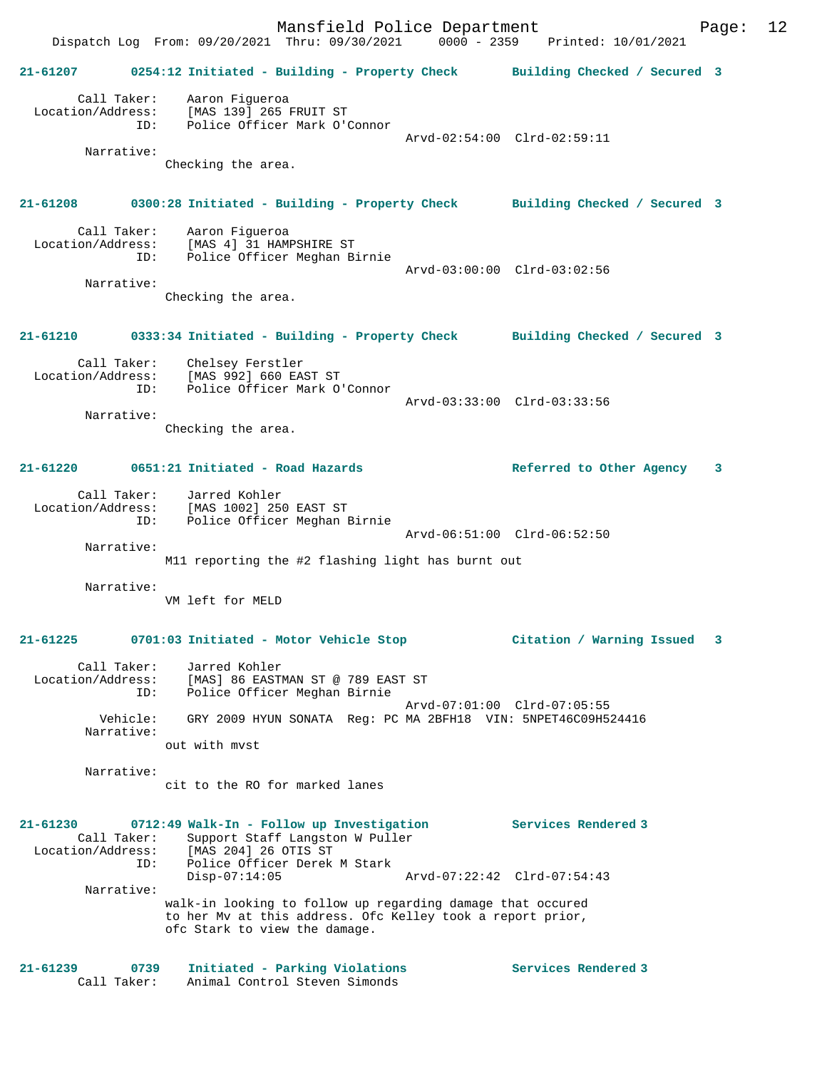Mansfield Police Department

Dispatch Log From: 09/20/2021 Thru: 09/30/2021 0000 - 2359 Printed: 10/01/2021

**21-61207 0254:12 Initiated - Building - Property Check Building Checked / Secured 3**

Call Taker: Aaron Figueroa
Location/Address: [MAS 139] 265 FRUIT ST
ID: Police Officer Mark O'Connor
Arvd-02:54:00 Clrd-02:59:11

Narrative:
Checking the area.

**21-61208 0300:28 Initiated - Building - Property Check Building Checked / Secured 3**

Call Taker: Aaron Figueroa
Location/Address: [MAS 4] 31 HAMPSHIRE ST
ID: Police Officer Meghan Birnie
Arvd-03:00:00 Clrd-03:02:56

Narrative:
Checking the area.

**21-61210 0333:34 Initiated - Building - Property Check Building Checked / Secured 3**

Call Taker: Chelsey Ferstler
Location/Address: [MAS 992] 660 EAST ST
ID: Police Officer Mark O'Connor
Arvd-03:33:00 Clrd-03:33:56

Narrative:
Checking the area.

**21-61220 0651:21 Initiated - Road Hazards Referred to Other Agency 3**

Call Taker: Jarred Kohler
Location/Address: [MAS 1002] 250 EAST ST
ID: Police Officer Meghan Birnie
Arvd-06:51:00 Clrd-06:52:50

Narrative:
M11 reporting the #2 flashing light has burnt out

Narrative:
VM left for MELD

**21-61225 0701:03 Initiated - Motor Vehicle Stop Citation / Warning Issued 3**

Call Taker: Jarred Kohler
Location/Address: [MAS] 86 EASTMAN ST @ 789 EAST ST
ID: Police Officer Meghan Birnie
Arvd-07:01:00 Clrd-07:05:55
Vehicle: GRY 2009 HYUN SONATA Reg: PC MA 2BFH18 VIN: 5NPET46C09H524416

Narrative:
out with mvst

Narrative:
cit to the RO for marked lanes

**21-61230 0712:49 Walk-In - Follow up Investigation Services Rendered 3**

Call Taker: Support Staff Langston W Puller
Location/Address: [MAS 204] 26 OTIS ST
ID: Police Officer Derek M Stark
Disp-07:14:05 Arvd-07:22:42 Clrd-07:54:43

Narrative:
walk-in looking to follow up regarding damage that occured to her Mv at this address. Ofc Kelley took a report prior, ofc Stark to view the damage.

**21-61239 0739 Initiated - Parking Violations Services Rendered 3**

Call Taker: Animal Control Steven Simonds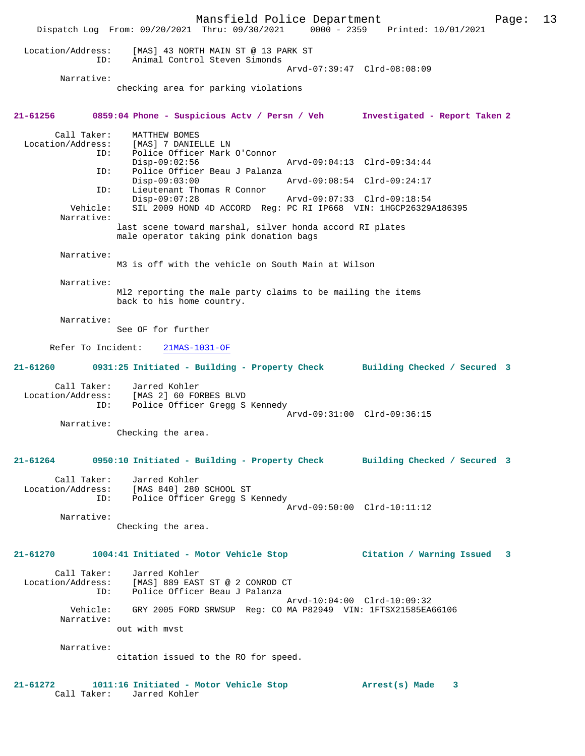Location/Address: [MAS] 43 NORTH MAIN ST @ 13 PARK ST
ID: Animal Control Steven Simonds
Arvd-07:39:47 Clrd-08:08:09
Narrative:
checking area for parking violations

**21-61256 0859:04 Phone - Suspicious Actv / Persn / Veh Investigated - Report Taken 2**

Call Taker: MATTHEW BOMES
Location/Address: [MAS] 7 DANIELLE LN
ID: Police Officer Mark O'Connor
Disp-09:02:56 Arvd-09:04:13 Clrd-09:34:44
ID: Police Officer Beau J Palanza
Disp-09:03:00 Arvd-09:08:54 Clrd-09:24:17
ID: Lieutenant Thomas R Connor
Disp-09:07:28 Arvd-09:07:33 Clrd-09:18:54
Vehicle: SIL 2009 HOND 4D ACCORD Reg: PC RI IP668 VIN: 1HGCP26329A186395
Narrative:
last scene toward marshal, silver honda accord RI plates
male operator taking pink donation bags

Narrative:
M3 is off with the vehicle on South Main at Wilson

Narrative:
Ml2 reporting the male party claims to be mailing the items
back to his home country.

Narrative:
See OF for further

Refer To Incident: 21MAS-1031-OF

**21-61260 0931:25 Initiated - Building - Property Check Building Checked / Secured 3**

Call Taker: Jarred Kohler
Location/Address: [MAS 2] 60 FORBES BLVD
ID: Police Officer Gregg S Kennedy
Arvd-09:31:00 Clrd-09:36:15
Narrative:
Checking the area.

**21-61264 0950:10 Initiated - Building - Property Check Building Checked / Secured 3**

Call Taker: Jarred Kohler
Location/Address: [MAS 840] 280 SCHOOL ST
ID: Police Officer Gregg S Kennedy
Arvd-09:50:00 Clrd-10:11:12
Narrative:
Checking the area.

**21-61270 1004:41 Initiated - Motor Vehicle Stop Citation / Warning Issued 3**

Call Taker: Jarred Kohler
Location/Address: [MAS] 889 EAST ST @ 2 CONROD CT
ID: Police Officer Beau J Palanza
Arvd-10:04:00 Clrd-10:09:32
Vehicle: GRY 2005 FORD SRWSUP Reg: CO MA P82949 VIN: 1FTSX21585EA66106
Narrative:
out with mvst

Narrative:
citation issued to the RO for speed.

**21-61272 1011:16 Initiated - Motor Vehicle Stop Arrest(s) Made 3**

Call Taker: Jarred Kohler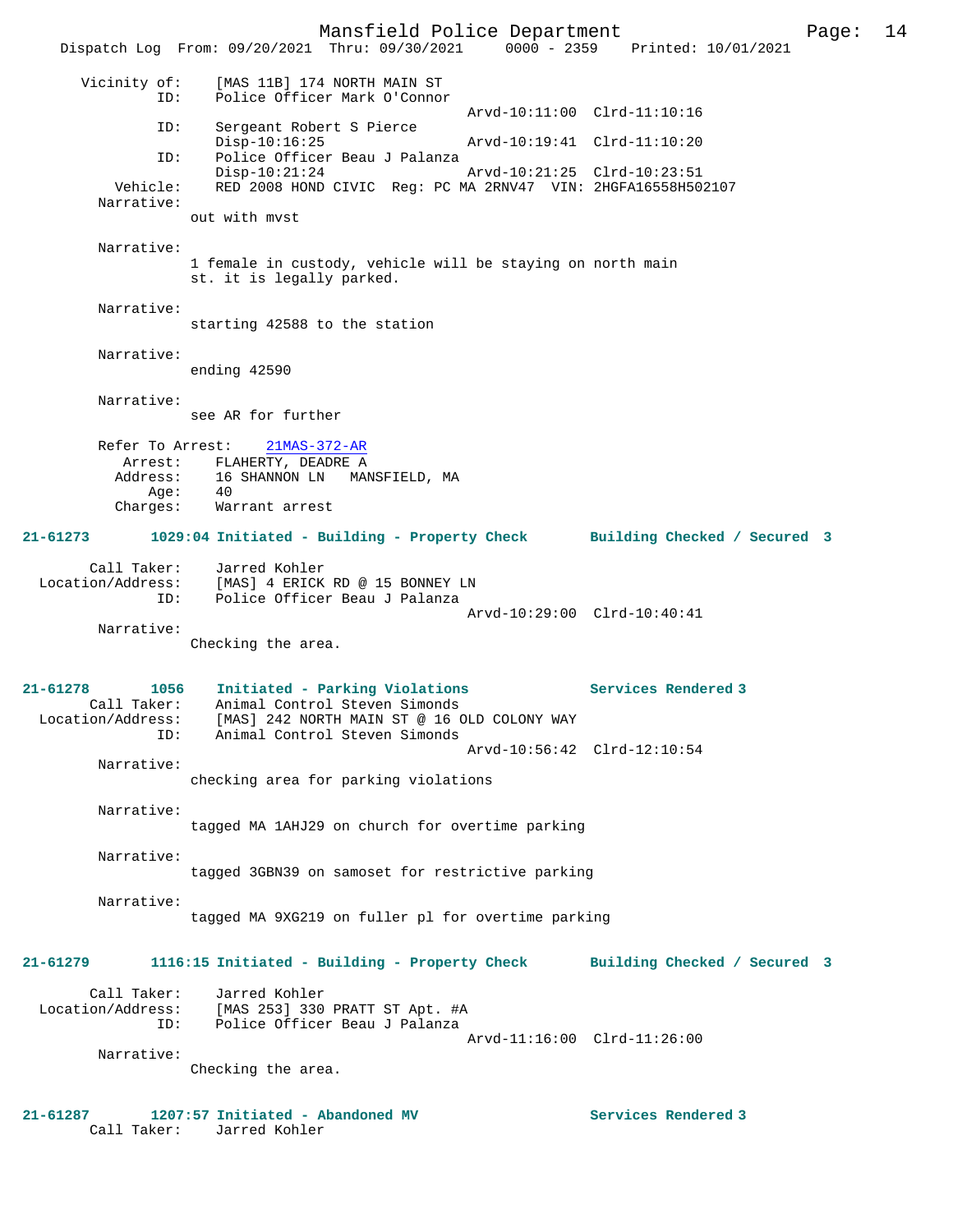```
      Vicinity of:     [MAS 11B] 174 NORTH MAIN ST
               ID:     Police Officer Mark O'Connor
                                               Arvd-10:11:00  Clrd-11:10:16
               ID:     Sergeant Robert S Pierce
                       Disp-10:16:25           Arvd-10:19:41  Clrd-11:10:20
               ID:     Police Officer Beau J Palanza
                       Disp-10:21:24           Arvd-10:21:25  Clrd-10:23:51
          Vehicle:     RED 2008 HOND CIVIC  Reg: PC MA 2RNV47  VIN: 2HGFA16558H502107
        Narrative:
                    out with mvst

        Narrative:
                    1 female in custody, vehicle will be staying on north main
                    st. it is legally parked.

        Narrative:
                    starting 42588 to the station

        Narrative:
                    ending 42590

        Narrative:
                    see AR for further

        Refer To Arrest:    21MAS-372-AR
           Arrest:     FLAHERTY, DEADRE A
          Address:     16 SHANNON LN   MANSFIELD, MA
              Age:     40
          Charges:     Warrant arrest

21-61273        1029:04 Initiated - Building - Property Check       Building Checked / Secured  3

       Call Taker:     Jarred Kohler
  Location/Address:    [MAS] 4 ERICK RD @ 15 BONNEY LN
               ID:     Police Officer Beau J Palanza
                                               Arvd-10:29:00  Clrd-10:40:41
        Narrative:
                    Checking the area.

21-61278        1056    Initiated - Parking Violations              Services Rendered 3
       Call Taker:     Animal Control Steven Simonds
  Location/Address:    [MAS] 242 NORTH MAIN ST @ 16 OLD COLONY WAY
               ID:     Animal Control Steven Simonds
                                               Arvd-10:56:42  Clrd-12:10:54
        Narrative:
                    checking area for parking violations

        Narrative:
                    tagged MA 1AHJ29 on church for overtime parking

        Narrative:
                    tagged 3GBN39 on samoset for restrictive parking

        Narrative:
                    tagged MA 9XG219 on fuller pl for overtime parking

21-61279        1116:15 Initiated - Building - Property Check       Building Checked / Secured  3

       Call Taker:     Jarred Kohler
  Location/Address:    [MAS 253] 330 PRATT ST Apt. #A
               ID:     Police Officer Beau J Palanza
                                               Arvd-11:16:00  Clrd-11:26:00
        Narrative:
                    Checking the area.

21-61287        1207:57 Initiated - Abandoned MV                    Services Rendered 3
       Call Taker:     Jarred Kohler
```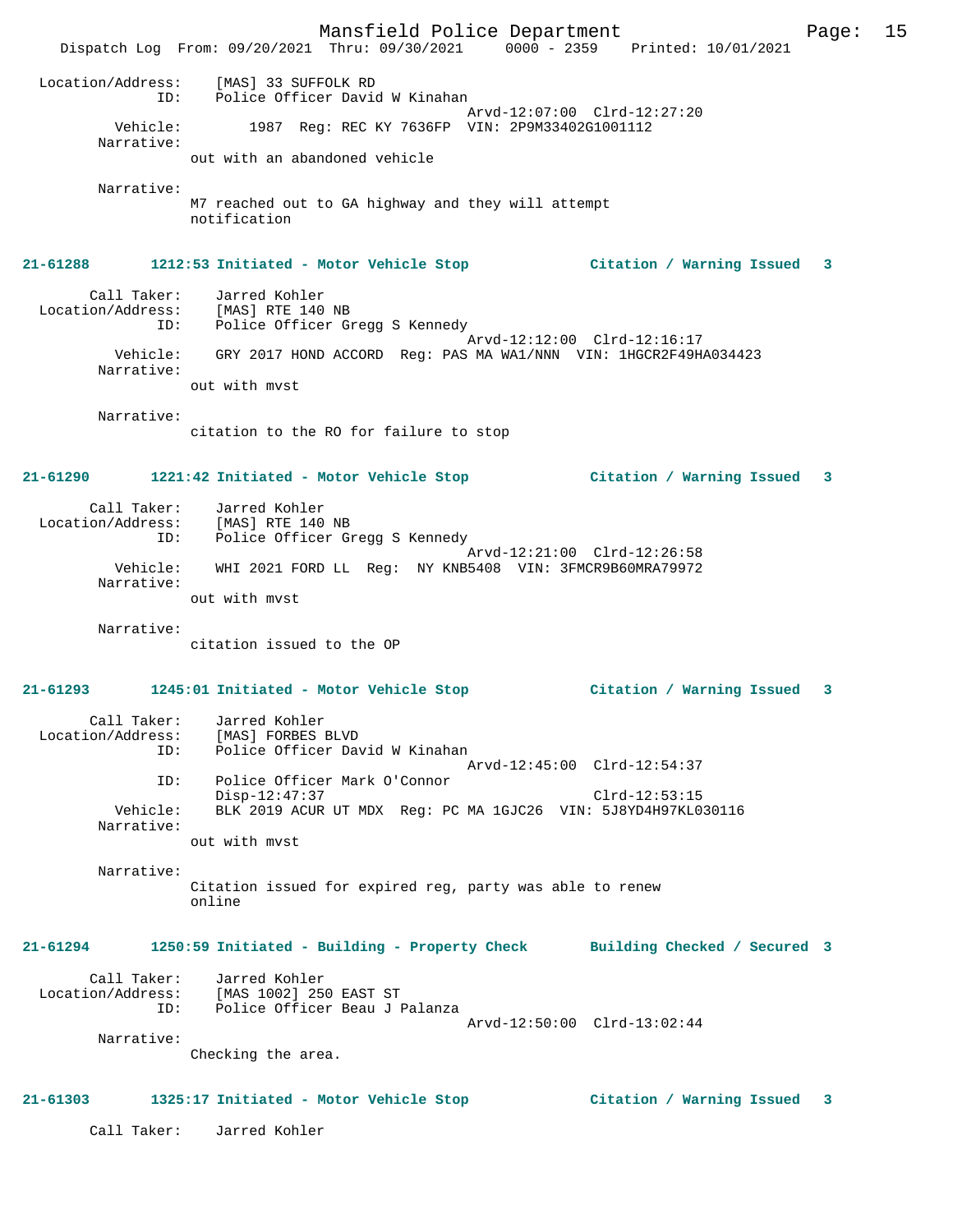Location/Address: [MAS] 33 SUFFOLK RD
ID: Police Officer David W Kinahan
Arvd-12:07:00 Clrd-12:27:20
Vehicle: 1987 Reg: REC KY 7636FP VIN: 2P9M33402G1001112
Narrative:
out with an abandoned vehicle

Narrative:
M7 reached out to GA highway and they will attempt notification

**21-61288 1212:53 Initiated - Motor Vehicle Stop Citation / Warning Issued 3**

Call Taker: Jarred Kohler
Location/Address: [MAS] RTE 140 NB
ID: Police Officer Gregg S Kennedy
Arvd-12:12:00 Clrd-12:16:17
Vehicle: GRY 2017 HOND ACCORD Reg: PAS MA WA1/NNN VIN: 1HGCR2F49HA034423
Narrative:
out with mvst

Narrative:
citation to the RO for failure to stop

**21-61290 1221:42 Initiated - Motor Vehicle Stop Citation / Warning Issued 3**

Call Taker: Jarred Kohler
Location/Address: [MAS] RTE 140 NB
ID: Police Officer Gregg S Kennedy
Arvd-12:21:00 Clrd-12:26:58
Vehicle: WHI 2021 FORD LL Reg: NY KNB5408 VIN: 3FMCR9B60MRA79972
Narrative:
out with mvst

Narrative:
citation issued to the OP

**21-61293 1245:01 Initiated - Motor Vehicle Stop Citation / Warning Issued 3**

Call Taker: Jarred Kohler
Location/Address: [MAS] FORBES BLVD
ID: Police Officer David W Kinahan
Arvd-12:45:00 Clrd-12:54:37
ID: Police Officer Mark O'Connor
Disp-12:47:37 Clrd-12:53:15
Vehicle: BLK 2019 ACUR UT MDX Reg: PC MA 1GJC26 VIN: 5J8YD4H97KL030116
Narrative:
out with mvst

Narrative:
Citation issued for expired reg, party was able to renew online

**21-61294 1250:59 Initiated - Building - Property Check Building Checked / Secured 3**

Call Taker: Jarred Kohler
Location/Address: [MAS 1002] 250 EAST ST
ID: Police Officer Beau J Palanza
Arvd-12:50:00 Clrd-13:02:44
Narrative:
Checking the area.

**21-61303 1325:17 Initiated - Motor Vehicle Stop Citation / Warning Issued 3**

Call Taker: Jarred Kohler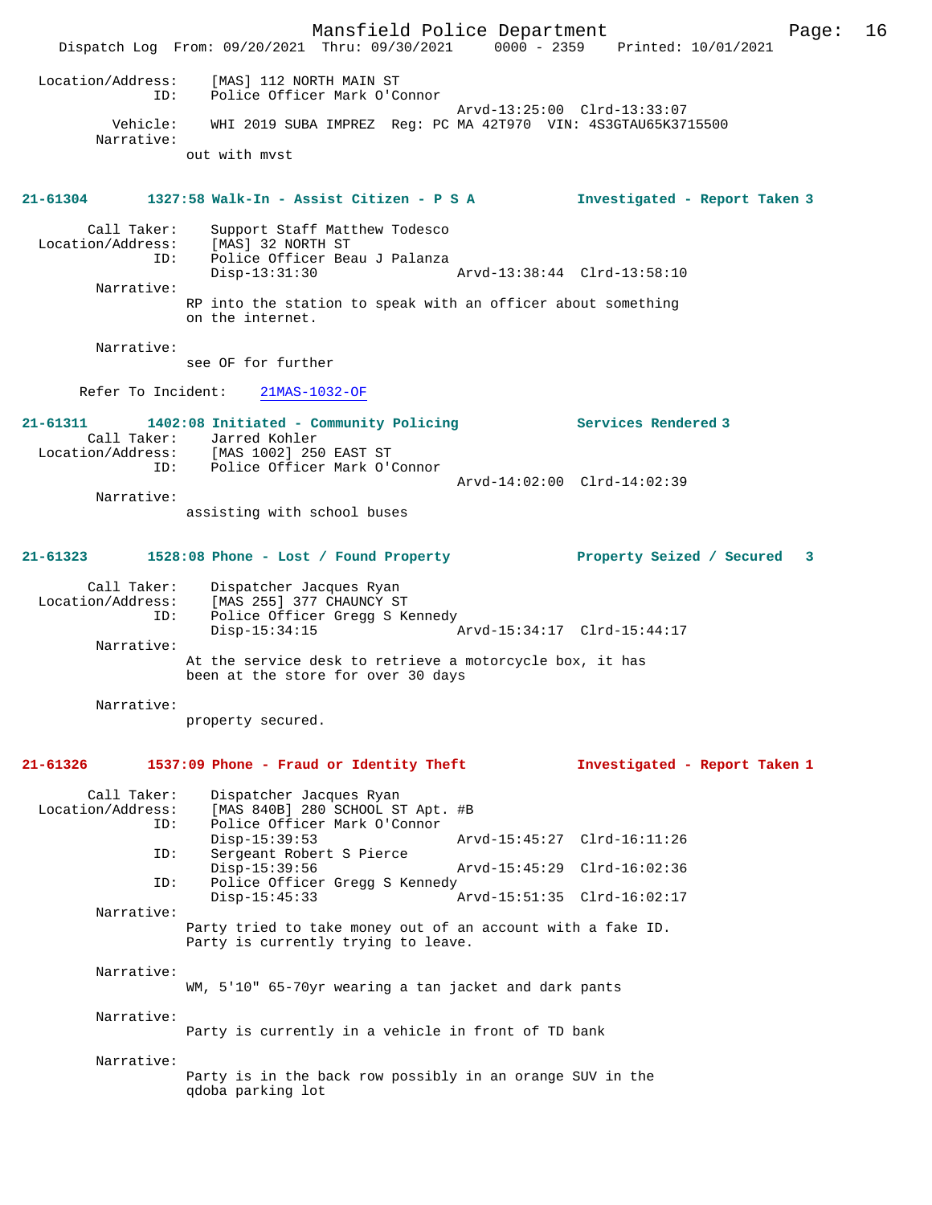Location/Address: [MAS] 112 NORTH MAIN ST
ID: Police Officer Mark O'Connor
Arvd-13:25:00 Clrd-13:33:07
Vehicle: WHI 2019 SUBA IMPREZ Reg: PC MA 42T970 VIN: 4S3GTAU65K3715500
Narrative:
out with mvst

**21-61304 1327:58 Walk-In - Assist Citizen - P S A Investigated - Report Taken 3**

Call Taker: Support Staff Matthew Todesco
Location/Address: [MAS] 32 NORTH ST
ID: Police Officer Beau J Palanza
Disp-13:31:30 Arvd-13:38:44 Clrd-13:58:10
Narrative:
RP into the station to speak with an officer about something on the internet.

Narrative:
see OF for further

Refer To Incident: 21MAS-1032-OF

**21-61311 1402:08 Initiated - Community Policing Services Rendered 3**

Call Taker: Jarred Kohler
Location/Address: [MAS 1002] 250 EAST ST
ID: Police Officer Mark O'Connor
Arvd-14:02:00 Clrd-14:02:39
Narrative:
assisting with school buses

**21-61323 1528:08 Phone - Lost / Found Property Property Seized / Secured 3**

Call Taker: Dispatcher Jacques Ryan
Location/Address: [MAS 255] 377 CHAUNCY ST
ID: Police Officer Gregg S Kennedy
Disp-15:34:15 Arvd-15:34:17 Clrd-15:44:17
Narrative:
At the service desk to retrieve a motorcycle box, it has been at the store for over 30 days

Narrative:
property secured.

**21-61326 1537:09 Phone - Fraud or Identity Theft Investigated - Report Taken 1**

Call Taker: Dispatcher Jacques Ryan
Location/Address: [MAS 840B] 280 SCHOOL ST Apt. #B
ID: Police Officer Mark O'Connor
Disp-15:39:53 Arvd-15:45:27 Clrd-16:11:26
ID: Sergeant Robert S Pierce
Disp-15:39:56 Arvd-15:45:29 Clrd-16:02:36
ID: Police Officer Gregg S Kennedy
Disp-15:45:33 Arvd-15:51:35 Clrd-16:02:17
Narrative:
Party tried to take money out of an account with a fake ID. Party is currently trying to leave.

Narrative:
WM, 5'10" 65-70yr wearing a tan jacket and dark pants

Narrative:
Party is currently in a vehicle in front of TD bank

Narrative:
Party is in the back row possibly in an orange SUV in the qdoba parking lot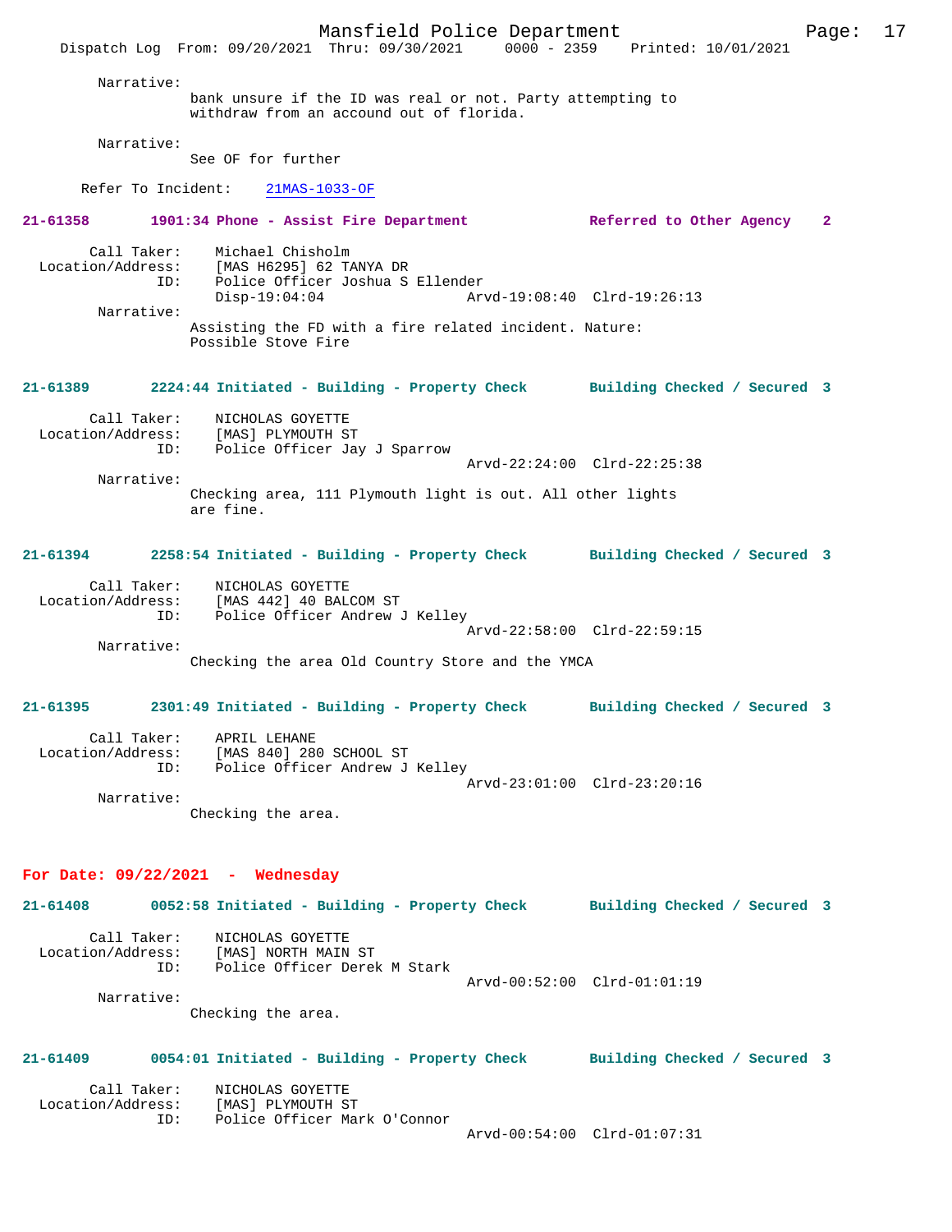Narrative:
bank unsure if the ID was real or not. Party attempting to withdraw from an accound out of florida.

Narrative:
See OF for further

Refer To Incident: 21MAS-1033-OF

**21-61358 1901:34 Phone - Assist Fire Department — Referred to Other Agency 2**

Call Taker: Michael Chisholm
Location/Address: [MAS H6295] 62 TANYA DR
ID: Police Officer Joshua S Ellender
Disp-19:04:04 Arvd-19:08:40 Clrd-19:26:13

Narrative:
Assisting the FD with a fire related incident. Nature: Possible Stove Fire

**21-61389 2224:44 Initiated - Building - Property Check — Building Checked / Secured 3**

Call Taker: NICHOLAS GOYETTE
Location/Address: [MAS] PLYMOUTH ST
ID: Police Officer Jay J Sparrow
Arvd-22:24:00 Clrd-22:25:38

Narrative:
Checking area, 111 Plymouth light is out. All other lights are fine.

**21-61394 2258:54 Initiated - Building - Property Check — Building Checked / Secured 3**

Call Taker: NICHOLAS GOYETTE
Location/Address: [MAS 442] 40 BALCOM ST
ID: Police Officer Andrew J Kelley
Arvd-22:58:00 Clrd-22:59:15

Narrative:
Checking the area Old Country Store and the YMCA

**21-61395 2301:49 Initiated - Building - Property Check — Building Checked / Secured 3**

Call Taker: APRIL LEHANE
Location/Address: [MAS 840] 280 SCHOOL ST
ID: Police Officer Andrew J Kelley
Arvd-23:01:00 Clrd-23:20:16

Narrative:
Checking the area.

## For Date: 09/22/2021 - Wednesday

**21-61408 0052:58 Initiated - Building - Property Check — Building Checked / Secured 3**

Call Taker: NICHOLAS GOYETTE
Location/Address: [MAS] NORTH MAIN ST
ID: Police Officer Derek M Stark
Arvd-00:52:00 Clrd-01:01:19

Narrative:
Checking the area.

**21-61409 0054:01 Initiated - Building - Property Check — Building Checked / Secured 3**

Call Taker: NICHOLAS GOYETTE
Location/Address: [MAS] PLYMOUTH ST
ID: Police Officer Mark O'Connor
Arvd-00:54:00 Clrd-01:07:31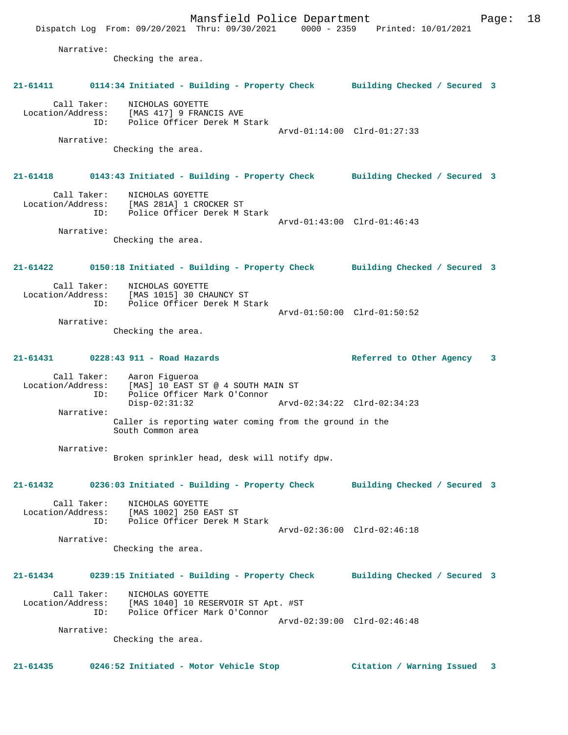Narrative:
Checking the area.

**21-61411 0114:34 Initiated - Building - Property Check Building Checked / Secured 3**

Call Taker: NICHOLAS GOYETTE
Location/Address: [MAS 417] 9 FRANCIS AVE
ID: Police Officer Derek M Stark
Arvd-01:14:00 Clrd-01:27:33
Narrative:
Checking the area.

**21-61418 0143:43 Initiated - Building - Property Check Building Checked / Secured 3**

Call Taker: NICHOLAS GOYETTE
Location/Address: [MAS 281A] 1 CROCKER ST
ID: Police Officer Derek M Stark
Arvd-01:43:00 Clrd-01:46:43
Narrative:
Checking the area.

**21-61422 0150:18 Initiated - Building - Property Check Building Checked / Secured 3**

Call Taker: NICHOLAS GOYETTE
Location/Address: [MAS 1015] 30 CHAUNCY ST
ID: Police Officer Derek M Stark
Arvd-01:50:00 Clrd-01:50:52
Narrative:
Checking the area.

**21-61431 0228:43 911 - Road Hazards Referred to Other Agency 3**

Call Taker: Aaron Figueroa
Location/Address: [MAS] 10 EAST ST @ 4 SOUTH MAIN ST
ID: Police Officer Mark O'Connor
Disp-02:31:32 Arvd-02:34:22 Clrd-02:34:23
Narrative:
Caller is reporting water coming from the ground in the South Common area

Narrative:
Broken sprinkler head, desk will notify dpw.

**21-61432 0236:03 Initiated - Building - Property Check Building Checked / Secured 3**

Call Taker: NICHOLAS GOYETTE
Location/Address: [MAS 1002] 250 EAST ST
ID: Police Officer Derek M Stark
Arvd-02:36:00 Clrd-02:46:18
Narrative:
Checking the area.

**21-61434 0239:15 Initiated - Building - Property Check Building Checked / Secured 3**

Call Taker: NICHOLAS GOYETTE
Location/Address: [MAS 1040] 10 RESERVOIR ST Apt. #ST
ID: Police Officer Mark O'Connor
Arvd-02:39:00 Clrd-02:46:48
Narrative:
Checking the area.

**21-61435 0246:52 Initiated - Motor Vehicle Stop Citation / Warning Issued 3**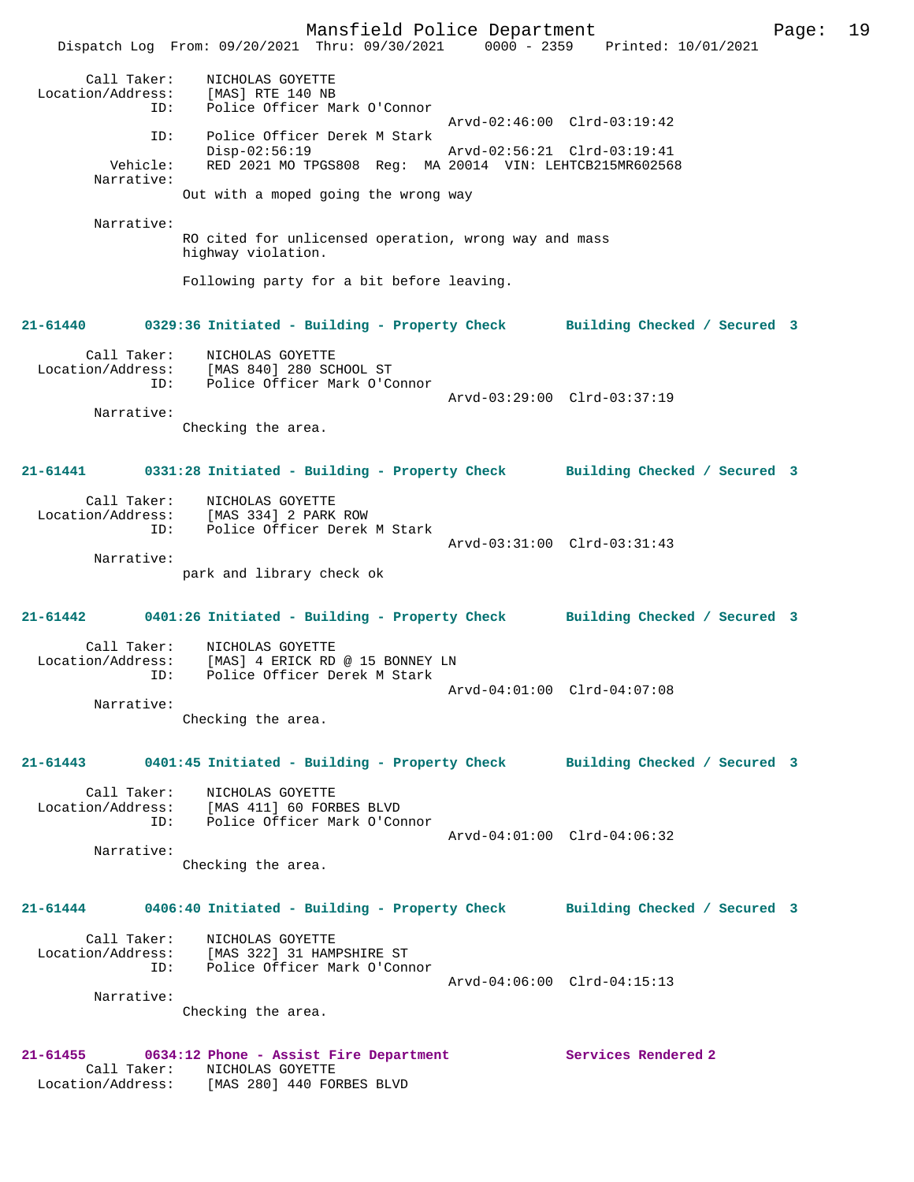Call Taker: NICHOLAS GOYETTE
Location/Address: [MAS] RTE 140 NB
ID: Police Officer Mark O'Connor
Arvd-02:46:00 Clrd-03:19:42
ID: Police Officer Derek M Stark
Disp-02:56:19 Arvd-02:56:21 Clrd-03:19:41
Vehicle: RED 2021 MO TPGS808 Reg: MA 20014 VIN: LEHTCB215MR602568
Narrative:
Out with a moped going the wrong way

Narrative:
RO cited for unlicensed operation, wrong way and mass highway violation.

Following party for a bit before leaving.

**21-61440 0329:36 Initiated - Building - Property Check Building Checked / Secured 3**

Call Taker: NICHOLAS GOYETTE
Location/Address: [MAS 840] 280 SCHOOL ST
ID: Police Officer Mark O'Connor
Arvd-03:29:00 Clrd-03:37:19
Narrative:
Checking the area.

**21-61441 0331:28 Initiated - Building - Property Check Building Checked / Secured 3**

Call Taker: NICHOLAS GOYETTE
Location/Address: [MAS 334] 2 PARK ROW
ID: Police Officer Derek M Stark
Arvd-03:31:00 Clrd-03:31:43
Narrative:
park and library check ok

**21-61442 0401:26 Initiated - Building - Property Check Building Checked / Secured 3**

Call Taker: NICHOLAS GOYETTE
Location/Address: [MAS] 4 ERICK RD @ 15 BONNEY LN
ID: Police Officer Derek M Stark
Arvd-04:01:00 Clrd-04:07:08
Narrative:
Checking the area.

**21-61443 0401:45 Initiated - Building - Property Check Building Checked / Secured 3**

Call Taker: NICHOLAS GOYETTE
Location/Address: [MAS 411] 60 FORBES BLVD
ID: Police Officer Mark O'Connor
Arvd-04:01:00 Clrd-04:06:32
Narrative:
Checking the area.

**21-61444 0406:40 Initiated - Building - Property Check Building Checked / Secured 3**

Call Taker: NICHOLAS GOYETTE
Location/Address: [MAS 322] 31 HAMPSHIRE ST
ID: Police Officer Mark O'Connor
Arvd-04:06:00 Clrd-04:15:13
Narrative:
Checking the area.

**21-61455 0634:12 Phone - Assist Fire Department Services Rendered 2**

Call Taker: NICHOLAS GOYETTE
Location/Address: [MAS 280] 440 FORBES BLVD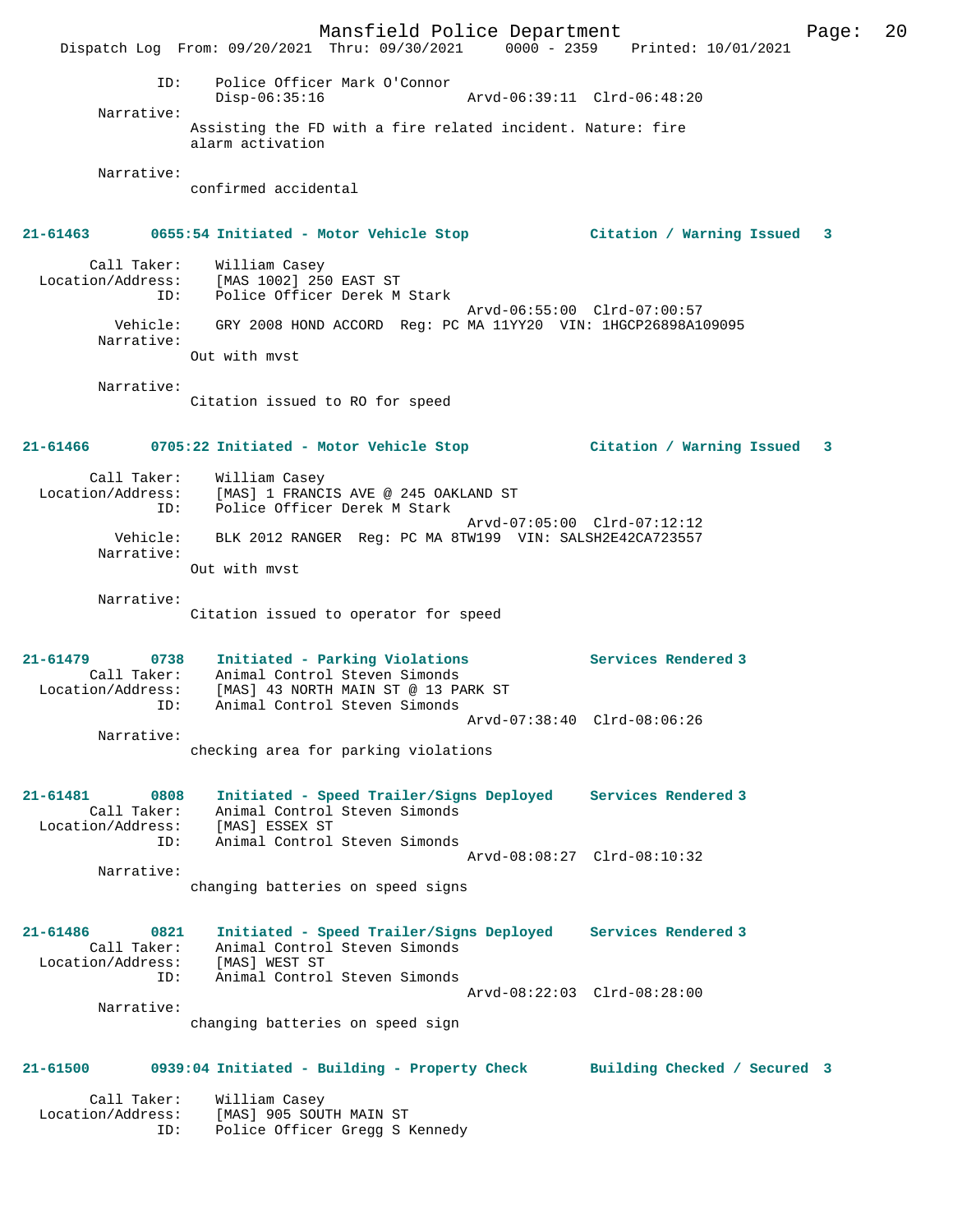ID: Police Officer Mark O'Connor
Disp-06:35:16 Arvd-06:39:11 Clrd-06:48:20

Narrative:
Assisting the FD with a fire related incident. Nature: fire alarm activation

Narrative:
confirmed accidental

**21-61463 0655:54 Initiated - Motor Vehicle Stop Citation / Warning Issued 3**

Call Taker: William Casey
Location/Address: [MAS 1002] 250 EAST ST
ID: Police Officer Derek M Stark
Arvd-06:55:00 Clrd-07:00:57
Vehicle: GRY 2008 HOND ACCORD Reg: PC MA 11YY20 VIN: 1HGCP26898A109095
Narrative:
Out with mvst

Narrative:
Citation issued to RO for speed

**21-61466 0705:22 Initiated - Motor Vehicle Stop Citation / Warning Issued 3**

Call Taker: William Casey
Location/Address: [MAS] 1 FRANCIS AVE @ 245 OAKLAND ST
ID: Police Officer Derek M Stark
Arvd-07:05:00 Clrd-07:12:12
Vehicle: BLK 2012 RANGER Reg: PC MA 8TW199 VIN: SALSH2E42CA723557
Narrative:
Out with mvst

Narrative:
Citation issued to operator for speed

**21-61479 0738 Initiated - Parking Violations Services Rendered 3**
Call Taker: Animal Control Steven Simonds
Location/Address: [MAS] 43 NORTH MAIN ST @ 13 PARK ST
ID: Animal Control Steven Simonds
Arvd-07:38:40 Clrd-08:06:26
Narrative:
checking area for parking violations

**21-61481 0808 Initiated - Speed Trailer/Signs Deployed Services Rendered 3**
Call Taker: Animal Control Steven Simonds
Location/Address: [MAS] ESSEX ST
ID: Animal Control Steven Simonds
Arvd-08:08:27 Clrd-08:10:32
Narrative:
changing batteries on speed signs

**21-61486 0821 Initiated - Speed Trailer/Signs Deployed Services Rendered 3**
Call Taker: Animal Control Steven Simonds
Location/Address: [MAS] WEST ST
ID: Animal Control Steven Simonds
Arvd-08:22:03 Clrd-08:28:00
Narrative:
changing batteries on speed sign

**21-61500 0939:04 Initiated - Building - Property Check Building Checked / Secured 3**

Call Taker: William Casey
Location/Address: [MAS] 905 SOUTH MAIN ST
ID: Police Officer Gregg S Kennedy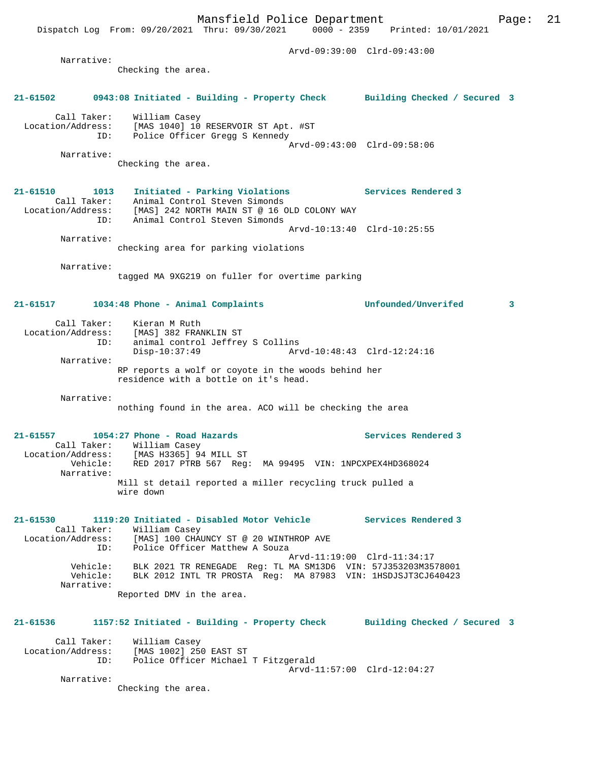Arvd-09:39:00 Clrd-09:43:00

Narrative:
Checking the area.

**21-61502 0943:08 Initiated - Building - Property Check Building Checked / Secured 3**

Call Taker: William Casey
Location/Address: [MAS 1040] 10 RESERVOIR ST Apt. #ST
ID: Police Officer Gregg S Kennedy
Arvd-09:43:00 Clrd-09:58:06

Narrative:
Checking the area.

**21-61510 1013 Initiated - Parking Violations Services Rendered 3**

Call Taker: Animal Control Steven Simonds
Location/Address: [MAS] 242 NORTH MAIN ST @ 16 OLD COLONY WAY
ID: Animal Control Steven Simonds
Arvd-10:13:40 Clrd-10:25:55

Narrative:
checking area for parking violations

Narrative:
tagged MA 9XG219 on fuller for overtime parking

**21-61517 1034:48 Phone - Animal Complaints Unfounded/Unverifed 3**

Call Taker: Kieran M Ruth
Location/Address: [MAS] 382 FRANKLIN ST
ID: animal control Jeffrey S Collins
Disp-10:37:49 Arvd-10:48:43 Clrd-12:24:16

Narrative:
RP reports a wolf or coyote in the woods behind her residence with a bottle on it's head.

Narrative:
nothing found in the area. ACO will be checking the area

**21-61557 1054:27 Phone - Road Hazards Services Rendered 3**

Call Taker: William Casey
Location/Address: [MAS H3365] 94 MILL ST
Vehicle: RED 2017 PTRB 567 Reg: MA 99495 VIN: 1NPCXPEX4HD368024

Narrative:
Mill st detail reported a miller recycling truck pulled a wire down

**21-61530 1119:20 Initiated - Disabled Motor Vehicle Services Rendered 3**

Call Taker: William Casey
Location/Address: [MAS] 100 CHAUNCY ST @ 20 WINTHROP AVE
ID: Police Officer Matthew A Souza
Arvd-11:19:00 Clrd-11:34:17
Vehicle: BLK 2021 TR RENEGADE Reg: TL MA SM13D6 VIN: 57J353203M3578001
Vehicle: BLK 2012 INTL TR PROSTA Reg: MA 87983 VIN: 1HSDJSJT3CJ640423

Narrative:
Reported DMV in the area.

**21-61536 1157:52 Initiated - Building - Property Check Building Checked / Secured 3**

Call Taker: William Casey
Location/Address: [MAS 1002] 250 EAST ST
ID: Police Officer Michael T Fitzgerald
Arvd-11:57:00 Clrd-12:04:27

Narrative:
Checking the area.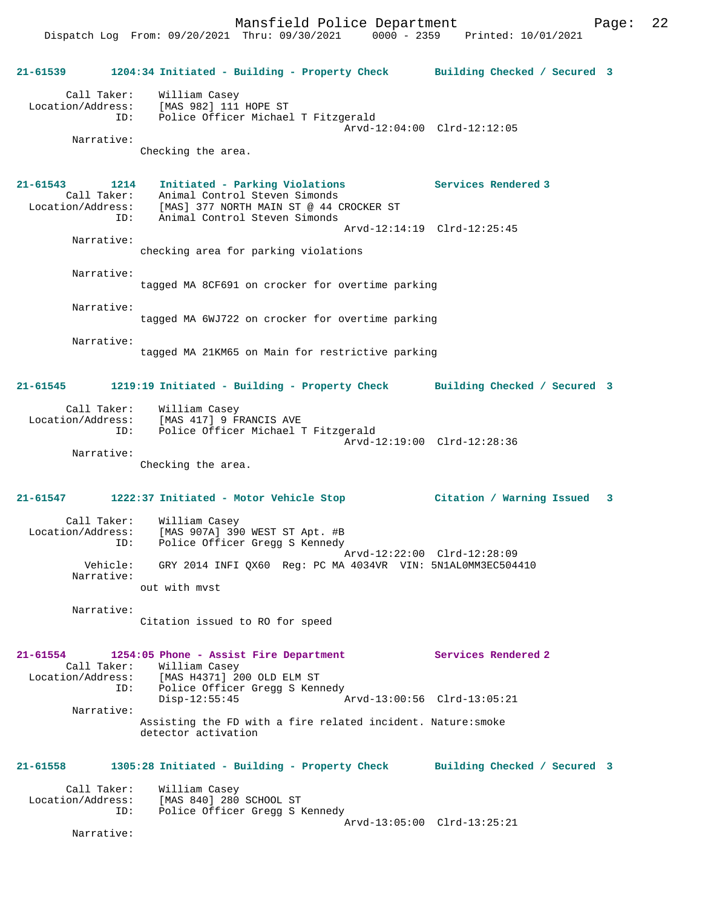21-61539 1204:34 Initiated - Building - Property Check Building Checked / Secured 3

Call Taker: William Casey
Location/Address: [MAS 982] 111 HOPE ST
ID: Police Officer Michael T Fitzgerald
Arvd-12:04:00 Clrd-12:12:05
Narrative:
Checking the area.

21-61543 1214 Initiated - Parking Violations Services Rendered 3
Call Taker: Animal Control Steven Simonds
Location/Address: [MAS] 377 NORTH MAIN ST @ 44 CROCKER ST
ID: Animal Control Steven Simonds
Arvd-12:14:19 Clrd-12:25:45
Narrative:
checking area for parking violations

Narrative:
tagged MA 8CF691 on crocker for overtime parking

Narrative:
tagged MA 6WJ722 on crocker for overtime parking

Narrative:
tagged MA 21KM65 on Main for restrictive parking

21-61545 1219:19 Initiated - Building - Property Check Building Checked / Secured 3

Call Taker: William Casey
Location/Address: [MAS 417] 9 FRANCIS AVE
ID: Police Officer Michael T Fitzgerald
Arvd-12:19:00 Clrd-12:28:36
Narrative:
Checking the area.

21-61547 1222:37 Initiated - Motor Vehicle Stop Citation / Warning Issued 3

Call Taker: William Casey
Location/Address: [MAS 907A] 390 WEST ST Apt. #B
ID: Police Officer Gregg S Kennedy
Arvd-12:22:00 Clrd-12:28:09
Vehicle: GRY 2014 INFI QX60 Reg: PC MA 4034VR VIN: 5N1AL0MM3EC504410
Narrative:
out with mvst

Narrative:
Citation issued to RO for speed

21-61554 1254:05 Phone - Assist Fire Department Services Rendered 2
Call Taker: William Casey
Location/Address: [MAS H4371] 200 OLD ELM ST
ID: Police Officer Gregg S Kennedy
Disp-12:55:45 Arvd-13:00:56 Clrd-13:05:21
Narrative:
Assisting the FD with a fire related incident. Nature:smoke detector activation

21-61558 1305:28 Initiated - Building - Property Check Building Checked / Secured 3

Call Taker: William Casey
Location/Address: [MAS 840] 280 SCHOOL ST
ID: Police Officer Gregg S Kennedy
Arvd-13:05:00 Clrd-13:25:21
Narrative: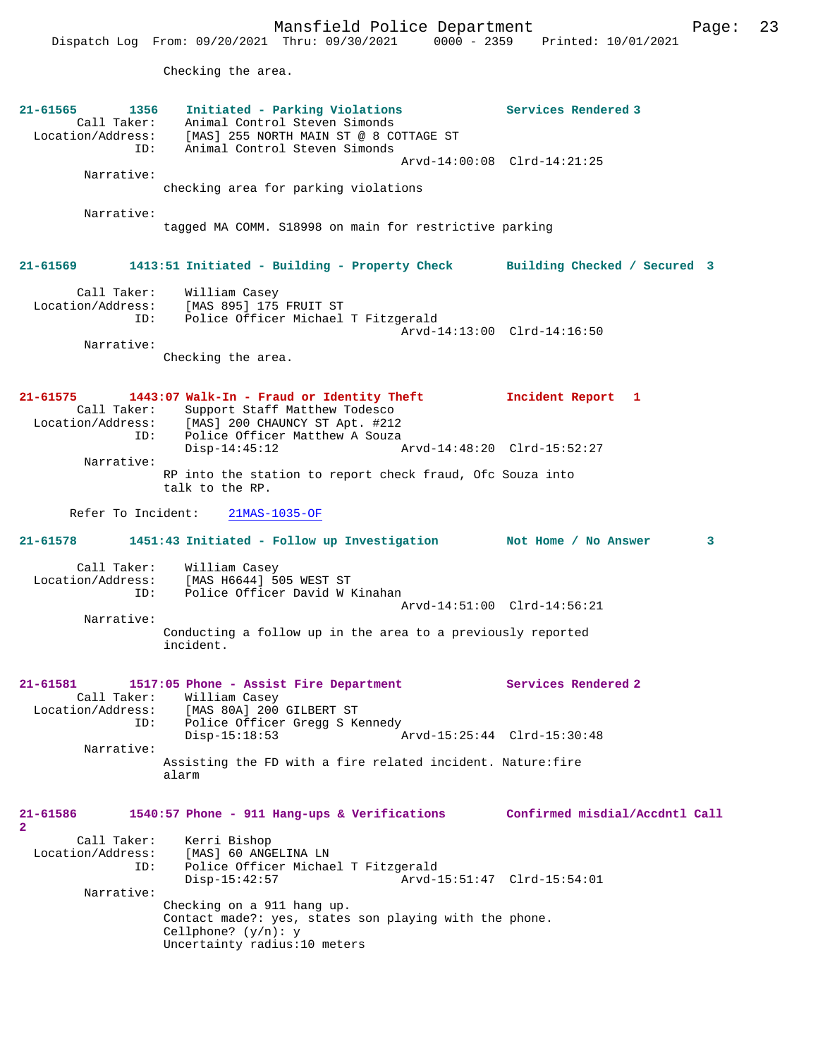Checking the area.

**21-61565 1356 Initiated - Parking Violations** Services Rendered 3
Call Taker: Animal Control Steven Simonds
Location/Address: [MAS] 255 NORTH MAIN ST @ 8 COTTAGE ST
ID: Animal Control Steven Simonds
Arvd-14:00:08 Clrd-14:21:25
Narrative:
checking area for parking violations

Narrative:
tagged MA COMM. S18998 on main for restrictive parking

**21-61569 1413:51 Initiated - Building - Property Check** Building Checked / Secured 3
Call Taker: William Casey
Location/Address: [MAS 895] 175 FRUIT ST
ID: Police Officer Michael T Fitzgerald
Arvd-14:13:00 Clrd-14:16:50
Narrative:
Checking the area.

**21-61575 1443:07 Walk-In - Fraud or Identity Theft** Incident Report 1
Call Taker: Support Staff Matthew Todesco
Location/Address: [MAS] 200 CHAUNCY ST Apt. #212
ID: Police Officer Matthew A Souza
Disp-14:45:12 Arvd-14:48:20 Clrd-15:52:27
Narrative:
RP into the station to report check fraud, Ofc Souza into talk to the RP.

Refer To Incident: 21MAS-1035-OF

**21-61578 1451:43 Initiated - Follow up Investigation** Not Home / No Answer 3
Call Taker: William Casey
Location/Address: [MAS H6644] 505 WEST ST
ID: Police Officer David W Kinahan
Arvd-14:51:00 Clrd-14:56:21
Narrative:
Conducting a follow up in the area to a previously reported incident.

**21-61581 1517:05 Phone - Assist Fire Department** Services Rendered 2
Call Taker: William Casey
Location/Address: [MAS 80A] 200 GILBERT ST
ID: Police Officer Gregg S Kennedy
Disp-15:18:53 Arvd-15:25:44 Clrd-15:30:48
Narrative:
Assisting the FD with a fire related incident. Nature:fire alarm

**21-61586 1540:57 Phone - 911 Hang-ups & Verifications** Confirmed misdial/Accdntl Call 2
Call Taker: Kerri Bishop
Location/Address: [MAS] 60 ANGELINA LN
ID: Police Officer Michael T Fitzgerald
Disp-15:42:57 Arvd-15:51:47 Clrd-15:54:01
Narrative:
Checking on a 911 hang up.
Contact made?: yes, states son playing with the phone.
Cellphone? (y/n): y
Uncertainty radius:10 meters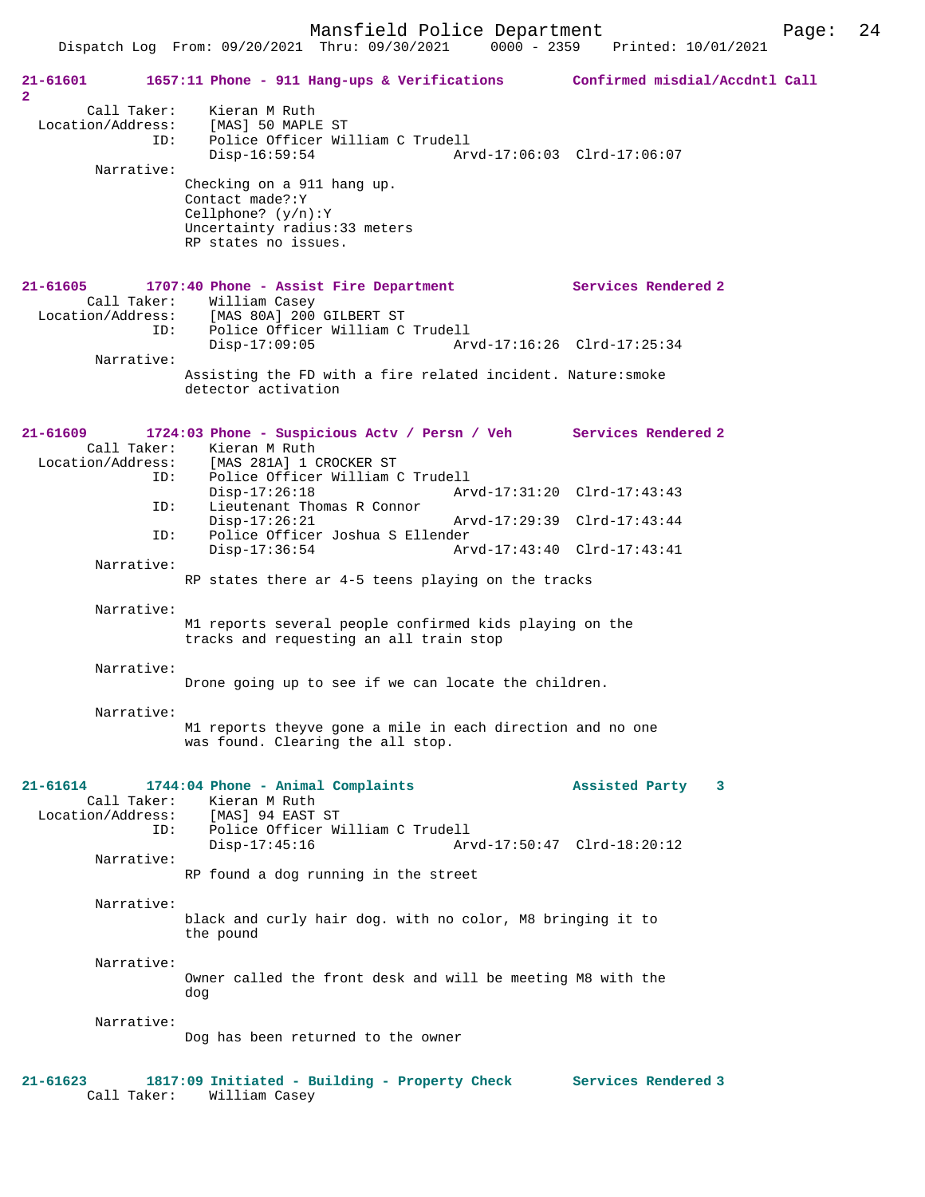**21-61601** 1657:11 Phone - 911 Hang-ups & Verifications Confirmed misdial/Accdntl Call 2

Call Taker: Kieran M Ruth
Location/Address: [MAS] 50 MAPLE ST
ID: Police Officer William C Trudell
Disp-16:59:54 Arvd-17:06:03 Clrd-17:06:07

Narrative:
Checking on a 911 hang up.
Contact made?:Y
Cellphone? (y/n):Y
Uncertainty radius:33 meters
RP states no issues.

**21-61605** 1707:40 Phone - Assist Fire Department Services Rendered 2

Call Taker: William Casey
Location/Address: [MAS 80A] 200 GILBERT ST
ID: Police Officer William C Trudell
Disp-17:09:05 Arvd-17:16:26 Clrd-17:25:34

Narrative:
Assisting the FD with a fire related incident. Nature:smoke detector activation

**21-61609** 1724:03 Phone - Suspicious Actv / Persn / Veh Services Rendered 2

Call Taker: Kieran M Ruth
Location/Address: [MAS 281A] 1 CROCKER ST
ID: Police Officer William C Trudell
Disp-17:26:18 Arvd-17:31:20 Clrd-17:43:43
ID: Lieutenant Thomas R Connor
Disp-17:26:21 Arvd-17:29:39 Clrd-17:43:44
ID: Police Officer Joshua S Ellender
Disp-17:36:54 Arvd-17:43:40 Clrd-17:43:41

Narrative:
RP states there ar 4-5 teens playing on the tracks

Narrative:
M1 reports several people confirmed kids playing on the tracks and requesting an all train stop

Narrative:
Drone going up to see if we can locate the children.

Narrative:
M1 reports theyve gone a mile in each direction and no one was found. Clearing the all stop.

**21-61614** 1744:04 Phone - Animal Complaints Assisted Party 3

Call Taker: Kieran M Ruth
Location/Address: [MAS] 94 EAST ST
ID: Police Officer William C Trudell
Disp-17:45:16 Arvd-17:50:47 Clrd-18:20:12

Narrative:
RP found a dog running in the street

Narrative:
black and curly hair dog. with no color, M8 bringing it to the pound

Narrative:
Owner called the front desk and will be meeting M8 with the dog

Narrative:
Dog has been returned to the owner

**21-61623** 1817:09 Initiated - Building - Property Check Services Rendered 3

Call Taker: William Casey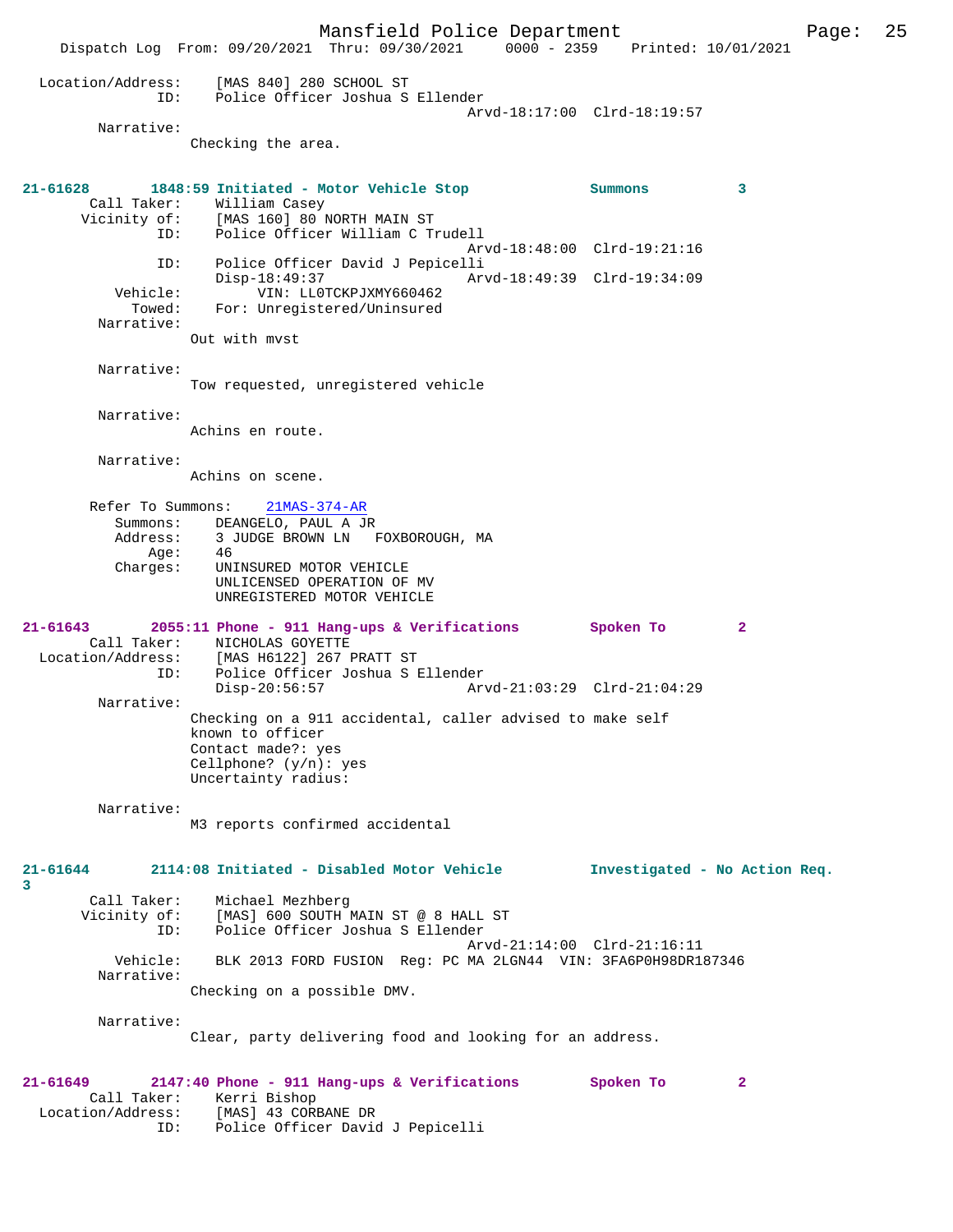```
  Location/Address:    [MAS 840] 280 SCHOOL ST
                ID:    Police Officer Joshua S Ellender
                                                 Arvd-18:17:00  Clrd-18:19:57
         Narrative:
                 Checking the area.


21-61628       1848:59 Initiated - Motor Vehicle Stop           Summons          3
        Call Taker:    William Casey
       Vicinity of:    [MAS 160] 80 NORTH MAIN ST
                ID:    Police Officer William C Trudell
                                                 Arvd-18:48:00  Clrd-19:21:16
                ID:    Police Officer David J Pepicelli
                       Disp-18:49:37             Arvd-18:49:39  Clrd-19:34:09
           Vehicle:          VIN: LL0TCKPJXMY660462
             Towed:    For: Unregistered/Uninsured
         Narrative:
                 Out with mvst

         Narrative:
                 Tow requested, unregistered vehicle

         Narrative:
                 Achins en route.

         Narrative:
                 Achins on scene.

        Refer To Summons:    21MAS-374-AR
           Summons:    DEANGELO, PAUL A JR
           Address:    3 JUDGE BROWN LN   FOXBOROUGH, MA
               Age:    46
           Charges:    UNINSURED MOTOR VEHICLE
                       UNLICENSED OPERATION OF MV
                       UNREGISTERED MOTOR VEHICLE

21-61643       2055:11 Phone - 911 Hang-ups & Verifications       Spoken To        2
        Call Taker:    NICHOLAS GOYETTE
  Location/Address:    [MAS H6122] 267 PRATT ST
                ID:    Police Officer Joshua S Ellender
                       Disp-20:56:57             Arvd-21:03:29  Clrd-21:04:29
         Narrative:
                 Checking on a 911 accidental, caller advised to make self
                 known to officer
                 Contact made?: yes
                 Cellphone? (y/n): yes
                 Uncertainty radius:

         Narrative:
                 M3 reports confirmed accidental


21-61644       2114:08 Initiated - Disabled Motor Vehicle         Investigated - No Action Req.
3
        Call Taker:    Michael Mezhberg
       Vicinity of:    [MAS] 600 SOUTH MAIN ST @ 8 HALL ST
                ID:    Police Officer Joshua S Ellender
                                                 Arvd-21:14:00  Clrd-21:16:11
           Vehicle:    BLK 2013 FORD FUSION  Reg: PC MA 2LGN44  VIN: 3FA6P0H98DR187346
         Narrative:
                 Checking on a possible DMV.

         Narrative:
                 Clear, party delivering food and looking for an address.


21-61649       2147:40 Phone - 911 Hang-ups & Verifications       Spoken To        2
        Call Taker:    Kerri Bishop
  Location/Address:    [MAS] 43 CORBANE DR
                ID:    Police Officer David J Pepicelli
```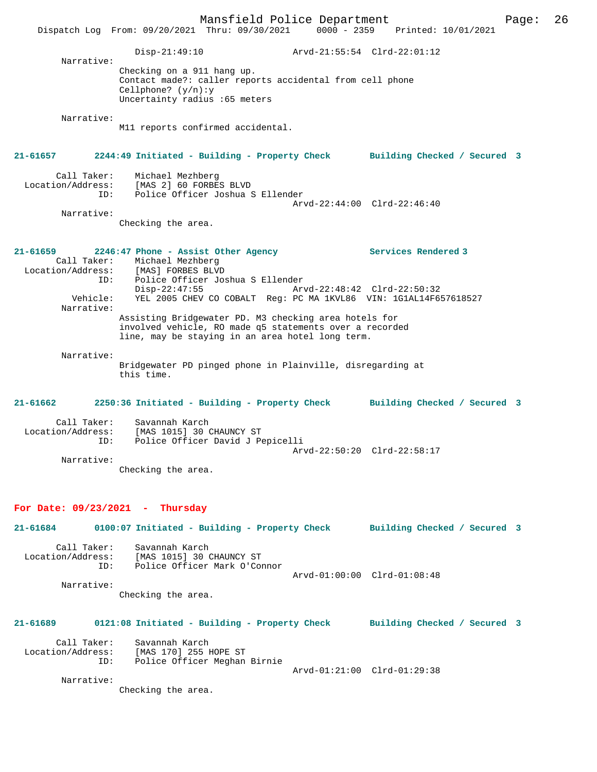Disp-21:49:10 Arvd-21:55:54 Clrd-22:01:12

Narrative:
Checking on a 911 hang up.
Contact made?: caller reports accidental from cell phone
Cellphone? (y/n):y
Uncertainty radius :65 meters

Narrative:
M11 reports confirmed accidental.

**21-61657 2244:49 Initiated - Building - Property Check Building Checked / Secured 3**

Call Taker: Michael Mezhberg
Location/Address: [MAS 2] 60 FORBES BLVD
ID: Police Officer Joshua S Ellender
Arvd-22:44:00 Clrd-22:46:40

Narrative:
Checking the area.

**21-61659 2246:47 Phone - Assist Other Agency Services Rendered 3**

Call Taker: Michael Mezhberg
Location/Address: [MAS] FORBES BLVD
ID: Police Officer Joshua S Ellender
Disp-22:47:55 Arvd-22:48:42 Clrd-22:50:32
Vehicle: YEL 2005 CHEV CO COBALT Reg: PC MA 1KVL86 VIN: 1G1AL14F657618527

Narrative:
Assisting Bridgewater PD. M3 checking area hotels for involved vehicle, RO made q5 statements over a recorded line, may be staying in an area hotel long term.

Narrative:
Bridgewater PD pinged phone in Plainville, disregarding at this time.

**21-61662 2250:36 Initiated - Building - Property Check Building Checked / Secured 3**

Call Taker: Savannah Karch
Location/Address: [MAS 1015] 30 CHAUNCY ST
ID: Police Officer David J Pepicelli
Arvd-22:50:20 Clrd-22:58:17

Narrative:
Checking the area.

## For Date: 09/23/2021 - Thursday

**21-61684 0100:07 Initiated - Building - Property Check Building Checked / Secured 3**

Call Taker: Savannah Karch
Location/Address: [MAS 1015] 30 CHAUNCY ST
ID: Police Officer Mark O'Connor
Arvd-01:00:00 Clrd-01:08:48

Narrative:
Checking the area.

**21-61689 0121:08 Initiated - Building - Property Check Building Checked / Secured 3**

Call Taker: Savannah Karch
Location/Address: [MAS 170] 255 HOPE ST
ID: Police Officer Meghan Birnie
Arvd-01:21:00 Clrd-01:29:38

Narrative:
Checking the area.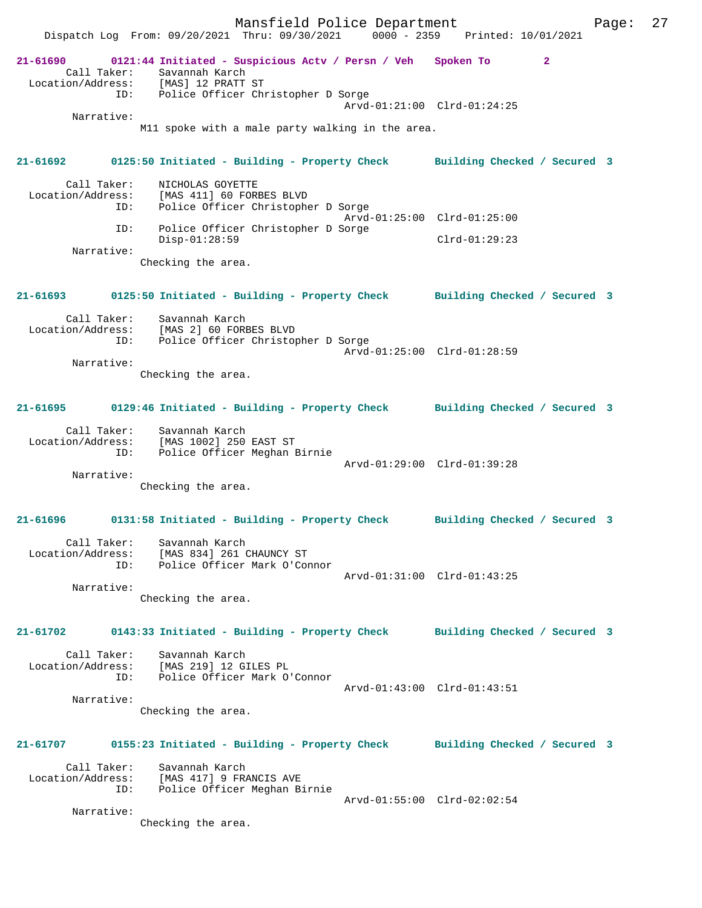**21-61690** 0121:44 Initiated - Suspicious Actv / Persn / Veh Spoken To 2

Call Taker: Savannah Karch
Location/Address: [MAS] 12 PRATT ST
ID: Police Officer Christopher D Sorge
Arvd-01:21:00 Clrd-01:24:25
Narrative:
M11 spoke with a male party walking in the area.

**21-61692** 0125:50 Initiated - Building - Property Check Building Checked / Secured 3

Call Taker: NICHOLAS GOYETTE
Location/Address: [MAS 411] 60 FORBES BLVD
ID: Police Officer Christopher D Sorge
Arvd-01:25:00 Clrd-01:25:00
ID: Police Officer Christopher D Sorge
Disp-01:28:59 Clrd-01:29:23
Narrative:
Checking the area.

**21-61693** 0125:50 Initiated - Building - Property Check Building Checked / Secured 3

Call Taker: Savannah Karch
Location/Address: [MAS 2] 60 FORBES BLVD
ID: Police Officer Christopher D Sorge
Arvd-01:25:00 Clrd-01:28:59
Narrative:
Checking the area.

**21-61695** 0129:46 Initiated - Building - Property Check Building Checked / Secured 3

Call Taker: Savannah Karch
Location/Address: [MAS 1002] 250 EAST ST
ID: Police Officer Meghan Birnie
Arvd-01:29:00 Clrd-01:39:28
Narrative:
Checking the area.

**21-61696** 0131:58 Initiated - Building - Property Check Building Checked / Secured 3

Call Taker: Savannah Karch
Location/Address: [MAS 834] 261 CHAUNCY ST
ID: Police Officer Mark O'Connor
Arvd-01:31:00 Clrd-01:43:25
Narrative:
Checking the area.

**21-61702** 0143:33 Initiated - Building - Property Check Building Checked / Secured 3

Call Taker: Savannah Karch
Location/Address: [MAS 219] 12 GILES PL
ID: Police Officer Mark O'Connor
Arvd-01:43:00 Clrd-01:43:51
Narrative:
Checking the area.

**21-61707** 0155:23 Initiated - Building - Property Check Building Checked / Secured 3

Call Taker: Savannah Karch
Location/Address: [MAS 417] 9 FRANCIS AVE
ID: Police Officer Meghan Birnie
Arvd-01:55:00 Clrd-02:02:54
Narrative:
Checking the area.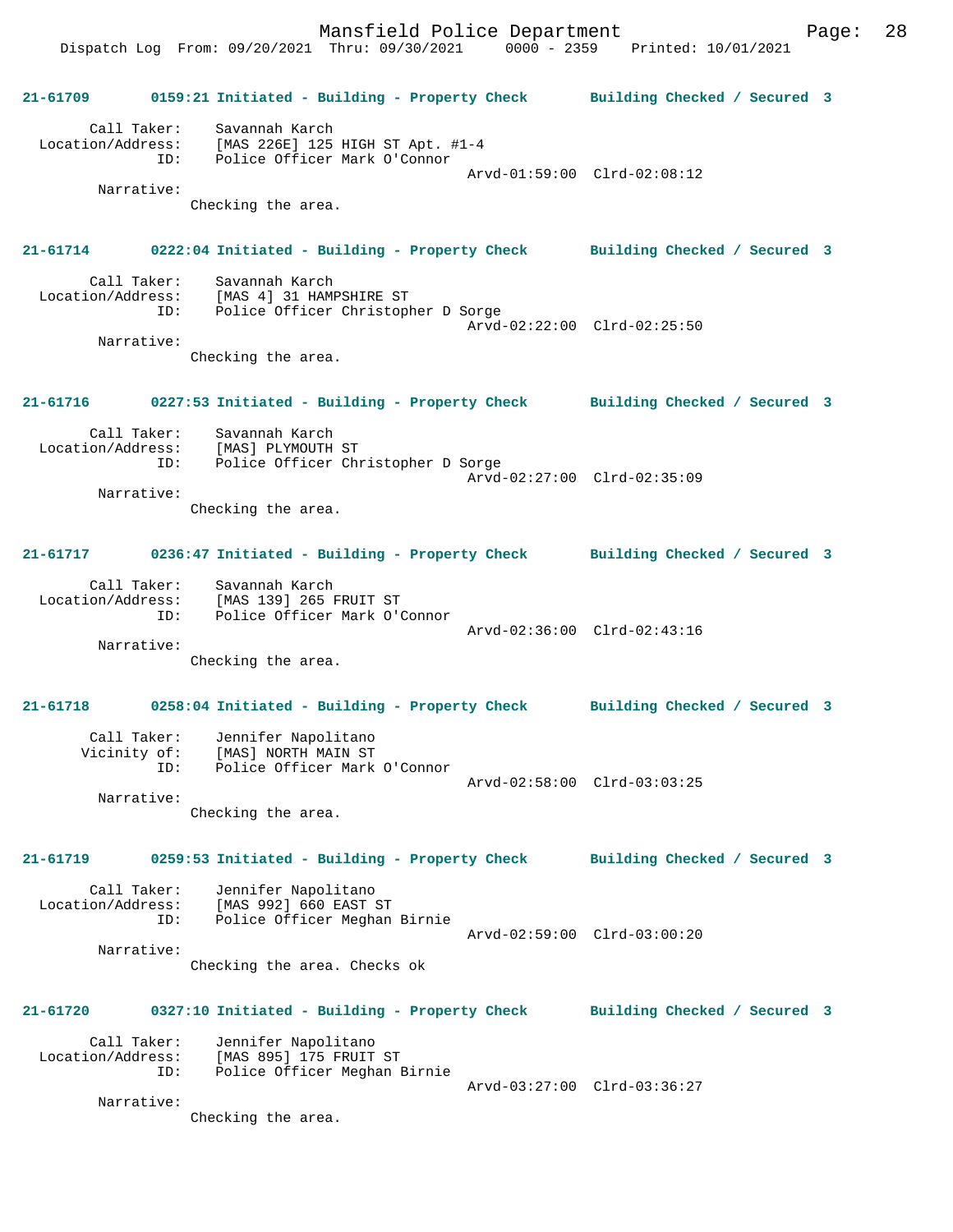**21-61709 0159:21 Initiated - Building - Property Check Building Checked / Secured 3**

Call Taker: Savannah Karch
Location/Address: [MAS 226E] 125 HIGH ST Apt. #1-4
ID: Police Officer Mark O'Connor
Arvd-01:59:00 Clrd-02:08:12
Narrative:
Checking the area.

**21-61714 0222:04 Initiated - Building - Property Check Building Checked / Secured 3**

Call Taker: Savannah Karch
Location/Address: [MAS 4] 31 HAMPSHIRE ST
ID: Police Officer Christopher D Sorge
Arvd-02:22:00 Clrd-02:25:50
Narrative:
Checking the area.

**21-61716 0227:53 Initiated - Building - Property Check Building Checked / Secured 3**

Call Taker: Savannah Karch
Location/Address: [MAS] PLYMOUTH ST
ID: Police Officer Christopher D Sorge
Arvd-02:27:00 Clrd-02:35:09
Narrative:
Checking the area.

**21-61717 0236:47 Initiated - Building - Property Check Building Checked / Secured 3**

Call Taker: Savannah Karch
Location/Address: [MAS 139] 265 FRUIT ST
ID: Police Officer Mark O'Connor
Arvd-02:36:00 Clrd-02:43:16
Narrative:
Checking the area.

**21-61718 0258:04 Initiated - Building - Property Check Building Checked / Secured 3**

Call Taker: Jennifer Napolitano
Vicinity of: [MAS] NORTH MAIN ST
ID: Police Officer Mark O'Connor
Arvd-02:58:00 Clrd-03:03:25
Narrative:
Checking the area.

**21-61719 0259:53 Initiated - Building - Property Check Building Checked / Secured 3**

Call Taker: Jennifer Napolitano
Location/Address: [MAS 992] 660 EAST ST
ID: Police Officer Meghan Birnie
Arvd-02:59:00 Clrd-03:00:20
Narrative:
Checking the area. Checks ok

**21-61720 0327:10 Initiated - Building - Property Check Building Checked / Secured 3**

Call Taker: Jennifer Napolitano
Location/Address: [MAS 895] 175 FRUIT ST
ID: Police Officer Meghan Birnie
Arvd-03:27:00 Clrd-03:36:27
Narrative:
Checking the area.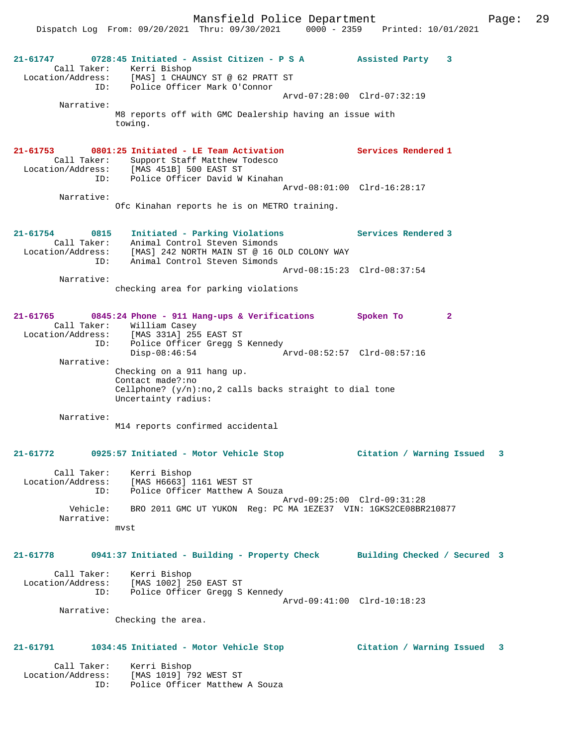**21-61747** 0728:45 Initiated - Assist Citizen - P S A — Assisted Party 3

Call Taker: Kerri Bishop
Location/Address: [MAS] 1 CHAUNCY ST @ 62 PRATT ST
ID: Police Officer Mark O'Connor
Arvd-07:28:00 Clrd-07:32:19
Narrative:
M8 reports off with GMC Dealership having an issue with towing.

**21-61753** 0801:25 Initiated - LE Team Activation — Services Rendered 1

Call Taker: Support Staff Matthew Todesco
Location/Address: [MAS 451B] 500 EAST ST
ID: Police Officer David W Kinahan
Arvd-08:01:00 Clrd-16:28:17
Narrative:
Ofc Kinahan reports he is on METRO training.

**21-61754** 0815 Initiated - Parking Violations — Services Rendered 3

Call Taker: Animal Control Steven Simonds
Location/Address: [MAS] 242 NORTH MAIN ST @ 16 OLD COLONY WAY
ID: Animal Control Steven Simonds
Arvd-08:15:23 Clrd-08:37:54
Narrative:
checking area for parking violations

**21-61765** 0845:24 Phone - 911 Hang-ups & Verifications — Spoken To 2

Call Taker: William Casey
Location/Address: [MAS 331A] 255 EAST ST
ID: Police Officer Gregg S Kennedy
Disp-08:46:54 Arvd-08:52:57 Clrd-08:57:16
Narrative:
Checking on a 911 hang up.
Contact made?:no
Cellphone? (y/n):no,2 calls backs straight to dial tone
Uncertainty radius:

Narrative:
M14 reports confirmed accidental

**21-61772** 0925:57 Initiated - Motor Vehicle Stop — Citation / Warning Issued 3

Call Taker: Kerri Bishop
Location/Address: [MAS H6663] 1161 WEST ST
ID: Police Officer Matthew A Souza
Arvd-09:25:00 Clrd-09:31:28
Vehicle: BRO 2011 GMC UT YUKON Reg: PC MA 1EZE37 VIN: 1GKS2CE08BR210877
Narrative:
mvst

**21-61778** 0941:37 Initiated - Building - Property Check — Building Checked / Secured 3

Call Taker: Kerri Bishop
Location/Address: [MAS 1002] 250 EAST ST
ID: Police Officer Gregg S Kennedy
Arvd-09:41:00 Clrd-10:18:23
Narrative:
Checking the area.

**21-61791** 1034:45 Initiated - Motor Vehicle Stop — Citation / Warning Issued 3

Call Taker: Kerri Bishop
Location/Address: [MAS 1019] 792 WEST ST
ID: Police Officer Matthew A Souza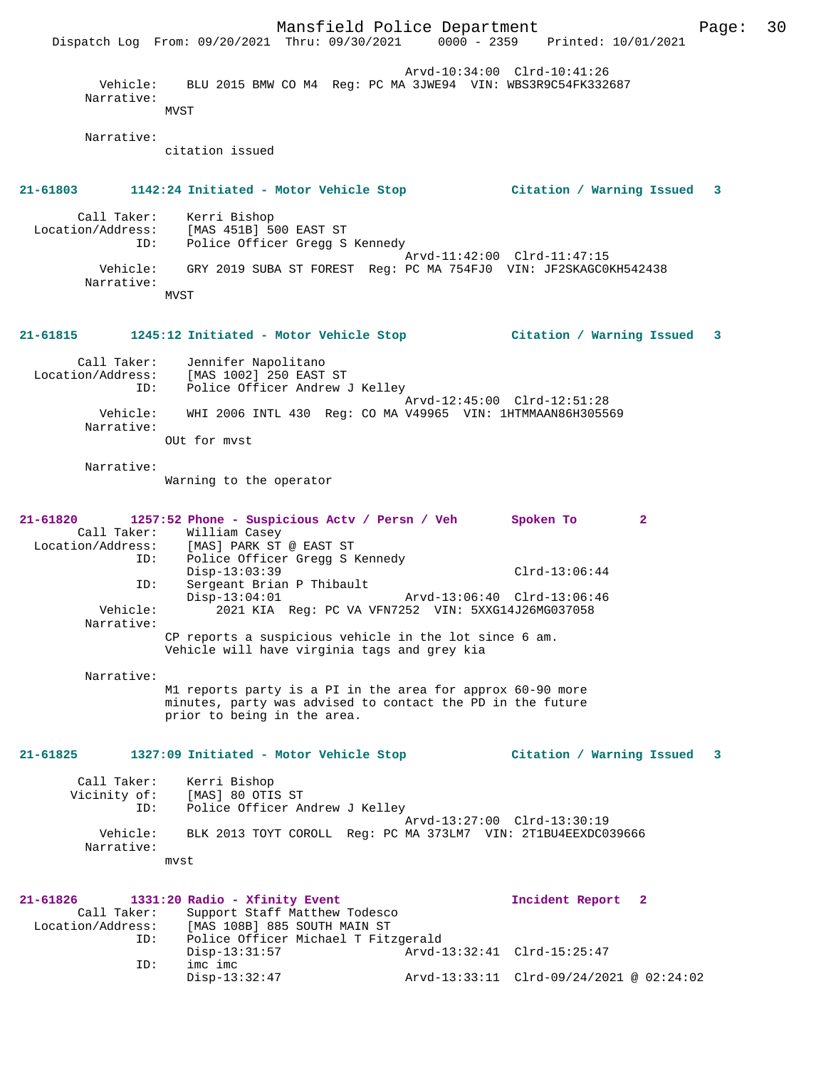Arvd-10:34:00 Clrd-10:41:26
Vehicle: BLU 2015 BMW CO M4 Reg: PC MA 3JWE94 VIN: WBS3R9C54FK332687
Narrative:
MVST

Narrative:
citation issued

**21-61803 1142:24 Initiated - Motor Vehicle Stop Citation / Warning Issued 3**

Call Taker: Kerri Bishop
Location/Address: [MAS 451B] 500 EAST ST
ID: Police Officer Gregg S Kennedy
Arvd-11:42:00 Clrd-11:47:15
Vehicle: GRY 2019 SUBA ST FOREST Reg: PC MA 754FJ0 VIN: JF2SKAGC0KH542438
Narrative:
MVST

**21-61815 1245:12 Initiated - Motor Vehicle Stop Citation / Warning Issued 3**

Call Taker: Jennifer Napolitano
Location/Address: [MAS 1002] 250 EAST ST
ID: Police Officer Andrew J Kelley
Arvd-12:45:00 Clrd-12:51:28
Vehicle: WHI 2006 INTL 430 Reg: CO MA V49965 VIN: 1HTMMAAN86H305569
Narrative:
OUt for mvst

Narrative:
Warning to the operator

**21-61820 1257:52 Phone - Suspicious Actv / Persn / Veh Spoken To 2**

Call Taker: William Casey
Location/Address: [MAS] PARK ST @ EAST ST
ID: Police Officer Gregg S Kennedy
Disp-13:03:39 Clrd-13:06:44
ID: Sergeant Brian P Thibault
Disp-13:04:01 Arvd-13:06:40 Clrd-13:06:46
Vehicle: 2021 KIA Reg: PC VA VFN7252 VIN: 5XXG14J26MG037058
Narrative:
CP reports a suspicious vehicle in the lot since 6 am.
Vehicle will have virginia tags and grey kia

Narrative:
M1 reports party is a PI in the area for approx 60-90 more minutes, party was advised to contact the PD in the future prior to being in the area.

**21-61825 1327:09 Initiated - Motor Vehicle Stop Citation / Warning Issued 3**

Call Taker: Kerri Bishop
Vicinity of: [MAS] 80 OTIS ST
ID: Police Officer Andrew J Kelley
Arvd-13:27:00 Clrd-13:30:19
Vehicle: BLK 2013 TOYT COROLL Reg: PC MA 373LM7 VIN: 2T1BU4EEXDC039666
Narrative:
mvst

**21-61826 1331:20 Radio - Xfinity Event Incident Report 2**

Call Taker: Support Staff Matthew Todesco
Location/Address: [MAS 108B] 885 SOUTH MAIN ST
ID: Police Officer Michael T Fitzgerald
Disp-13:31:57 Arvd-13:32:41 Clrd-15:25:47
ID: imc imc
Disp-13:32:47 Arvd-13:33:11 Clrd-09/24/2021 @ 02:24:02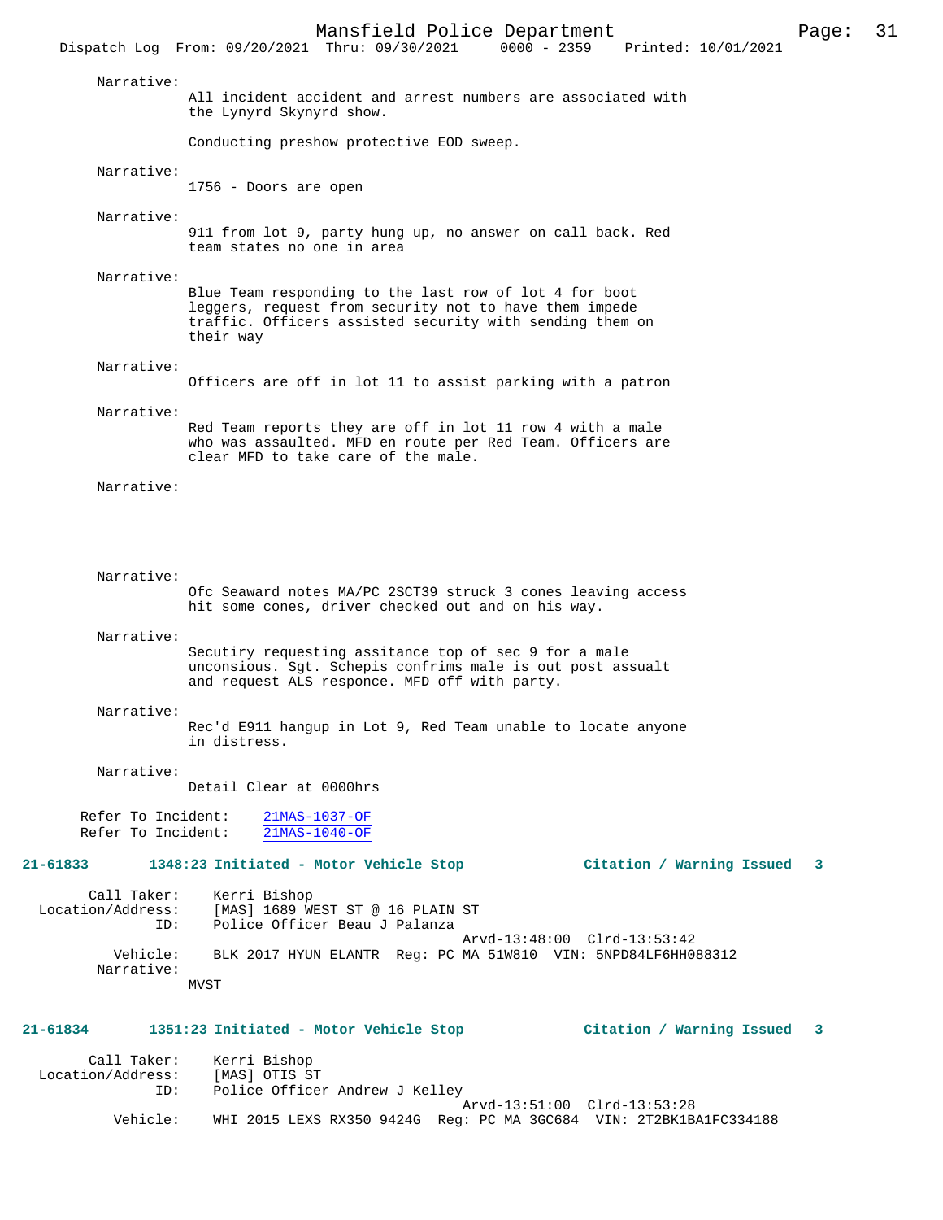Narrative:

All incident accident and arrest numbers are associated with the Lynyrd Skynyrd show.

Conducting preshow protective EOD sweep.

Narrative:

1756 - Doors are open

Narrative:

911 from lot 9, party hung up, no answer on call back. Red team states no one in area

Narrative:

Blue Team responding to the last row of lot 4 for boot leggers, request from security not to have them impede traffic. Officers assisted security with sending them on their way

Narrative:

Officers are off in lot 11 to assist parking with a patron

Narrative:

Red Team reports they are off in lot 11 row 4 with a male who was assaulted. MFD en route per Red Team. Officers are clear MFD to take care of the male.

Narrative:

Narrative:

Ofc Seaward notes MA/PC 2SCT39 struck 3 cones leaving access hit some cones, driver checked out and on his way.

Narrative:

Secutiry requesting assitance top of sec 9 for a male unconsious. Sgt. Schepis confrims male is out post assault and request ALS responce. MFD off with party.

Narrative:

Rec'd E911 hangup in Lot 9, Red Team unable to locate anyone in distress.

Narrative:

Detail Clear at 0000hrs

Refer To Incident: 21MAS-1037-OF
Refer To Incident: 21MAS-1040-OF

**21-61833 1348:23 Initiated - Motor Vehicle Stop Citation / Warning Issued 3**

Call Taker: Kerri Bishop
Location/Address: [MAS] 1689 WEST ST @ 16 PLAIN ST
ID: Police Officer Beau J Palanza
Arvd-13:48:00 Clrd-13:53:42
Vehicle: BLK 2017 HYUN ELANTR Reg: PC MA 51W810 VIN: 5NPD84LF6HH088312
Narrative:

MVST

**21-61834 1351:23 Initiated - Motor Vehicle Stop Citation / Warning Issued 3**

Call Taker: Kerri Bishop
Location/Address: [MAS] OTIS ST
ID: Police Officer Andrew J Kelley
Arvd-13:51:00 Clrd-13:53:28
Vehicle: WHI 2015 LEXS RX350 9424G Reg: PC MA 3GC684 VIN: 2T2BK1BA1FC334188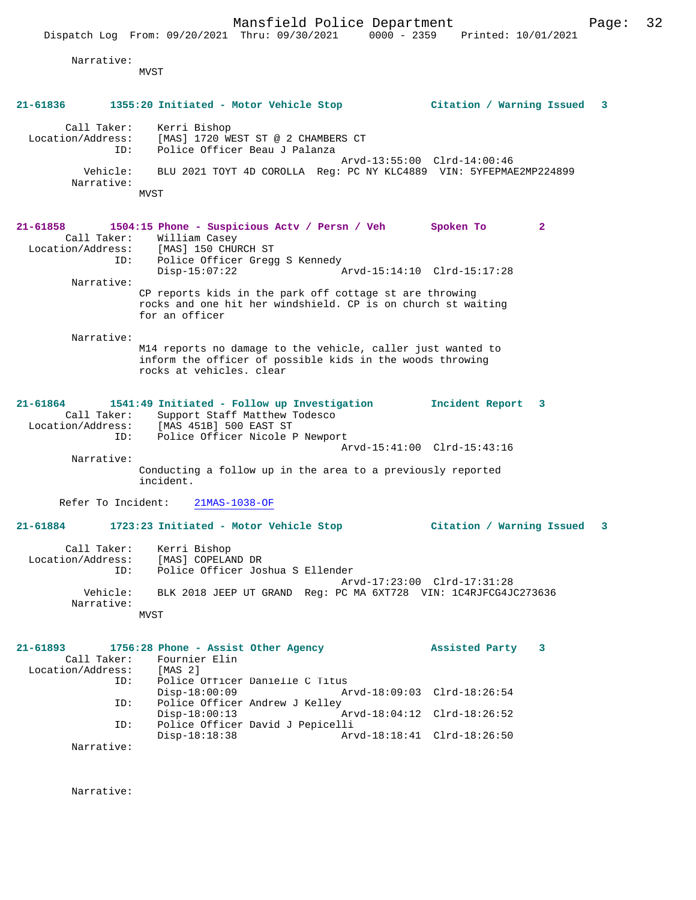Narrative:
MVST

**21-61836 1355:20 Initiated - Motor Vehicle Stop Citation / Warning Issued 3**

Call Taker: Kerri Bishop
Location/Address: [MAS] 1720 WEST ST @ 2 CHAMBERS CT
ID: Police Officer Beau J Palanza
Arvd-13:55:00 Clrd-14:00:46
Vehicle: BLU 2021 TOYT 4D COROLLA Reg: PC NY KLC4889 VIN: 5YFEPMAE2MP224899
Narrative:
MVST

**21-61858 1504:15 Phone - Suspicious Actv / Persn / Veh Spoken To 2**

Call Taker: William Casey
Location/Address: [MAS] 150 CHURCH ST
ID: Police Officer Gregg S Kennedy
Disp-15:07:22 Arvd-15:14:10 Clrd-15:17:28
Narrative:
CP reports kids in the park off cottage st are throwing rocks and one hit her windshield. CP is on church st waiting for an officer

Narrative:
M14 reports no damage to the vehicle, caller just wanted to inform the officer of possible kids in the woods throwing rocks at vehicles. clear

**21-61864 1541:49 Initiated - Follow up Investigation Incident Report 3**

Call Taker: Support Staff Matthew Todesco
Location/Address: [MAS 451B] 500 EAST ST
ID: Police Officer Nicole P Newport
Arvd-15:41:00 Clrd-15:43:16
Narrative:
Conducting a follow up in the area to a previously reported incident.

Refer To Incident: 21MAS-1038-OF

**21-61884 1723:23 Initiated - Motor Vehicle Stop Citation / Warning Issued 3**

Call Taker: Kerri Bishop
Location/Address: [MAS] COPELAND DR
ID: Police Officer Joshua S Ellender
Arvd-17:23:00 Clrd-17:31:28
Vehicle: BLK 2018 JEEP UT GRAND Reg: PC MA 6XT728 VIN: 1C4RJFCG4JC273636
Narrative:
MVST

**21-61893 1756:28 Phone - Assist Other Agency Assisted Party 3**

Call Taker: Fournier Elin
Location/Address: [MAS 2]
ID: Police Officer Danielle C Titus
Disp-18:00:09 Arvd-18:09:03 Clrd-18:26:54
ID: Police Officer Andrew J Kelley
Disp-18:00:13 Arvd-18:04:12 Clrd-18:26:52
ID: Police Officer David J Pepicelli
Disp-18:18:38 Arvd-18:18:41 Clrd-18:26:50
Narrative:

Narrative: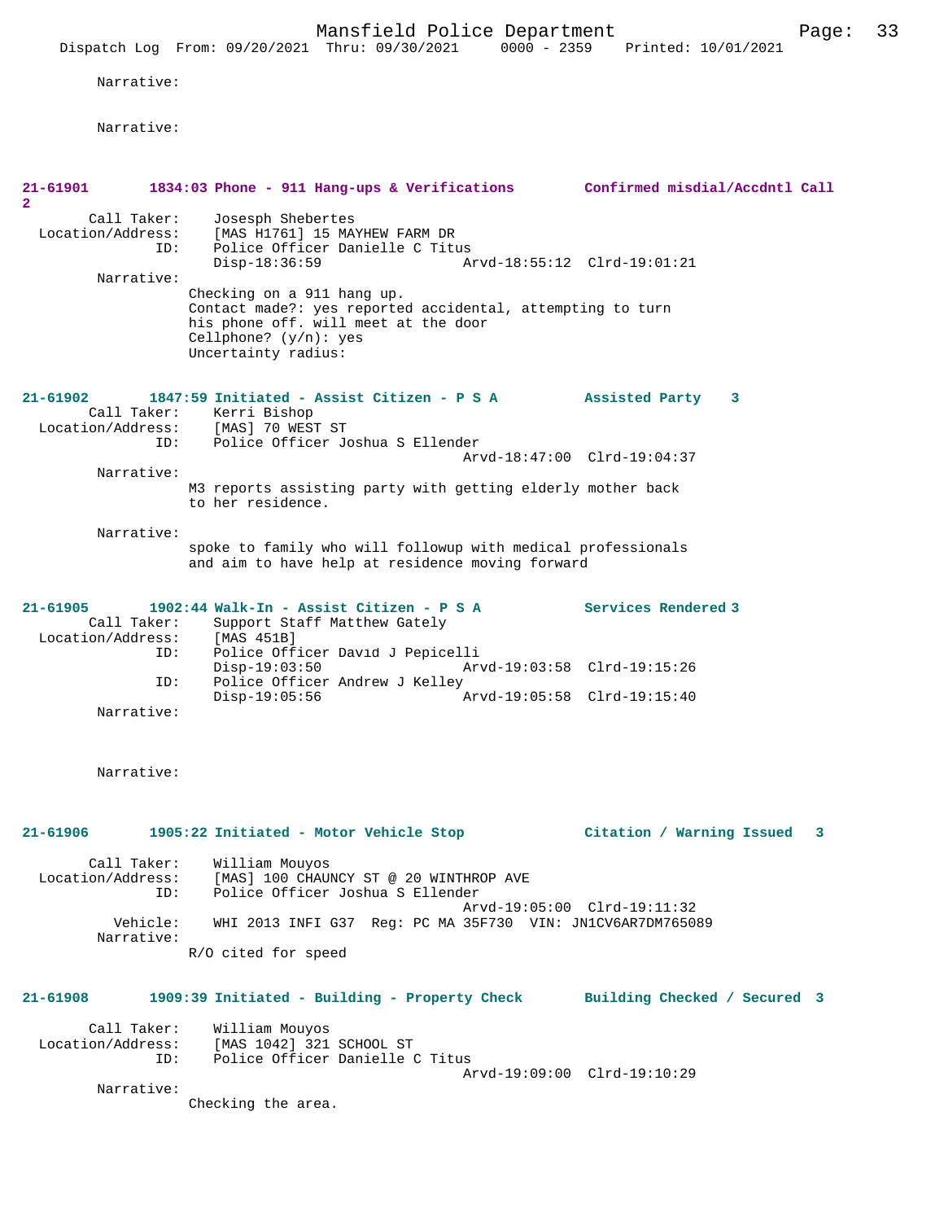Narrative:

Narrative:

**21-61901 1834:03 Phone - 911 Hang-ups & Verifications Confirmed misdial/Accdntl Call 2**

Call Taker: Josesph Shebertes
Location/Address: [MAS H1761] 15 MAYHEW FARM DR
ID: Police Officer Danielle C Titus
Disp-18:36:59 Arvd-18:55:12 Clrd-19:01:21
Narrative:
Checking on a 911 hang up.
Contact made?: yes reported accidental, attempting to turn his phone off. will meet at the door
Cellphone? (y/n): yes
Uncertainty radius:

**21-61902 1847:59 Initiated - Assist Citizen - P S A Assisted Party 3**

Call Taker: Kerri Bishop
Location/Address: [MAS] 70 WEST ST
ID: Police Officer Joshua S Ellender
Arvd-18:47:00 Clrd-19:04:37
Narrative:
M3 reports assisting party with getting elderly mother back to her residence.

Narrative:
spoke to family who will followup with medical professionals and aim to have help at residence moving forward

**21-61905 1902:44 Walk-In - Assist Citizen - P S A Services Rendered 3**

Call Taker: Support Staff Matthew Gately
Location/Address: [MAS 451B]
ID: Police Officer David J Pepicelli
Disp-19:03:50 Arvd-19:03:58 Clrd-19:15:26
ID: Police Officer Andrew J Kelley
Disp-19:05:56 Arvd-19:05:58 Clrd-19:15:40
Narrative:

Narrative:

**21-61906 1905:22 Initiated - Motor Vehicle Stop Citation / Warning Issued 3**

Call Taker: William Mouyos
Location/Address: [MAS] 100 CHAUNCY ST @ 20 WINTHROP AVE
ID: Police Officer Joshua S Ellender
Arvd-19:05:00 Clrd-19:11:32
Vehicle: WHI 2013 INFI G37 Reg: PC MA 35F730 VIN: JN1CV6AR7DM765089
Narrative:
R/O cited for speed

**21-61908 1909:39 Initiated - Building - Property Check Building Checked / Secured 3**

Call Taker: William Mouyos
Location/Address: [MAS 1042] 321 SCHOOL ST
ID: Police Officer Danielle C Titus
Arvd-19:09:00 Clrd-19:10:29
Narrative:
Checking the area.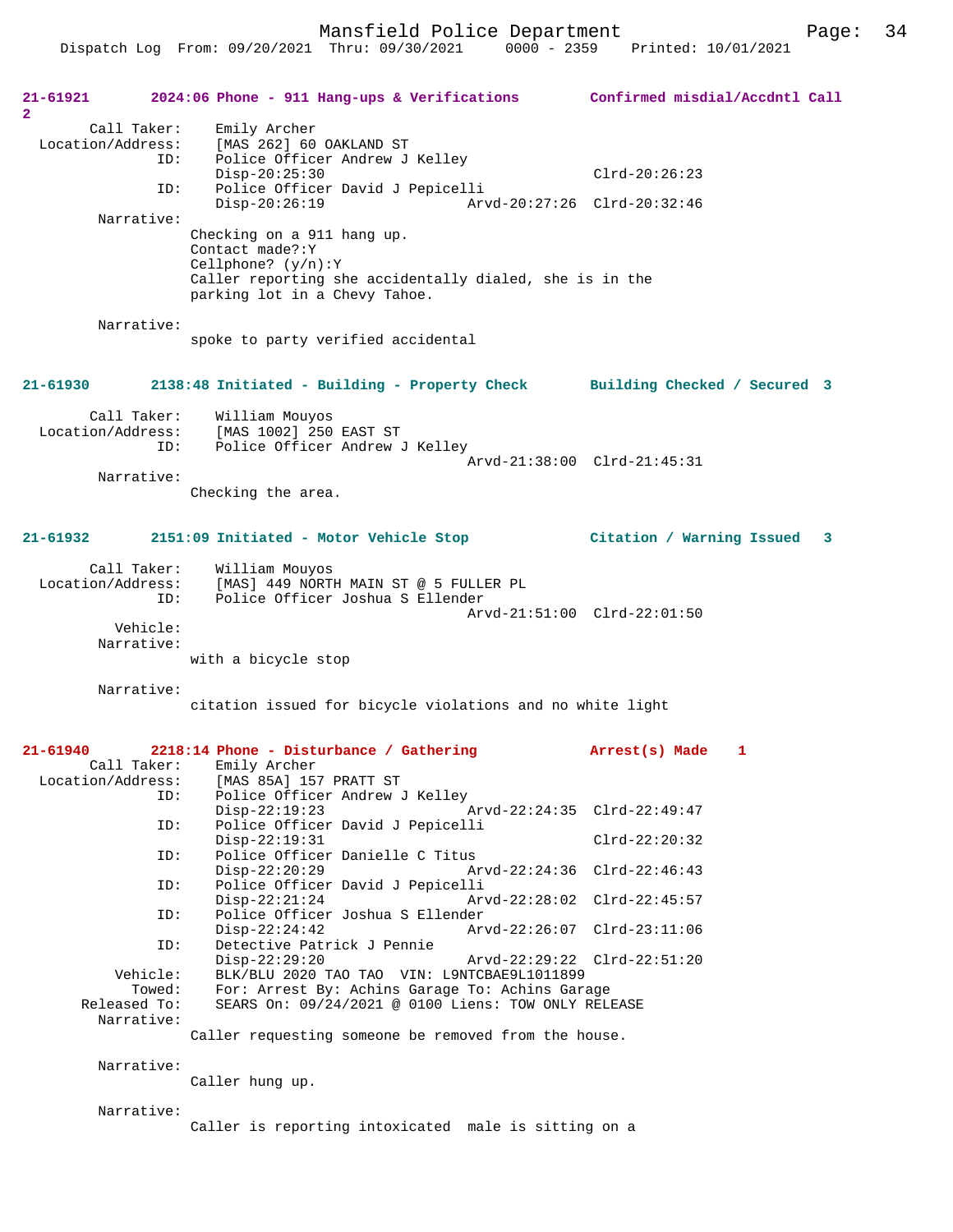**21-61921 2024:06 Phone - 911 Hang-ups & Verifications — Confirmed misdial/Accdntl Call 2**

Call Taker: Emily Archer
Location/Address: [MAS 262] 60 OAKLAND ST
ID: Police Officer Andrew J Kelley
Disp-20:25:30 Clrd-20:26:23
ID: Police Officer David J Pepicelli
Disp-20:26:19 Arvd-20:27:26 Clrd-20:32:46

Narrative:
Checking on a 911 hang up.
Contact made?:Y
Cellphone? (y/n):Y
Caller reporting she accidentally dialed, she is in the parking lot in a Chevy Tahoe.

Narrative:
spoke to party verified accidental

**21-61930 2138:48 Initiated - Building - Property Check — Building Checked / Secured 3**

Call Taker: William Mouyos
Location/Address: [MAS 1002] 250 EAST ST
ID: Police Officer Andrew J Kelley
Arvd-21:38:00 Clrd-21:45:31

Narrative:
Checking the area.

**21-61932 2151:09 Initiated - Motor Vehicle Stop — Citation / Warning Issued 3**

Call Taker: William Mouyos
Location/Address: [MAS] 449 NORTH MAIN ST @ 5 FULLER PL
ID: Police Officer Joshua S Ellender
Arvd-21:51:00 Clrd-22:01:50
Vehicle:

Narrative:
with a bicycle stop

Narrative:
citation issued for bicycle violations and no white light

**21-61940 2218:14 Phone - Disturbance / Gathering — Arrest(s) Made 1**

Call Taker: Emily Archer
Location/Address: [MAS 85A] 157 PRATT ST
ID: Police Officer Andrew J Kelley
Disp-22:19:23 Arvd-22:24:35 Clrd-22:49:47
ID: Police Officer David J Pepicelli
Disp-22:19:31 Clrd-22:20:32
ID: Police Officer Danielle C Titus
Disp-22:20:29 Arvd-22:24:36 Clrd-22:46:43
ID: Police Officer David J Pepicelli
Disp-22:21:24 Arvd-22:28:02 Clrd-22:45:57
ID: Police Officer Joshua S Ellender
Disp-22:24:42 Arvd-22:26:07 Clrd-23:11:06
ID: Detective Patrick J Pennie
Disp-22:29:20 Arvd-22:29:22 Clrd-22:51:20
Vehicle: BLK/BLU 2020 TAO TAO VIN: L9NTCBAE9L1011899
Towed: For: Arrest By: Achins Garage To: Achins Garage
Released To: SEARS On: 09/24/2021 @ 0100 Liens: TOW ONLY RELEASE

Narrative:
Caller requesting someone be removed from the house.

Narrative:
Caller hung up.

Narrative:
Caller is reporting intoxicated male is sitting on a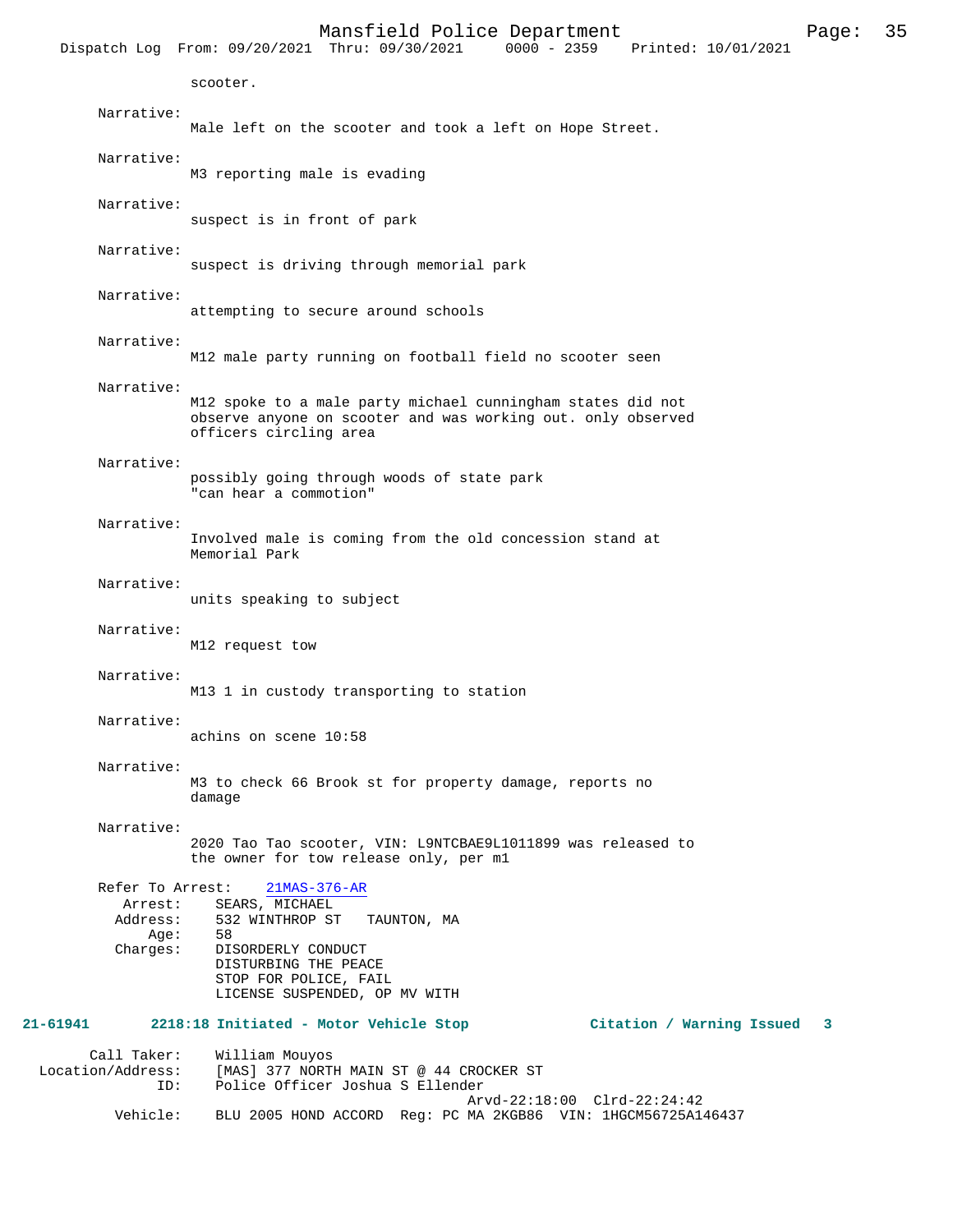scooter.

Narrative:
Male left on the scooter and took a left on Hope Street.

Narrative:
M3 reporting male is evading

Narrative:
suspect is in front of park

Narrative:
suspect is driving through memorial park

Narrative:
attempting to secure around schools

Narrative:
M12 male party running on football field no scooter seen

Narrative:
M12 spoke to a male party michael cunningham states did not observe anyone on scooter and was working out. only observed officers circling area

Narrative:
possibly going through woods of state park
"can hear a commotion"

Narrative:
Involved male is coming from the old concession stand at Memorial Park

Narrative:
units speaking to subject

Narrative:
M12 request tow

Narrative:
M13 1 in custody transporting to station

Narrative:
achins on scene 10:58

Narrative:
M3 to check 66 Brook st for property damage, reports no damage

Narrative:
2020 Tao Tao scooter, VIN: L9NTCBAE9L1011899 was released to the owner for tow release only, per m1

Refer To Arrest: 21MAS-376-AR
Arrest: SEARS, MICHAEL
Address: 532 WINTHROP ST TAUNTON, MA
Age: 58
Charges: DISORDERLY CONDUCT
DISTURBING THE PEACE
STOP FOR POLICE, FAIL
LICENSE SUSPENDED, OP MV WITH

**21-61941 2218:18 Initiated - Motor Vehicle Stop Citation / Warning Issued 3**

Call Taker: William Mouyos
Location/Address: [MAS] 377 NORTH MAIN ST @ 44 CROCKER ST
ID: Police Officer Joshua S Ellender
Arvd-22:18:00 Clrd-22:24:42
Vehicle: BLU 2005 HOND ACCORD Reg: PC MA 2KGB86 VIN: 1HGCM56725A146437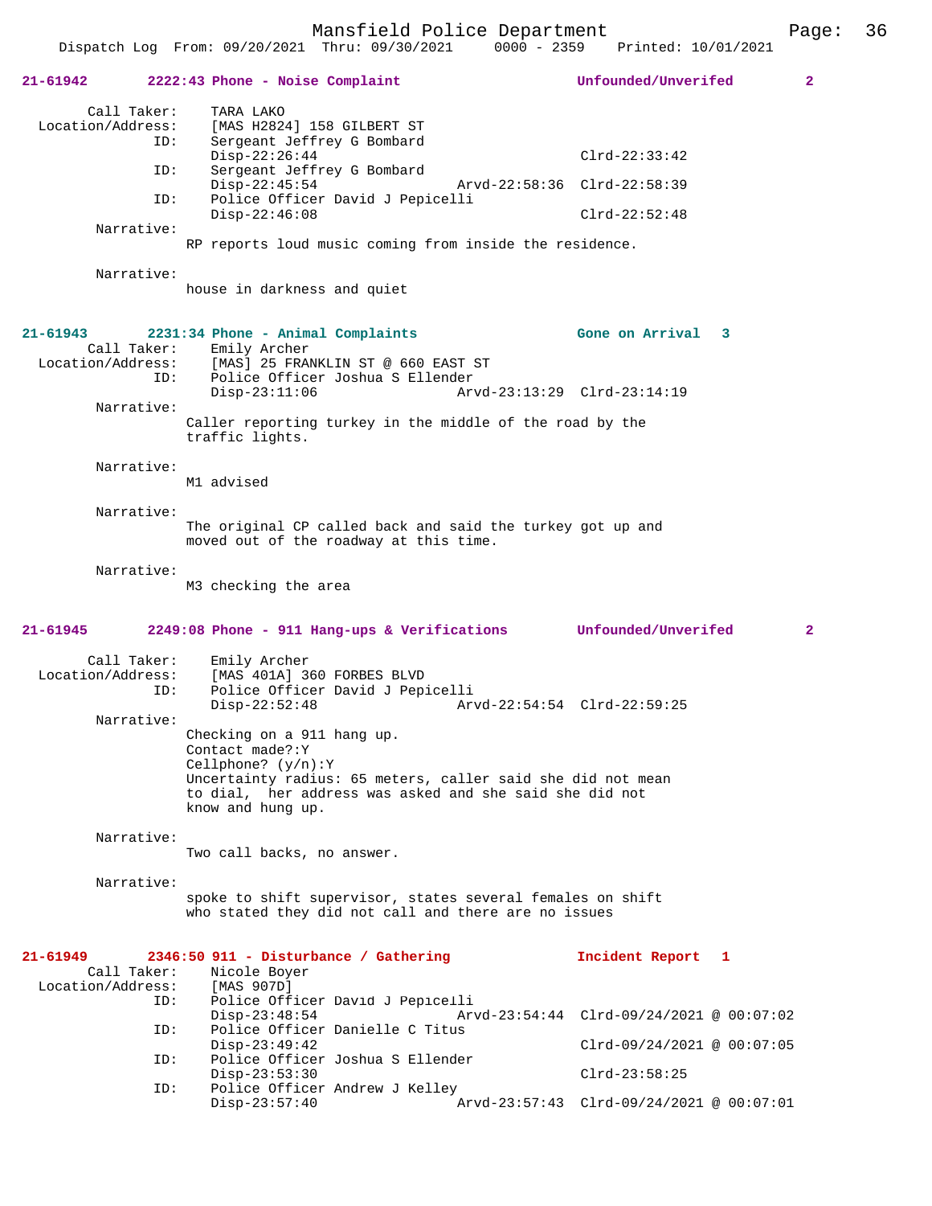**21-61942 2222:43 Phone - Noise Complaint Unfounded/Unverifed 2**

Call Taker: TARA LAKO
Location/Address: [MAS H2824] 158 GILBERT ST
ID: Sergeant Jeffrey G Bombard
Disp-22:26:44 Clrd-22:33:42
ID: Sergeant Jeffrey G Bombard
Disp-22:45:54 Arvd-22:58:36 Clrd-22:58:39
ID: Police Officer David J Pepicelli
Disp-22:46:08 Clrd-22:52:48

Narrative:
RP reports loud music coming from inside the residence.

Narrative:
house in darkness and quiet

**21-61943 2231:34 Phone - Animal Complaints Gone on Arrival 3**

Call Taker: Emily Archer
Location/Address: [MAS] 25 FRANKLIN ST @ 660 EAST ST
ID: Police Officer Joshua S Ellender
Disp-23:11:06 Arvd-23:13:29 Clrd-23:14:19

Narrative:
Caller reporting turkey in the middle of the road by the traffic lights.

Narrative:
M1 advised

Narrative:
The original CP called back and said the turkey got up and moved out of the roadway at this time.

Narrative:
M3 checking the area

**21-61945 2249:08 Phone - 911 Hang-ups & Verifications Unfounded/Unverifed 2**

Call Taker: Emily Archer
Location/Address: [MAS 401A] 360 FORBES BLVD
ID: Police Officer David J Pepicelli
Disp-22:52:48 Arvd-22:54:54 Clrd-22:59:25

Narrative:
Checking on a 911 hang up.
Contact made?:Y
Cellphone? (y/n):Y
Uncertainty radius: 65 meters, caller said she did not mean to dial, her address was asked and she said she did not know and hung up.

Narrative:
Two call backs, no answer.

Narrative:
spoke to shift supervisor, states several females on shift who stated they did not call and there are no issues

**21-61949 2346:50 911 - Disturbance / Gathering Incident Report 1**

Call Taker: Nicole Boyer
Location/Address: [MAS 907D]
ID: Police Officer David J Pepicelli
Disp-23:48:54 Arvd-23:54:44 Clrd-09/24/2021 @ 00:07:02
ID: Police Officer Danielle C Titus
Disp-23:49:42 Clrd-09/24/2021 @ 00:07:05
ID: Police Officer Joshua S Ellender
Disp-23:53:30 Clrd-23:58:25
ID: Police Officer Andrew J Kelley
Disp-23:57:40 Arvd-23:57:43 Clrd-09/24/2021 @ 00:07:01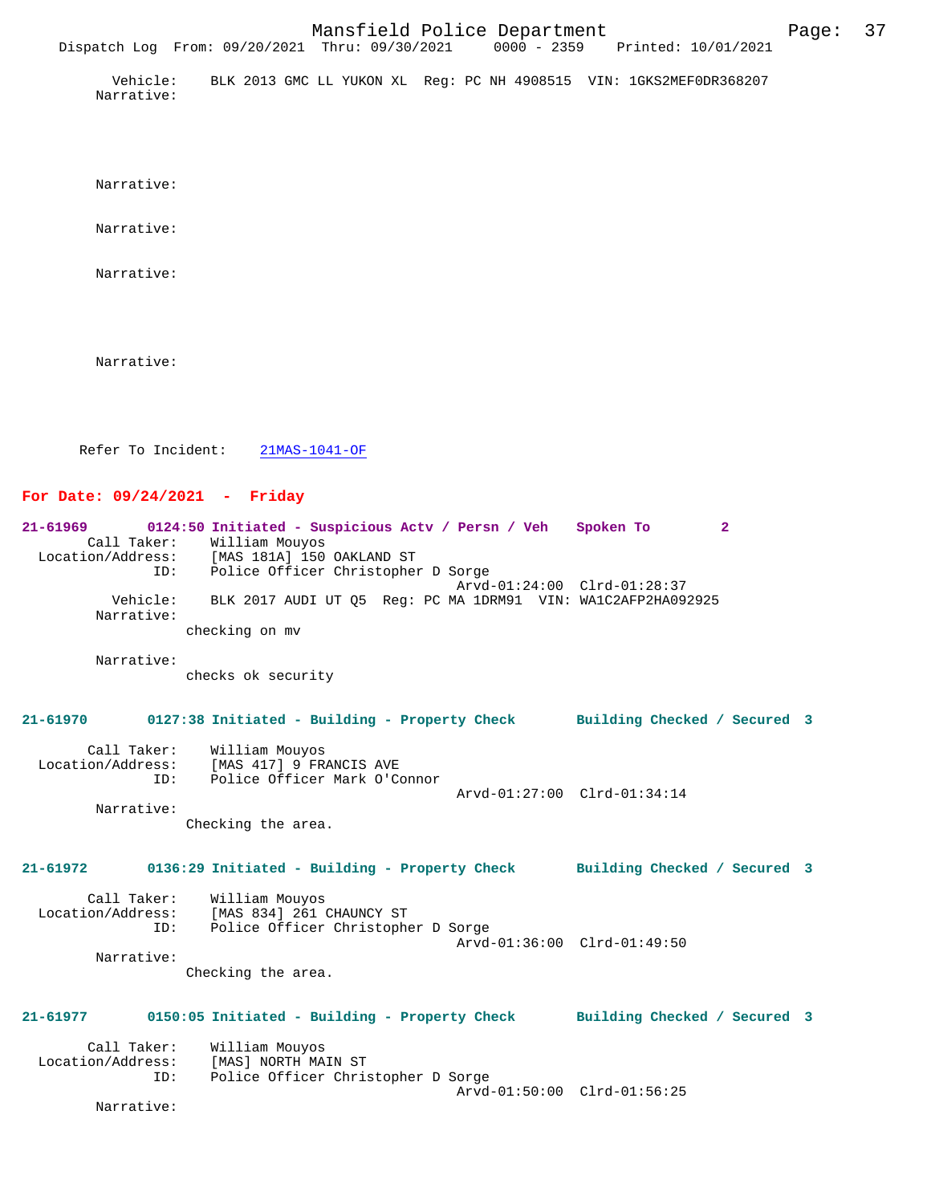Vehicle: BLK 2013 GMC LL YUKON XL Reg: PC NH 4908515 VIN: 1GKS2MEF0DR368207

Narrative:

Narrative:

Narrative:

Narrative:

Narrative:

Refer To Incident: 21MAS-1041-OF

## For Date: 09/24/2021 - Friday

**21-61969** 0124:50 Initiated - Suspicious Actv / Persn / Veh — Spoken To — 2

Call Taker: William Mouyos
Location/Address: [MAS 181A] 150 OAKLAND ST
ID: Police Officer Christopher D Sorge
Arvd-01:24:00 Clrd-01:28:37
Vehicle: BLK 2017 AUDI UT Q5 Reg: PC MA 1DRM91 VIN: WA1C2AFP2HA092925

Narrative:
checking on mv

Narrative:
checks ok security

**21-61970** 0127:38 Initiated - Building - Property Check — Building Checked / Secured — 3

Call Taker: William Mouyos
Location/Address: [MAS 417] 9 FRANCIS AVE
ID: Police Officer Mark O'Connor
Arvd-01:27:00 Clrd-01:34:14

Narrative:
Checking the area.

**21-61972** 0136:29 Initiated - Building - Property Check — Building Checked / Secured — 3

Call Taker: William Mouyos
Location/Address: [MAS 834] 261 CHAUNCY ST
ID: Police Officer Christopher D Sorge
Arvd-01:36:00 Clrd-01:49:50

Narrative:
Checking the area.

**21-61977** 0150:05 Initiated - Building - Property Check — Building Checked / Secured — 3

Call Taker: William Mouyos
Location/Address: [MAS] NORTH MAIN ST
ID: Police Officer Christopher D Sorge
Arvd-01:50:00 Clrd-01:56:25

Narrative: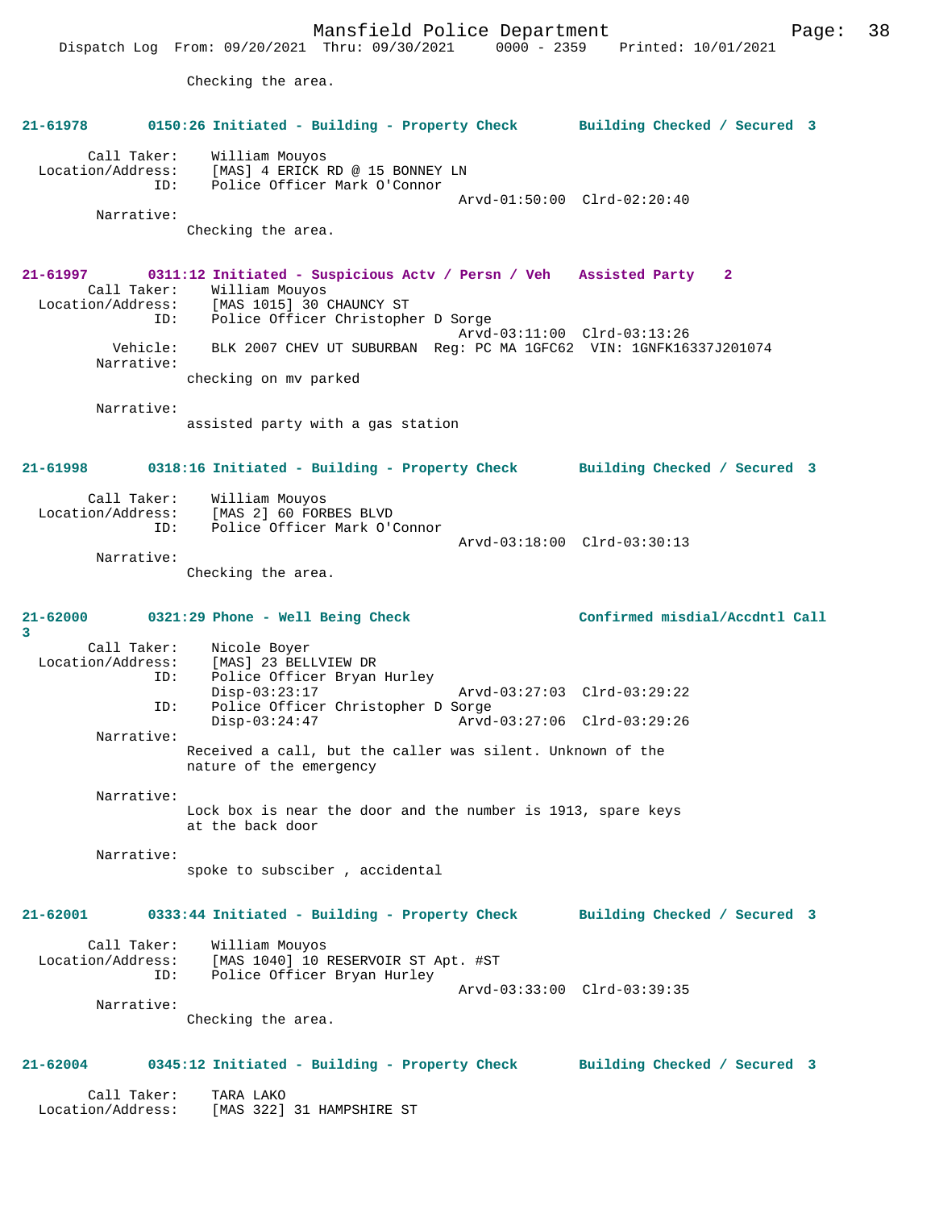Checking the area.

**21-61978 0150:26 Initiated - Building - Property Check Building Checked / Secured 3**

Call Taker: William Mouyos
Location/Address: [MAS] 4 ERICK RD @ 15 BONNEY LN
ID: Police Officer Mark O'Connor
Arvd-01:50:00 Clrd-02:20:40
Narrative:
Checking the area.

**21-61997 0311:12 Initiated - Suspicious Actv / Persn / Veh Assisted Party 2**
Call Taker: William Mouyos
Location/Address: [MAS 1015] 30 CHAUNCY ST
ID: Police Officer Christopher D Sorge
Arvd-03:11:00 Clrd-03:13:26
Vehicle: BLK 2007 CHEV UT SUBURBAN Reg: PC MA 1GFC62 VIN: 1GNFK16337J201074
Narrative:
checking on mv parked

Narrative:
assisted party with a gas station

**21-61998 0318:16 Initiated - Building - Property Check Building Checked / Secured 3**

Call Taker: William Mouyos
Location/Address: [MAS 2] 60 FORBES BLVD
ID: Police Officer Mark O'Connor
Arvd-03:18:00 Clrd-03:30:13
Narrative:
Checking the area.

**21-62000 0321:29 Phone - Well Being Check Confirmed misdial/Accdntl Call 3**
Call Taker: Nicole Boyer
Location/Address: [MAS] 23 BELLVIEW DR
ID: Police Officer Bryan Hurley
Disp-03:23:17 Arvd-03:27:03 Clrd-03:29:22
ID: Police Officer Christopher D Sorge
Disp-03:24:47 Arvd-03:27:06 Clrd-03:29:26
Narrative:
Received a call, but the caller was silent. Unknown of the nature of the emergency

Narrative:
Lock box is near the door and the number is 1913, spare keys at the back door

Narrative:
spoke to subsciber , accidental

**21-62001 0333:44 Initiated - Building - Property Check Building Checked / Secured 3**

Call Taker: William Mouyos
Location/Address: [MAS 1040] 10 RESERVOIR ST Apt. #ST
ID: Police Officer Bryan Hurley
Arvd-03:33:00 Clrd-03:39:35
Narrative:
Checking the area.

**21-62004 0345:12 Initiated - Building - Property Check Building Checked / Secured 3**

Call Taker: TARA LAKO
Location/Address: [MAS 322] 31 HAMPSHIRE ST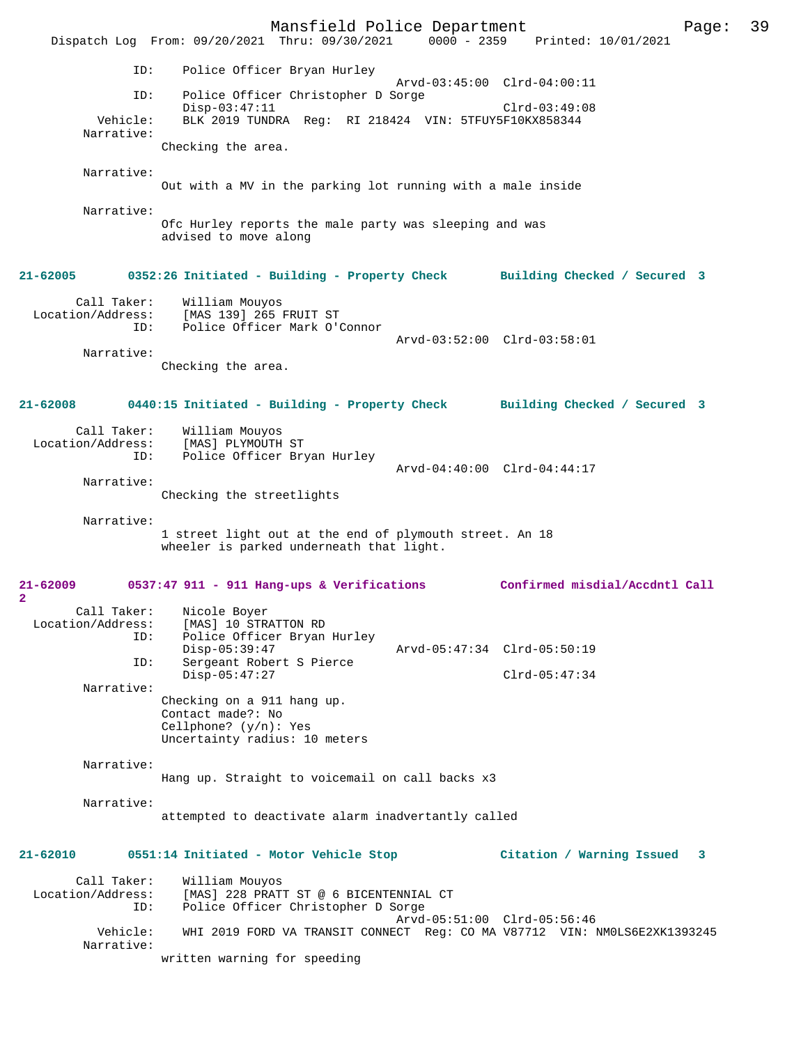ID: Police Officer Bryan Hurley
Arvd-03:45:00 Clrd-04:00:11
ID: Police Officer Christopher D Sorge
Disp-03:47:11 Clrd-03:49:08
Vehicle: BLK 2019 TUNDRA Reg: RI 218424 VIN: 5TFUY5F10KX858344
Narrative:
Checking the area.

Narrative:
Out with a MV in the parking lot running with a male inside

Narrative:
Ofc Hurley reports the male party was sleeping and was advised to move along

**21-62005 0352:26 Initiated - Building - Property Check Building Checked / Secured 3**

Call Taker: William Mouyos
Location/Address: [MAS 139] 265 FRUIT ST
ID: Police Officer Mark O'Connor
Arvd-03:52:00 Clrd-03:58:01
Narrative:
Checking the area.

**21-62008 0440:15 Initiated - Building - Property Check Building Checked / Secured 3**

Call Taker: William Mouyos
Location/Address: [MAS] PLYMOUTH ST
ID: Police Officer Bryan Hurley
Arvd-04:40:00 Clrd-04:44:17
Narrative:
Checking the streetlights

Narrative:
1 street light out at the end of plymouth street. An 18 wheeler is parked underneath that light.

**21-62009 0537:47 911 - 911 Hang-ups & Verifications Confirmed misdial/Accdntl Call 2**

Call Taker: Nicole Boyer
Location/Address: [MAS] 10 STRATTON RD
ID: Police Officer Bryan Hurley
Disp-05:39:47 Arvd-05:47:34 Clrd-05:50:19
ID: Sergeant Robert S Pierce
Disp-05:47:27 Clrd-05:47:34
Narrative:
Checking on a 911 hang up.
Contact made?: No
Cellphone? (y/n): Yes
Uncertainty radius: 10 meters

Narrative:
Hang up. Straight to voicemail on call backs x3

Narrative:
attempted to deactivate alarm inadvertantly called

**21-62010 0551:14 Initiated - Motor Vehicle Stop Citation / Warning Issued 3**

Call Taker: William Mouyos
Location/Address: [MAS] 228 PRATT ST @ 6 BICENTENNIAL CT
ID: Police Officer Christopher D Sorge
Arvd-05:51:00 Clrd-05:56:46
Vehicle: WHI 2019 FORD VA TRANSIT CONNECT Reg: CO MA V87712 VIN: NM0LS6E2XK1393245
Narrative:
written warning for speeding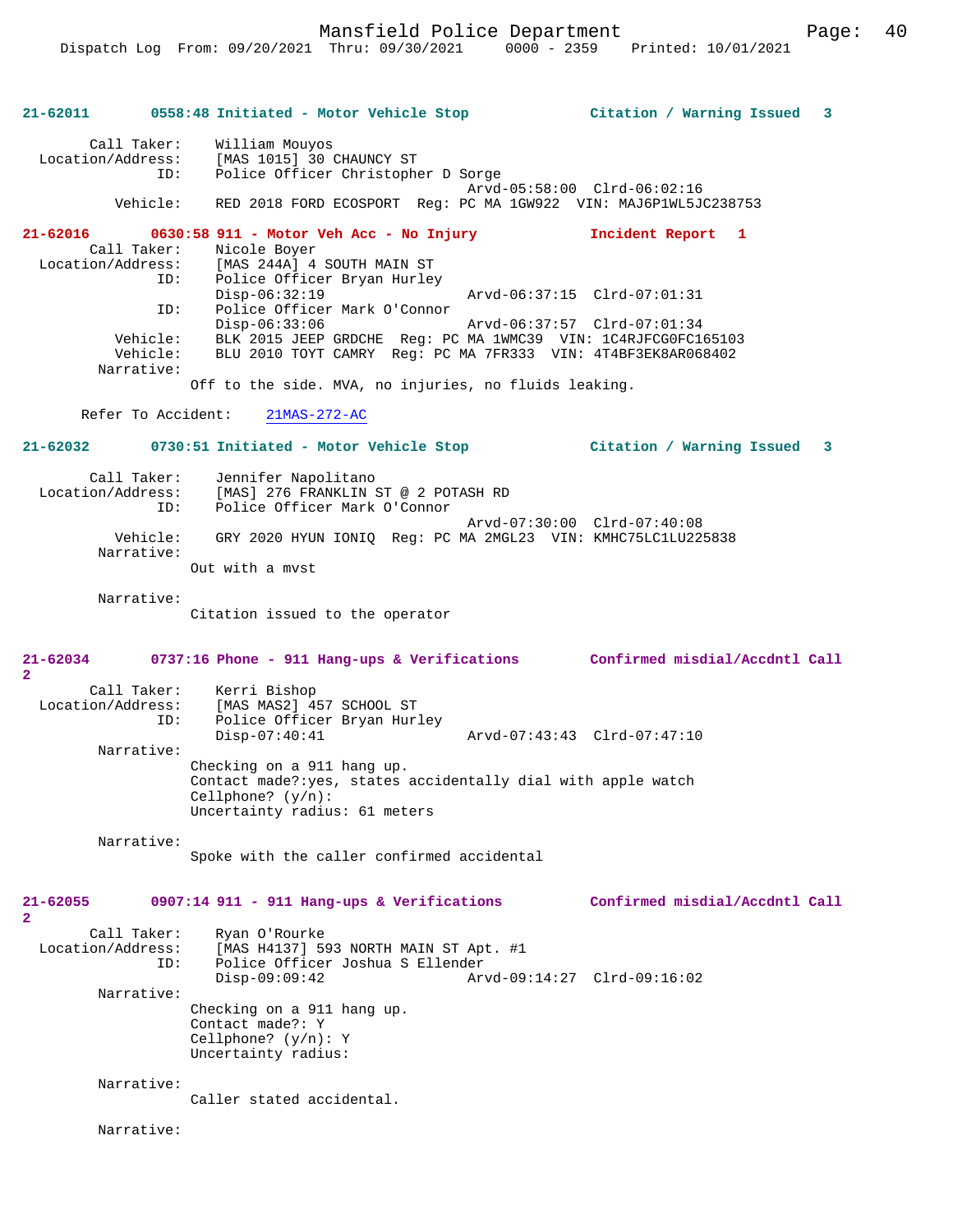**21-62011 0558:48 Initiated - Motor Vehicle Stop Citation / Warning Issued 3**

Call Taker: William Mouyos
Location/Address: [MAS 1015] 30 CHAUNCY ST
ID: Police Officer Christopher D Sorge
Arvd-05:58:00 Clrd-06:02:16
Vehicle: RED 2018 FORD ECOSPORT Reg: PC MA 1GW922 VIN: MAJ6P1WL5JC238753

**21-62016 0630:58 911 - Motor Veh Acc - No Injury Incident Report 1**

Call Taker: Nicole Boyer
Location/Address: [MAS 244A] 4 SOUTH MAIN ST
ID: Police Officer Bryan Hurley
Disp-06:32:19 Arvd-06:37:15 Clrd-07:01:31
ID: Police Officer Mark O'Connor
Disp-06:33:06 Arvd-06:37:57 Clrd-07:01:34
Vehicle: BLK 2015 JEEP GRDCHE Reg: PC MA 1WMC39 VIN: 1C4RJFCG0FC165103
Vehicle: BLU 2010 TOYT CAMRY Reg: PC MA 7FR333 VIN: 4T4BF3EK8AR068402
Narrative:
Off to the side. MVA, no injuries, no fluids leaking.

Refer To Accident: 21MAS-272-AC

**21-62032 0730:51 Initiated - Motor Vehicle Stop Citation / Warning Issued 3**

Call Taker: Jennifer Napolitano
Location/Address: [MAS] 276 FRANKLIN ST @ 2 POTASH RD
ID: Police Officer Mark O'Connor
Arvd-07:30:00 Clrd-07:40:08
Vehicle: GRY 2020 HYUN IONIQ Reg: PC MA 2MGL23 VIN: KMHC75LC1LU225838
Narrative:
Out with a mvst

Narrative:
Citation issued to the operator

**21-62034 0737:16 Phone - 911 Hang-ups & Verifications Confirmed misdial/Accdntl Call 2**

Call Taker: Kerri Bishop
Location/Address: [MAS MAS2] 457 SCHOOL ST
ID: Police Officer Bryan Hurley
Disp-07:40:41 Arvd-07:43:43 Clrd-07:47:10
Narrative:
Checking on a 911 hang up.
Contact made?:yes, states accidentally dial with apple watch
Cellphone? (y/n):
Uncertainty radius: 61 meters

Narrative:
Spoke with the caller confirmed accidental

**21-62055 0907:14 911 - 911 Hang-ups & Verifications Confirmed misdial/Accdntl Call 2**

Call Taker: Ryan O'Rourke
Location/Address: [MAS H4137] 593 NORTH MAIN ST Apt. #1
ID: Police Officer Joshua S Ellender
Disp-09:09:42 Arvd-09:14:27 Clrd-09:16:02
Narrative:
Checking on a 911 hang up.
Contact made?: Y
Cellphone? (y/n): Y
Uncertainty radius:

Narrative:
Caller stated accidental.

Narrative: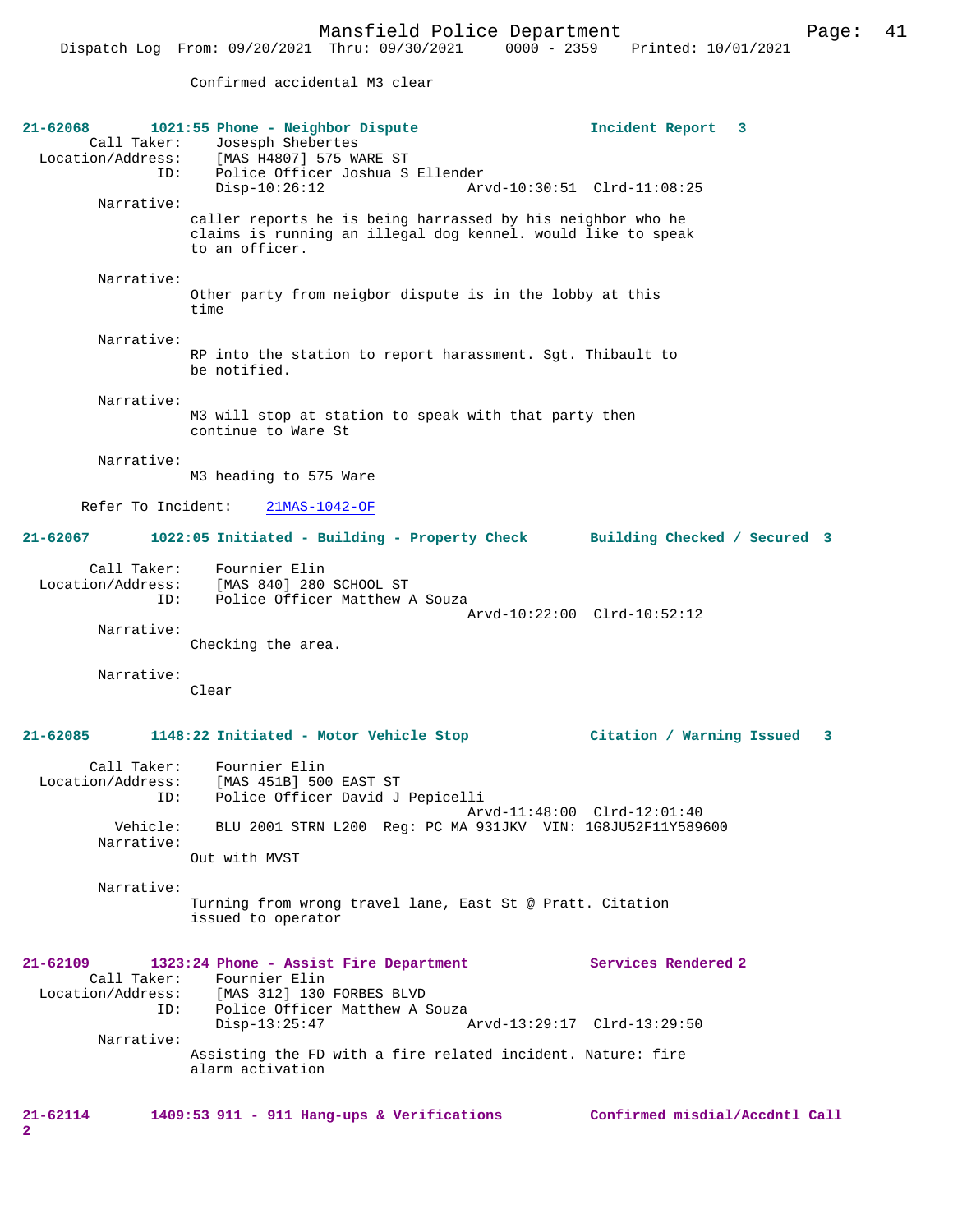Confirmed accidental M3 clear

**21-62068** 1021:55 Phone - Neighbor Dispute — Incident Report 3

Call Taker: Josesph Shebertes
Location/Address: [MAS H4807] 575 WARE ST
ID: Police Officer Joshua S Ellender
Disp-10:26:12 Arvd-10:30:51 Clrd-11:08:25

Narrative:
caller reports he is being harrassed by his neighbor who he claims is running an illegal dog kennel. would like to speak to an officer.

Narrative:
Other party from neigbor dispute is in the lobby at this time

Narrative:
RP into the station to report harassment. Sgt. Thibault to be notified.

Narrative:
M3 will stop at station to speak with that party then continue to Ware St

Narrative:
M3 heading to 575 Ware

Refer To Incident: 21MAS-1042-OF

**21-62067** 1022:05 Initiated - Building - Property Check — Building Checked / Secured 3

Call Taker: Fournier Elin
Location/Address: [MAS 840] 280 SCHOOL ST
ID: Police Officer Matthew A Souza
Arvd-10:22:00 Clrd-10:52:12

Narrative:
Checking the area.

Narrative:
Clear

**21-62085** 1148:22 Initiated - Motor Vehicle Stop — Citation / Warning Issued 3

Call Taker: Fournier Elin
Location/Address: [MAS 451B] 500 EAST ST
ID: Police Officer David J Pepicelli
Arvd-11:48:00 Clrd-12:01:40
Vehicle: BLU 2001 STRN L200 Reg: PC MA 931JKV VIN: 1G8JU52F11Y589600

Narrative:
Out with MVST

Narrative:
Turning from wrong travel lane, East St @ Pratt. Citation issued to operator

**21-62109** 1323:24 Phone - Assist Fire Department — Services Rendered 2

Call Taker: Fournier Elin
Location/Address: [MAS 312] 130 FORBES BLVD
ID: Police Officer Matthew A Souza
Disp-13:25:47 Arvd-13:29:17 Clrd-13:29:50

Narrative:
Assisting the FD with a fire related incident. Nature: fire alarm activation

**21-62114** 1409:53 911 - 911 Hang-ups & Verifications — Confirmed misdial/Accdntl Call 2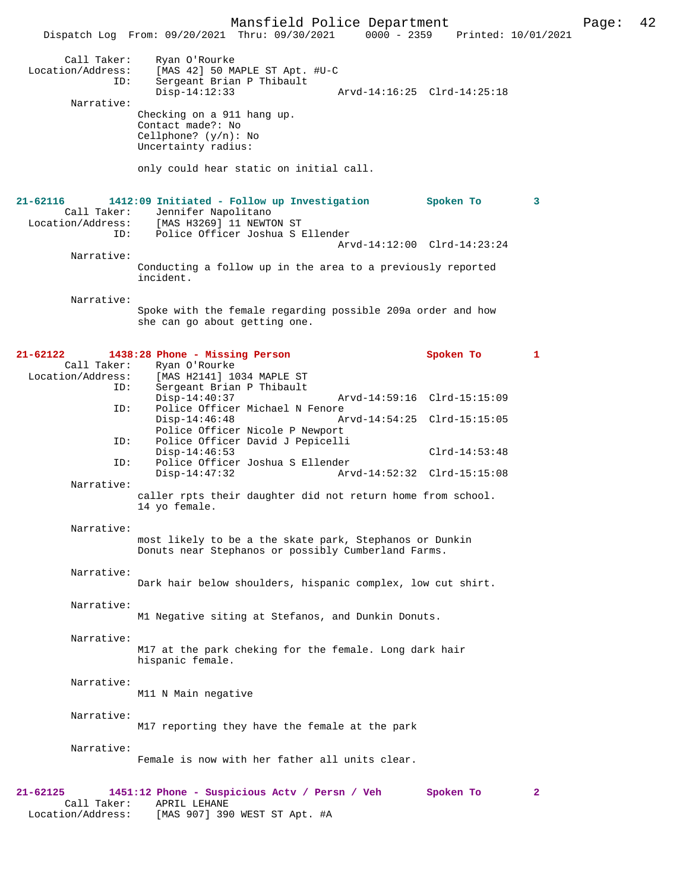Call Taker: Ryan O'Rourke
Location/Address: [MAS 42] 50 MAPLE ST Apt. #U-C
ID: Sergeant Brian P Thibault
Disp-14:12:33 Arvd-14:16:25 Clrd-14:25:18

Narrative:
Checking on a 911 hang up.
Contact made?: No
Cellphone? (y/n): No
Uncertainty radius:

only could hear static on initial call.

**21-62116 1412:09 Initiated - Follow up Investigation Spoken To 3**

Call Taker: Jennifer Napolitano
Location/Address: [MAS H3269] 11 NEWTON ST
ID: Police Officer Joshua S Ellender
Arvd-14:12:00 Clrd-14:23:24

Narrative:
Conducting a follow up in the area to a previously reported incident.

Narrative:
Spoke with the female regarding possible 209a order and how she can go about getting one.

**21-62122 1438:28 Phone - Missing Person Spoken To 1**

Call Taker: Ryan O'Rourke
Location/Address: [MAS H2141] 1034 MAPLE ST
ID: Sergeant Brian P Thibault
Disp-14:40:37 Arvd-14:59:16 Clrd-15:15:09
ID: Police Officer Michael N Fenore
Disp-14:46:48 Arvd-14:54:25 Clrd-15:15:05
Police Officer Nicole P Newport
ID: Police Officer David J Pepicelli
Disp-14:46:53 Clrd-14:53:48
ID: Police Officer Joshua S Ellender
Disp-14:47:32 Arvd-14:52:32 Clrd-15:15:08

Narrative:
caller rpts their daughter did not return home from school. 14 yo female.

Narrative:
most likely to be a the skate park, Stephanos or Dunkin Donuts near Stephanos or possibly Cumberland Farms.

Narrative:
Dark hair below shoulders, hispanic complex, low cut shirt.

Narrative:
M1 Negative siting at Stefanos, and Dunkin Donuts.

Narrative:
M17 at the park cheking for the female. Long dark hair hispanic female.

Narrative:
M11 N Main negative

Narrative:
M17 reporting they have the female at the park

Narrative:
Female is now with her father all units clear.

**21-62125 1451:12 Phone - Suspicious Actv / Persn / Veh Spoken To 2**

Call Taker: APRIL LEHANE
Location/Address: [MAS 907] 390 WEST ST Apt. #A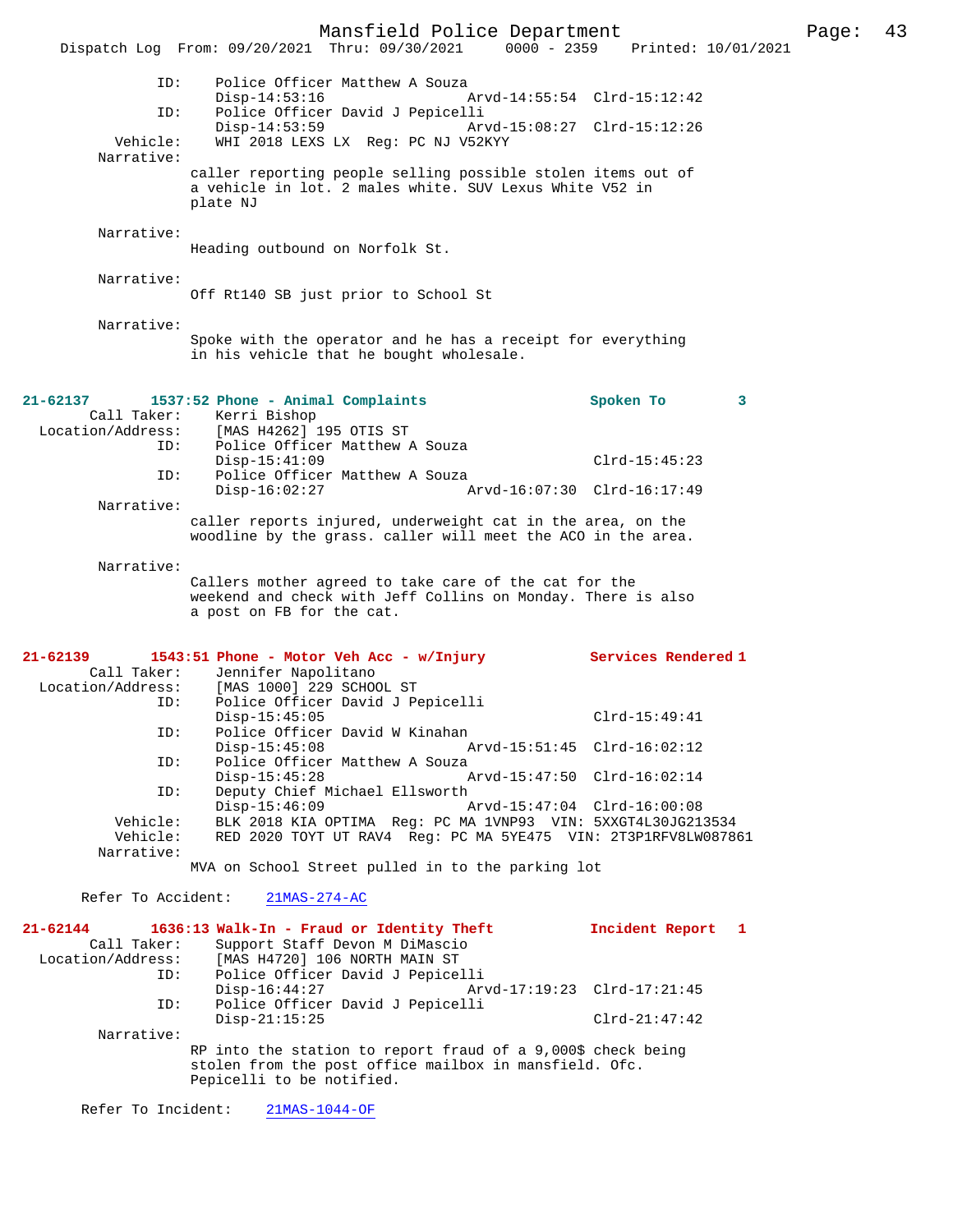ID: Police Officer Matthew A Souza
Disp-14:53:16 Arvd-14:55:54 Clrd-15:12:42
ID: Police Officer David J Pepicelli
Disp-14:53:59 Arvd-15:08:27 Clrd-15:12:26
Vehicle: WHI 2018 LEXS LX Reg: PC NJ V52KYY
Narrative:
caller reporting people selling possible stolen items out of a vehicle in lot. 2 males white. SUV Lexus White V52 in plate NJ

Narrative:
Heading outbound on Norfolk St.

Narrative:
Off Rt140 SB just prior to School St

Narrative:
Spoke with the operator and he has a receipt for everything in his vehicle that he bought wholesale.

**21-62137 1537:52 Phone - Animal Complaints Spoken To 3**
Call Taker: Kerri Bishop
Location/Address: [MAS H4262] 195 OTIS ST
ID: Police Officer Matthew A Souza
Disp-15:41:09 Clrd-15:45:23
ID: Police Officer Matthew A Souza
Disp-16:02:27 Arvd-16:07:30 Clrd-16:17:49
Narrative:
caller reports injured, underweight cat in the area, on the woodline by the grass. caller will meet the ACO in the area.

Narrative:
Callers mother agreed to take care of the cat for the weekend and check with Jeff Collins on Monday. There is also a post on FB for the cat.

**21-62139 1543:51 Phone - Motor Veh Acc - w/Injury Services Rendered 1**
Call Taker: Jennifer Napolitano
Location/Address: [MAS 1000] 229 SCHOOL ST
ID: Police Officer David J Pepicelli
Disp-15:45:05 Clrd-15:49:41
ID: Police Officer David W Kinahan
Disp-15:45:08 Arvd-15:51:45 Clrd-16:02:12
ID: Police Officer Matthew A Souza
Disp-15:45:28 Arvd-15:47:50 Clrd-16:02:14
ID: Deputy Chief Michael Ellsworth
Disp-15:46:09 Arvd-15:47:04 Clrd-16:00:08
Vehicle: BLK 2018 KIA OPTIMA Reg: PC MA 1VNP93 VIN: 5XXGT4L30JG213534
Vehicle: RED 2020 TOYT UT RAV4 Reg: PC MA 5YE475 VIN: 2T3P1RFV8LW087861
Narrative:
MVA on School Street pulled in to the parking lot

Refer To Accident: 21MAS-274-AC

**21-62144 1636:13 Walk-In - Fraud or Identity Theft Incident Report 1**
Call Taker: Support Staff Devon M DiMascio
Location/Address: [MAS H4720] 106 NORTH MAIN ST
ID: Police Officer David J Pepicelli
Disp-16:44:27 Arvd-17:19:23 Clrd-17:21:45
ID: Police Officer David J Pepicelli
Disp-21:15:25 Clrd-21:47:42
Narrative:
RP into the station to report fraud of a 9,000$ check being stolen from the post office mailbox in mansfield. Ofc. Pepicelli to be notified.

Refer To Incident: 21MAS-1044-OF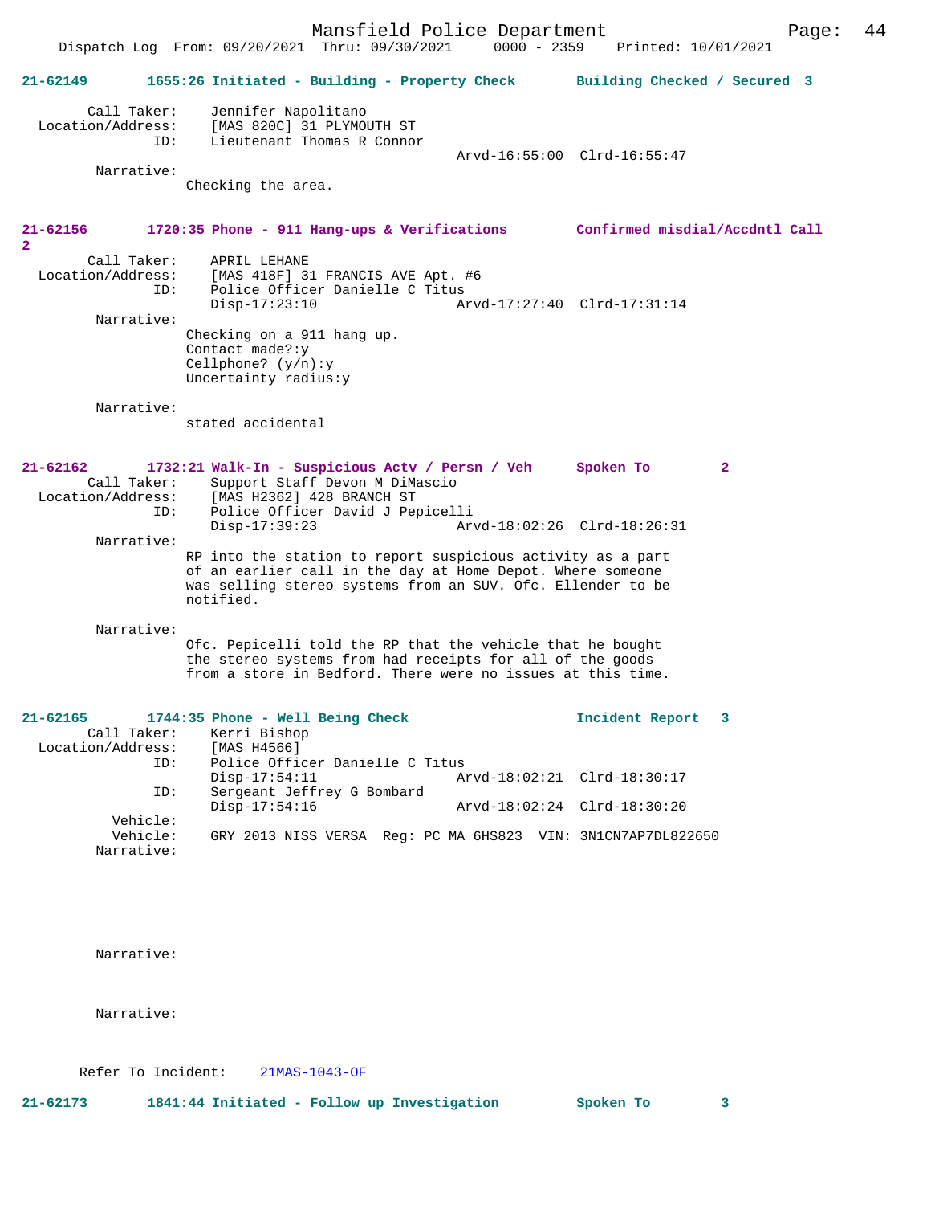**21-62149** 1655:26 Initiated - Building - Property Check Building Checked / Secured 3

Call Taker: Jennifer Napolitano
Location/Address: [MAS 820C] 31 PLYMOUTH ST
ID: Lieutenant Thomas R Connor
Arvd-16:55:00 Clrd-16:55:47

Narrative:
Checking the area.

**21-62156** 1720:35 Phone - 911 Hang-ups & Verifications Confirmed misdial/Accdntl Call 2

Call Taker: APRIL LEHANE
Location/Address: [MAS 418F] 31 FRANCIS AVE Apt. #6
ID: Police Officer Danielle C Titus
Disp-17:23:10 Arvd-17:27:40 Clrd-17:31:14

Narrative:
Checking on a 911 hang up.
Contact made?:y
Cellphone? (y/n):y
Uncertainty radius:y

Narrative:
stated accidental

**21-62162** 1732:21 Walk-In - Suspicious Actv / Persn / Veh Spoken To 2

Call Taker: Support Staff Devon M DiMascio
Location/Address: [MAS H2362] 428 BRANCH ST
ID: Police Officer David J Pepicelli
Disp-17:39:23 Arvd-18:02:26 Clrd-18:26:31

Narrative:
RP into the station to report suspicious activity as a part of an earlier call in the day at Home Depot. Where someone was selling stereo systems from an SUV. Ofc. Ellender to be notified.

Narrative:
Ofc. Pepicelli told the RP that the vehicle that he bought the stereo systems from had receipts for all of the goods from a store in Bedford. There were no issues at this time.

**21-62165** 1744:35 Phone - Well Being Check Incident Report 3

Call Taker: Kerri Bishop
Location/Address: [MAS H4566]
ID: Police Officer Danielle C Titus
Disp-17:54:11 Arvd-18:02:21 Clrd-18:30:17
ID: Sergeant Jeffrey G Bombard
Disp-17:54:16 Arvd-18:02:24 Clrd-18:30:20
Vehicle:
Vehicle: GRY 2013 NISS VERSA Reg: PC MA 6HS823 VIN: 3N1CN7AP7DL822650
Narrative:

Narrative:

Narrative:

Refer To Incident: 21MAS-1043-OF

**21-62173** 1841:44 Initiated - Follow up Investigation Spoken To 3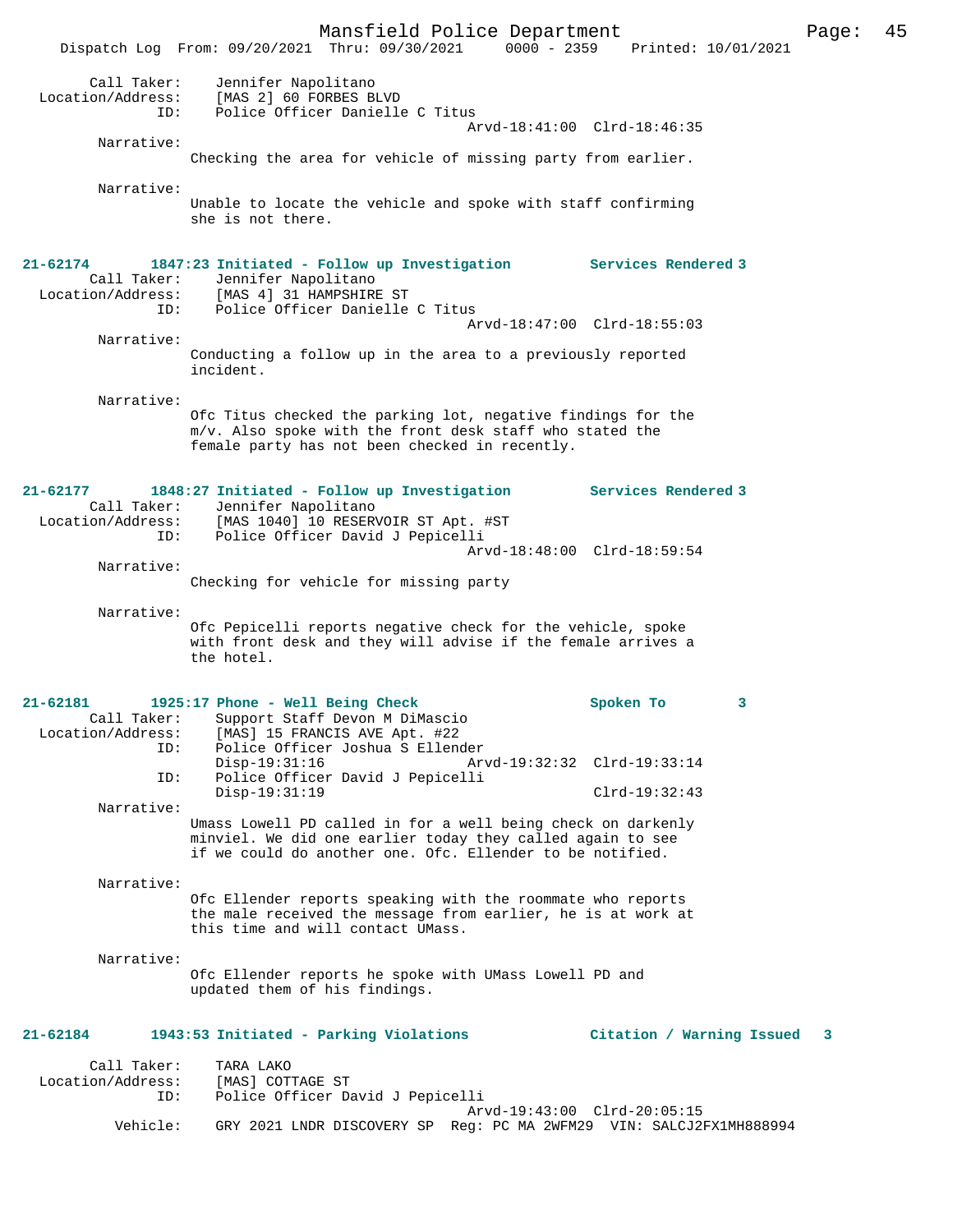Call Taker: Jennifer Napolitano
Location/Address: [MAS 2] 60 FORBES BLVD
ID: Police Officer Danielle C Titus
Arvd-18:41:00 Clrd-18:46:35

Narrative:
Checking the area for vehicle of missing party from earlier.

Narrative:
Unable to locate the vehicle and spoke with staff confirming she is not there.

**21-62174 1847:23 Initiated - Follow up Investigation Services Rendered 3**

Call Taker: Jennifer Napolitano
Location/Address: [MAS 4] 31 HAMPSHIRE ST
ID: Police Officer Danielle C Titus
Arvd-18:47:00 Clrd-18:55:03

Narrative:
Conducting a follow up in the area to a previously reported incident.

Narrative:
Ofc Titus checked the parking lot, negative findings for the m/v. Also spoke with the front desk staff who stated the female party has not been checked in recently.

**21-62177 1848:27 Initiated - Follow up Investigation Services Rendered 3**

Call Taker: Jennifer Napolitano
Location/Address: [MAS 1040] 10 RESERVOIR ST Apt. #ST
ID: Police Officer David J Pepicelli
Arvd-18:48:00 Clrd-18:59:54

Narrative:
Checking for vehicle for missing party

Narrative:
Ofc Pepicelli reports negative check for the vehicle, spoke with front desk and they will advise if the female arrives a the hotel.

**21-62181 1925:17 Phone - Well Being Check Spoken To 3**

Call Taker: Support Staff Devon M DiMascio
Location/Address: [MAS] 15 FRANCIS AVE Apt. #22
ID: Police Officer Joshua S Ellender
Disp-19:31:16 Arvd-19:32:32 Clrd-19:33:14
ID: Police Officer David J Pepicelli
Disp-19:31:19 Clrd-19:32:43

Narrative:
Umass Lowell PD called in for a well being check on darkenly minviel. We did one earlier today they called again to see if we could do another one. Ofc. Ellender to be notified.

Narrative:
Ofc Ellender reports speaking with the roommate who reports the male received the message from earlier, he is at work at this time and will contact UMass.

Narrative:
Ofc Ellender reports he spoke with UMass Lowell PD and updated them of his findings.

**21-62184 1943:53 Initiated - Parking Violations Citation / Warning Issued 3**

Call Taker: TARA LAKO
Location/Address: [MAS] COTTAGE ST
ID: Police Officer David J Pepicelli
Arvd-19:43:00 Clrd-20:05:15
Vehicle: GRY 2021 LNDR DISCOVERY SP Reg: PC MA 2WFM29 VIN: SALCJ2FX1MH888994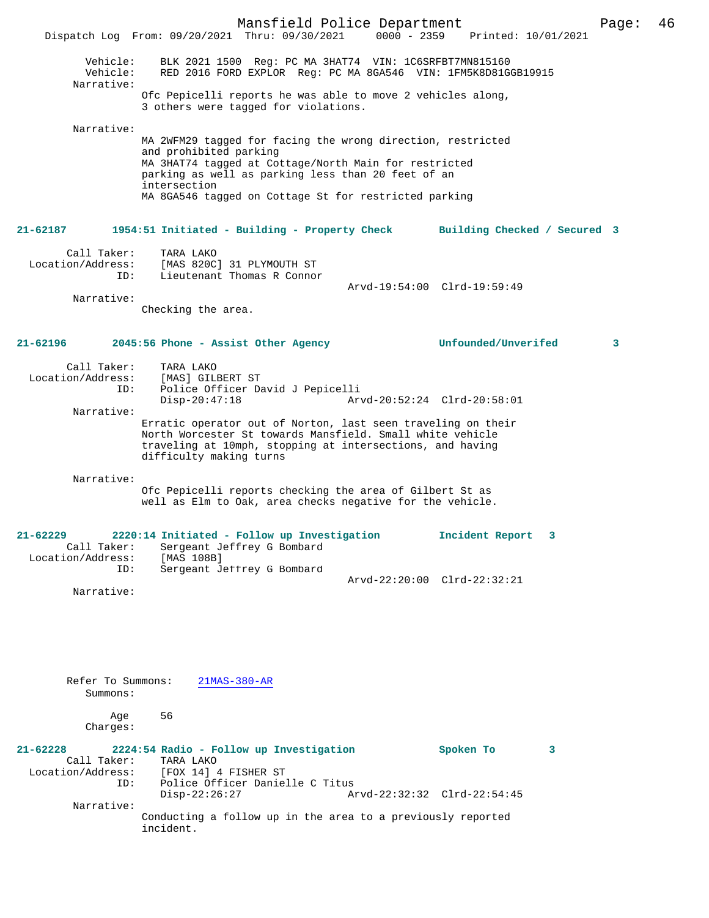Vehicle: BLK 2021 1500 Reg: PC MA 3HAT74 VIN: 1C6SRFBT7MN815160
Vehicle: RED 2016 FORD EXPLOR Reg: PC MA 8GA546 VIN: 1FM5K8D81GGB19915

Narrative:
Ofc Pepicelli reports he was able to move 2 vehicles along, 3 others were tagged for violations.

Narrative:
MA 2WFM29 tagged for facing the wrong direction, restricted and prohibited parking
MA 3HAT74 tagged at Cottage/North Main for restricted parking as well as parking less than 20 feet of an intersection
MA 8GA546 tagged on Cottage St for restricted parking

**21-62187 1954:51 Initiated - Building - Property Check Building Checked / Secured 3**

Call Taker: TARA LAKO
Location/Address: [MAS 820C] 31 PLYMOUTH ST
ID: Lieutenant Thomas R Connor
Arvd-19:54:00 Clrd-19:59:49

Narrative:
Checking the area.

**21-62196 2045:56 Phone - Assist Other Agency Unfounded/Unverifed 3**

Call Taker: TARA LAKO
Location/Address: [MAS] GILBERT ST
ID: Police Officer David J Pepicelli
Disp-20:47:18 Arvd-20:52:24 Clrd-20:58:01

Narrative:
Erratic operator out of Norton, last seen traveling on their North Worcester St towards Mansfield. Small white vehicle traveling at 10mph, stopping at intersections, and having difficulty making turns

Narrative:
Ofc Pepicelli reports checking the area of Gilbert St as well as Elm to Oak, area checks negative for the vehicle.

**21-62229 2220:14 Initiated - Follow up Investigation Incident Report 3**

Call Taker: Sergeant Jeffrey G Bombard
Location/Address: [MAS 108B]
ID: Sergeant Jeffrey G Bombard
Arvd-22:20:00 Clrd-22:32:21

Narrative:

Refer To Summons: 21MAS-380-AR
Summons:

Age 56
Charges:

**21-62228 2224:54 Radio - Follow up Investigation Spoken To 3**

Call Taker: TARA LAKO
Location/Address: [FOX 14] 4 FISHER ST
ID: Police Officer Danielle C Titus
Disp-22:26:27 Arvd-22:32:32 Clrd-22:54:45

Narrative:
Conducting a follow up in the area to a previously reported incident.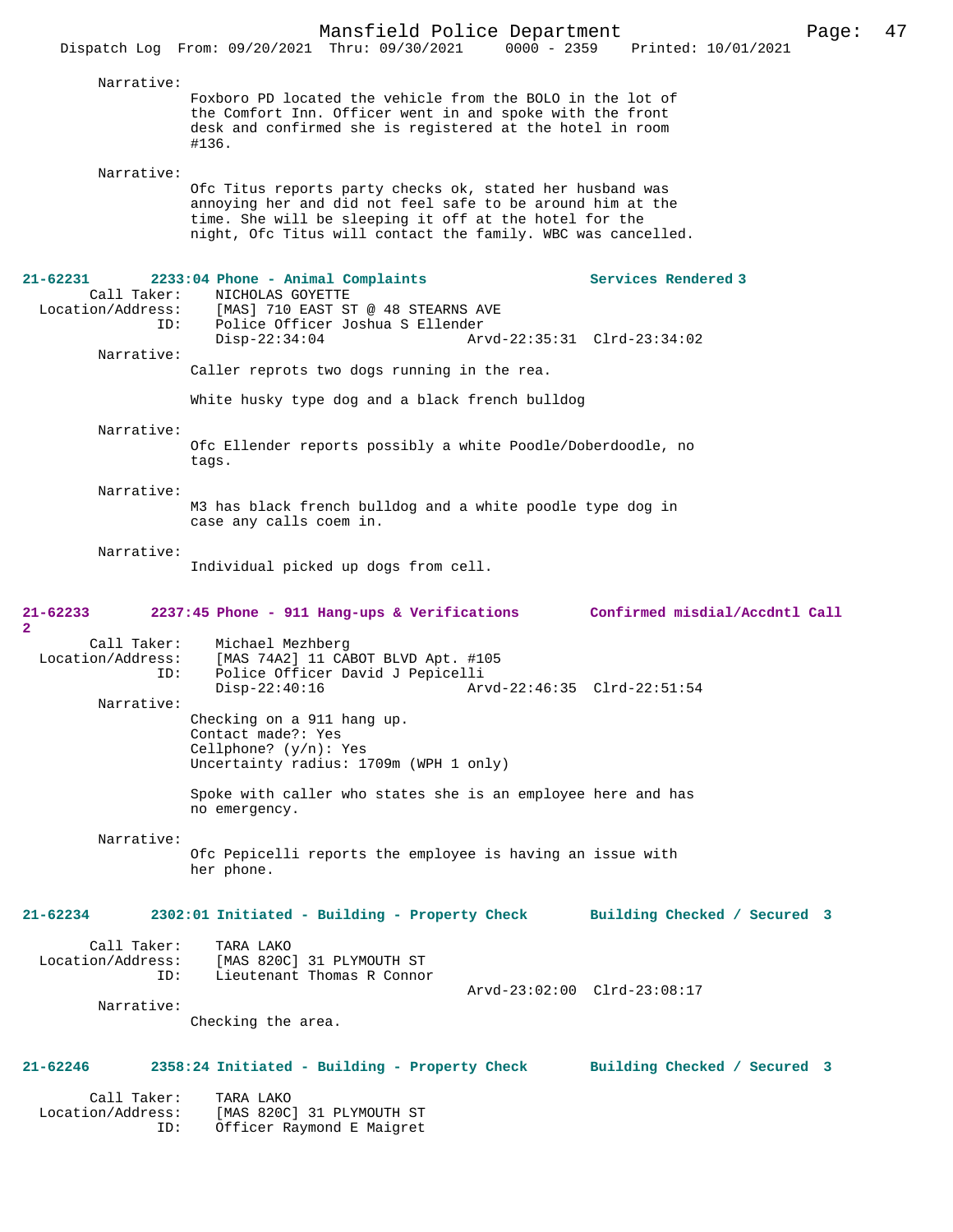Narrative:

Foxboro PD located the vehicle from the BOLO in the lot of the Comfort Inn. Officer went in and spoke with the front desk and confirmed she is registered at the hotel in room #136.

Narrative:

Ofc Titus reports party checks ok, stated her husband was annoying her and did not feel safe to be around him at the time. She will be sleeping it off at the hotel for the night, Ofc Titus will contact the family. WBC was cancelled.

**21-62231 2233:04 Phone - Animal Complaints Services Rendered 3**

Call Taker: NICHOLAS GOYETTE
Location/Address: [MAS] 710 EAST ST @ 48 STEARNS AVE
ID: Police Officer Joshua S Ellender
Disp-22:34:04 Arvd-22:35:31 Clrd-23:34:02

Narrative:

Caller reprots two dogs running in the rea.

White husky type dog and a black french bulldog

Narrative:

Ofc Ellender reports possibly a white Poodle/Doberdoodle, no tags.

Narrative:

M3 has black french bulldog and a white poodle type dog in case any calls coem in.

Narrative:

Individual picked up dogs from cell.

**21-62233 2237:45 Phone - 911 Hang-ups & Verifications Confirmed misdial/Accdntl Call 2**

Call Taker: Michael Mezhberg
Location/Address: [MAS 74A2] 11 CABOT BLVD Apt. #105
ID: Police Officer David J Pepicelli
Disp-22:40:16 Arvd-22:46:35 Clrd-22:51:54

Narrative:

Checking on a 911 hang up.
Contact made?: Yes
Cellphone? (y/n): Yes
Uncertainty radius: 1709m (WPH 1 only)

Spoke with caller who states she is an employee here and has no emergency.

Narrative:

Ofc Pepicelli reports the employee is having an issue with her phone.

**21-62234 2302:01 Initiated - Building - Property Check Building Checked / Secured 3**

Call Taker: TARA LAKO
Location/Address: [MAS 820C] 31 PLYMOUTH ST
ID: Lieutenant Thomas R Connor
Arvd-23:02:00 Clrd-23:08:17

Narrative:

Checking the area.

**21-62246 2358:24 Initiated - Building - Property Check Building Checked / Secured 3**

Call Taker: TARA LAKO
Location/Address: [MAS 820C] 31 PLYMOUTH ST
ID: Officer Raymond E Maigret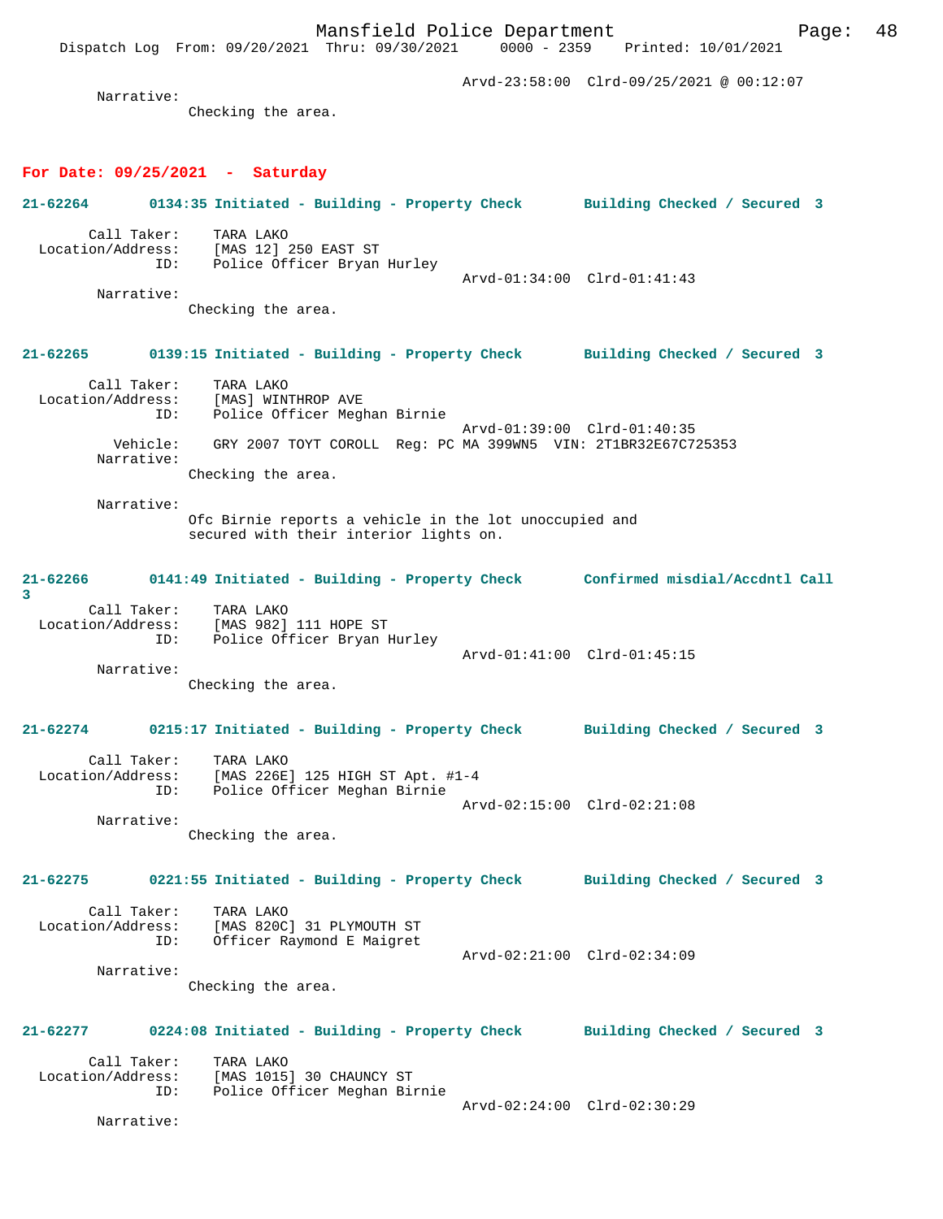Arvd-23:58:00 Clrd-09/25/2021 @ 00:12:07

Narrative:
Checking the area.

**For Date: 09/25/2021 - Saturday**

**21-62264 0134:35 Initiated - Building - Property Check Building Checked / Secured 3**

Call Taker: TARA LAKO
Location/Address: [MAS 12] 250 EAST ST
ID: Police Officer Bryan Hurley
Arvd-01:34:00 Clrd-01:41:43

Narrative:
Checking the area.

**21-62265 0139:15 Initiated - Building - Property Check Building Checked / Secured 3**

Call Taker: TARA LAKO
Location/Address: [MAS] WINTHROP AVE
ID: Police Officer Meghan Birnie
Arvd-01:39:00 Clrd-01:40:35
Vehicle: GRY 2007 TOYT COROLL Reg: PC MA 399WN5 VIN: 2T1BR32E67C725353

Narrative:
Checking the area.

Narrative:
Ofc Birnie reports a vehicle in the lot unoccupied and secured with their interior lights on.

**21-62266 0141:49 Initiated - Building - Property Check Confirmed misdial/Accdntl Call 3**

Call Taker: TARA LAKO
Location/Address: [MAS 982] 111 HOPE ST
ID: Police Officer Bryan Hurley
Arvd-01:41:00 Clrd-01:45:15

Narrative:
Checking the area.

**21-62274 0215:17 Initiated - Building - Property Check Building Checked / Secured 3**

Call Taker: TARA LAKO
Location/Address: [MAS 226E] 125 HIGH ST Apt. #1-4
ID: Police Officer Meghan Birnie
Arvd-02:15:00 Clrd-02:21:08

Narrative:
Checking the area.

**21-62275 0221:55 Initiated - Building - Property Check Building Checked / Secured 3**

Call Taker: TARA LAKO
Location/Address: [MAS 820C] 31 PLYMOUTH ST
ID: Officer Raymond E Maigret
Arvd-02:21:00 Clrd-02:34:09

Narrative:
Checking the area.

**21-62277 0224:08 Initiated - Building - Property Check Building Checked / Secured 3**

Call Taker: TARA LAKO
Location/Address: [MAS 1015] 30 CHAUNCY ST
ID: Police Officer Meghan Birnie
Arvd-02:24:00 Clrd-02:30:29

Narrative: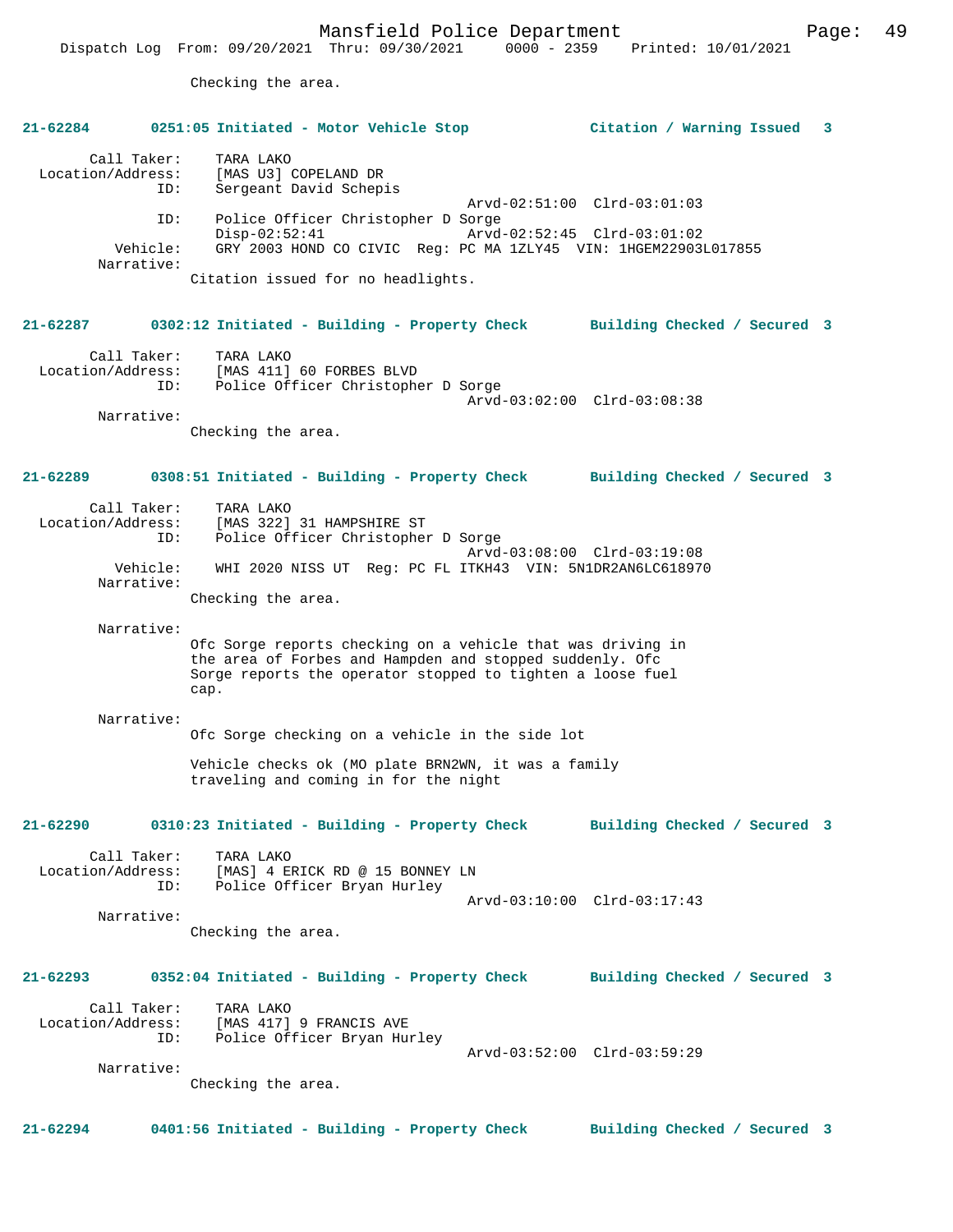Checking the area.

**21-62284 0251:05 Initiated - Motor Vehicle Stop Citation / Warning Issued 3**

```
        Call Taker:    TARA LAKO
  Location/Address:    [MAS U3] COPELAND DR
                ID:    Sergeant David Schepis
                                              Arvd-02:51:00  Clrd-03:01:03
                ID:    Police Officer Christopher D Sorge
                       Disp-02:52:41          Arvd-02:52:45  Clrd-03:01:02
           Vehicle:    GRY 2003 HOND CO CIVIC  Reg: PC MA 1ZLY45  VIN: 1HGEM22903L017855
         Narrative:
                   Citation issued for no headlights.
```

**21-62287 0302:12 Initiated - Building - Property Check Building Checked / Secured 3**

```
        Call Taker:    TARA LAKO
  Location/Address:    [MAS 411] 60 FORBES BLVD
                ID:    Police Officer Christopher D Sorge
                                              Arvd-03:02:00  Clrd-03:08:38
         Narrative:
                   Checking the area.
```

**21-62289 0308:51 Initiated - Building - Property Check Building Checked / Secured 3**

```
        Call Taker:    TARA LAKO
  Location/Address:    [MAS 322] 31 HAMPSHIRE ST
                ID:    Police Officer Christopher D Sorge
                                              Arvd-03:08:00  Clrd-03:19:08
           Vehicle:    WHI 2020 NISS UT  Reg: PC FL ITKH43  VIN: 5N1DR2AN6LC618970
         Narrative:
                   Checking the area.

         Narrative:
                   Ofc Sorge reports checking on a vehicle that was driving in
                   the area of Forbes and Hampden and stopped suddenly. Ofc
                   Sorge reports the operator stopped to tighten a loose fuel
                   cap.

         Narrative:
                   Ofc Sorge checking on a vehicle in the side lot

                   Vehicle checks ok (MO plate BRN2WN, it was a family
                   traveling and coming in for the night
```

**21-62290 0310:23 Initiated - Building - Property Check Building Checked / Secured 3**

```
        Call Taker:    TARA LAKO
  Location/Address:    [MAS] 4 ERICK RD @ 15 BONNEY LN
                ID:    Police Officer Bryan Hurley
                                              Arvd-03:10:00  Clrd-03:17:43
         Narrative:
                   Checking the area.
```

**21-62293 0352:04 Initiated - Building - Property Check Building Checked / Secured 3**

```
        Call Taker:    TARA LAKO
  Location/Address:    [MAS 417] 9 FRANCIS AVE
                ID:    Police Officer Bryan Hurley
                                              Arvd-03:52:00  Clrd-03:59:29
         Narrative:
                   Checking the area.
```

**21-62294 0401:56 Initiated - Building - Property Check Building Checked / Secured 3**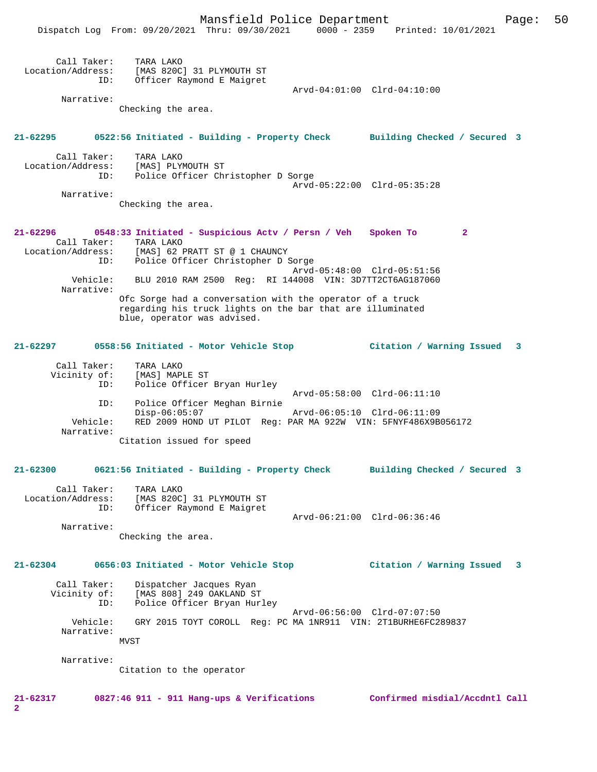Call Taker: TARA LAKO
Location/Address: [MAS 820C] 31 PLYMOUTH ST
ID: Officer Raymond E Maigret
Arvd-04:01:00 Clrd-04:10:00
Narrative:
Checking the area.

**21-62295 0522:56 Initiated - Building - Property Check Building Checked / Secured 3**

Call Taker: TARA LAKO
Location/Address: [MAS] PLYMOUTH ST
ID: Police Officer Christopher D Sorge
Arvd-05:22:00 Clrd-05:35:28
Narrative:
Checking the area.

**21-62296 0548:33 Initiated - Suspicious Actv / Persn / Veh Spoken To 2**

Call Taker: TARA LAKO
Location/Address: [MAS] 62 PRATT ST @ 1 CHAUNCY
ID: Police Officer Christopher D Sorge
Arvd-05:48:00 Clrd-05:51:56
Vehicle: BLU 2010 RAM 2500 Reg: RI 144008 VIN: 3D7TT2CT6AG187060
Narrative:
Ofc Sorge had a conversation with the operator of a truck regarding his truck lights on the bar that are illuminated blue, operator was advised.

**21-62297 0558:56 Initiated - Motor Vehicle Stop Citation / Warning Issued 3**

Call Taker: TARA LAKO
Vicinity of: [MAS] MAPLE ST
ID: Police Officer Bryan Hurley
Arvd-05:58:00 Clrd-06:11:10
ID: Police Officer Meghan Birnie
Disp-06:05:07 Arvd-06:05:10 Clrd-06:11:09
Vehicle: RED 2009 HOND UT PILOT Reg: PAR MA 922W VIN: 5FNYF486X9B056172
Narrative:
Citation issued for speed

**21-62300 0621:56 Initiated - Building - Property Check Building Checked / Secured 3**

Call Taker: TARA LAKO
Location/Address: [MAS 820C] 31 PLYMOUTH ST
ID: Officer Raymond E Maigret
Arvd-06:21:00 Clrd-06:36:46
Narrative:
Checking the area.

**21-62304 0656:03 Initiated - Motor Vehicle Stop Citation / Warning Issued 3**

Call Taker: Dispatcher Jacques Ryan
Vicinity of: [MAS 808] 249 OAKLAND ST
ID: Police Officer Bryan Hurley
Arvd-06:56:00 Clrd-07:07:50
Vehicle: GRY 2015 TOYT COROLL Reg: PC MA 1NR911 VIN: 2T1BURHE6FC289837
Narrative:
MVST

Narrative:
Citation to the operator

**21-62317 0827:46 911 - 911 Hang-ups & Verifications Confirmed misdial/Accdntl Call 2**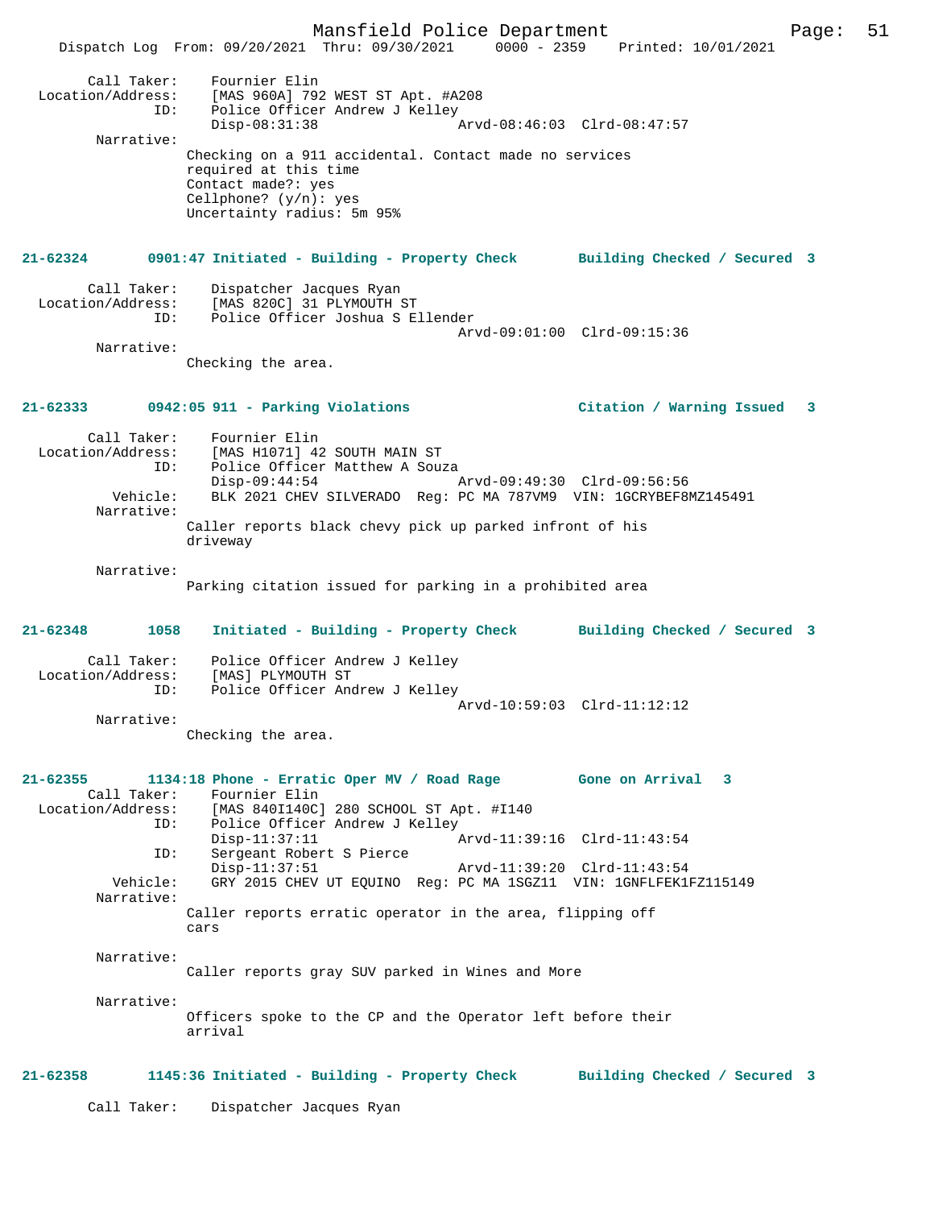Call Taker: Fournier Elin
Location/Address: [MAS 960A] 792 WEST ST Apt. #A208
ID: Police Officer Andrew J Kelley
Disp-08:31:38 Arvd-08:46:03 Clrd-08:47:57

Narrative:
Checking on a 911 accidental. Contact made no services required at this time
Contact made?: yes
Cellphone? (y/n): yes
Uncertainty radius: 5m 95%

**21-62324 0901:47 Initiated - Building - Property Check Building Checked / Secured 3**

Call Taker: Dispatcher Jacques Ryan
Location/Address: [MAS 820C] 31 PLYMOUTH ST
ID: Police Officer Joshua S Ellender
Arvd-09:01:00 Clrd-09:15:36

Narrative:
Checking the area.

**21-62333 0942:05 911 - Parking Violations Citation / Warning Issued 3**

Call Taker: Fournier Elin
Location/Address: [MAS H1071] 42 SOUTH MAIN ST
ID: Police Officer Matthew A Souza
Disp-09:44:54 Arvd-09:49:30 Clrd-09:56:56
Vehicle: BLK 2021 CHEV SILVERADO Reg: PC MA 787VM9 VIN: 1GCRYBEF8MZ145491

Narrative:
Caller reports black chevy pick up parked infront of his driveway

Narrative:
Parking citation issued for parking in a prohibited area

**21-62348 1058 Initiated - Building - Property Check Building Checked / Secured 3**

Call Taker: Police Officer Andrew J Kelley
Location/Address: [MAS] PLYMOUTH ST
ID: Police Officer Andrew J Kelley
Arvd-10:59:03 Clrd-11:12:12

Narrative:
Checking the area.

**21-62355 1134:18 Phone - Erratic Oper MV / Road Rage Gone on Arrival 3**

Call Taker: Fournier Elin
Location/Address: [MAS 840I140C] 280 SCHOOL ST Apt. #I140
ID: Police Officer Andrew J Kelley
Disp-11:37:11 Arvd-11:39:16 Clrd-11:43:54
ID: Sergeant Robert S Pierce
Disp-11:37:51 Arvd-11:39:20 Clrd-11:43:54
Vehicle: GRY 2015 CHEV UT EQUINO Reg: PC MA 1SGZ11 VIN: 1GNFLFEK1FZ115149

Narrative:
Caller reports erratic operator in the area, flipping off cars

Narrative:
Caller reports gray SUV parked in Wines and More

Narrative:
Officers spoke to the CP and the Operator left before their arrival

**21-62358 1145:36 Initiated - Building - Property Check Building Checked / Secured 3**

Call Taker: Dispatcher Jacques Ryan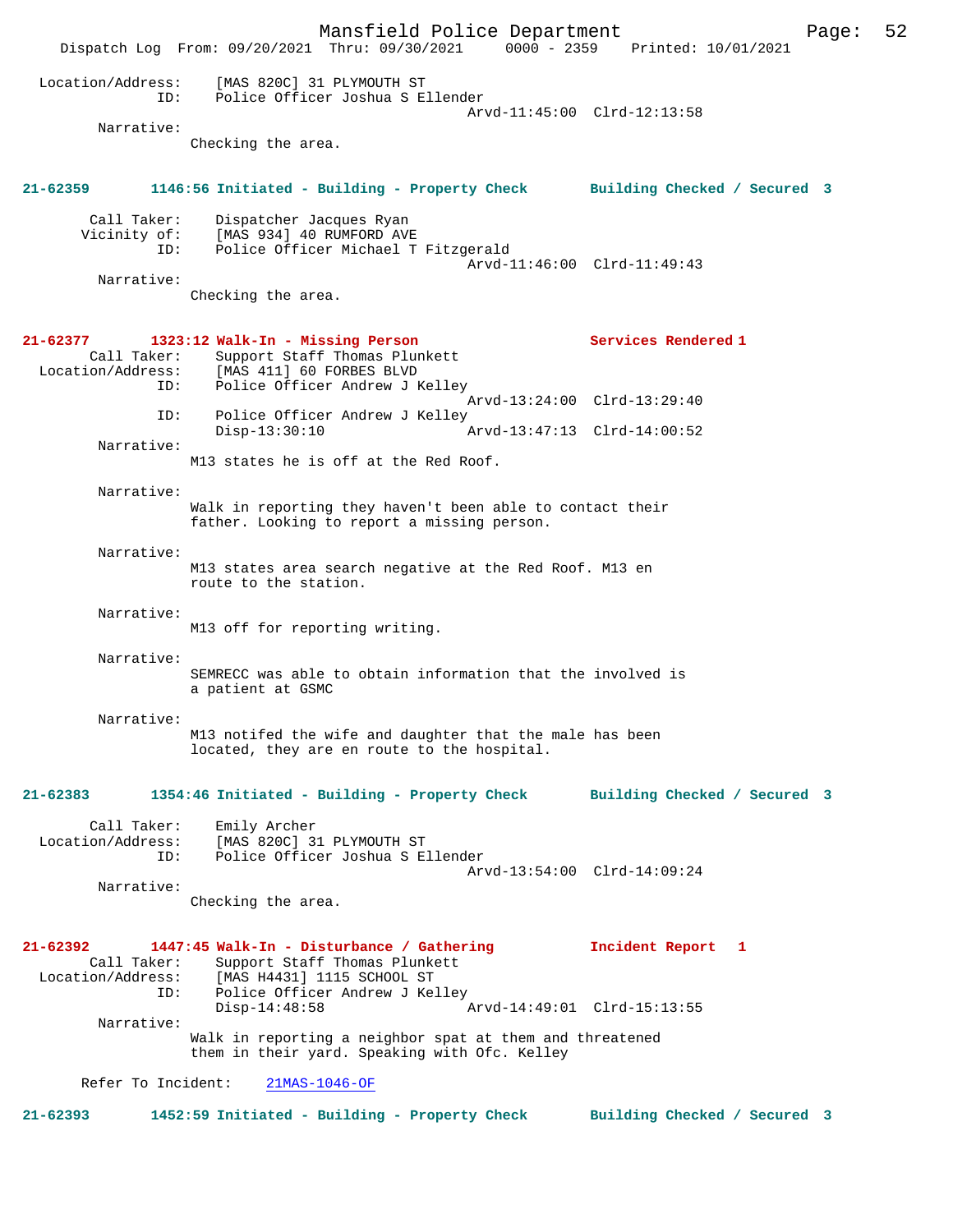Location/Address: [MAS 820C] 31 PLYMOUTH ST
ID: Police Officer Joshua S Ellender
Arvd-11:45:00 Clrd-12:13:58
Narrative:
Checking the area.

**21-62359 1146:56 Initiated - Building - Property Check Building Checked / Secured 3**

Call Taker: Dispatcher Jacques Ryan
Vicinity of: [MAS 934] 40 RUMFORD AVE
ID: Police Officer Michael T Fitzgerald
Arvd-11:46:00 Clrd-11:49:43
Narrative:
Checking the area.

**21-62377 1323:12 Walk-In - Missing Person Services Rendered 1**

Call Taker: Support Staff Thomas Plunkett
Location/Address: [MAS 411] 60 FORBES BLVD
ID: Police Officer Andrew J Kelley
Arvd-13:24:00 Clrd-13:29:40
ID: Police Officer Andrew J Kelley
Disp-13:30:10 Arvd-13:47:13 Clrd-14:00:52
Narrative:
M13 states he is off at the Red Roof.

Narrative:
Walk in reporting they haven't been able to contact their father. Looking to report a missing person.

Narrative:
M13 states area search negative at the Red Roof. M13 en route to the station.

Narrative:
M13 off for reporting writing.

Narrative:
SEMRECC was able to obtain information that the involved is a patient at GSMC

Narrative:
M13 notifed the wife and daughter that the male has been located, they are en route to the hospital.

**21-62383 1354:46 Initiated - Building - Property Check Building Checked / Secured 3**

Call Taker: Emily Archer
Location/Address: [MAS 820C] 31 PLYMOUTH ST
ID: Police Officer Joshua S Ellender
Arvd-13:54:00 Clrd-14:09:24
Narrative:
Checking the area.

**21-62392 1447:45 Walk-In - Disturbance / Gathering Incident Report 1**

Call Taker: Support Staff Thomas Plunkett
Location/Address: [MAS H4431] 1115 SCHOOL ST
ID: Police Officer Andrew J Kelley
Disp-14:48:58 Arvd-14:49:01 Clrd-15:13:55
Narrative:
Walk in reporting a neighbor spat at them and threatened them in their yard. Speaking with Ofc. Kelley

Refer To Incident: 21MAS-1046-OF

**21-62393 1452:59 Initiated - Building - Property Check Building Checked / Secured 3**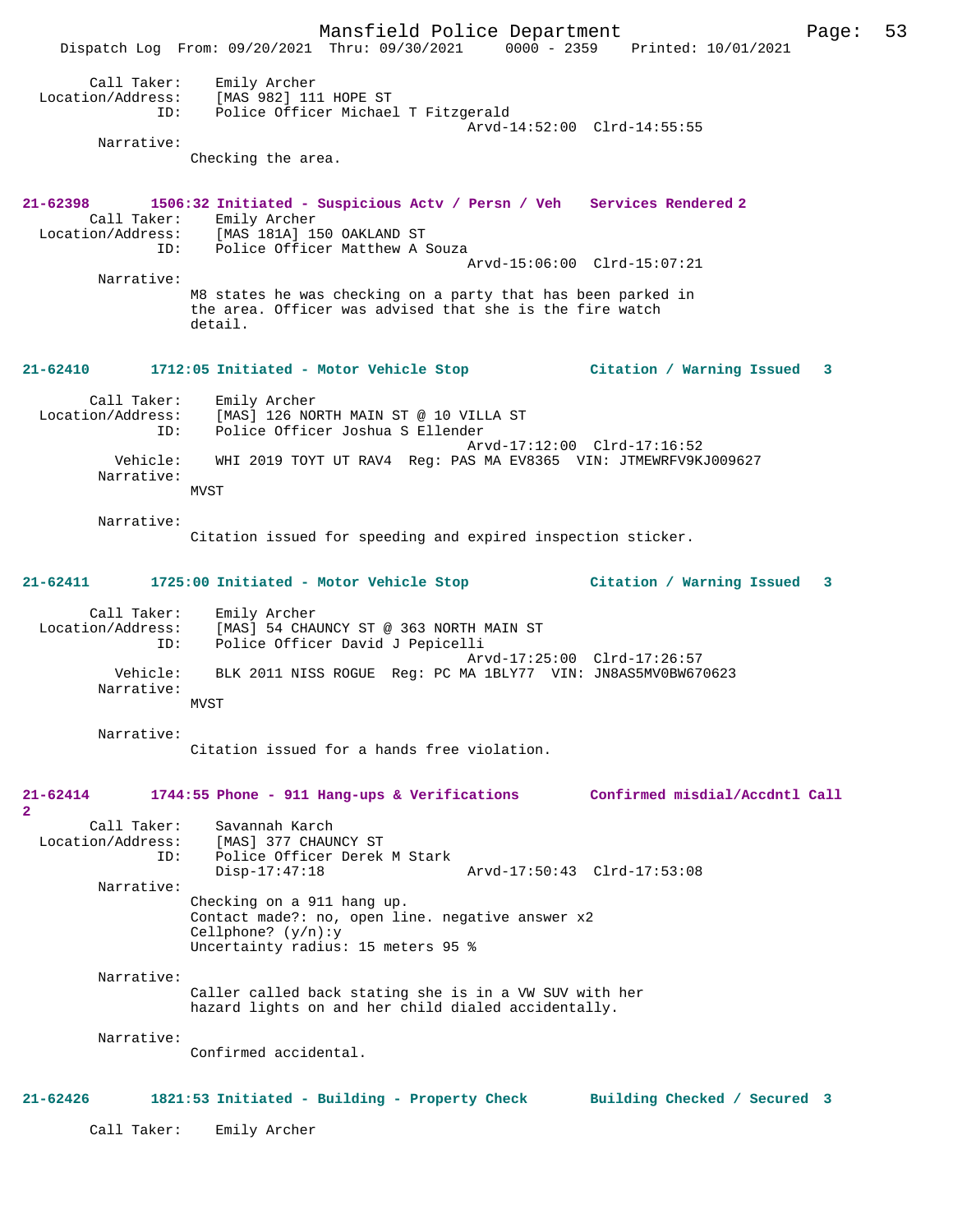```
        Call Taker:    Emily Archer
  Location/Address:    [MAS 982] 111 HOPE ST
                ID:    Police Officer Michael T Fitzgerald
                                                 Arvd-14:52:00  Clrd-14:55:55
         Narrative:
                     Checking the area.
```

**21-62398 1506:32 Initiated - Suspicious Actv / Persn / Veh Services Rendered 2**

```
        Call Taker:    Emily Archer
  Location/Address:    [MAS 181A] 150 OAKLAND ST
                ID:    Police Officer Matthew A Souza
                                                 Arvd-15:06:00  Clrd-15:07:21
         Narrative:
                     M8 states he was checking on a party that has been parked in
                     the area. Officer was advised that she is the fire watch
                     detail.
```

**21-62410 1712:05 Initiated - Motor Vehicle Stop Citation / Warning Issued 3**

```
        Call Taker:    Emily Archer
  Location/Address:    [MAS] 126 NORTH MAIN ST @ 10 VILLA ST
                ID:    Police Officer Joshua S Ellender
                                                 Arvd-17:12:00  Clrd-17:16:52
           Vehicle:    WHI 2019 TOYT UT RAV4  Reg: PAS MA EV8365  VIN: JTMEWRFV9KJ009627
         Narrative:
                     MVST

         Narrative:
                     Citation issued for speeding and expired inspection sticker.
```

**21-62411 1725:00 Initiated - Motor Vehicle Stop Citation / Warning Issued 3**

```
        Call Taker:    Emily Archer
  Location/Address:    [MAS] 54 CHAUNCY ST @ 363 NORTH MAIN ST
                ID:    Police Officer David J Pepicelli
                                                 Arvd-17:25:00  Clrd-17:26:57
           Vehicle:    BLK 2011 NISS ROGUE  Reg: PC MA 1BLY77  VIN: JN8AS5MV0BW670623
         Narrative:
                     MVST

         Narrative:
                     Citation issued for a hands free violation.
```

**21-62414 1744:55 Phone - 911 Hang-ups & Verifications Confirmed misdial/Accdntl Call 2**

```
        Call Taker:    Savannah Karch
  Location/Address:    [MAS] 377 CHAUNCY ST
                ID:    Police Officer Derek M Stark
                       Disp-17:47:18             Arvd-17:50:43  Clrd-17:53:08
         Narrative:
                     Checking on a 911 hang up.
                     Contact made?: no, open line. negative answer x2
                     Cellphone? (y/n):y
                     Uncertainty radius: 15 meters 95 %

         Narrative:
                     Caller called back stating she is in a VW SUV with her
                     hazard lights on and her child dialed accidentally.

         Narrative:
                     Confirmed accidental.
```

**21-62426 1821:53 Initiated - Building - Property Check Building Checked / Secured 3**

```
        Call Taker:    Emily Archer
```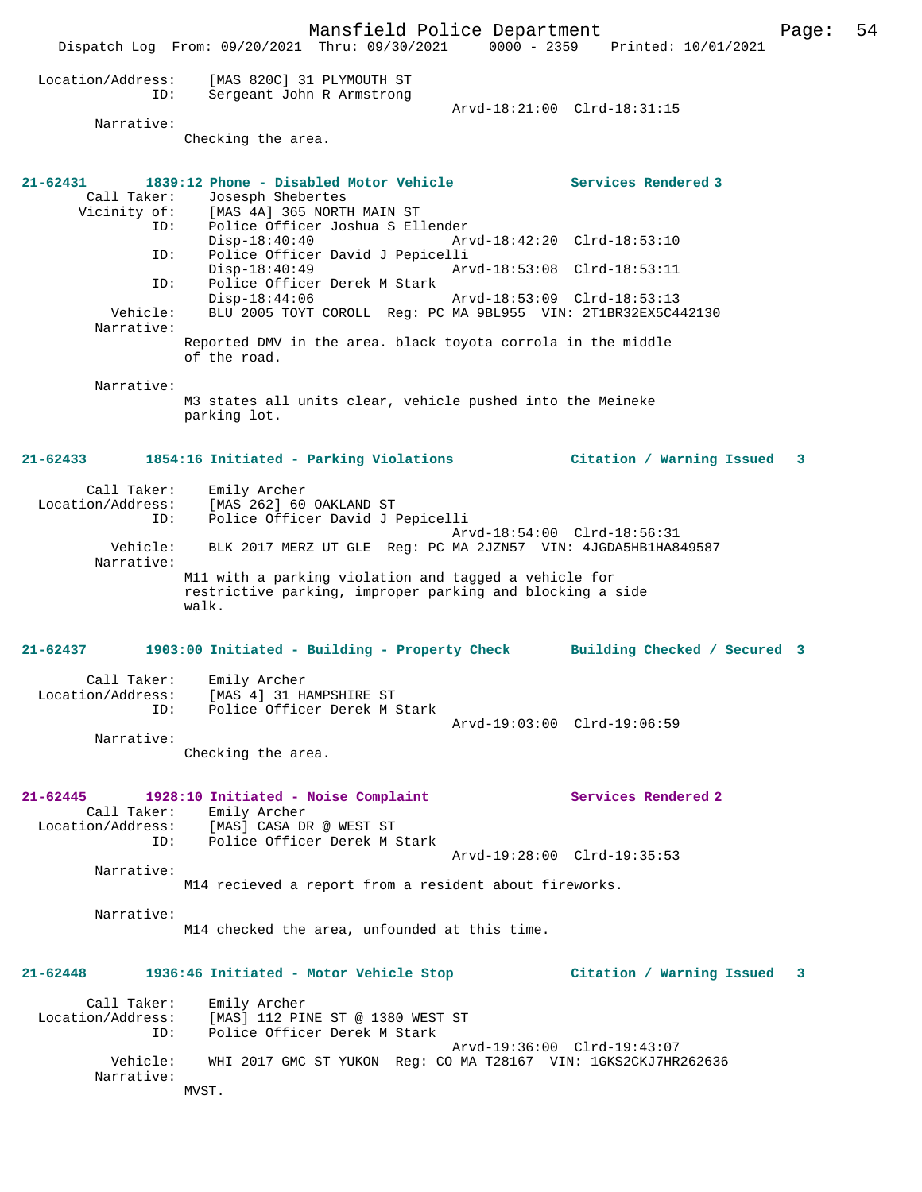```
Location/Address:     [MAS 820C] 31 PLYMOUTH ST
              ID:     Sergeant John R Armstrong
                                                Arvd-18:21:00  Clrd-18:31:15
       Narrative:
                 Checking the area.


21-62431        1839:12 Phone - Disabled Motor Vehicle             Services Rendered 3
      Call Taker:     Josesph Shebertes
     Vicinity of:     [MAS 4A] 365 NORTH MAIN ST
              ID:     Police Officer Joshua S Ellender
                      Disp-18:40:40             Arvd-18:42:20  Clrd-18:53:10
              ID:     Police Officer David J Pepicelli
                      Disp-18:40:49             Arvd-18:53:08  Clrd-18:53:11
              ID:     Police Officer Derek M Stark
                      Disp-18:44:06             Arvd-18:53:09  Clrd-18:53:13
         Vehicle:     BLU 2005 TOYT COROLL  Reg: PC MA 9BL955  VIN: 2T1BR32EX5C442130
       Narrative:
                 Reported DMV in the area. black toyota corrola in the middle
                 of the road.

       Narrative:
                 M3 states all units clear, vehicle pushed into the Meineke
                 parking lot.


21-62433        1854:16 Initiated - Parking Violations             Citation / Warning Issued  3

      Call Taker:     Emily Archer
Location/Address:     [MAS 262] 60 OAKLAND ST
              ID:     Police Officer David J Pepicelli
                                                Arvd-18:54:00  Clrd-18:56:31
         Vehicle:     BLK 2017 MERZ UT GLE  Reg: PC MA 2JZN57  VIN: 4JGDA5HB1HA849587
       Narrative:
                 M11 with a parking violation and tagged a vehicle for
                 restrictive parking, improper parking and blocking a side
                 walk.


21-62437        1903:00 Initiated - Building - Property Check      Building Checked / Secured  3

      Call Taker:     Emily Archer
Location/Address:     [MAS 4] 31 HAMPSHIRE ST
              ID:     Police Officer Derek M Stark
                                                Arvd-19:03:00  Clrd-19:06:59
       Narrative:
                 Checking the area.


21-62445        1928:10 Initiated - Noise Complaint                Services Rendered 2
      Call Taker:     Emily Archer
Location/Address:     [MAS] CASA DR @ WEST ST
              ID:     Police Officer Derek M Stark
                                                Arvd-19:28:00  Clrd-19:35:53
       Narrative:
                 M14 recieved a report from a resident about fireworks.

       Narrative:
                 M14 checked the area, unfounded at this time.


21-62448        1936:46 Initiated - Motor Vehicle Stop             Citation / Warning Issued  3

      Call Taker:     Emily Archer
Location/Address:     [MAS] 112 PINE ST @ 1380 WEST ST
              ID:     Police Officer Derek M Stark
                                                Arvd-19:36:00  Clrd-19:43:07
         Vehicle:     WHI 2017 GMC ST YUKON  Reg: CO MA T28167  VIN: 1GKS2CKJ7HR262636
       Narrative:
                 MVST.
```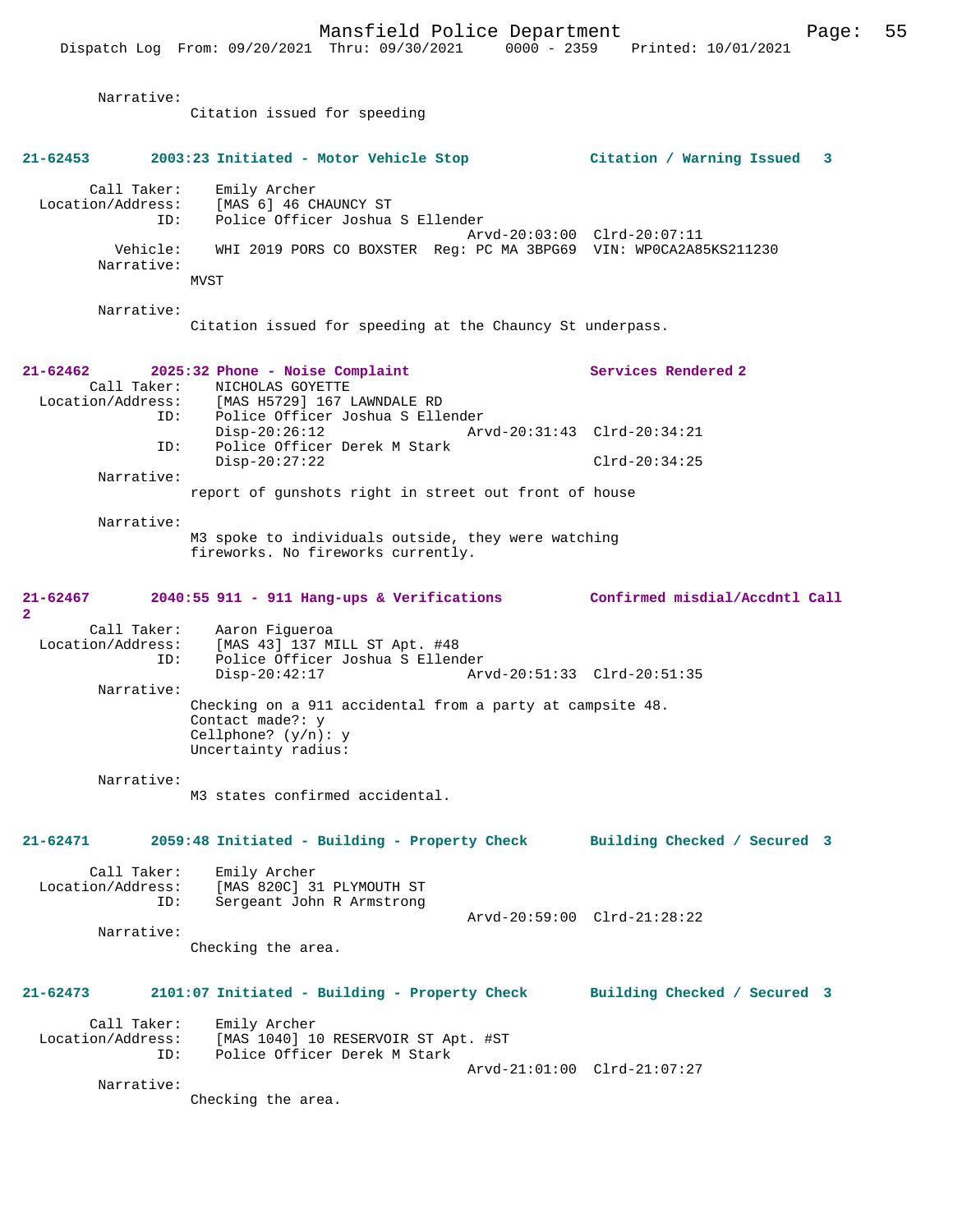Narrative:
Citation issued for speeding

**21-62453 2003:23 Initiated - Motor Vehicle Stop Citation / Warning Issued 3**

Call Taker: Emily Archer
Location/Address: [MAS 6] 46 CHAUNCY ST
ID: Police Officer Joshua S Ellender
Arvd-20:03:00 Clrd-20:07:11
Vehicle: WHI 2019 PORS CO BOXSTER Reg: PC MA 3BPG69 VIN: WP0CA2A85KS211230
Narrative:
MVST

Narrative:
Citation issued for speeding at the Chauncy St underpass.

**21-62462 2025:32 Phone - Noise Complaint Services Rendered 2**

Call Taker: NICHOLAS GOYETTE
Location/Address: [MAS H5729] 167 LAWNDALE RD
ID: Police Officer Joshua S Ellender
Disp-20:26:12 Arvd-20:31:43 Clrd-20:34:21
ID: Police Officer Derek M Stark
Disp-20:27:22 Clrd-20:34:25
Narrative:
report of gunshots right in street out front of house

Narrative:
M3 spoke to individuals outside, they were watching fireworks. No fireworks currently.

**21-62467 2040:55 911 - 911 Hang-ups & Verifications Confirmed misdial/Accdntl Call 2**

Call Taker: Aaron Figueroa
Location/Address: [MAS 43] 137 MILL ST Apt. #48
ID: Police Officer Joshua S Ellender
Disp-20:42:17 Arvd-20:51:33 Clrd-20:51:35
Narrative:
Checking on a 911 accidental from a party at campsite 48.
Contact made?: y
Cellphone? (y/n): y
Uncertainty radius:

Narrative:
M3 states confirmed accidental.

**21-62471 2059:48 Initiated - Building - Property Check Building Checked / Secured 3**

Call Taker: Emily Archer
Location/Address: [MAS 820C] 31 PLYMOUTH ST
ID: Sergeant John R Armstrong
Arvd-20:59:00 Clrd-21:28:22
Narrative:
Checking the area.

**21-62473 2101:07 Initiated - Building - Property Check Building Checked / Secured 3**

Call Taker: Emily Archer
Location/Address: [MAS 1040] 10 RESERVOIR ST Apt. #ST
ID: Police Officer Derek M Stark
Arvd-21:01:00 Clrd-21:07:27
Narrative:
Checking the area.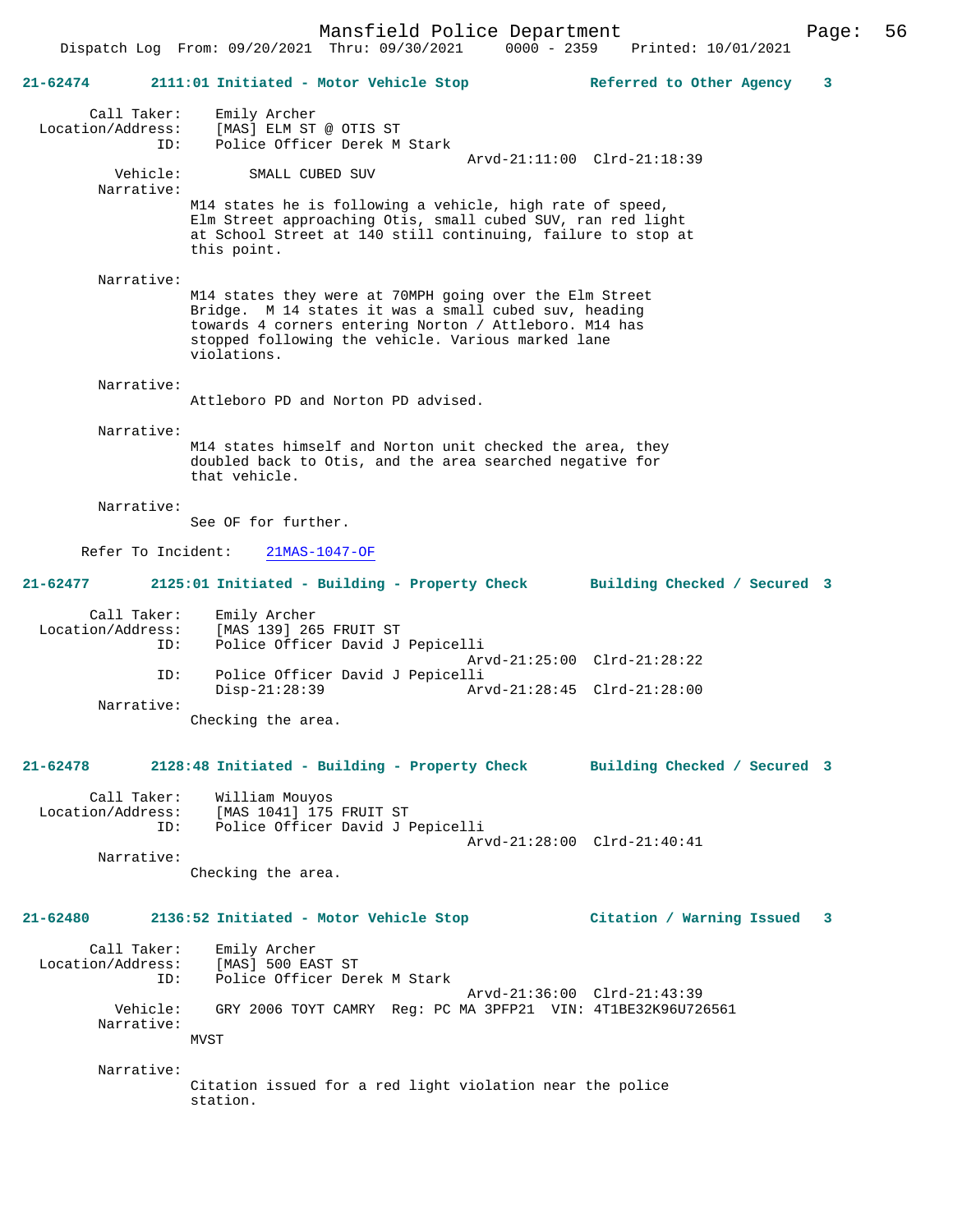**21-62474 2111:01 Initiated - Motor Vehicle Stop — Referred to Other Agency 3**

Call Taker: Emily Archer
Location/Address: [MAS] ELM ST @ OTIS ST
ID: Police Officer Derek M Stark
Arvd-21:11:00 Clrd-21:18:39
Vehicle: SMALL CUBED SUV
Narrative:
M14 states he is following a vehicle, high rate of speed, Elm Street approaching Otis, small cubed SUV, ran red light at School Street at 140 still continuing, failure to stop at this point.

Narrative:
M14 states they were at 70MPH going over the Elm Street Bridge. M 14 states it was a small cubed suv, heading towards 4 corners entering Norton / Attleboro. M14 has stopped following the vehicle. Various marked lane violations.

Narrative:
Attleboro PD and Norton PD advised.

Narrative:
M14 states himself and Norton unit checked the area, they doubled back to Otis, and the area searched negative for that vehicle.

Narrative:
See OF for further.

Refer To Incident: 21MAS-1047-OF

**21-62477 2125:01 Initiated - Building - Property Check — Building Checked / Secured 3**

Call Taker: Emily Archer
Location/Address: [MAS 139] 265 FRUIT ST
ID: Police Officer David J Pepicelli
Arvd-21:25:00 Clrd-21:28:22
ID: Police Officer David J Pepicelli
Disp-21:28:39 Arvd-21:28:45 Clrd-21:28:00
Narrative:
Checking the area.

**21-62478 2128:48 Initiated - Building - Property Check — Building Checked / Secured 3**

Call Taker: William Mouyos
Location/Address: [MAS 1041] 175 FRUIT ST
ID: Police Officer David J Pepicelli
Arvd-21:28:00 Clrd-21:40:41
Narrative:
Checking the area.

**21-62480 2136:52 Initiated - Motor Vehicle Stop — Citation / Warning Issued 3**

Call Taker: Emily Archer
Location/Address: [MAS] 500 EAST ST
ID: Police Officer Derek M Stark
Arvd-21:36:00 Clrd-21:43:39
Vehicle: GRY 2006 TOYT CAMRY Reg: PC MA 3PFP21 VIN: 4T1BE32K96U726561
Narrative:
MVST

Narrative:
Citation issued for a red light violation near the police station.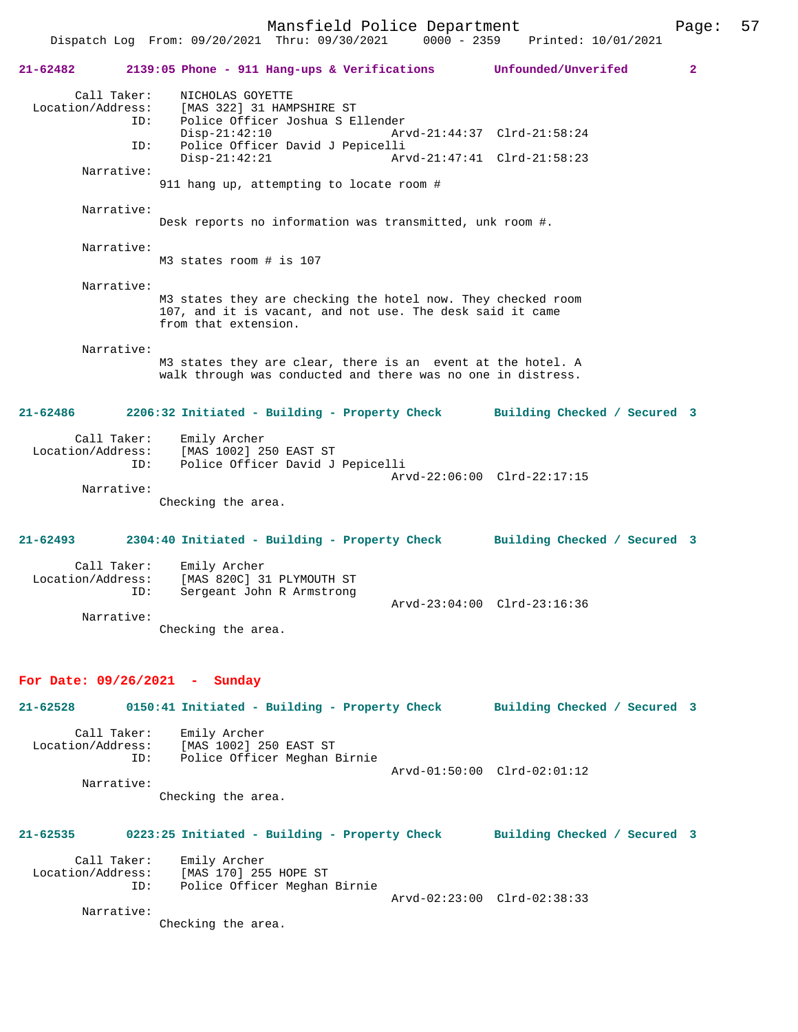**21-62482** 2139:05 Phone - 911 Hang-ups & Verifications Unfounded/Unverifed 2

Call Taker: NICHOLAS GOYETTE
Location/Address: [MAS 322] 31 HAMPSHIRE ST
ID: Police Officer Joshua S Ellender
Disp-21:42:10 Arvd-21:44:37 Clrd-21:58:24
ID: Police Officer David J Pepicelli
Disp-21:42:21 Arvd-21:47:41 Clrd-21:58:23

Narrative:
911 hang up, attempting to locate room #

Narrative:
Desk reports no information was transmitted, unk room #.

Narrative:
M3 states room # is 107

Narrative:
M3 states they are checking the hotel now. They checked room 107, and it is vacant, and not use. The desk said it came from that extension.

Narrative:
M3 states they are clear, there is an event at the hotel. A walk through was conducted and there was no one in distress.

**21-62486** 2206:32 Initiated - Building - Property Check Building Checked / Secured 3

Call Taker: Emily Archer
Location/Address: [MAS 1002] 250 EAST ST
ID: Police Officer David J Pepicelli
Arvd-22:06:00 Clrd-22:17:15

Narrative:
Checking the area.

**21-62493** 2304:40 Initiated - Building - Property Check Building Checked / Secured 3

Call Taker: Emily Archer
Location/Address: [MAS 820C] 31 PLYMOUTH ST
ID: Sergeant John R Armstrong
Arvd-23:04:00 Clrd-23:16:36

Narrative:
Checking the area.

## For Date: 09/26/2021 - Sunday

**21-62528** 0150:41 Initiated - Building - Property Check Building Checked / Secured 3

Call Taker: Emily Archer
Location/Address: [MAS 1002] 250 EAST ST
ID: Police Officer Meghan Birnie
Arvd-01:50:00 Clrd-02:01:12

Narrative:
Checking the area.

**21-62535** 0223:25 Initiated - Building - Property Check Building Checked / Secured 3

Call Taker: Emily Archer
Location/Address: [MAS 170] 255 HOPE ST
ID: Police Officer Meghan Birnie
Arvd-02:23:00 Clrd-02:38:33

Narrative:
Checking the area.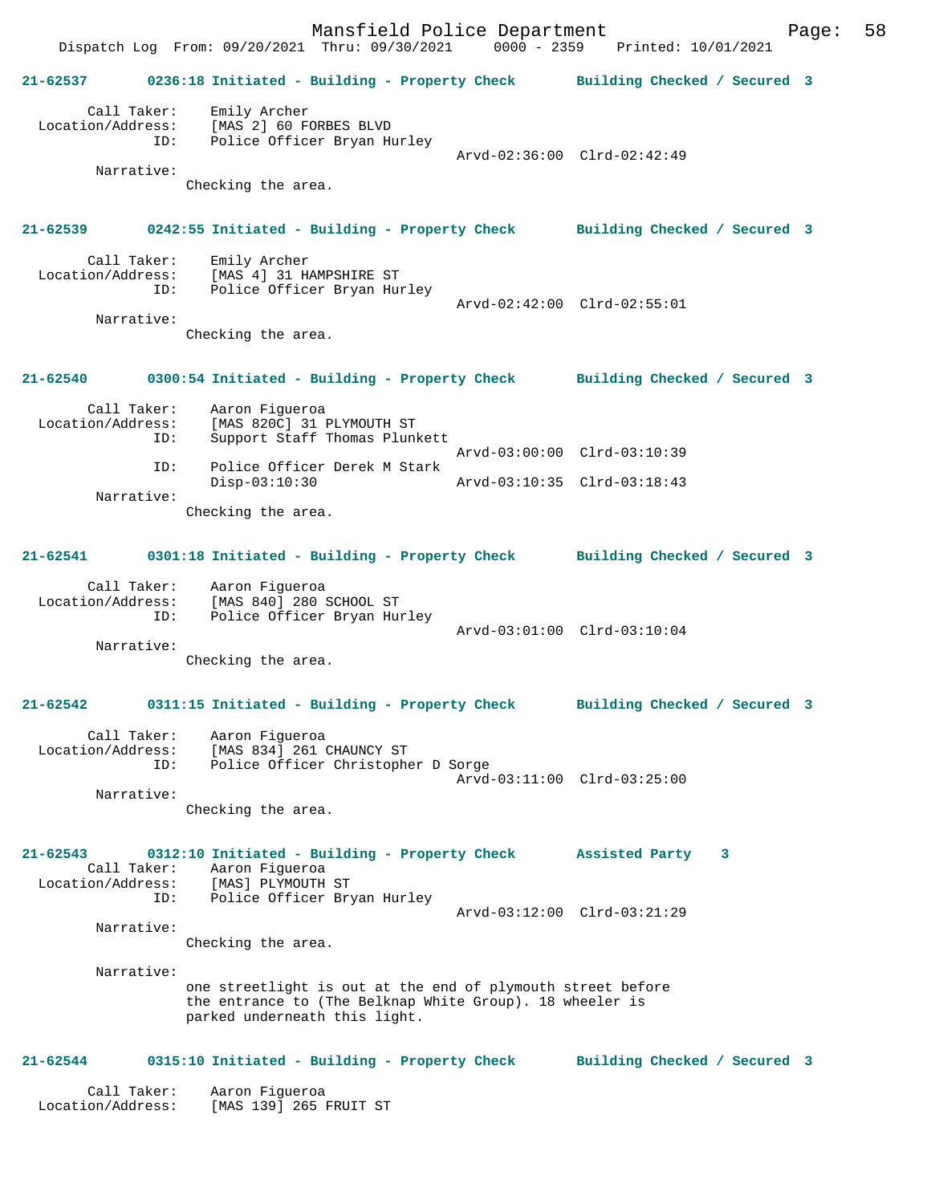**21-62537 0236:18 Initiated - Building - Property Check Building Checked / Secured 3**

```
        Call Taker:    Emily Archer
  Location/Address:    [MAS 2] 60 FORBES BLVD
                ID:    Police Officer Bryan Hurley
                                              Arvd-02:36:00  Clrd-02:42:49
         Narrative:
                Checking the area.
```

**21-62539 0242:55 Initiated - Building - Property Check Building Checked / Secured 3**

```
        Call Taker:    Emily Archer
  Location/Address:    [MAS 4] 31 HAMPSHIRE ST
                ID:    Police Officer Bryan Hurley
                                              Arvd-02:42:00  Clrd-02:55:01
         Narrative:
                Checking the area.
```

**21-62540 0300:54 Initiated - Building - Property Check Building Checked / Secured 3**

```
        Call Taker:    Aaron Figueroa
  Location/Address:    [MAS 820C] 31 PLYMOUTH ST
                ID:    Support Staff Thomas Plunkett
                                              Arvd-03:00:00  Clrd-03:10:39
                ID:    Police Officer Derek M Stark
                       Disp-03:10:30          Arvd-03:10:35  Clrd-03:18:43
         Narrative:
                Checking the area.
```

**21-62541 0301:18 Initiated - Building - Property Check Building Checked / Secured 3**

```
        Call Taker:    Aaron Figueroa
  Location/Address:    [MAS 840] 280 SCHOOL ST
                ID:    Police Officer Bryan Hurley
                                              Arvd-03:01:00  Clrd-03:10:04
         Narrative:
                Checking the area.
```

**21-62542 0311:15 Initiated - Building - Property Check Building Checked / Secured 3**

```
        Call Taker:    Aaron Figueroa
  Location/Address:    [MAS 834] 261 CHAUNCY ST
                ID:    Police Officer Christopher D Sorge
                                              Arvd-03:11:00  Clrd-03:25:00
         Narrative:
                Checking the area.
```

**21-62543 0312:10 Initiated - Building - Property Check Assisted Party 3**

```
        Call Taker:    Aaron Figueroa
  Location/Address:    [MAS] PLYMOUTH ST
                ID:    Police Officer Bryan Hurley
                                              Arvd-03:12:00  Clrd-03:21:29
         Narrative:
                Checking the area.

         Narrative:
                one streetlight is out at the end of plymouth street before
                the entrance to (The Belknap White Group). 18 wheeler is
                parked underneath this light.
```

**21-62544 0315:10 Initiated - Building - Property Check Building Checked / Secured 3**

```
        Call Taker:    Aaron Figueroa
  Location/Address:    [MAS 139] 265 FRUIT ST
```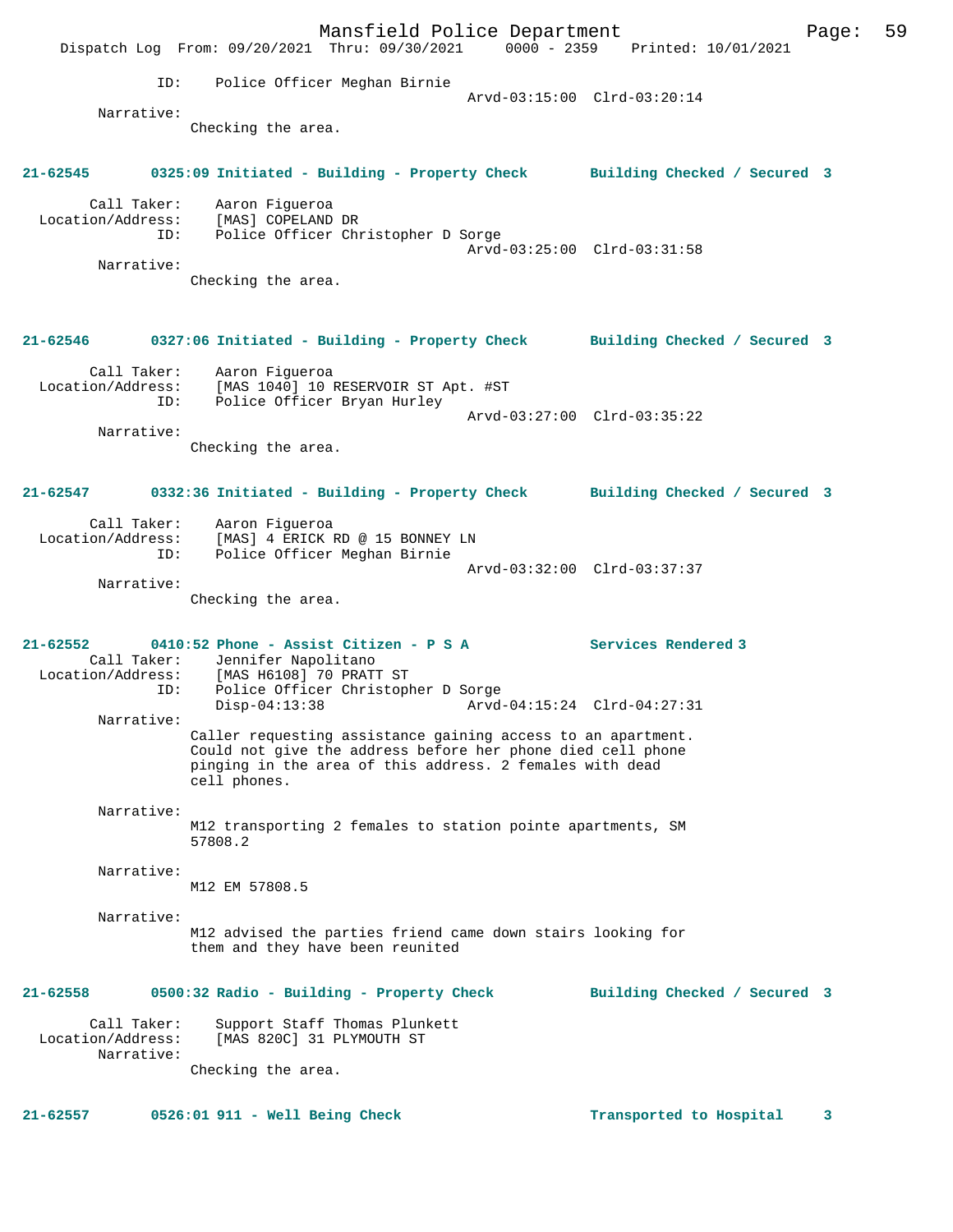ID: Police Officer Meghan Birnie
Arvd-03:15:00 Clrd-03:20:14

Narrative:
Checking the area.

**21-62545 0325:09 Initiated - Building - Property Check Building Checked / Secured 3**

Call Taker: Aaron Figueroa
Location/Address: [MAS] COPELAND DR
ID: Police Officer Christopher D Sorge
Arvd-03:25:00 Clrd-03:31:58

Narrative:
Checking the area.

**21-62546 0327:06 Initiated - Building - Property Check Building Checked / Secured 3**

Call Taker: Aaron Figueroa
Location/Address: [MAS 1040] 10 RESERVOIR ST Apt. #ST
ID: Police Officer Bryan Hurley
Arvd-03:27:00 Clrd-03:35:22

Narrative:
Checking the area.

**21-62547 0332:36 Initiated - Building - Property Check Building Checked / Secured 3**

Call Taker: Aaron Figueroa
Location/Address: [MAS] 4 ERICK RD @ 15 BONNEY LN
ID: Police Officer Meghan Birnie
Arvd-03:32:00 Clrd-03:37:37

Narrative:
Checking the area.

**21-62552 0410:52 Phone - Assist Citizen - P S A Services Rendered 3**

Call Taker: Jennifer Napolitano
Location/Address: [MAS H6108] 70 PRATT ST
ID: Police Officer Christopher D Sorge
Disp-04:13:38 Arvd-04:15:24 Clrd-04:27:31

Narrative:
Caller requesting assistance gaining access to an apartment. Could not give the address before her phone died cell phone pinging in the area of this address. 2 females with dead cell phones.

Narrative:
M12 transporting 2 females to station pointe apartments, SM 57808.2

Narrative:
M12 EM 57808.5

Narrative:
M12 advised the parties friend came down stairs looking for them and they have been reunited

**21-62558 0500:32 Radio - Building - Property Check Building Checked / Secured 3**

Call Taker: Support Staff Thomas Plunkett
Location/Address: [MAS 820C] 31 PLYMOUTH ST

Narrative:
Checking the area.

**21-62557 0526:01 911 - Well Being Check Transported to Hospital 3**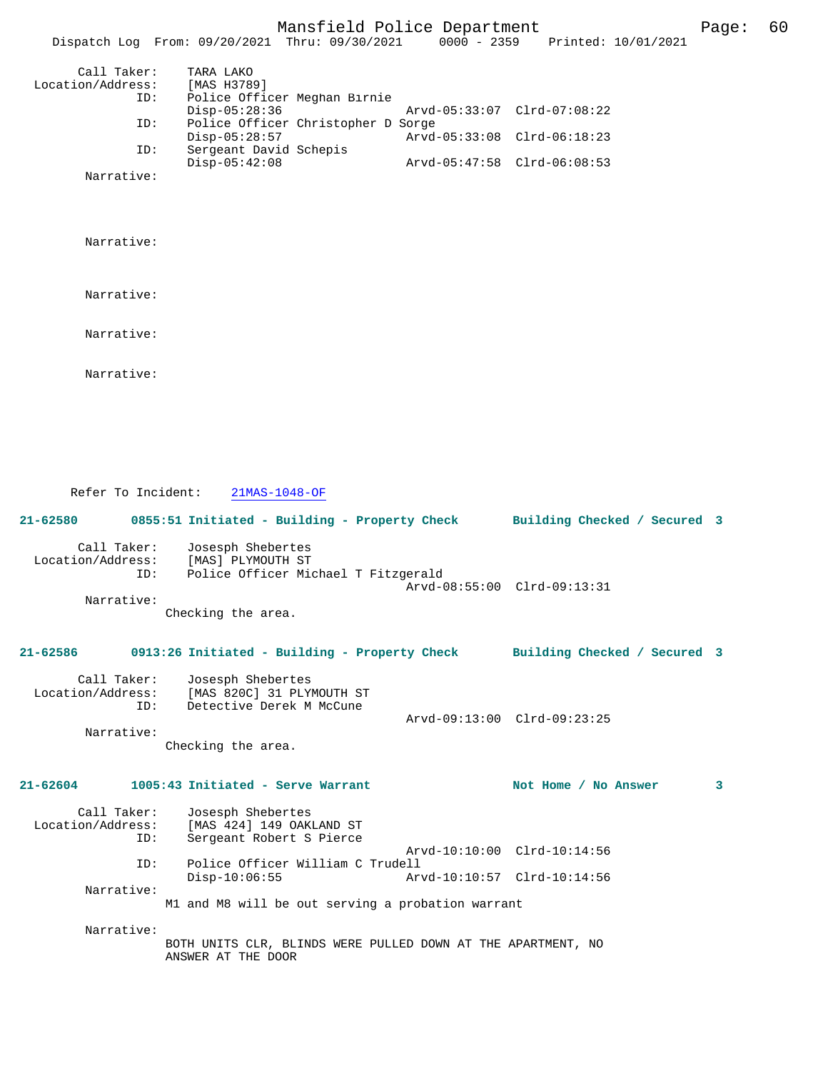Call Taker: TARA LAKO
Location/Address: [MAS H3789]
ID: Police Officer Meghan Birnie
Disp-05:28:36 Arvd-05:33:07 Clrd-07:08:22
ID: Police Officer Christopher D Sorge
Disp-05:28:57 Arvd-05:33:08 Clrd-06:18:23
ID: Sergeant David Schepis
Disp-05:42:08 Arvd-05:47:58 Clrd-06:08:53
Narrative:

Narrative:

Narrative:

Narrative:

Narrative:

Refer To Incident: 21MAS-1048-OF

**21-62580 0855:51 Initiated - Building - Property Check Building Checked / Secured 3**

Call Taker: Josesph Shebertes
Location/Address: [MAS] PLYMOUTH ST
ID: Police Officer Michael T Fitzgerald
Arvd-08:55:00 Clrd-09:13:31
Narrative:
Checking the area.

**21-62586 0913:26 Initiated - Building - Property Check Building Checked / Secured 3**

Call Taker: Josesph Shebertes
Location/Address: [MAS 820C] 31 PLYMOUTH ST
ID: Detective Derek M McCune
Arvd-09:13:00 Clrd-09:23:25
Narrative:
Checking the area.

**21-62604 1005:43 Initiated - Serve Warrant Not Home / No Answer 3**

Call Taker: Josesph Shebertes
Location/Address: [MAS 424] 149 OAKLAND ST
ID: Sergeant Robert S Pierce
Arvd-10:10:00 Clrd-10:14:56
ID: Police Officer William C Trudell
Disp-10:06:55 Arvd-10:10:57 Clrd-10:14:56
Narrative:
M1 and M8 will be out serving a probation warrant

Narrative:
BOTH UNITS CLR, BLINDS WERE PULLED DOWN AT THE APARTMENT, NO ANSWER AT THE DOOR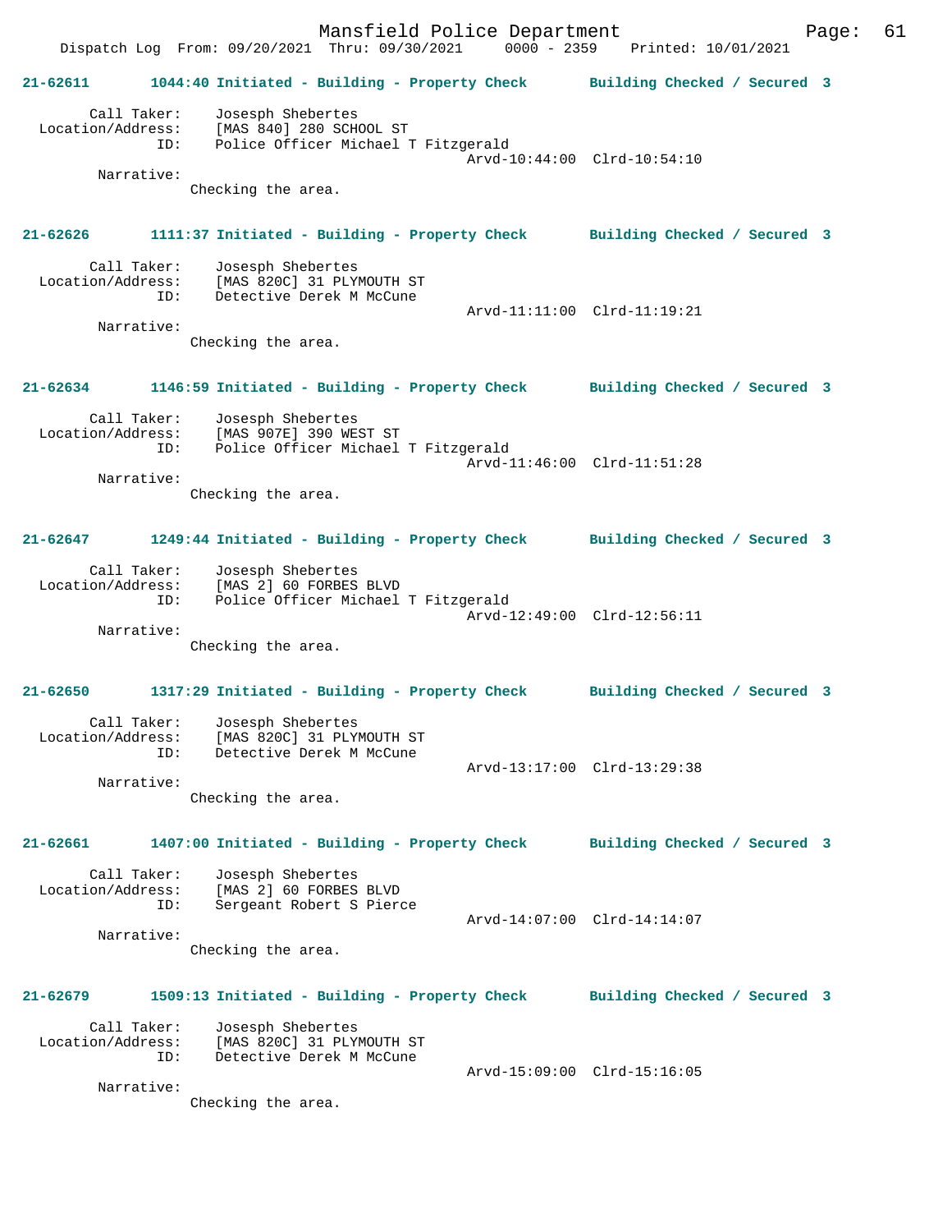21-62611 1044:40 Initiated - Building - Property Check Building Checked / Secured 3

Call Taker: Josesph Shebertes
Location/Address: [MAS 840] 280 SCHOOL ST
ID: Police Officer Michael T Fitzgerald
Arvd-10:44:00 Clrd-10:54:10
Narrative:
Checking the area.

21-62626 1111:37 Initiated - Building - Property Check Building Checked / Secured 3

Call Taker: Josesph Shebertes
Location/Address: [MAS 820C] 31 PLYMOUTH ST
ID: Detective Derek M McCune
Arvd-11:11:00 Clrd-11:19:21
Narrative:
Checking the area.

21-62634 1146:59 Initiated - Building - Property Check Building Checked / Secured 3

Call Taker: Josesph Shebertes
Location/Address: [MAS 907E] 390 WEST ST
ID: Police Officer Michael T Fitzgerald
Arvd-11:46:00 Clrd-11:51:28
Narrative:
Checking the area.

21-62647 1249:44 Initiated - Building - Property Check Building Checked / Secured 3

Call Taker: Josesph Shebertes
Location/Address: [MAS 2] 60 FORBES BLVD
ID: Police Officer Michael T Fitzgerald
Arvd-12:49:00 Clrd-12:56:11
Narrative:
Checking the area.

21-62650 1317:29 Initiated - Building - Property Check Building Checked / Secured 3

Call Taker: Josesph Shebertes
Location/Address: [MAS 820C] 31 PLYMOUTH ST
ID: Detective Derek M McCune
Arvd-13:17:00 Clrd-13:29:38
Narrative:
Checking the area.

21-62661 1407:00 Initiated - Building - Property Check Building Checked / Secured 3

Call Taker: Josesph Shebertes
Location/Address: [MAS 2] 60 FORBES BLVD
ID: Sergeant Robert S Pierce
Arvd-14:07:00 Clrd-14:14:07
Narrative:
Checking the area.

21-62679 1509:13 Initiated - Building - Property Check Building Checked / Secured 3

Call Taker: Josesph Shebertes
Location/Address: [MAS 820C] 31 PLYMOUTH ST
ID: Detective Derek M McCune
Arvd-15:09:00 Clrd-15:16:05
Narrative:
Checking the area.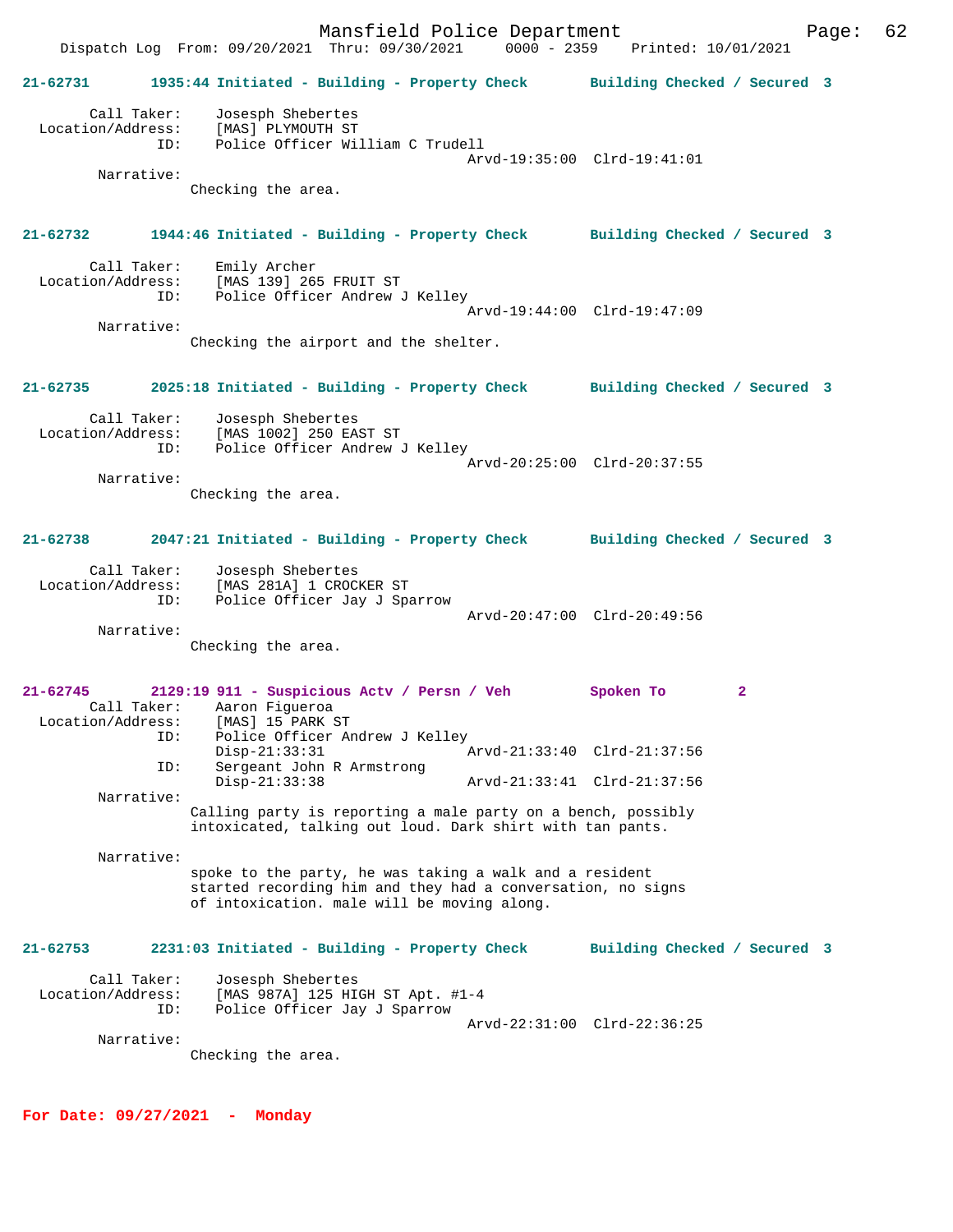21-62731 1935:44 Initiated - Building - Property Check Building Checked / Secured 3

Call Taker: Josesph Shebertes
Location/Address: [MAS] PLYMOUTH ST
ID: Police Officer William C Trudell
Arvd-19:35:00 Clrd-19:41:01
Narrative:
Checking the area.

21-62732 1944:46 Initiated - Building - Property Check Building Checked / Secured 3

Call Taker: Emily Archer
Location/Address: [MAS 139] 265 FRUIT ST
ID: Police Officer Andrew J Kelley
Arvd-19:44:00 Clrd-19:47:09
Narrative:
Checking the airport and the shelter.

21-62735 2025:18 Initiated - Building - Property Check Building Checked / Secured 3

Call Taker: Josesph Shebertes
Location/Address: [MAS 1002] 250 EAST ST
ID: Police Officer Andrew J Kelley
Arvd-20:25:00 Clrd-20:37:55
Narrative:
Checking the area.

21-62738 2047:21 Initiated - Building - Property Check Building Checked / Secured 3

Call Taker: Josesph Shebertes
Location/Address: [MAS 281A] 1 CROCKER ST
ID: Police Officer Jay J Sparrow
Arvd-20:47:00 Clrd-20:49:56
Narrative:
Checking the area.

21-62745 2129:19 911 - Suspicious Actv / Persn / Veh Spoken To 2
Call Taker: Aaron Figueroa
Location/Address: [MAS] 15 PARK ST
ID: Police Officer Andrew J Kelley
Disp-21:33:31 Arvd-21:33:40 Clrd-21:37:56
ID: Sergeant John R Armstrong
Disp-21:33:38 Arvd-21:33:41 Clrd-21:37:56
Narrative:
Calling party is reporting a male party on a bench, possibly intoxicated, talking out loud. Dark shirt with tan pants.

Narrative:
spoke to the party, he was taking a walk and a resident started recording him and they had a conversation, no signs of intoxication. male will be moving along.

21-62753 2231:03 Initiated - Building - Property Check Building Checked / Secured 3

Call Taker: Josesph Shebertes
Location/Address: [MAS 987A] 125 HIGH ST Apt. #1-4
ID: Police Officer Jay J Sparrow
Arvd-22:31:00 Clrd-22:36:25
Narrative:
Checking the area.

**For Date: 09/27/2021 - Monday**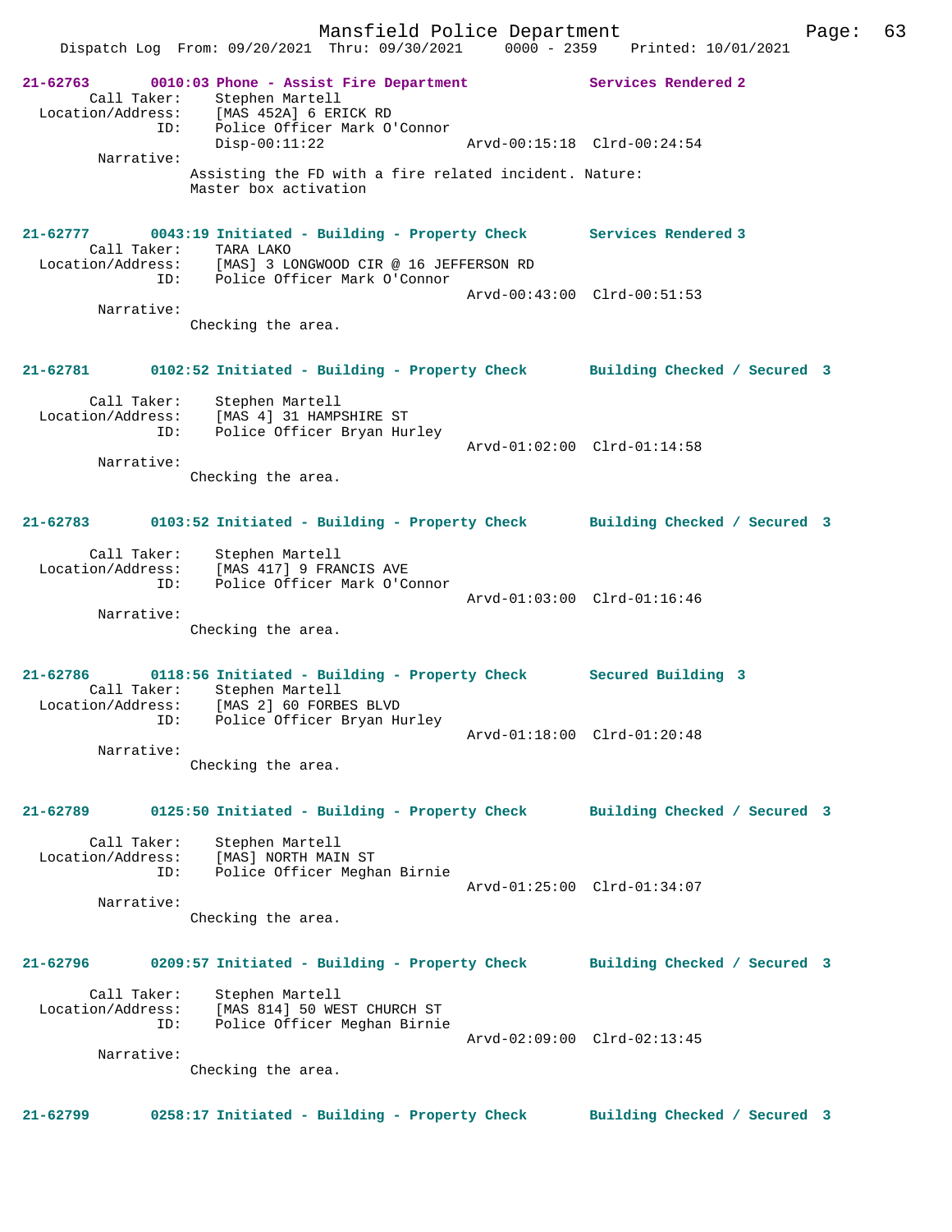**21-62763 0010:03 Phone - Assist Fire Department Services Rendered 2**

Call Taker: Stephen Martell
Location/Address: [MAS 452A] 6 ERICK RD
ID: Police Officer Mark O'Connor
Disp-00:11:22 Arvd-00:15:18 Clrd-00:24:54
Narrative:
Assisting the FD with a fire related incident. Nature: Master box activation

**21-62777 0043:19 Initiated - Building - Property Check Services Rendered 3**

Call Taker: TARA LAKO
Location/Address: [MAS] 3 LONGWOOD CIR @ 16 JEFFERSON RD
ID: Police Officer Mark O'Connor
Arvd-00:43:00 Clrd-00:51:53
Narrative:
Checking the area.

**21-62781 0102:52 Initiated - Building - Property Check Building Checked / Secured 3**

Call Taker: Stephen Martell
Location/Address: [MAS 4] 31 HAMPSHIRE ST
ID: Police Officer Bryan Hurley
Arvd-01:02:00 Clrd-01:14:58
Narrative:
Checking the area.

**21-62783 0103:52 Initiated - Building - Property Check Building Checked / Secured 3**

Call Taker: Stephen Martell
Location/Address: [MAS 417] 9 FRANCIS AVE
ID: Police Officer Mark O'Connor
Arvd-01:03:00 Clrd-01:16:46
Narrative:
Checking the area.

**21-62786 0118:56 Initiated - Building - Property Check Secured Building 3**

Call Taker: Stephen Martell
Location/Address: [MAS 2] 60 FORBES BLVD
ID: Police Officer Bryan Hurley
Arvd-01:18:00 Clrd-01:20:48
Narrative:
Checking the area.

**21-62789 0125:50 Initiated - Building - Property Check Building Checked / Secured 3**

Call Taker: Stephen Martell
Location/Address: [MAS] NORTH MAIN ST
ID: Police Officer Meghan Birnie
Arvd-01:25:00 Clrd-01:34:07
Narrative:
Checking the area.

**21-62796 0209:57 Initiated - Building - Property Check Building Checked / Secured 3**

Call Taker: Stephen Martell
Location/Address: [MAS 814] 50 WEST CHURCH ST
ID: Police Officer Meghan Birnie
Arvd-02:09:00 Clrd-02:13:45
Narrative:
Checking the area.

**21-62799 0258:17 Initiated - Building - Property Check Building Checked / Secured 3**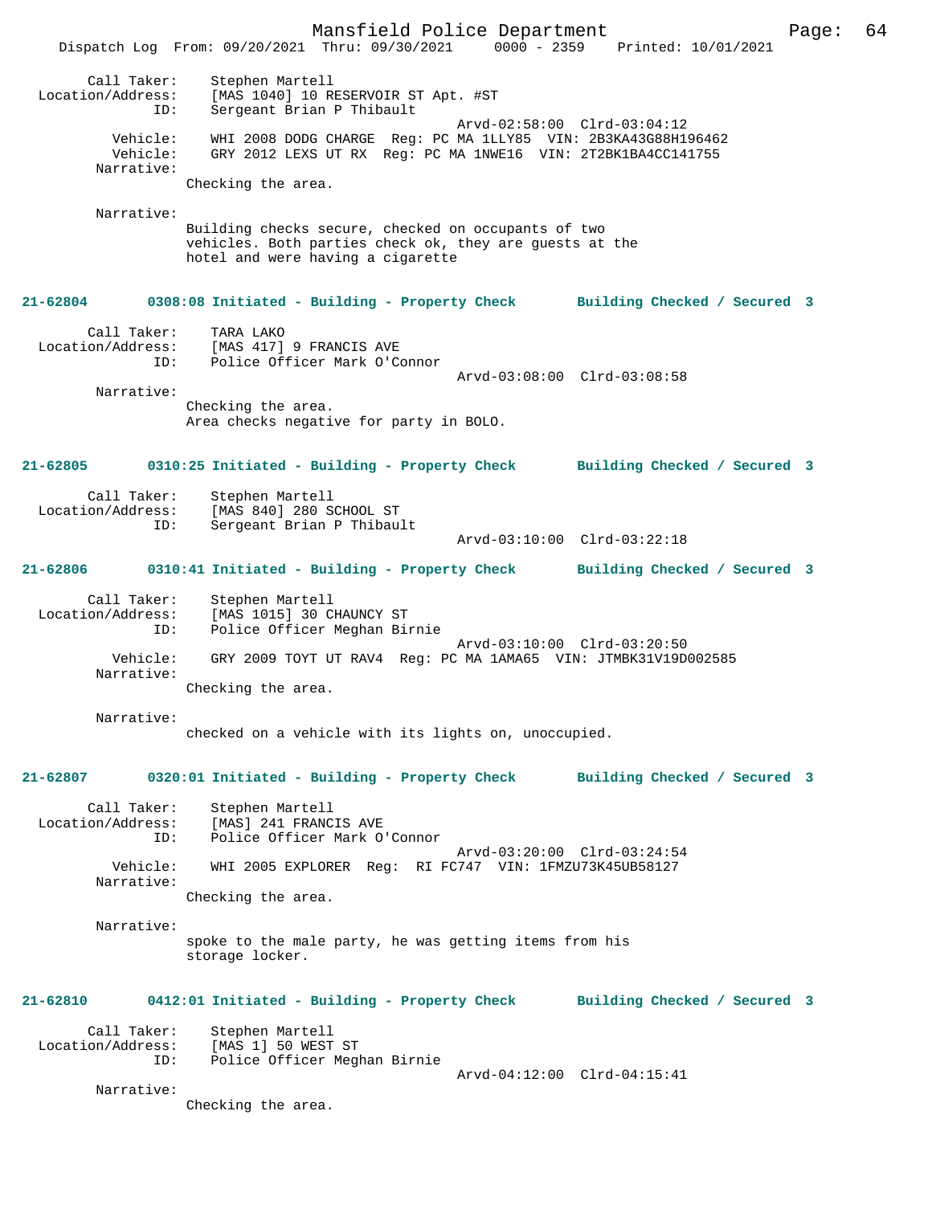Call Taker: Stephen Martell
Location/Address: [MAS 1040] 10 RESERVOIR ST Apt. #ST
ID: Sergeant Brian P Thibault
Arvd-02:58:00 Clrd-03:04:12
Vehicle: WHI 2008 DODG CHARGE Reg: PC MA 1LLY85 VIN: 2B3KA43G88H196462
Vehicle: GRY 2012 LEXS UT RX Reg: PC MA 1NWE16 VIN: 2T2BK1BA4CC141755
Narrative:
Checking the area.

Narrative:
Building checks secure, checked on occupants of two vehicles. Both parties check ok, they are guests at the hotel and were having a cigarette

**21-62804 0308:08 Initiated - Building - Property Check Building Checked / Secured 3**

Call Taker: TARA LAKO
Location/Address: [MAS 417] 9 FRANCIS AVE
ID: Police Officer Mark O'Connor
Arvd-03:08:00 Clrd-03:08:58
Narrative:
Checking the area.
Area checks negative for party in BOLO.

**21-62805 0310:25 Initiated - Building - Property Check Building Checked / Secured 3**

Call Taker: Stephen Martell
Location/Address: [MAS 840] 280 SCHOOL ST
ID: Sergeant Brian P Thibault
Arvd-03:10:00 Clrd-03:22:18

**21-62806 0310:41 Initiated - Building - Property Check Building Checked / Secured 3**

Call Taker: Stephen Martell
Location/Address: [MAS 1015] 30 CHAUNCY ST
ID: Police Officer Meghan Birnie
Arvd-03:10:00 Clrd-03:20:50
Vehicle: GRY 2009 TOYT UT RAV4 Reg: PC MA 1AMA65 VIN: JTMBK31V19D002585
Narrative:
Checking the area.

Narrative:
checked on a vehicle with its lights on, unoccupied.

**21-62807 0320:01 Initiated - Building - Property Check Building Checked / Secured 3**

Call Taker: Stephen Martell
Location/Address: [MAS] 241 FRANCIS AVE
ID: Police Officer Mark O'Connor
Arvd-03:20:00 Clrd-03:24:54
Vehicle: WHI 2005 EXPLORER Reg: RI FC747 VIN: 1FMZU73K45UB58127
Narrative:
Checking the area.

Narrative:
spoke to the male party, he was getting items from his storage locker.

**21-62810 0412:01 Initiated - Building - Property Check Building Checked / Secured 3**

Call Taker: Stephen Martell
Location/Address: [MAS 1] 50 WEST ST
ID: Police Officer Meghan Birnie
Arvd-04:12:00 Clrd-04:15:41
Narrative:
Checking the area.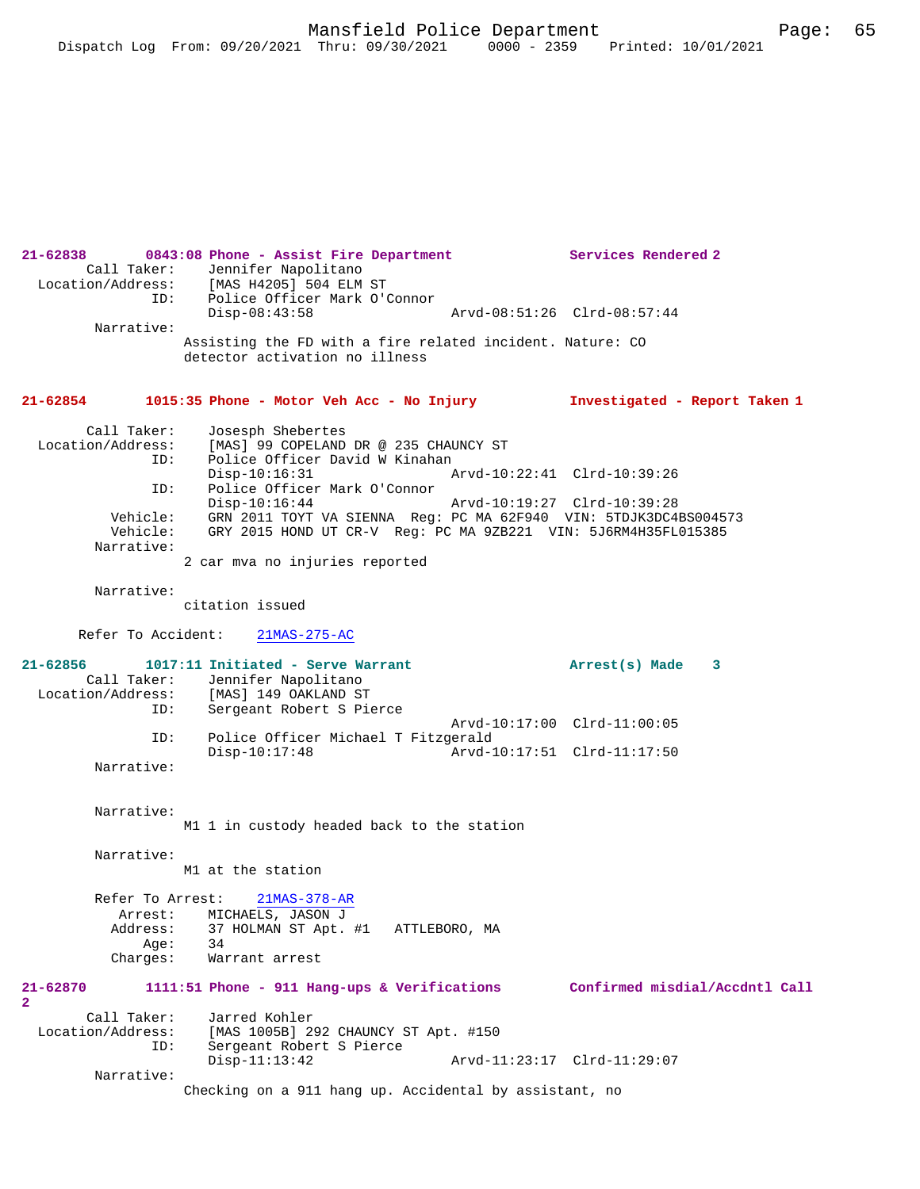21-62838 0843:08 Phone - Assist Fire Department Services Rendered 2

Call Taker: Jennifer Napolitano
Location/Address: [MAS H4205] 504 ELM ST
ID: Police Officer Mark O'Connor
Disp-08:43:58 Arvd-08:51:26 Clrd-08:57:44

Narrative:
Assisting the FD with a fire related incident. Nature: CO detector activation no illness

21-62854 1015:35 Phone - Motor Veh Acc - No Injury Investigated - Report Taken 1

Call Taker: Josesph Shebertes
Location/Address: [MAS] 99 COPELAND DR @ 235 CHAUNCY ST
ID: Police Officer David W Kinahan
Disp-10:16:31 Arvd-10:22:41 Clrd-10:39:26
ID: Police Officer Mark O'Connor
Disp-10:16:44 Arvd-10:19:27 Clrd-10:39:28
Vehicle: GRN 2011 TOYT VA SIENNA Reg: PC MA 62F940 VIN: 5TDJK3DC4BS004573
Vehicle: GRY 2015 HOND UT CR-V Reg: PC MA 9ZB221 VIN: 5J6RM4H35FL015385

Narrative:
2 car mva no injuries reported

Narrative:
citation issued

Refer To Accident: 21MAS-275-AC

21-62856 1017:11 Initiated - Serve Warrant Arrest(s) Made 3

Call Taker: Jennifer Napolitano
Location/Address: [MAS] 149 OAKLAND ST
ID: Sergeant Robert S Pierce
Arvd-10:17:00 Clrd-11:00:05
ID: Police Officer Michael T Fitzgerald
Disp-10:17:48 Arvd-10:17:51 Clrd-11:17:50

Narrative:

Narrative:
M1 1 in custody headed back to the station

Narrative:
M1 at the station

Refer To Arrest: 21MAS-378-AR
Arrest: MICHAELS, JASON J
Address: 37 HOLMAN ST Apt. #1 ATTLEBORO, MA
Age: 34
Charges: Warrant arrest

21-62870 1111:51 Phone - 911 Hang-ups & Verifications Confirmed misdial/Accdntl Call 2

Call Taker: Jarred Kohler
Location/Address: [MAS 1005B] 292 CHAUNCY ST Apt. #150
ID: Sergeant Robert S Pierce
Disp-11:13:42 Arvd-11:23:17 Clrd-11:29:07

Narrative:
Checking on a 911 hang up. Accidental by assistant, no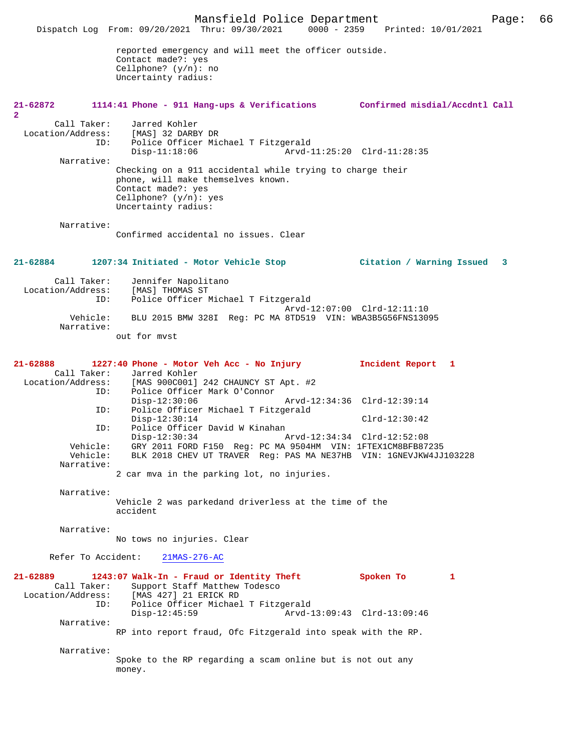reported emergency and will meet the officer outside.
Contact made?: yes
Cellphone? (y/n): no
Uncertainty radius:

**21-62872 1114:41 Phone - 911 Hang-ups & Verifications Confirmed misdial/Accdntl Call 2**

Call Taker: Jarred Kohler
Location/Address: [MAS] 32 DARBY DR
ID: Police Officer Michael T Fitzgerald
Disp-11:18:06 Arvd-11:25:20 Clrd-11:28:35

Narrative:
Checking on a 911 accidental while trying to charge their phone, will make themselves known.
Contact made?: yes
Cellphone? (y/n): yes
Uncertainty radius:

Narrative:
Confirmed accidental no issues. Clear

**21-62884 1207:34 Initiated - Motor Vehicle Stop Citation / Warning Issued 3**

Call Taker: Jennifer Napolitano
Location/Address: [MAS] THOMAS ST
ID: Police Officer Michael T Fitzgerald
Arvd-12:07:00 Clrd-12:11:10
Vehicle: BLU 2015 BMW 328I Reg: PC MA 8TD519 VIN: WBA3B5G56FNS13095

Narrative:
out for mvst

**21-62888 1227:40 Phone - Motor Veh Acc - No Injury Incident Report 1**

Call Taker: Jarred Kohler
Location/Address: [MAS 900C001] 242 CHAUNCY ST Apt. #2
ID: Police Officer Mark O'Connor
Disp-12:30:06 Arvd-12:34:36 Clrd-12:39:14
ID: Police Officer Michael T Fitzgerald
Disp-12:30:14 Clrd-12:30:42
ID: Police Officer David W Kinahan
Disp-12:30:34 Arvd-12:34:34 Clrd-12:52:08
Vehicle: GRY 2011 FORD F150 Reg: PC MA 9504HM VIN: 1FTEX1CM8BFB87235
Vehicle: BLK 2018 CHEV UT TRAVER Reg: PAS MA NE37HB VIN: 1GNEVJKW4JJ103228

Narrative:
2 car mva in the parking lot, no injuries.

Narrative:
Vehicle 2 was parkedand driverless at the time of the accident

Narrative:
No tows no injuries. Clear

Refer To Accident: 21MAS-276-AC

**21-62889 1243:07 Walk-In - Fraud or Identity Theft Spoken To 1**

Call Taker: Support Staff Matthew Todesco
Location/Address: [MAS 427] 21 ERICK RD
ID: Police Officer Michael T Fitzgerald
Disp-12:45:59 Arvd-13:09:43 Clrd-13:09:46

Narrative:
RP into report fraud, Ofc Fitzgerald into speak with the RP.

Narrative:
Spoke to the RP regarding a scam online but is not out any money.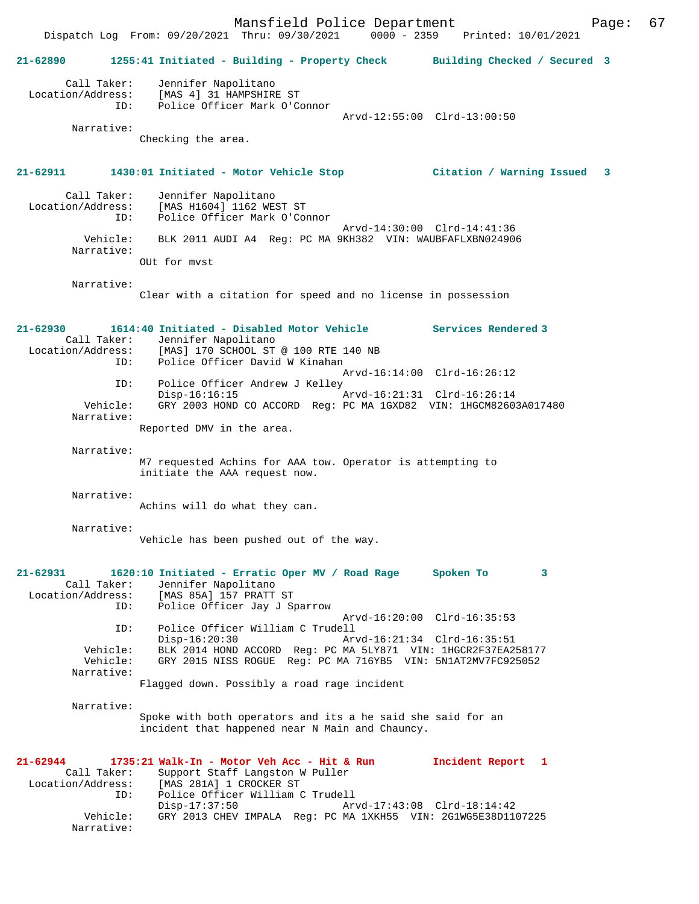**21-62890 1255:41 Initiated - Building - Property Check — Building Checked / Secured 3**

```
        Call Taker:    Jennifer Napolitano
  Location/Address:    [MAS 4] 31 HAMPSHIRE ST
                ID:    Police Officer Mark O'Connor
                                             Arvd-12:55:00  Clrd-13:00:50
         Narrative:
                     Checking the area.
```

**21-62911 1430:01 Initiated - Motor Vehicle Stop — Citation / Warning Issued 3**

```
        Call Taker:    Jennifer Napolitano
  Location/Address:    [MAS H1604] 1162 WEST ST
                ID:    Police Officer Mark O'Connor
                                             Arvd-14:30:00  Clrd-14:41:36
           Vehicle:    BLK 2011 AUDI A4  Reg: PC MA 9KH382  VIN: WAUBFAFLXBN024906
         Narrative:
                     OUt for mvst

         Narrative:
                     Clear with a citation for speed and no license in possession
```

**21-62930 1614:40 Initiated - Disabled Motor Vehicle — Services Rendered 3**

```
        Call Taker:    Jennifer Napolitano
  Location/Address:    [MAS] 170 SCHOOL ST @ 100 RTE 140 NB
                ID:    Police Officer David W Kinahan
                                             Arvd-16:14:00  Clrd-16:26:12
                ID:    Police Officer Andrew J Kelley
                       Disp-16:16:15         Arvd-16:21:31  Clrd-16:26:14
           Vehicle:    GRY 2003 HOND CO ACCORD  Reg: PC MA 1GXD82  VIN: 1HGCM82603A017480
         Narrative:
                     Reported DMV in the area.

         Narrative:
                     M7 requested Achins for AAA tow. Operator is attempting to
                     initiate the AAA request now.

         Narrative:
                     Achins will do what they can.

         Narrative:
                     Vehicle has been pushed out of the way.
```

**21-62931 1620:10 Initiated - Erratic Oper MV / Road Rage — Spoken To 3**

```
        Call Taker:    Jennifer Napolitano
  Location/Address:    [MAS 85A] 157 PRATT ST
                ID:    Police Officer Jay J Sparrow
                                             Arvd-16:20:00  Clrd-16:35:53
                ID:    Police Officer William C Trudell
                       Disp-16:20:30         Arvd-16:21:34  Clrd-16:35:51
           Vehicle:    BLK 2014 HOND ACCORD  Reg: PC MA 5LY871  VIN: 1HGCR2F37EA258177
           Vehicle:    GRY 2015 NISS ROGUE  Reg: PC MA 716YB5  VIN: 5N1AT2MV7FC925052
         Narrative:
                     Flagged down. Possibly a road rage incident

         Narrative:
                     Spoke with both operators and its a he said she said for an
                     incident that happened near N Main and Chauncy.
```

**21-62944 1735:21 Walk-In - Motor Veh Acc - Hit & Run — Incident Report 1**

```
        Call Taker:    Support Staff Langston W Puller
  Location/Address:    [MAS 281A] 1 CROCKER ST
                ID:    Police Officer William C Trudell
                       Disp-17:37:50         Arvd-17:43:08  Clrd-18:14:42
           Vehicle:    GRY 2013 CHEV IMPALA  Reg: PC MA 1XKH55  VIN: 2G1WG5E38D1107225
         Narrative:
```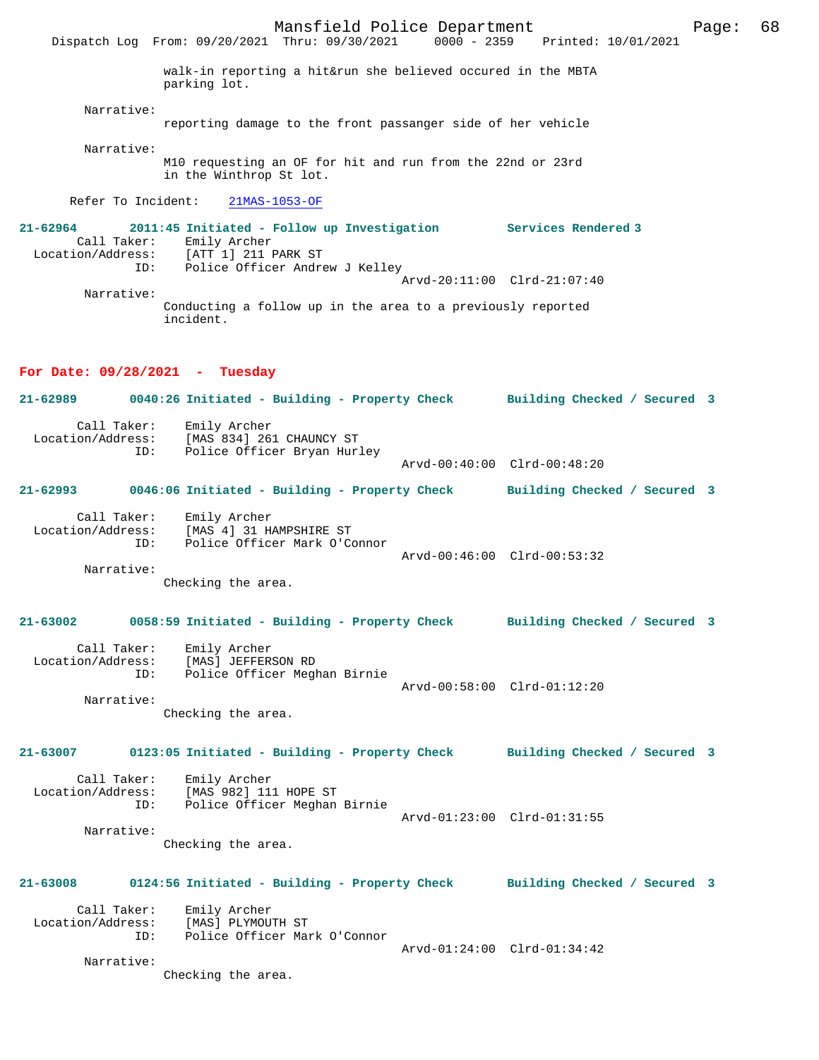walk-in reporting a hit&run she believed occured in the MBTA parking lot.

Narrative:
reporting damage to the front passanger side of her vehicle

Narrative:
M10 requesting an OF for hit and run from the 22nd or 23rd in the Winthrop St lot.

Refer To Incident: 21MAS-1053-OF

**21-62964 2011:45 Initiated - Follow up Investigation Services Rendered 3**

Call Taker: Emily Archer
Location/Address: [ATT 1] 211 PARK ST
ID: Police Officer Andrew J Kelley
Arvd-20:11:00 Clrd-21:07:40

Narrative:
Conducting a follow up in the area to a previously reported incident.

## For Date: 09/28/2021 - Tuesday

**21-62989 0040:26 Initiated - Building - Property Check Building Checked / Secured 3**

Call Taker: Emily Archer
Location/Address: [MAS 834] 261 CHAUNCY ST
ID: Police Officer Bryan Hurley
Arvd-00:40:00 Clrd-00:48:20

**21-62993 0046:06 Initiated - Building - Property Check Building Checked / Secured 3**

Call Taker: Emily Archer
Location/Address: [MAS 4] 31 HAMPSHIRE ST
ID: Police Officer Mark O'Connor
Arvd-00:46:00 Clrd-00:53:32

Narrative:
Checking the area.

**21-63002 0058:59 Initiated - Building - Property Check Building Checked / Secured 3**

Call Taker: Emily Archer
Location/Address: [MAS] JEFFERSON RD
ID: Police Officer Meghan Birnie
Arvd-00:58:00 Clrd-01:12:20

Narrative:
Checking the area.

**21-63007 0123:05 Initiated - Building - Property Check Building Checked / Secured 3**

Call Taker: Emily Archer
Location/Address: [MAS 982] 111 HOPE ST
ID: Police Officer Meghan Birnie
Arvd-01:23:00 Clrd-01:31:55

Narrative:
Checking the area.

**21-63008 0124:56 Initiated - Building - Property Check Building Checked / Secured 3**

Call Taker: Emily Archer
Location/Address: [MAS] PLYMOUTH ST
ID: Police Officer Mark O'Connor
Arvd-01:24:00 Clrd-01:34:42

Narrative:
Checking the area.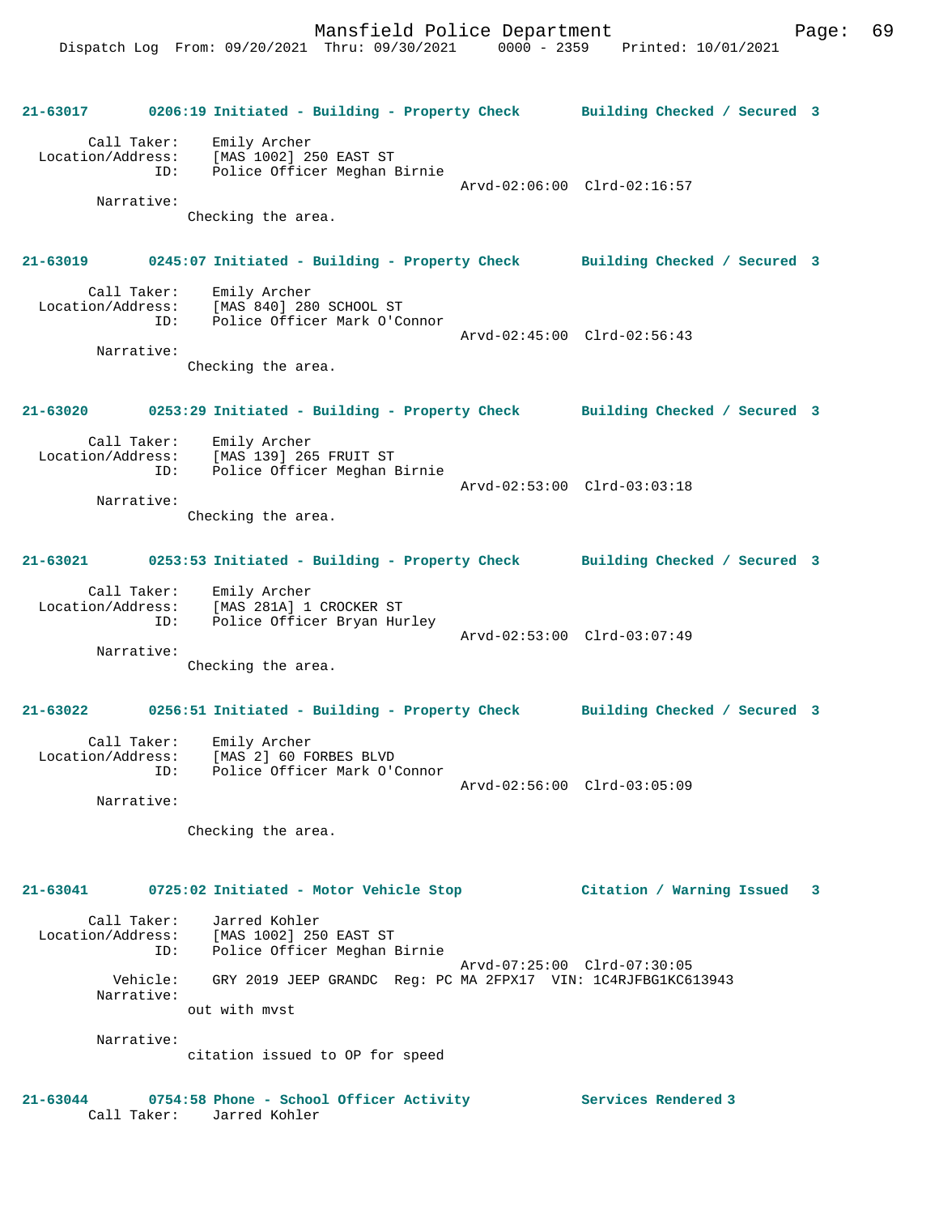**21-63017 0206:19 Initiated - Building - Property Check Building Checked / Secured 3**

```
        Call Taker:    Emily Archer
  Location/Address:    [MAS 1002] 250 EAST ST
                ID:    Police Officer Meghan Birnie
                                                   Arvd-02:06:00  Clrd-02:16:57
         Narrative:
                 Checking the area.
```

**21-63019 0245:07 Initiated - Building - Property Check Building Checked / Secured 3**

```
        Call Taker:    Emily Archer
  Location/Address:    [MAS 840] 280 SCHOOL ST
                ID:    Police Officer Mark O'Connor
                                                   Arvd-02:45:00  Clrd-02:56:43
         Narrative:
                 Checking the area.
```

**21-63020 0253:29 Initiated - Building - Property Check Building Checked / Secured 3**

```
        Call Taker:    Emily Archer
  Location/Address:    [MAS 139] 265 FRUIT ST
                ID:    Police Officer Meghan Birnie
                                                   Arvd-02:53:00  Clrd-03:03:18
         Narrative:
                 Checking the area.
```

**21-63021 0253:53 Initiated - Building - Property Check Building Checked / Secured 3**

```
        Call Taker:    Emily Archer
  Location/Address:    [MAS 281A] 1 CROCKER ST
                ID:    Police Officer Bryan Hurley
                                                   Arvd-02:53:00  Clrd-03:07:49
         Narrative:
                 Checking the area.
```

**21-63022 0256:51 Initiated - Building - Property Check Building Checked / Secured 3**

```
        Call Taker:    Emily Archer
  Location/Address:    [MAS 2] 60 FORBES BLVD
                ID:    Police Officer Mark O'Connor
                                                   Arvd-02:56:00  Clrd-03:05:09
         Narrative:

                 Checking the area.
```

**21-63041 0725:02 Initiated - Motor Vehicle Stop Citation / Warning Issued 3**

```
        Call Taker:    Jarred Kohler
  Location/Address:    [MAS 1002] 250 EAST ST
                ID:    Police Officer Meghan Birnie
                                                   Arvd-07:25:00  Clrd-07:30:05
           Vehicle:    GRY 2019 JEEP GRANDC  Reg: PC MA 2FPX17  VIN: 1C4RJFBG1KC613943
         Narrative:
                 out with mvst

         Narrative:
                 citation issued to OP for speed
```

**21-63044 0754:58 Phone - School Officer Activity Services Rendered 3**

```
        Call Taker:    Jarred Kohler
```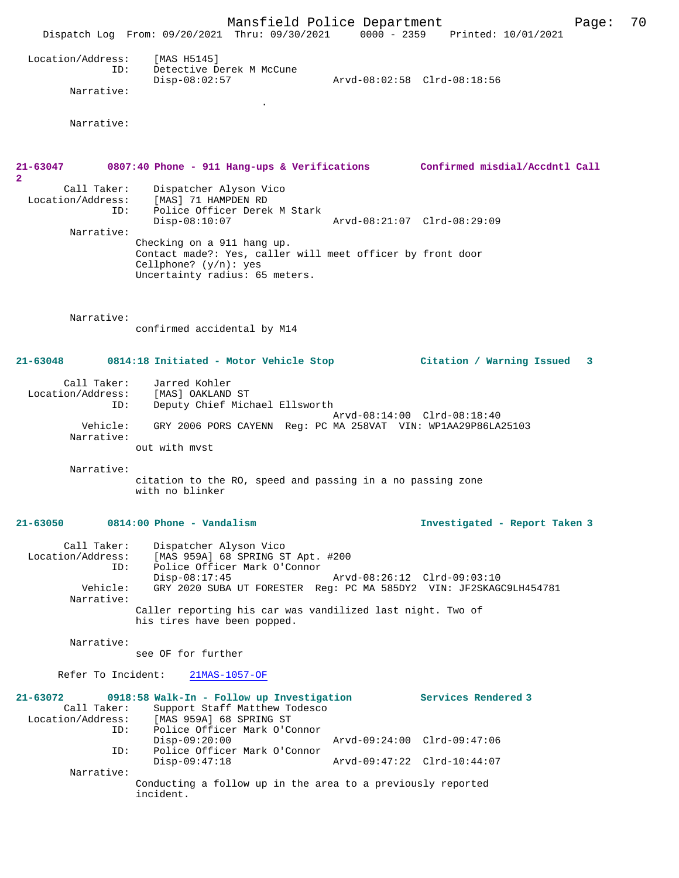Location/Address: [MAS H5145]
ID: Detective Derek M McCune
Disp-08:02:57 Arvd-08:02:58 Clrd-08:18:56

Narrative:
.

Narrative:

**21-63047 0807:40 Phone - 911 Hang-ups & Verifications Confirmed misdial/Accdntl Call 2**

Call Taker: Dispatcher Alyson Vico
Location/Address: [MAS] 71 HAMPDEN RD
ID: Police Officer Derek M Stark
Disp-08:10:07 Arvd-08:21:07 Clrd-08:29:09

Narrative:
Checking on a 911 hang up.
Contact made?: Yes, caller will meet officer by front door
Cellphone? (y/n): yes
Uncertainty radius: 65 meters.

Narrative:
confirmed accidental by M14

**21-63048 0814:18 Initiated - Motor Vehicle Stop Citation / Warning Issued 3**

Call Taker: Jarred Kohler
Location/Address: [MAS] OAKLAND ST
ID: Deputy Chief Michael Ellsworth
Arvd-08:14:00 Clrd-08:18:40
Vehicle: GRY 2006 PORS CAYENN Reg: PC MA 258VAT VIN: WP1AA29P86LA25103

Narrative:
out with mvst

Narrative:
citation to the RO, speed and passing in a no passing zone with no blinker

**21-63050 0814:00 Phone - Vandalism Investigated - Report Taken 3**

Call Taker: Dispatcher Alyson Vico
Location/Address: [MAS 959A] 68 SPRING ST Apt. #200
ID: Police Officer Mark O'Connor
Disp-08:17:45 Arvd-08:26:12 Clrd-09:03:10
Vehicle: GRY 2020 SUBA UT FORESTER Reg: PC MA 585DY2 VIN: JF2SKAGC9LH454781

Narrative:
Caller reporting his car was vandilized last night. Two of his tires have been popped.

Narrative:
see OF for further

Refer To Incident: 21MAS-1057-OF

**21-63072 0918:58 Walk-In - Follow up Investigation Services Rendered 3**

Call Taker: Support Staff Matthew Todesco
Location/Address: [MAS 959A] 68 SPRING ST
ID: Police Officer Mark O'Connor
Disp-09:20:00 Arvd-09:24:00 Clrd-09:47:06
ID: Police Officer Mark O'Connor
Disp-09:47:18 Arvd-09:47:22 Clrd-10:44:07

Narrative:
Conducting a follow up in the area to a previously reported incident.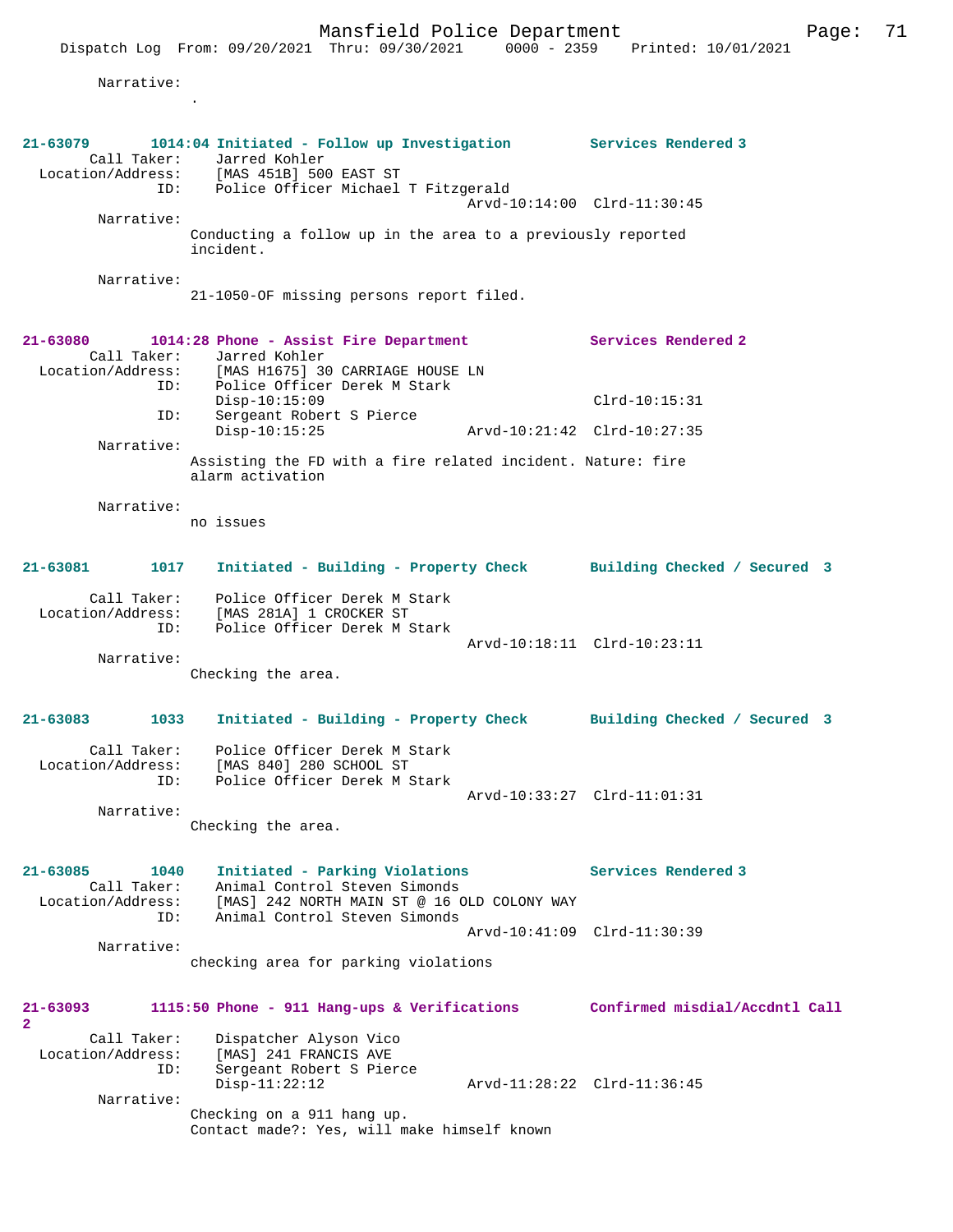Narrative:
.

**21-63079** 1014:04 Initiated - Follow up Investigation — Services Rendered 3

Call Taker: Jarred Kohler
Location/Address: [MAS 451B] 500 EAST ST
ID: Police Officer Michael T Fitzgerald
Arvd-10:14:00 Clrd-11:30:45

Narrative:
Conducting a follow up in the area to a previously reported incident.

Narrative:
21-1050-OF missing persons report filed.

**21-63080** 1014:28 Phone - Assist Fire Department — Services Rendered 2

Call Taker: Jarred Kohler
Location/Address: [MAS H1675] 30 CARRIAGE HOUSE LN
ID: Police Officer Derek M Stark
Disp-10:15:09 Clrd-10:15:31
ID: Sergeant Robert S Pierce
Disp-10:15:25 Arvd-10:21:42 Clrd-10:27:35

Narrative:
Assisting the FD with a fire related incident. Nature: fire alarm activation

Narrative:
no issues

**21-63081** 1017 Initiated - Building - Property Check — Building Checked / Secured 3

Call Taker: Police Officer Derek M Stark
Location/Address: [MAS 281A] 1 CROCKER ST
ID: Police Officer Derek M Stark
Arvd-10:18:11 Clrd-10:23:11

Narrative:
Checking the area.

**21-63083** 1033 Initiated - Building - Property Check — Building Checked / Secured 3

Call Taker: Police Officer Derek M Stark
Location/Address: [MAS 840] 280 SCHOOL ST
ID: Police Officer Derek M Stark
Arvd-10:33:27 Clrd-11:01:31

Narrative:
Checking the area.

**21-63085** 1040 Initiated - Parking Violations — Services Rendered 3

Call Taker: Animal Control Steven Simonds
Location/Address: [MAS] 242 NORTH MAIN ST @ 16 OLD COLONY WAY
ID: Animal Control Steven Simonds
Arvd-10:41:09 Clrd-11:30:39

Narrative:
checking area for parking violations

**21-63093** 1115:50 Phone - 911 Hang-ups & Verifications — Confirmed misdial/Accdntl Call 2

Call Taker: Dispatcher Alyson Vico
Location/Address: [MAS] 241 FRANCIS AVE
ID: Sergeant Robert S Pierce
Disp-11:22:12 Arvd-11:28:22 Clrd-11:36:45

Narrative:
Checking on a 911 hang up.
Contact made?: Yes, will make himself known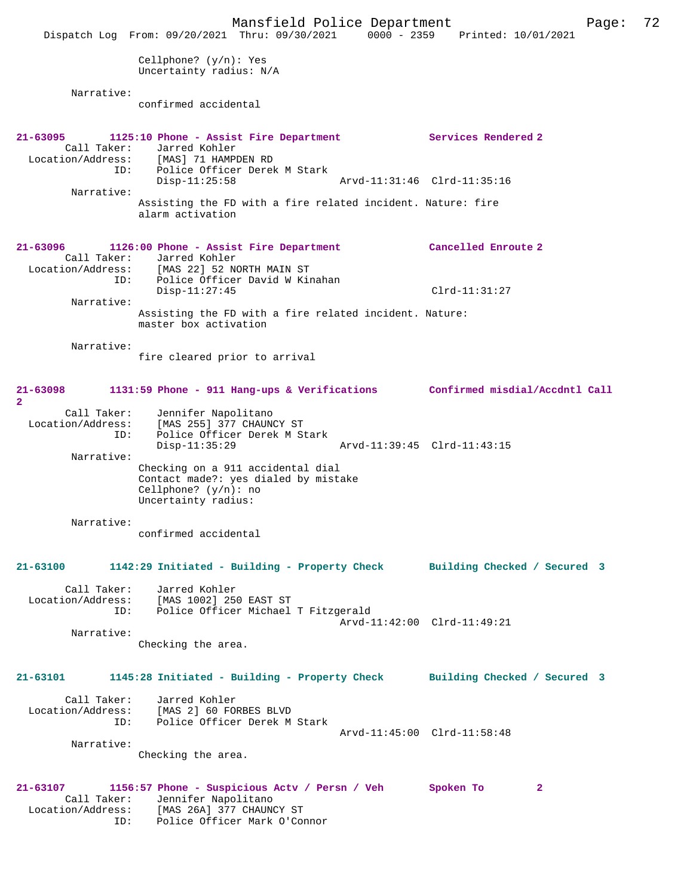Cellphone? (y/n): Yes
Uncertainty radius: N/A

Narrative:
confirmed accidental

**21-63095 1125:10 Phone - Assist Fire Department Services Rendered 2**

Call Taker: Jarred Kohler
Location/Address: [MAS] 71 HAMPDEN RD
ID: Police Officer Derek M Stark
Disp-11:25:58 Arvd-11:31:46 Clrd-11:35:16

Narrative:
Assisting the FD with a fire related incident. Nature: fire alarm activation

**21-63096 1126:00 Phone - Assist Fire Department Cancelled Enroute 2**

Call Taker: Jarred Kohler
Location/Address: [MAS 22] 52 NORTH MAIN ST
ID: Police Officer David W Kinahan
Disp-11:27:45 Clrd-11:31:27

Narrative:
Assisting the FD with a fire related incident. Nature: master box activation

Narrative:
fire cleared prior to arrival

**21-63098 1131:59 Phone - 911 Hang-ups & Verifications Confirmed misdial/Accdntl Call 2**

Call Taker: Jennifer Napolitano
Location/Address: [MAS 255] 377 CHAUNCY ST
ID: Police Officer Derek M Stark
Disp-11:35:29 Arvd-11:39:45 Clrd-11:43:15

Narrative:
Checking on a 911 accidental dial
Contact made?: yes dialed by mistake
Cellphone? (y/n): no
Uncertainty radius:

Narrative:
confirmed accidental

**21-63100 1142:29 Initiated - Building - Property Check Building Checked / Secured 3**

Call Taker: Jarred Kohler
Location/Address: [MAS 1002] 250 EAST ST
ID: Police Officer Michael T Fitzgerald
Arvd-11:42:00 Clrd-11:49:21

Narrative:
Checking the area.

**21-63101 1145:28 Initiated - Building - Property Check Building Checked / Secured 3**

Call Taker: Jarred Kohler
Location/Address: [MAS 2] 60 FORBES BLVD
ID: Police Officer Derek M Stark
Arvd-11:45:00 Clrd-11:58:48

Narrative:
Checking the area.

**21-63107 1156:57 Phone - Suspicious Actv / Persn / Veh Spoken To 2**

Call Taker: Jennifer Napolitano
Location/Address: [MAS 26A] 377 CHAUNCY ST
ID: Police Officer Mark O'Connor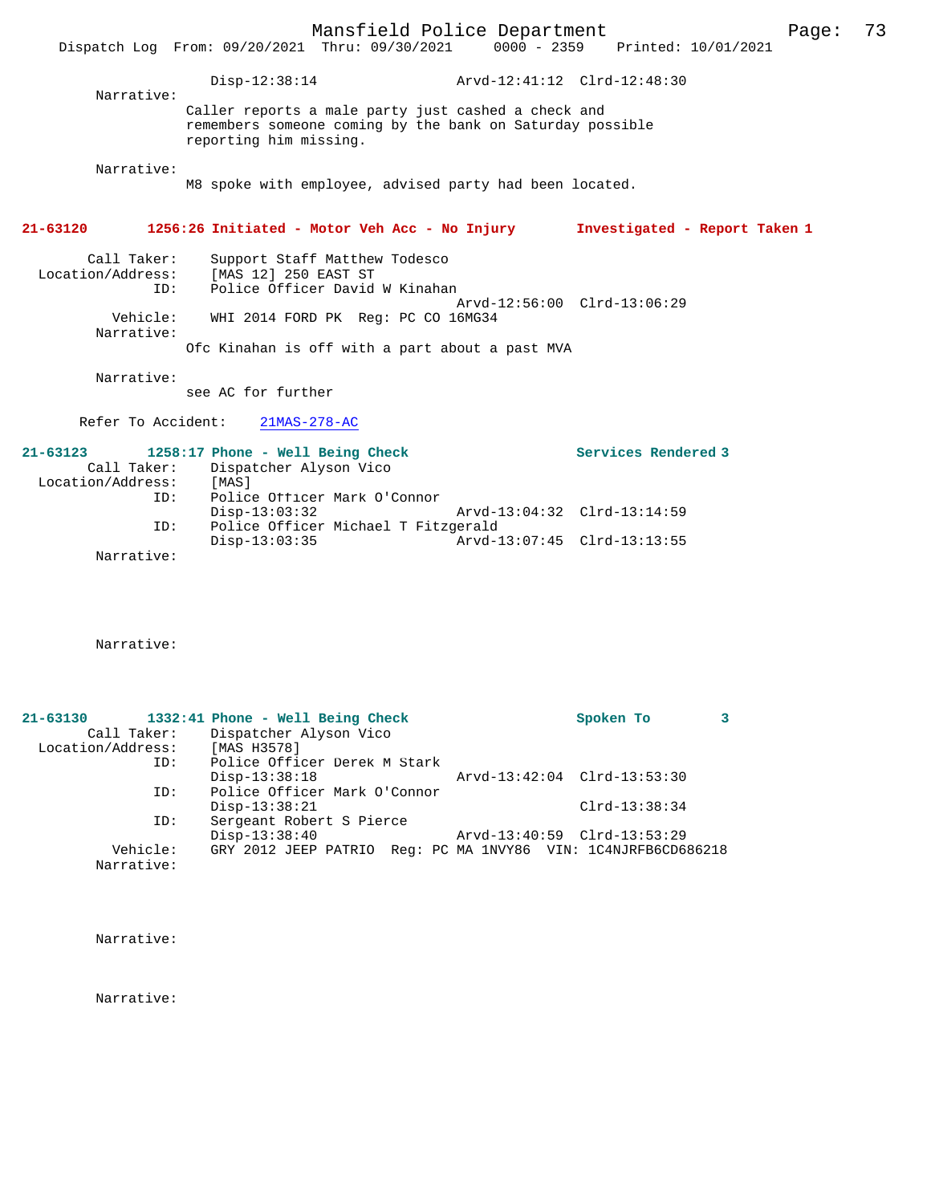Disp-12:38:14 Arvd-12:41:12 Clrd-12:48:30

Narrative:
Caller reports a male party just cashed a check and remembers someone coming by the bank on Saturday possible reporting him missing.

Narrative:
M8 spoke with employee, advised party had been located.

**21-63120 1256:26 Initiated - Motor Veh Acc - No Injury Investigated - Report Taken 1**

Call Taker: Support Staff Matthew Todesco
Location/Address: [MAS 12] 250 EAST ST
ID: Police Officer David W Kinahan
Arvd-12:56:00 Clrd-13:06:29
Vehicle: WHI 2014 FORD PK Reg: PC CO 16MG34
Narrative:
Ofc Kinahan is off with a part about a past MVA

Narrative:
see AC for further

Refer To Accident: 21MAS-278-AC

**21-63123 1258:17 Phone - Well Being Check Services Rendered 3**

Call Taker: Dispatcher Alyson Vico
Location/Address: [MAS]
ID: Police Officer Mark O'Connor
Disp-13:03:32 Arvd-13:04:32 Clrd-13:14:59
ID: Police Officer Michael T Fitzgerald
Disp-13:03:35 Arvd-13:07:45 Clrd-13:13:55
Narrative:

Narrative:

**21-63130 1332:41 Phone - Well Being Check Spoken To 3**

Call Taker: Dispatcher Alyson Vico
Location/Address: [MAS H3578]
ID: Police Officer Derek M Stark
Disp-13:38:18 Arvd-13:42:04 Clrd-13:53:30
ID: Police Officer Mark O'Connor
Disp-13:38:21 Clrd-13:38:34
ID: Sergeant Robert S Pierce
Disp-13:38:40 Arvd-13:40:59 Clrd-13:53:29
Vehicle: GRY 2012 JEEP PATRIO Reg: PC MA 1NVY86 VIN: 1C4NJRFB6CD686218
Narrative:

Narrative:

Narrative: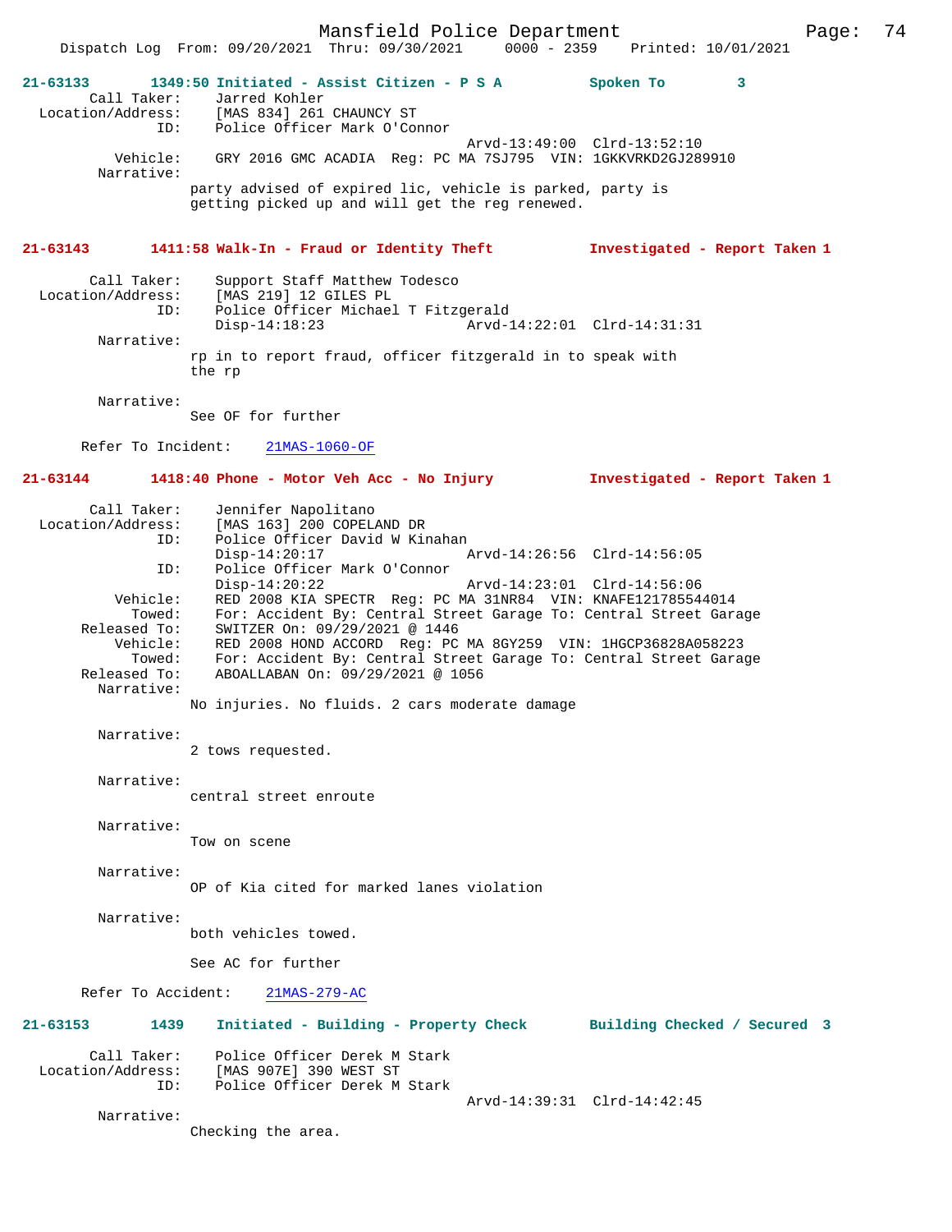**21-63133 1349:50 Initiated - Assist Citizen - P S A — Spoken To 3**

Call Taker: Jarred Kohler
Location/Address: [MAS 834] 261 CHAUNCY ST
ID: Police Officer Mark O'Connor
Arvd-13:49:00 Clrd-13:52:10
Vehicle: GRY 2016 GMC ACADIA Reg: PC MA 7SJ795 VIN: 1GKKVRKD2GJ289910
Narrative:
party advised of expired lic, vehicle is parked, party is getting picked up and will get the reg renewed.

**21-63143 1411:58 Walk-In - Fraud or Identity Theft — Investigated - Report Taken 1**

Call Taker: Support Staff Matthew Todesco
Location/Address: [MAS 219] 12 GILES PL
ID: Police Officer Michael T Fitzgerald
Disp-14:18:23 Arvd-14:22:01 Clrd-14:31:31
Narrative:
rp in to report fraud, officer fitzgerald in to speak with the rp

Narrative:
See OF for further

Refer To Incident: 21MAS-1060-OF

**21-63144 1418:40 Phone - Motor Veh Acc - No Injury — Investigated - Report Taken 1**

Call Taker: Jennifer Napolitano
Location/Address: [MAS 163] 200 COPELAND DR
ID: Police Officer David W Kinahan
Disp-14:20:17 Arvd-14:26:56 Clrd-14:56:05
ID: Police Officer Mark O'Connor
Disp-14:20:22 Arvd-14:23:01 Clrd-14:56:06
Vehicle: RED 2008 KIA SPECTR Reg: PC MA 31NR84 VIN: KNAFE121785544014
Towed: For: Accident By: Central Street Garage To: Central Street Garage
Released To: SWITZER On: 09/29/2021 @ 1446
Vehicle: RED 2008 HOND ACCORD Reg: PC MA 8GY259 VIN: 1HGCP36828A058223
Towed: For: Accident By: Central Street Garage To: Central Street Garage
Released To: ABOALLABAN On: 09/29/2021 @ 1056
Narrative:
No injuries. No fluids. 2 cars moderate damage

Narrative:
2 tows requested.

Narrative:
central street enroute

Narrative:
Tow on scene

Narrative:
OP of Kia cited for marked lanes violation

Narrative:
both vehicles towed.

See AC for further

Refer To Accident: 21MAS-279-AC

**21-63153 1439 Initiated - Building - Property Check — Building Checked / Secured 3**

Call Taker: Police Officer Derek M Stark
Location/Address: [MAS 907E] 390 WEST ST
ID: Police Officer Derek M Stark
Arvd-14:39:31 Clrd-14:42:45
Narrative:
Checking the area.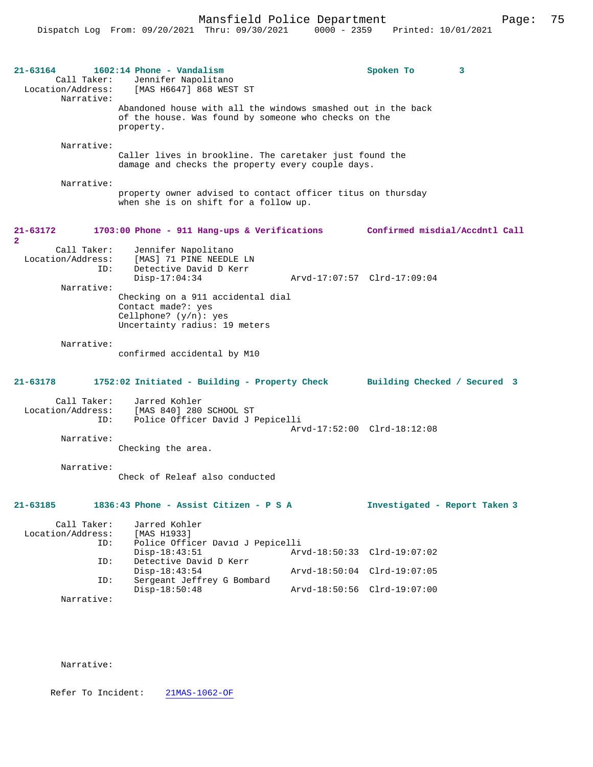**21-63164 1602:14 Phone - Vandalism Spoken To 3**

Call Taker: Jennifer Napolitano
Location/Address: [MAS H6647] 868 WEST ST
Narrative:
Abandoned house with all the windows smashed out in the back of the house. Was found by someone who checks on the property.

Narrative:
Caller lives in brookline. The caretaker just found the damage and checks the property every couple days.

Narrative:
property owner advised to contact officer titus on thursday when she is on shift for a follow up.

**21-63172 1703:00 Phone - 911 Hang-ups & Verifications Confirmed misdial/Accdntl Call 2**

Call Taker: Jennifer Napolitano
Location/Address: [MAS] 71 PINE NEEDLE LN
ID: Detective David D Kerr
Disp-17:04:34 Arvd-17:07:57 Clrd-17:09:04
Narrative:
Checking on a 911 accidental dial
Contact made?: yes
Cellphone? (y/n): yes
Uncertainty radius: 19 meters

Narrative:
confirmed accidental by M10

**21-63178 1752:02 Initiated - Building - Property Check Building Checked / Secured 3**

Call Taker: Jarred Kohler
Location/Address: [MAS 840] 280 SCHOOL ST
ID: Police Officer David J Pepicelli
Arvd-17:52:00 Clrd-18:12:08
Narrative:
Checking the area.

Narrative:
Check of Releaf also conducted

**21-63185 1836:43 Phone - Assist Citizen - P S A Investigated - Report Taken 3**

Call Taker: Jarred Kohler
Location/Address: [MAS H1933]
ID: Police Officer David J Pepicelli
Disp-18:43:51 Arvd-18:50:33 Clrd-19:07:02
ID: Detective David D Kerr
Disp-18:43:54 Arvd-18:50:04 Clrd-19:07:05
ID: Sergeant Jeffrey G Bombard
Disp-18:50:48 Arvd-18:50:56 Clrd-19:07:00
Narrative:

Narrative:

Refer To Incident: 21MAS-1062-OF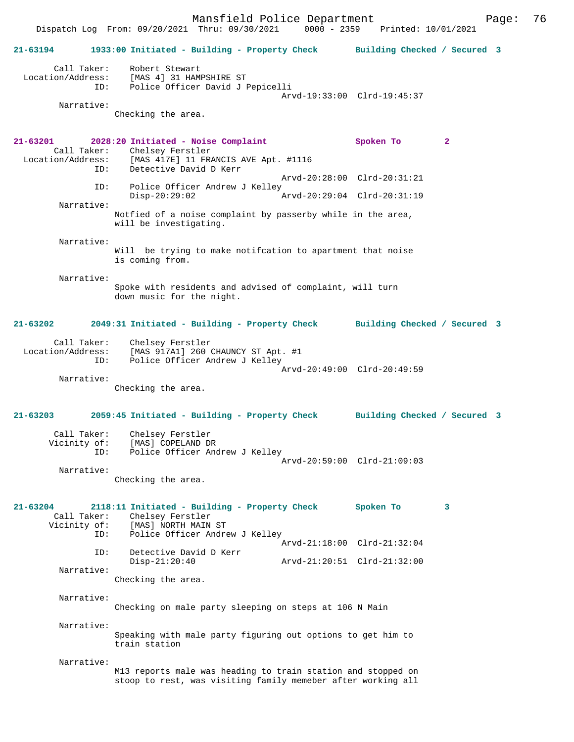**21-63194 1933:00 Initiated - Building - Property Check Building Checked / Secured 3**

```
        Call Taker:    Robert Stewart
  Location/Address:    [MAS 4] 31 HAMPSHIRE ST
               ID:     Police Officer David J Pepicelli
                                              Arvd-19:33:00  Clrd-19:45:37
         Narrative:
                Checking the area.
```

**21-63201 2028:20 Initiated - Noise Complaint Spoken To 2**

```
        Call Taker:    Chelsey Ferstler
  Location/Address:    [MAS 417E] 11 FRANCIS AVE Apt. #1116
               ID:     Detective David D Kerr
                                              Arvd-20:28:00  Clrd-20:31:21
               ID:     Police Officer Andrew J Kelley
                       Disp-20:29:02          Arvd-20:29:04  Clrd-20:31:19
         Narrative:
                Notfied of a noise complaint by passerby while in the area,
                will be investigating.

         Narrative:
                Will  be trying to make notifcation to apartment that noise
                is coming from.

         Narrative:
                Spoke with residents and advised of complaint, will turn
                down music for the night.
```

**21-63202 2049:31 Initiated - Building - Property Check Building Checked / Secured 3**

```
        Call Taker:    Chelsey Ferstler
  Location/Address:    [MAS 917A1] 260 CHAUNCY ST Apt. #1
               ID:     Police Officer Andrew J Kelley
                                              Arvd-20:49:00  Clrd-20:49:59
         Narrative:
                Checking the area.
```

**21-63203 2059:45 Initiated - Building - Property Check Building Checked / Secured 3**

```
        Call Taker:    Chelsey Ferstler
       Vicinity of:    [MAS] COPELAND DR
               ID:     Police Officer Andrew J Kelley
                                              Arvd-20:59:00  Clrd-21:09:03
         Narrative:
                Checking the area.
```

**21-63204 2118:11 Initiated - Building - Property Check Spoken To 3**

```
        Call Taker:    Chelsey Ferstler
       Vicinity of:    [MAS] NORTH MAIN ST
               ID:     Police Officer Andrew J Kelley
                                              Arvd-21:18:00  Clrd-21:32:04
               ID:     Detective David D Kerr
                       Disp-21:20:40          Arvd-21:20:51  Clrd-21:32:00
         Narrative:
                Checking the area.

         Narrative:
                Checking on male party sleeping on steps at 106 N Main

         Narrative:
                Speaking with male party figuring out options to get him to
                train station

         Narrative:
                M13 reports male was heading to train station and stopped on
                stoop to rest, was visiting family memeber after working all
```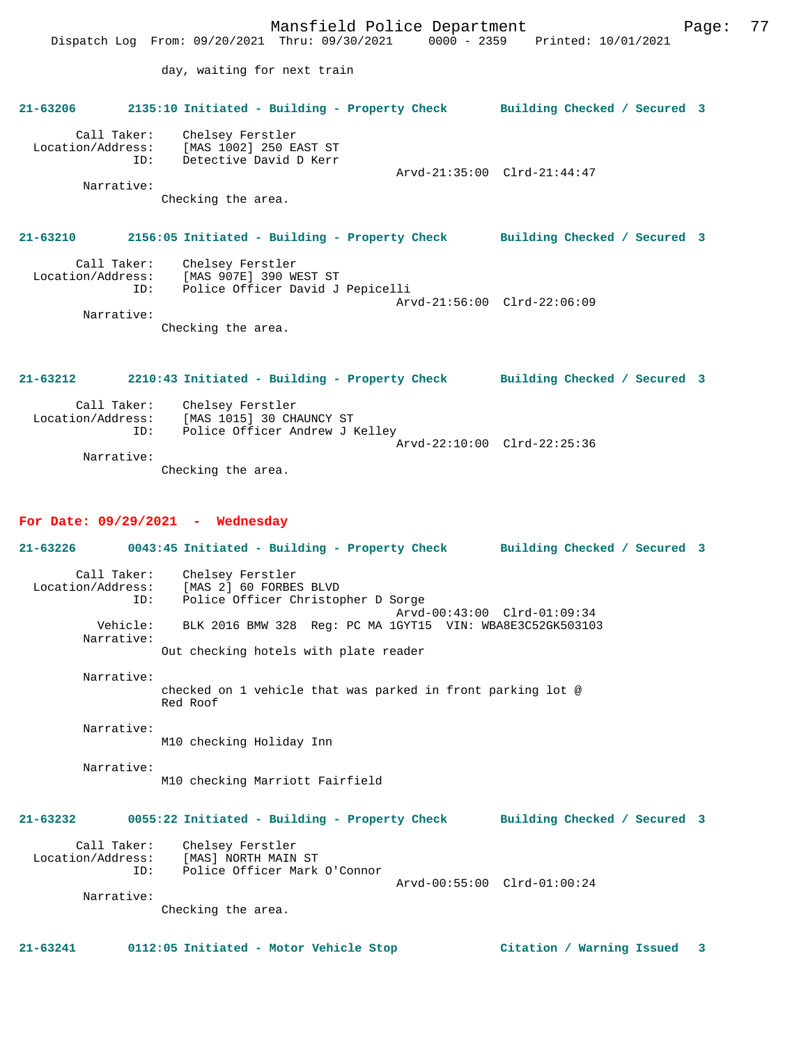day, waiting for next train

**21-63206 2135:10 Initiated - Building - Property Check Building Checked / Secured 3**

Call Taker: Chelsey Ferstler
Location/Address: [MAS 1002] 250 EAST ST
ID: Detective David D Kerr
Arvd-21:35:00 Clrd-21:44:47
Narrative:
Checking the area.

**21-63210 2156:05 Initiated - Building - Property Check Building Checked / Secured 3**

Call Taker: Chelsey Ferstler
Location/Address: [MAS 907E] 390 WEST ST
ID: Police Officer David J Pepicelli
Arvd-21:56:00 Clrd-22:06:09
Narrative:
Checking the area.

**21-63212 2210:43 Initiated - Building - Property Check Building Checked / Secured 3**

Call Taker: Chelsey Ferstler
Location/Address: [MAS 1015] 30 CHAUNCY ST
ID: Police Officer Andrew J Kelley
Arvd-22:10:00 Clrd-22:25:36
Narrative:
Checking the area.

## For Date: 09/29/2021 - Wednesday

**21-63226 0043:45 Initiated - Building - Property Check Building Checked / Secured 3**

Call Taker: Chelsey Ferstler
Location/Address: [MAS 2] 60 FORBES BLVD
ID: Police Officer Christopher D Sorge
Arvd-00:43:00 Clrd-01:09:34
Vehicle: BLK 2016 BMW 328 Reg: PC MA 1GYT15 VIN: WBA8E3C52GK503103
Narrative:
Out checking hotels with plate reader

Narrative:
checked on 1 vehicle that was parked in front parking lot @ Red Roof

Narrative:
M10 checking Holiday Inn

Narrative:
M10 checking Marriott Fairfield

**21-63232 0055:22 Initiated - Building - Property Check Building Checked / Secured 3**

Call Taker: Chelsey Ferstler
Location/Address: [MAS] NORTH MAIN ST
ID: Police Officer Mark O'Connor
Arvd-00:55:00 Clrd-01:00:24
Narrative:
Checking the area.

**21-63241 0112:05 Initiated - Motor Vehicle Stop Citation / Warning Issued 3**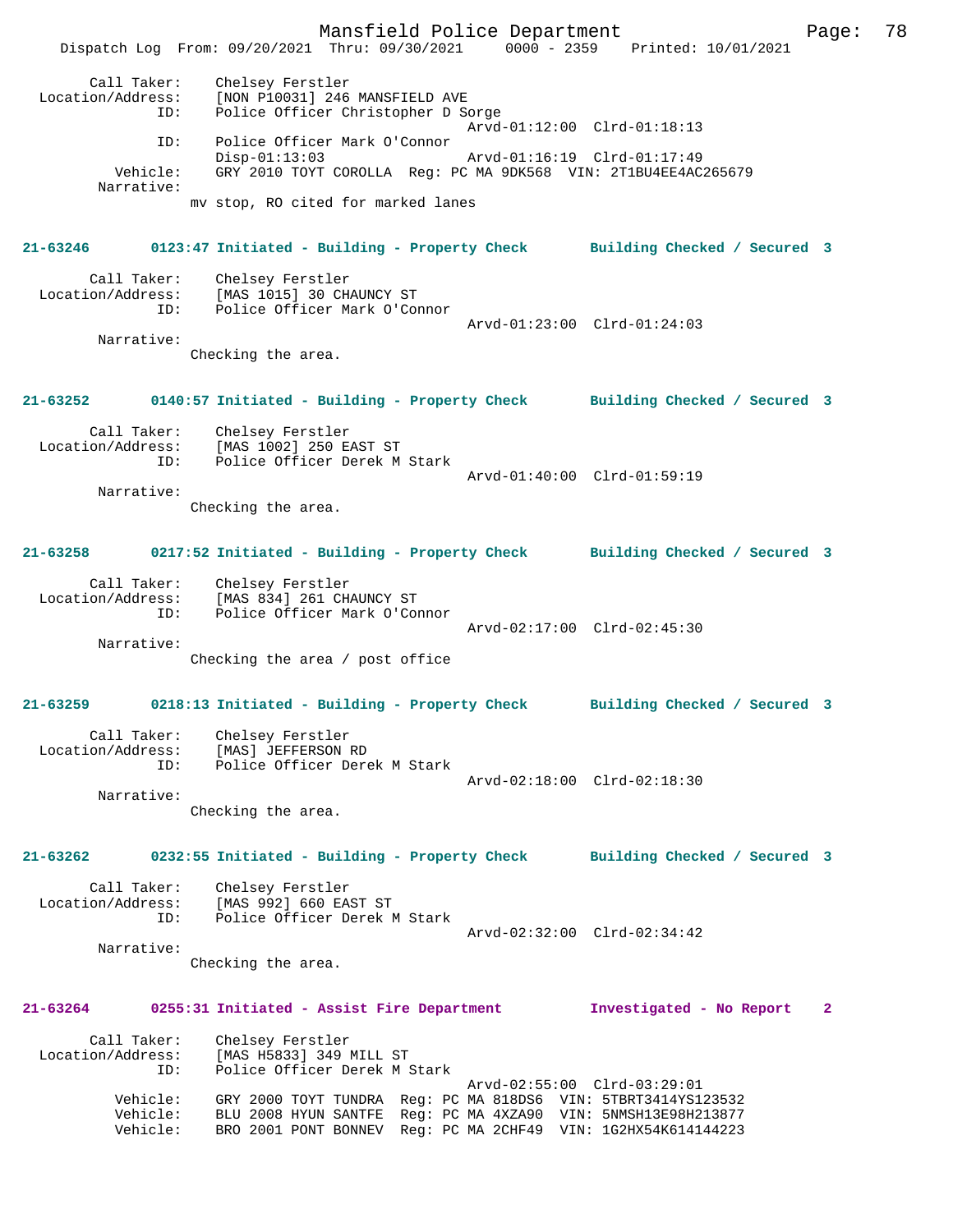Call Taker: Chelsey Ferstler
Location/Address: [NON P10031] 246 MANSFIELD AVE
ID: Police Officer Christopher D Sorge
Arvd-01:12:00 Clrd-01:18:13
ID: Police Officer Mark O'Connor
Disp-01:13:03 Arvd-01:16:19 Clrd-01:17:49
Vehicle: GRY 2010 TOYT COROLLA Reg: PC MA 9DK568 VIN: 2T1BU4EE4AC265679
Narrative:
mv stop, RO cited for marked lanes

**21-63246 0123:47 Initiated - Building - Property Check Building Checked / Secured 3**

Call Taker: Chelsey Ferstler
Location/Address: [MAS 1015] 30 CHAUNCY ST
ID: Police Officer Mark O'Connor
Arvd-01:23:00 Clrd-01:24:03
Narrative:
Checking the area.

**21-63252 0140:57 Initiated - Building - Property Check Building Checked / Secured 3**

Call Taker: Chelsey Ferstler
Location/Address: [MAS 1002] 250 EAST ST
ID: Police Officer Derek M Stark
Arvd-01:40:00 Clrd-01:59:19
Narrative:
Checking the area.

**21-63258 0217:52 Initiated - Building - Property Check Building Checked / Secured 3**

Call Taker: Chelsey Ferstler
Location/Address: [MAS 834] 261 CHAUNCY ST
ID: Police Officer Mark O'Connor
Arvd-02:17:00 Clrd-02:45:30
Narrative:
Checking the area / post office

**21-63259 0218:13 Initiated - Building - Property Check Building Checked / Secured 3**

Call Taker: Chelsey Ferstler
Location/Address: [MAS] JEFFERSON RD
ID: Police Officer Derek M Stark
Arvd-02:18:00 Clrd-02:18:30
Narrative:
Checking the area.

**21-63262 0232:55 Initiated - Building - Property Check Building Checked / Secured 3**

Call Taker: Chelsey Ferstler
Location/Address: [MAS 992] 660 EAST ST
ID: Police Officer Derek M Stark
Arvd-02:32:00 Clrd-02:34:42
Narrative:
Checking the area.

**21-63264 0255:31 Initiated - Assist Fire Department Investigated - No Report 2**

Call Taker: Chelsey Ferstler
Location/Address: [MAS H5833] 349 MILL ST
ID: Police Officer Derek M Stark
Arvd-02:55:00 Clrd-03:29:01
Vehicle: GRY 2000 TOYT TUNDRA Reg: PC MA 818DS6 VIN: 5TBRT3414YS123532
Vehicle: BLU 2008 HYUN SANTFE Reg: PC MA 4XZA90 VIN: 5NMSH13E98H213877
Vehicle: BRO 2001 PONT BONNEV Reg: PC MA 2CHF49 VIN: 1G2HX54K614144223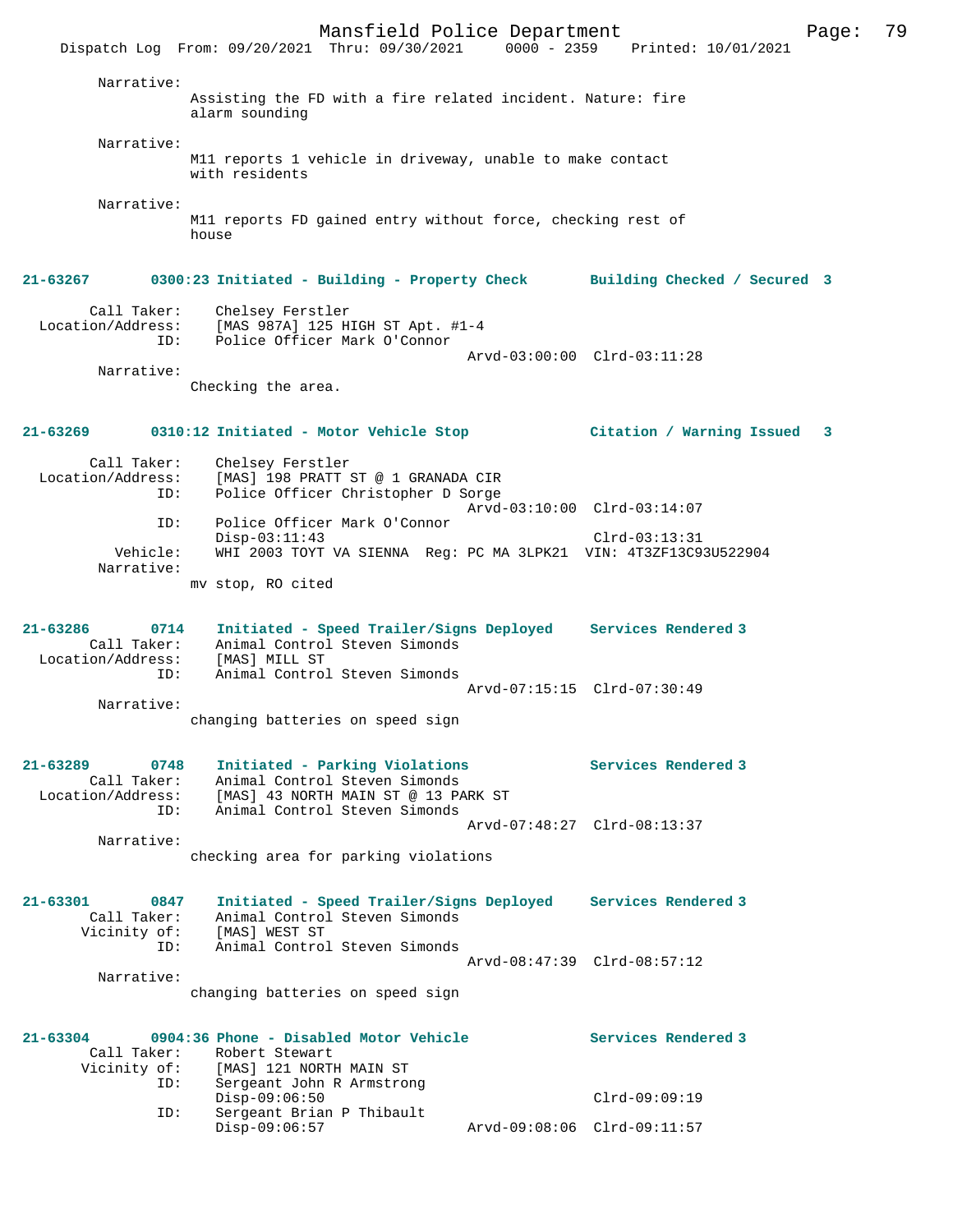Narrative:
Assisting the FD with a fire related incident. Nature: fire alarm sounding

Narrative:
M11 reports 1 vehicle in driveway, unable to make contact with residents

Narrative:
M11 reports FD gained entry without force, checking rest of house

**21-63267 0300:23 Initiated - Building - Property Check Building Checked / Secured 3**

Call Taker: Chelsey Ferstler
Location/Address: [MAS 987A] 125 HIGH ST Apt. #1-4
ID: Police Officer Mark O'Connor
Arvd-03:00:00 Clrd-03:11:28
Narrative:
Checking the area.

**21-63269 0310:12 Initiated - Motor Vehicle Stop Citation / Warning Issued 3**

Call Taker: Chelsey Ferstler
Location/Address: [MAS] 198 PRATT ST @ 1 GRANADA CIR
ID: Police Officer Christopher D Sorge
Arvd-03:10:00 Clrd-03:14:07
ID: Police Officer Mark O'Connor
Disp-03:11:43 Clrd-03:13:31
Vehicle: WHI 2003 TOYT VA SIENNA Reg: PC MA 3LPK21 VIN: 4T3ZF13C93U522904
Narrative:
mv stop, RO cited

**21-63286 0714 Initiated - Speed Trailer/Signs Deployed Services Rendered 3**
Call Taker: Animal Control Steven Simonds
Location/Address: [MAS] MILL ST
ID: Animal Control Steven Simonds
Arvd-07:15:15 Clrd-07:30:49
Narrative:
changing batteries on speed sign

**21-63289 0748 Initiated - Parking Violations Services Rendered 3**
Call Taker: Animal Control Steven Simonds
Location/Address: [MAS] 43 NORTH MAIN ST @ 13 PARK ST
ID: Animal Control Steven Simonds
Arvd-07:48:27 Clrd-08:13:37
Narrative:
checking area for parking violations

**21-63301 0847 Initiated - Speed Trailer/Signs Deployed Services Rendered 3**
Call Taker: Animal Control Steven Simonds
Vicinity of: [MAS] WEST ST
ID: Animal Control Steven Simonds
Arvd-08:47:39 Clrd-08:57:12
Narrative:
changing batteries on speed sign

**21-63304 0904:36 Phone - Disabled Motor Vehicle Services Rendered 3**
Call Taker: Robert Stewart
Vicinity of: [MAS] 121 NORTH MAIN ST
ID: Sergeant John R Armstrong
Disp-09:06:50 Clrd-09:09:19
ID: Sergeant Brian P Thibault
Disp-09:06:57 Arvd-09:08:06 Clrd-09:11:57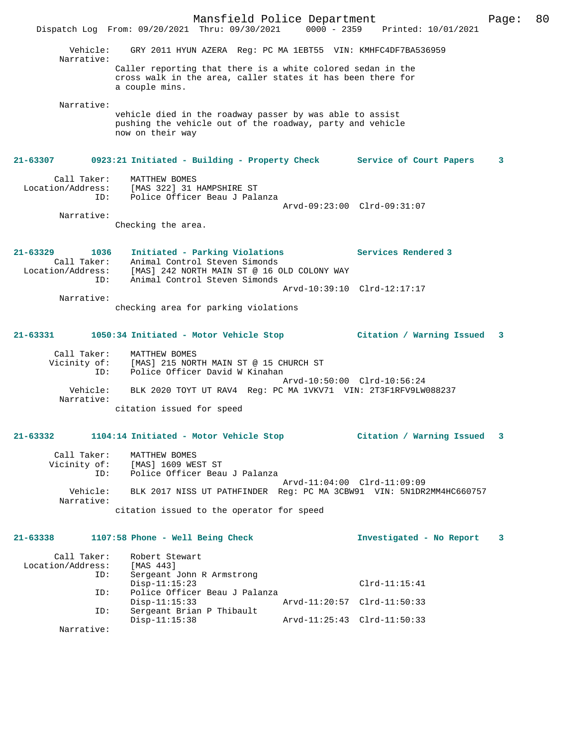Vehicle: GRY 2011 HYUN AZERA Reg: PC MA 1EBT55 VIN: KMHFC4DF7BA536959

Narrative:

Caller reporting that there is a white colored sedan in the cross walk in the area, caller states it has been there for a couple mins.

Narrative:

vehicle died in the roadway passer by was able to assist pushing the vehicle out of the roadway, party and vehicle now on their way

**21-63307 0923:21 Initiated - Building - Property Check Service of Court Papers 3**

Call Taker: MATTHEW BOMES
Location/Address: [MAS 322] 31 HAMPSHIRE ST
ID: Police Officer Beau J Palanza
Arvd-09:23:00 Clrd-09:31:07

Narrative:

Checking the area.

**21-63329 1036 Initiated - Parking Violations Services Rendered 3**

Call Taker: Animal Control Steven Simonds
Location/Address: [MAS] 242 NORTH MAIN ST @ 16 OLD COLONY WAY
ID: Animal Control Steven Simonds
Arvd-10:39:10 Clrd-12:17:17

Narrative:

checking area for parking violations

**21-63331 1050:34 Initiated - Motor Vehicle Stop Citation / Warning Issued 3**

Call Taker: MATTHEW BOMES
Vicinity of: [MAS] 215 NORTH MAIN ST @ 15 CHURCH ST
ID: Police Officer David W Kinahan
Arvd-10:50:00 Clrd-10:56:24
Vehicle: BLK 2020 TOYT UT RAV4 Reg: PC MA 1VKV71 VIN: 2T3F1RFV9LW088237

Narrative:

citation issued for speed

**21-63332 1104:14 Initiated - Motor Vehicle Stop Citation / Warning Issued 3**

Call Taker: MATTHEW BOMES
Vicinity of: [MAS] 1609 WEST ST
ID: Police Officer Beau J Palanza
Arvd-11:04:00 Clrd-11:09:09
Vehicle: BLK 2017 NISS UT PATHFINDER Reg: PC MA 3CBW91 VIN: 5N1DR2MM4HC660757

Narrative:

citation issued to the operator for speed

**21-63338 1107:58 Phone - Well Being Check Investigated - No Report 3**

Call Taker: Robert Stewart
Location/Address: [MAS 443]
ID: Sergeant John R Armstrong
Disp-11:15:23 Clrd-11:15:41
ID: Police Officer Beau J Palanza
Disp-11:15:33 Arvd-11:20:57 Clrd-11:50:33
ID: Sergeant Brian P Thibault
Disp-11:15:38 Arvd-11:25:43 Clrd-11:50:33

Narrative: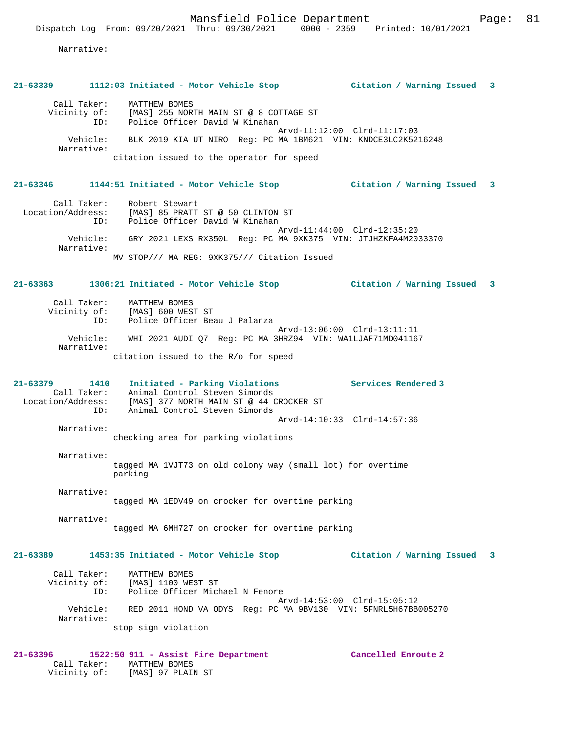Narrative:

**21-63339 1112:03 Initiated - Motor Vehicle Stop Citation / Warning Issued 3**

Call Taker: MATTHEW BOMES
Vicinity of: [MAS] 255 NORTH MAIN ST @ 8 COTTAGE ST
ID: Police Officer David W Kinahan
Arvd-11:12:00 Clrd-11:17:03
Vehicle: BLK 2019 KIA UT NIRO Reg: PC MA 1BM621 VIN: KNDCE3LC2K5216248
Narrative:
citation issued to the operator for speed

**21-63346 1144:51 Initiated - Motor Vehicle Stop Citation / Warning Issued 3**

Call Taker: Robert Stewart
Location/Address: [MAS] 85 PRATT ST @ 50 CLINTON ST
ID: Police Officer David W Kinahan
Arvd-11:44:00 Clrd-12:35:20
Vehicle: GRY 2021 LEXS RX350L Reg: PC MA 9XK375 VIN: JTJHZKFA4M2033370
Narrative:
MV STOP/// MA REG: 9XK375/// Citation Issued

**21-63363 1306:21 Initiated - Motor Vehicle Stop Citation / Warning Issued 3**

Call Taker: MATTHEW BOMES
Vicinity of: [MAS] 600 WEST ST
ID: Police Officer Beau J Palanza
Arvd-13:06:00 Clrd-13:11:11
Vehicle: WHI 2021 AUDI Q7 Reg: PC MA 3HRZ94 VIN: WA1LJAF71MD041167
Narrative:
citation issued to the R/o for speed

**21-63379 1410 Initiated - Parking Violations Services Rendered 3**

Call Taker: Animal Control Steven Simonds
Location/Address: [MAS] 377 NORTH MAIN ST @ 44 CROCKER ST
ID: Animal Control Steven Simonds
Arvd-14:10:33 Clrd-14:57:36
Narrative:
checking area for parking violations

Narrative:
tagged MA 1VJT73 on old colony way (small lot) for overtime parking

Narrative:
tagged MA 1EDV49 on crocker for overtime parking

Narrative:
tagged MA 6MH727 on crocker for overtime parking

**21-63389 1453:35 Initiated - Motor Vehicle Stop Citation / Warning Issued 3**

Call Taker: MATTHEW BOMES
Vicinity of: [MAS] 1100 WEST ST
ID: Police Officer Michael N Fenore
Arvd-14:53:00 Clrd-15:05:12
Vehicle: RED 2011 HOND VA ODYS Reg: PC MA 9BV130 VIN: 5FNRL5H67BB005270
Narrative:
stop sign violation

**21-63396 1522:50 911 - Assist Fire Department Cancelled Enroute 2**

Call Taker: MATTHEW BOMES
Vicinity of: [MAS] 97 PLAIN ST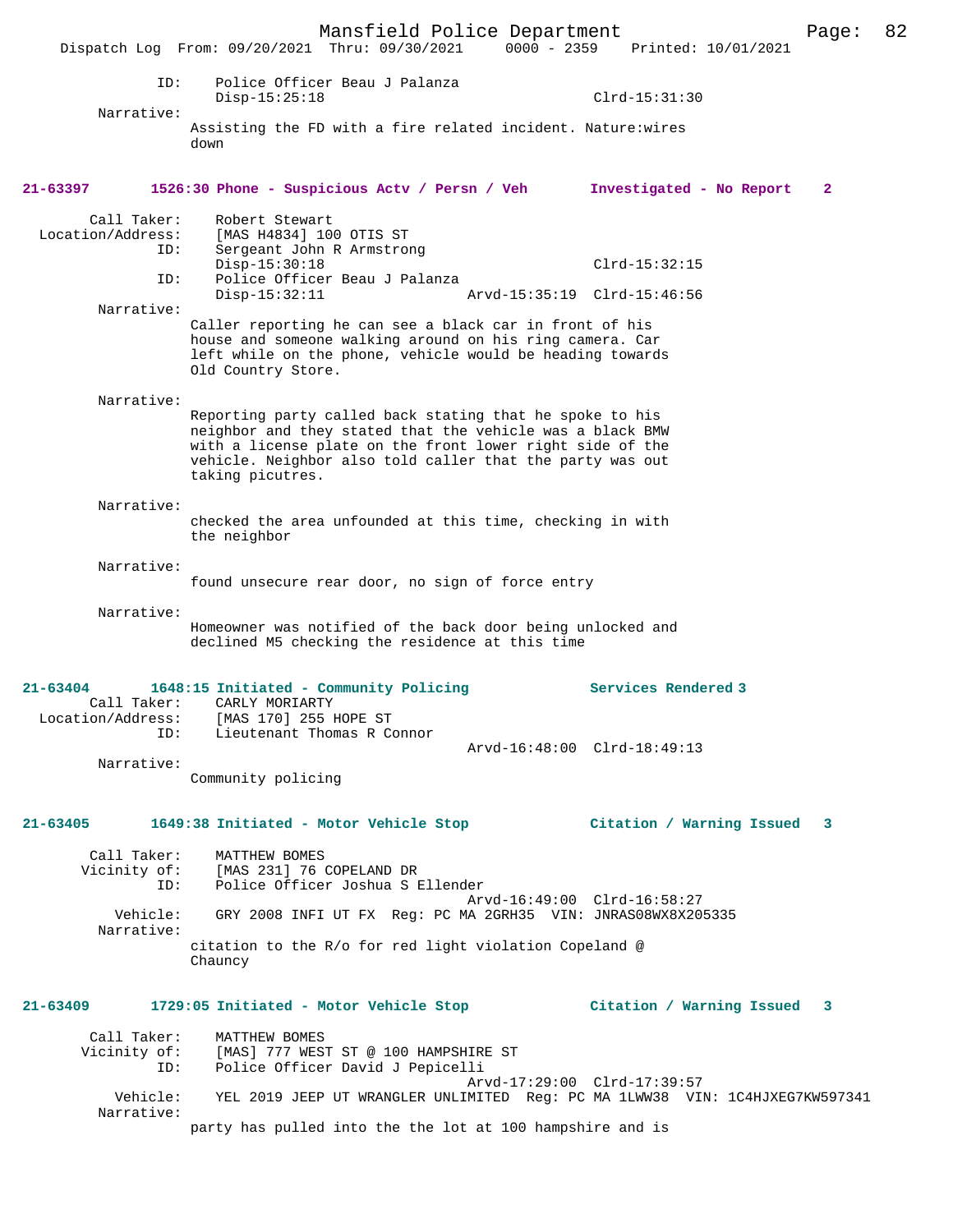ID: Police Officer Beau J Palanza
Disp-15:25:18 Clrd-15:31:30

Narrative:
Assisting the FD with a fire related incident. Nature:wires down

**21-63397 1526:30 Phone - Suspicious Actv / Persn / Veh Investigated - No Report 2**

Call Taker: Robert Stewart
Location/Address: [MAS H4834] 100 OTIS ST
ID: Sergeant John R Armstrong
Disp-15:30:18 Clrd-15:32:15
ID: Police Officer Beau J Palanza
Disp-15:32:11 Arvd-15:35:19 Clrd-15:46:56

Narrative:
Caller reporting he can see a black car in front of his house and someone walking around on his ring camera. Car left while on the phone, vehicle would be heading towards Old Country Store.

Narrative:
Reporting party called back stating that he spoke to his neighbor and they stated that the vehicle was a black BMW with a license plate on the front lower right side of the vehicle. Neighbor also told caller that the party was out taking picutres.

Narrative:
checked the area unfounded at this time, checking in with the neighbor

Narrative:
found unsecure rear door, no sign of force entry

Narrative:
Homeowner was notified of the back door being unlocked and declined M5 checking the residence at this time

**21-63404 1648:15 Initiated - Community Policing Services Rendered 3**

Call Taker: CARLY MORIARTY
Location/Address: [MAS 170] 255 HOPE ST
ID: Lieutenant Thomas R Connor
Arvd-16:48:00 Clrd-18:49:13

Narrative:
Community policing

**21-63405 1649:38 Initiated - Motor Vehicle Stop Citation / Warning Issued 3**

Call Taker: MATTHEW BOMES
Vicinity of: [MAS 231] 76 COPELAND DR
ID: Police Officer Joshua S Ellender
Arvd-16:49:00 Clrd-16:58:27
Vehicle: GRY 2008 INFI UT FX Reg: PC MA 2GRH35 VIN: JNRAS08WX8X205335

Narrative:
citation to the R/o for red light violation Copeland @ Chauncy

**21-63409 1729:05 Initiated - Motor Vehicle Stop Citation / Warning Issued 3**

Call Taker: MATTHEW BOMES
Vicinity of: [MAS] 777 WEST ST @ 100 HAMPSHIRE ST
ID: Police Officer David J Pepicelli
Arvd-17:29:00 Clrd-17:39:57
Vehicle: YEL 2019 JEEP UT WRANGLER UNLIMITED Reg: PC MA 1LWW38 VIN: 1C4HJXEG7KW597341

Narrative:
party has pulled into the the lot at 100 hampshire and is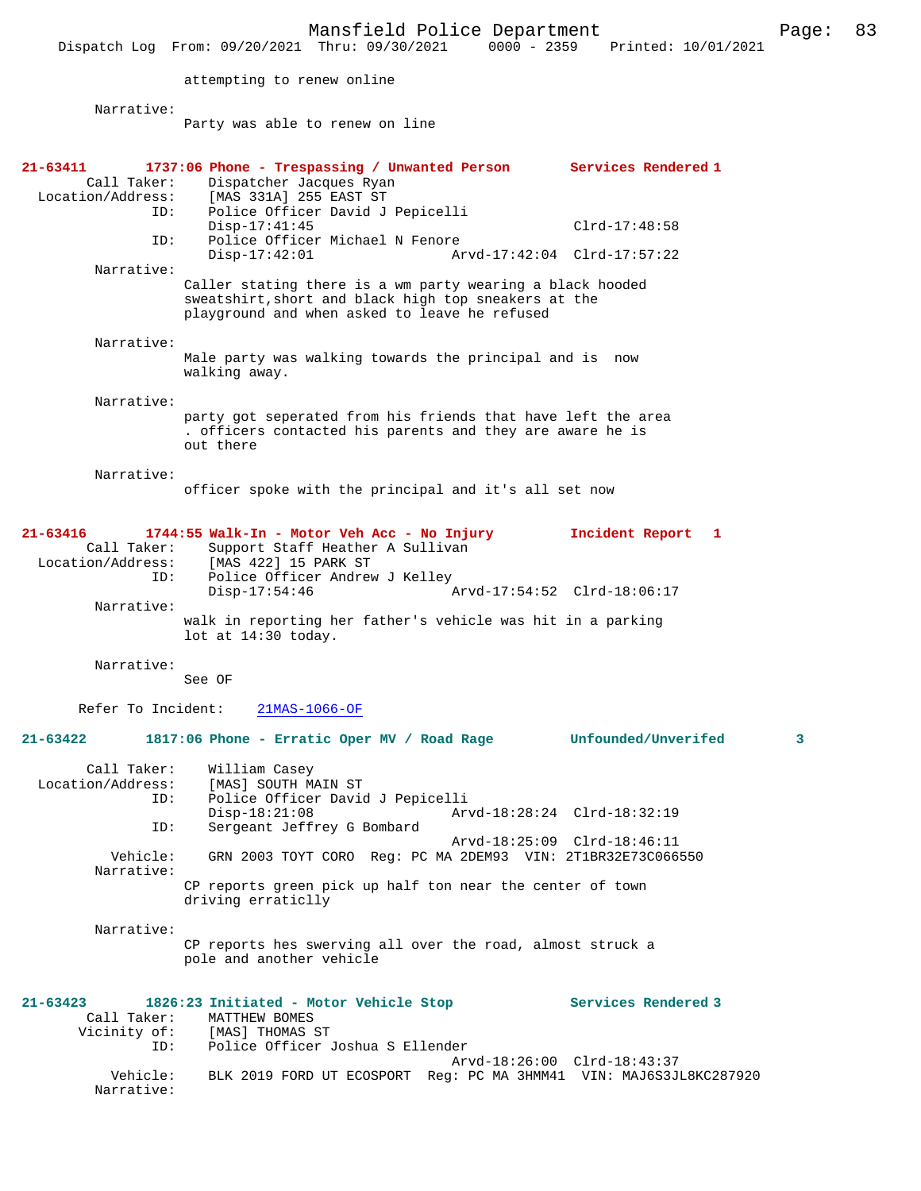attempting to renew online

Narrative:
Party was able to renew on line

**21-63411 1737:06 Phone - Trespassing / Unwanted Person Services Rendered 1**

Call Taker: Dispatcher Jacques Ryan
Location/Address: [MAS 331A] 255 EAST ST
ID: Police Officer David J Pepicelli
Disp-17:41:45 Clrd-17:48:58
ID: Police Officer Michael N Fenore
Disp-17:42:01 Arvd-17:42:04 Clrd-17:57:22

Narrative:
Caller stating there is a wm party wearing a black hooded sweatshirt,short and black high top sneakers at the playground and when asked to leave he refused

Narrative:
Male party was walking towards the principal and is now walking away.

Narrative:
party got seperated from his friends that have left the area . officers contacted his parents and they are aware he is out there

Narrative:
officer spoke with the principal and it's all set now

**21-63416 1744:55 Walk-In - Motor Veh Acc - No Injury Incident Report 1**

Call Taker: Support Staff Heather A Sullivan
Location/Address: [MAS 422] 15 PARK ST
ID: Police Officer Andrew J Kelley
Disp-17:54:46 Arvd-17:54:52 Clrd-18:06:17

Narrative:
walk in reporting her father's vehicle was hit in a parking lot at 14:30 today.

Narrative:
See OF

Refer To Incident: 21MAS-1066-OF

**21-63422 1817:06 Phone - Erratic Oper MV / Road Rage Unfounded/Unverifed 3**

Call Taker: William Casey
Location/Address: [MAS] SOUTH MAIN ST
ID: Police Officer David J Pepicelli
Disp-18:21:08 Arvd-18:28:24 Clrd-18:32:19
ID: Sergeant Jeffrey G Bombard
Arvd-18:25:09 Clrd-18:46:11
Vehicle: GRN 2003 TOYT CORO Reg: PC MA 2DEM93 VIN: 2T1BR32E73C066550

Narrative:
CP reports green pick up half ton near the center of town driving erraticlly

Narrative:
CP reports hes swerving all over the road, almost struck a pole and another vehicle

**21-63423 1826:23 Initiated - Motor Vehicle Stop Services Rendered 3**

Call Taker: MATTHEW BOMES
Vicinity of: [MAS] THOMAS ST
ID: Police Officer Joshua S Ellender
Arvd-18:26:00 Clrd-18:43:37
Vehicle: BLK 2019 FORD UT ECOSPORT Reg: PC MA 3HMM41 VIN: MAJ6S3JL8KC287920

Narrative: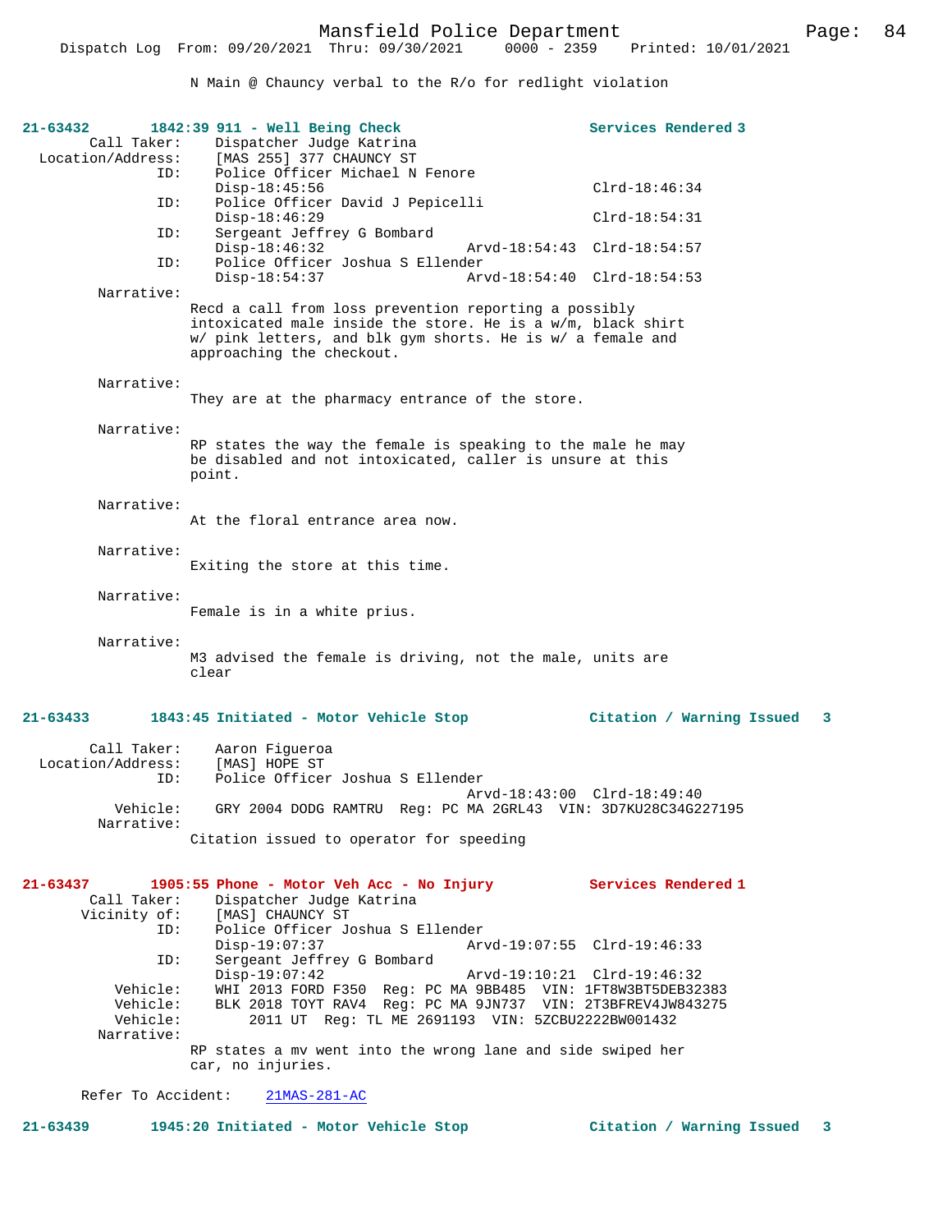N Main @ Chauncy verbal to the R/o for redlight violation

**21-63432 1842:39 911 - Well Being Check Services Rendered 3**

```
        Call Taker:     Dispatcher Judge Katrina
  Location/Address:     [MAS 255] 377 CHAUNCY ST
                ID:     Police Officer Michael N Fenore
                        Disp-18:45:56                           Clrd-18:46:34
                ID:     Police Officer David J Pepicelli
                        Disp-18:46:29                           Clrd-18:54:31
                ID:     Sergeant Jeffrey G Bombard
                        Disp-18:46:32              Arvd-18:54:43  Clrd-18:54:57
                ID:     Police Officer Joshua S Ellender
                        Disp-18:54:37              Arvd-18:54:40  Clrd-18:54:53
```

Narrative:
Recd a call from loss prevention reporting a possibly intoxicated male inside the store. He is a w/m, black shirt w/ pink letters, and blk gym shorts. He is w/ a female and approaching the checkout.

Narrative:
They are at the pharmacy entrance of the store.

Narrative:
RP states the way the female is speaking to the male he may be disabled and not intoxicated, caller is unsure at this point.

Narrative:
At the floral entrance area now.

Narrative:
Exiting the store at this time.

Narrative:
Female is in a white prius.

Narrative:
M3 advised the female is driving, not the male, units are clear

**21-63433 1843:45 Initiated - Motor Vehicle Stop Citation / Warning Issued 3**

```
        Call Taker:     Aaron Figueroa
  Location/Address:     [MAS] HOPE ST
                ID:     Police Officer Joshua S Ellender
                                                   Arvd-18:43:00  Clrd-18:49:40
           Vehicle:     GRY 2004 DODG RAMTRU  Reg: PC MA 2GRL43  VIN: 3D7KU28C34G227195
```

Narrative:
Citation issued to operator for speeding

**21-63437 1905:55 Phone - Motor Veh Acc - No Injury Services Rendered 1**

```
        Call Taker:     Dispatcher Judge Katrina
       Vicinity of:     [MAS] CHAUNCY ST
                ID:     Police Officer Joshua S Ellender
                        Disp-19:07:37              Arvd-19:07:55  Clrd-19:46:33
                ID:     Sergeant Jeffrey G Bombard
                        Disp-19:07:42              Arvd-19:10:21  Clrd-19:46:32
           Vehicle:     WHI 2013 FORD F350  Reg: PC MA 9BB485  VIN: 1FT8W3BT5DEB32383
           Vehicle:     BLK 2018 TOYT RAV4  Reg: PC MA 9JN737  VIN: 2T3BFREV4JW843275
           Vehicle:          2011 UT  Reg: TL ME 2691193  VIN: 5ZCBU2222BW001432
```

Narrative:
RP states a mv went into the wrong lane and side swiped her car, no injuries.

Refer To Accident: 21MAS-281-AC

**21-63439 1945:20 Initiated - Motor Vehicle Stop Citation / Warning Issued 3**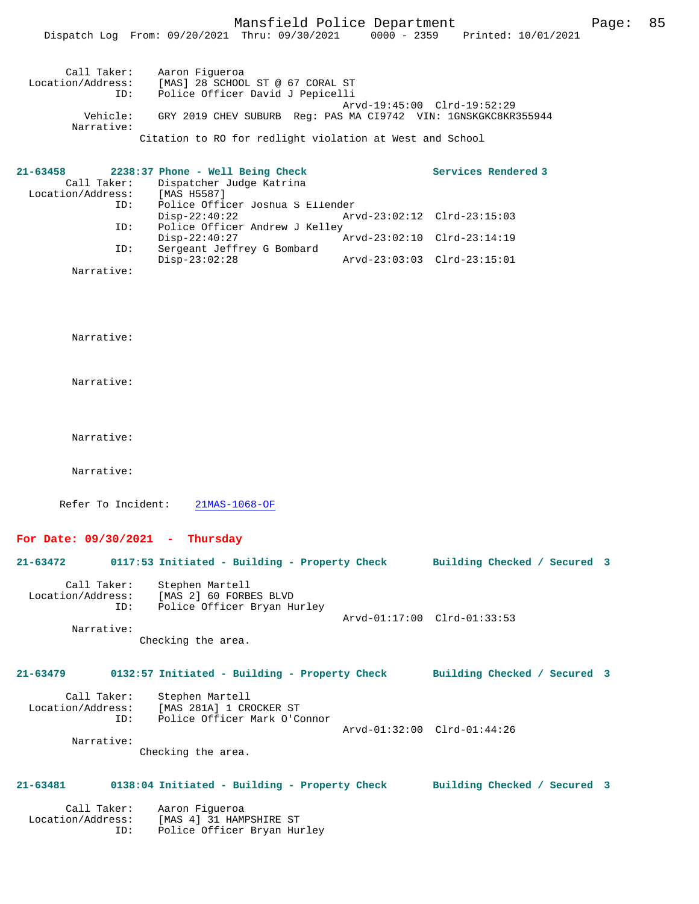Call Taker: Aaron Figueroa
Location/Address: [MAS] 28 SCHOOL ST @ 67 CORAL ST
ID: Police Officer David J Pepicelli
Arvd-19:45:00 Clrd-19:52:29
Vehicle: GRY 2019 CHEV SUBURB Reg: PAS MA CI9742 VIN: 1GNSKGKC8KR355944
Narrative:
Citation to RO for redlight violation at West and School

**21-63458 2238:37 Phone - Well Being Check Services Rendered 3**
Call Taker: Dispatcher Judge Katrina
Location/Address: [MAS H5587]
ID: Police Officer Joshua S Ellender
Disp-22:40:22 Arvd-23:02:12 Clrd-23:15:03
ID: Police Officer Andrew J Kelley
Disp-22:40:27 Arvd-23:02:10 Clrd-23:14:19
ID: Sergeant Jeffrey G Bombard
Disp-23:02:28 Arvd-23:03:03 Clrd-23:15:01
Narrative:

Narrative:

Narrative:

Narrative:

Narrative:

Refer To Incident: 21MAS-1068-OF

## For Date: 09/30/2021 - Thursday

**21-63472 0117:53 Initiated - Building - Property Check Building Checked / Secured 3**
Call Taker: Stephen Martell
Location/Address: [MAS 2] 60 FORBES BLVD
ID: Police Officer Bryan Hurley
Arvd-01:17:00 Clrd-01:33:53
Narrative:
Checking the area.

**21-63479 0132:57 Initiated - Building - Property Check Building Checked / Secured 3**
Call Taker: Stephen Martell
Location/Address: [MAS 281A] 1 CROCKER ST
ID: Police Officer Mark O'Connor
Arvd-01:32:00 Clrd-01:44:26
Narrative:
Checking the area.

**21-63481 0138:04 Initiated - Building - Property Check Building Checked / Secured 3**
Call Taker: Aaron Figueroa
Location/Address: [MAS 4] 31 HAMPSHIRE ST
ID: Police Officer Bryan Hurley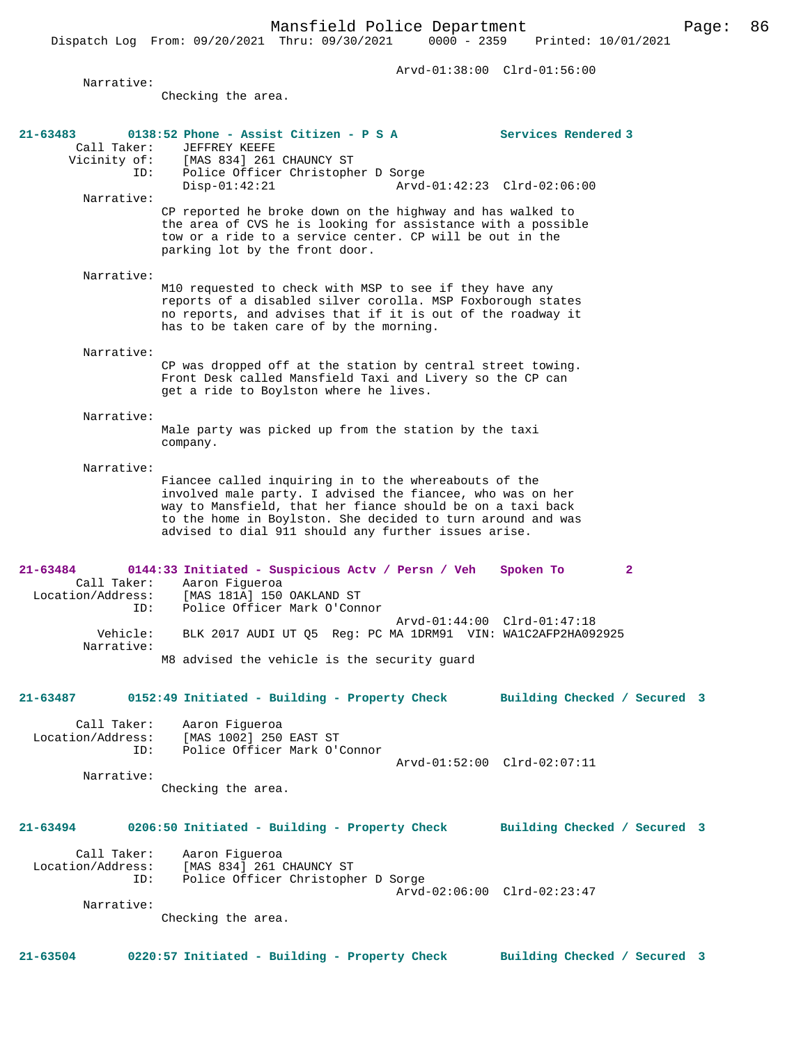Arvd-01:38:00 Clrd-01:56:00

Narrative:
Checking the area.

**21-63483** 0138:52 Phone - Assist Citizen - P S A Services Rendered 3

Call Taker: JEFFREY KEEFE
Vicinity of: [MAS 834] 261 CHAUNCY ST
ID: Police Officer Christopher D Sorge
Disp-01:42:21 Arvd-01:42:23 Clrd-02:06:00

Narrative:
CP reported he broke down on the highway and has walked to the area of CVS he is looking for assistance with a possible tow or a ride to a service center. CP will be out in the parking lot by the front door.

Narrative:
M10 requested to check with MSP to see if they have any reports of a disabled silver corolla. MSP Foxborough states no reports, and advises that if it is out of the roadway it has to be taken care of by the morning.

Narrative:
CP was dropped off at the station by central street towing. Front Desk called Mansfield Taxi and Livery so the CP can get a ride to Boylston where he lives.

Narrative:
Male party was picked up from the station by the taxi company.

Narrative:
Fiancee called inquiring in to the whereabouts of the involved male party. I advised the fiancee, who was on her way to Mansfield, that her fiance should be on a taxi back to the home in Boylston. She decided to turn around and was advised to dial 911 should any further issues arise.

**21-63484** 0144:33 Initiated - Suspicious Actv / Persn / Veh Spoken To 2

Call Taker: Aaron Figueroa
Location/Address: [MAS 181A] 150 OAKLAND ST
ID: Police Officer Mark O'Connor
Arvd-01:44:00 Clrd-01:47:18
Vehicle: BLK 2017 AUDI UT Q5 Reg: PC MA 1DRM91 VIN: WA1C2AFP2HA092925

Narrative:
M8 advised the vehicle is the security guard

**21-63487** 0152:49 Initiated - Building - Property Check Building Checked / Secured 3

Call Taker: Aaron Figueroa
Location/Address: [MAS 1002] 250 EAST ST
ID: Police Officer Mark O'Connor
Arvd-01:52:00 Clrd-02:07:11

Narrative:
Checking the area.

**21-63494** 0206:50 Initiated - Building - Property Check Building Checked / Secured 3

Call Taker: Aaron Figueroa
Location/Address: [MAS 834] 261 CHAUNCY ST
ID: Police Officer Christopher D Sorge
Arvd-02:06:00 Clrd-02:23:47

Narrative:
Checking the area.

**21-63504** 0220:57 Initiated - Building - Property Check Building Checked / Secured 3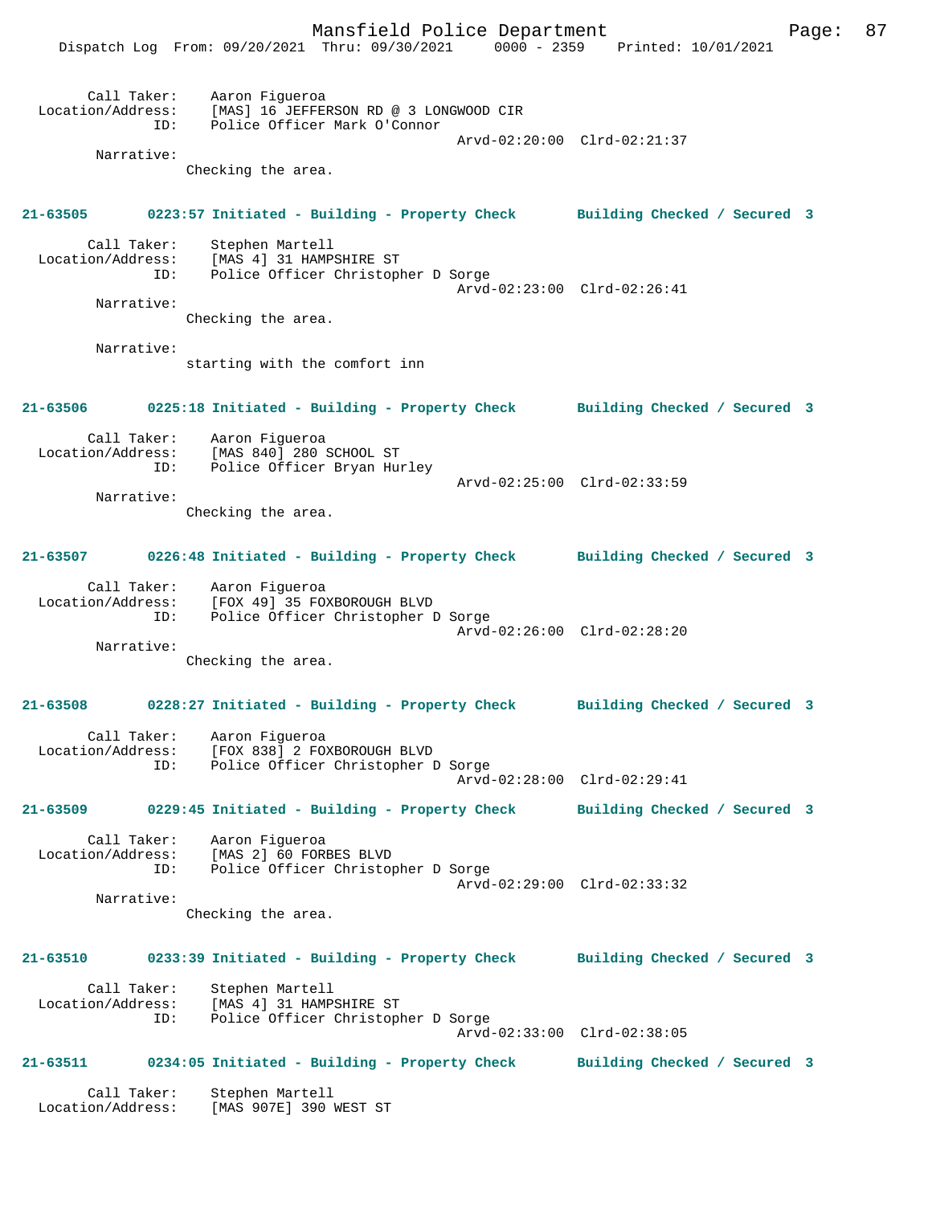Call Taker: Aaron Figueroa
Location/Address: [MAS] 16 JEFFERSON RD @ 3 LONGWOOD CIR
ID: Police Officer Mark O'Connor
Arvd-02:20:00 Clrd-02:21:37
Narrative:
Checking the area.

**21-63505 0223:57 Initiated - Building - Property Check Building Checked / Secured 3**

Call Taker: Stephen Martell
Location/Address: [MAS 4] 31 HAMPSHIRE ST
ID: Police Officer Christopher D Sorge
Arvd-02:23:00 Clrd-02:26:41
Narrative:
Checking the area.

Narrative:
starting with the comfort inn

**21-63506 0225:18 Initiated - Building - Property Check Building Checked / Secured 3**

Call Taker: Aaron Figueroa
Location/Address: [MAS 840] 280 SCHOOL ST
ID: Police Officer Bryan Hurley
Arvd-02:25:00 Clrd-02:33:59
Narrative:
Checking the area.

**21-63507 0226:48 Initiated - Building - Property Check Building Checked / Secured 3**

Call Taker: Aaron Figueroa
Location/Address: [FOX 49] 35 FOXBOROUGH BLVD
ID: Police Officer Christopher D Sorge
Arvd-02:26:00 Clrd-02:28:20
Narrative:
Checking the area.

**21-63508 0228:27 Initiated - Building - Property Check Building Checked / Secured 3**

Call Taker: Aaron Figueroa
Location/Address: [FOX 838] 2 FOXBOROUGH BLVD
ID: Police Officer Christopher D Sorge
Arvd-02:28:00 Clrd-02:29:41

**21-63509 0229:45 Initiated - Building - Property Check Building Checked / Secured 3**

Call Taker: Aaron Figueroa
Location/Address: [MAS 2] 60 FORBES BLVD
ID: Police Officer Christopher D Sorge
Arvd-02:29:00 Clrd-02:33:32
Narrative:
Checking the area.

**21-63510 0233:39 Initiated - Building - Property Check Building Checked / Secured 3**

Call Taker: Stephen Martell
Location/Address: [MAS 4] 31 HAMPSHIRE ST
ID: Police Officer Christopher D Sorge
Arvd-02:33:00 Clrd-02:38:05

**21-63511 0234:05 Initiated - Building - Property Check Building Checked / Secured 3**

Call Taker: Stephen Martell
Location/Address: [MAS 907E] 390 WEST ST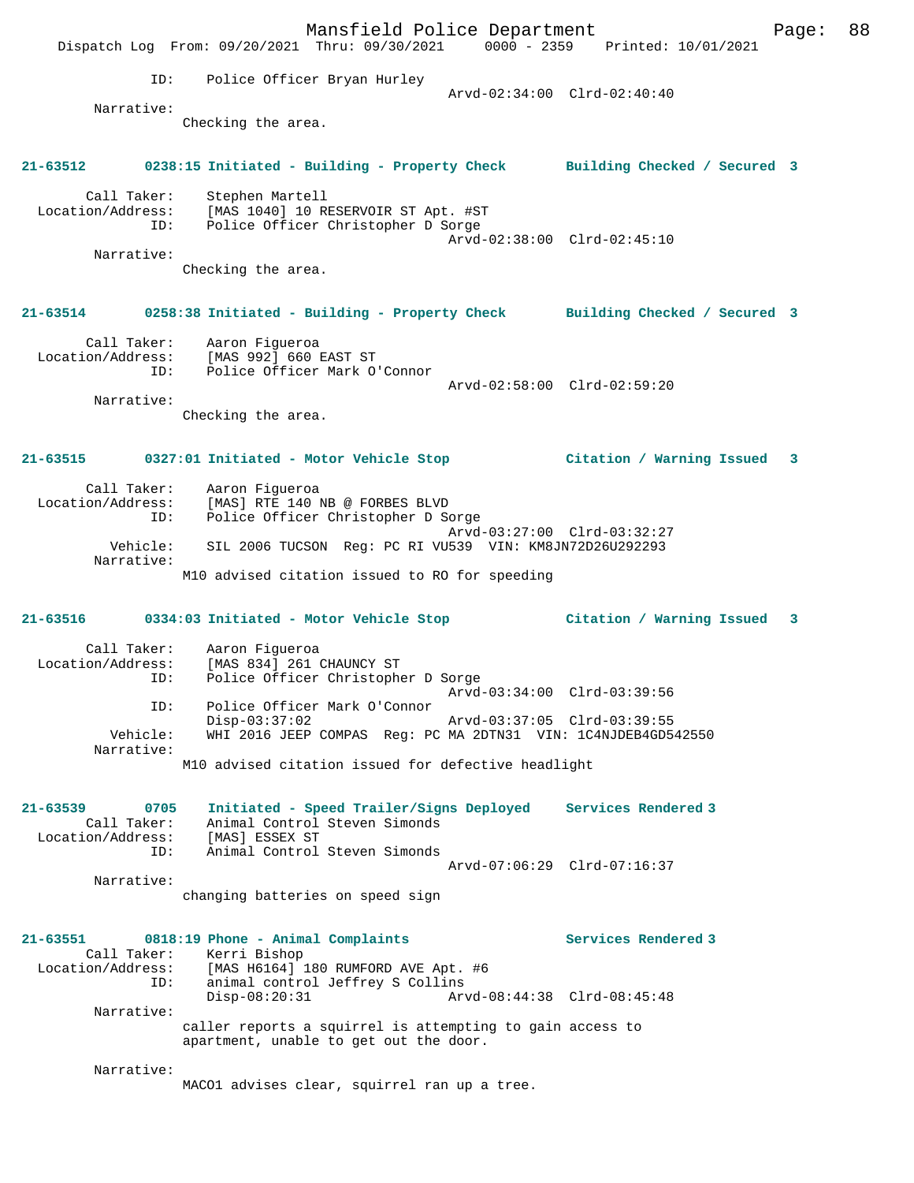ID: Police Officer Bryan Hurley
Arvd-02:34:00 Clrd-02:40:40

Narrative:
Checking the area.

**21-63512 0238:15 Initiated - Building - Property Check Building Checked / Secured 3**

Call Taker: Stephen Martell
Location/Address: [MAS 1040] 10 RESERVOIR ST Apt. #ST
ID: Police Officer Christopher D Sorge
Arvd-02:38:00 Clrd-02:45:10

Narrative:
Checking the area.

**21-63514 0258:38 Initiated - Building - Property Check Building Checked / Secured 3**

Call Taker: Aaron Figueroa
Location/Address: [MAS 992] 660 EAST ST
ID: Police Officer Mark O'Connor
Arvd-02:58:00 Clrd-02:59:20

Narrative:
Checking the area.

**21-63515 0327:01 Initiated - Motor Vehicle Stop Citation / Warning Issued 3**

Call Taker: Aaron Figueroa
Location/Address: [MAS] RTE 140 NB @ FORBES BLVD
ID: Police Officer Christopher D Sorge
Arvd-03:27:00 Clrd-03:32:27
Vehicle: SIL 2006 TUCSON Reg: PC RI VU539 VIN: KM8JN72D26U292293

Narrative:
M10 advised citation issued to RO for speeding

**21-63516 0334:03 Initiated - Motor Vehicle Stop Citation / Warning Issued 3**

Call Taker: Aaron Figueroa
Location/Address: [MAS 834] 261 CHAUNCY ST
ID: Police Officer Christopher D Sorge
Arvd-03:34:00 Clrd-03:39:56
ID: Police Officer Mark O'Connor
Disp-03:37:02 Arvd-03:37:05 Clrd-03:39:55
Vehicle: WHI 2016 JEEP COMPAS Reg: PC MA 2DTN31 VIN: 1C4NJDEB4GD542550

Narrative:
M10 advised citation issued for defective headlight

**21-63539 0705 Initiated - Speed Trailer/Signs Deployed Services Rendered 3**

Call Taker: Animal Control Steven Simonds
Location/Address: [MAS] ESSEX ST
ID: Animal Control Steven Simonds
Arvd-07:06:29 Clrd-07:16:37

Narrative:
changing batteries on speed sign

**21-63551 0818:19 Phone - Animal Complaints Services Rendered 3**

Call Taker: Kerri Bishop
Location/Address: [MAS H6164] 180 RUMFORD AVE Apt. #6
ID: animal control Jeffrey S Collins
Disp-08:20:31 Arvd-08:44:38 Clrd-08:45:48

Narrative:
caller reports a squirrel is attempting to gain access to apartment, unable to get out the door.

Narrative:
MACO1 advises clear, squirrel ran up a tree.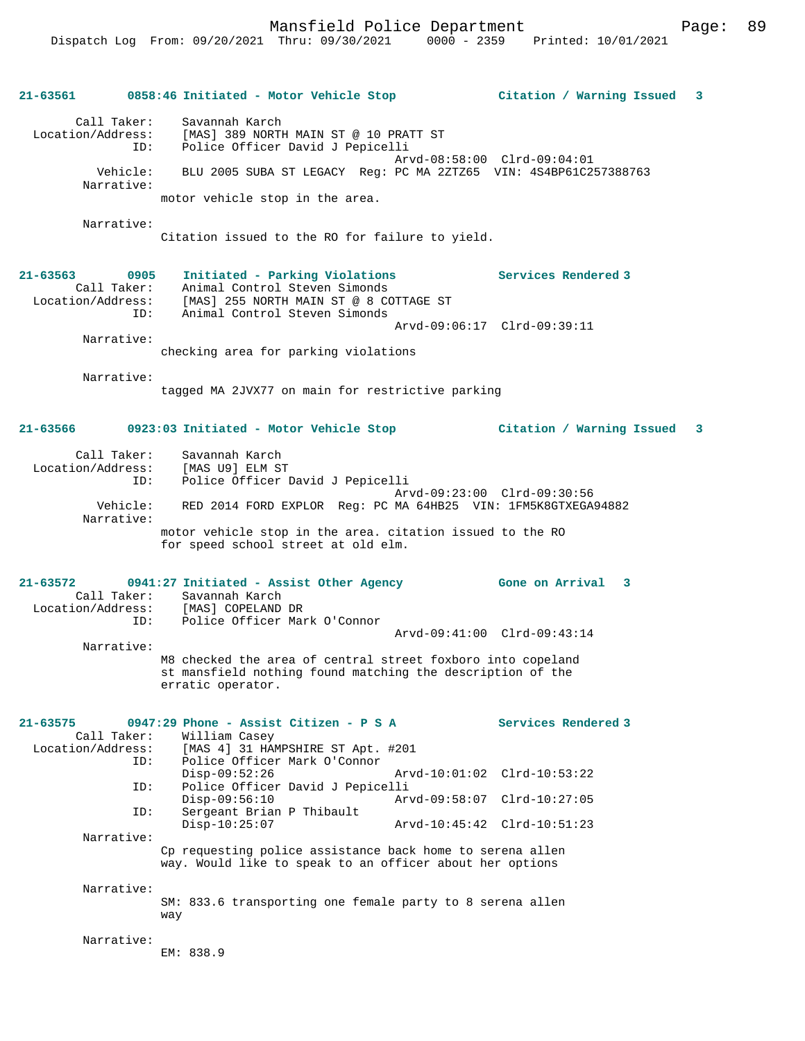**21-63561 0858:46 Initiated - Motor Vehicle Stop — Citation / Warning Issued 3**

Call Taker: Savannah Karch
Location/Address: [MAS] 389 NORTH MAIN ST @ 10 PRATT ST
ID: Police Officer David J Pepicelli
Arvd-08:58:00 Clrd-09:04:01
Vehicle: BLU 2005 SUBA ST LEGACY Reg: PC MA 2ZTZ65 VIN: 4S4BP61C257388763
Narrative:
motor vehicle stop in the area.

Narrative:
Citation issued to the RO for failure to yield.

**21-63563 0905 Initiated - Parking Violations — Services Rendered 3**

Call Taker: Animal Control Steven Simonds
Location/Address: [MAS] 255 NORTH MAIN ST @ 8 COTTAGE ST
ID: Animal Control Steven Simonds
Arvd-09:06:17 Clrd-09:39:11
Narrative:
checking area for parking violations

Narrative:
tagged MA 2JVX77 on main for restrictive parking

**21-63566 0923:03 Initiated - Motor Vehicle Stop — Citation / Warning Issued 3**

Call Taker: Savannah Karch
Location/Address: [MAS U9] ELM ST
ID: Police Officer David J Pepicelli
Arvd-09:23:00 Clrd-09:30:56
Vehicle: RED 2014 FORD EXPLOR Reg: PC MA 64HB25 VIN: 1FM5K8GTXEGA94882
Narrative:
motor vehicle stop in the area. citation issued to the RO for speed school street at old elm.

**21-63572 0941:27 Initiated - Assist Other Agency — Gone on Arrival 3**

Call Taker: Savannah Karch
Location/Address: [MAS] COPELAND DR
ID: Police Officer Mark O'Connor
Arvd-09:41:00 Clrd-09:43:14
Narrative:
M8 checked the area of central street foxboro into copeland st mansfield nothing found matching the description of the erratic operator.

**21-63575 0947:29 Phone - Assist Citizen - P S A — Services Rendered 3**

Call Taker: William Casey
Location/Address: [MAS 4] 31 HAMPSHIRE ST Apt. #201
ID: Police Officer Mark O'Connor
Disp-09:52:26 Arvd-10:01:02 Clrd-10:53:22
ID: Police Officer David J Pepicelli
Disp-09:56:10 Arvd-09:58:07 Clrd-10:27:05
ID: Sergeant Brian P Thibault
Disp-10:25:07 Arvd-10:45:42 Clrd-10:51:23
Narrative:
Cp requesting police assistance back home to serena allen way. Would like to speak to an officer about her options

Narrative:
SM: 833.6 transporting one female party to 8 serena allen way

Narrative:
EM: 838.9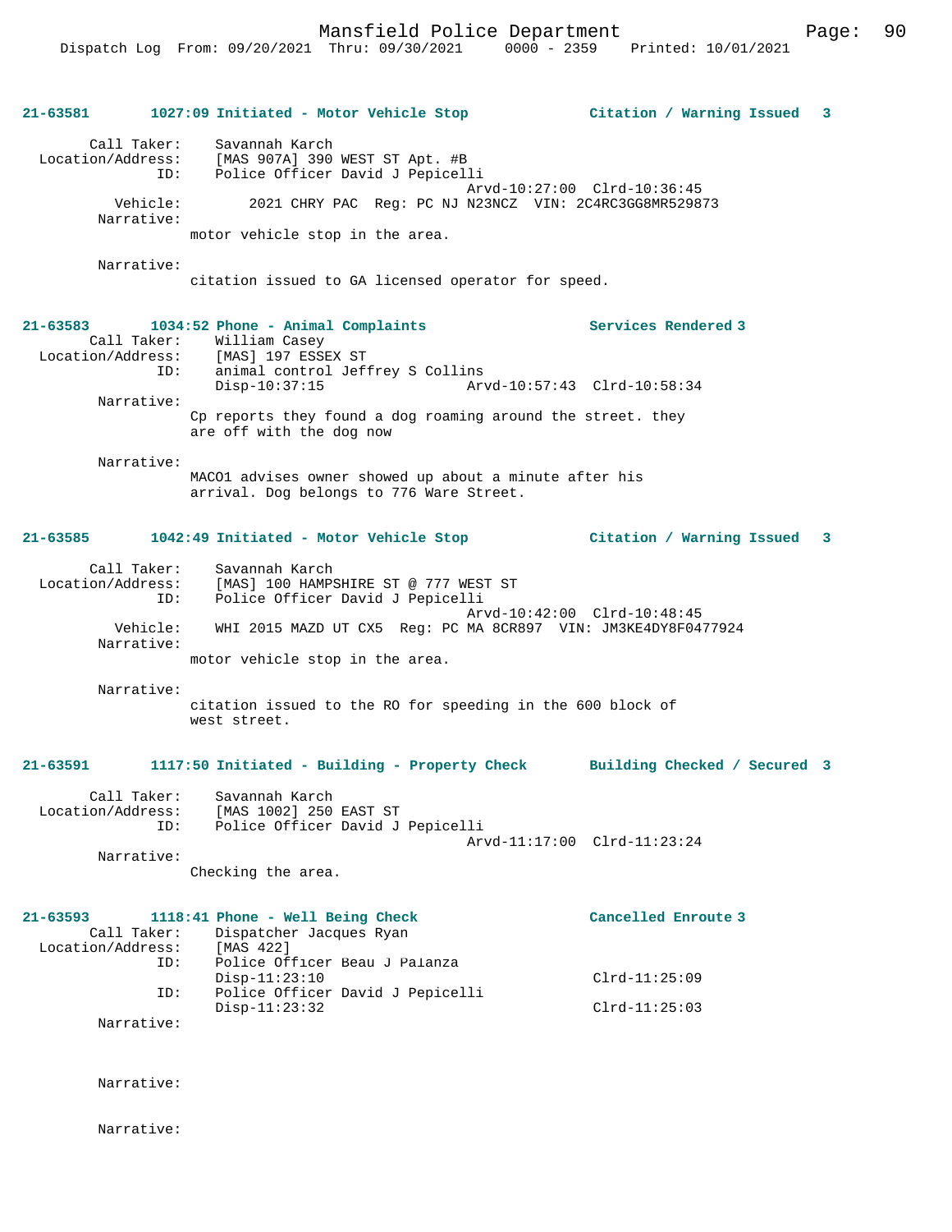**21-63581** **1027:09 Initiated - Motor Vehicle Stop** **Citation / Warning Issued 3**

Call Taker: Savannah Karch
Location/Address: [MAS 907A] 390 WEST ST Apt. #B
ID: Police Officer David J Pepicelli
Arvd-10:27:00 Clrd-10:36:45
Vehicle: 2021 CHRY PAC Reg: PC NJ N23NCZ VIN: 2C4RC3GG8MR529873
Narrative:
motor vehicle stop in the area.

Narrative:
citation issued to GA licensed operator for speed.

**21-63583** **1034:52 Phone - Animal Complaints** **Services Rendered 3**

Call Taker: William Casey
Location/Address: [MAS] 197 ESSEX ST
ID: animal control Jeffrey S Collins
Disp-10:37:15 Arvd-10:57:43 Clrd-10:58:34
Narrative:
Cp reports they found a dog roaming around the street. they are off with the dog now

Narrative:
MACO1 advises owner showed up about a minute after his arrival. Dog belongs to 776 Ware Street.

**21-63585** **1042:49 Initiated - Motor Vehicle Stop** **Citation / Warning Issued 3**

Call Taker: Savannah Karch
Location/Address: [MAS] 100 HAMPSHIRE ST @ 777 WEST ST
ID: Police Officer David J Pepicelli
Arvd-10:42:00 Clrd-10:48:45
Vehicle: WHI 2015 MAZD UT CX5 Reg: PC MA 8CR897 VIN: JM3KE4DY8F0477924
Narrative:
motor vehicle stop in the area.

Narrative:
citation issued to the RO for speeding in the 600 block of west street.

**21-63591** **1117:50 Initiated - Building - Property Check** **Building Checked / Secured 3**

Call Taker: Savannah Karch
Location/Address: [MAS 1002] 250 EAST ST
ID: Police Officer David J Pepicelli
Arvd-11:17:00 Clrd-11:23:24
Narrative:
Checking the area.

**21-63593** **1118:41 Phone - Well Being Check** **Cancelled Enroute 3**

Call Taker: Dispatcher Jacques Ryan
Location/Address: [MAS 422]
ID: Police Officer Beau J Palanza
Disp-11:23:10 Clrd-11:25:09
ID: Police Officer David J Pepicelli
Disp-11:23:32 Clrd-11:25:03
Narrative:

Narrative:

Narrative: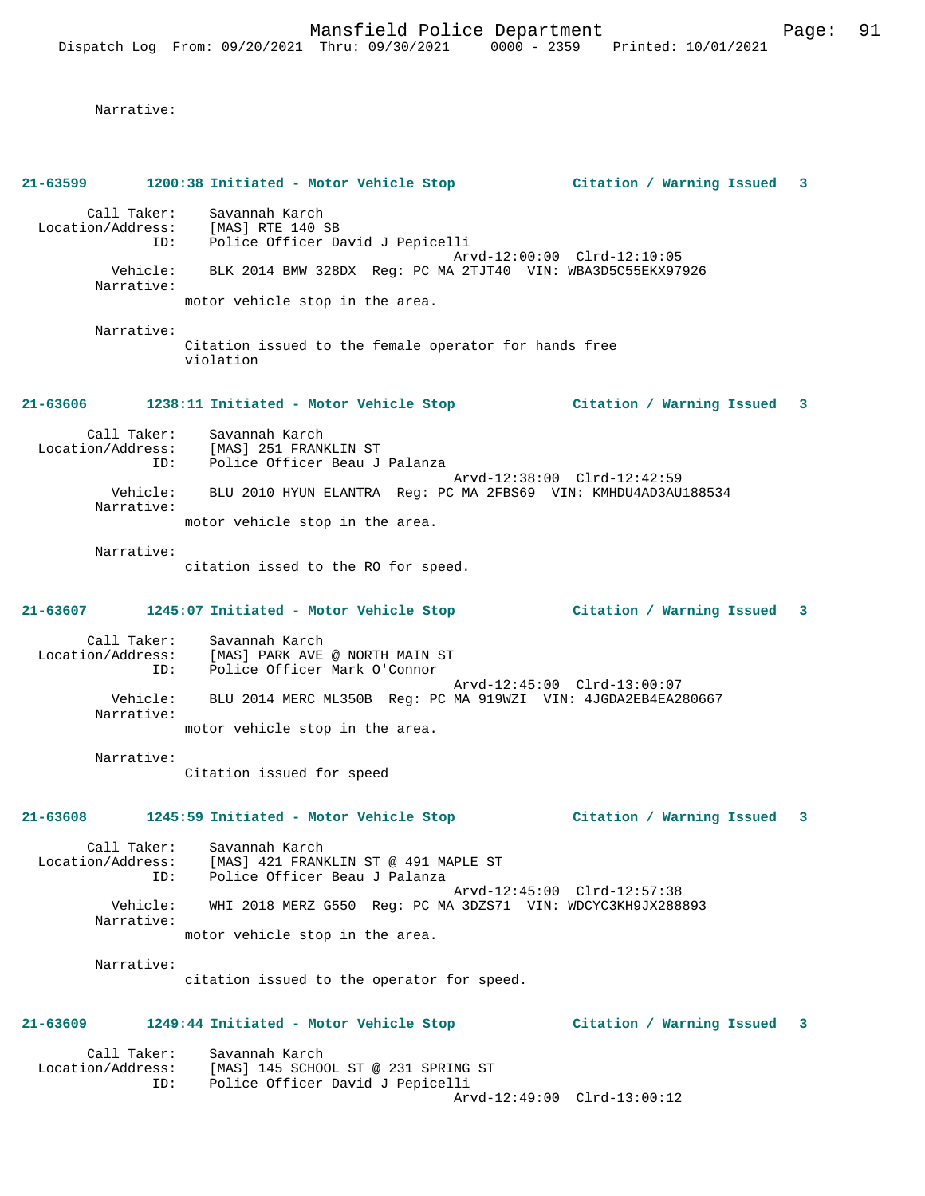Narrative:

**21-63599 1200:38 Initiated - Motor Vehicle Stop Citation / Warning Issued 3**

Call Taker: Savannah Karch
Location/Address: [MAS] RTE 140 SB
ID: Police Officer David J Pepicelli
Arvd-12:00:00 Clrd-12:10:05
Vehicle: BLK 2014 BMW 328DX Reg: PC MA 2TJT40 VIN: WBA3D5C55EKX97926
Narrative:
motor vehicle stop in the area.

Narrative:
Citation issued to the female operator for hands free violation

**21-63606 1238:11 Initiated - Motor Vehicle Stop Citation / Warning Issued 3**

Call Taker: Savannah Karch
Location/Address: [MAS] 251 FRANKLIN ST
ID: Police Officer Beau J Palanza
Arvd-12:38:00 Clrd-12:42:59
Vehicle: BLU 2010 HYUN ELANTRA Reg: PC MA 2FBS69 VIN: KMHDU4AD3AU188534
Narrative:
motor vehicle stop in the area.

Narrative:
citation issed to the RO for speed.

**21-63607 1245:07 Initiated - Motor Vehicle Stop Citation / Warning Issued 3**

Call Taker: Savannah Karch
Location/Address: [MAS] PARK AVE @ NORTH MAIN ST
ID: Police Officer Mark O'Connor
Arvd-12:45:00 Clrd-13:00:07
Vehicle: BLU 2014 MERC ML350B Reg: PC MA 919WZI VIN: 4JGDA2EB4EA280667
Narrative:
motor vehicle stop in the area.

Narrative:
Citation issued for speed

**21-63608 1245:59 Initiated - Motor Vehicle Stop Citation / Warning Issued 3**

Call Taker: Savannah Karch
Location/Address: [MAS] 421 FRANKLIN ST @ 491 MAPLE ST
ID: Police Officer Beau J Palanza
Arvd-12:45:00 Clrd-12:57:38
Vehicle: WHI 2018 MERZ G550 Reg: PC MA 3DZS71 VIN: WDCYC3KH9JX288893
Narrative:
motor vehicle stop in the area.

Narrative:
citation issued to the operator for speed.

**21-63609 1249:44 Initiated - Motor Vehicle Stop Citation / Warning Issued 3**

Call Taker: Savannah Karch
Location/Address: [MAS] 145 SCHOOL ST @ 231 SPRING ST
ID: Police Officer David J Pepicelli
Arvd-12:49:00 Clrd-13:00:12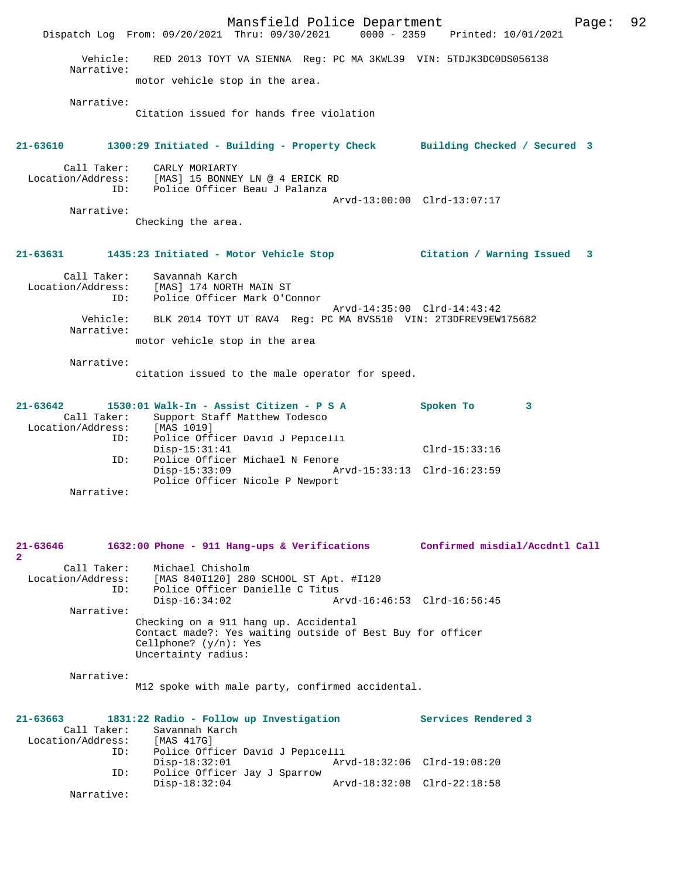Vehicle: RED 2013 TOYT VA SIENNA Reg: PC MA 3KWL39 VIN: 5TDJK3DC0DS056138

Narrative:
motor vehicle stop in the area.

Narrative:
Citation issued for hands free violation

**21-63610 1300:29 Initiated - Building - Property Check Building Checked / Secured 3**

Call Taker: CARLY MORIARTY
Location/Address: [MAS] 15 BONNEY LN @ 4 ERICK RD
ID: Police Officer Beau J Palanza
Arvd-13:00:00 Clrd-13:07:17

Narrative:
Checking the area.

**21-63631 1435:23 Initiated - Motor Vehicle Stop Citation / Warning Issued 3**

Call Taker: Savannah Karch
Location/Address: [MAS] 174 NORTH MAIN ST
ID: Police Officer Mark O'Connor
Arvd-14:35:00 Clrd-14:43:42
Vehicle: BLK 2014 TOYT UT RAV4 Reg: PC MA 8VS510 VIN: 2T3DFREV9EW175682

Narrative:
motor vehicle stop in the area

Narrative:
citation issued to the male operator for speed.

**21-63642 1530:01 Walk-In - Assist Citizen - P S A Spoken To 3**

Call Taker: Support Staff Matthew Todesco
Location/Address: [MAS 1019]
ID: Police Officer David J Pepicelli
Disp-15:31:41 Clrd-15:33:16
ID: Police Officer Michael N Fenore
Disp-15:33:09 Arvd-15:33:13 Clrd-16:23:59
Police Officer Nicole P Newport

Narrative:

**21-63646 1632:00 Phone - 911 Hang-ups & Verifications Confirmed misdial/Accdntl Call 2**

Call Taker: Michael Chisholm
Location/Address: [MAS 840I120] 280 SCHOOL ST Apt. #I120
ID: Police Officer Danielle C Titus
Disp-16:34:02 Arvd-16:46:53 Clrd-16:56:45

Narrative:
Checking on a 911 hang up. Accidental
Contact made?: Yes waiting outside of Best Buy for officer
Cellphone? (y/n): Yes
Uncertainty radius:

Narrative:
M12 spoke with male party, confirmed accidental.

**21-63663 1831:22 Radio - Follow up Investigation Services Rendered 3**

Call Taker: Savannah Karch
Location/Address: [MAS 417G]
ID: Police Officer David J Pepicelli
Disp-18:32:01 Arvd-18:32:06 Clrd-19:08:20
ID: Police Officer Jay J Sparrow
Disp-18:32:04 Arvd-18:32:08 Clrd-22:18:58

Narrative: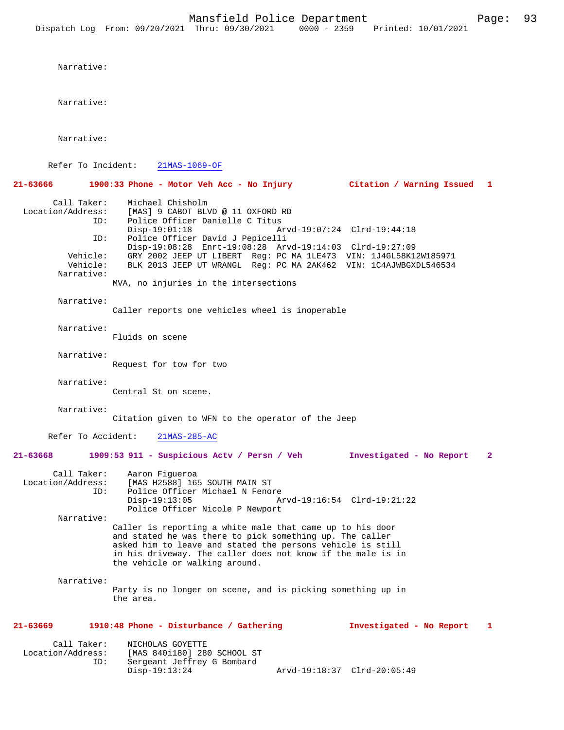Narrative:

Narrative:

Narrative:

Refer To Incident: 21MAS-1069-OF

**21-63666 1900:33 Phone - Motor Veh Acc - No Injury Citation / Warning Issued 1**

Call Taker: Michael Chisholm
Location/Address: [MAS] 9 CABOT BLVD @ 11 OXFORD RD
ID: Police Officer Danielle C Titus
Disp-19:01:18 Arvd-19:07:24 Clrd-19:44:18
ID: Police Officer David J Pepicelli
Disp-19:08:28 Enrt-19:08:28 Arvd-19:14:03 Clrd-19:27:09
Vehicle: GRY 2002 JEEP UT LIBERT Reg: PC MA 1LE473 VIN: 1J4GL58K12W185971
Vehicle: BLK 2013 JEEP UT WRANGL Reg: PC MA 2AK462 VIN: 1C4AJWBGXDL546534
Narrative:
MVA, no injuries in the intersections

Narrative:
Caller reports one vehicles wheel is inoperable

Narrative:
Fluids on scene

Narrative:
Request for tow for two

Narrative:
Central St on scene.

Narrative:
Citation given to WFN to the operator of the Jeep

Refer To Accident: 21MAS-285-AC

**21-63668 1909:53 911 - Suspicious Actv / Persn / Veh Investigated - No Report 2**

Call Taker: Aaron Figueroa
Location/Address: [MAS H2588] 165 SOUTH MAIN ST
ID: Police Officer Michael N Fenore
Disp-19:13:05 Arvd-19:16:54 Clrd-19:21:22
Police Officer Nicole P Newport
Narrative:
Caller is reporting a white male that came up to his door and stated he was there to pick something up. The caller asked him to leave and stated the persons vehicle is still in his driveway. The caller does not know if the male is in the vehicle or walking around.

Narrative:
Party is no longer on scene, and is picking something up in the area.

**21-63669 1910:48 Phone - Disturbance / Gathering Investigated - No Report 1**

Call Taker: NICHOLAS GOYETTE
Location/Address: [MAS 840i180] 280 SCHOOL ST
ID: Sergeant Jeffrey G Bombard
Disp-19:13:24 Arvd-19:18:37 Clrd-20:05:49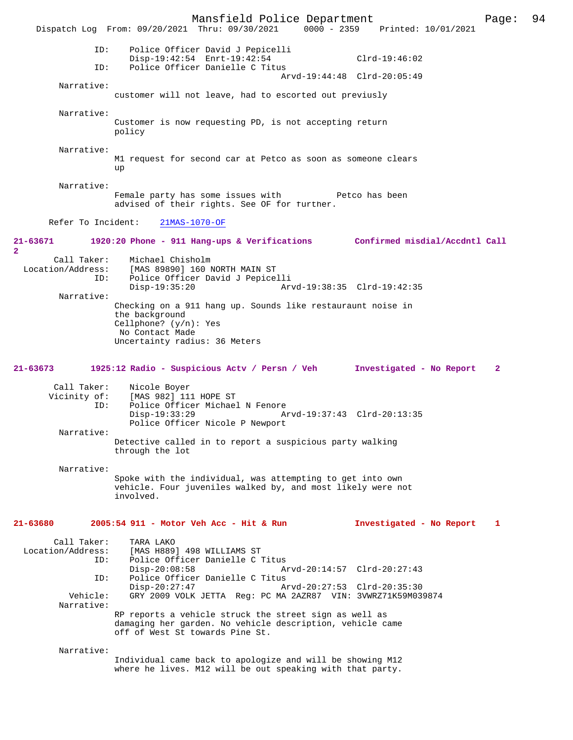```
            ID:     Police Officer David J Pepicelli
                    Disp-19:42:54  Enrt-19:42:54              Clrd-19:46:02
            ID:     Police Officer Danielle C Titus
                                              Arvd-19:44:48  Clrd-20:05:49
        Narrative:
                   customer will not leave, had to escorted out previusly

        Narrative:
                   Customer is now requesting PD, is not accepting return
                   policy

        Narrative:
                   M1 request for second car at Petco as soon as someone clears
                   up

        Narrative:
                   Female party has some issues with           Petco has been
                   advised of their rights. See OF for further.

      Refer To Incident:   21MAS-1070-OF
```

**21-63671 1920:20 Phone - 911 Hang-ups & Verifications Confirmed misdial/Accdntl Call 2**

```
       Call Taker:     Michael Chisholm
  Location/Address:    [MAS 89890] 160 NORTH MAIN ST
              ID:      Police Officer David J Pepicelli
                       Disp-19:35:20             Arvd-19:38:35  Clrd-19:42:35
        Narrative:
                   Checking on a 911 hang up. Sounds like restauraunt noise in
                   the background
                   Cellphone? (y/n): Yes
                    No Contact Made
                   Uncertainty radius: 36 Meters
```

**21-63673 1925:12 Radio - Suspicious Actv / Persn / Veh Investigated - No Report 2**

```
       Call Taker:     Nicole Boyer
      Vicinity of:     [MAS 982] 111 HOPE ST
              ID:      Police Officer Michael N Fenore
                       Disp-19:33:29             Arvd-19:37:43  Clrd-20:13:35
                       Police Officer Nicole P Newport
        Narrative:
                   Detective called in to report a suspicious party walking
                   through the lot

        Narrative:
                   Spoke with the individual, was attempting to get into own
                   vehicle. Four juveniles walked by, and most likely were not
                   involved.
```

**21-63680 2005:54 911 - Motor Veh Acc - Hit & Run Investigated - No Report 1**

```
       Call Taker:     TARA LAKO
  Location/Address:    [MAS H889] 498 WILLIAMS ST
              ID:      Police Officer Danielle C Titus
                       Disp-20:08:58             Arvd-20:14:57  Clrd-20:27:43
              ID:      Police Officer Danielle C Titus
                       Disp-20:27:47             Arvd-20:27:53  Clrd-20:35:30
         Vehicle:      GRY 2009 VOLK JETTA  Reg: PC MA 2AZR87  VIN: 3VWRZ71K59M039874
        Narrative:
                   RP reports a vehicle struck the street sign as well as
                   damaging her garden. No vehicle description, vehicle came
                   off of West St towards Pine St.

        Narrative:
                   Individual came back to apologize and will be showing M12
                   where he lives. M12 will be out speaking with that party.
```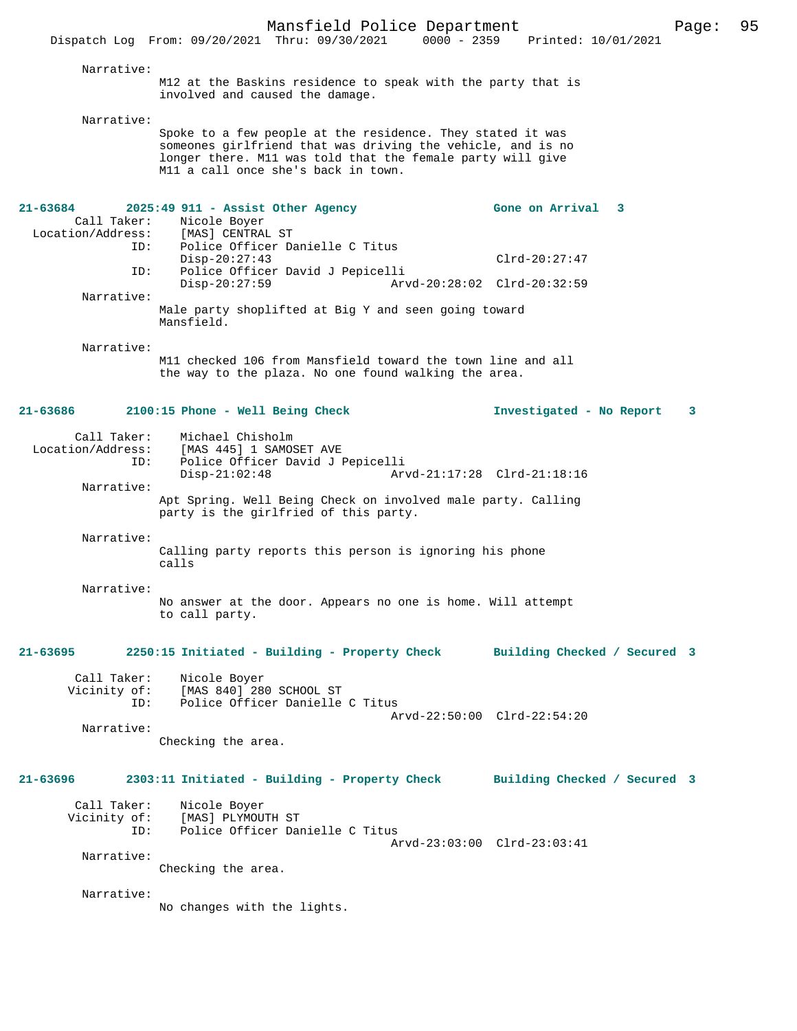Narrative:
M12 at the Baskins residence to speak with the party that is involved and caused the damage.

Narrative:
Spoke to a few people at the residence. They stated it was someones girlfriend that was driving the vehicle, and is no longer there. M11 was told that the female party will give M11 a call once she's back in town.

**21-63684 2025:49 911 - Assist Other Agency — Gone on Arrival 3**

Call Taker: Nicole Boyer
Location/Address: [MAS] CENTRAL ST
ID: Police Officer Danielle C Titus
Disp-20:27:43 Clrd-20:27:47
ID: Police Officer David J Pepicelli
Disp-20:27:59 Arvd-20:28:02 Clrd-20:32:59

Narrative:
Male party shoplifted at Big Y and seen going toward Mansfield.

Narrative:
M11 checked 106 from Mansfield toward the town line and all the way to the plaza. No one found walking the area.

**21-63686 2100:15 Phone - Well Being Check — Investigated - No Report 3**

Call Taker: Michael Chisholm
Location/Address: [MAS 445] 1 SAMOSET AVE
ID: Police Officer David J Pepicelli
Disp-21:02:48 Arvd-21:17:28 Clrd-21:18:16

Narrative:
Apt Spring. Well Being Check on involved male party. Calling party is the girlfried of this party.

Narrative:
Calling party reports this person is ignoring his phone calls

Narrative:
No answer at the door. Appears no one is home. Will attempt to call party.

**21-63695 2250:15 Initiated - Building - Property Check — Building Checked / Secured 3**

Call Taker: Nicole Boyer
Vicinity of: [MAS 840] 280 SCHOOL ST
ID: Police Officer Danielle C Titus
Arvd-22:50:00 Clrd-22:54:20

Narrative:
Checking the area.

**21-63696 2303:11 Initiated - Building - Property Check — Building Checked / Secured 3**

Call Taker: Nicole Boyer
Vicinity of: [MAS] PLYMOUTH ST
ID: Police Officer Danielle C Titus
Arvd-23:03:00 Clrd-23:03:41

Narrative:
Checking the area.

Narrative:
No changes with the lights.